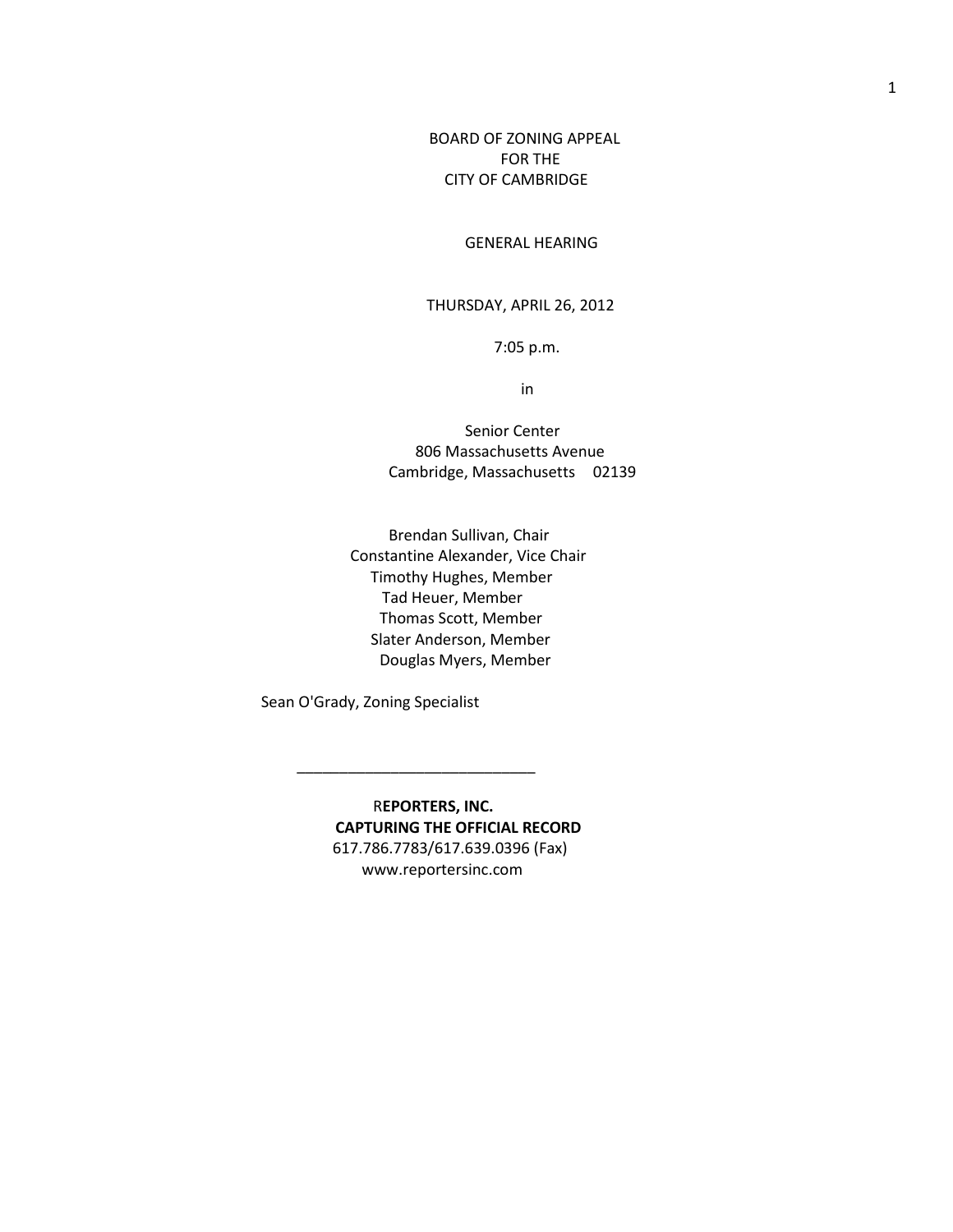BOARD OF ZONING APPEAL
FOR THE
CITY OF CAMBRIDGE

GENERAL HEARING

THURSDAY, APRIL 26, 2012

7:05 p.m.

in

Senior Center
806 Massachusetts Avenue
Cambridge, Massachusetts 02139

Brendan Sullivan, Chair
Constantine Alexander, Vice Chair
Timothy Hughes, Member
Tad Heuer, Member
Thomas Scott, Member
Slater Anderson, Member
Douglas Myers, Member

Sean O'Grady, Zoning Specialist

____________________________

**REPORTERS, INC.**
**CAPTURING THE OFFICIAL RECORD**
617.786.7783/617.639.0396 (Fax)
www.reportersinc.com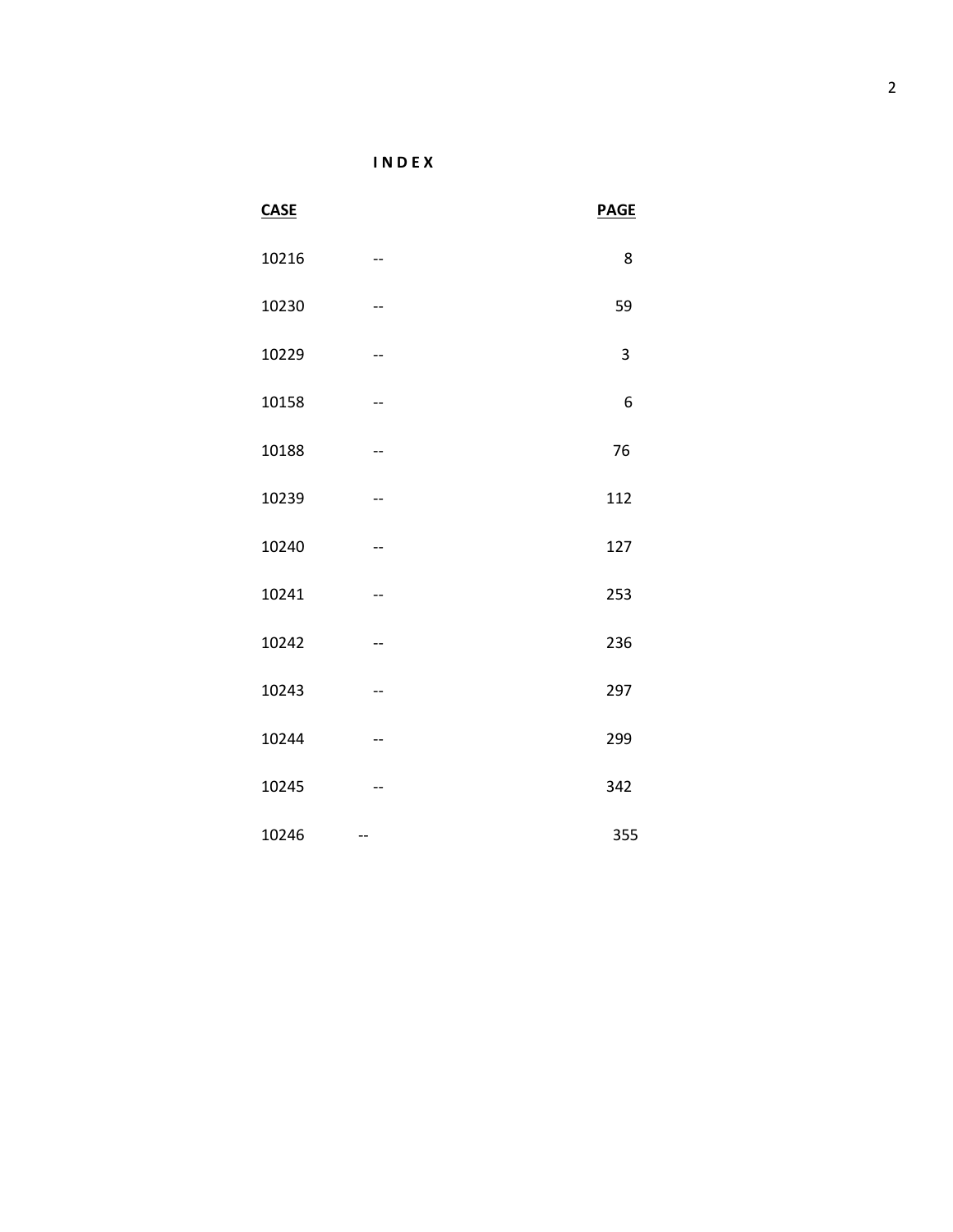# I N D E X

| CASE | | PAGE |
|---|---|---|
| 10216 | -- | 8 |
| 10230 | -- | 59 |
| 10229 | -- | 3 |
| 10158 | -- | 6 |
| 10188 | -- | 76 |
| 10239 | -- | 112 |
| 10240 | -- | 127 |
| 10241 | -- | 253 |
| 10242 | -- | 236 |
| 10243 | -- | 297 |
| 10244 | -- | 299 |
| 10245 | -- | 342 |
| 10246 | -- | 355 |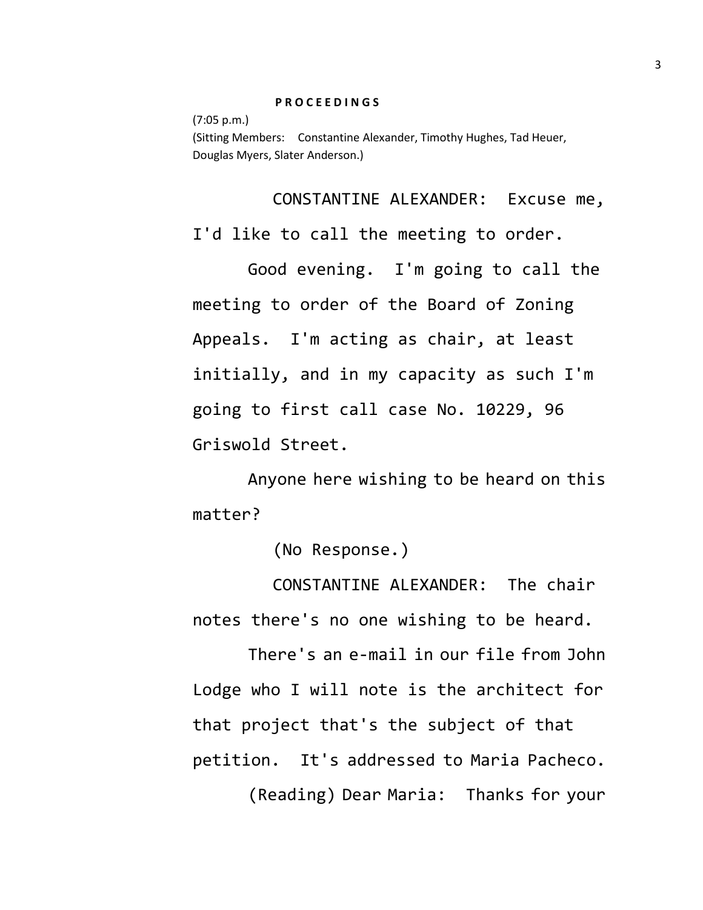**P R O C E E D I N G S**

(7:05 p.m.)

(Sitting Members: Constantine Alexander, Timothy Hughes, Tad Heuer, Douglas Myers, Slater Anderson.)

CONSTANTINE ALEXANDER: Excuse me, I'd like to call the meeting to order.

Good evening. I'm going to call the meeting to order of the Board of Zoning Appeals. I'm acting as chair, at least initially, and in my capacity as such I'm going to first call case No. 10229, 96 Griswold Street.

Anyone here wishing to be heard on this matter?

(No Response.)

CONSTANTINE ALEXANDER: The chair notes there's no one wishing to be heard.

There's an e-mail in our file from John Lodge who I will note is the architect for that project that's the subject of that petition. It's addressed to Maria Pacheco.

(Reading) Dear Maria: Thanks for your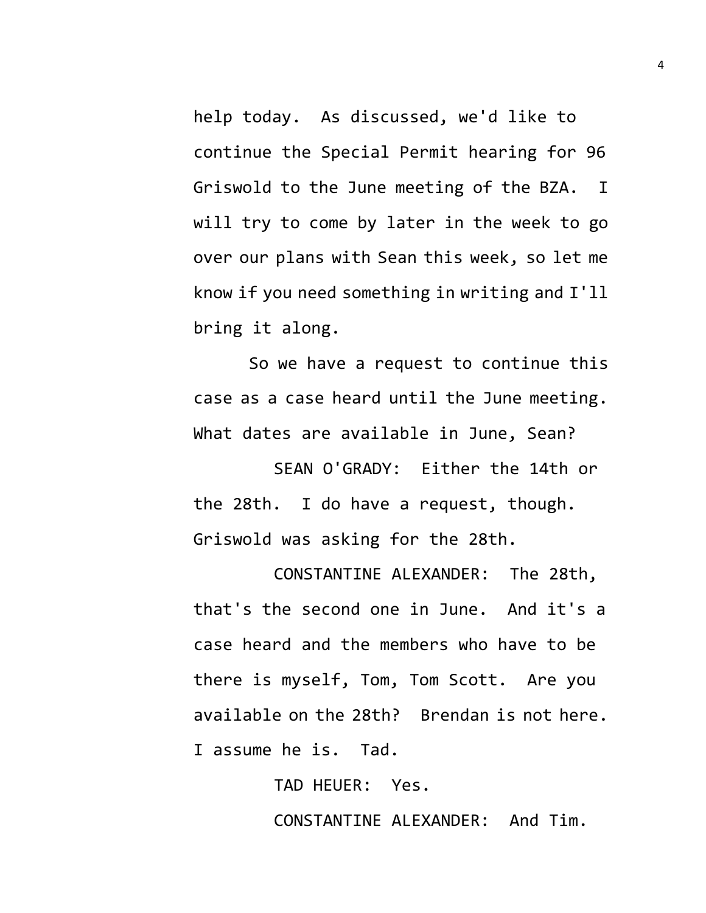help today. As discussed, we'd like to continue the Special Permit hearing for 96 Griswold to the June meeting of the BZA. I will try to come by later in the week to go over our plans with Sean this week, so let me know if you need something in writing and I'll bring it along.

So we have a request to continue this case as a case heard until the June meeting. What dates are available in June, Sean?

SEAN O'GRADY: Either the 14th or the 28th. I do have a request, though. Griswold was asking for the 28th.

CONSTANTINE ALEXANDER: The 28th, that's the second one in June. And it's a case heard and the members who have to be there is myself, Tom, Tom Scott. Are you available on the 28th? Brendan is not here. I assume he is. Tad.

TAD HEUER: Yes.

CONSTANTINE ALEXANDER: And Tim.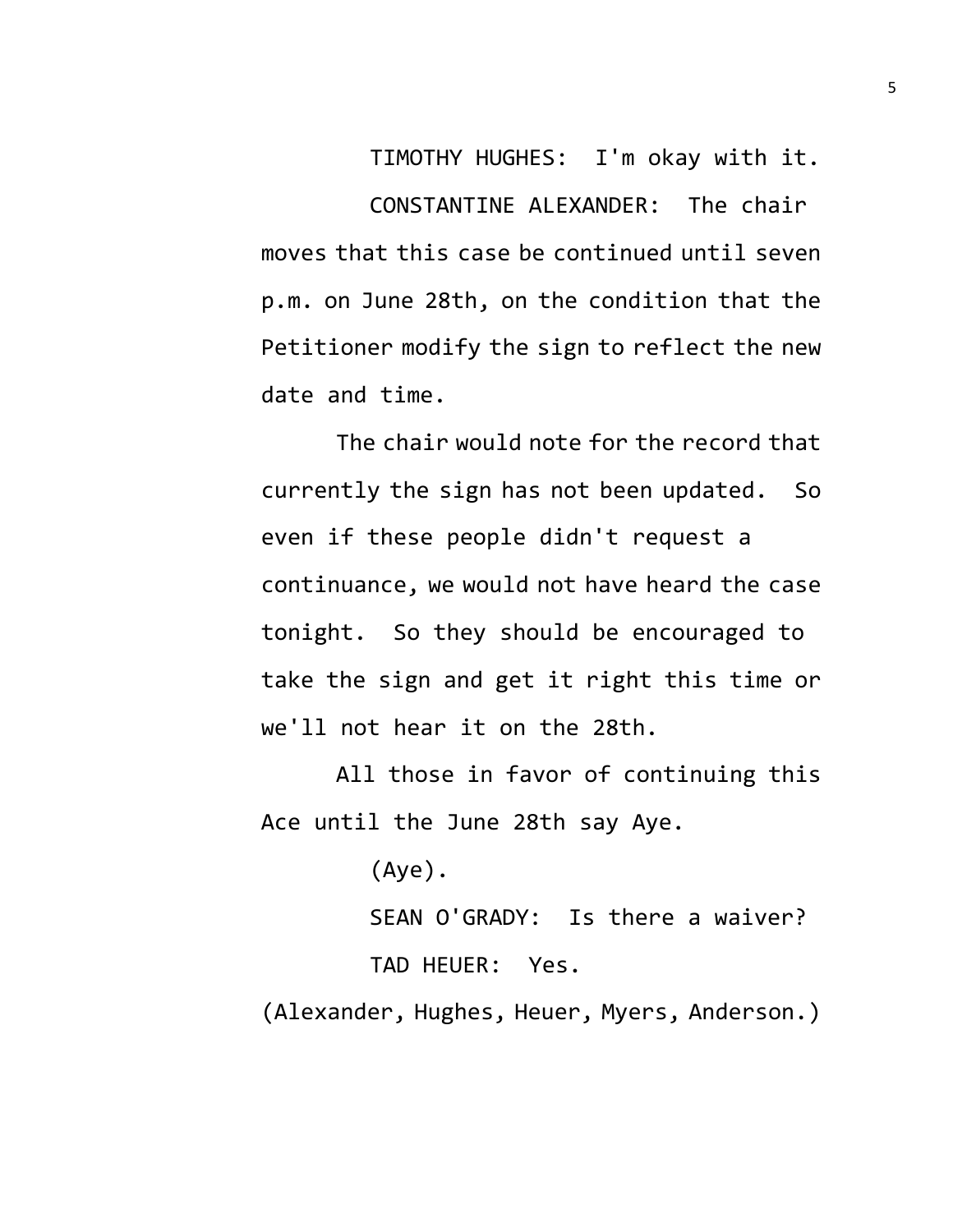TIMOTHY HUGHES: I'm okay with it.

CONSTANTINE ALEXANDER: The chair moves that this case be continued until seven p.m. on June 28th, on the condition that the Petitioner modify the sign to reflect the new date and time.

The chair would note for the record that currently the sign has not been updated. So even if these people didn't request a continuance, we would not have heard the case tonight. So they should be encouraged to take the sign and get it right this time or we'll not hear it on the 28th.

All those in favor of continuing this Ace until the June 28th say Aye.

(Aye).

SEAN O'GRADY: Is there a waiver?

TAD HEUER: Yes.

(Alexander, Hughes, Heuer, Myers, Anderson.)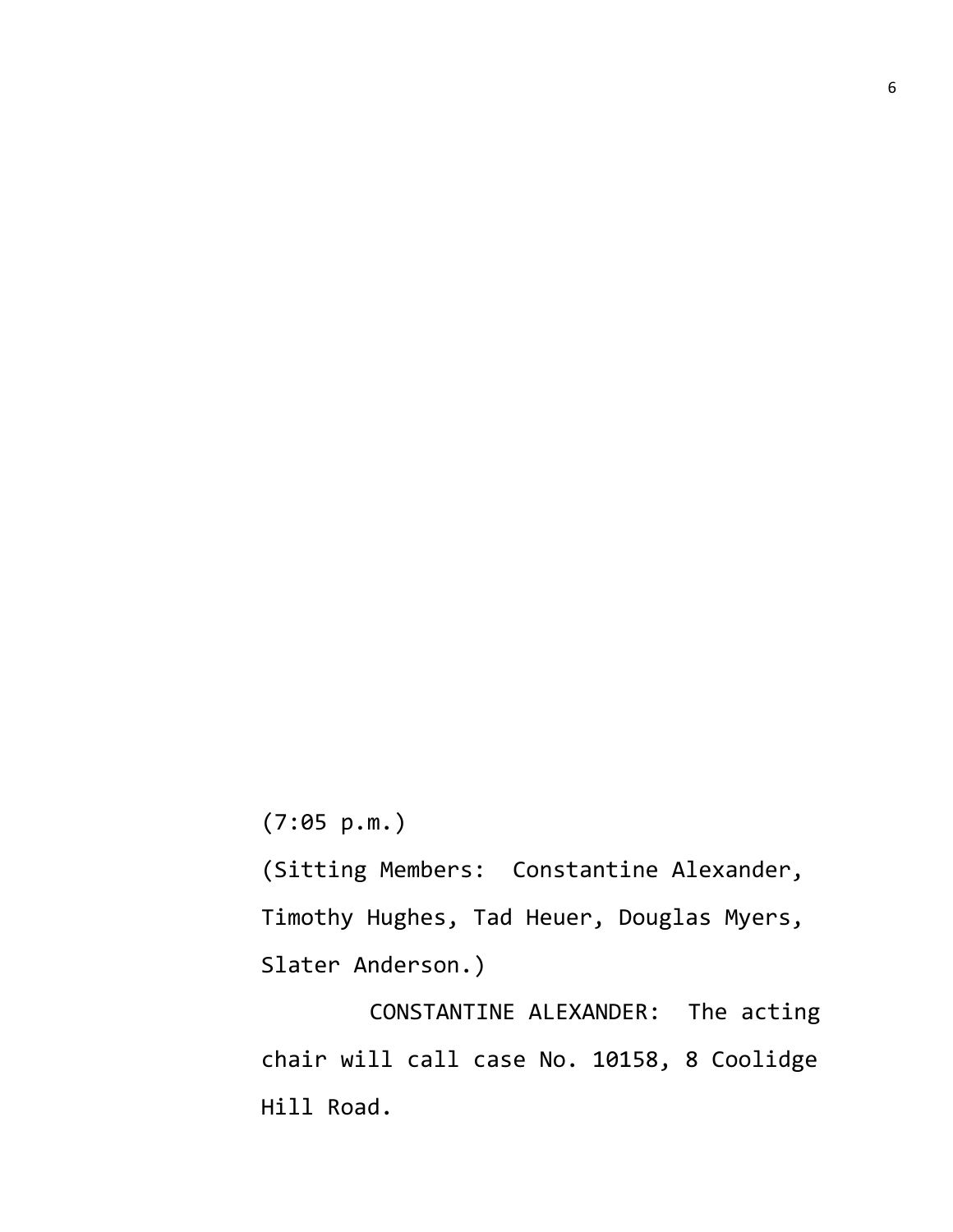(7:05 p.m.)

(Sitting Members: Constantine Alexander, Timothy Hughes, Tad Heuer, Douglas Myers, Slater Anderson.)

CONSTANTINE ALEXANDER: The acting chair will call case No. 10158, 8 Coolidge Hill Road.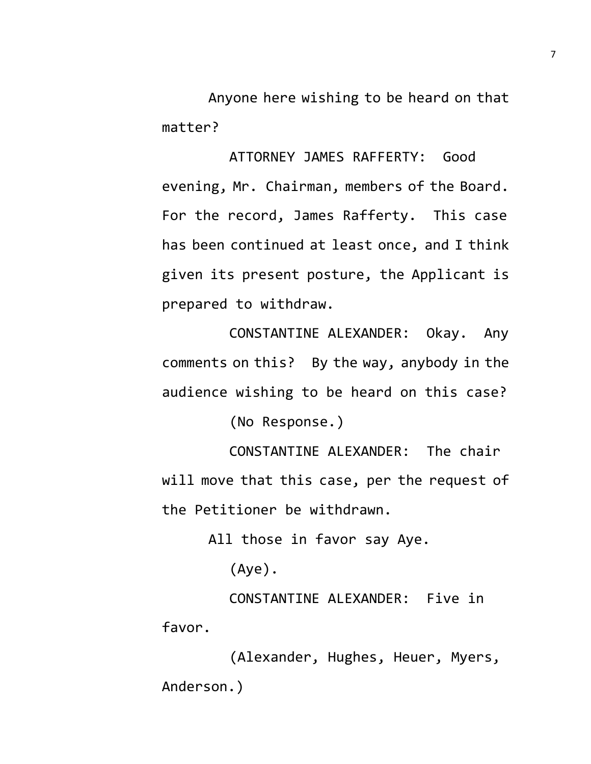Anyone here wishing to be heard on that matter?

ATTORNEY JAMES RAFFERTY: Good evening, Mr. Chairman, members of the Board. For the record, James Rafferty. This case has been continued at least once, and I think given its present posture, the Applicant is prepared to withdraw.

CONSTANTINE ALEXANDER: Okay. Any comments on this? By the way, anybody in the audience wishing to be heard on this case?

(No Response.)

CONSTANTINE ALEXANDER: The chair will move that this case, per the request of the Petitioner be withdrawn.

All those in favor say Aye.

(Aye).

CONSTANTINE ALEXANDER: Five in favor.

(Alexander, Hughes, Heuer, Myers, Anderson.)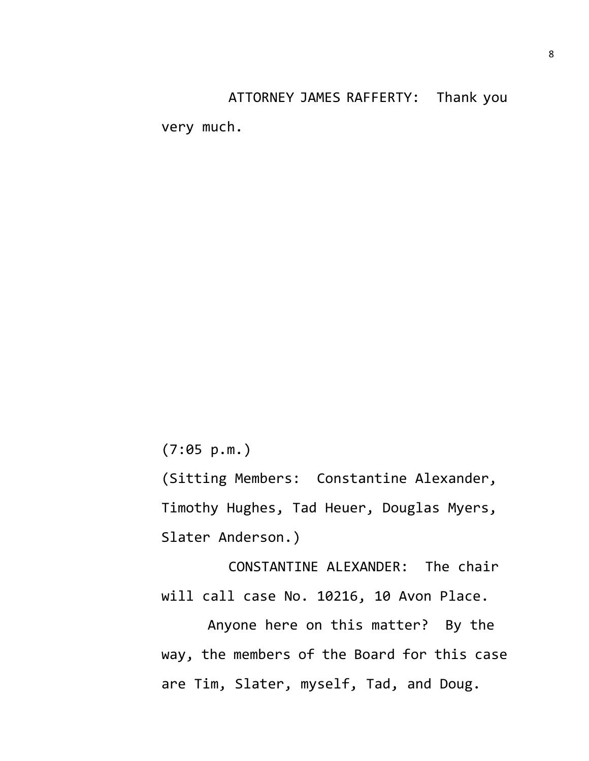ATTORNEY JAMES RAFFERTY: Thank you very much.

(7:05 p.m.)

(Sitting Members: Constantine Alexander, Timothy Hughes, Tad Heuer, Douglas Myers, Slater Anderson.)

CONSTANTINE ALEXANDER: The chair will call case No. 10216, 10 Avon Place.

Anyone here on this matter? By the way, the members of the Board for this case are Tim, Slater, myself, Tad, and Doug.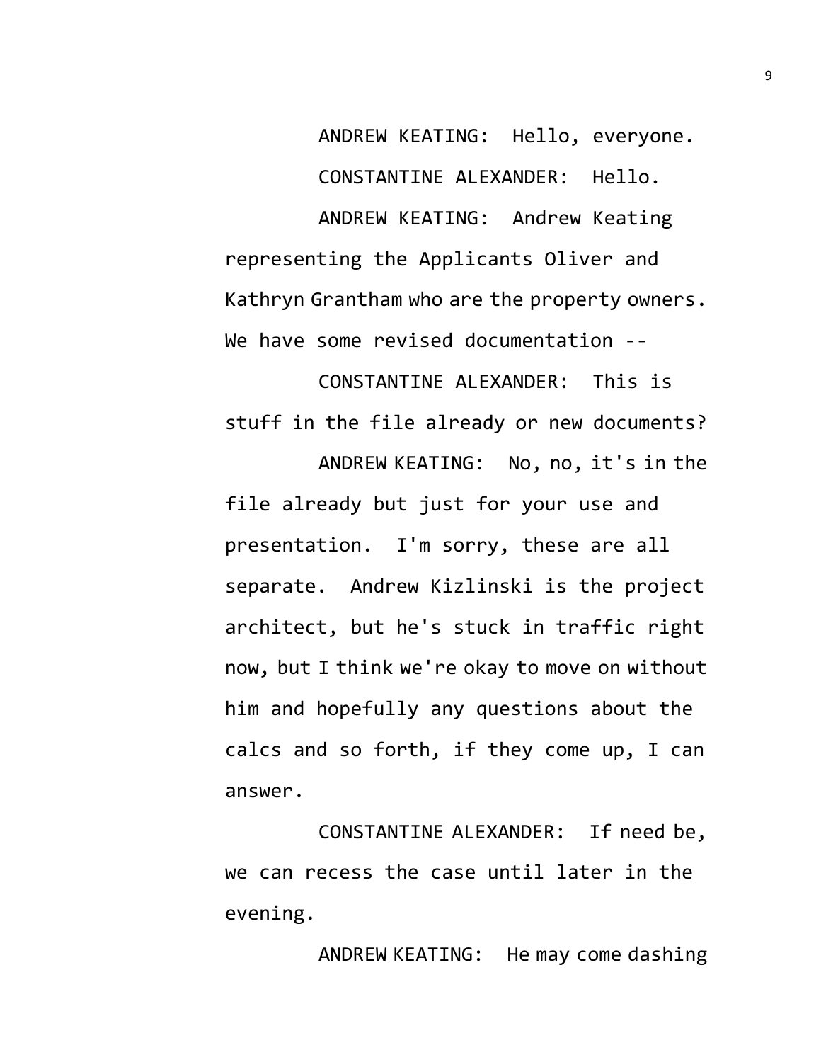ANDREW KEATING: Hello, everyone.

CONSTANTINE ALEXANDER: Hello.

ANDREW KEATING: Andrew Keating representing the Applicants Oliver and Kathryn Grantham who are the property owners. We have some revised documentation --

CONSTANTINE ALEXANDER: This is stuff in the file already or new documents?

ANDREW KEATING: No, no, it's in the file already but just for your use and presentation. I'm sorry, these are all separate. Andrew Kizlinski is the project architect, but he's stuck in traffic right now, but I think we're okay to move on without him and hopefully any questions about the calcs and so forth, if they come up, I can answer.

CONSTANTINE ALEXANDER: If need be, we can recess the case until later in the evening.

ANDREW KEATING: He may come dashing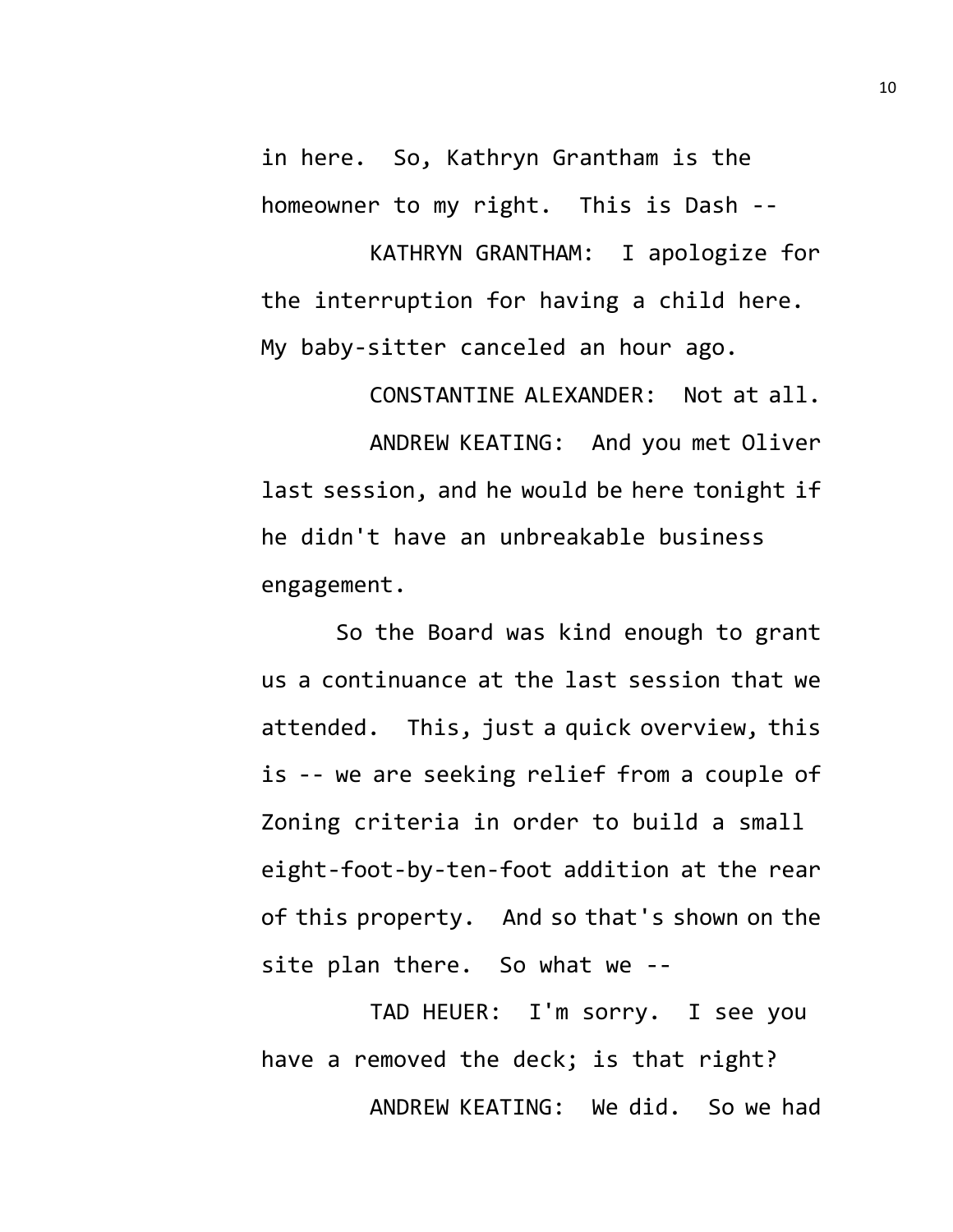in here. So, Kathryn Grantham is the homeowner to my right. This is Dash --

KATHRYN GRANTHAM: I apologize for the interruption for having a child here. My baby-sitter canceled an hour ago.

CONSTANTINE ALEXANDER: Not at all.

ANDREW KEATING: And you met Oliver last session, and he would be here tonight if he didn't have an unbreakable business engagement.

So the Board was kind enough to grant us a continuance at the last session that we attended. This, just a quick overview, this is -- we are seeking relief from a couple of Zoning criteria in order to build a small eight-foot-by-ten-foot addition at the rear of this property. And so that's shown on the site plan there. So what we --

TAD HEUER: I'm sorry. I see you have a removed the deck; is that right?

ANDREW KEATING: We did. So we had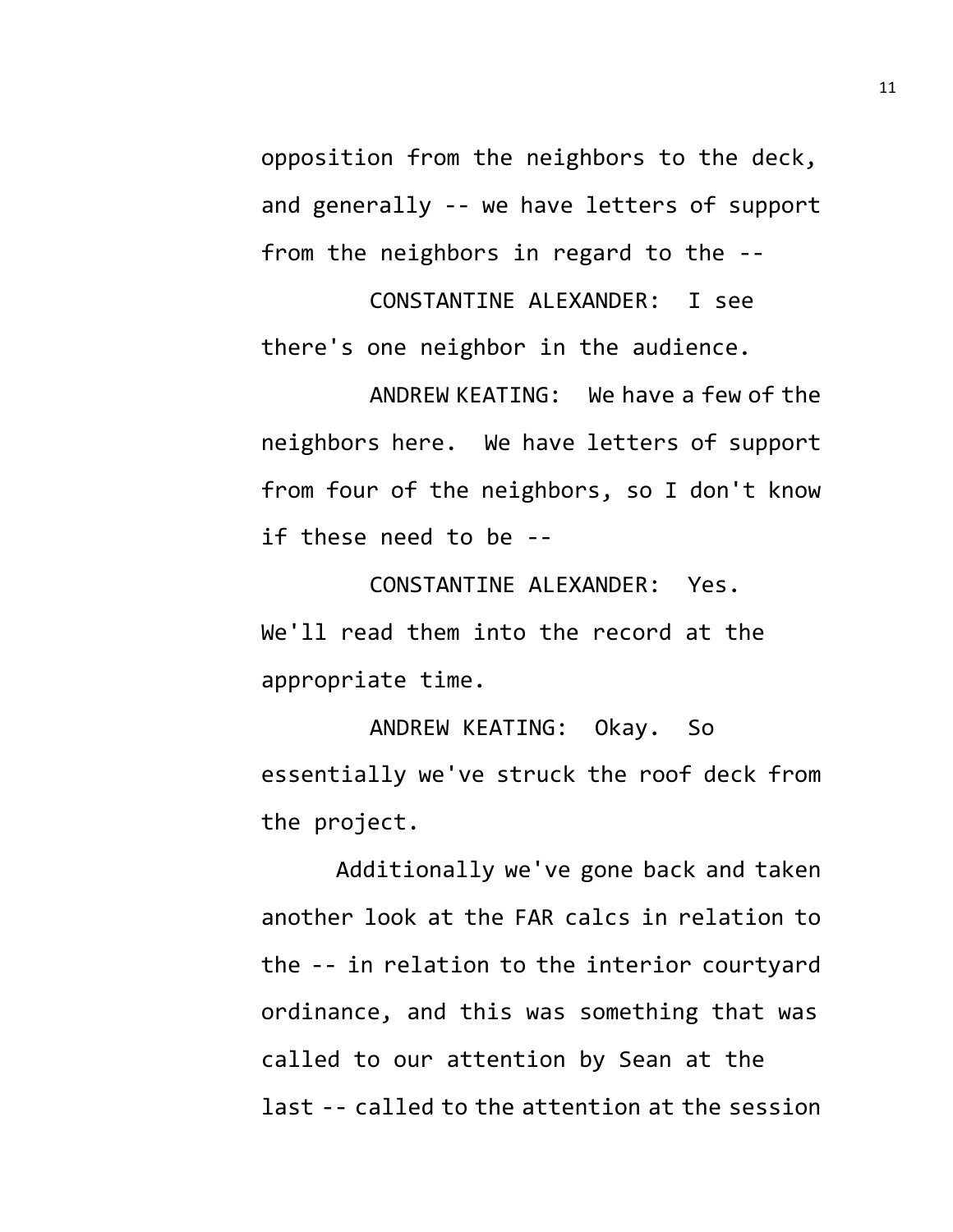opposition from the neighbors to the deck, and generally -- we have letters of support from the neighbors in regard to the --

CONSTANTINE ALEXANDER: I see there's one neighbor in the audience.

ANDREW KEATING: We have a few of the neighbors here. We have letters of support from four of the neighbors, so I don't know if these need to be --

CONSTANTINE ALEXANDER: Yes. We'll read them into the record at the appropriate time.

ANDREW KEATING: Okay. So essentially we've struck the roof deck from the project.

Additionally we've gone back and taken another look at the FAR calcs in relation to the -- in relation to the interior courtyard ordinance, and this was something that was called to our attention by Sean at the last -- called to the attention at the session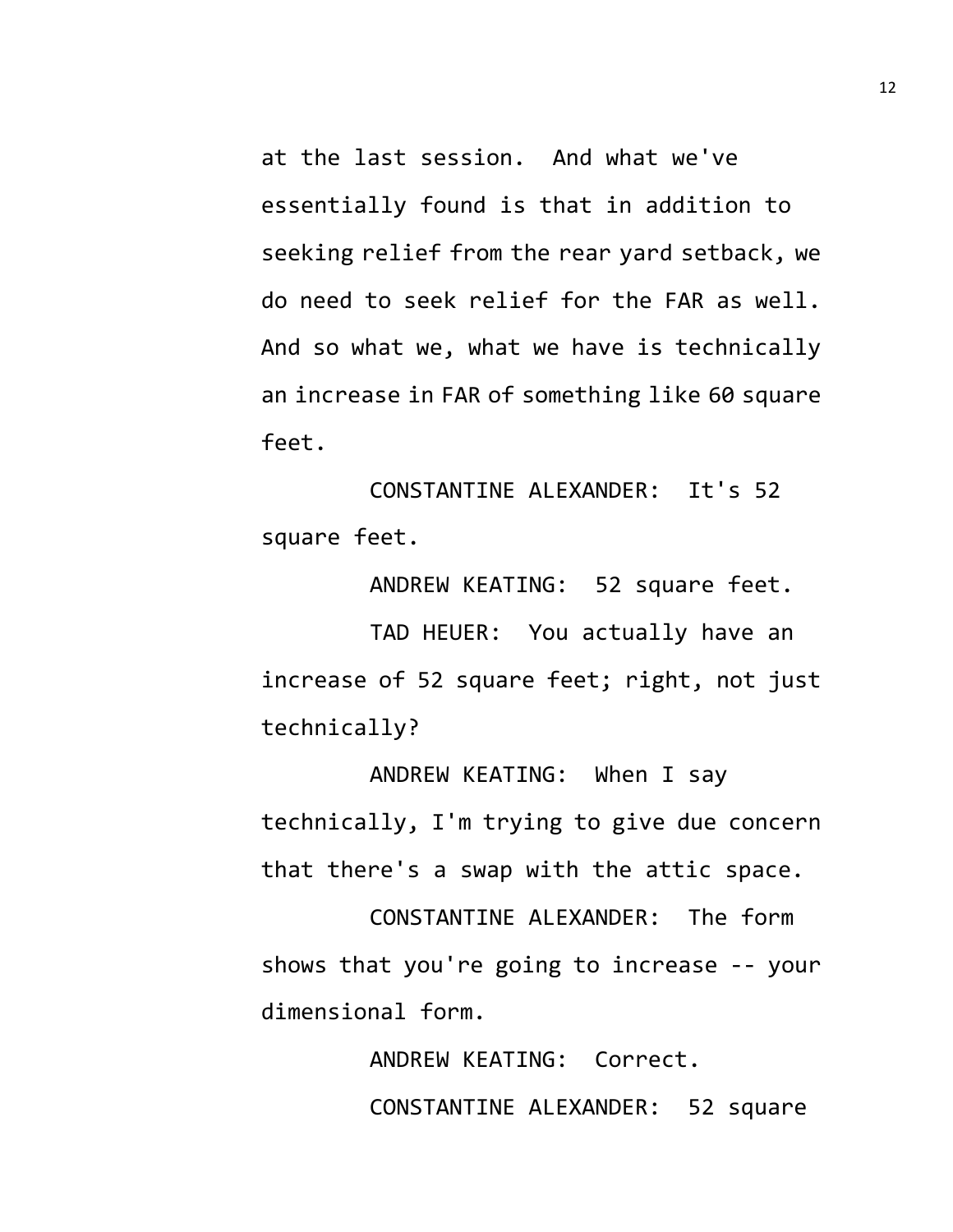at the last session. And what we've essentially found is that in addition to seeking relief from the rear yard setback, we do need to seek relief for the FAR as well. And so what we, what we have is technically an increase in FAR of something like 60 square feet.

CONSTANTINE ALEXANDER: It's 52 square feet.

ANDREW KEATING: 52 square feet.

TAD HEUER: You actually have an increase of 52 square feet; right, not just technically?

ANDREW KEATING: When I say technically, I'm trying to give due concern that there's a swap with the attic space.

CONSTANTINE ALEXANDER: The form shows that you're going to increase -- your dimensional form.

ANDREW KEATING: Correct.

CONSTANTINE ALEXANDER: 52 square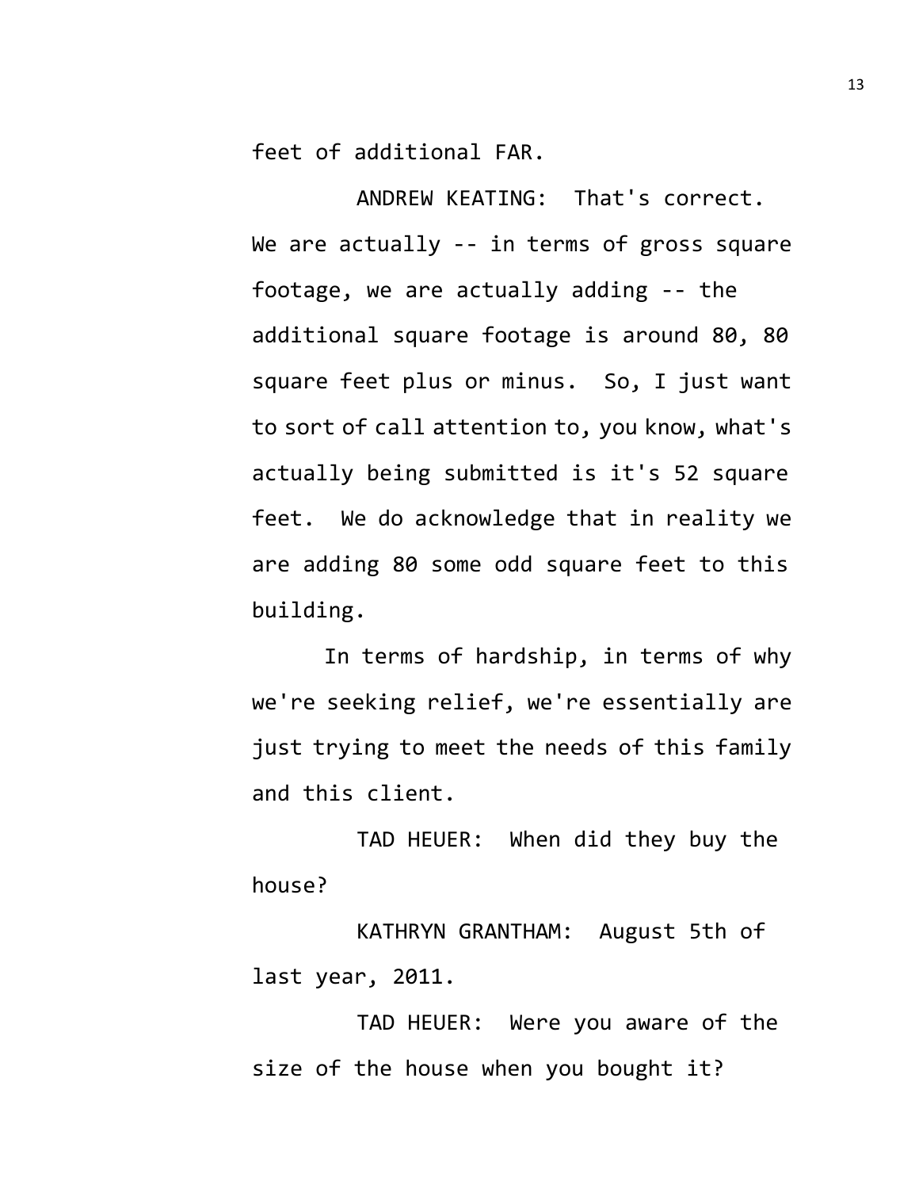feet of additional FAR.

ANDREW KEATING: That's correct. We are actually -- in terms of gross square footage, we are actually adding -- the additional square footage is around 80, 80 square feet plus or minus. So, I just want to sort of call attention to, you know, what's actually being submitted is it's 52 square feet. We do acknowledge that in reality we are adding 80 some odd square feet to this building.

In terms of hardship, in terms of why we're seeking relief, we're essentially are just trying to meet the needs of this family and this client.

TAD HEUER: When did they buy the house?

KATHRYN GRANTHAM: August 5th of last year, 2011.

TAD HEUER: Were you aware of the size of the house when you bought it?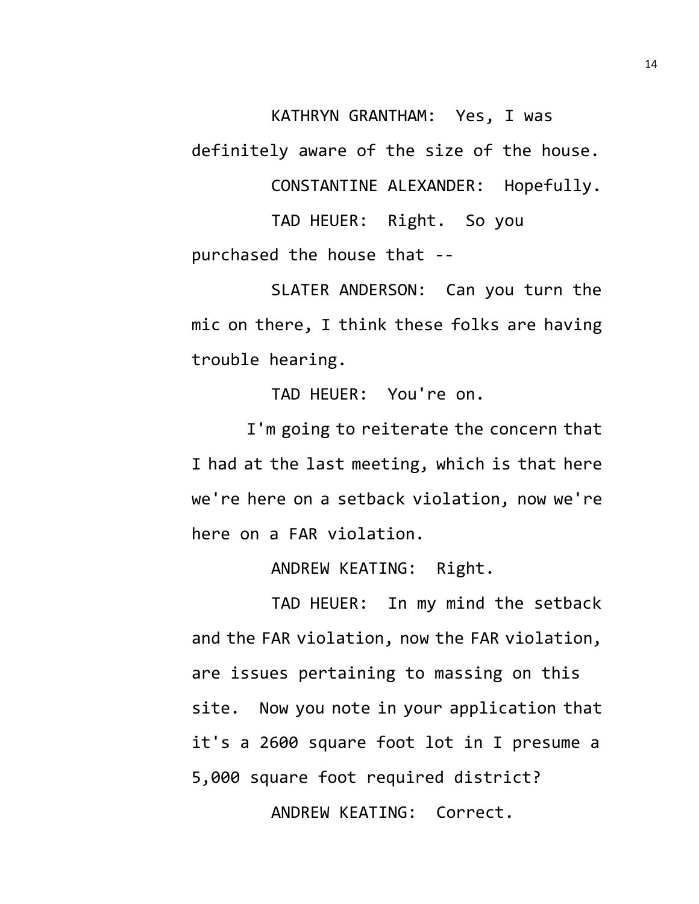KATHRYN GRANTHAM: Yes, I was definitely aware of the size of the house.

CONSTANTINE ALEXANDER: Hopefully.

TAD HEUER: Right. So you purchased the house that --

SLATER ANDERSON: Can you turn the mic on there, I think these folks are having trouble hearing.

TAD HEUER: You're on.

I'm going to reiterate the concern that I had at the last meeting, which is that here we're here on a setback violation, now we're here on a FAR violation.

ANDREW KEATING: Right.

TAD HEUER: In my mind the setback and the FAR violation, now the FAR violation, are issues pertaining to massing on this site. Now you note in your application that it's a 2600 square foot lot in I presume a 5,000 square foot required district?

ANDREW KEATING: Correct.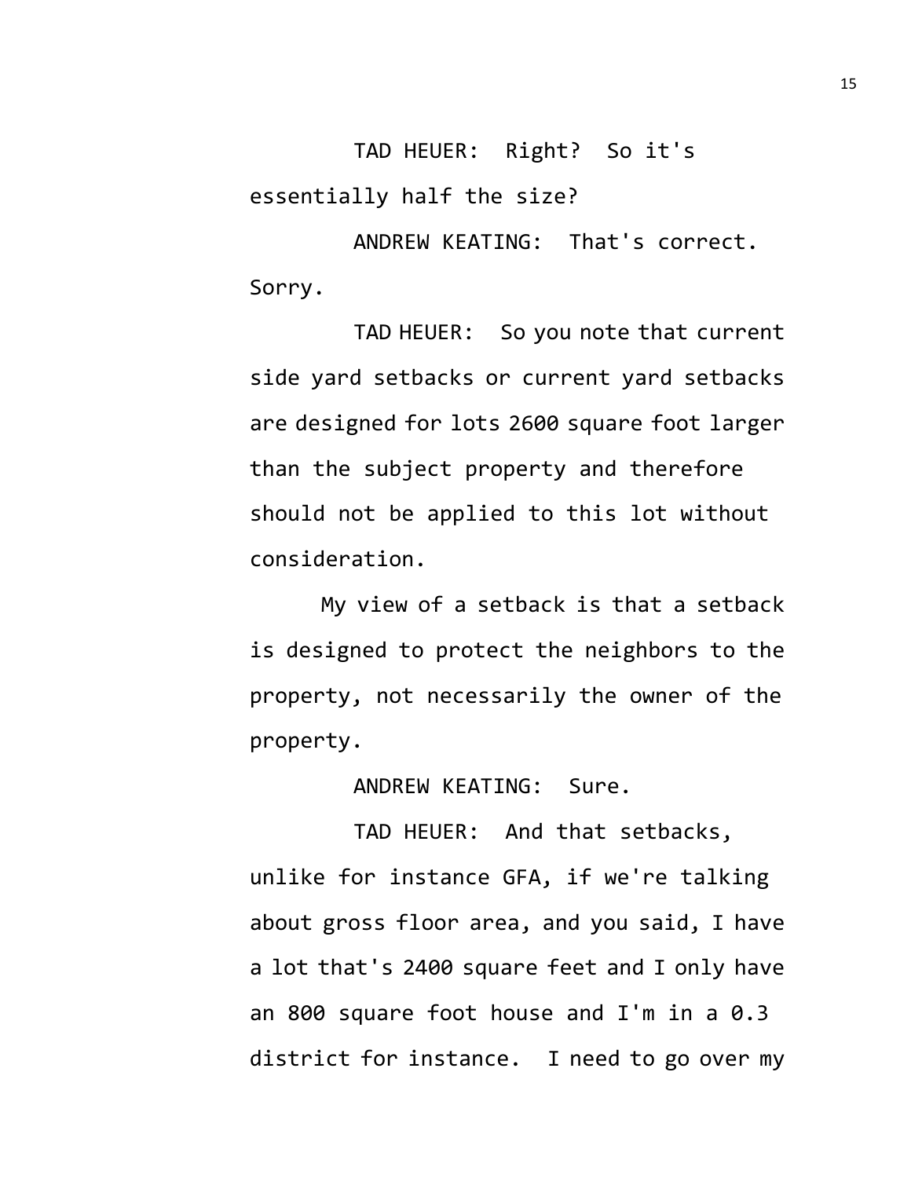TAD HEUER: Right? So it's essentially half the size?

ANDREW KEATING: That's correct. Sorry.

TAD HEUER: So you note that current side yard setbacks or current yard setbacks are designed for lots 2600 square foot larger than the subject property and therefore should not be applied to this lot without consideration.

My view of a setback is that a setback is designed to protect the neighbors to the property, not necessarily the owner of the property.

ANDREW KEATING: Sure.

TAD HEUER: And that setbacks, unlike for instance GFA, if we're talking about gross floor area, and you said, I have a lot that's 2400 square feet and I only have an 800 square foot house and I'm in a 0.3 district for instance. I need to go over my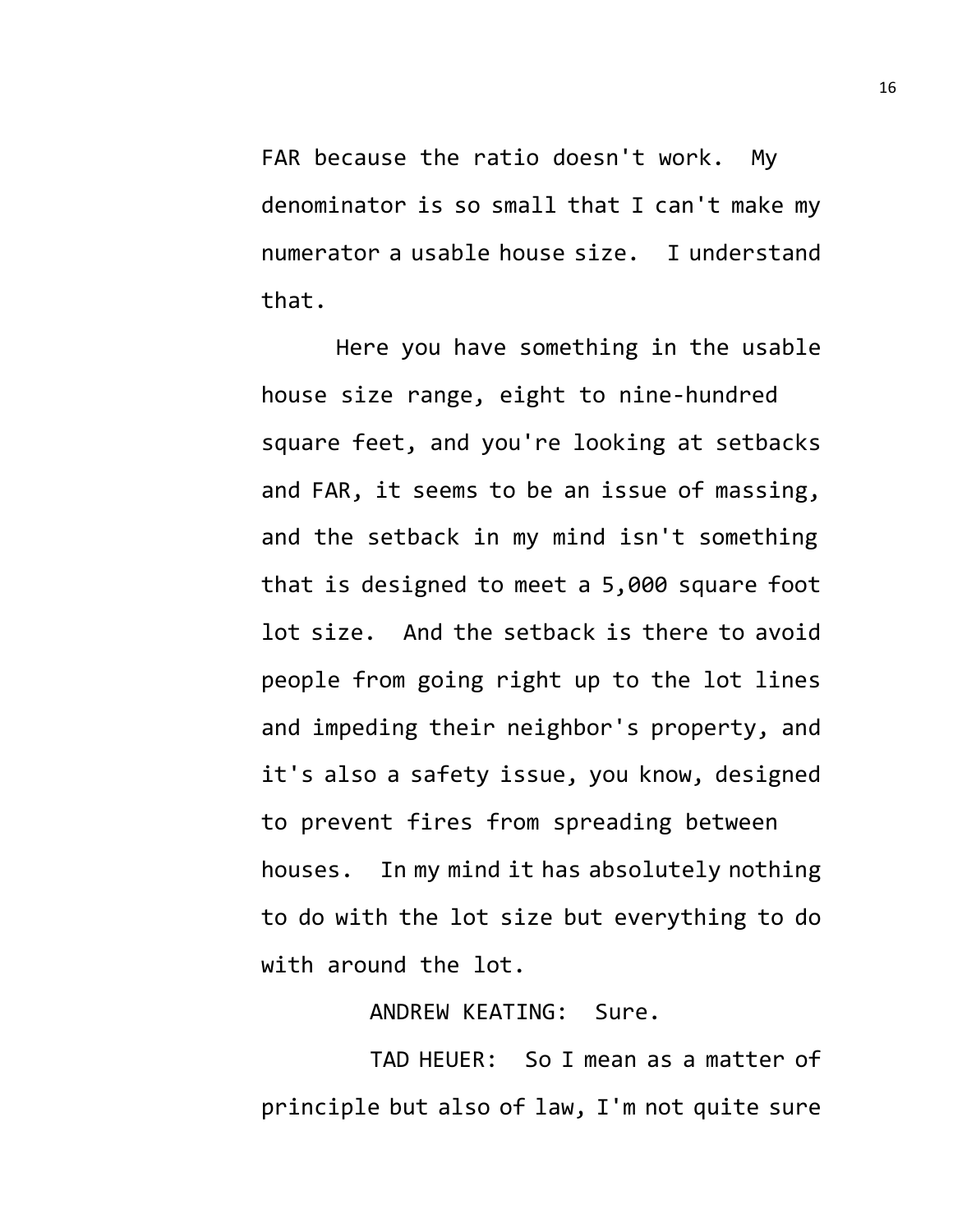FAR because the ratio doesn't work. My denominator is so small that I can't make my numerator a usable house size. I understand that.

Here you have something in the usable house size range, eight to nine-hundred square feet, and you're looking at setbacks and FAR, it seems to be an issue of massing, and the setback in my mind isn't something that is designed to meet a 5,000 square foot lot size. And the setback is there to avoid people from going right up to the lot lines and impeding their neighbor's property, and it's also a safety issue, you know, designed to prevent fires from spreading between houses. In my mind it has absolutely nothing to do with the lot size but everything to do with around the lot.

ANDREW KEATING: Sure.

TAD HEUER: So I mean as a matter of principle but also of law, I'm not quite sure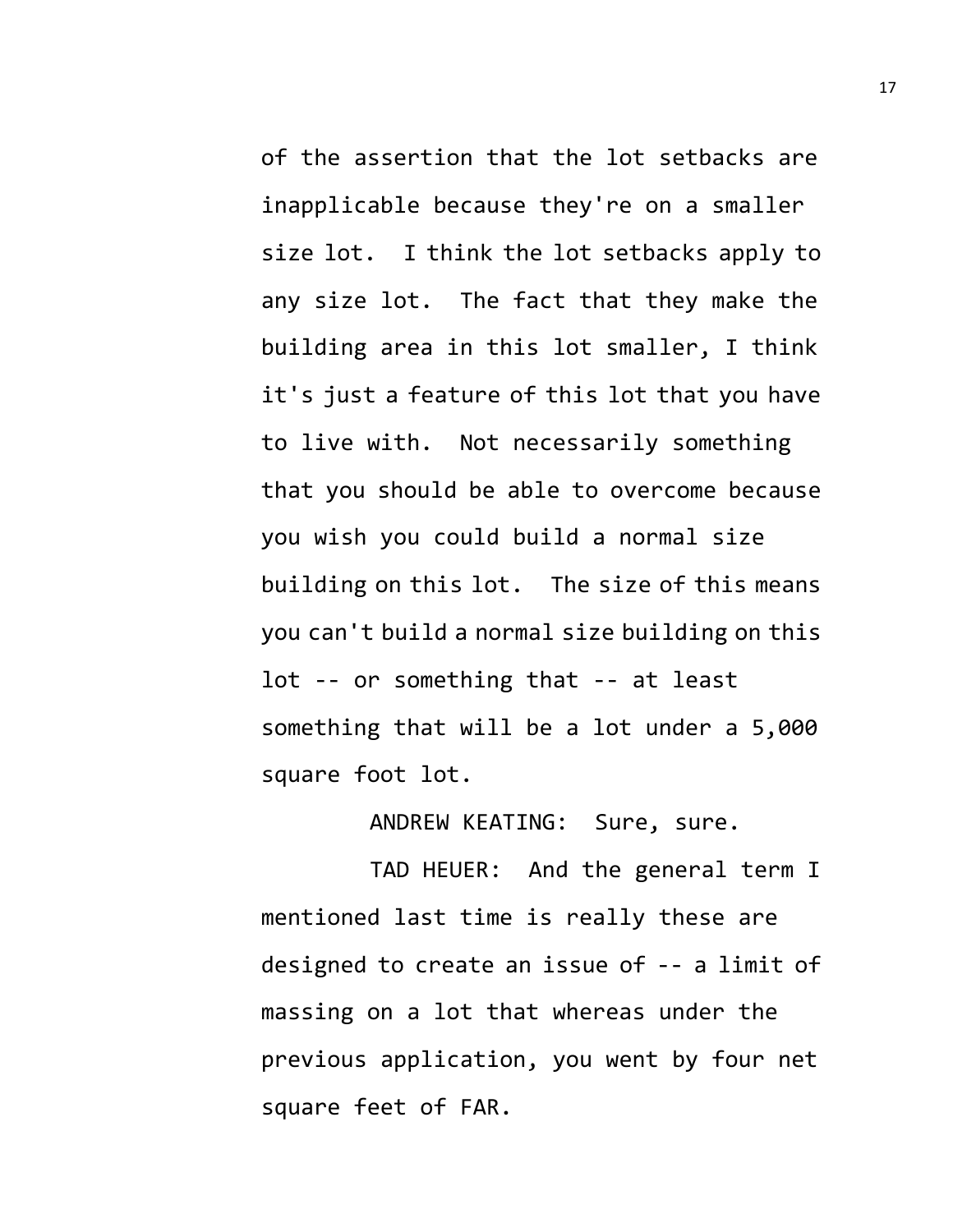of the assertion that the lot setbacks are inapplicable because they're on a smaller size lot. I think the lot setbacks apply to any size lot. The fact that they make the building area in this lot smaller, I think it's just a feature of this lot that you have to live with. Not necessarily something that you should be able to overcome because you wish you could build a normal size building on this lot. The size of this means you can't build a normal size building on this lot -- or something that -- at least something that will be a lot under a 5,000 square foot lot.

ANDREW KEATING: Sure, sure.

TAD HEUER: And the general term I mentioned last time is really these are designed to create an issue of -- a limit of massing on a lot that whereas under the previous application, you went by four net square feet of FAR.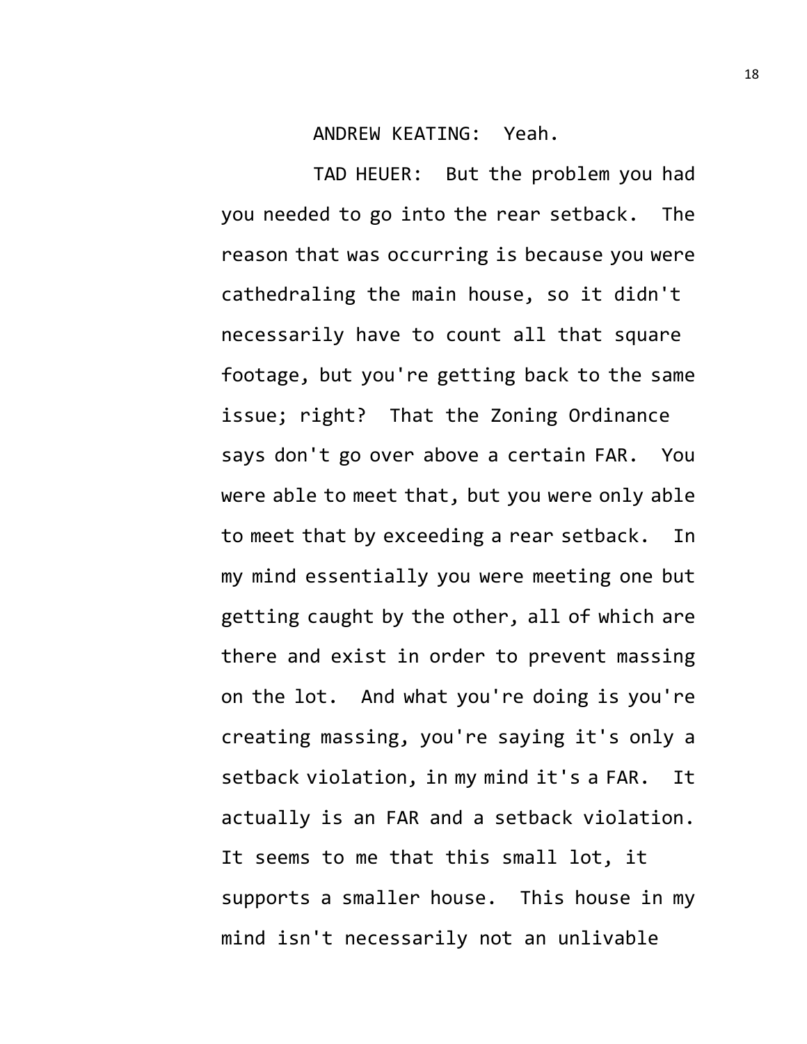ANDREW KEATING: Yeah.

TAD HEUER: But the problem you had you needed to go into the rear setback. The reason that was occurring is because you were cathedraling the main house, so it didn't necessarily have to count all that square footage, but you're getting back to the same issue; right? That the Zoning Ordinance says don't go over above a certain FAR. You were able to meet that, but you were only able to meet that by exceeding a rear setback. In my mind essentially you were meeting one but getting caught by the other, all of which are there and exist in order to prevent massing on the lot. And what you're doing is you're creating massing, you're saying it's only a setback violation, in my mind it's a FAR. It actually is an FAR and a setback violation. It seems to me that this small lot, it supports a smaller house. This house in my mind isn't necessarily not an unlivable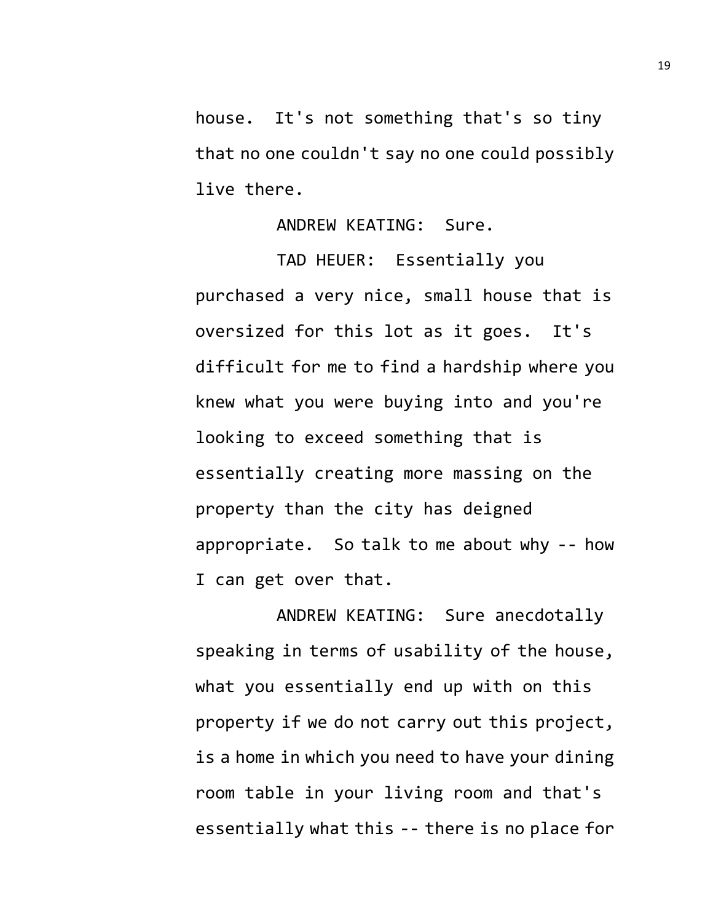house. It's not something that's so tiny that no one couldn't say no one could possibly live there.

ANDREW KEATING: Sure.

TAD HEUER: Essentially you purchased a very nice, small house that is oversized for this lot as it goes. It's difficult for me to find a hardship where you knew what you were buying into and you're looking to exceed something that is essentially creating more massing on the property than the city has deigned appropriate. So talk to me about why -- how I can get over that.

ANDREW KEATING: Sure anecdotally speaking in terms of usability of the house, what you essentially end up with on this property if we do not carry out this project, is a home in which you need to have your dining room table in your living room and that's essentially what this -- there is no place for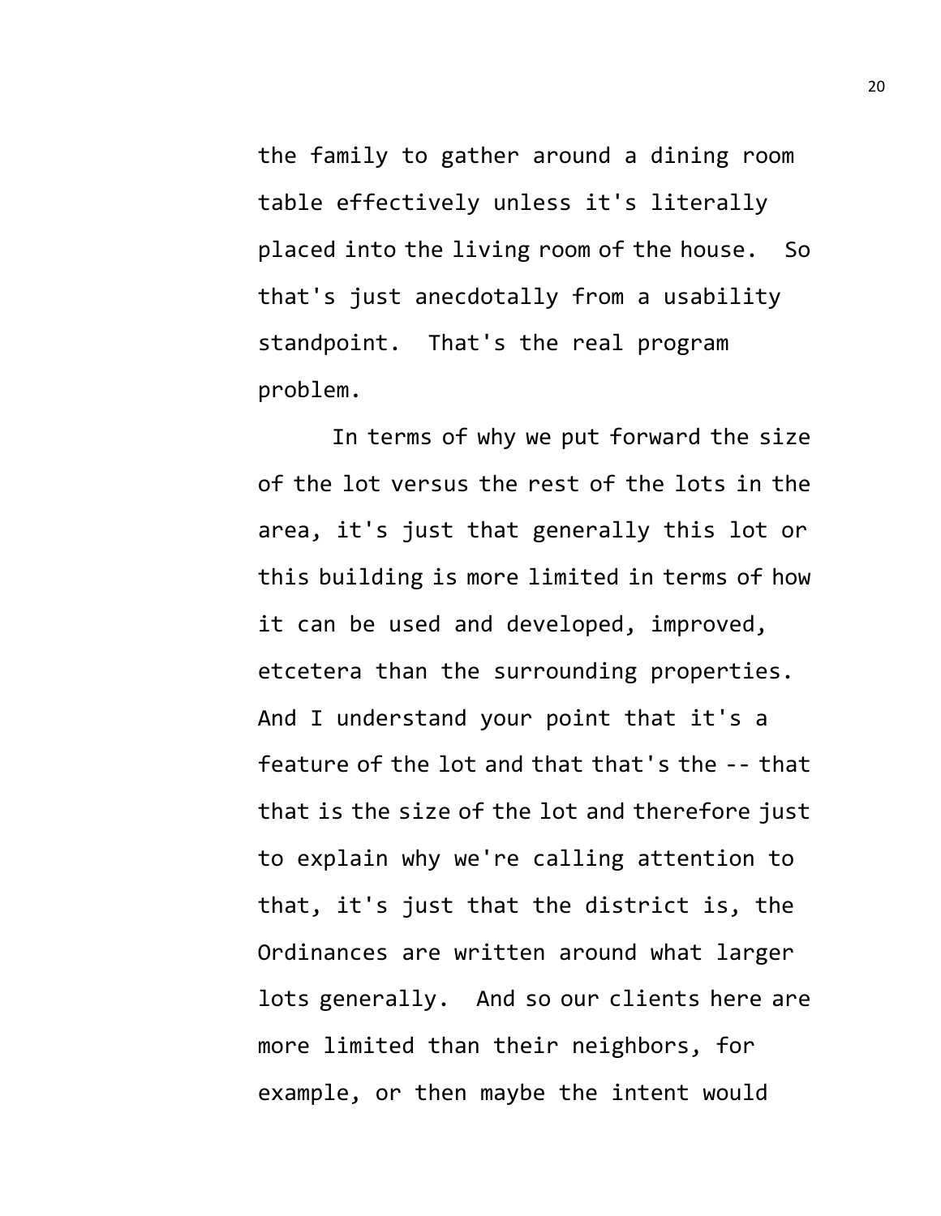the family to gather around a dining room table effectively unless it's literally placed into the living room of the house. So that's just anecdotally from a usability standpoint. That's the real program problem.

In terms of why we put forward the size of the lot versus the rest of the lots in the area, it's just that generally this lot or this building is more limited in terms of how it can be used and developed, improved, etcetera than the surrounding properties. And I understand your point that it's a feature of the lot and that that's the -- that that is the size of the lot and therefore just to explain why we're calling attention to that, it's just that the district is, the Ordinances are written around what larger lots generally. And so our clients here are more limited than their neighbors, for example, or then maybe the intent would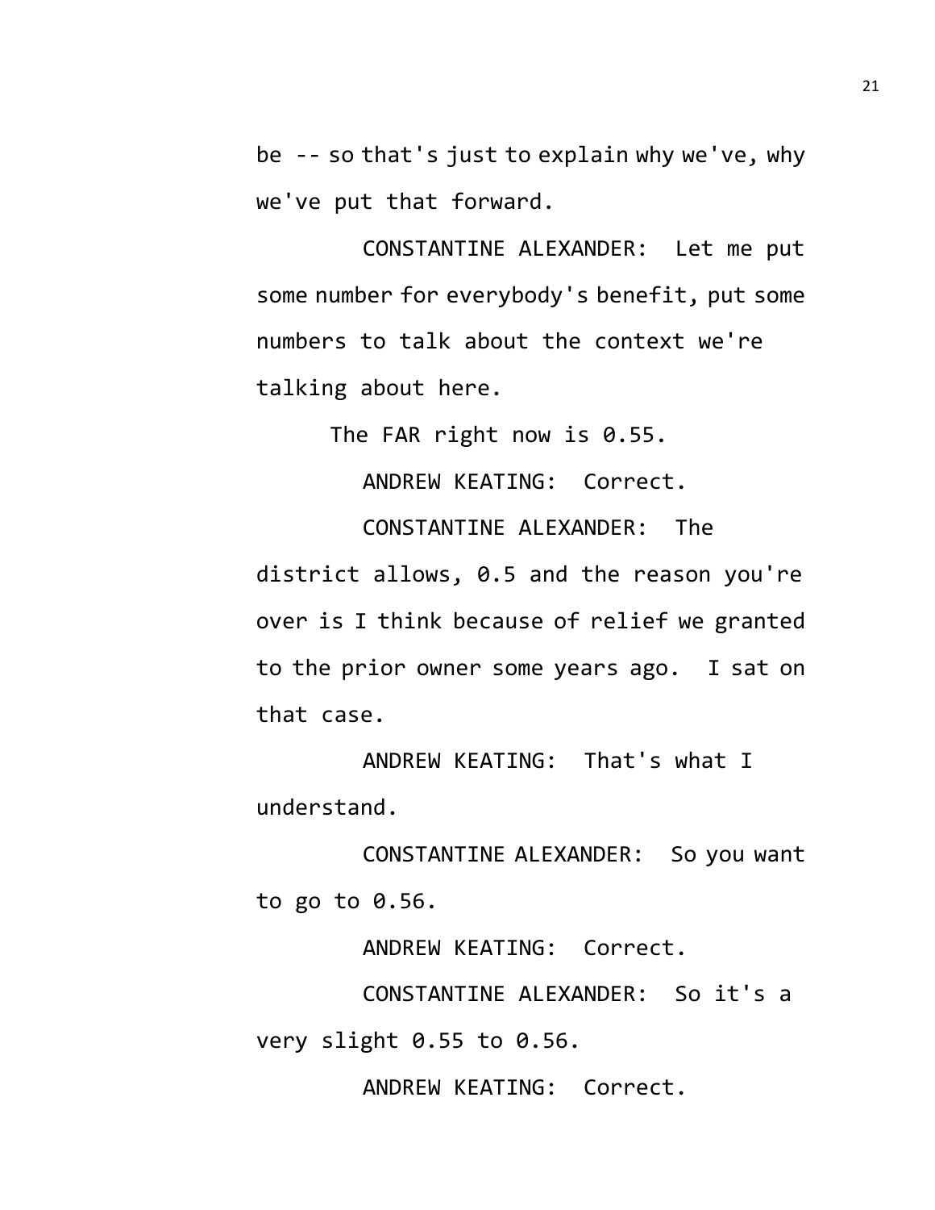be -- so that's just to explain why we've, why we've put that forward.

CONSTANTINE ALEXANDER: Let me put some number for everybody's benefit, put some numbers to talk about the context we're talking about here.

The FAR right now is 0.55.

ANDREW KEATING: Correct.

CONSTANTINE ALEXANDER: The district allows, 0.5 and the reason you're over is I think because of relief we granted to the prior owner some years ago. I sat on that case.

ANDREW KEATING: That's what I understand.

CONSTANTINE ALEXANDER: So you want to go to 0.56.

ANDREW KEATING: Correct.

CONSTANTINE ALEXANDER: So it's a very slight 0.55 to 0.56.

ANDREW KEATING: Correct.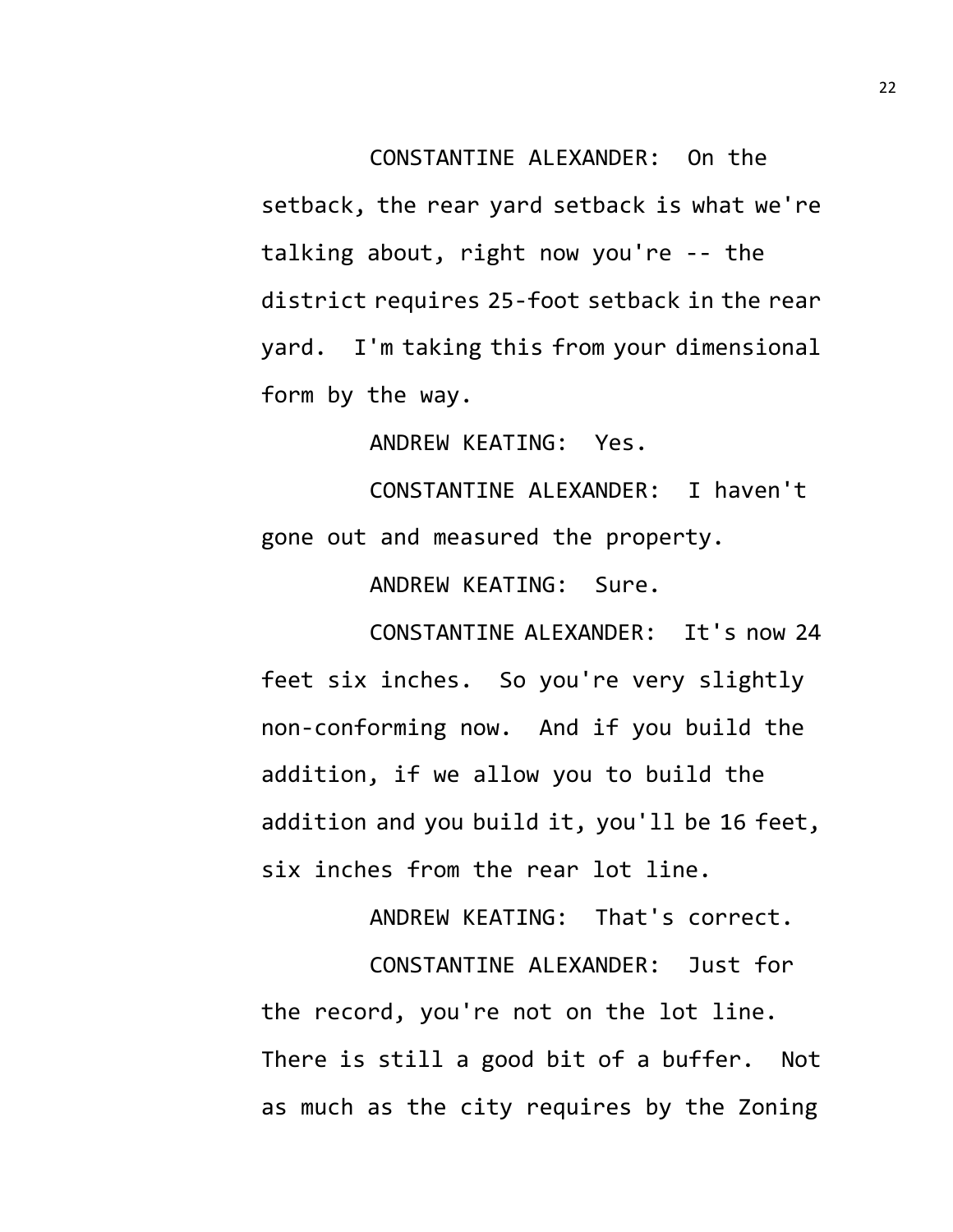CONSTANTINE ALEXANDER: On the setback, the rear yard setback is what we're talking about, right now you're -- the district requires 25-foot setback in the rear yard. I'm taking this from your dimensional form by the way.

ANDREW KEATING: Yes.

CONSTANTINE ALEXANDER: I haven't gone out and measured the property.

ANDREW KEATING: Sure.

CONSTANTINE ALEXANDER: It's now 24 feet six inches. So you're very slightly non-conforming now. And if you build the addition, if we allow you to build the addition and you build it, you'll be 16 feet, six inches from the rear lot line.

ANDREW KEATING: That's correct.

CONSTANTINE ALEXANDER: Just for the record, you're not on the lot line. There is still a good bit of a buffer. Not as much as the city requires by the Zoning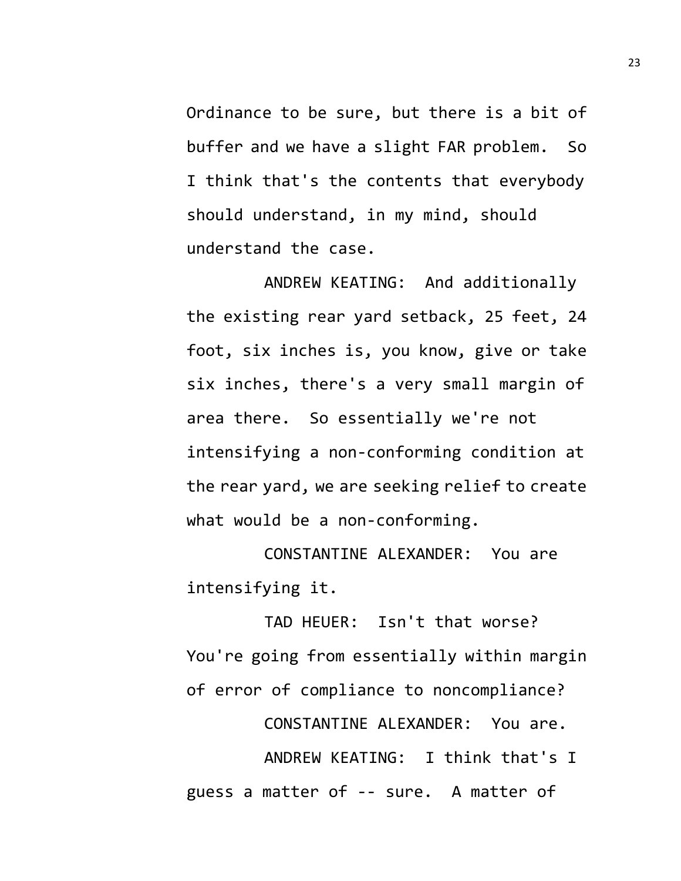Ordinance to be sure, but there is a bit of buffer and we have a slight FAR problem. So I think that's the contents that everybody should understand, in my mind, should understand the case.

ANDREW KEATING: And additionally the existing rear yard setback, 25 feet, 24 foot, six inches is, you know, give or take six inches, there's a very small margin of area there. So essentially we're not intensifying a non-conforming condition at the rear yard, we are seeking relief to create what would be a non-conforming.

CONSTANTINE ALEXANDER: You are intensifying it.

TAD HEUER: Isn't that worse? You're going from essentially within margin of error of compliance to noncompliance?

CONSTANTINE ALEXANDER: You are.

ANDREW KEATING: I think that's I guess a matter of -- sure. A matter of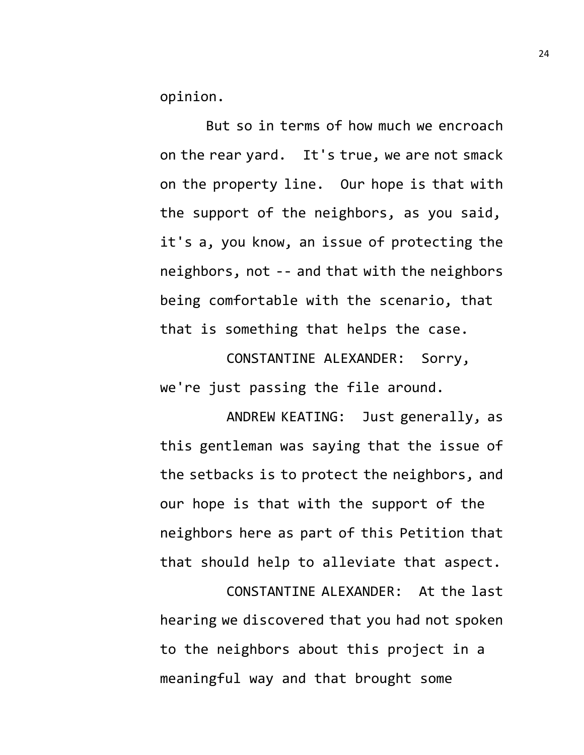opinion.

But so in terms of how much we encroach on the rear yard. It's true, we are not smack on the property line. Our hope is that with the support of the neighbors, as you said, it's a, you know, an issue of protecting the neighbors, not -- and that with the neighbors being comfortable with the scenario, that that is something that helps the case.

CONSTANTINE ALEXANDER: Sorry, we're just passing the file around.

ANDREW KEATING: Just generally, as this gentleman was saying that the issue of the setbacks is to protect the neighbors, and our hope is that with the support of the neighbors here as part of this Petition that that should help to alleviate that aspect.

CONSTANTINE ALEXANDER: At the last hearing we discovered that you had not spoken to the neighbors about this project in a meaningful way and that brought some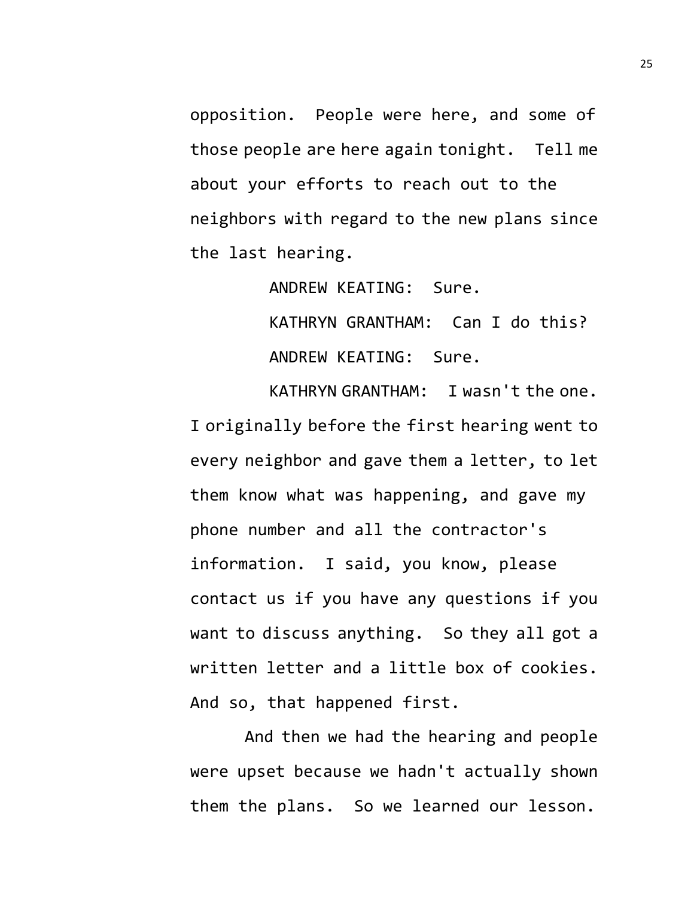opposition. People were here, and some of those people are here again tonight. Tell me about your efforts to reach out to the neighbors with regard to the new plans since the last hearing.

ANDREW KEATING: Sure.

KATHRYN GRANTHAM: Can I do this?

ANDREW KEATING: Sure.

KATHRYN GRANTHAM: I wasn't the one. I originally before the first hearing went to every neighbor and gave them a letter, to let them know what was happening, and gave my phone number and all the contractor's information. I said, you know, please contact us if you have any questions if you want to discuss anything. So they all got a written letter and a little box of cookies. And so, that happened first.

And then we had the hearing and people were upset because we hadn't actually shown them the plans. So we learned our lesson.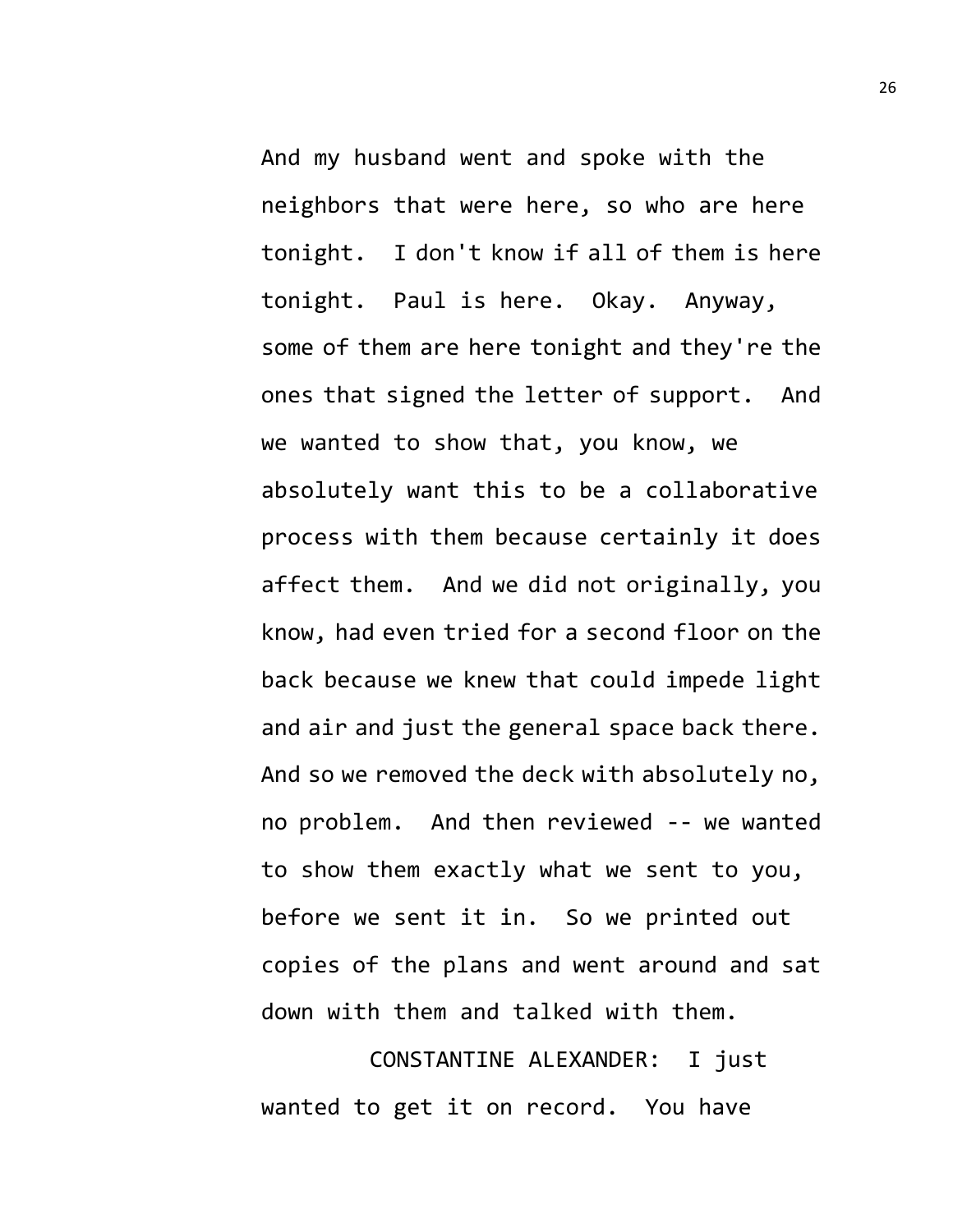And my husband went and spoke with the neighbors that were here, so who are here tonight. I don't know if all of them is here tonight. Paul is here. Okay. Anyway, some of them are here tonight and they're the ones that signed the letter of support. And we wanted to show that, you know, we absolutely want this to be a collaborative process with them because certainly it does affect them. And we did not originally, you know, had even tried for a second floor on the back because we knew that could impede light and air and just the general space back there. And so we removed the deck with absolutely no, no problem. And then reviewed -- we wanted to show them exactly what we sent to you, before we sent it in. So we printed out copies of the plans and went around and sat down with them and talked with them.

CONSTANTINE ALEXANDER: I just wanted to get it on record. You have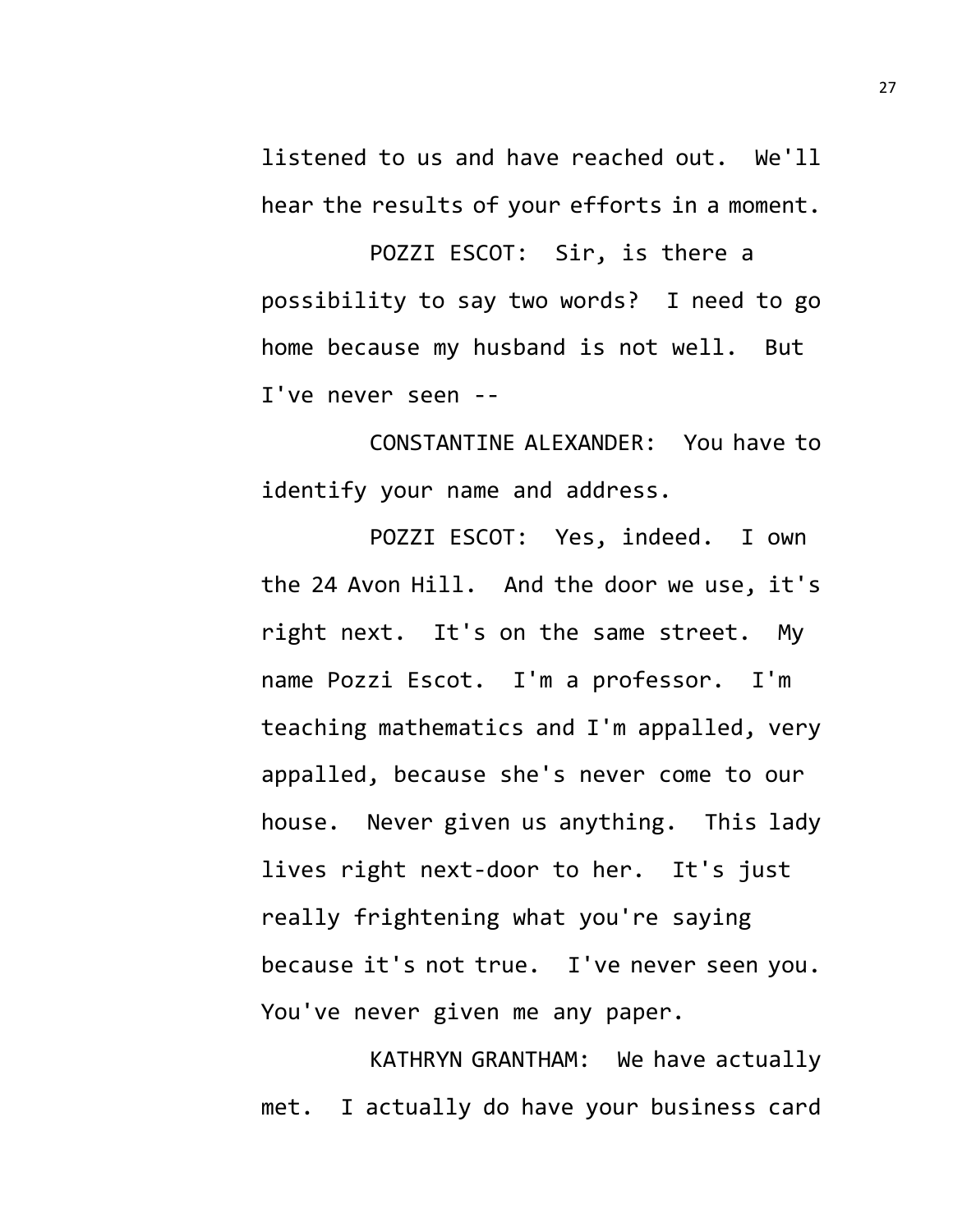listened to us and have reached out. We'll hear the results of your efforts in a moment.

POZZI ESCOT: Sir, is there a possibility to say two words? I need to go home because my husband is not well. But I've never seen --

CONSTANTINE ALEXANDER: You have to identify your name and address.

POZZI ESCOT: Yes, indeed. I own the 24 Avon Hill. And the door we use, it's right next. It's on the same street. My name Pozzi Escot. I'm a professor. I'm teaching mathematics and I'm appalled, very appalled, because she's never come to our house. Never given us anything. This lady lives right next-door to her. It's just really frightening what you're saying because it's not true. I've never seen you. You've never given me any paper.

KATHRYN GRANTHAM: We have actually met. I actually do have your business card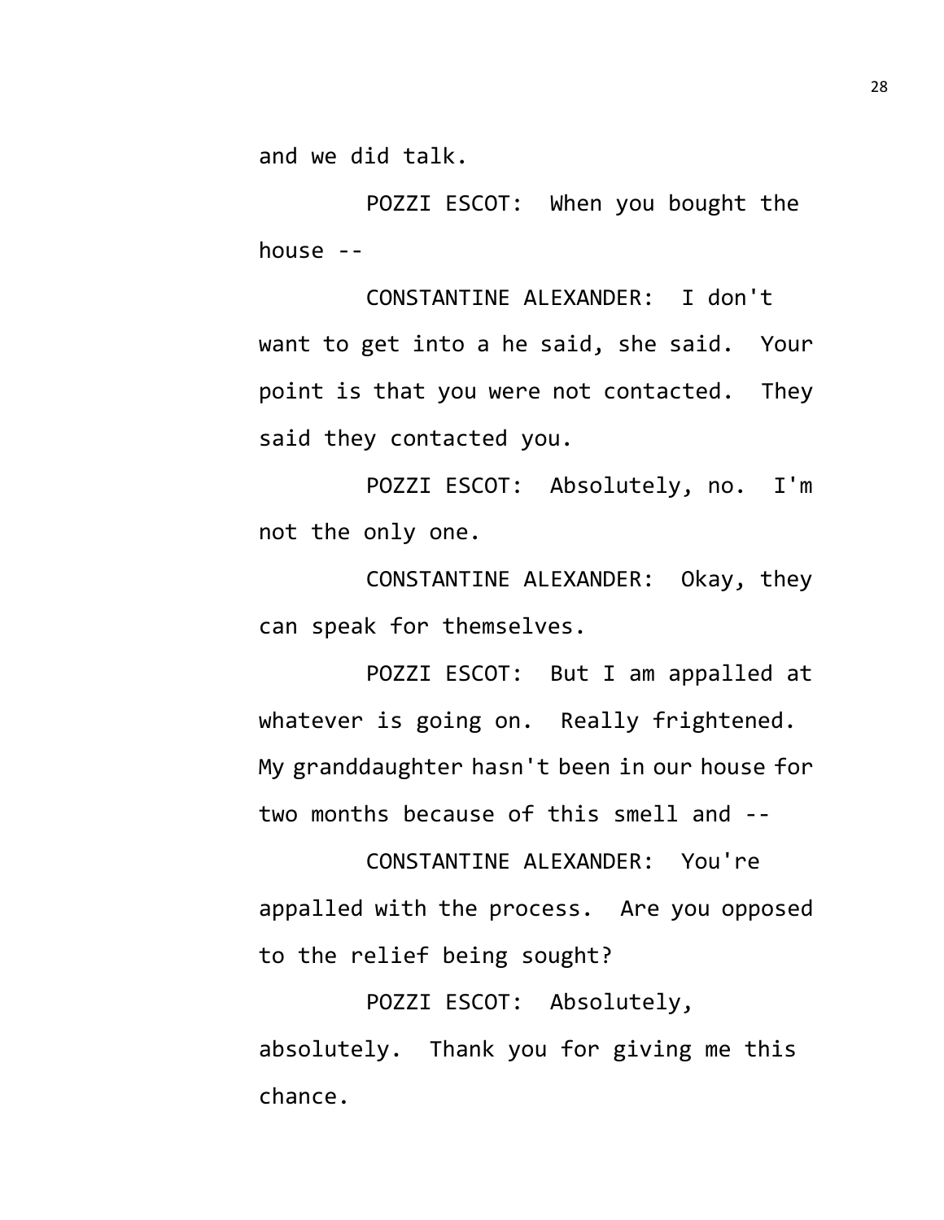and we did talk.

POZZI ESCOT: When you bought the house --

CONSTANTINE ALEXANDER: I don't want to get into a he said, she said. Your point is that you were not contacted. They said they contacted you.

POZZI ESCOT: Absolutely, no. I'm not the only one.

CONSTANTINE ALEXANDER: Okay, they can speak for themselves.

POZZI ESCOT: But I am appalled at whatever is going on. Really frightened. My granddaughter hasn't been in our house for two months because of this smell and --

CONSTANTINE ALEXANDER: You're appalled with the process. Are you opposed to the relief being sought?

POZZI ESCOT: Absolutely, absolutely. Thank you for giving me this chance.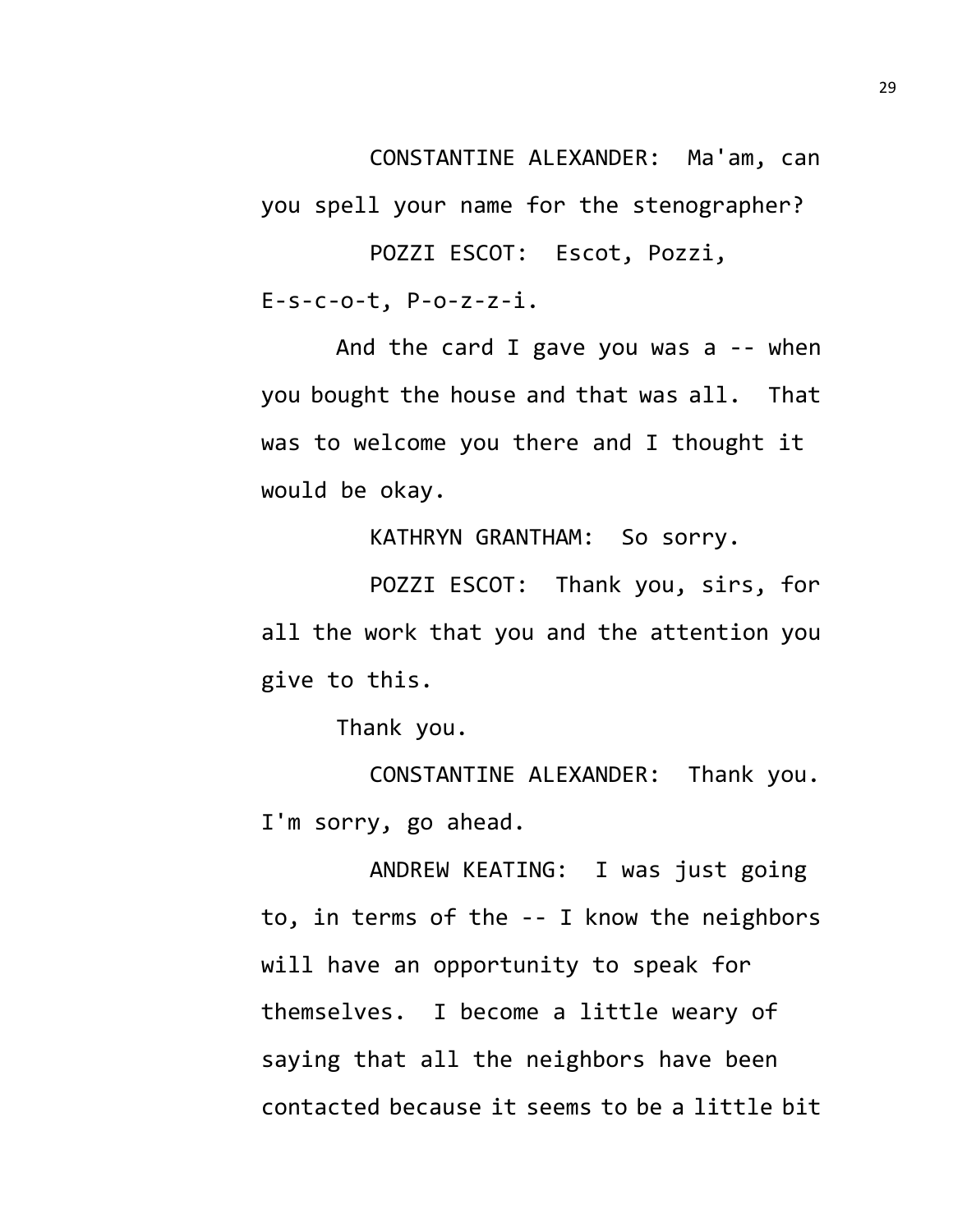CONSTANTINE ALEXANDER: Ma'am, can you spell your name for the stenographer?

POZZI ESCOT: Escot, Pozzi, E-s-c-o-t, P-o-z-z-i.

And the card I gave you was a -- when you bought the house and that was all. That was to welcome you there and I thought it would be okay.

KATHRYN GRANTHAM: So sorry.

POZZI ESCOT: Thank you, sirs, for all the work that you and the attention you give to this.

Thank you.

CONSTANTINE ALEXANDER: Thank you. I'm sorry, go ahead.

ANDREW KEATING: I was just going to, in terms of the -- I know the neighbors will have an opportunity to speak for themselves. I become a little weary of saying that all the neighbors have been contacted because it seems to be a little bit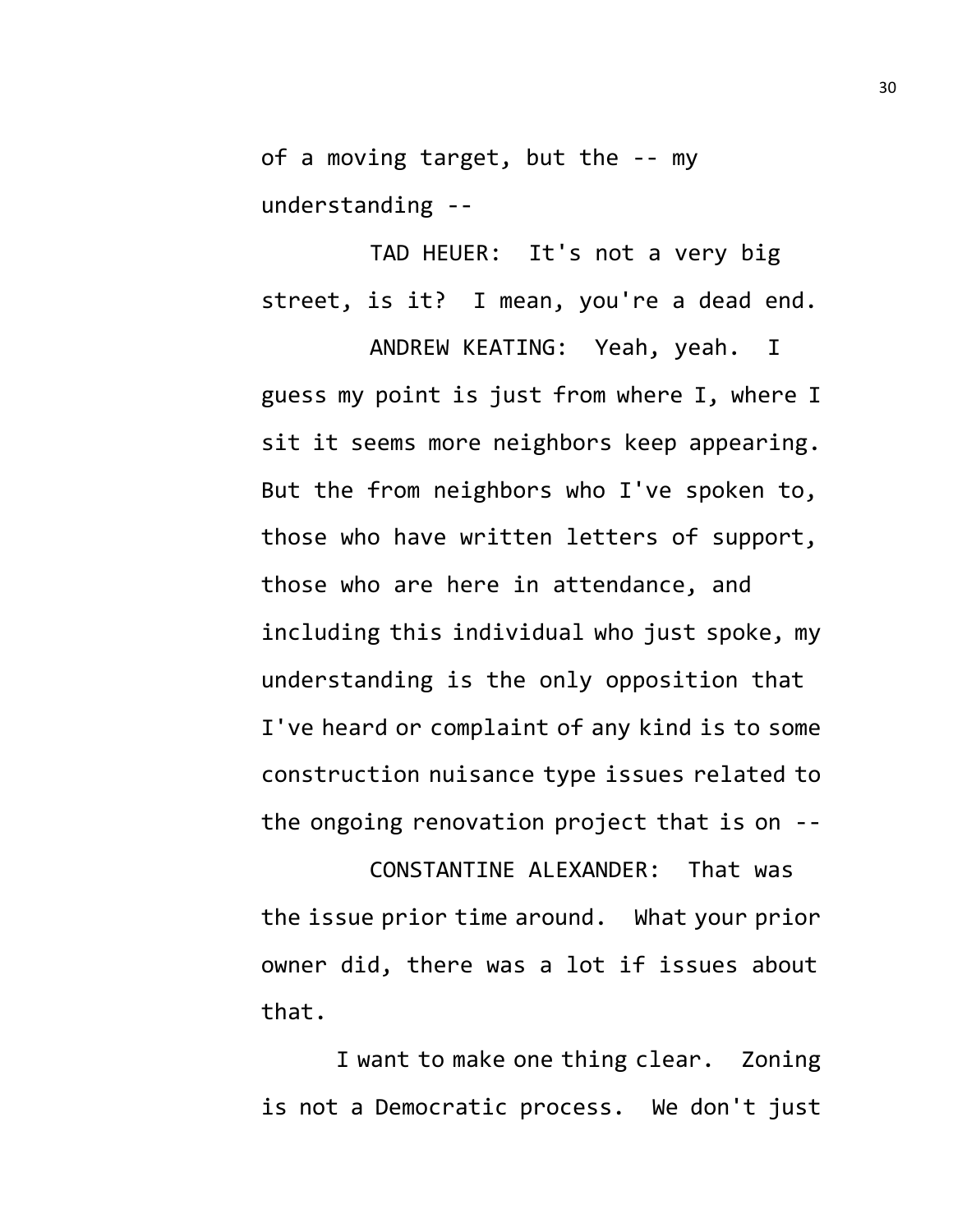of a moving target, but the -- my understanding --

TAD HEUER: It's not a very big street, is it? I mean, you're a dead end.

ANDREW KEATING: Yeah, yeah. I guess my point is just from where I, where I sit it seems more neighbors keep appearing. But the from neighbors who I've spoken to, those who have written letters of support, those who are here in attendance, and including this individual who just spoke, my understanding is the only opposition that I've heard or complaint of any kind is to some construction nuisance type issues related to the ongoing renovation project that is on --

CONSTANTINE ALEXANDER: That was the issue prior time around. What your prior owner did, there was a lot if issues about that.

I want to make one thing clear. Zoning is not a Democratic process. We don't just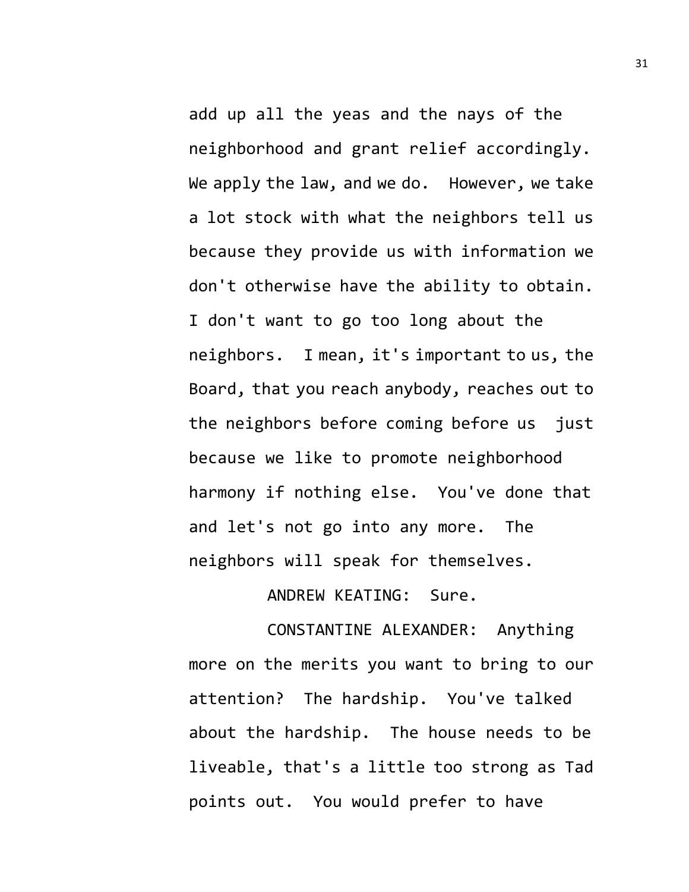add up all the yeas and the nays of the neighborhood and grant relief accordingly. We apply the law, and we do. However, we take a lot stock with what the neighbors tell us because they provide us with information we don't otherwise have the ability to obtain. I don't want to go too long about the neighbors. I mean, it's important to us, the Board, that you reach anybody, reaches out to the neighbors before coming before us just because we like to promote neighborhood harmony if nothing else. You've done that and let's not go into any more. The neighbors will speak for themselves.

ANDREW KEATING: Sure.

CONSTANTINE ALEXANDER: Anything more on the merits you want to bring to our attention? The hardship. You've talked about the hardship. The house needs to be liveable, that's a little too strong as Tad points out. You would prefer to have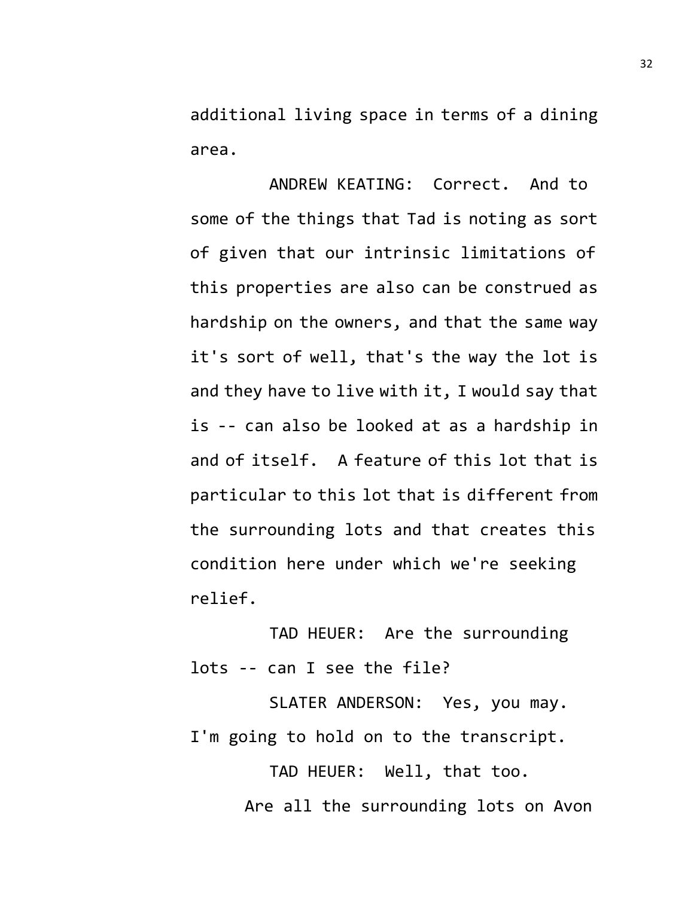additional living space in terms of a dining area.

ANDREW KEATING: Correct. And to some of the things that Tad is noting as sort of given that our intrinsic limitations of this properties are also can be construed as hardship on the owners, and that the same way it's sort of well, that's the way the lot is and they have to live with it, I would say that is -- can also be looked at as a hardship in and of itself. A feature of this lot that is particular to this lot that is different from the surrounding lots and that creates this condition here under which we're seeking relief.

TAD HEUER: Are the surrounding lots -- can I see the file?

SLATER ANDERSON: Yes, you may. I'm going to hold on to the transcript.

TAD HEUER: Well, that too.

Are all the surrounding lots on Avon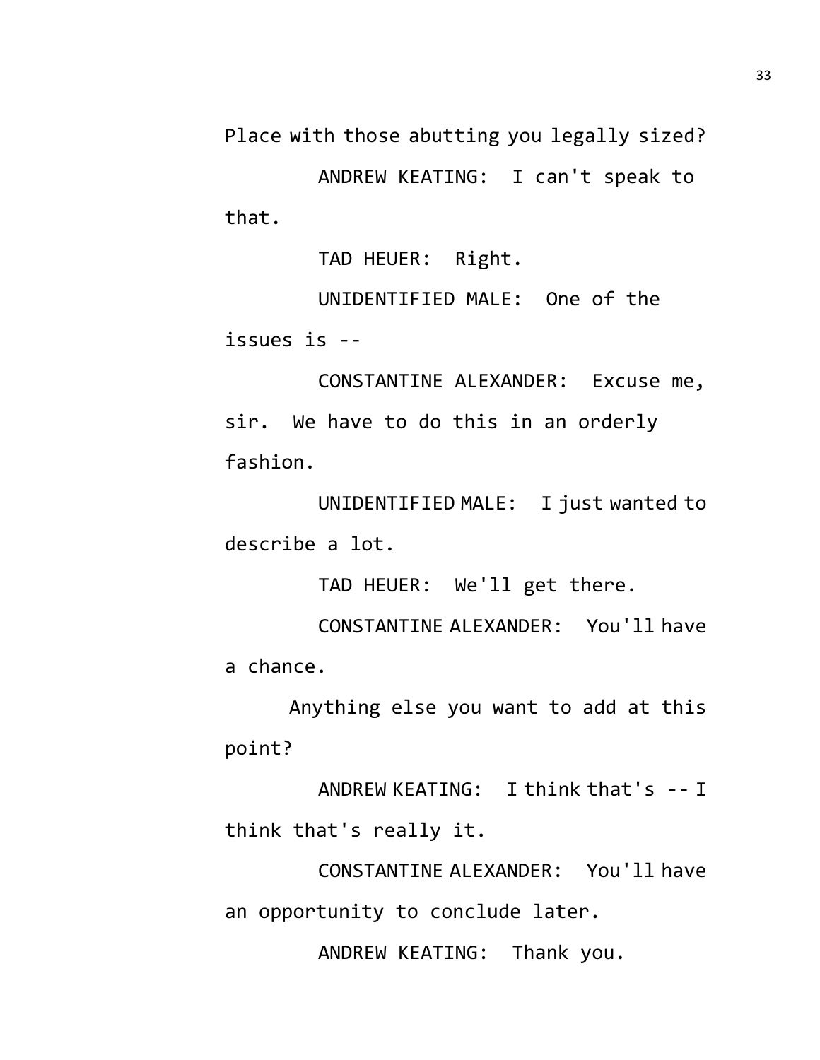Place with those abutting you legally sized?

ANDREW KEATING: I can't speak to that.

TAD HEUER: Right.

UNIDENTIFIED MALE: One of the issues is --

CONSTANTINE ALEXANDER: Excuse me, sir. We have to do this in an orderly fashion.

UNIDENTIFIED MALE: I just wanted to describe a lot.

TAD HEUER: We'll get there.

CONSTANTINE ALEXANDER: You'll have a chance.

Anything else you want to add at this point?

ANDREW KEATING: I think that's -- I think that's really it.

CONSTANTINE ALEXANDER: You'll have an opportunity to conclude later.

ANDREW KEATING: Thank you.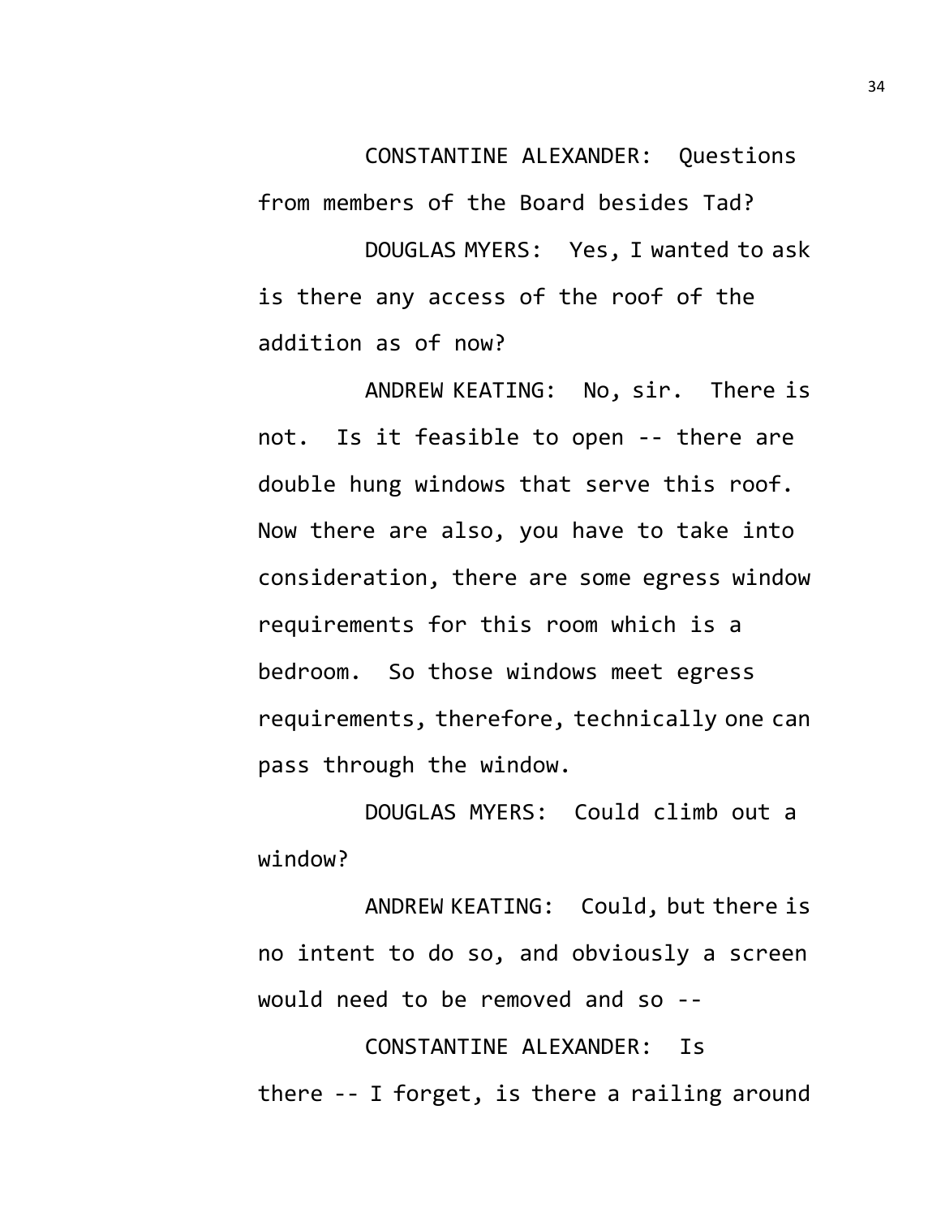CONSTANTINE ALEXANDER: Questions from members of the Board besides Tad?

DOUGLAS MYERS: Yes, I wanted to ask is there any access of the roof of the addition as of now?

ANDREW KEATING: No, sir. There is not. Is it feasible to open -- there are double hung windows that serve this roof. Now there are also, you have to take into consideration, there are some egress window requirements for this room which is a bedroom. So those windows meet egress requirements, therefore, technically one can pass through the window.

DOUGLAS MYERS: Could climb out a window?

ANDREW KEATING: Could, but there is no intent to do so, and obviously a screen would need to be removed and so --

CONSTANTINE ALEXANDER: Is there -- I forget, is there a railing around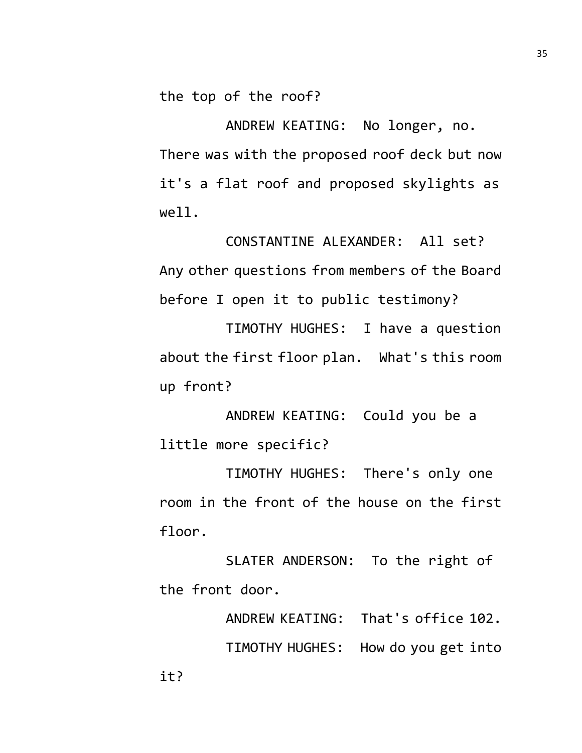the top of the roof?

ANDREW KEATING: No longer, no. There was with the proposed roof deck but now it's a flat roof and proposed skylights as well.

CONSTANTINE ALEXANDER: All set? Any other questions from members of the Board before I open it to public testimony?

TIMOTHY HUGHES: I have a question about the first floor plan. What's this room up front?

ANDREW KEATING: Could you be a little more specific?

TIMOTHY HUGHES: There's only one room in the front of the house on the first floor.

SLATER ANDERSON: To the right of the front door.

ANDREW KEATING: That's office 102.

TIMOTHY HUGHES: How do you get into it?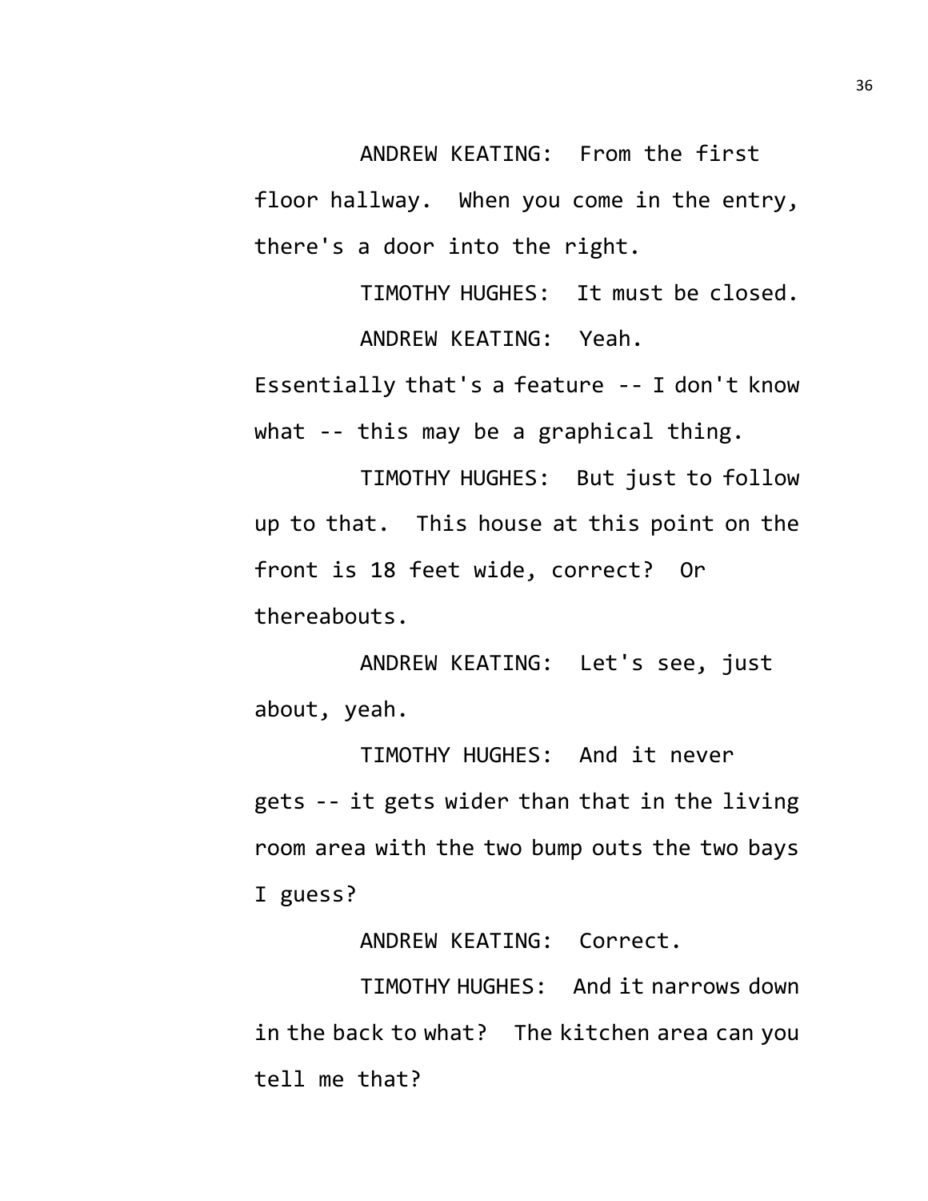ANDREW KEATING: From the first floor hallway. When you come in the entry, there's a door into the right.

TIMOTHY HUGHES: It must be closed.

ANDREW KEATING: Yeah. Essentially that's a feature -- I don't know what -- this may be a graphical thing.

TIMOTHY HUGHES: But just to follow up to that. This house at this point on the front is 18 feet wide, correct? Or thereabouts.

ANDREW KEATING: Let's see, just about, yeah.

TIMOTHY HUGHES: And it never gets -- it gets wider than that in the living room area with the two bump outs the two bays I guess?

ANDREW KEATING: Correct.

TIMOTHY HUGHES: And it narrows down in the back to what? The kitchen area can you tell me that?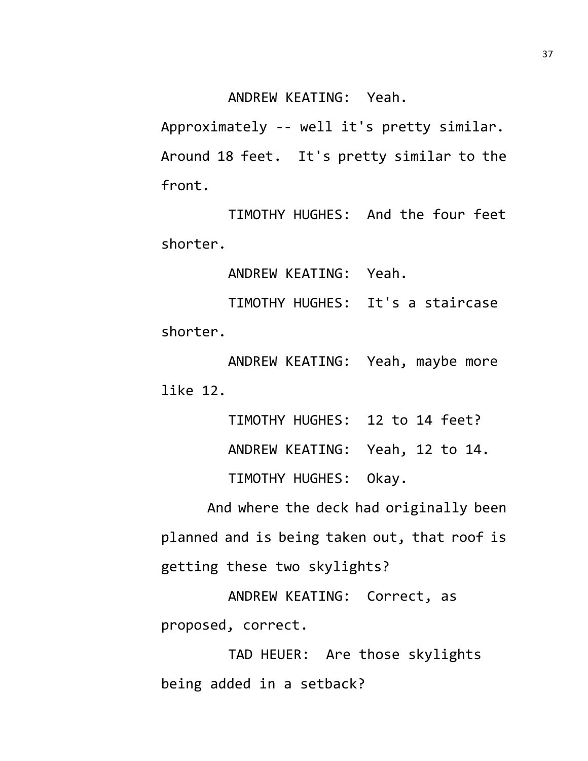ANDREW KEATING: Yeah. Approximately -- well it's pretty similar. Around 18 feet. It's pretty similar to the front.

TIMOTHY HUGHES: And the four feet shorter.

ANDREW KEATING: Yeah.

TIMOTHY HUGHES: It's a staircase shorter.

ANDREW KEATING: Yeah, maybe more like 12.

TIMOTHY HUGHES: 12 to 14 feet?

ANDREW KEATING: Yeah, 12 to 14.

TIMOTHY HUGHES: Okay.

And where the deck had originally been planned and is being taken out, that roof is getting these two skylights?

ANDREW KEATING: Correct, as proposed, correct.

TAD HEUER: Are those skylights being added in a setback?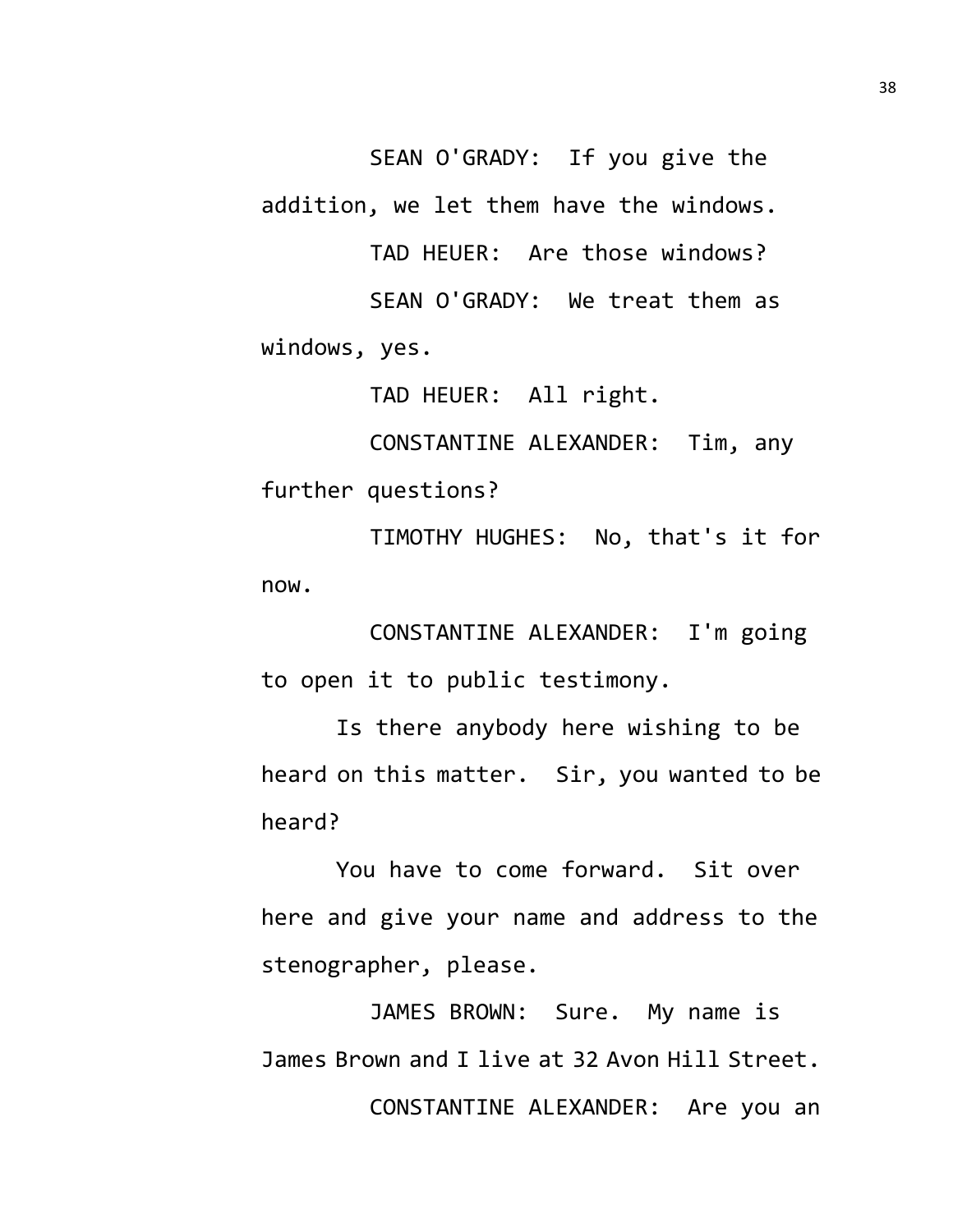SEAN O'GRADY: If you give the addition, we let them have the windows.

TAD HEUER: Are those windows?

SEAN O'GRADY: We treat them as windows, yes.

TAD HEUER: All right.

CONSTANTINE ALEXANDER: Tim, any further questions?

TIMOTHY HUGHES: No, that's it for now.

CONSTANTINE ALEXANDER: I'm going to open it to public testimony.

Is there anybody here wishing to be heard on this matter. Sir, you wanted to be heard?

You have to come forward. Sit over here and give your name and address to the stenographer, please.

JAMES BROWN: Sure. My name is James Brown and I live at 32 Avon Hill Street.

CONSTANTINE ALEXANDER: Are you an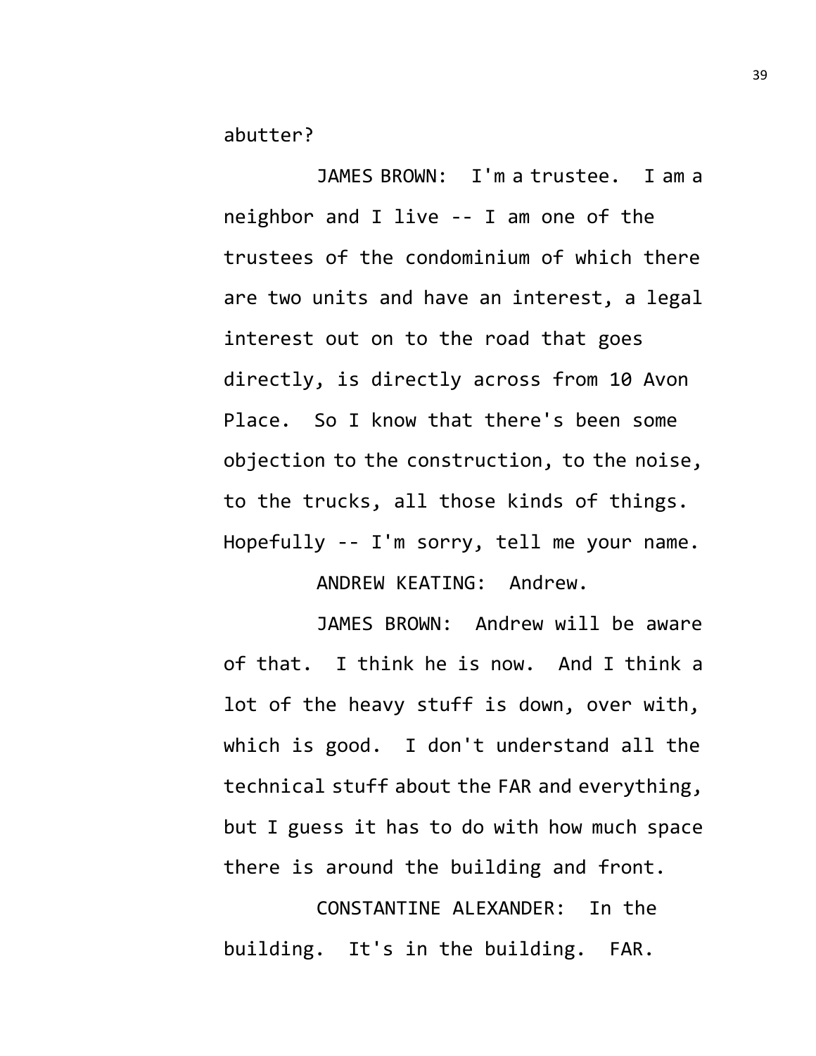abutter?

JAMES BROWN: I'm a trustee. I am a neighbor and I live -- I am one of the trustees of the condominium of which there are two units and have an interest, a legal interest out on to the road that goes directly, is directly across from 10 Avon Place. So I know that there's been some objection to the construction, to the noise, to the trucks, all those kinds of things. Hopefully -- I'm sorry, tell me your name.

ANDREW KEATING: Andrew.

JAMES BROWN: Andrew will be aware of that. I think he is now. And I think a lot of the heavy stuff is down, over with, which is good. I don't understand all the technical stuff about the FAR and everything, but I guess it has to do with how much space there is around the building and front.

CONSTANTINE ALEXANDER: In the building. It's in the building. FAR.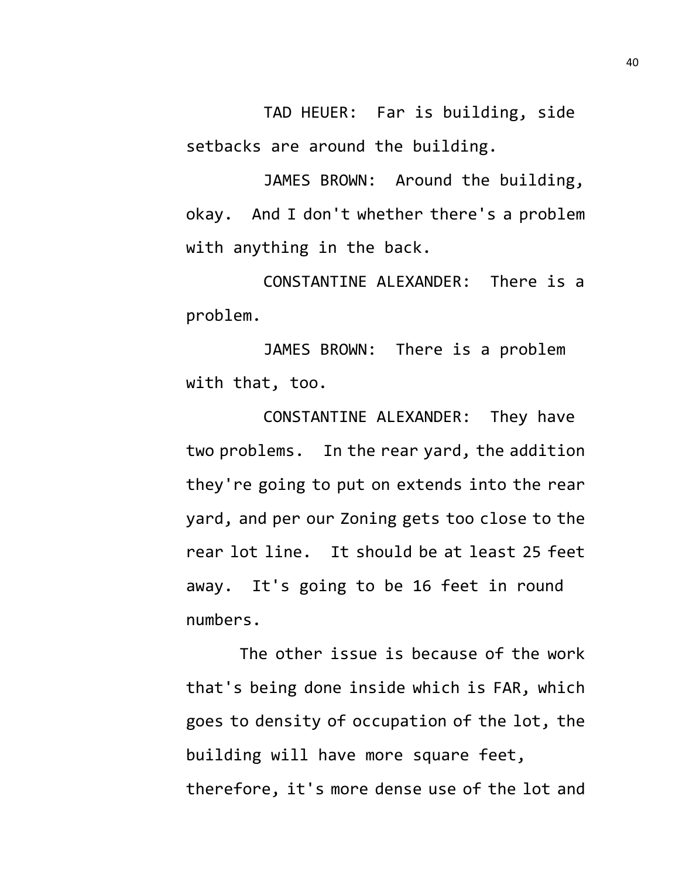TAD HEUER: Far is building, side setbacks are around the building.

JAMES BROWN: Around the building, okay. And I don't whether there's a problem with anything in the back.

CONSTANTINE ALEXANDER: There is a problem.

JAMES BROWN: There is a problem with that, too.

CONSTANTINE ALEXANDER: They have two problems. In the rear yard, the addition they're going to put on extends into the rear yard, and per our Zoning gets too close to the rear lot line. It should be at least 25 feet away. It's going to be 16 feet in round numbers.

The other issue is because of the work that's being done inside which is FAR, which goes to density of occupation of the lot, the building will have more square feet, therefore, it's more dense use of the lot and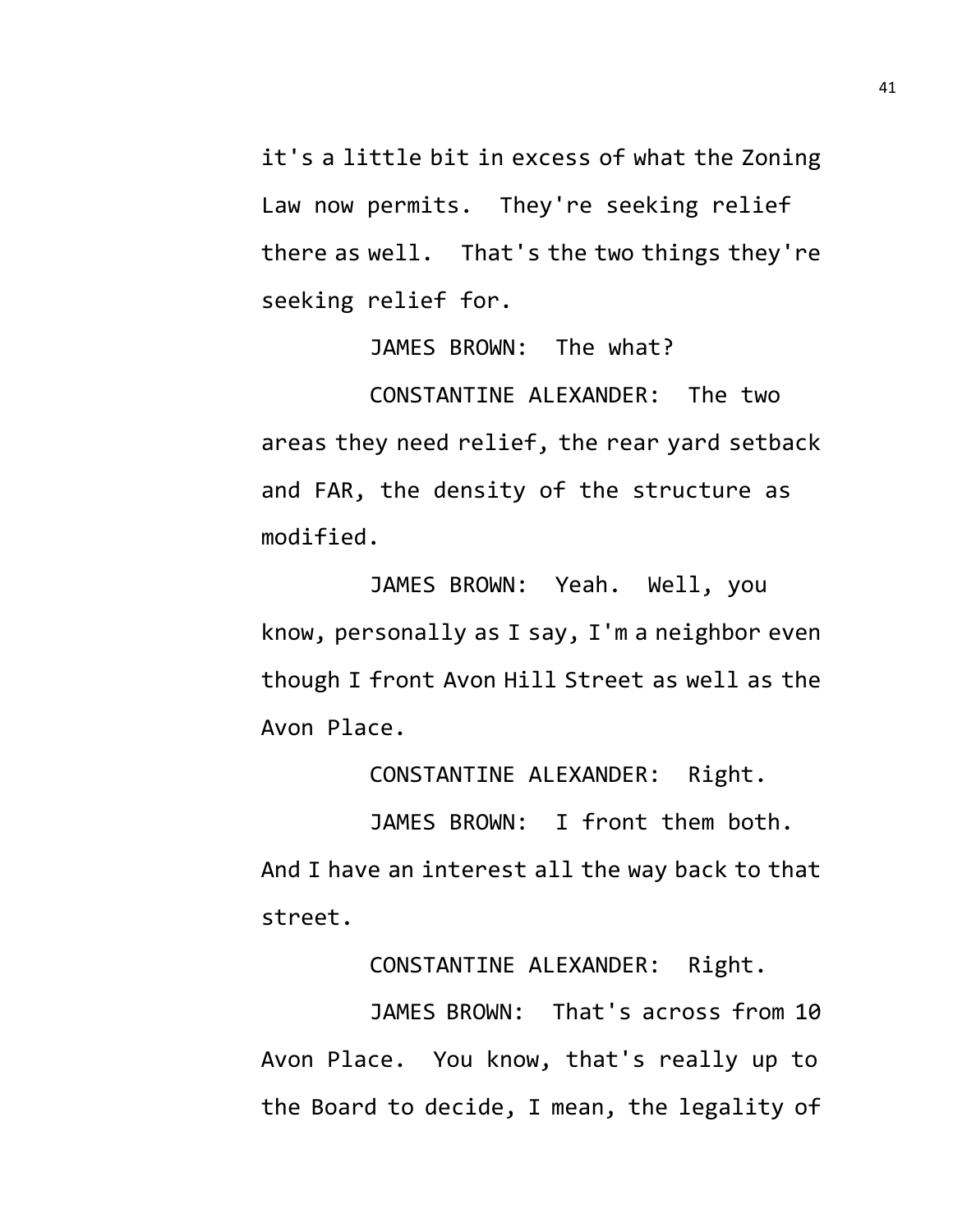it's a little bit in excess of what the Zoning Law now permits. They're seeking relief there as well. That's the two things they're seeking relief for.

JAMES BROWN: The what?

CONSTANTINE ALEXANDER: The two areas they need relief, the rear yard setback and FAR, the density of the structure as modified.

JAMES BROWN: Yeah. Well, you know, personally as I say, I'm a neighbor even though I front Avon Hill Street as well as the Avon Place.

CONSTANTINE ALEXANDER: Right.

JAMES BROWN: I front them both. And I have an interest all the way back to that street.

CONSTANTINE ALEXANDER: Right.

JAMES BROWN: That's across from 10 Avon Place. You know, that's really up to the Board to decide, I mean, the legality of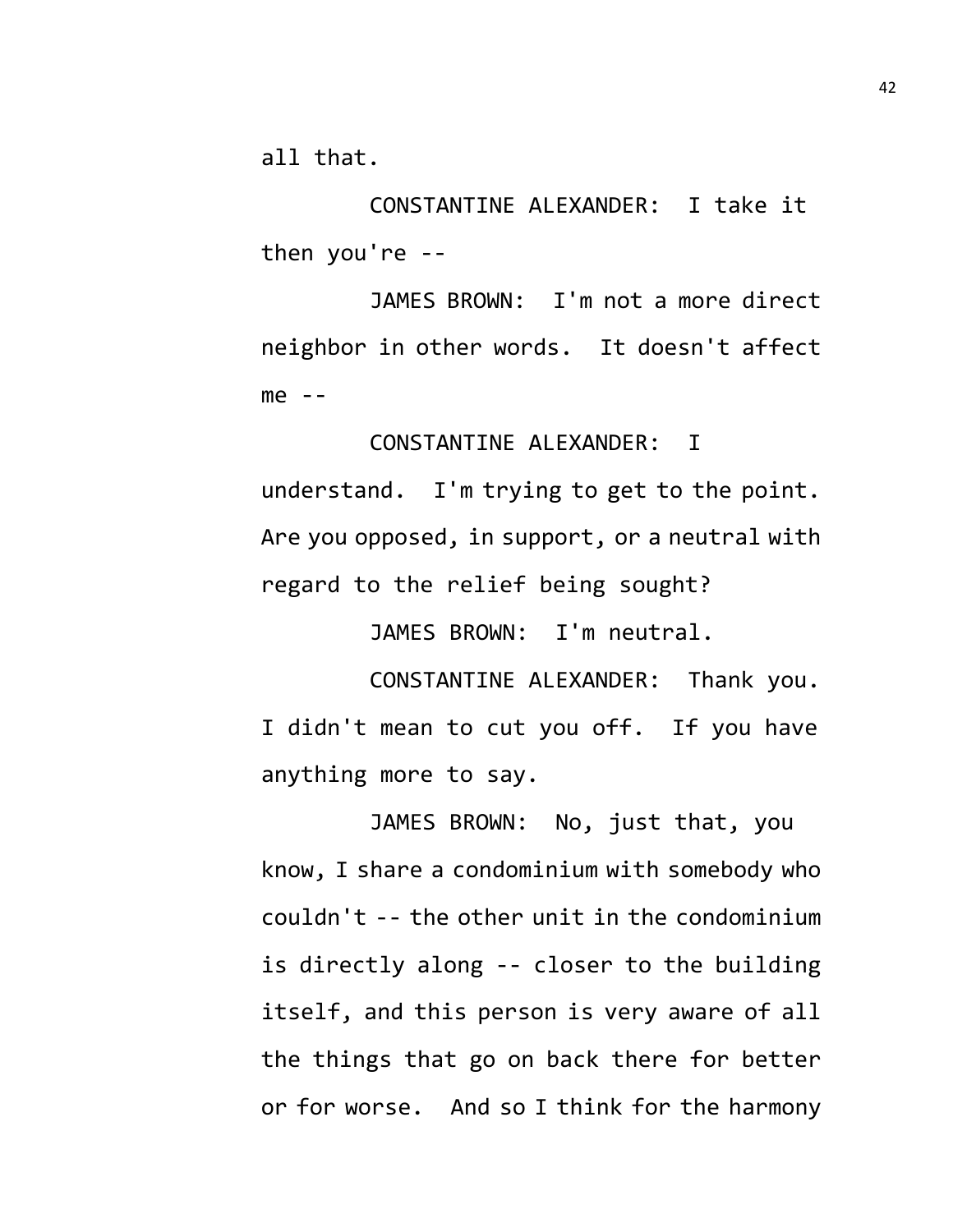all that.

CONSTANTINE ALEXANDER: I take it then you're --

JAMES BROWN: I'm not a more direct neighbor in other words. It doesn't affect me --

CONSTANTINE ALEXANDER: I understand. I'm trying to get to the point. Are you opposed, in support, or a neutral with regard to the relief being sought?

JAMES BROWN: I'm neutral.

CONSTANTINE ALEXANDER: Thank you. I didn't mean to cut you off. If you have anything more to say.

JAMES BROWN: No, just that, you know, I share a condominium with somebody who couldn't -- the other unit in the condominium is directly along -- closer to the building itself, and this person is very aware of all the things that go on back there for better or for worse. And so I think for the harmony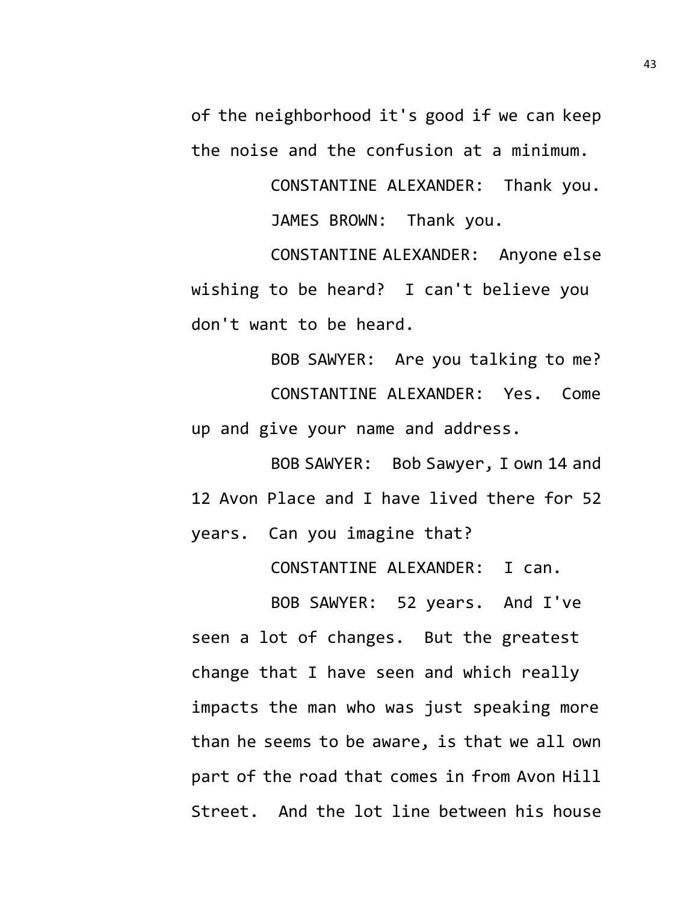of the neighborhood it's good if we can keep the noise and the confusion at a minimum.

CONSTANTINE ALEXANDER: Thank you.

JAMES BROWN: Thank you.

CONSTANTINE ALEXANDER: Anyone else wishing to be heard? I can't believe you don't want to be heard.

BOB SAWYER: Are you talking to me?

CONSTANTINE ALEXANDER: Yes. Come up and give your name and address.

BOB SAWYER: Bob Sawyer, I own 14 and 12 Avon Place and I have lived there for 52 years. Can you imagine that?

CONSTANTINE ALEXANDER: I can.

BOB SAWYER: 52 years. And I've seen a lot of changes. But the greatest change that I have seen and which really impacts the man who was just speaking more than he seems to be aware, is that we all own part of the road that comes in from Avon Hill Street. And the lot line between his house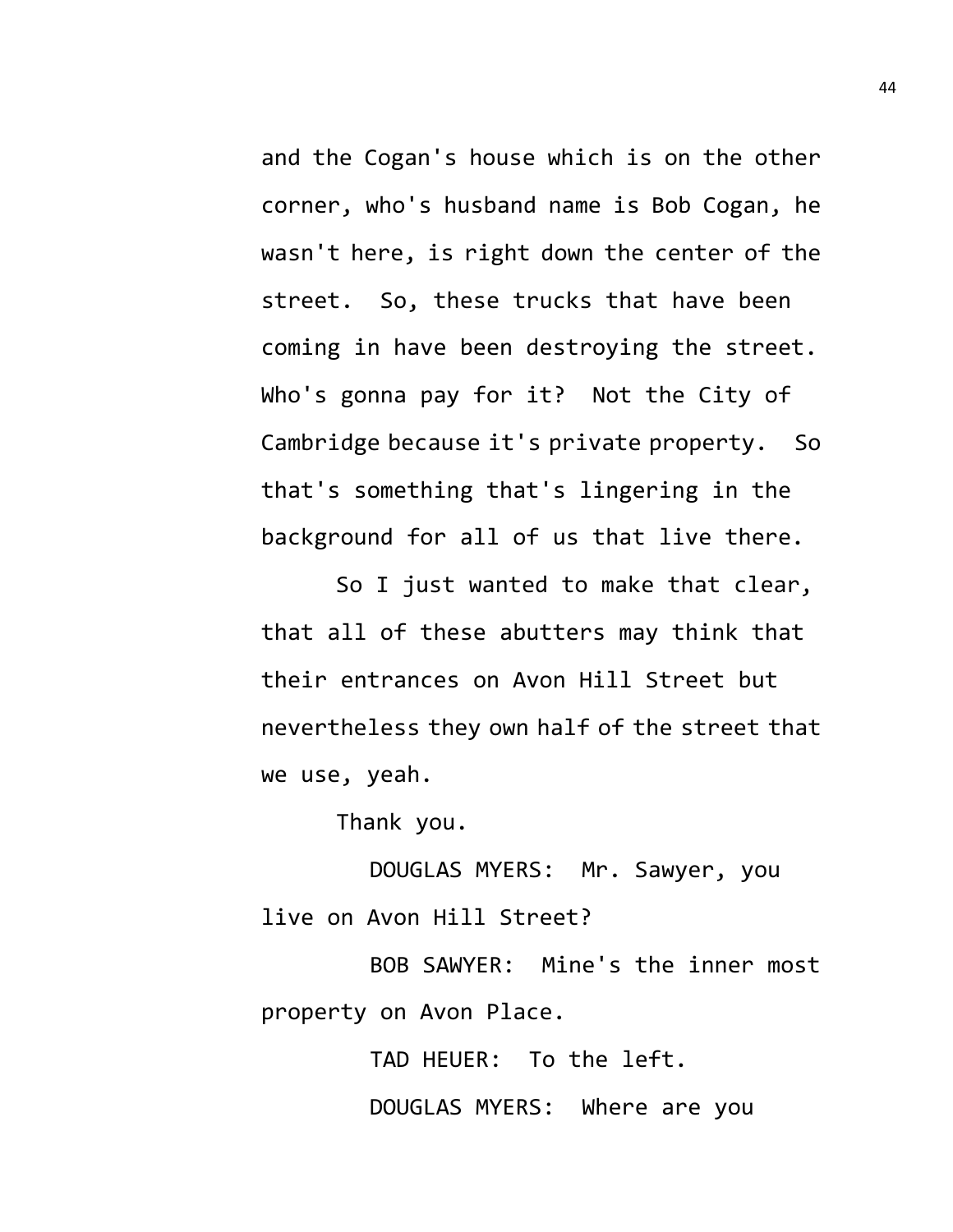and the Cogan's house which is on the other corner, who's husband name is Bob Cogan, he wasn't here, is right down the center of the street. So, these trucks that have been coming in have been destroying the street. Who's gonna pay for it? Not the City of Cambridge because it's private property. So that's something that's lingering in the background for all of us that live there.

So I just wanted to make that clear, that all of these abutters may think that their entrances on Avon Hill Street but nevertheless they own half of the street that we use, yeah.

Thank you.

DOUGLAS MYERS: Mr. Sawyer, you live on Avon Hill Street?

BOB SAWYER: Mine's the inner most property on Avon Place.

TAD HEUER: To the left.

DOUGLAS MYERS: Where are you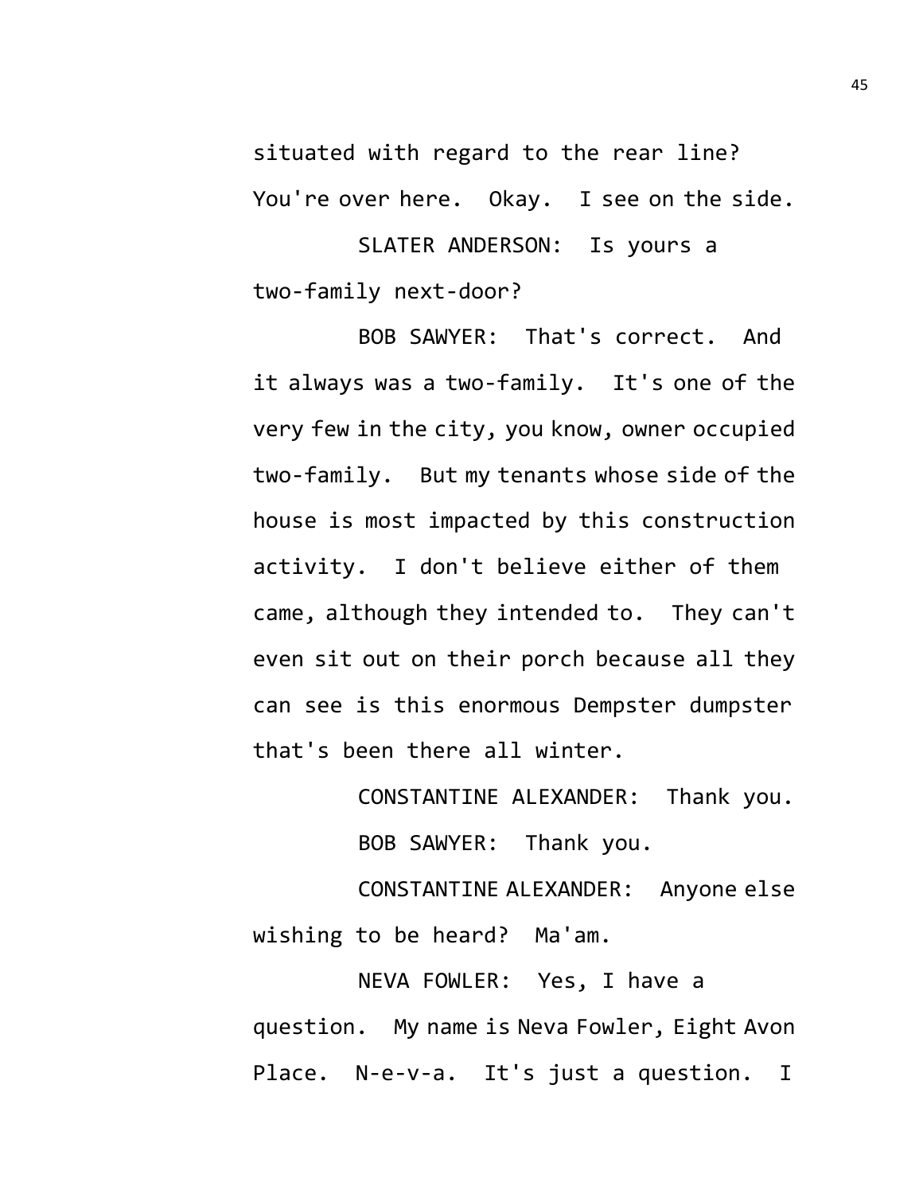situated with regard to the rear line? You're over here. Okay. I see on the side.

SLATER ANDERSON: Is yours a two-family next-door?

BOB SAWYER: That's correct. And it always was a two-family. It's one of the very few in the city, you know, owner occupied two-family. But my tenants whose side of the house is most impacted by this construction activity. I don't believe either of them came, although they intended to. They can't even sit out on their porch because all they can see is this enormous Dempster dumpster that's been there all winter.

CONSTANTINE ALEXANDER: Thank you.

BOB SAWYER: Thank you.

CONSTANTINE ALEXANDER: Anyone else wishing to be heard? Ma'am.

NEVA FOWLER: Yes, I have a question. My name is Neva Fowler, Eight Avon Place. N-e-v-a. It's just a question. I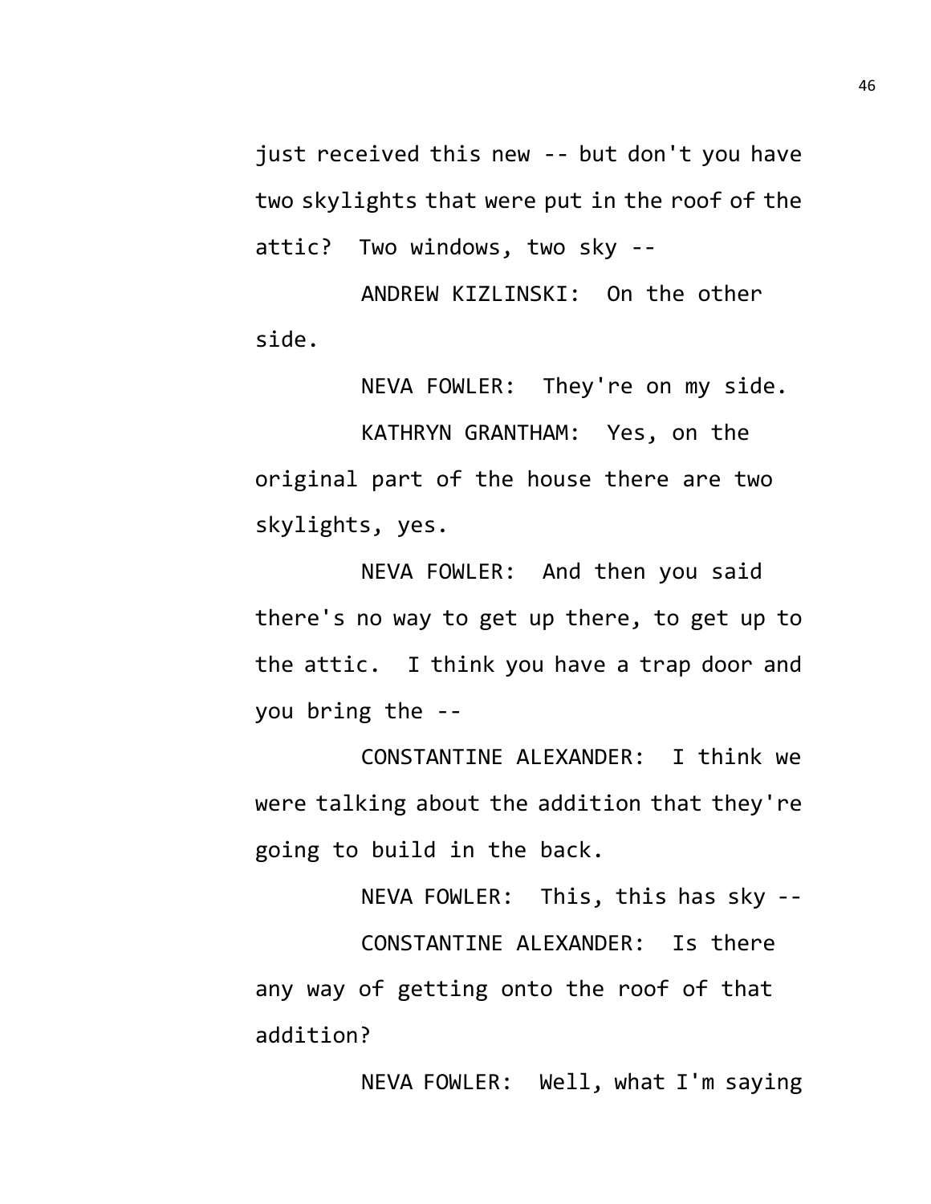just received this new -- but don't you have two skylights that were put in the roof of the attic? Two windows, two sky --

ANDREW KIZLINSKI: On the other side.

NEVA FOWLER: They're on my side.

KATHRYN GRANTHAM: Yes, on the original part of the house there are two skylights, yes.

NEVA FOWLER: And then you said there's no way to get up there, to get up to the attic. I think you have a trap door and you bring the --

CONSTANTINE ALEXANDER: I think we were talking about the addition that they're going to build in the back.

NEVA FOWLER: This, this has sky --

CONSTANTINE ALEXANDER: Is there any way of getting onto the roof of that addition?

NEVA FOWLER: Well, what I'm saying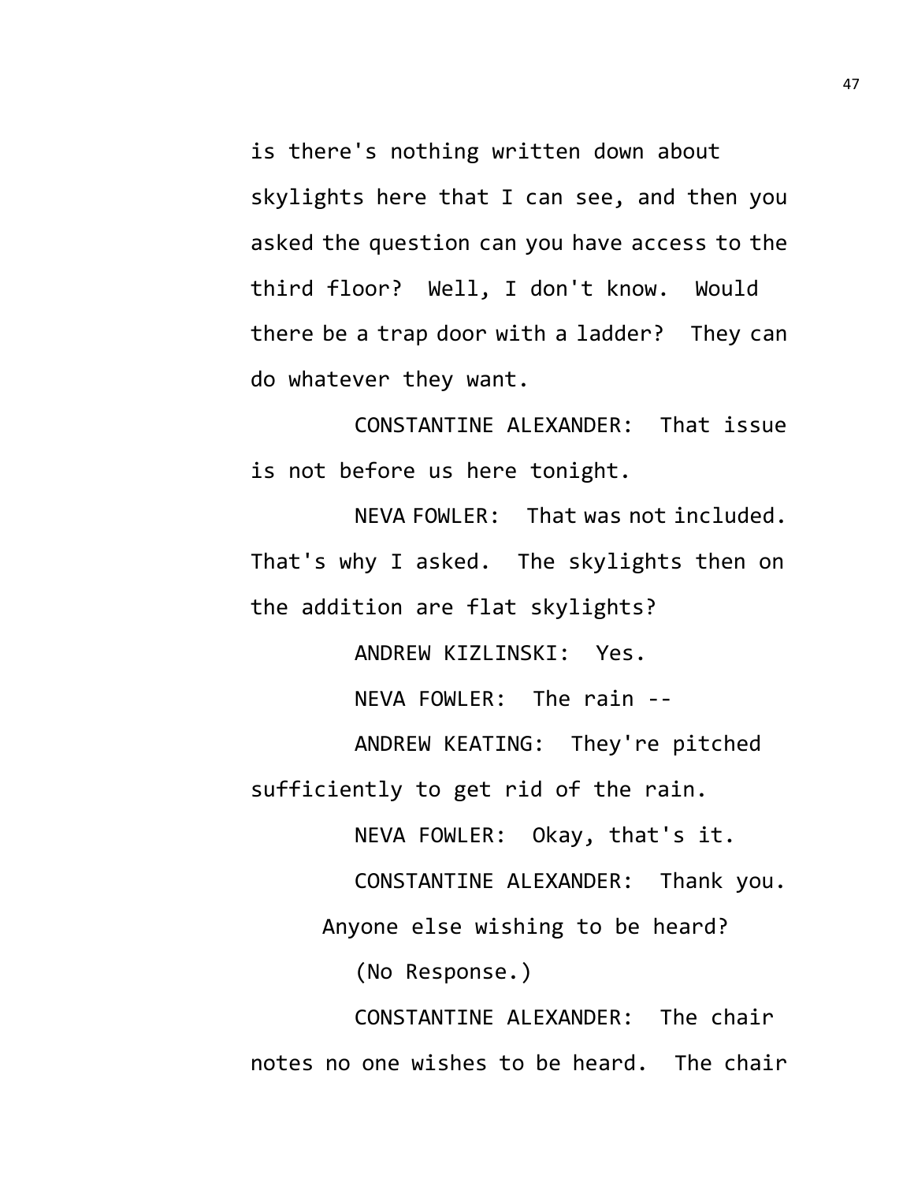is there's nothing written down about skylights here that I can see, and then you asked the question can you have access to the third floor? Well, I don't know. Would there be a trap door with a ladder? They can do whatever they want.

CONSTANTINE ALEXANDER: That issue is not before us here tonight.

NEVA FOWLER: That was not included. That's why I asked. The skylights then on the addition are flat skylights?

ANDREW KIZLINSKI: Yes.

NEVA FOWLER: The rain --

ANDREW KEATING: They're pitched sufficiently to get rid of the rain.

NEVA FOWLER: Okay, that's it.

CONSTANTINE ALEXANDER: Thank you.

Anyone else wishing to be heard?

(No Response.)

CONSTANTINE ALEXANDER: The chair notes no one wishes to be heard. The chair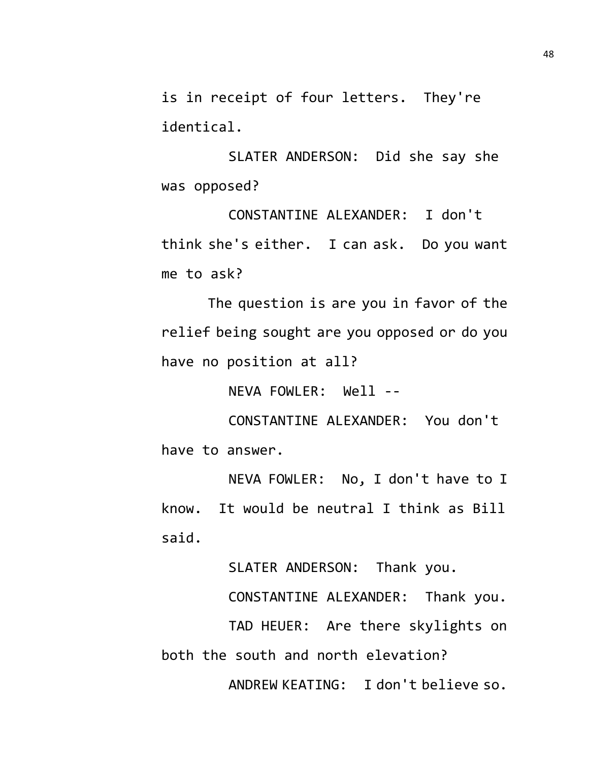is in receipt of four letters. They're identical.

SLATER ANDERSON: Did she say she was opposed?

CONSTANTINE ALEXANDER: I don't think she's either. I can ask. Do you want me to ask?

The question is are you in favor of the relief being sought are you opposed or do you have no position at all?

NEVA FOWLER: Well --

CONSTANTINE ALEXANDER: You don't have to answer.

NEVA FOWLER: No, I don't have to I know. It would be neutral I think as Bill said.

SLATER ANDERSON: Thank you.

CONSTANTINE ALEXANDER: Thank you.

TAD HEUER: Are there skylights on both the south and north elevation?

ANDREW KEATING: I don't believe so.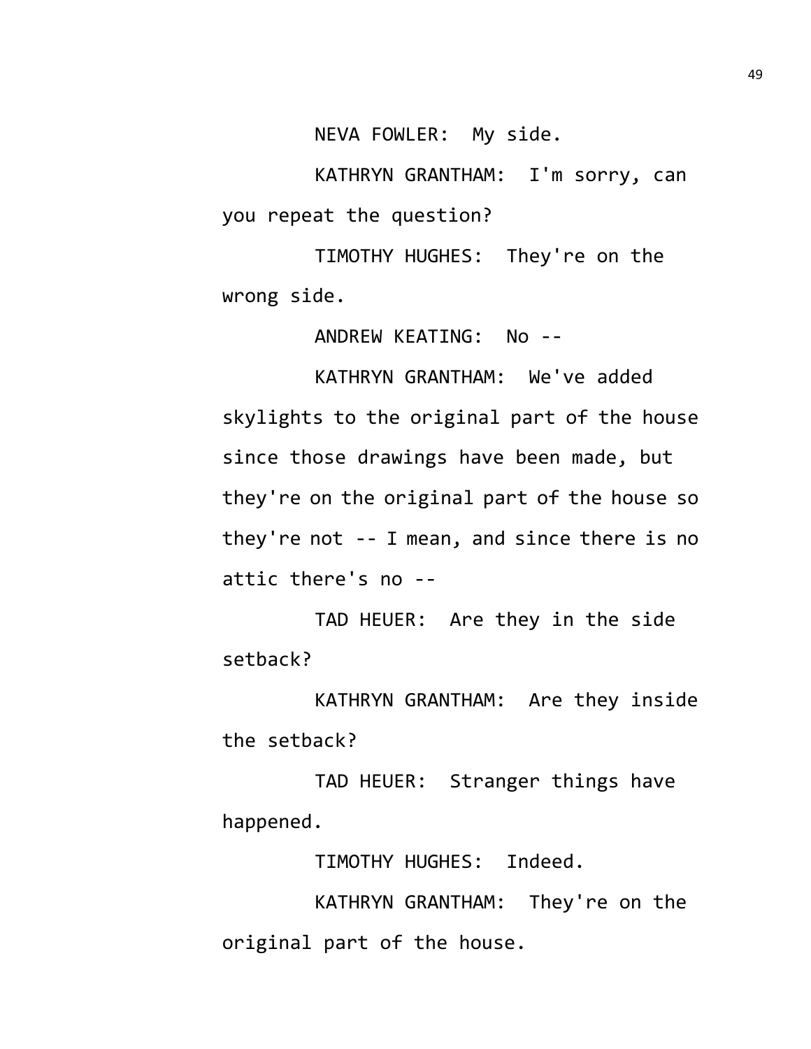NEVA FOWLER: My side.

KATHRYN GRANTHAM: I'm sorry, can you repeat the question?

TIMOTHY HUGHES: They're on the wrong side.

ANDREW KEATING: No --

KATHRYN GRANTHAM: We've added skylights to the original part of the house since those drawings have been made, but they're on the original part of the house so they're not -- I mean, and since there is no attic there's no --

TAD HEUER: Are they in the side setback?

KATHRYN GRANTHAM: Are they inside the setback?

TAD HEUER: Stranger things have happened.

TIMOTHY HUGHES: Indeed.

KATHRYN GRANTHAM: They're on the original part of the house.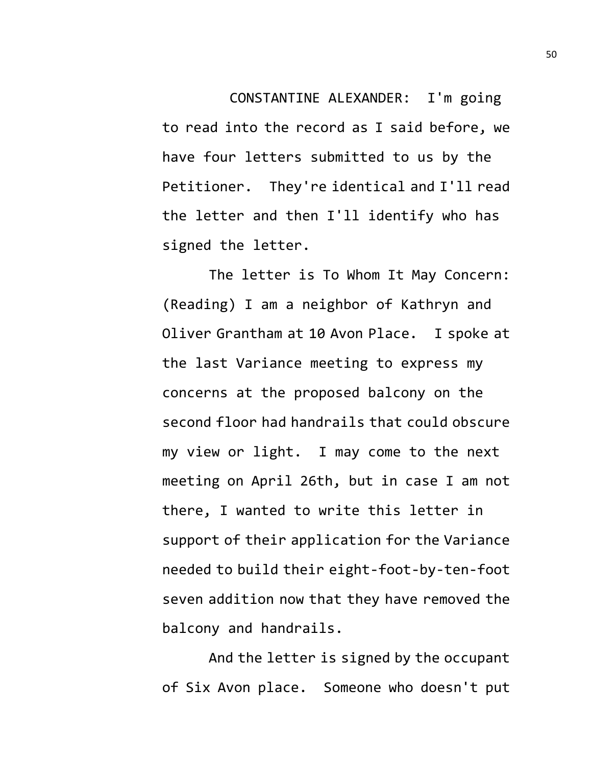CONSTANTINE ALEXANDER: I'm going to read into the record as I said before, we have four letters submitted to us by the Petitioner. They're identical and I'll read the letter and then I'll identify who has signed the letter.

The letter is To Whom It May Concern: (Reading) I am a neighbor of Kathryn and Oliver Grantham at 10 Avon Place. I spoke at the last Variance meeting to express my concerns at the proposed balcony on the second floor had handrails that could obscure my view or light. I may come to the next meeting on April 26th, but in case I am not there, I wanted to write this letter in support of their application for the Variance needed to build their eight-foot-by-ten-foot seven addition now that they have removed the balcony and handrails.

And the letter is signed by the occupant of Six Avon place. Someone who doesn't put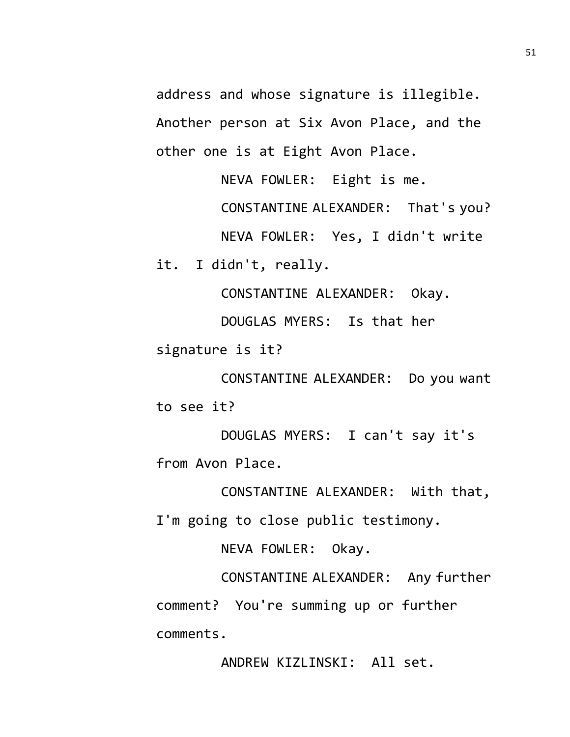address and whose signature is illegible. Another person at Six Avon Place, and the other one is at Eight Avon Place.

NEVA FOWLER: Eight is me.

CONSTANTINE ALEXANDER: That's you?

NEVA FOWLER: Yes, I didn't write it. I didn't, really.

CONSTANTINE ALEXANDER: Okay.

DOUGLAS MYERS: Is that her signature is it?

CONSTANTINE ALEXANDER: Do you want to see it?

DOUGLAS MYERS: I can't say it's from Avon Place.

CONSTANTINE ALEXANDER: With that, I'm going to close public testimony.

NEVA FOWLER: Okay.

CONSTANTINE ALEXANDER: Any further comment? You're summing up or further comments.

ANDREW KIZLINSKI: All set.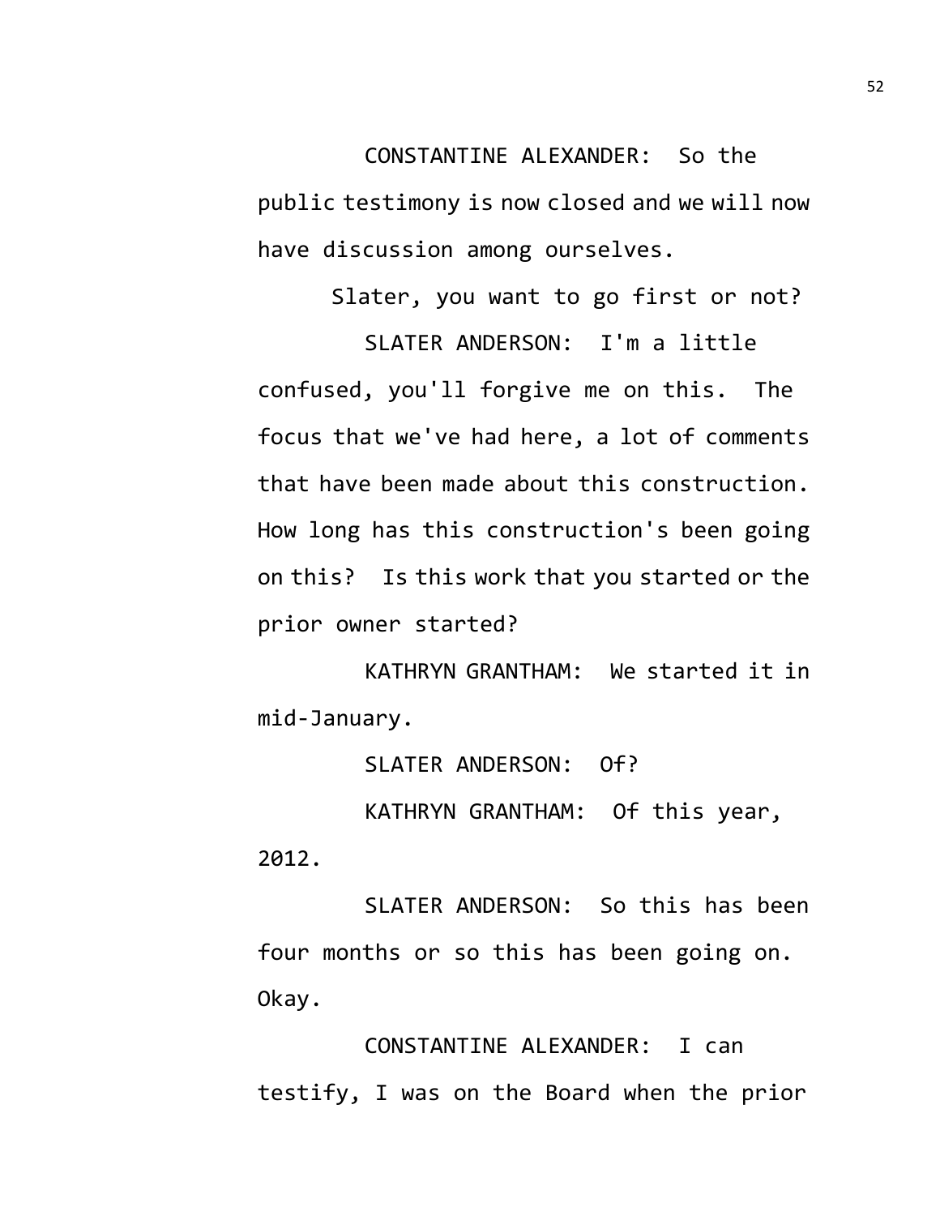CONSTANTINE ALEXANDER: So the public testimony is now closed and we will now have discussion among ourselves.

Slater, you want to go first or not?

SLATER ANDERSON: I'm a little confused, you'll forgive me on this. The focus that we've had here, a lot of comments that have been made about this construction. How long has this construction's been going on this? Is this work that you started or the prior owner started?

KATHRYN GRANTHAM: We started it in mid-January.

SLATER ANDERSON: Of?

KATHRYN GRANTHAM: Of this year, 2012.

SLATER ANDERSON: So this has been four months or so this has been going on. Okay.

CONSTANTINE ALEXANDER: I can testify, I was on the Board when the prior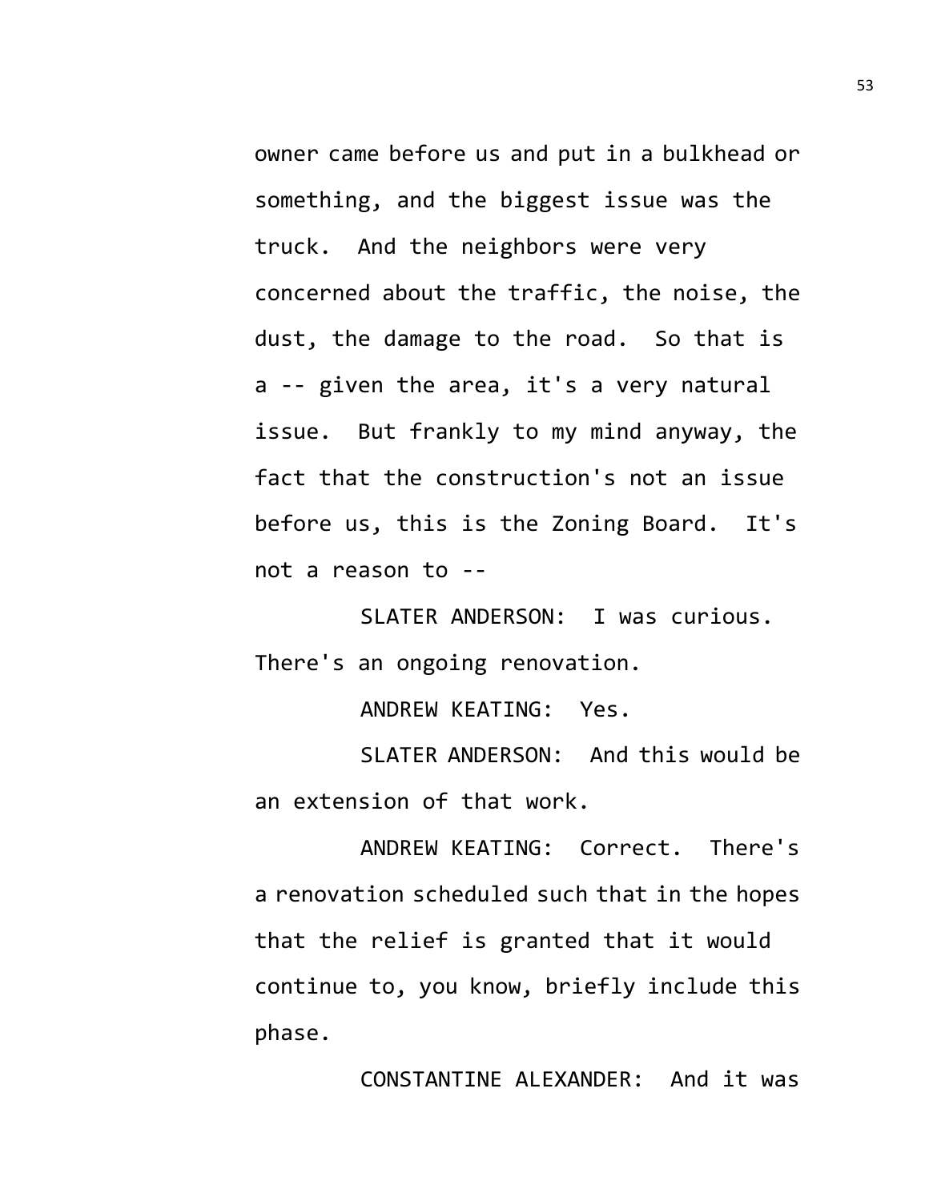owner came before us and put in a bulkhead or something, and the biggest issue was the truck. And the neighbors were very concerned about the traffic, the noise, the dust, the damage to the road. So that is a -- given the area, it's a very natural issue. But frankly to my mind anyway, the fact that the construction's not an issue before us, this is the Zoning Board. It's not a reason to --

SLATER ANDERSON: I was curious. There's an ongoing renovation.

ANDREW KEATING: Yes.

SLATER ANDERSON: And this would be an extension of that work.

ANDREW KEATING: Correct. There's a renovation scheduled such that in the hopes that the relief is granted that it would continue to, you know, briefly include this phase.

CONSTANTINE ALEXANDER: And it was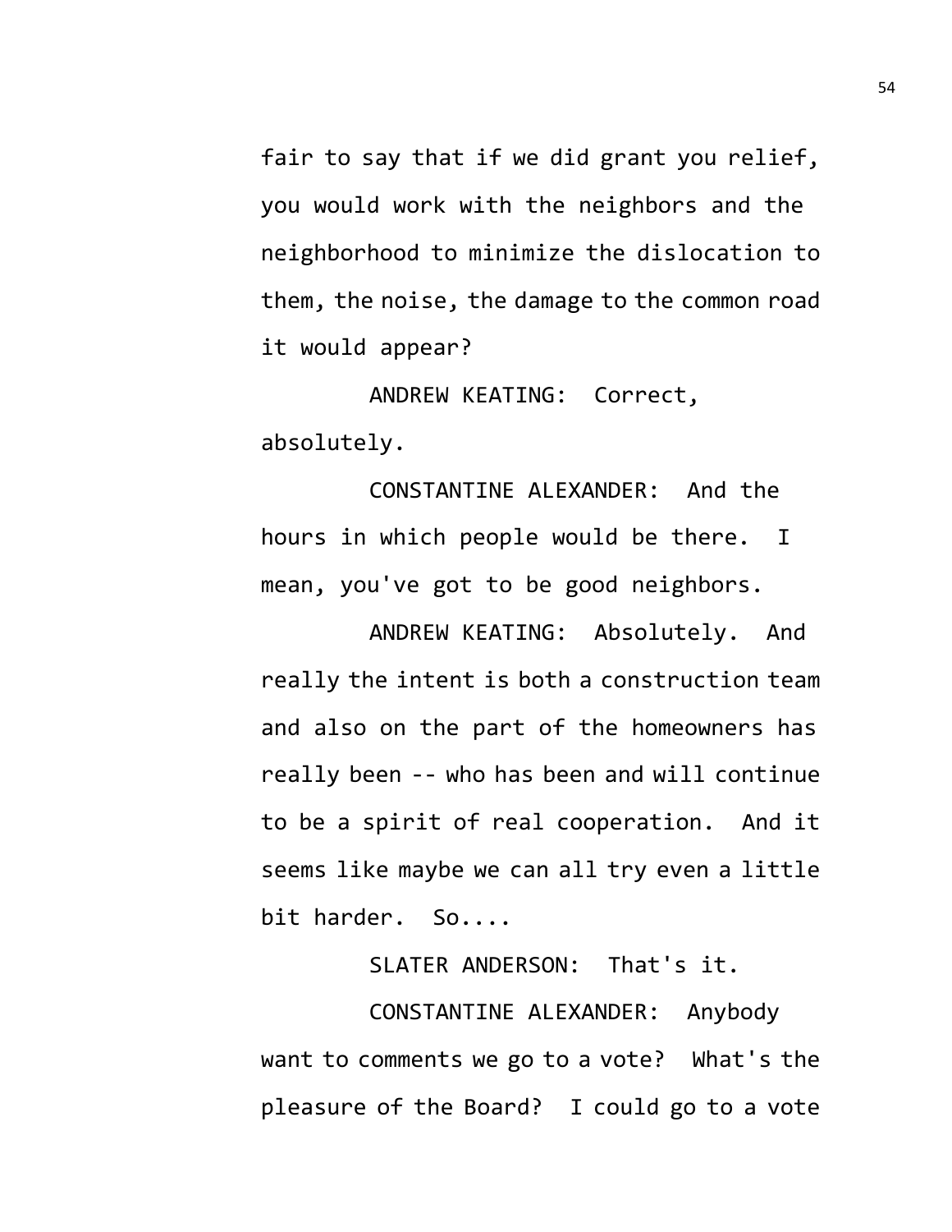fair to say that if we did grant you relief, you would work with the neighbors and the neighborhood to minimize the dislocation to them, the noise, the damage to the common road it would appear?

ANDREW KEATING: Correct, absolutely.

CONSTANTINE ALEXANDER: And the hours in which people would be there. I mean, you've got to be good neighbors.

ANDREW KEATING: Absolutely. And really the intent is both a construction team and also on the part of the homeowners has really been -- who has been and will continue to be a spirit of real cooperation. And it seems like maybe we can all try even a little bit harder. So....

SLATER ANDERSON: That's it.

CONSTANTINE ALEXANDER: Anybody want to comments we go to a vote? What's the pleasure of the Board? I could go to a vote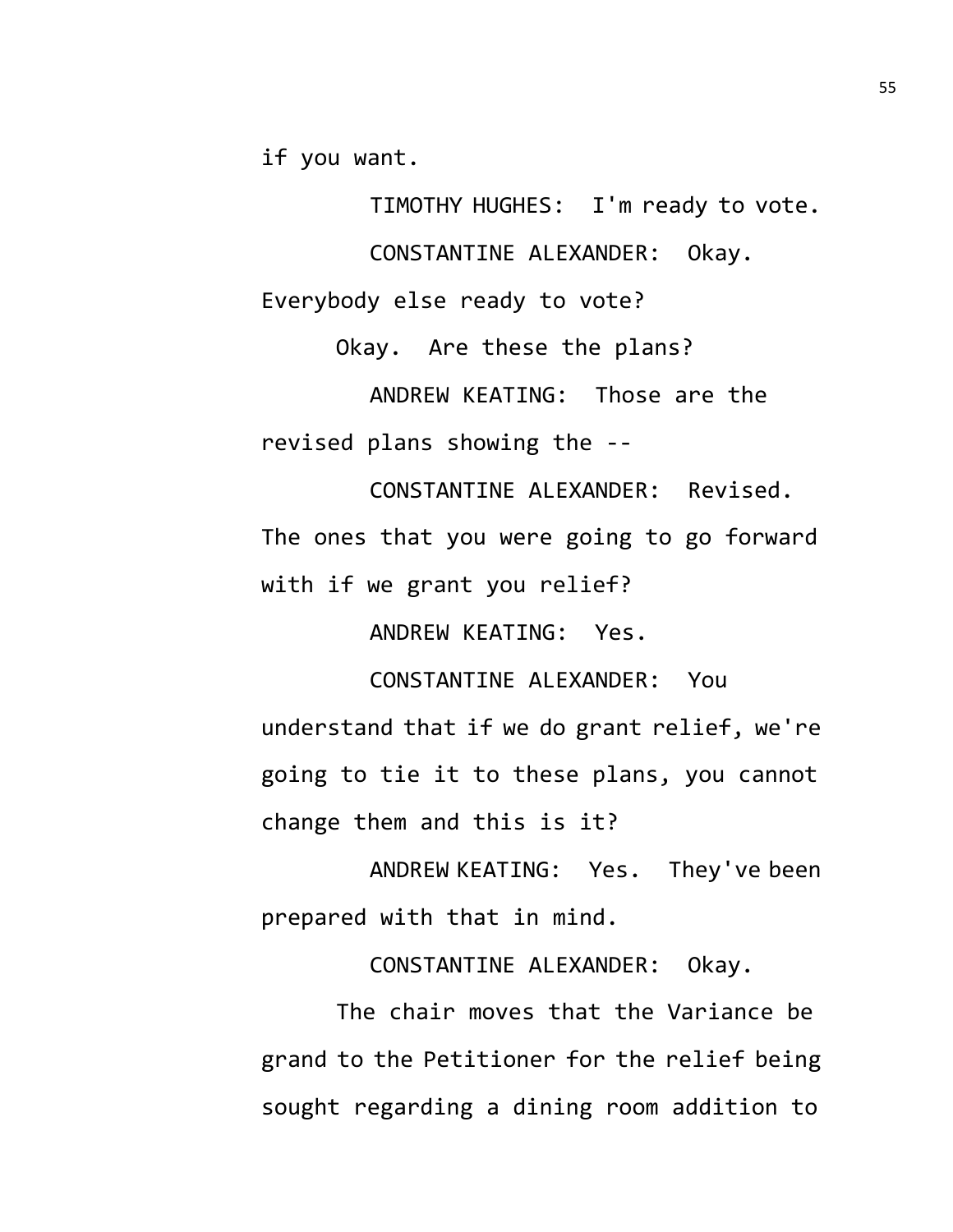if you want.

TIMOTHY HUGHES: I'm ready to vote.

CONSTANTINE ALEXANDER: Okay. Everybody else ready to vote?

Okay. Are these the plans?

ANDREW KEATING: Those are the revised plans showing the --

CONSTANTINE ALEXANDER: Revised. The ones that you were going to go forward with if we grant you relief?

ANDREW KEATING: Yes.

CONSTANTINE ALEXANDER: You understand that if we do grant relief, we're going to tie it to these plans, you cannot change them and this is it?

ANDREW KEATING: Yes. They've been prepared with that in mind.

CONSTANTINE ALEXANDER: Okay.

The chair moves that the Variance be grand to the Petitioner for the relief being sought regarding a dining room addition to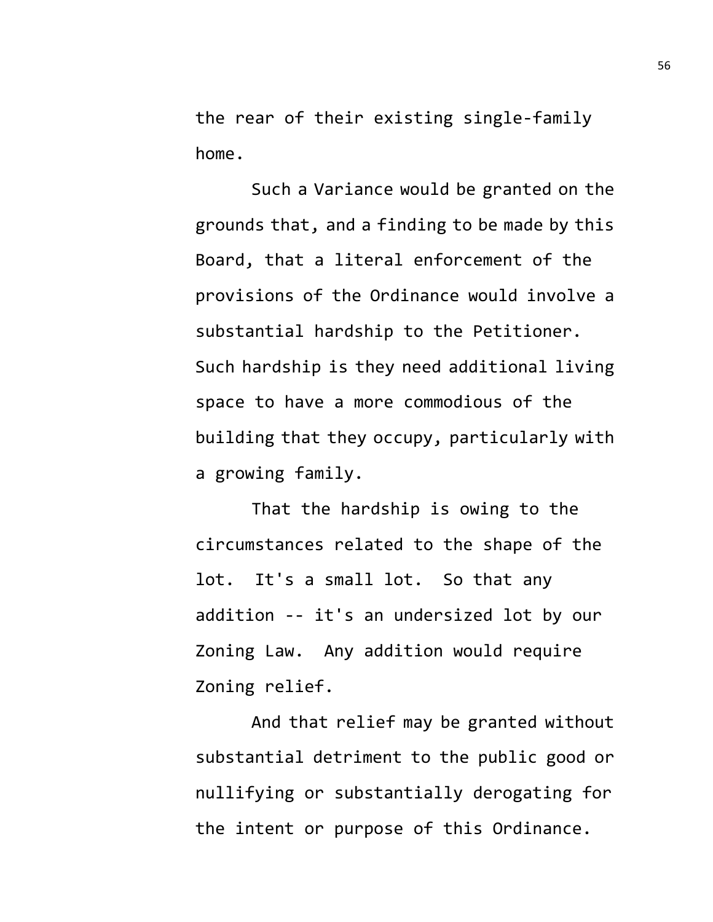the rear of their existing single-family home.

Such a Variance would be granted on the grounds that, and a finding to be made by this Board, that a literal enforcement of the provisions of the Ordinance would involve a substantial hardship to the Petitioner. Such hardship is they need additional living space to have a more commodious of the building that they occupy, particularly with a growing family.

That the hardship is owing to the circumstances related to the shape of the lot. It's a small lot. So that any addition -- it's an undersized lot by our Zoning Law. Any addition would require Zoning relief.

And that relief may be granted without substantial detriment to the public good or nullifying or substantially derogating for the intent or purpose of this Ordinance.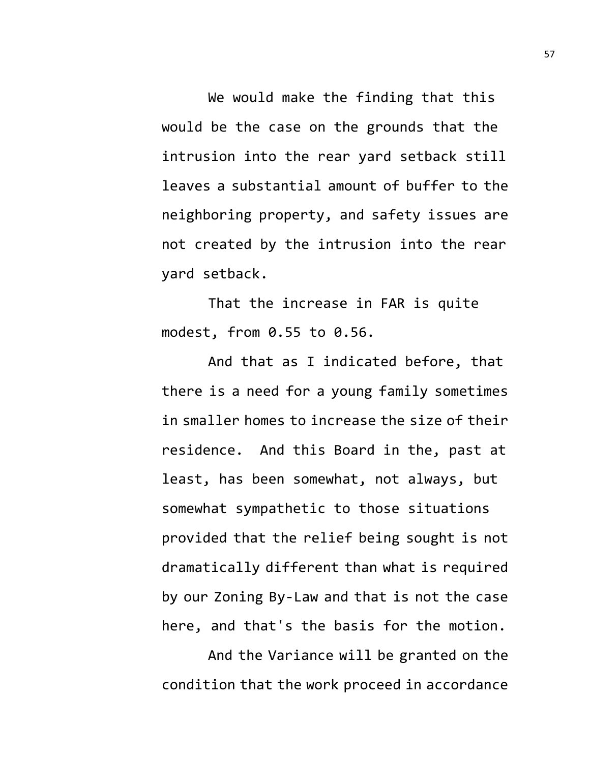We would make the finding that this would be the case on the grounds that the intrusion into the rear yard setback still leaves a substantial amount of buffer to the neighboring property, and safety issues are not created by the intrusion into the rear yard setback.

That the increase in FAR is quite modest, from 0.55 to 0.56.

And that as I indicated before, that there is a need for a young family sometimes in smaller homes to increase the size of their residence. And this Board in the, past at least, has been somewhat, not always, but somewhat sympathetic to those situations provided that the relief being sought is not dramatically different than what is required by our Zoning By-Law and that is not the case here, and that's the basis for the motion.

And the Variance will be granted on the condition that the work proceed in accordance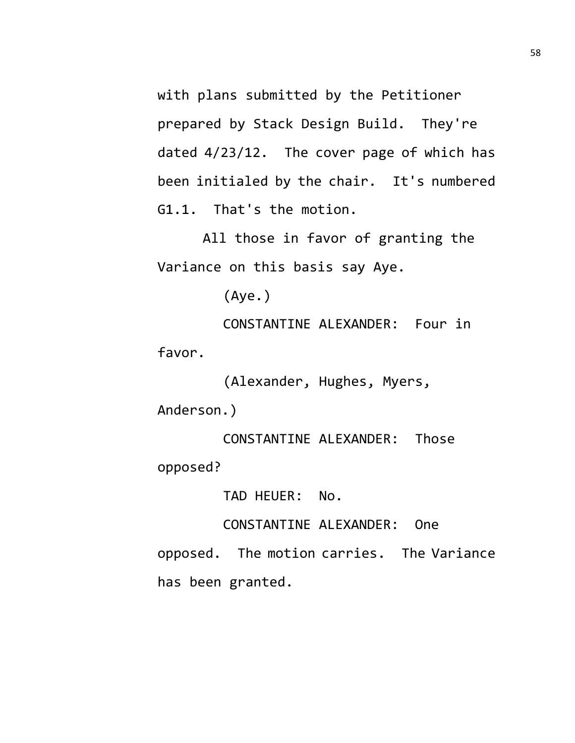with plans submitted by the Petitioner prepared by Stack Design Build. They're dated 4/23/12. The cover page of which has been initialed by the chair. It's numbered G1.1. That's the motion.

All those in favor of granting the Variance on this basis say Aye.

(Aye.)

CONSTANTINE ALEXANDER: Four in favor.

(Alexander, Hughes, Myers, Anderson.)

CONSTANTINE ALEXANDER: Those opposed?

TAD HEUER: No.

CONSTANTINE ALEXANDER: One opposed. The motion carries. The Variance has been granted.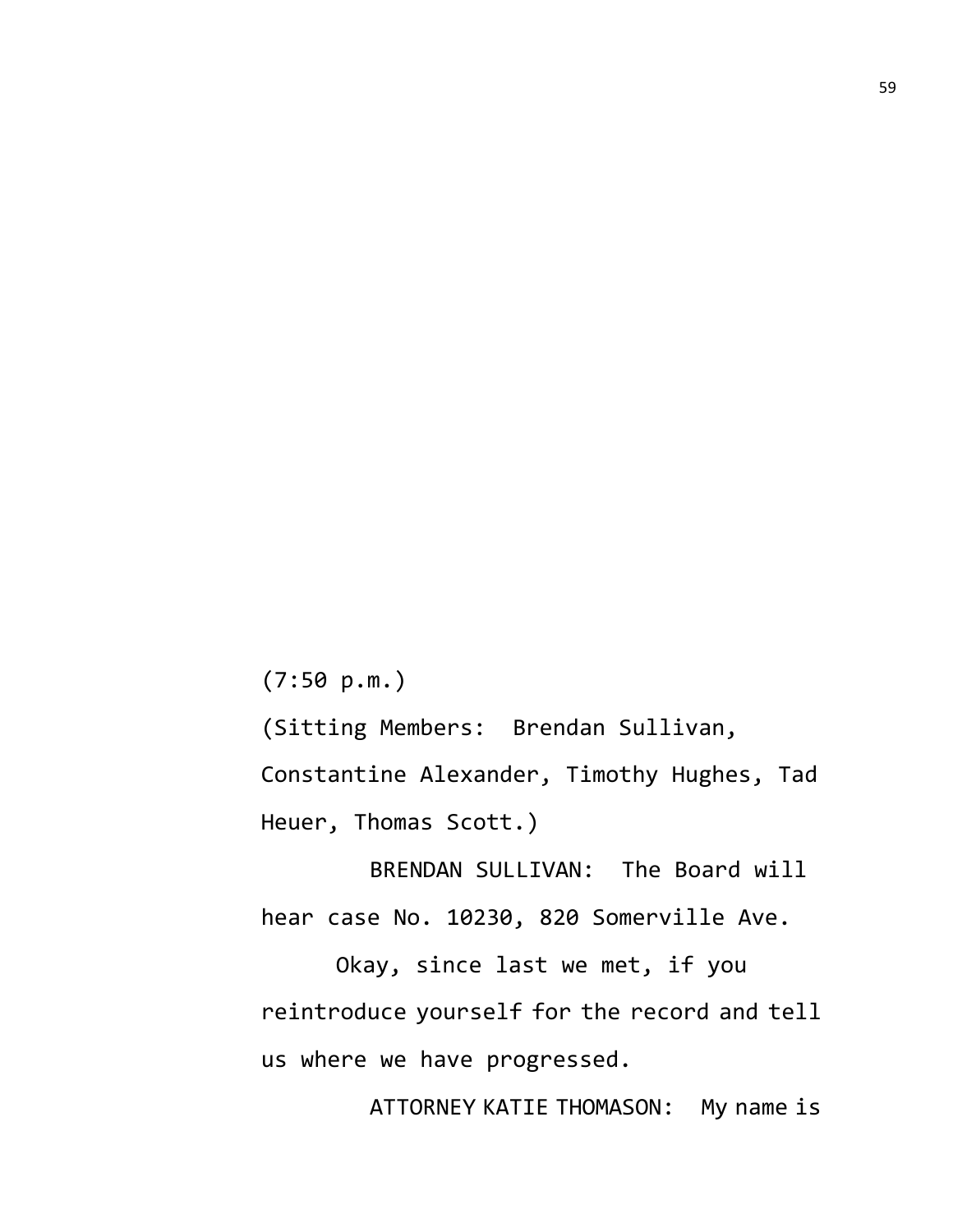(7:50 p.m.)

(Sitting Members: Brendan Sullivan, Constantine Alexander, Timothy Hughes, Tad Heuer, Thomas Scott.)

BRENDAN SULLIVAN: The Board will hear case No. 10230, 820 Somerville Ave.

Okay, since last we met, if you reintroduce yourself for the record and tell us where we have progressed.

ATTORNEY KATIE THOMASON: My name is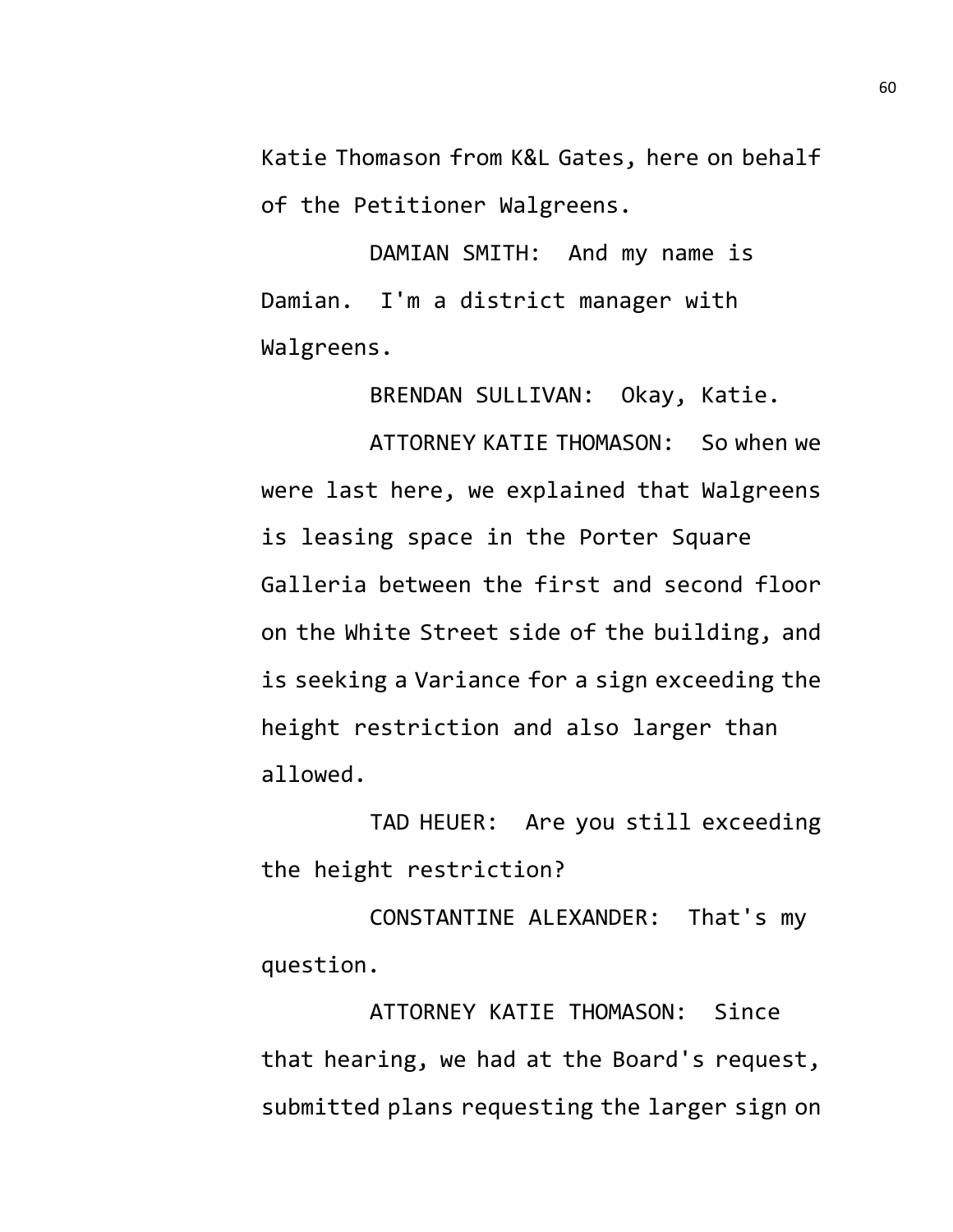Katie Thomason from K&L Gates, here on behalf of the Petitioner Walgreens.

DAMIAN SMITH: And my name is Damian. I'm a district manager with Walgreens.

BRENDAN SULLIVAN: Okay, Katie.

ATTORNEY KATIE THOMASON: So when we were last here, we explained that Walgreens is leasing space in the Porter Square Galleria between the first and second floor on the White Street side of the building, and is seeking a Variance for a sign exceeding the height restriction and also larger than allowed.

TAD HEUER: Are you still exceeding the height restriction?

CONSTANTINE ALEXANDER: That's my question.

ATTORNEY KATIE THOMASON: Since that hearing, we had at the Board's request, submitted plans requesting the larger sign on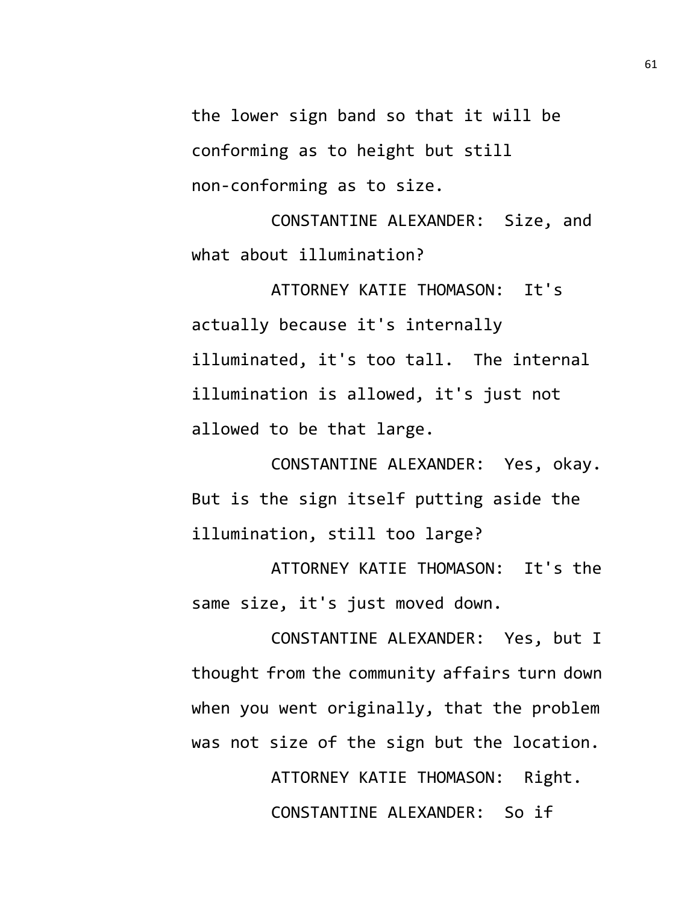the lower sign band so that it will be conforming as to height but still non-conforming as to size.

CONSTANTINE ALEXANDER: Size, and what about illumination?

ATTORNEY KATIE THOMASON: It's actually because it's internally illuminated, it's too tall. The internal illumination is allowed, it's just not allowed to be that large.

CONSTANTINE ALEXANDER: Yes, okay. But is the sign itself putting aside the illumination, still too large?

ATTORNEY KATIE THOMASON: It's the same size, it's just moved down.

CONSTANTINE ALEXANDER: Yes, but I thought from the community affairs turn down when you went originally, that the problem was not size of the sign but the location.

ATTORNEY KATIE THOMASON: Right.

CONSTANTINE ALEXANDER: So if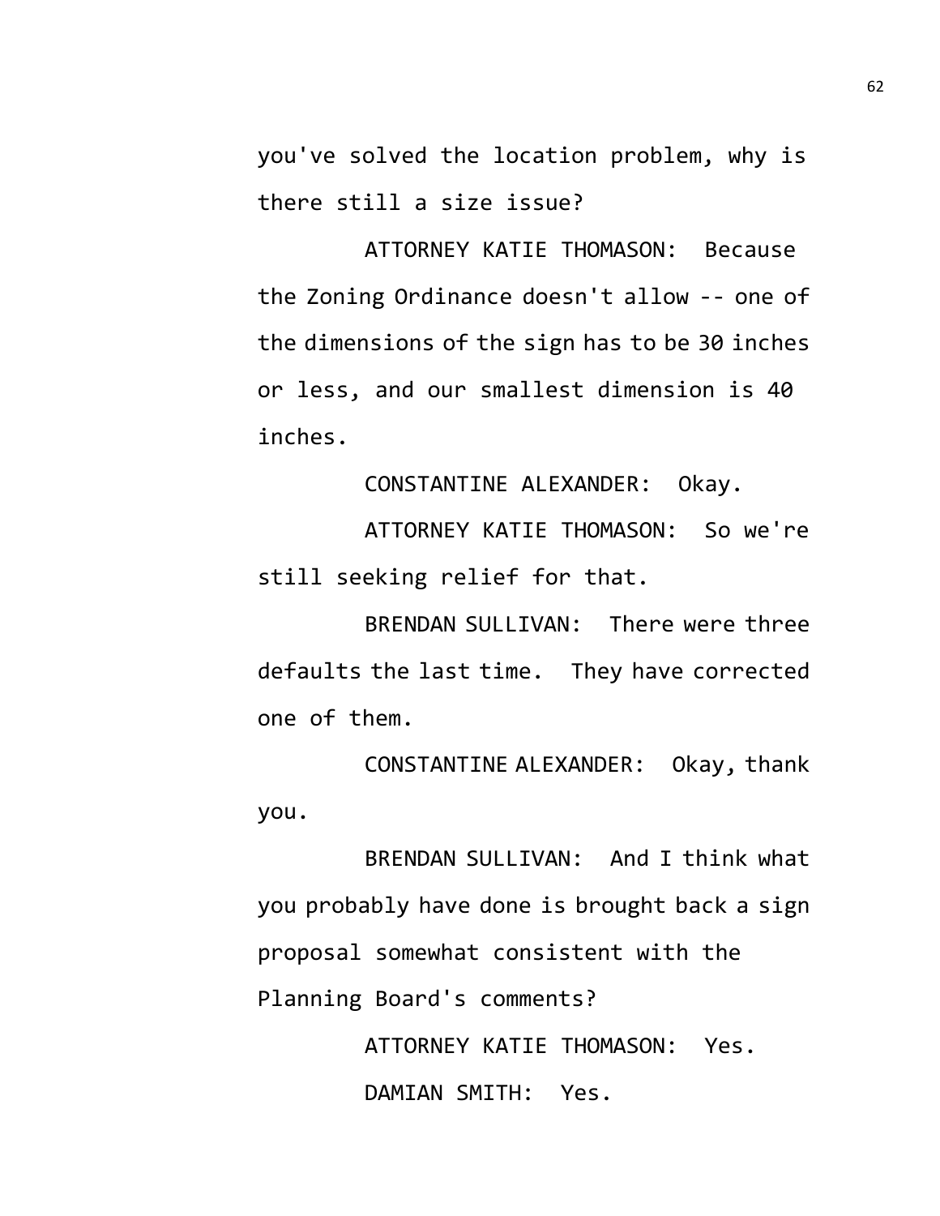you've solved the location problem, why is there still a size issue?

ATTORNEY KATIE THOMASON: Because the Zoning Ordinance doesn't allow -- one of the dimensions of the sign has to be 30 inches or less, and our smallest dimension is 40 inches.

CONSTANTINE ALEXANDER: Okay.

ATTORNEY KATIE THOMASON: So we're still seeking relief for that.

BRENDAN SULLIVAN: There were three defaults the last time. They have corrected one of them.

CONSTANTINE ALEXANDER: Okay, thank you.

BRENDAN SULLIVAN: And I think what you probably have done is brought back a sign proposal somewhat consistent with the Planning Board's comments?

ATTORNEY KATIE THOMASON: Yes.

DAMIAN SMITH: Yes.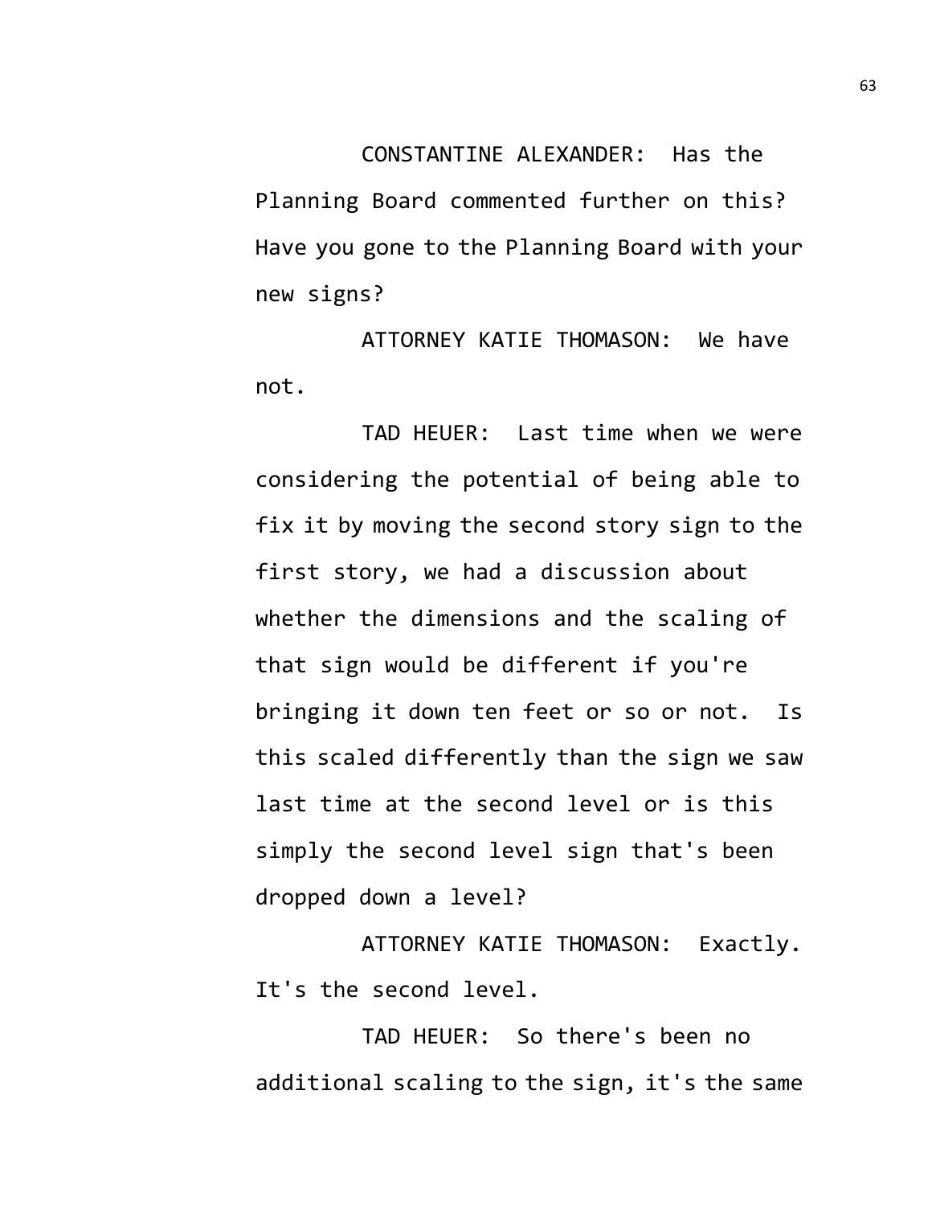CONSTANTINE ALEXANDER: Has the Planning Board commented further on this? Have you gone to the Planning Board with your new signs?

ATTORNEY KATIE THOMASON: We have not.

TAD HEUER: Last time when we were considering the potential of being able to fix it by moving the second story sign to the first story, we had a discussion about whether the dimensions and the scaling of that sign would be different if you're bringing it down ten feet or so or not. Is this scaled differently than the sign we saw last time at the second level or is this simply the second level sign that's been dropped down a level?

ATTORNEY KATIE THOMASON: Exactly. It's the second level.

TAD HEUER: So there's been no additional scaling to the sign, it's the same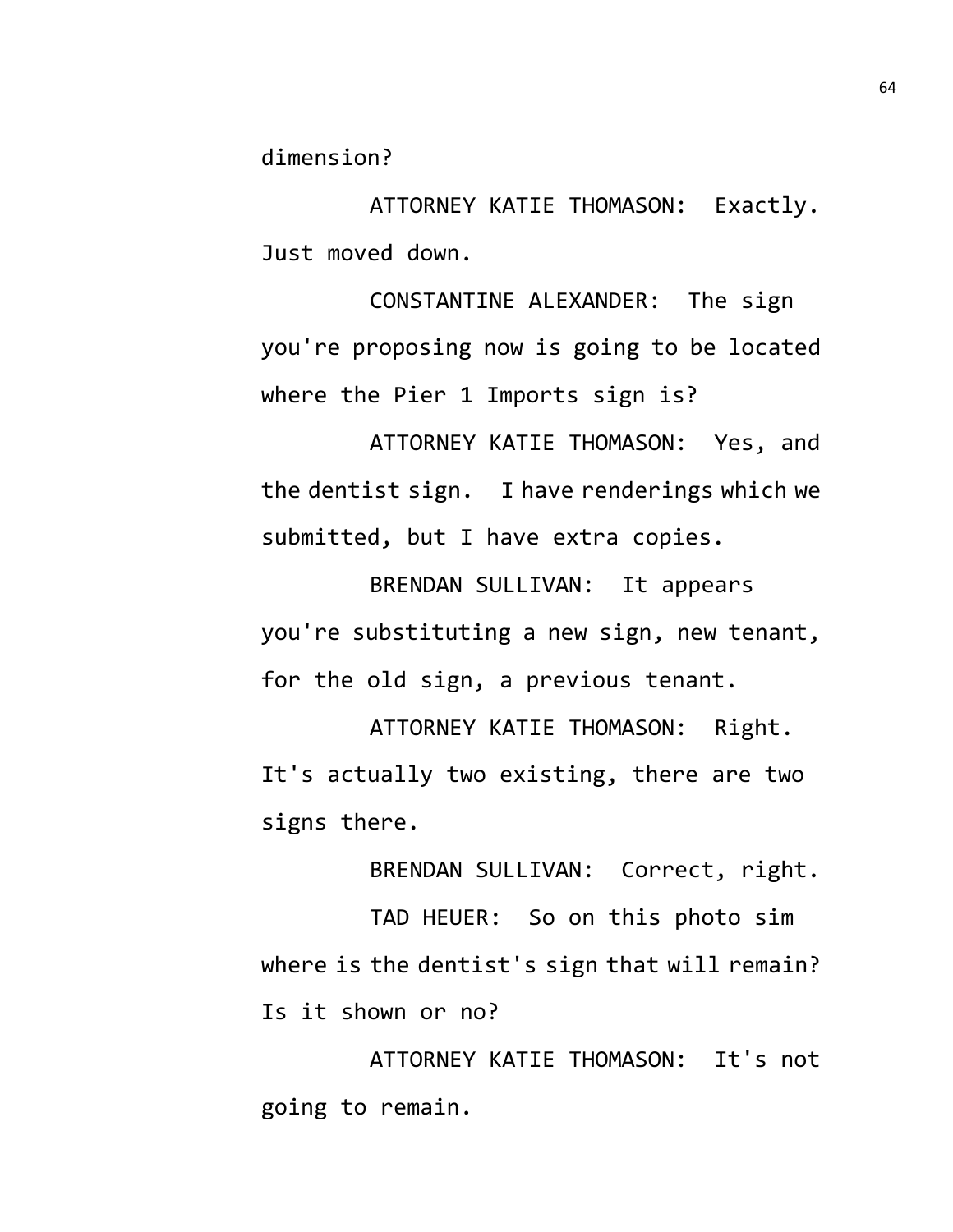dimension?

ATTORNEY KATIE THOMASON: Exactly. Just moved down.

CONSTANTINE ALEXANDER: The sign you're proposing now is going to be located where the Pier 1 Imports sign is?

ATTORNEY KATIE THOMASON: Yes, and the dentist sign. I have renderings which we submitted, but I have extra copies.

BRENDAN SULLIVAN: It appears you're substituting a new sign, new tenant, for the old sign, a previous tenant.

ATTORNEY KATIE THOMASON: Right. It's actually two existing, there are two signs there.

BRENDAN SULLIVAN: Correct, right.

TAD HEUER: So on this photo sim where is the dentist's sign that will remain? Is it shown or no?

ATTORNEY KATIE THOMASON: It's not going to remain.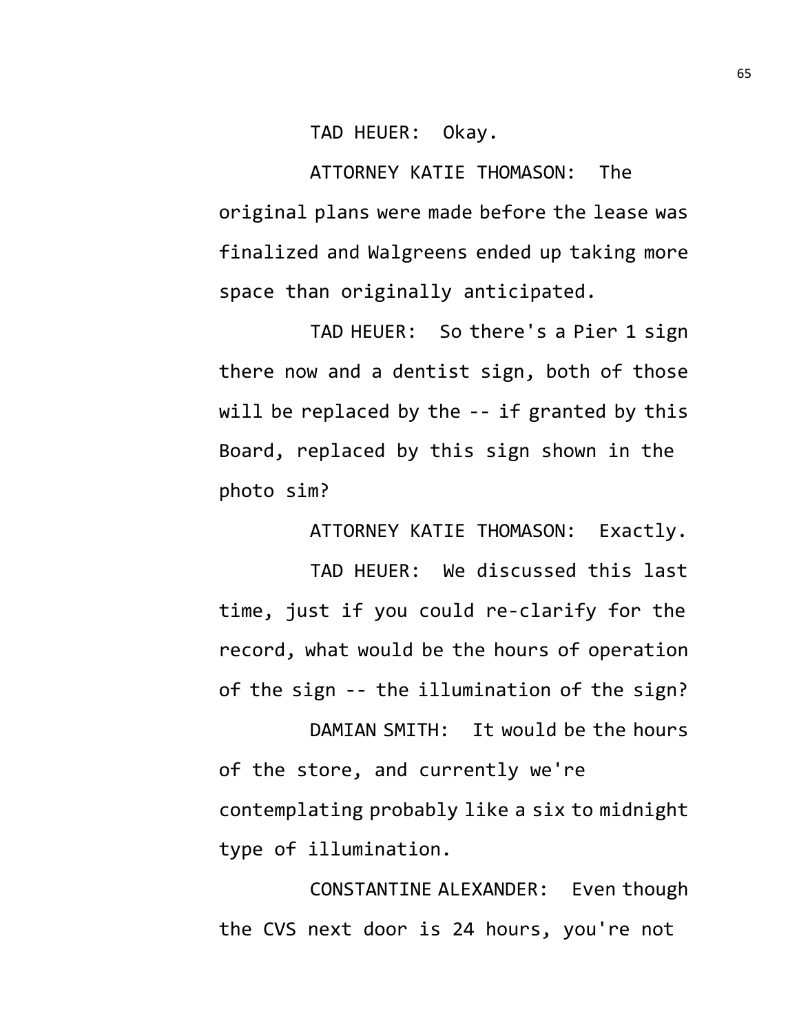TAD HEUER: Okay.

ATTORNEY KATIE THOMASON: The original plans were made before the lease was finalized and Walgreens ended up taking more space than originally anticipated.

TAD HEUER: So there's a Pier 1 sign there now and a dentist sign, both of those will be replaced by the -- if granted by this Board, replaced by this sign shown in the photo sim?

ATTORNEY KATIE THOMASON: Exactly.

TAD HEUER: We discussed this last time, just if you could re-clarify for the record, what would be the hours of operation of the sign -- the illumination of the sign?

DAMIAN SMITH: It would be the hours of the store, and currently we're contemplating probably like a six to midnight type of illumination.

CONSTANTINE ALEXANDER: Even though the CVS next door is 24 hours, you're not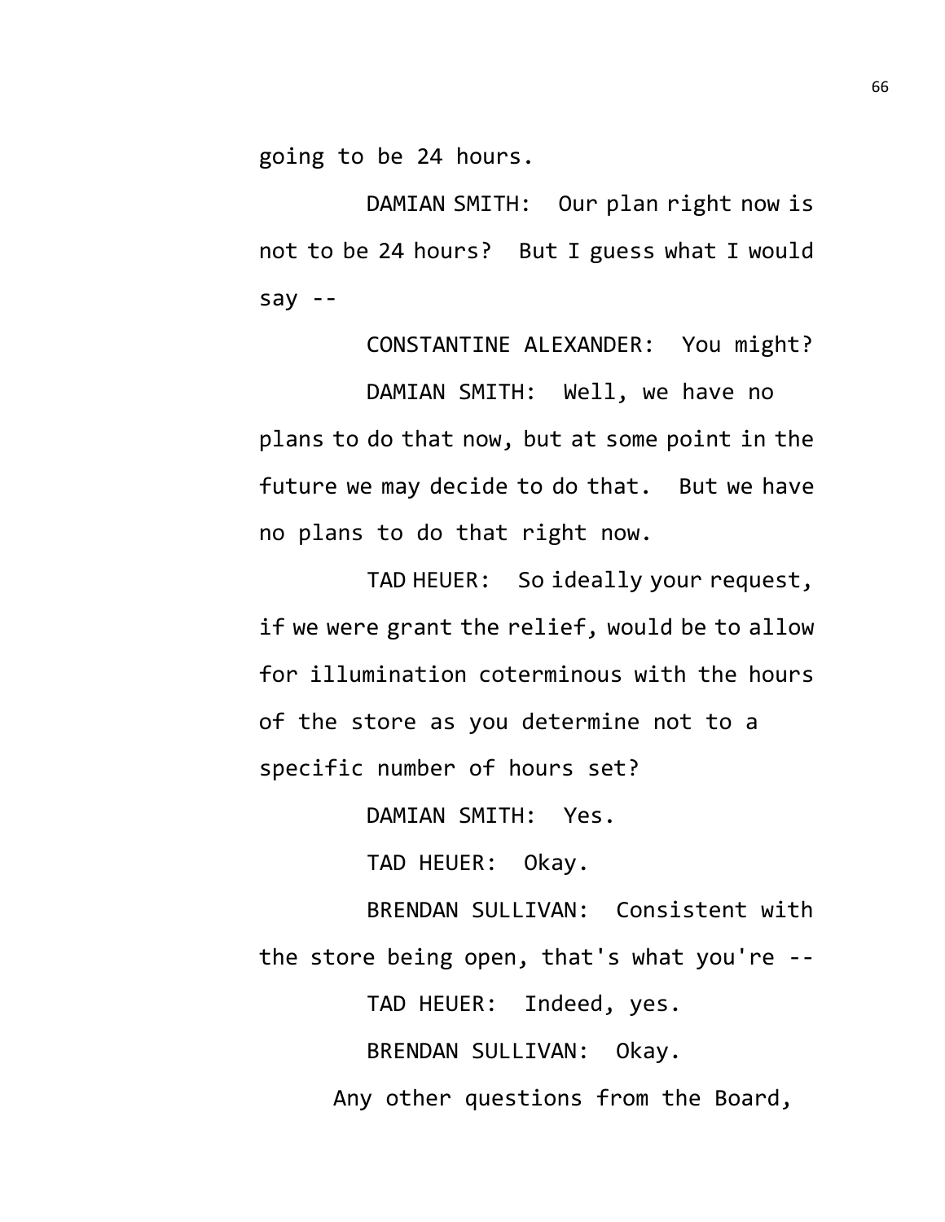going to be 24 hours.

DAMIAN SMITH: Our plan right now is not to be 24 hours? But I guess what I would say --

CONSTANTINE ALEXANDER: You might?

DAMIAN SMITH: Well, we have no plans to do that now, but at some point in the future we may decide to do that. But we have no plans to do that right now.

TAD HEUER: So ideally your request, if we were grant the relief, would be to allow for illumination coterminous with the hours of the store as you determine not to a specific number of hours set?

DAMIAN SMITH: Yes.

TAD HEUER: Okay.

BRENDAN SULLIVAN: Consistent with the store being open, that's what you're --

TAD HEUER: Indeed, yes.

BRENDAN SULLIVAN: Okay.

Any other questions from the Board,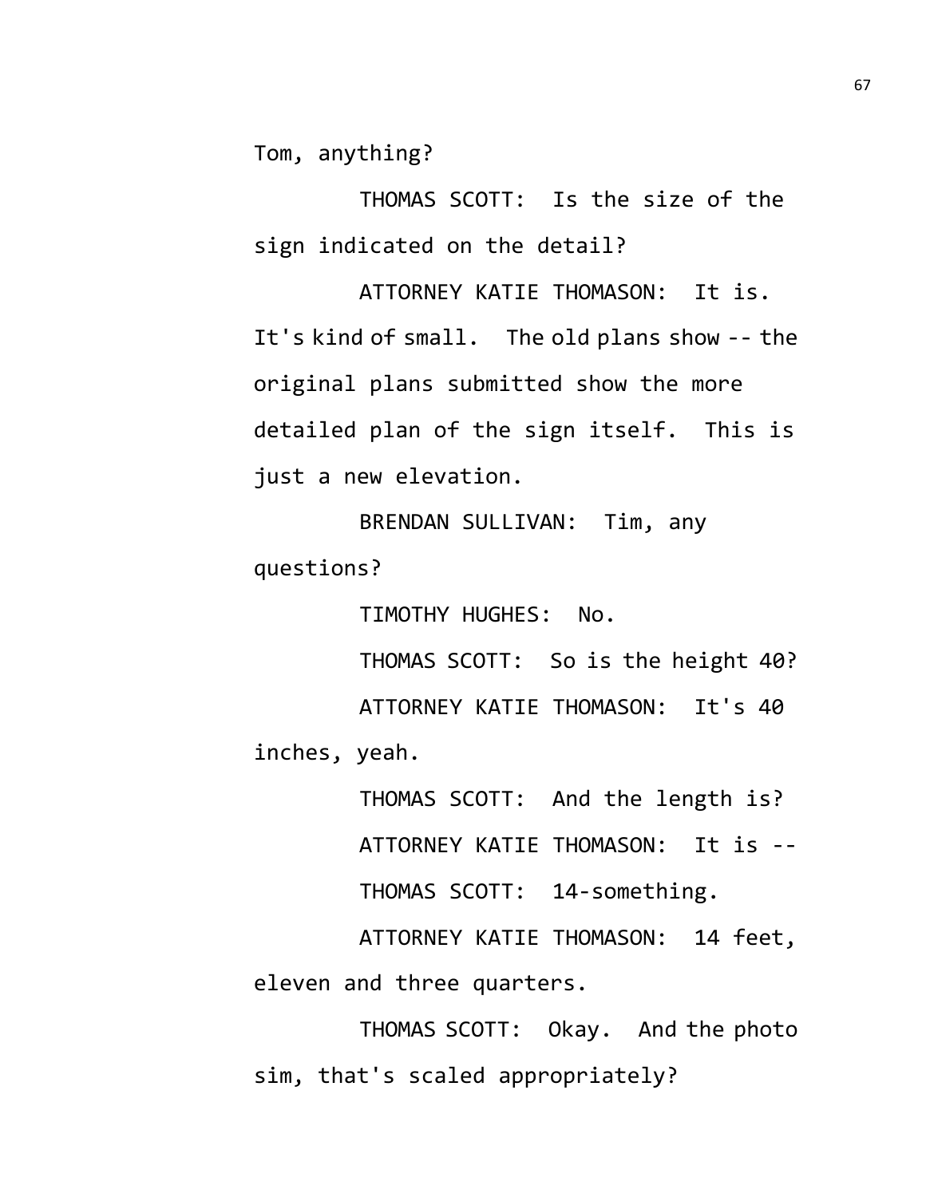Tom, anything?

THOMAS SCOTT: Is the size of the sign indicated on the detail?

ATTORNEY KATIE THOMASON: It is. It's kind of small. The old plans show -- the original plans submitted show the more detailed plan of the sign itself. This is just a new elevation.

BRENDAN SULLIVAN: Tim, any questions?

TIMOTHY HUGHES: No.

THOMAS SCOTT: So is the height 40?

ATTORNEY KATIE THOMASON: It's 40 inches, yeah.

THOMAS SCOTT: And the length is?

ATTORNEY KATIE THOMASON: It is --

THOMAS SCOTT: 14-something.

ATTORNEY KATIE THOMASON: 14 feet, eleven and three quarters.

THOMAS SCOTT: Okay. And the photo sim, that's scaled appropriately?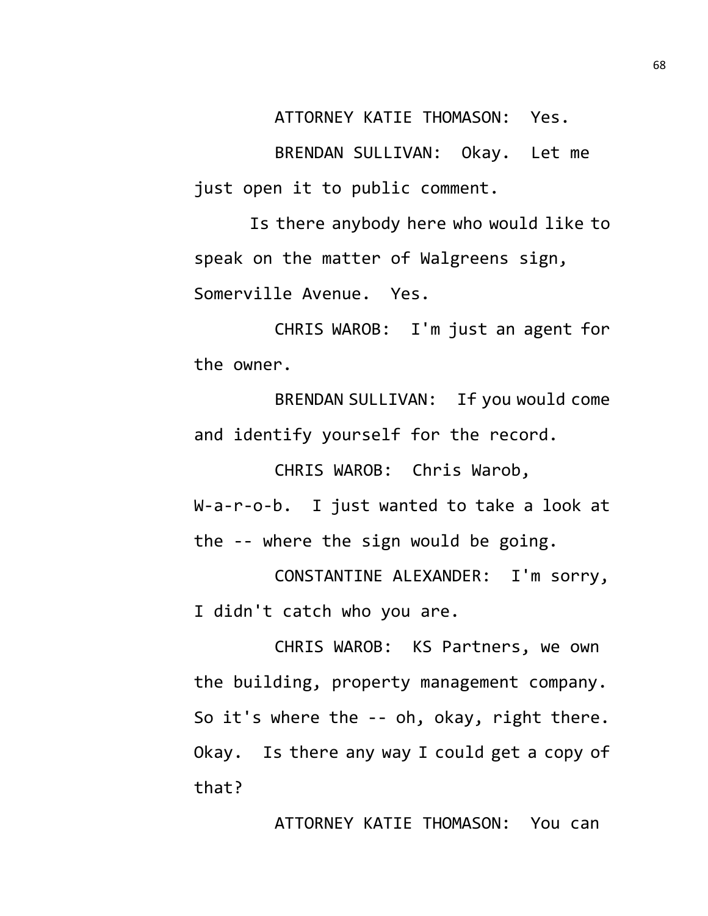ATTORNEY KATIE THOMASON: Yes.

BRENDAN SULLIVAN: Okay. Let me just open it to public comment.

Is there anybody here who would like to speak on the matter of Walgreens sign, Somerville Avenue. Yes.

CHRIS WAROB: I'm just an agent for the owner.

BRENDAN SULLIVAN: If you would come and identify yourself for the record.

CHRIS WAROB: Chris Warob, W-a-r-o-b. I just wanted to take a look at the -- where the sign would be going.

CONSTANTINE ALEXANDER: I'm sorry, I didn't catch who you are.

CHRIS WAROB: KS Partners, we own the building, property management company. So it's where the -- oh, okay, right there. Okay. Is there any way I could get a copy of that?

ATTORNEY KATIE THOMASON: You can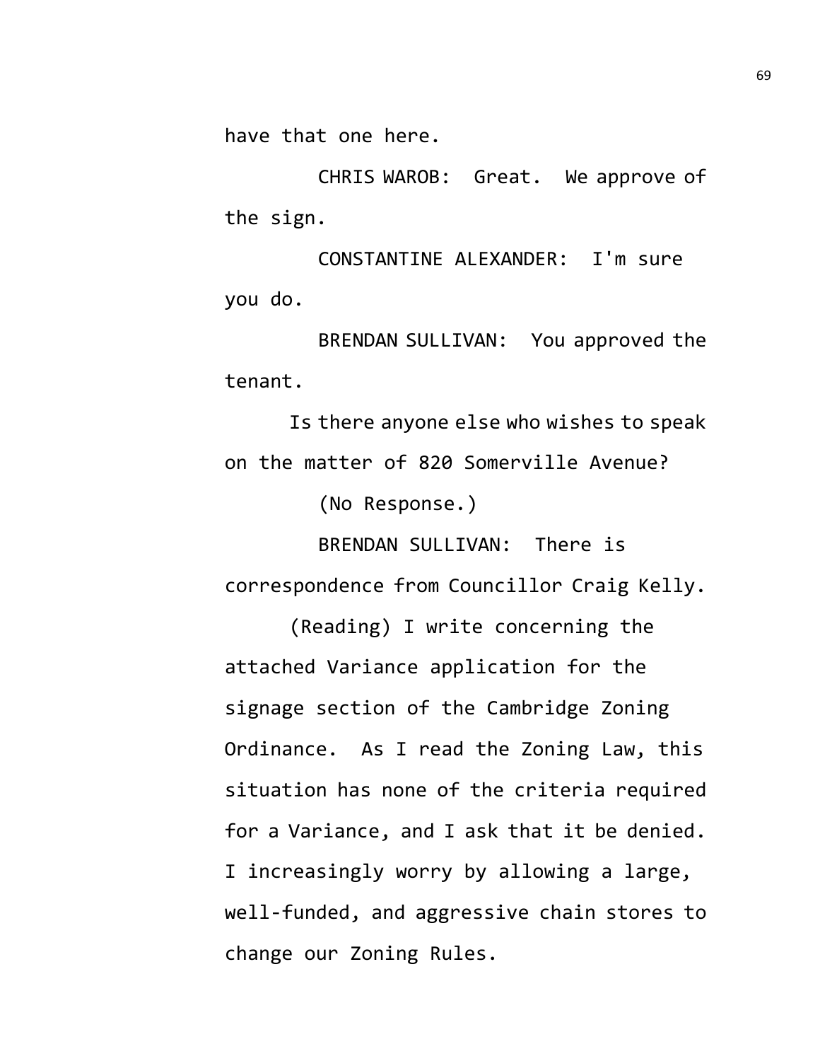have that one here.

CHRIS WAROB: Great. We approve of the sign.

CONSTANTINE ALEXANDER: I'm sure you do.

BRENDAN SULLIVAN: You approved the tenant.

Is there anyone else who wishes to speak on the matter of 820 Somerville Avenue?

(No Response.)

BRENDAN SULLIVAN: There is correspondence from Councillor Craig Kelly.

(Reading) I write concerning the attached Variance application for the signage section of the Cambridge Zoning Ordinance. As I read the Zoning Law, this situation has none of the criteria required for a Variance, and I ask that it be denied. I increasingly worry by allowing a large, well-funded, and aggressive chain stores to change our Zoning Rules.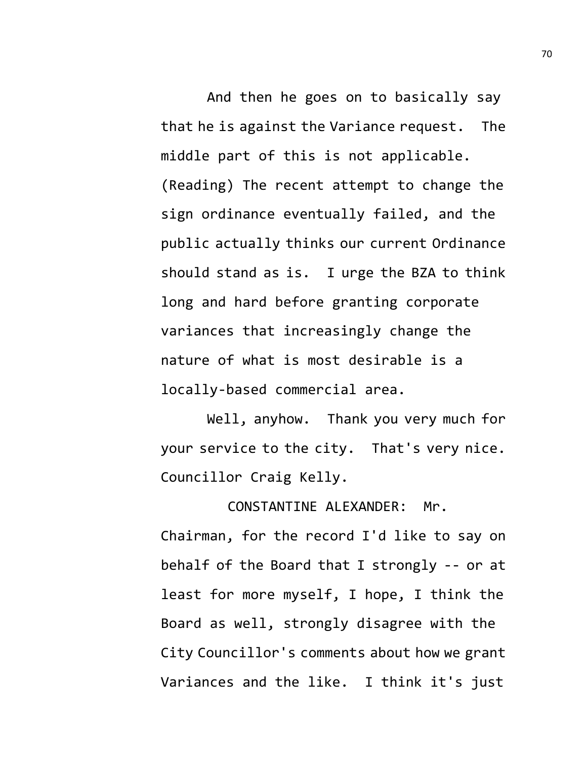And then he goes on to basically say that he is against the Variance request. The middle part of this is not applicable. (Reading) The recent attempt to change the sign ordinance eventually failed, and the public actually thinks our current Ordinance should stand as is. I urge the BZA to think long and hard before granting corporate variances that increasingly change the nature of what is most desirable is a locally-based commercial area.

Well, anyhow. Thank you very much for your service to the city. That's very nice. Councillor Craig Kelly.

CONSTANTINE ALEXANDER: Mr. Chairman, for the record I'd like to say on behalf of the Board that I strongly -- or at least for more myself, I hope, I think the Board as well, strongly disagree with the City Councillor's comments about how we grant Variances and the like. I think it's just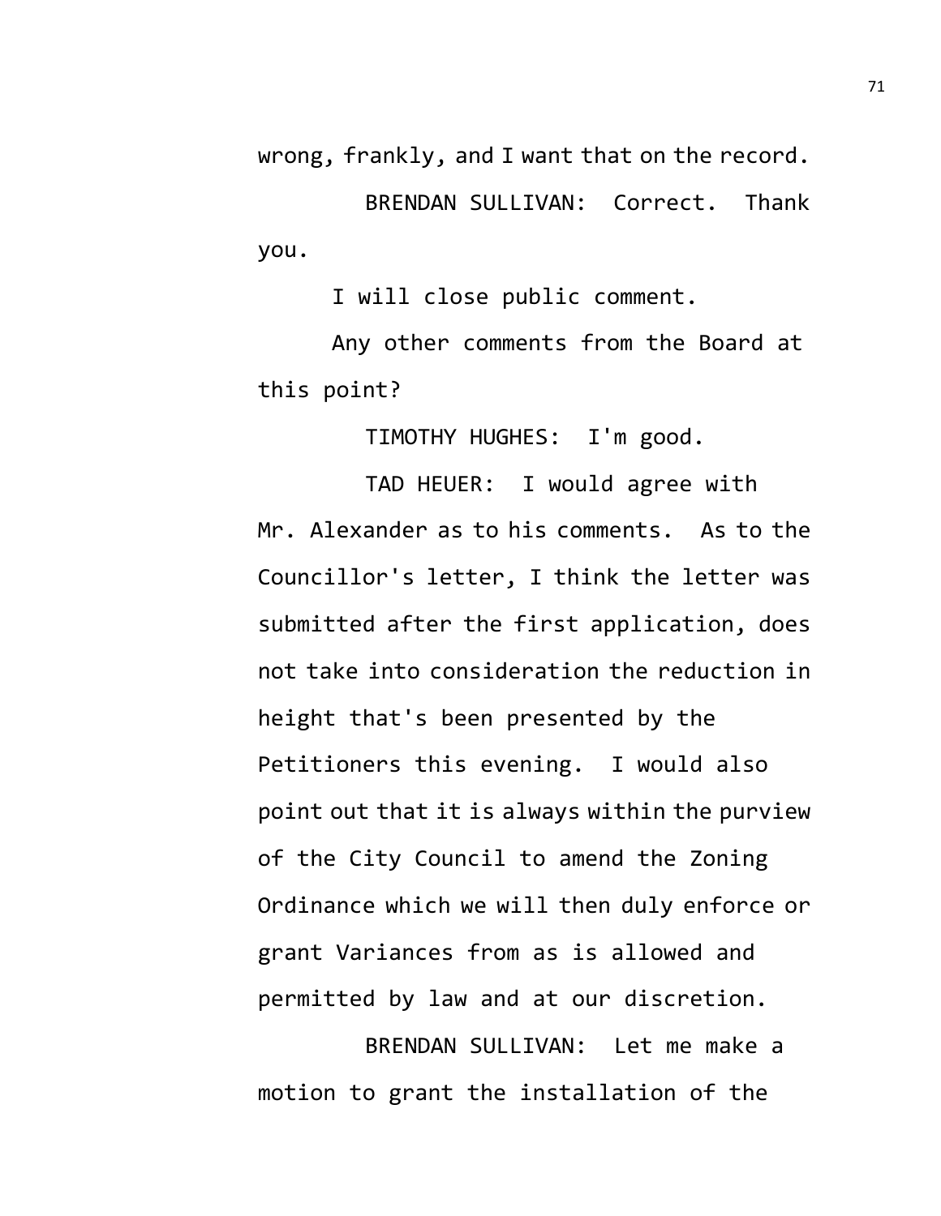wrong, frankly, and I want that on the record.

BRENDAN SULLIVAN: Correct. Thank you.

I will close public comment.

Any other comments from the Board at this point?

TIMOTHY HUGHES: I'm good.

TAD HEUER: I would agree with Mr. Alexander as to his comments. As to the Councillor's letter, I think the letter was submitted after the first application, does not take into consideration the reduction in height that's been presented by the Petitioners this evening. I would also point out that it is always within the purview of the City Council to amend the Zoning Ordinance which we will then duly enforce or grant Variances from as is allowed and permitted by law and at our discretion.

BRENDAN SULLIVAN: Let me make a motion to grant the installation of the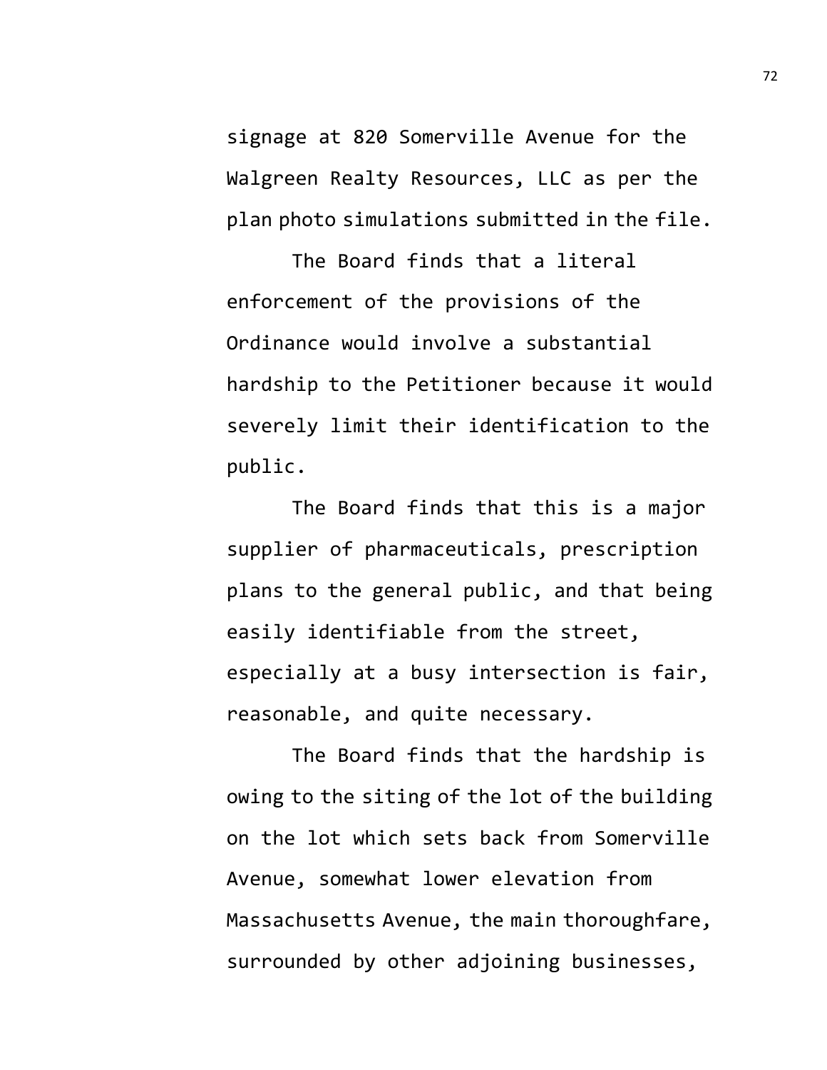signage at 820 Somerville Avenue for the Walgreen Realty Resources, LLC as per the plan photo simulations submitted in the file.

The Board finds that a literal enforcement of the provisions of the Ordinance would involve a substantial hardship to the Petitioner because it would severely limit their identification to the public.

The Board finds that this is a major supplier of pharmaceuticals, prescription plans to the general public, and that being easily identifiable from the street, especially at a busy intersection is fair, reasonable, and quite necessary.

The Board finds that the hardship is owing to the siting of the lot of the building on the lot which sets back from Somerville Avenue, somewhat lower elevation from Massachusetts Avenue, the main thoroughfare, surrounded by other adjoining businesses,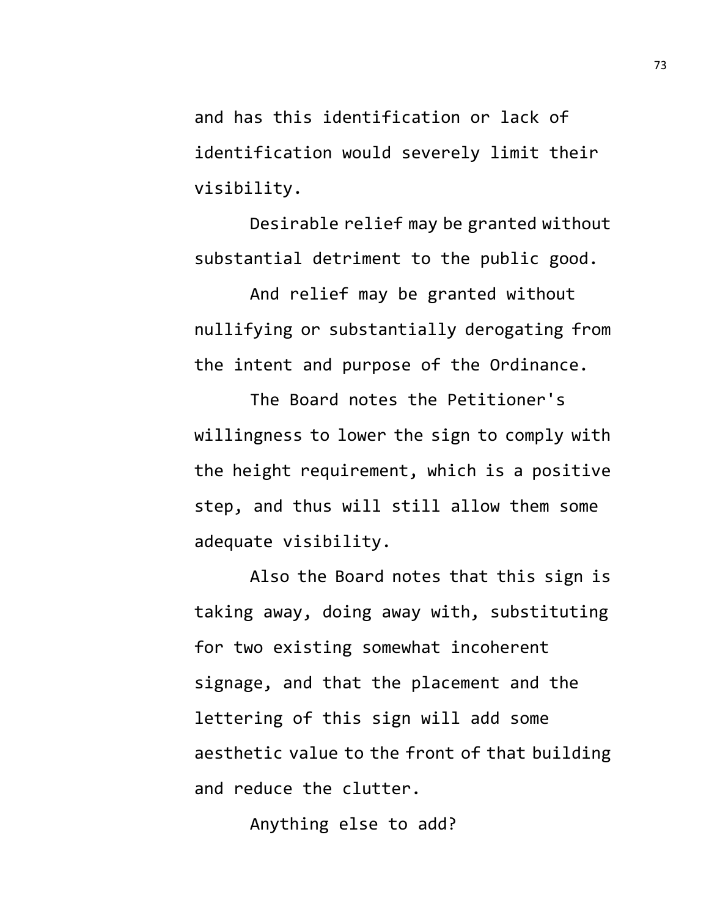and has this identification or lack of identification would severely limit their visibility.

Desirable relief may be granted without substantial detriment to the public good.

And relief may be granted without nullifying or substantially derogating from the intent and purpose of the Ordinance.

The Board notes the Petitioner's willingness to lower the sign to comply with the height requirement, which is a positive step, and thus will still allow them some adequate visibility.

Also the Board notes that this sign is taking away, doing away with, substituting for two existing somewhat incoherent signage, and that the placement and the lettering of this sign will add some aesthetic value to the front of that building and reduce the clutter.

Anything else to add?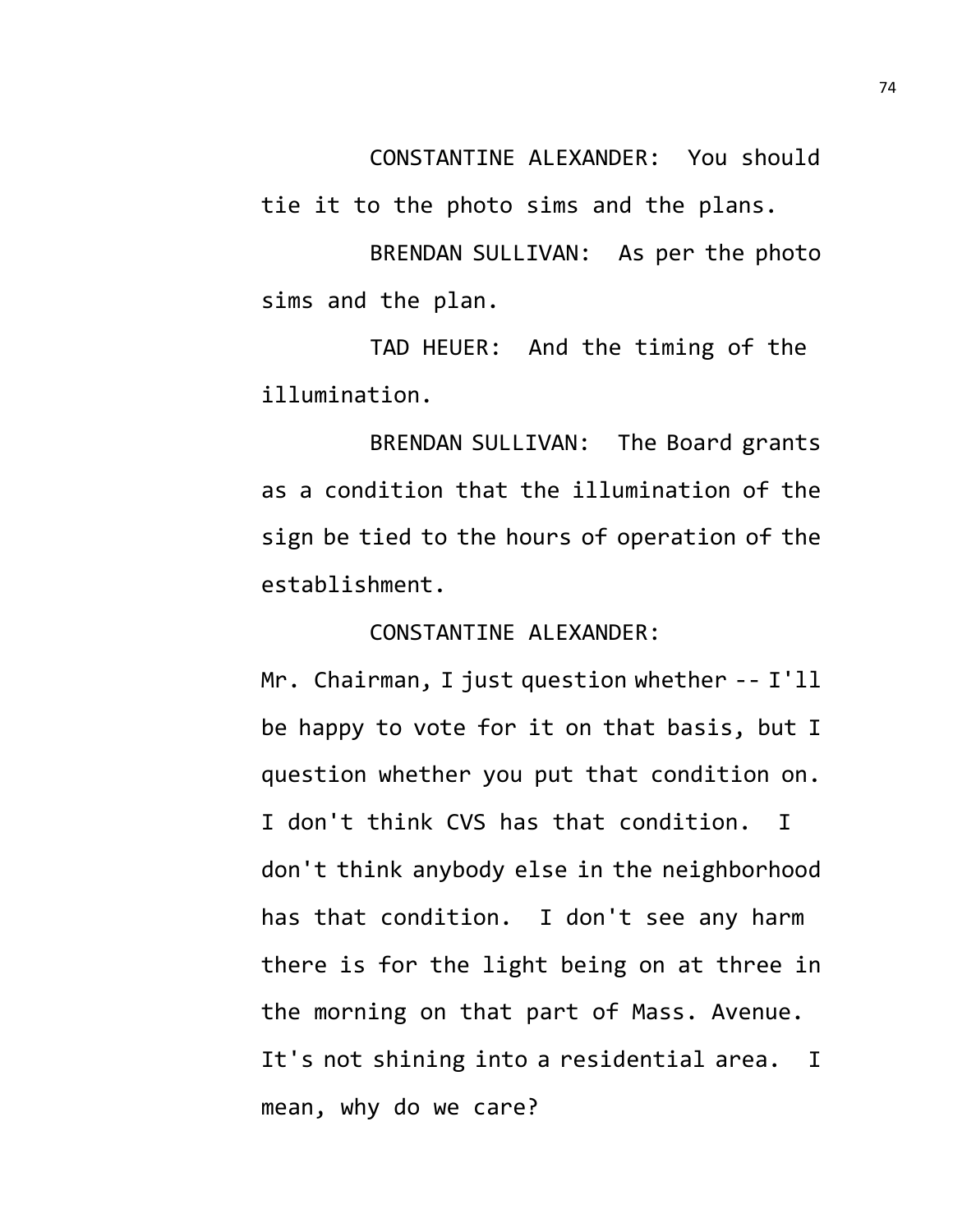CONSTANTINE ALEXANDER: You should tie it to the photo sims and the plans.

BRENDAN SULLIVAN: As per the photo sims and the plan.

TAD HEUER: And the timing of the illumination.

BRENDAN SULLIVAN: The Board grants as a condition that the illumination of the sign be tied to the hours of operation of the establishment.

CONSTANTINE ALEXANDER: Mr. Chairman, I just question whether -- I'll be happy to vote for it on that basis, but I question whether you put that condition on. I don't think CVS has that condition. I don't think anybody else in the neighborhood has that condition. I don't see any harm there is for the light being on at three in the morning on that part of Mass. Avenue. It's not shining into a residential area. I mean, why do we care?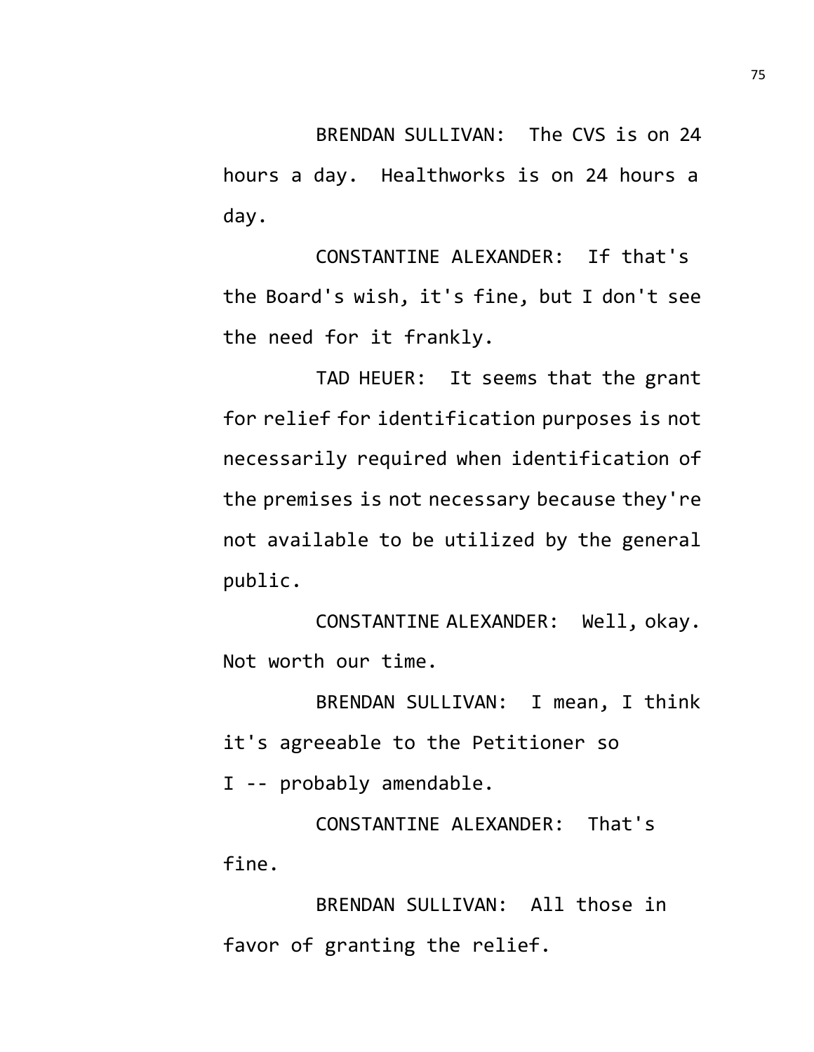BRENDAN SULLIVAN: The CVS is on 24 hours a day. Healthworks is on 24 hours a day.

CONSTANTINE ALEXANDER: If that's the Board's wish, it's fine, but I don't see the need for it frankly.

TAD HEUER: It seems that the grant for relief for identification purposes is not necessarily required when identification of the premises is not necessary because they're not available to be utilized by the general public.

CONSTANTINE ALEXANDER: Well, okay. Not worth our time.

BRENDAN SULLIVAN: I mean, I think it's agreeable to the Petitioner so I -- probably amendable.

CONSTANTINE ALEXANDER: That's fine.

BRENDAN SULLIVAN: All those in favor of granting the relief.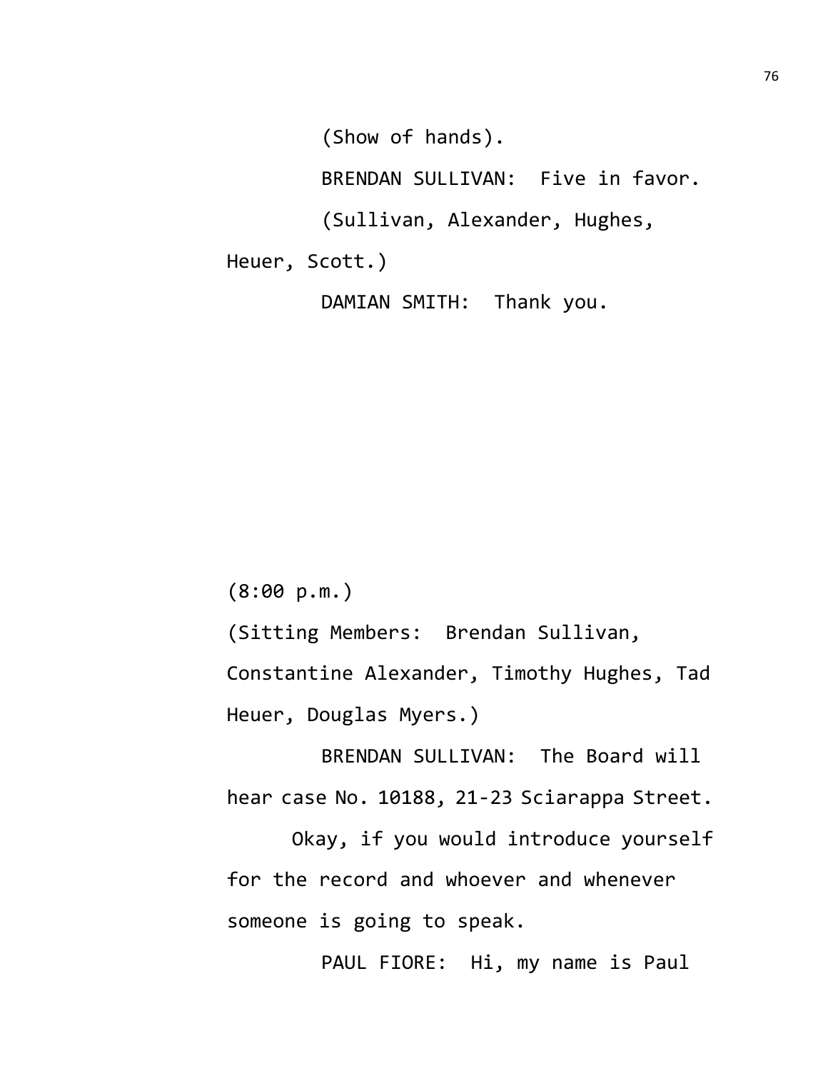(Show of hands).

BRENDAN SULLIVAN: Five in favor.

(Sullivan, Alexander, Hughes, Heuer, Scott.)

DAMIAN SMITH: Thank you.

(8:00 p.m.)

(Sitting Members: Brendan Sullivan, Constantine Alexander, Timothy Hughes, Tad Heuer, Douglas Myers.)

BRENDAN SULLIVAN: The Board will hear case No. 10188, 21-23 Sciarappa Street.

Okay, if you would introduce yourself for the record and whoever and whenever someone is going to speak.

PAUL FIORE: Hi, my name is Paul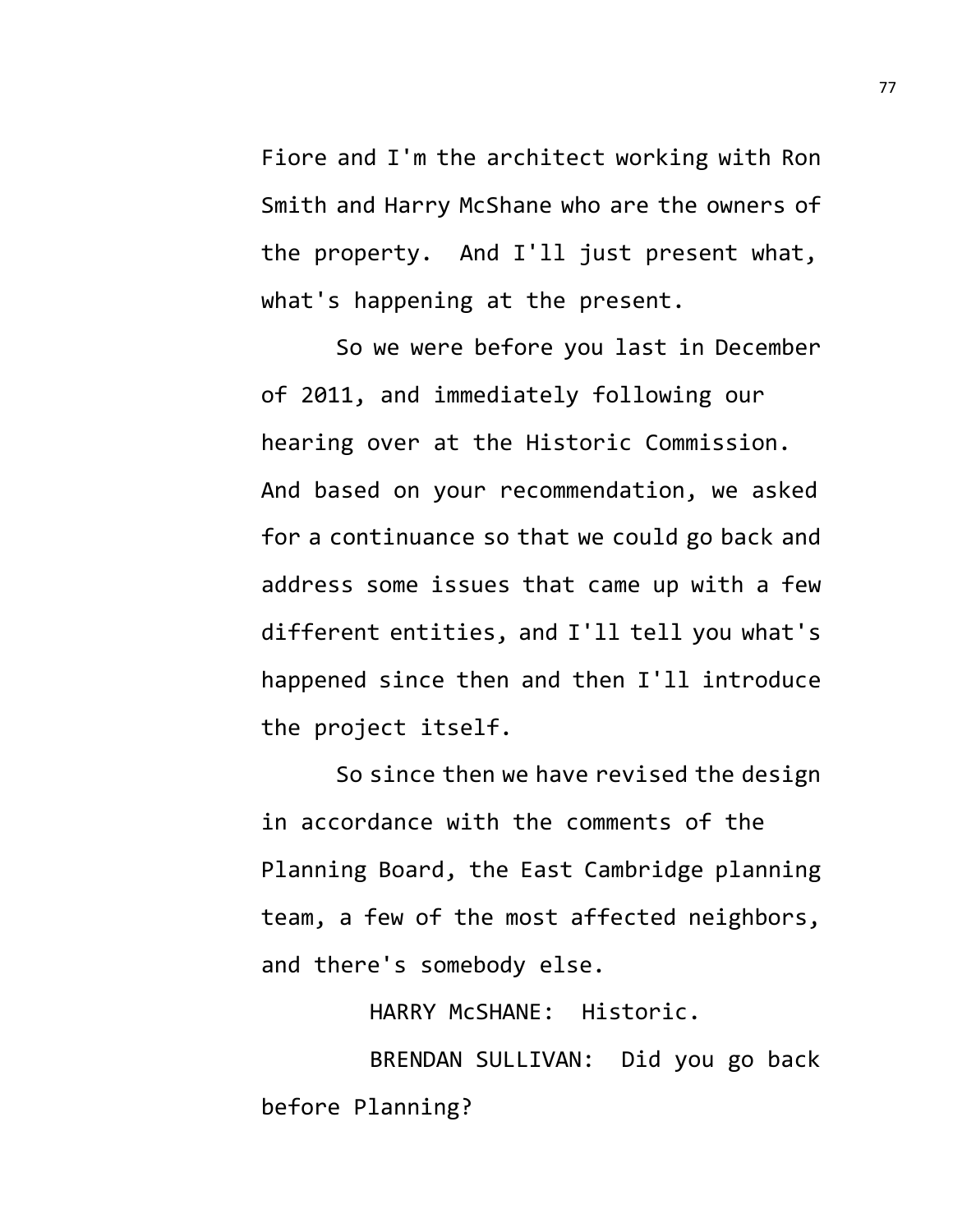Fiore and I'm the architect working with Ron Smith and Harry McShane who are the owners of the property. And I'll just present what, what's happening at the present.

So we were before you last in December of 2011, and immediately following our hearing over at the Historic Commission. And based on your recommendation, we asked for a continuance so that we could go back and address some issues that came up with a few different entities, and I'll tell you what's happened since then and then I'll introduce the project itself.

So since then we have revised the design in accordance with the comments of the Planning Board, the East Cambridge planning team, a few of the most affected neighbors, and there's somebody else.

HARRY McSHANE: Historic.

BRENDAN SULLIVAN: Did you go back before Planning?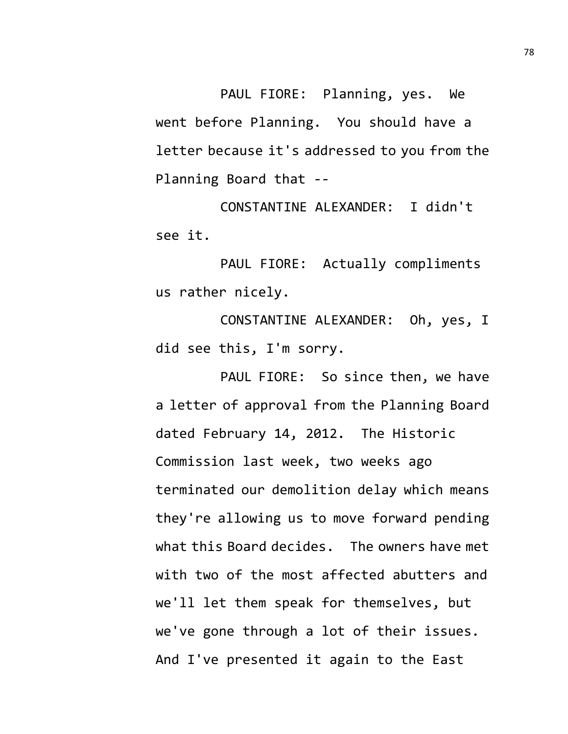PAUL FIORE: Planning, yes. We went before Planning. You should have a letter because it's addressed to you from the Planning Board that --

CONSTANTINE ALEXANDER: I didn't see it.

PAUL FIORE: Actually compliments us rather nicely.

CONSTANTINE ALEXANDER: Oh, yes, I did see this, I'm sorry.

PAUL FIORE: So since then, we have a letter of approval from the Planning Board dated February 14, 2012. The Historic Commission last week, two weeks ago terminated our demolition delay which means they're allowing us to move forward pending what this Board decides. The owners have met with two of the most affected abutters and we'll let them speak for themselves, but we've gone through a lot of their issues. And I've presented it again to the East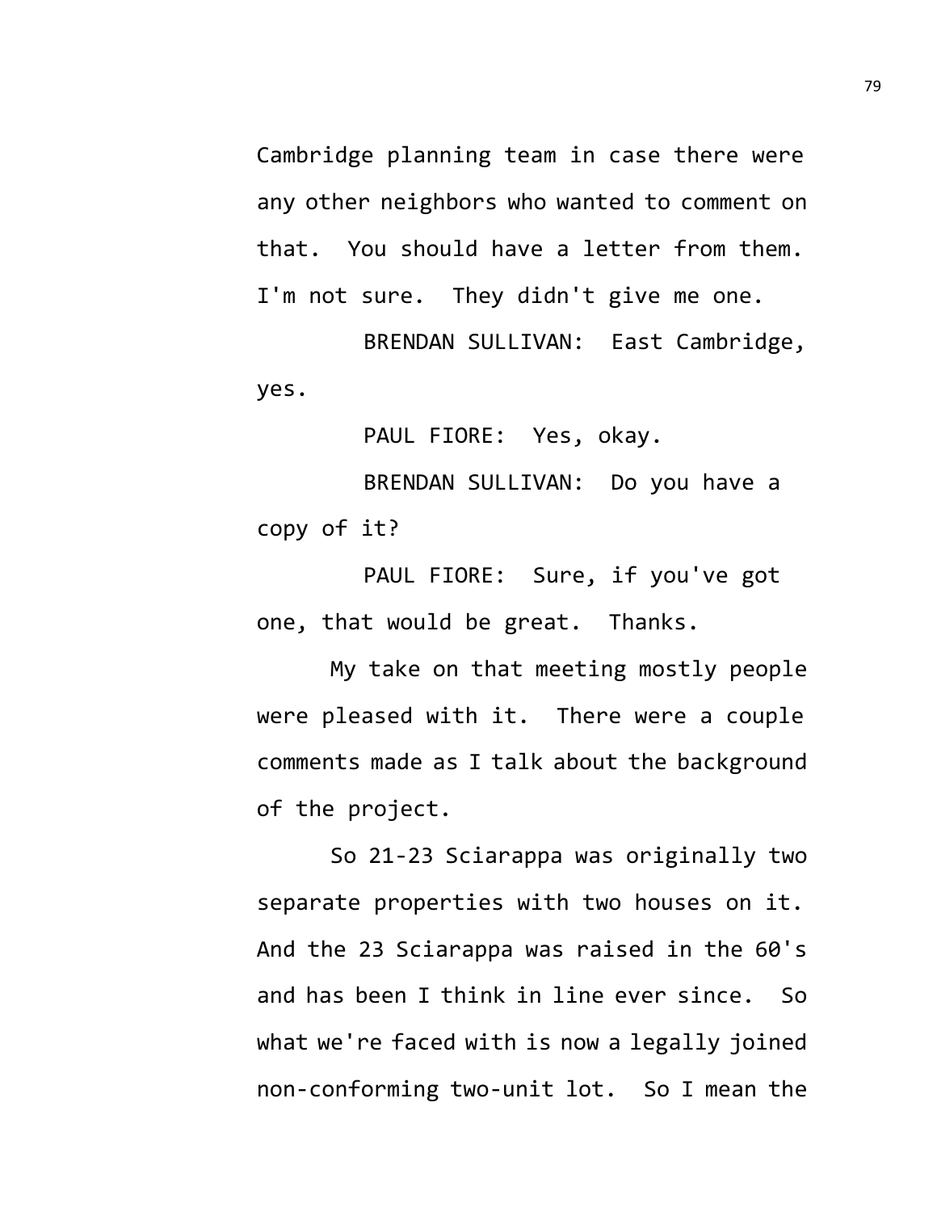Cambridge planning team in case there were any other neighbors who wanted to comment on that. You should have a letter from them. I'm not sure. They didn't give me one.

BRENDAN SULLIVAN: East Cambridge, yes.

PAUL FIORE: Yes, okay.

BRENDAN SULLIVAN: Do you have a copy of it?

PAUL FIORE: Sure, if you've got one, that would be great. Thanks.

My take on that meeting mostly people were pleased with it. There were a couple comments made as I talk about the background of the project.

So 21-23 Sciarappa was originally two separate properties with two houses on it. And the 23 Sciarappa was raised in the 60's and has been I think in line ever since. So what we're faced with is now a legally joined non-conforming two-unit lot. So I mean the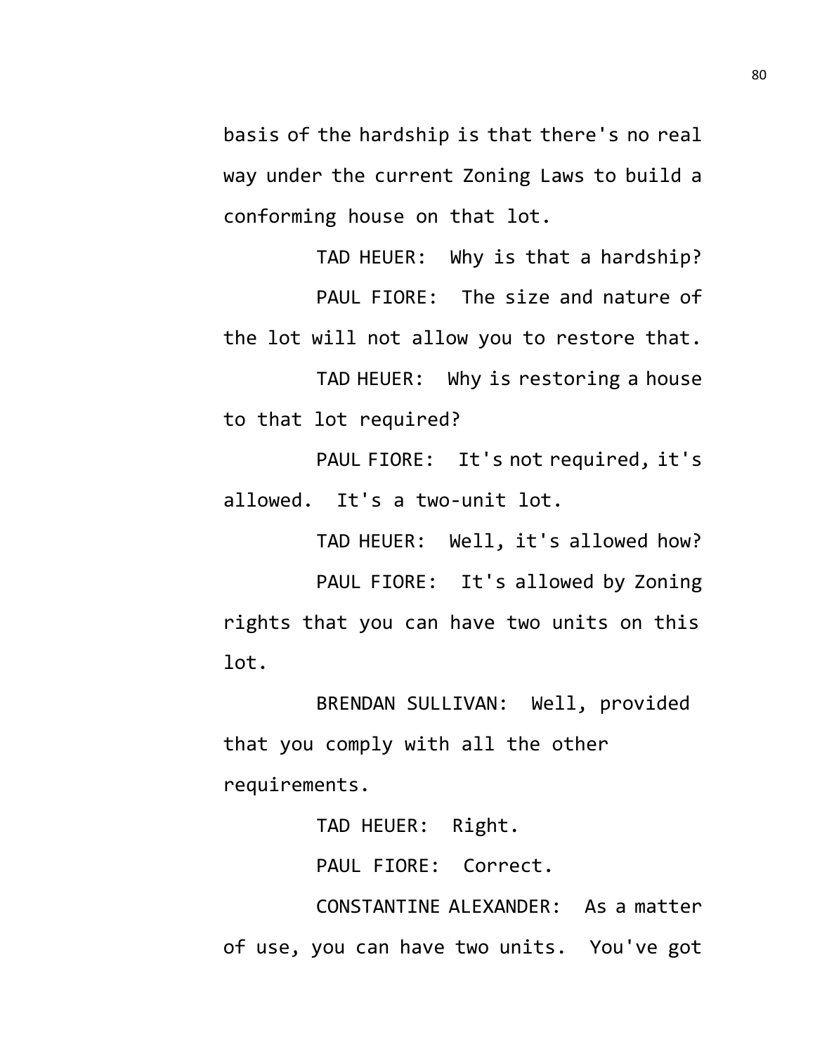basis of the hardship is that there's no real way under the current Zoning Laws to build a conforming house on that lot.

TAD HEUER: Why is that a hardship?

PAUL FIORE: The size and nature of the lot will not allow you to restore that.

TAD HEUER: Why is restoring a house to that lot required?

PAUL FIORE: It's not required, it's allowed. It's a two-unit lot.

TAD HEUER: Well, it's allowed how?

PAUL FIORE: It's allowed by Zoning rights that you can have two units on this lot.

BRENDAN SULLIVAN: Well, provided that you comply with all the other requirements.

TAD HEUER: Right.

PAUL FIORE: Correct.

CONSTANTINE ALEXANDER: As a matter of use, you can have two units. You've got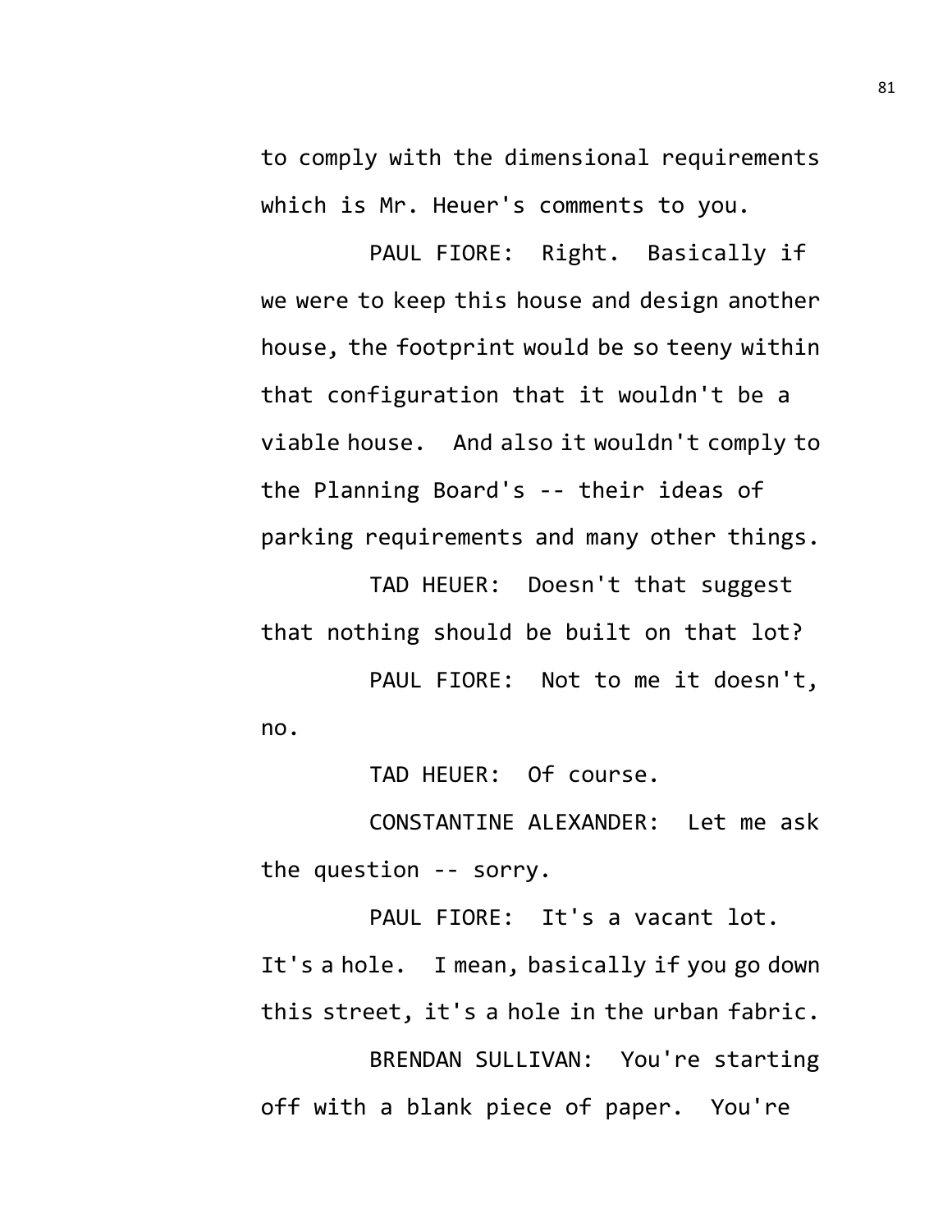to comply with the dimensional requirements which is Mr. Heuer's comments to you.

PAUL FIORE: Right. Basically if we were to keep this house and design another house, the footprint would be so teeny within that configuration that it wouldn't be a viable house. And also it wouldn't comply to the Planning Board's -- their ideas of parking requirements and many other things.

TAD HEUER: Doesn't that suggest that nothing should be built on that lot?

PAUL FIORE: Not to me it doesn't, no.

TAD HEUER: Of course.

CONSTANTINE ALEXANDER: Let me ask the question -- sorry.

PAUL FIORE: It's a vacant lot. It's a hole. I mean, basically if you go down this street, it's a hole in the urban fabric.

BRENDAN SULLIVAN: You're starting off with a blank piece of paper. You're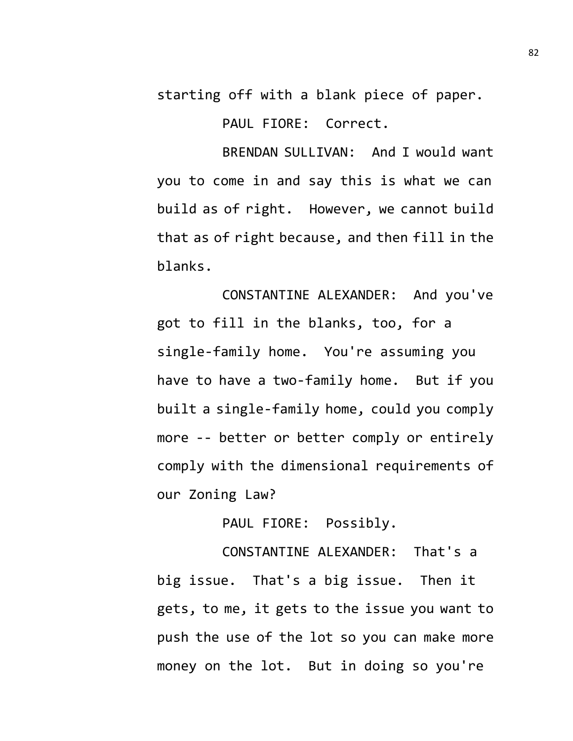starting off with a blank piece of paper.

PAUL FIORE: Correct.

BRENDAN SULLIVAN: And I would want you to come in and say this is what we can build as of right. However, we cannot build that as of right because, and then fill in the blanks.

CONSTANTINE ALEXANDER: And you've got to fill in the blanks, too, for a single-family home. You're assuming you have to have a two-family home. But if you built a single-family home, could you comply more -- better or better comply or entirely comply with the dimensional requirements of our Zoning Law?

PAUL FIORE: Possibly.

CONSTANTINE ALEXANDER: That's a big issue. That's a big issue. Then it gets, to me, it gets to the issue you want to push the use of the lot so you can make more money on the lot. But in doing so you're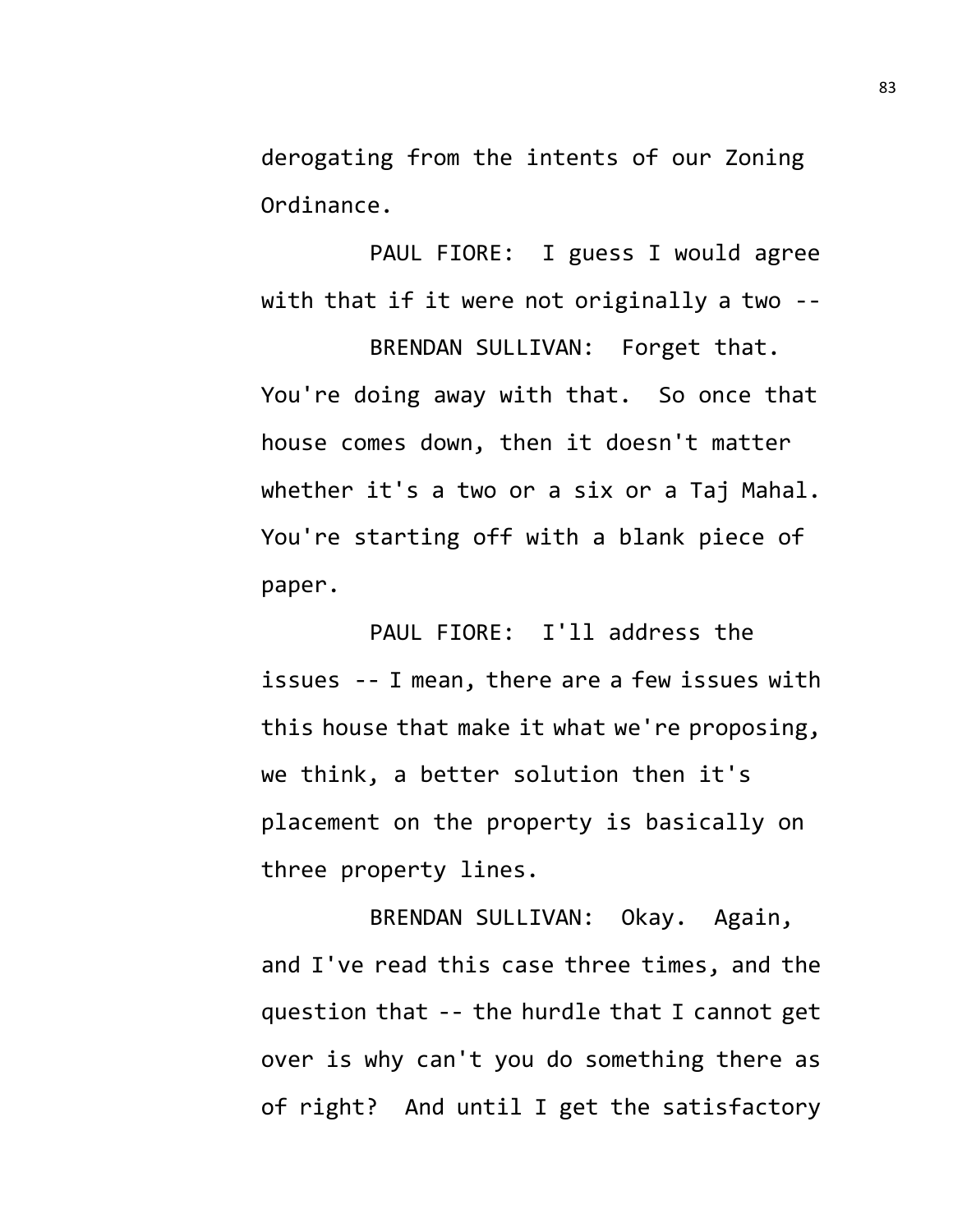derogating from the intents of our Zoning Ordinance.

PAUL FIORE: I guess I would agree with that if it were not originally a two --

BRENDAN SULLIVAN: Forget that. You're doing away with that. So once that house comes down, then it doesn't matter whether it's a two or a six or a Taj Mahal. You're starting off with a blank piece of paper.

PAUL FIORE: I'll address the issues -- I mean, there are a few issues with this house that make it what we're proposing, we think, a better solution then it's placement on the property is basically on three property lines.

BRENDAN SULLIVAN: Okay. Again, and I've read this case three times, and the question that -- the hurdle that I cannot get over is why can't you do something there as of right? And until I get the satisfactory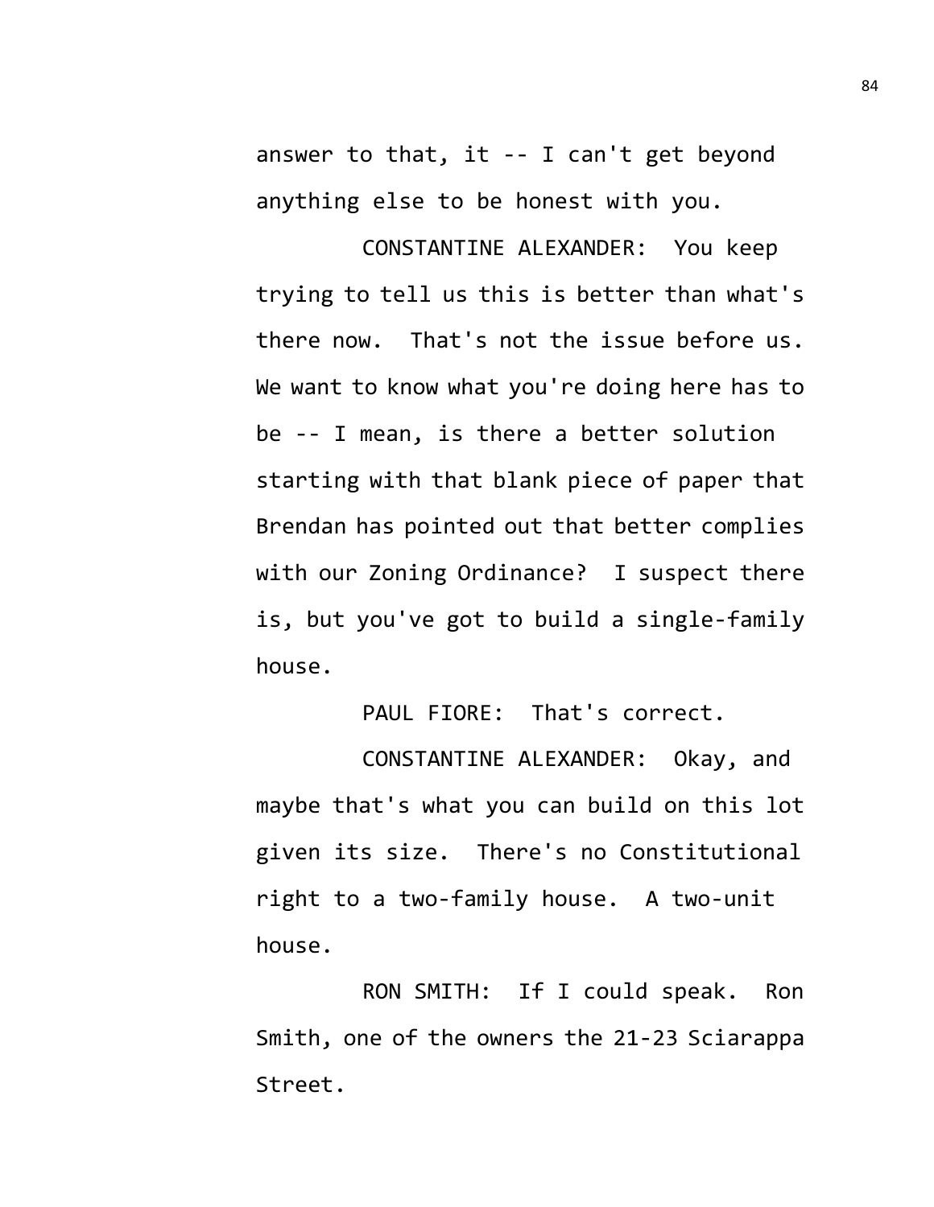answer to that, it -- I can't get beyond anything else to be honest with you.

CONSTANTINE ALEXANDER: You keep trying to tell us this is better than what's there now. That's not the issue before us. We want to know what you're doing here has to be -- I mean, is there a better solution starting with that blank piece of paper that Brendan has pointed out that better complies with our Zoning Ordinance? I suspect there is, but you've got to build a single-family house.

PAUL FIORE: That's correct.

CONSTANTINE ALEXANDER: Okay, and maybe that's what you can build on this lot given its size. There's no Constitutional right to a two-family house. A two-unit house.

RON SMITH: If I could speak. Ron Smith, one of the owners the 21-23 Sciarappa Street.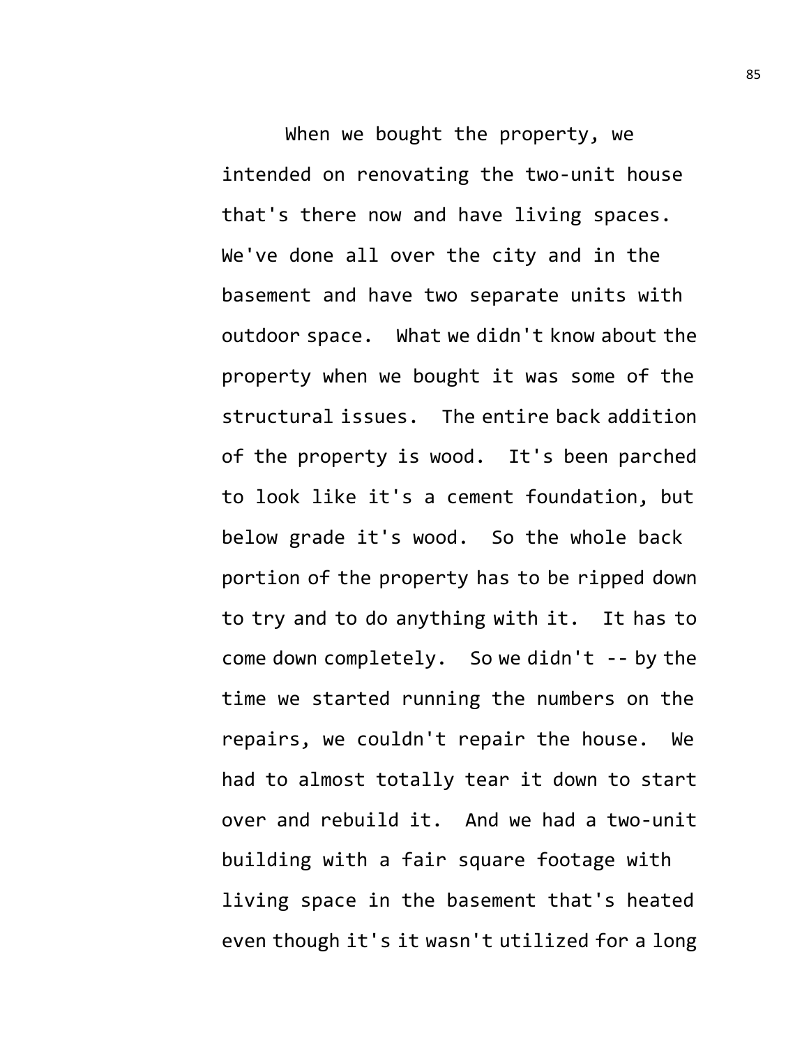When we bought the property, we intended on renovating the two-unit house that's there now and have living spaces. We've done all over the city and in the basement and have two separate units with outdoor space. What we didn't know about the property when we bought it was some of the structural issues. The entire back addition of the property is wood. It's been parched to look like it's a cement foundation, but below grade it's wood. So the whole back portion of the property has to be ripped down to try and to do anything with it. It has to come down completely. So we didn't -- by the time we started running the numbers on the repairs, we couldn't repair the house. We had to almost totally tear it down to start over and rebuild it. And we had a two-unit building with a fair square footage with living space in the basement that's heated even though it's it wasn't utilized for a long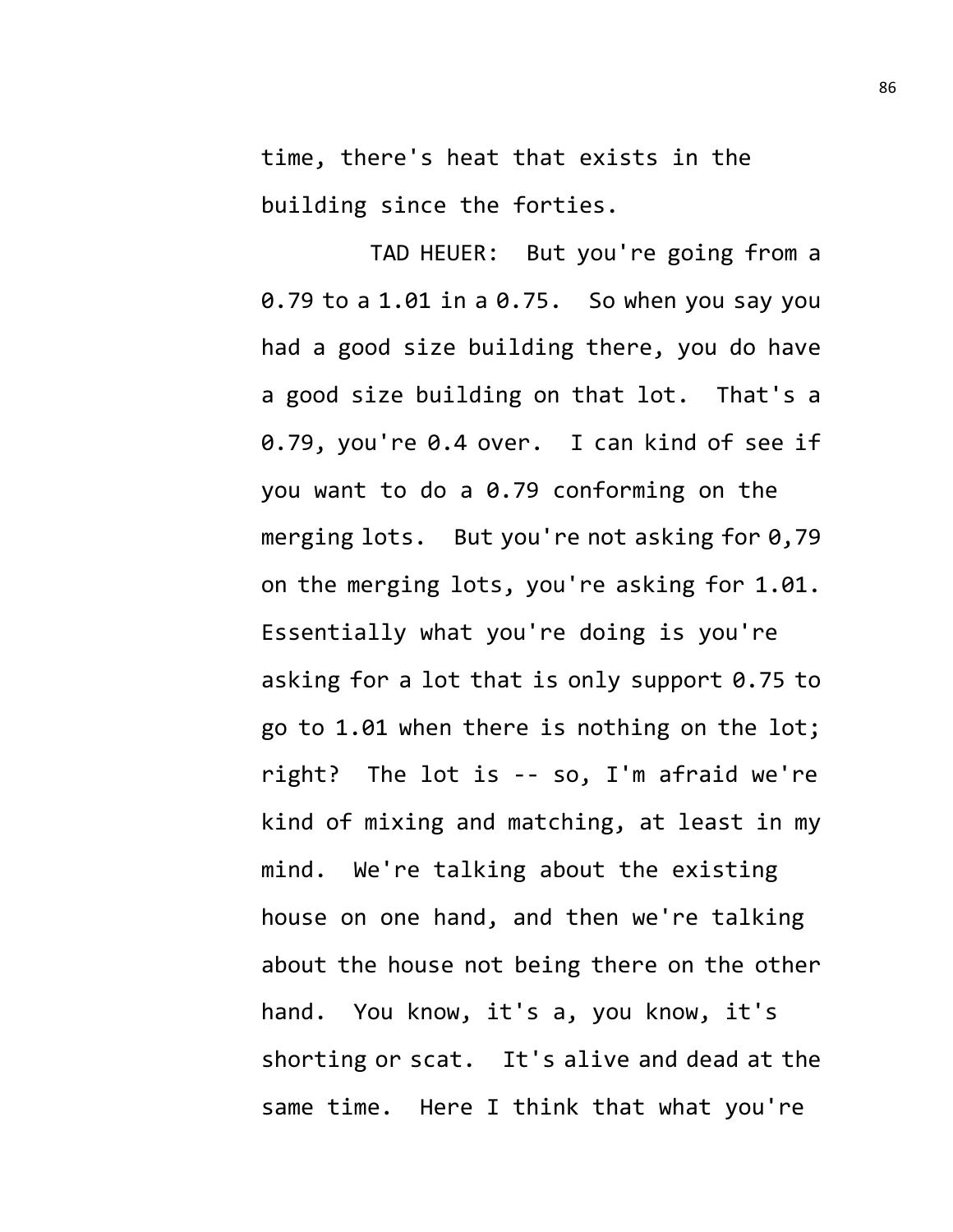time, there's heat that exists in the building since the forties.

TAD HEUER: But you're going from a 0.79 to a 1.01 in a 0.75. So when you say you had a good size building there, you do have a good size building on that lot. That's a 0.79, you're 0.4 over. I can kind of see if you want to do a 0.79 conforming on the merging lots. But you're not asking for 0,79 on the merging lots, you're asking for 1.01. Essentially what you're doing is you're asking for a lot that is only support 0.75 to go to 1.01 when there is nothing on the lot; right? The lot is -- so, I'm afraid we're kind of mixing and matching, at least in my mind. We're talking about the existing house on one hand, and then we're talking about the house not being there on the other hand. You know, it's a, you know, it's shorting or scat. It's alive and dead at the same time. Here I think that what you're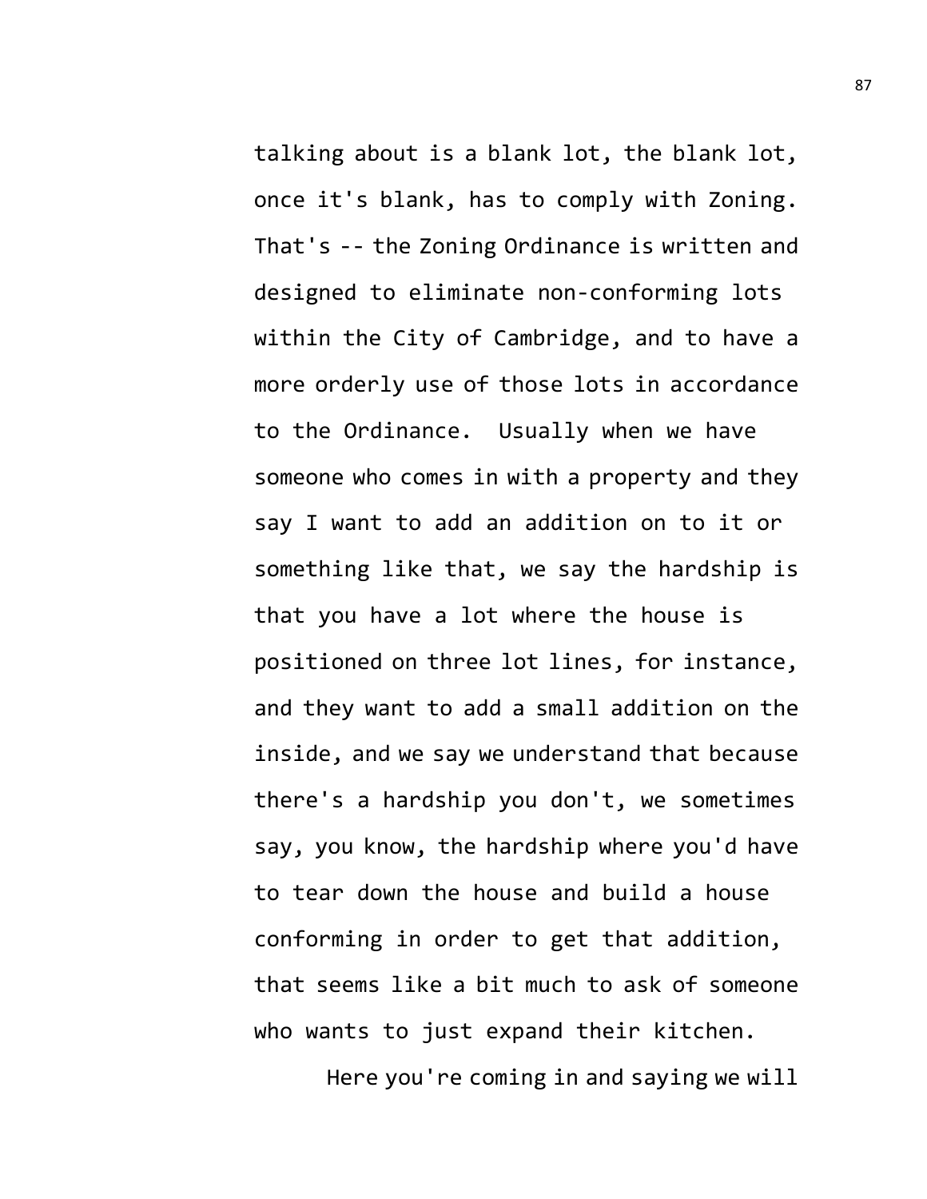talking about is a blank lot, the blank lot, once it's blank, has to comply with Zoning. That's -- the Zoning Ordinance is written and designed to eliminate non-conforming lots within the City of Cambridge, and to have a more orderly use of those lots in accordance to the Ordinance. Usually when we have someone who comes in with a property and they say I want to add an addition on to it or something like that, we say the hardship is that you have a lot where the house is positioned on three lot lines, for instance, and they want to add a small addition on the inside, and we say we understand that because there's a hardship you don't, we sometimes say, you know, the hardship where you'd have to tear down the house and build a house conforming in order to get that addition, that seems like a bit much to ask of someone who wants to just expand their kitchen.

Here you're coming in and saying we will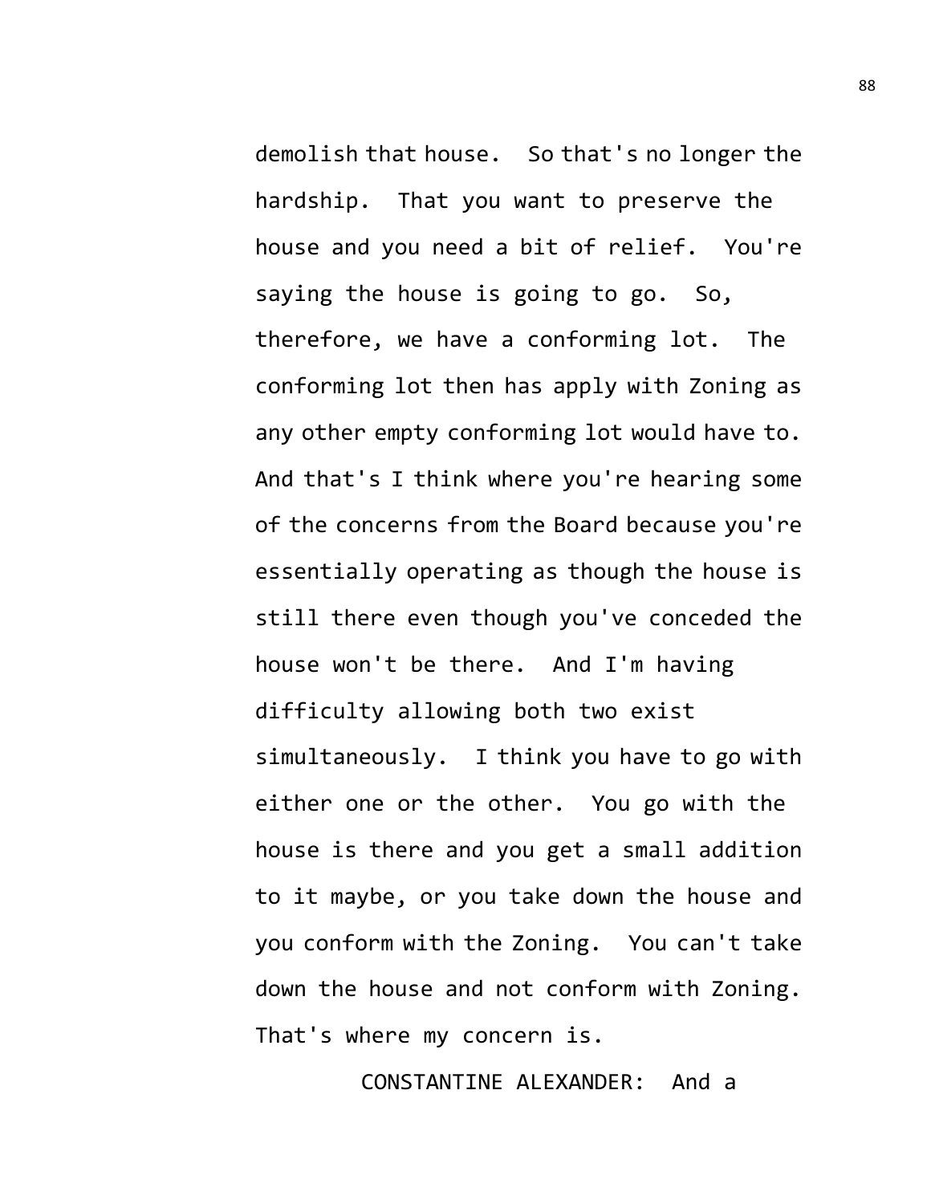demolish that house. So that's no longer the hardship. That you want to preserve the house and you need a bit of relief. You're saying the house is going to go. So, therefore, we have a conforming lot. The conforming lot then has apply with Zoning as any other empty conforming lot would have to. And that's I think where you're hearing some of the concerns from the Board because you're essentially operating as though the house is still there even though you've conceded the house won't be there. And I'm having difficulty allowing both two exist simultaneously. I think you have to go with either one or the other. You go with the house is there and you get a small addition to it maybe, or you take down the house and you conform with the Zoning. You can't take down the house and not conform with Zoning. That's where my concern is.

CONSTANTINE ALEXANDER: And a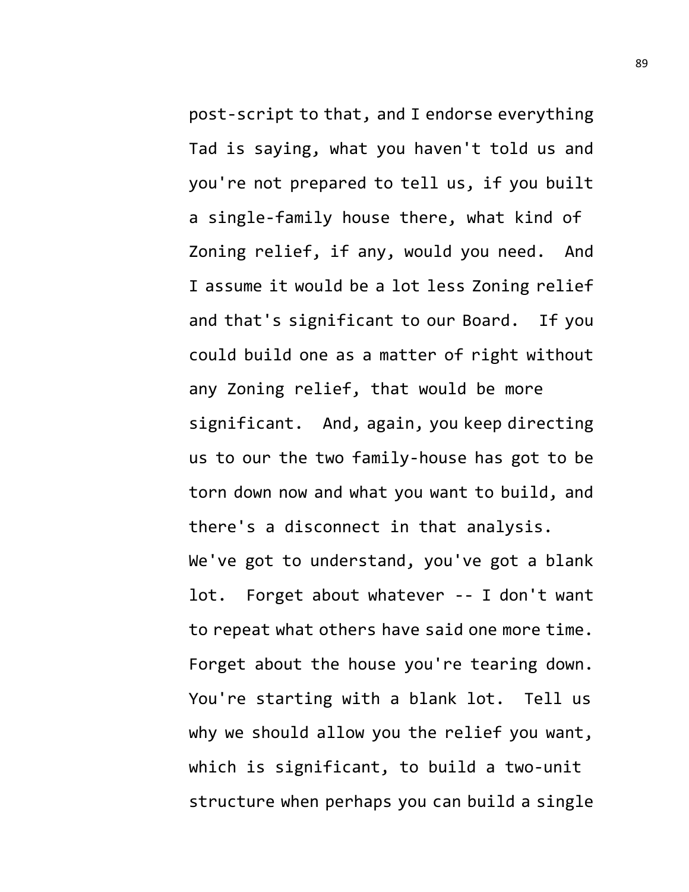post-script to that, and I endorse everything Tad is saying, what you haven't told us and you're not prepared to tell us, if you built a single-family house there, what kind of Zoning relief, if any, would you need. And I assume it would be a lot less Zoning relief and that's significant to our Board. If you could build one as a matter of right without any Zoning relief, that would be more significant. And, again, you keep directing us to our the two family-house has got to be torn down now and what you want to build, and there's a disconnect in that analysis.

We've got to understand, you've got a blank lot. Forget about whatever -- I don't want to repeat what others have said one more time. Forget about the house you're tearing down. You're starting with a blank lot. Tell us why we should allow you the relief you want, which is significant, to build a two-unit structure when perhaps you can build a single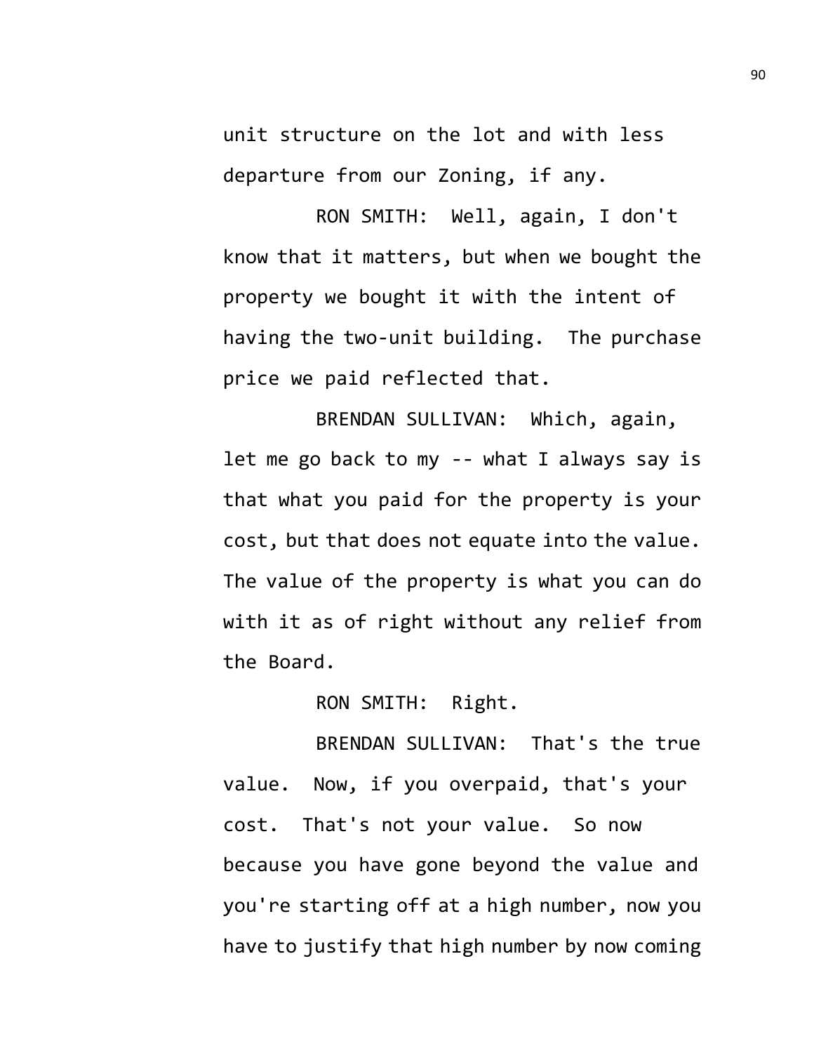unit structure on the lot and with less departure from our Zoning, if any.

RON SMITH: Well, again, I don't know that it matters, but when we bought the property we bought it with the intent of having the two-unit building. The purchase price we paid reflected that.

BRENDAN SULLIVAN: Which, again, let me go back to my -- what I always say is that what you paid for the property is your cost, but that does not equate into the value. The value of the property is what you can do with it as of right without any relief from the Board.

RON SMITH: Right.

BRENDAN SULLIVAN: That's the true value. Now, if you overpaid, that's your cost. That's not your value. So now because you have gone beyond the value and you're starting off at a high number, now you have to justify that high number by now coming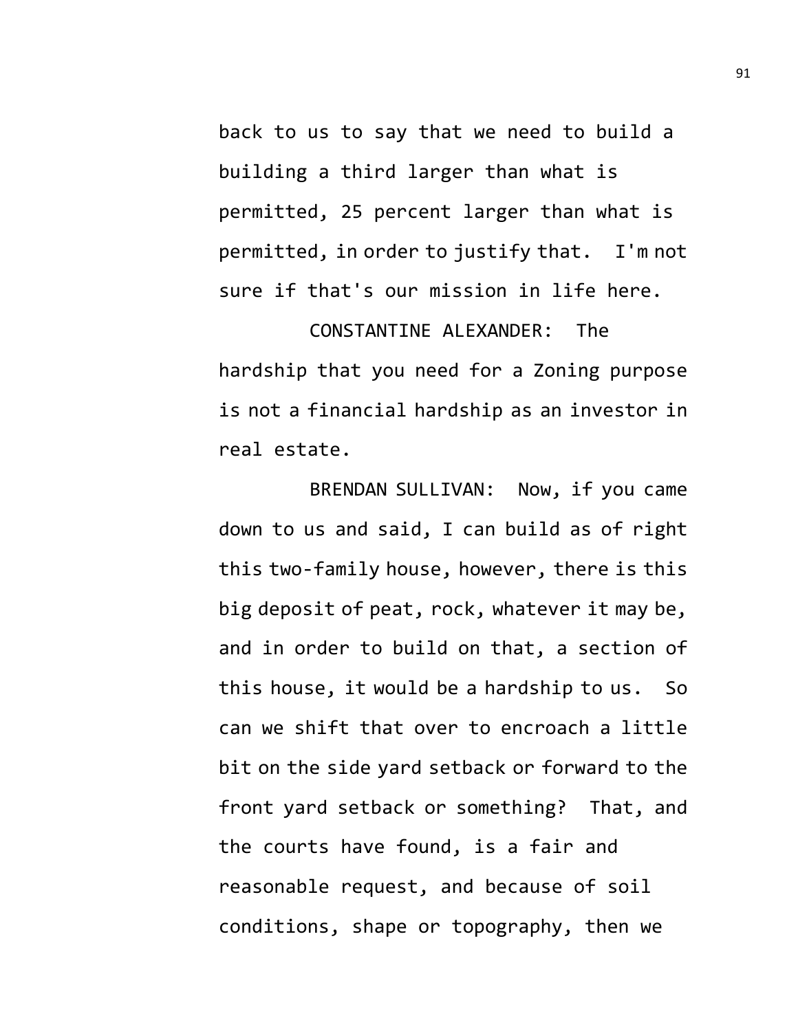back to us to say that we need to build a building a third larger than what is permitted, 25 percent larger than what is permitted, in order to justify that. I'm not sure if that's our mission in life here.

CONSTANTINE ALEXANDER: The hardship that you need for a Zoning purpose is not a financial hardship as an investor in real estate.

BRENDAN SULLIVAN: Now, if you came down to us and said, I can build as of right this two-family house, however, there is this big deposit of peat, rock, whatever it may be, and in order to build on that, a section of this house, it would be a hardship to us. So can we shift that over to encroach a little bit on the side yard setback or forward to the front yard setback or something? That, and the courts have found, is a fair and reasonable request, and because of soil conditions, shape or topography, then we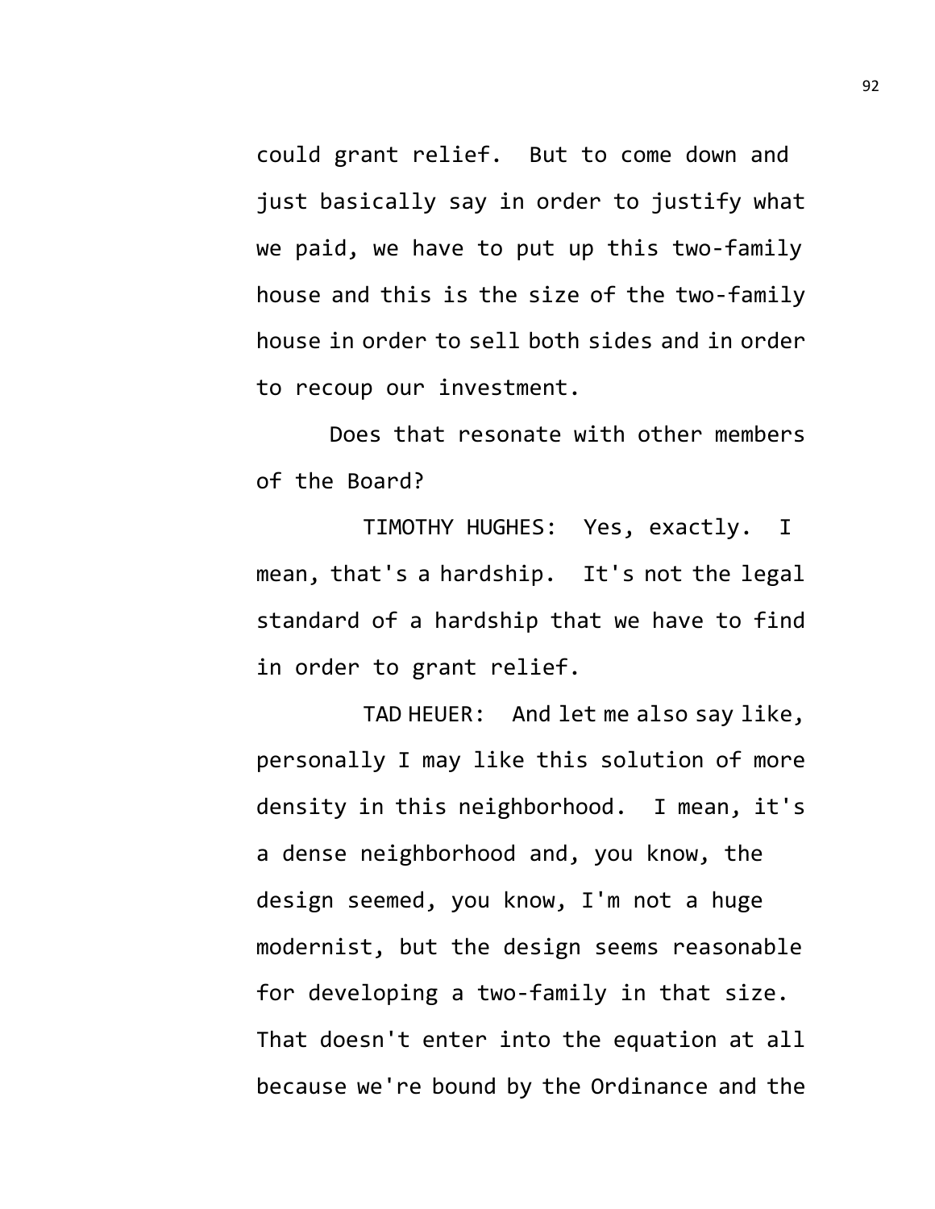could grant relief. But to come down and just basically say in order to justify what we paid, we have to put up this two-family house and this is the size of the two-family house in order to sell both sides and in order to recoup our investment.

Does that resonate with other members of the Board?

TIMOTHY HUGHES: Yes, exactly. I mean, that's a hardship. It's not the legal standard of a hardship that we have to find in order to grant relief.

TAD HEUER: And let me also say like, personally I may like this solution of more density in this neighborhood. I mean, it's a dense neighborhood and, you know, the design seemed, you know, I'm not a huge modernist, but the design seems reasonable for developing a two-family in that size. That doesn't enter into the equation at all because we're bound by the Ordinance and the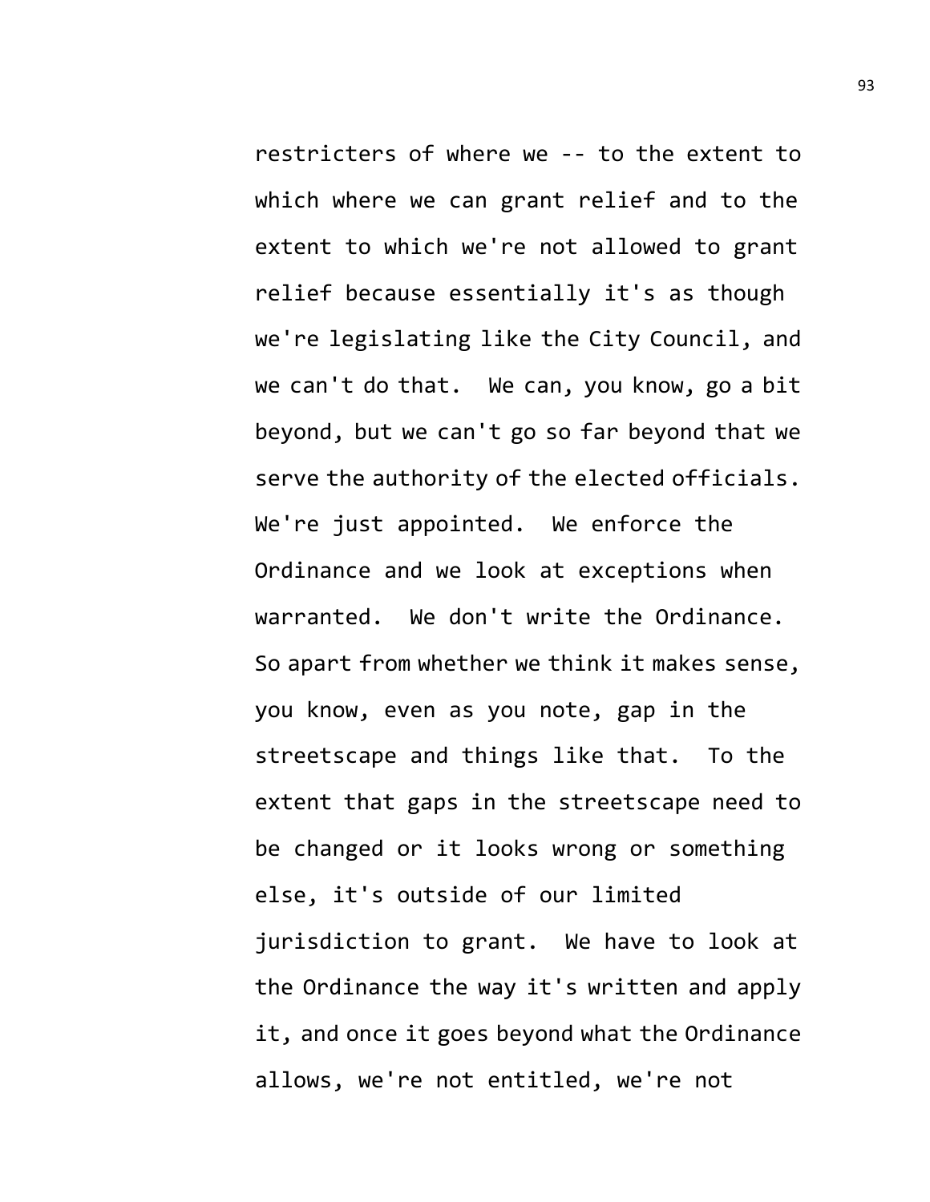restricters of where we -- to the extent to which where we can grant relief and to the extent to which we're not allowed to grant relief because essentially it's as though we're legislating like the City Council, and we can't do that. We can, you know, go a bit beyond, but we can't go so far beyond that we serve the authority of the elected officials. We're just appointed. We enforce the Ordinance and we look at exceptions when warranted. We don't write the Ordinance. So apart from whether we think it makes sense, you know, even as you note, gap in the streetscape and things like that. To the extent that gaps in the streetscape need to be changed or it looks wrong or something else, it's outside of our limited jurisdiction to grant. We have to look at the Ordinance the way it's written and apply it, and once it goes beyond what the Ordinance allows, we're not entitled, we're not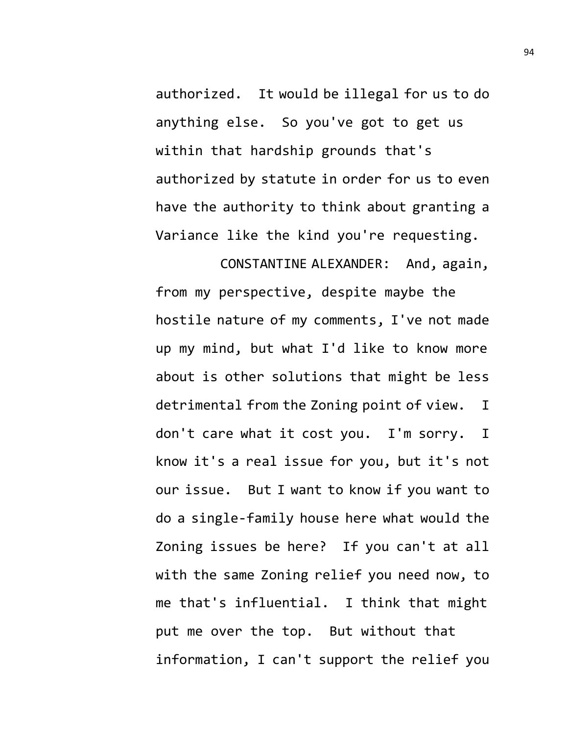authorized. It would be illegal for us to do anything else. So you've got to get us within that hardship grounds that's authorized by statute in order for us to even have the authority to think about granting a Variance like the kind you're requesting.

CONSTANTINE ALEXANDER: And, again, from my perspective, despite maybe the hostile nature of my comments, I've not made up my mind, but what I'd like to know more about is other solutions that might be less detrimental from the Zoning point of view. I don't care what it cost you. I'm sorry. I know it's a real issue for you, but it's not our issue. But I want to know if you want to do a single-family house here what would the Zoning issues be here? If you can't at all with the same Zoning relief you need now, to me that's influential. I think that might put me over the top. But without that information, I can't support the relief you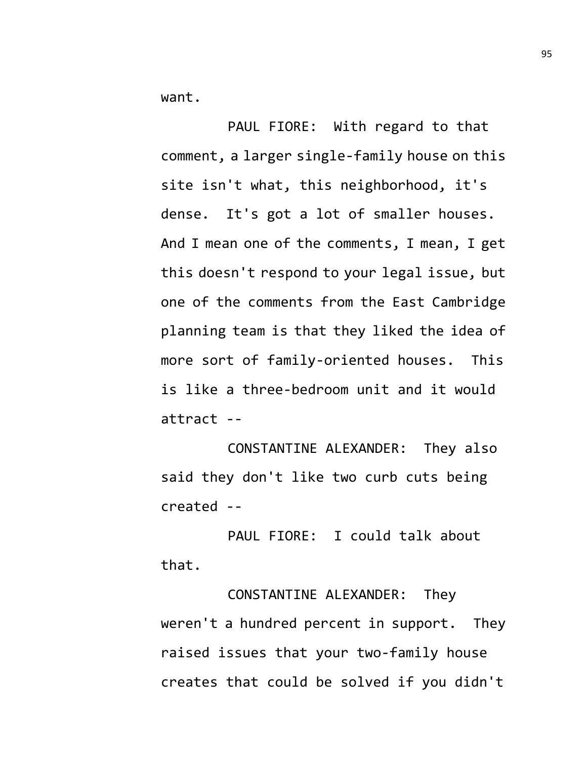want.

PAUL FIORE: With regard to that comment, a larger single-family house on this site isn't what, this neighborhood, it's dense. It's got a lot of smaller houses. And I mean one of the comments, I mean, I get this doesn't respond to your legal issue, but one of the comments from the East Cambridge planning team is that they liked the idea of more sort of family-oriented houses. This is like a three-bedroom unit and it would attract --

CONSTANTINE ALEXANDER: They also said they don't like two curb cuts being created --

PAUL FIORE: I could talk about that.

CONSTANTINE ALEXANDER: They weren't a hundred percent in support. They raised issues that your two-family house creates that could be solved if you didn't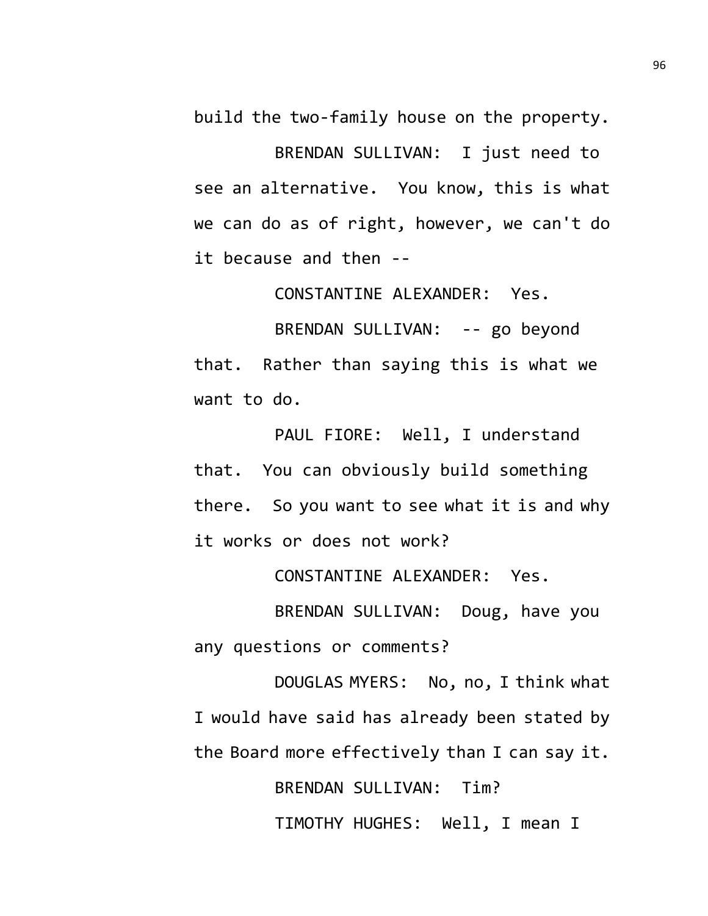build the two-family house on the property.

BRENDAN SULLIVAN: I just need to see an alternative. You know, this is what we can do as of right, however, we can't do it because and then --

CONSTANTINE ALEXANDER: Yes.

BRENDAN SULLIVAN: -- go beyond that. Rather than saying this is what we want to do.

PAUL FIORE: Well, I understand that. You can obviously build something there. So you want to see what it is and why it works or does not work?

CONSTANTINE ALEXANDER: Yes.

BRENDAN SULLIVAN: Doug, have you any questions or comments?

DOUGLAS MYERS: No, no, I think what I would have said has already been stated by the Board more effectively than I can say it.

BRENDAN SULLIVAN: Tim?

TIMOTHY HUGHES: Well, I mean I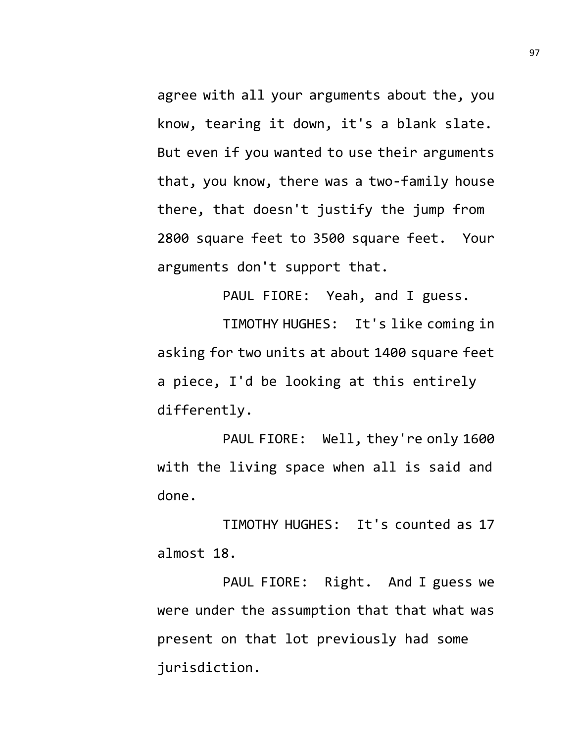agree with all your arguments about the, you know, tearing it down, it's a blank slate. But even if you wanted to use their arguments that, you know, there was a two-family house there, that doesn't justify the jump from 2800 square feet to 3500 square feet. Your arguments don't support that.

PAUL FIORE: Yeah, and I guess.

TIMOTHY HUGHES: It's like coming in asking for two units at about 1400 square feet a piece, I'd be looking at this entirely differently.

PAUL FIORE: Well, they're only 1600 with the living space when all is said and done.

TIMOTHY HUGHES: It's counted as 17 almost 18.

PAUL FIORE: Right. And I guess we were under the assumption that that what was present on that lot previously had some jurisdiction.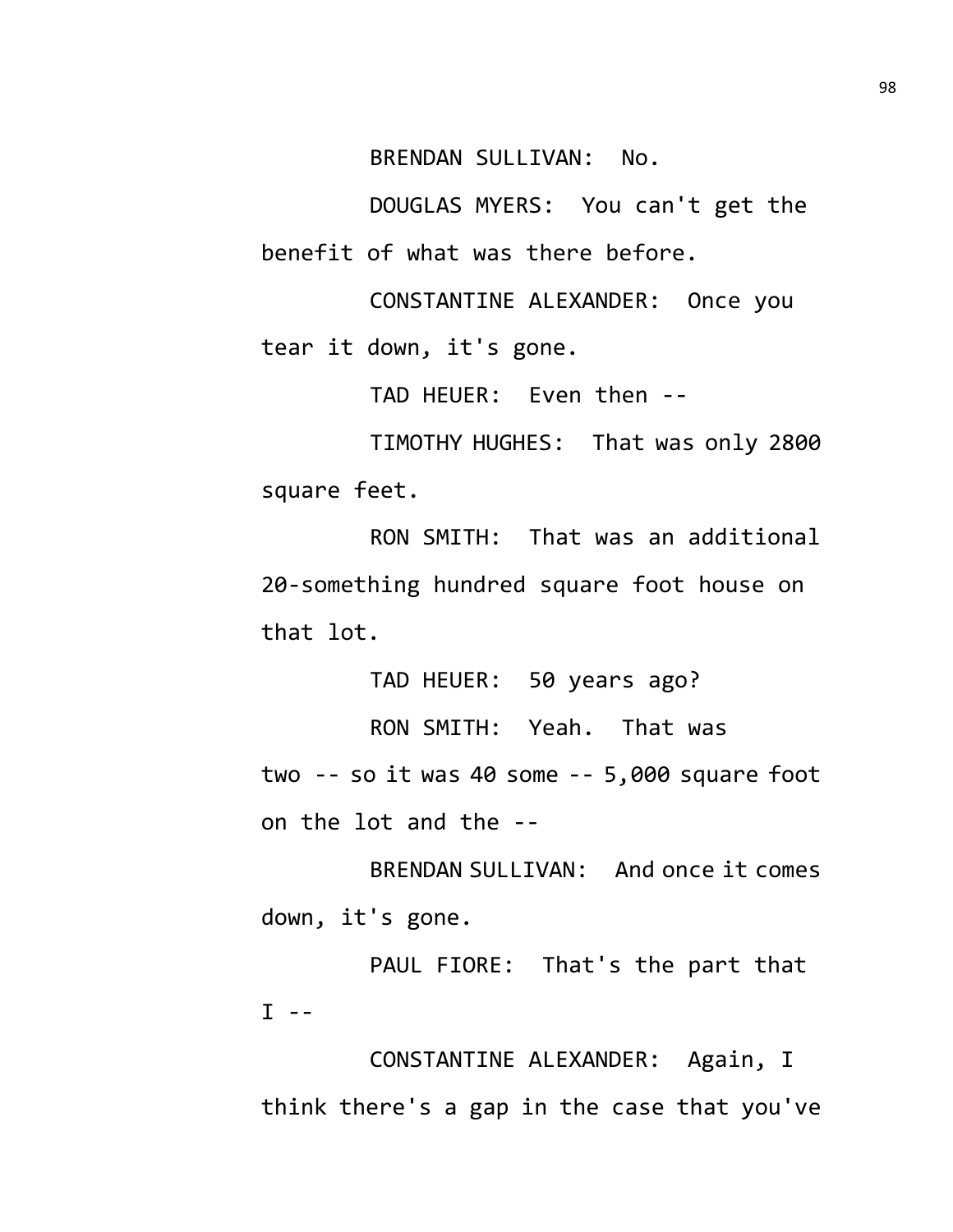BRENDAN SULLIVAN: No.

DOUGLAS MYERS: You can't get the benefit of what was there before.

CONSTANTINE ALEXANDER: Once you tear it down, it's gone.

TAD HEUER: Even then --

TIMOTHY HUGHES: That was only 2800 square feet.

RON SMITH: That was an additional 20-something hundred square foot house on that lot.

TAD HEUER: 50 years ago?

RON SMITH: Yeah. That was two -- so it was 40 some -- 5,000 square foot on the lot and the --

BRENDAN SULLIVAN: And once it comes down, it's gone.

PAUL FIORE: That's the part that I --

CONSTANTINE ALEXANDER: Again, I think there's a gap in the case that you've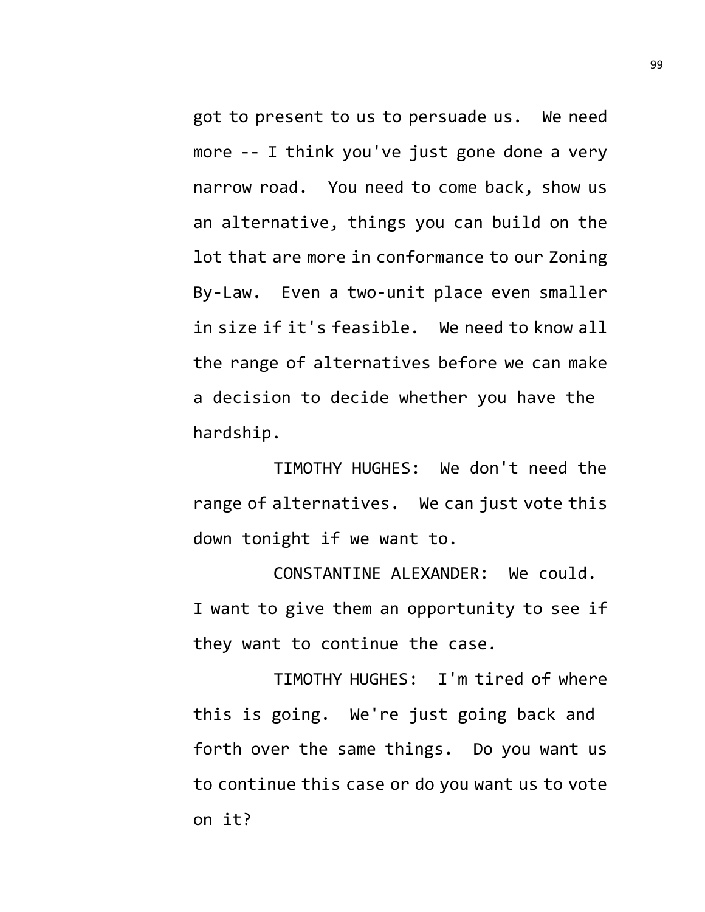got to present to us to persuade us. We need more -- I think you've just gone done a very narrow road. You need to come back, show us an alternative, things you can build on the lot that are more in conformance to our Zoning By-Law. Even a two-unit place even smaller in size if it's feasible. We need to know all the range of alternatives before we can make a decision to decide whether you have the hardship.

TIMOTHY HUGHES: We don't need the range of alternatives. We can just vote this down tonight if we want to.

CONSTANTINE ALEXANDER: We could. I want to give them an opportunity to see if they want to continue the case.

TIMOTHY HUGHES: I'm tired of where this is going. We're just going back and forth over the same things. Do you want us to continue this case or do you want us to vote on it?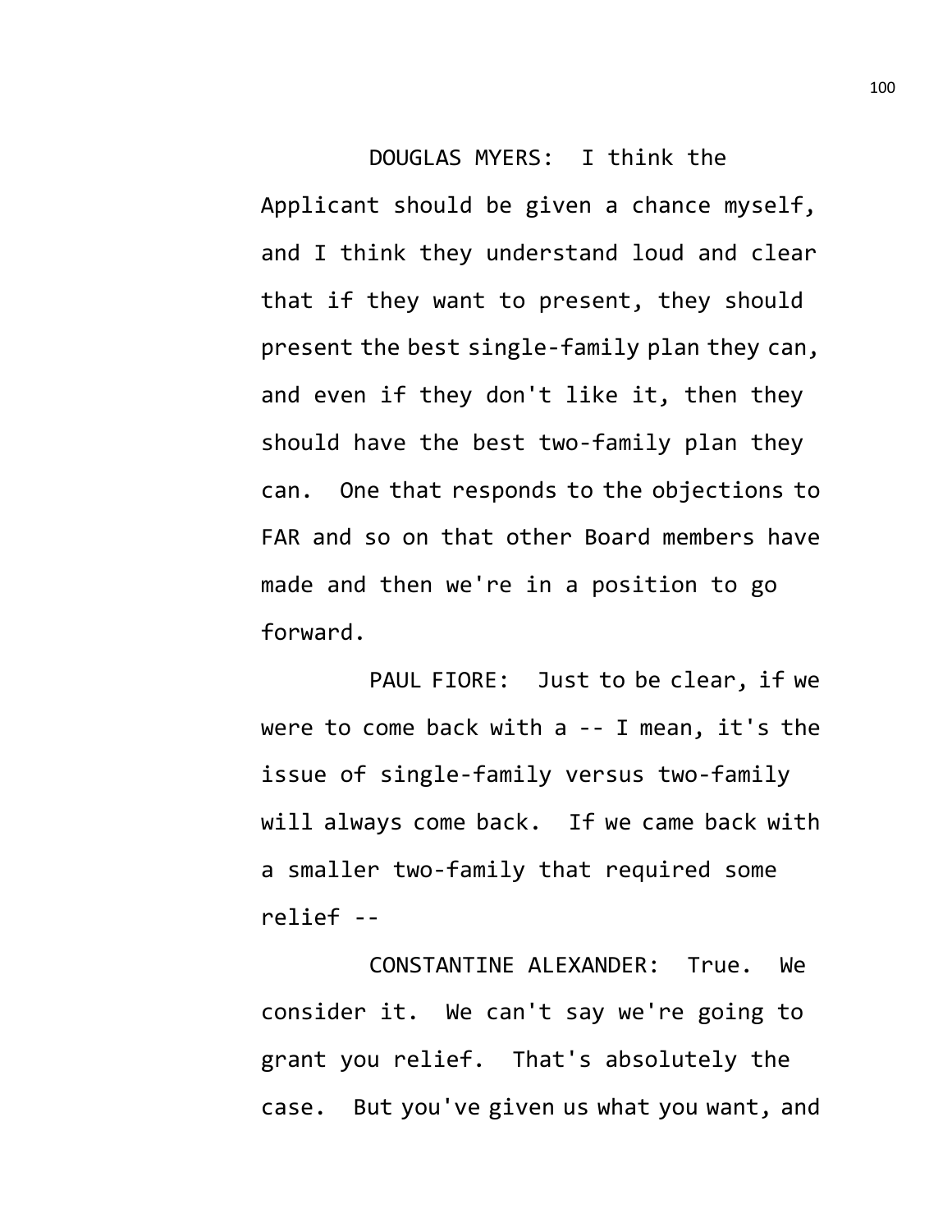DOUGLAS MYERS: I think the Applicant should be given a chance myself, and I think they understand loud and clear that if they want to present, they should present the best single-family plan they can, and even if they don't like it, then they should have the best two-family plan they can. One that responds to the objections to FAR and so on that other Board members have made and then we're in a position to go forward.

PAUL FIORE: Just to be clear, if we were to come back with a -- I mean, it's the issue of single-family versus two-family will always come back. If we came back with a smaller two-family that required some relief --

CONSTANTINE ALEXANDER: True. We consider it. We can't say we're going to grant you relief. That's absolutely the case. But you've given us what you want, and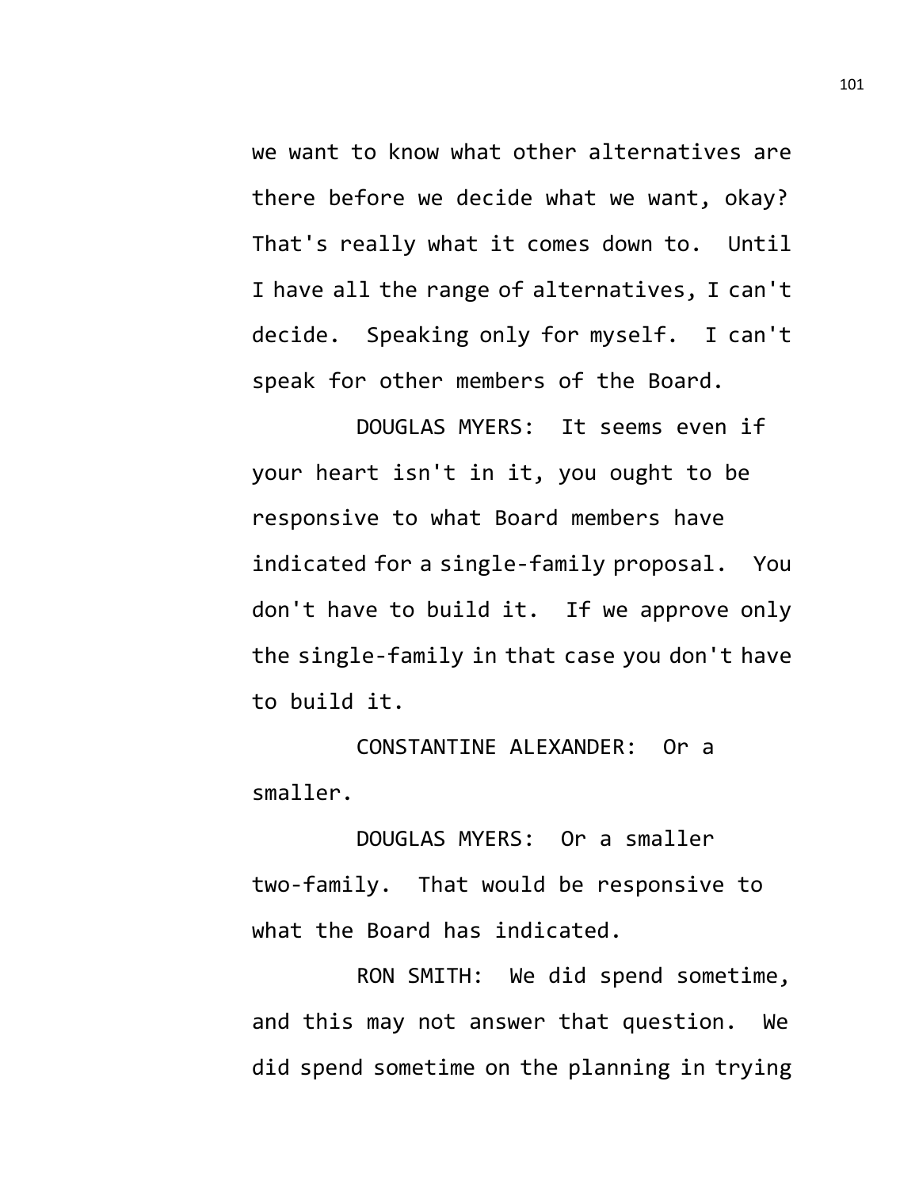we want to know what other alternatives are there before we decide what we want, okay? That's really what it comes down to. Until I have all the range of alternatives, I can't decide. Speaking only for myself. I can't speak for other members of the Board.

DOUGLAS MYERS: It seems even if your heart isn't in it, you ought to be responsive to what Board members have indicated for a single-family proposal. You don't have to build it. If we approve only the single-family in that case you don't have to build it.

CONSTANTINE ALEXANDER: Or a smaller.

DOUGLAS MYERS: Or a smaller two-family. That would be responsive to what the Board has indicated.

RON SMITH: We did spend sometime, and this may not answer that question. We did spend sometime on the planning in trying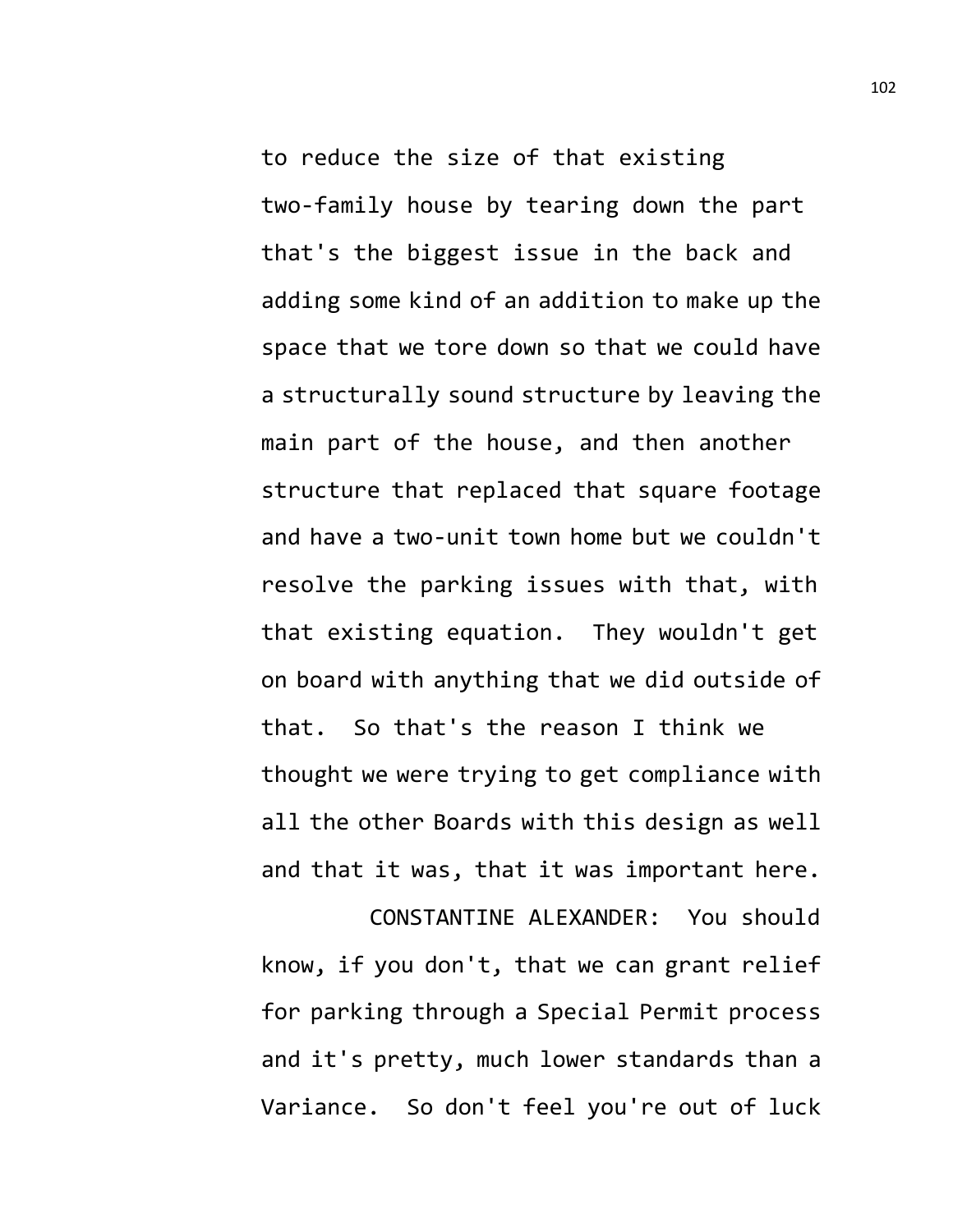to reduce the size of that existing two-family house by tearing down the part that's the biggest issue in the back and adding some kind of an addition to make up the space that we tore down so that we could have a structurally sound structure by leaving the main part of the house, and then another structure that replaced that square footage and have a two-unit town home but we couldn't resolve the parking issues with that, with that existing equation. They wouldn't get on board with anything that we did outside of that. So that's the reason I think we thought we were trying to get compliance with all the other Boards with this design as well and that it was, that it was important here.

CONSTANTINE ALEXANDER: You should know, if you don't, that we can grant relief for parking through a Special Permit process and it's pretty, much lower standards than a Variance. So don't feel you're out of luck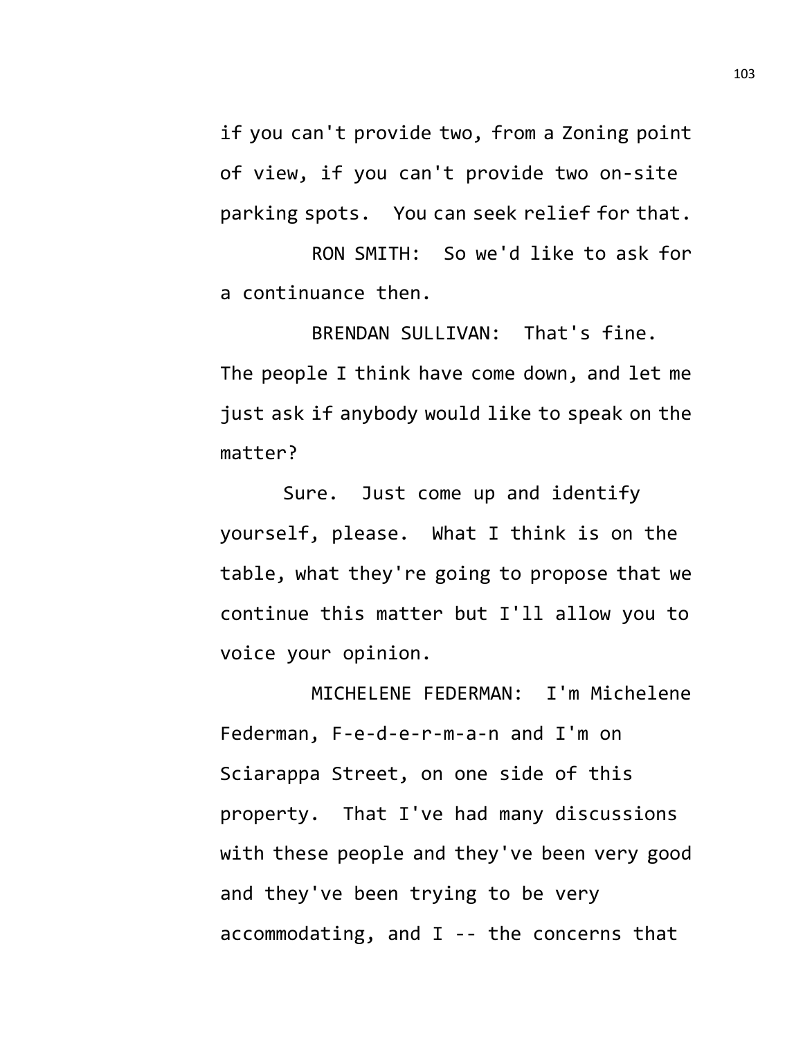if you can't provide two, from a Zoning point of view, if you can't provide two on-site parking spots. You can seek relief for that.

RON SMITH: So we'd like to ask for a continuance then.

BRENDAN SULLIVAN: That's fine. The people I think have come down, and let me just ask if anybody would like to speak on the matter?

Sure. Just come up and identify yourself, please. What I think is on the table, what they're going to propose that we continue this matter but I'll allow you to voice your opinion.

MICHELENE FEDERMAN: I'm Michelene Federman, F-e-d-e-r-m-a-n and I'm on Sciarappa Street, on one side of this property. That I've had many discussions with these people and they've been very good and they've been trying to be very accommodating, and I -- the concerns that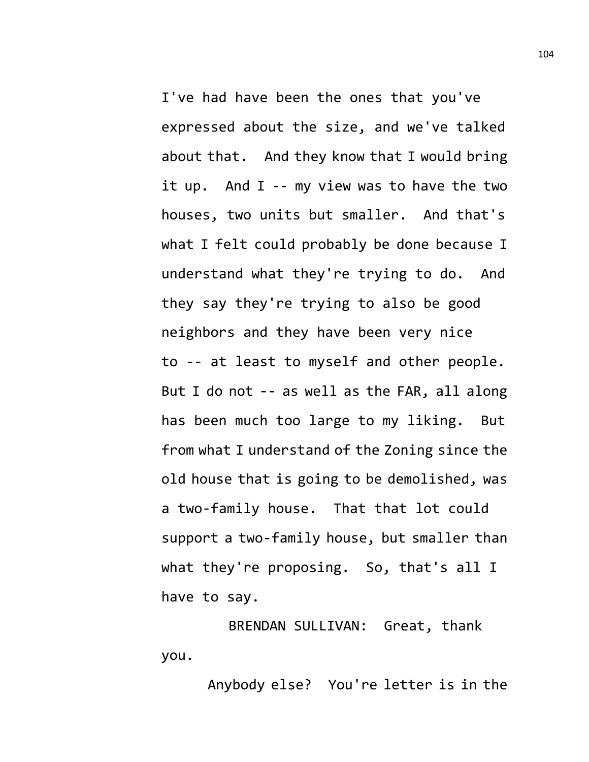I've had have been the ones that you've expressed about the size, and we've talked about that. And they know that I would bring it up. And I -- my view was to have the two houses, two units but smaller. And that's what I felt could probably be done because I understand what they're trying to do. And they say they're trying to also be good neighbors and they have been very nice to -- at least to myself and other people. But I do not -- as well as the FAR, all along has been much too large to my liking. But from what I understand of the Zoning since the old house that is going to be demolished, was a two-family house. That that lot could support a two-family house, but smaller than what they're proposing. So, that's all I have to say.

BRENDAN SULLIVAN: Great, thank you.

Anybody else? You're letter is in the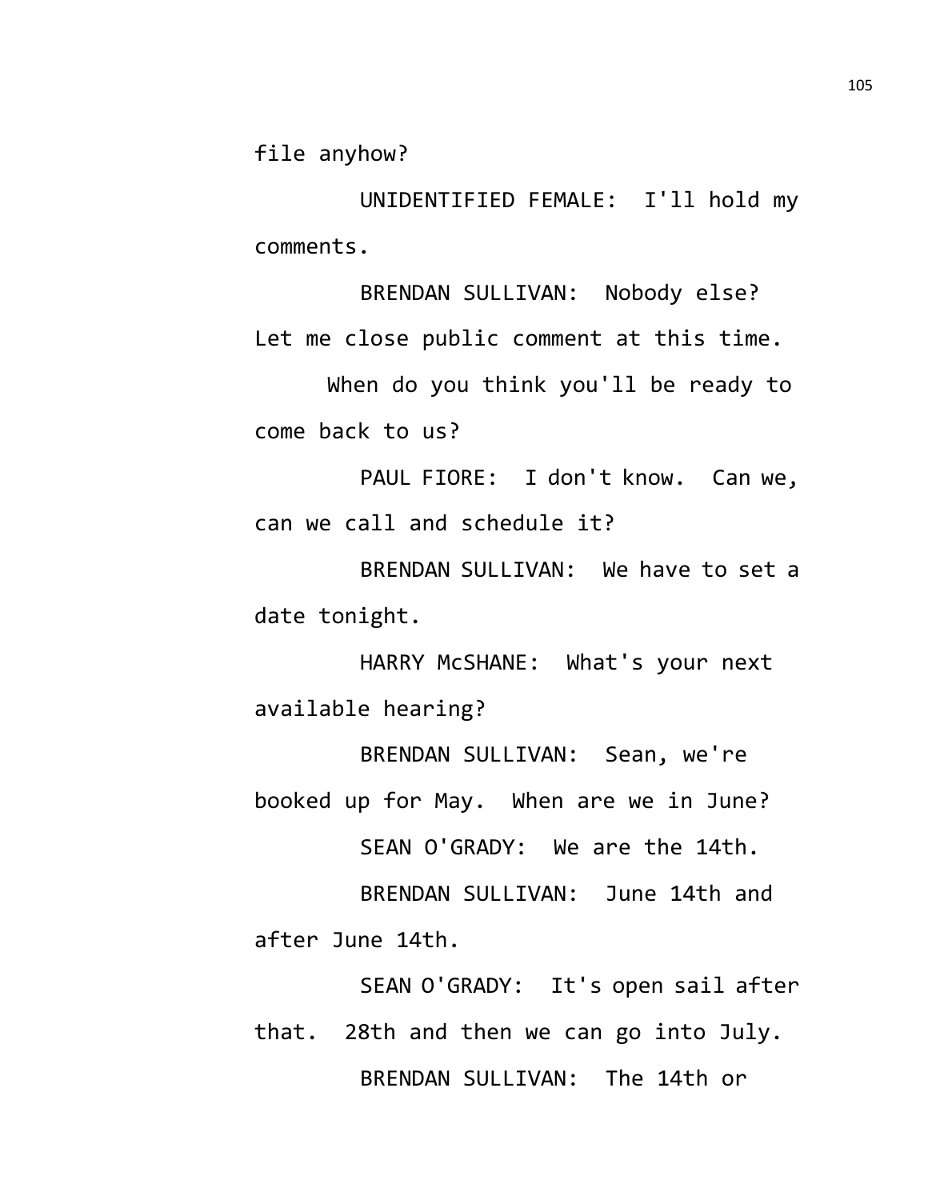file anyhow?

UNIDENTIFIED FEMALE: I'll hold my comments.

BRENDAN SULLIVAN: Nobody else? Let me close public comment at this time.

When do you think you'll be ready to come back to us?

PAUL FIORE: I don't know. Can we, can we call and schedule it?

BRENDAN SULLIVAN: We have to set a date tonight.

HARRY McSHANE: What's your next available hearing?

BRENDAN SULLIVAN: Sean, we're booked up for May. When are we in June?

SEAN O'GRADY: We are the 14th.

BRENDAN SULLIVAN: June 14th and after June 14th.

SEAN O'GRADY: It's open sail after that. 28th and then we can go into July.

BRENDAN SULLIVAN: The 14th or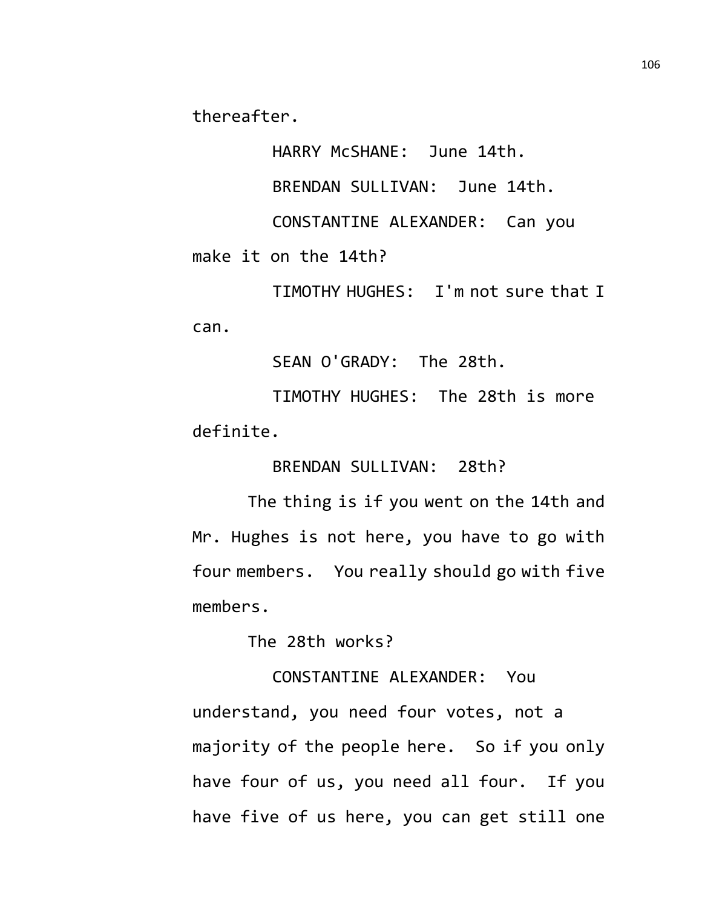thereafter.

HARRY McSHANE: June 14th.

BRENDAN SULLIVAN: June 14th.

CONSTANTINE ALEXANDER: Can you make it on the 14th?

TIMOTHY HUGHES: I'm not sure that I can.

SEAN O'GRADY: The 28th.

TIMOTHY HUGHES: The 28th is more definite.

BRENDAN SULLIVAN: 28th?

The thing is if you went on the 14th and Mr. Hughes is not here, you have to go with four members. You really should go with five members.

The 28th works?

CONSTANTINE ALEXANDER: You understand, you need four votes, not a majority of the people here. So if you only have four of us, you need all four. If you have five of us here, you can get still one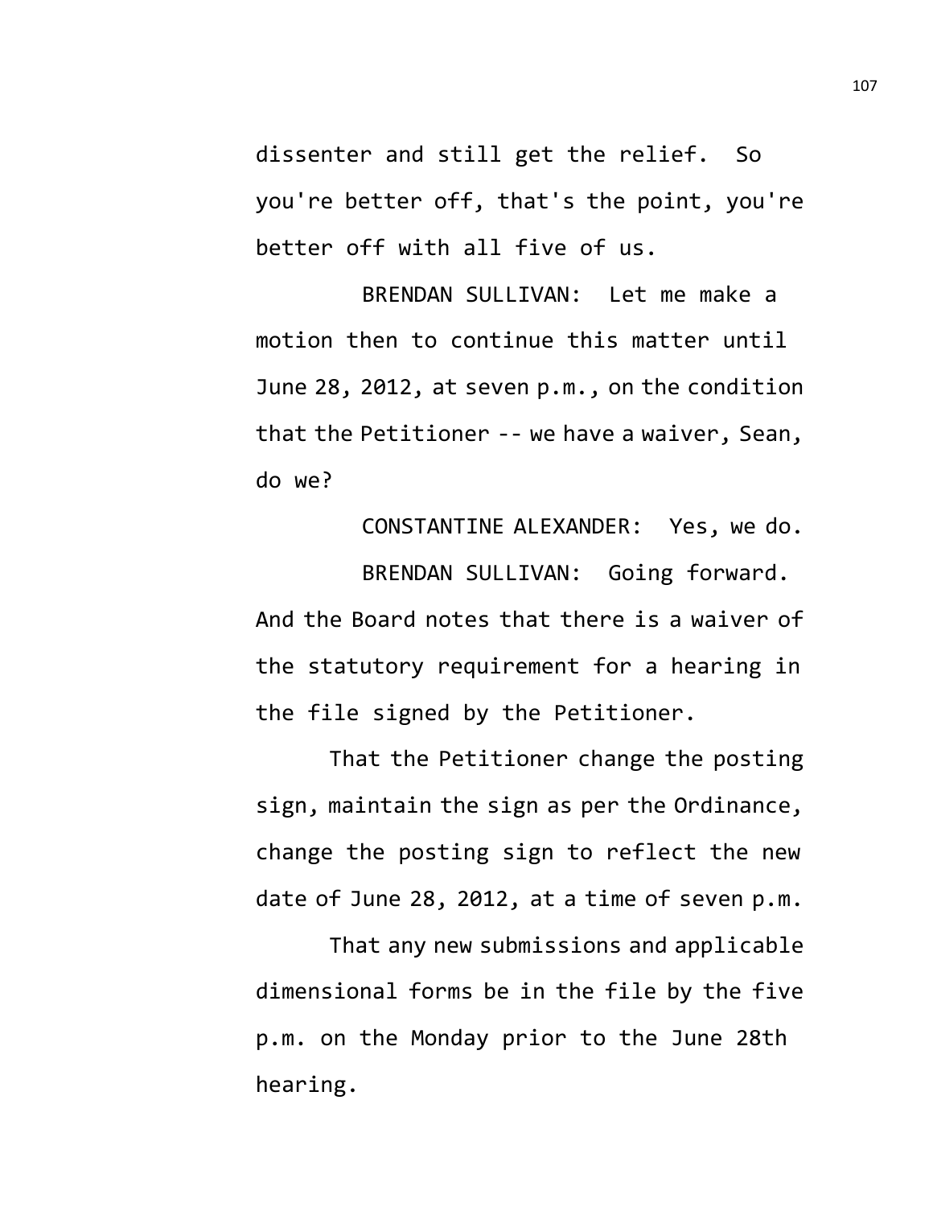dissenter and still get the relief. So you're better off, that's the point, you're better off with all five of us.

BRENDAN SULLIVAN: Let me make a motion then to continue this matter until June 28, 2012, at seven p.m., on the condition that the Petitioner -- we have a waiver, Sean, do we?

CONSTANTINE ALEXANDER: Yes, we do.

BRENDAN SULLIVAN: Going forward. And the Board notes that there is a waiver of the statutory requirement for a hearing in the file signed by the Petitioner.

That the Petitioner change the posting sign, maintain the sign as per the Ordinance, change the posting sign to reflect the new date of June 28, 2012, at a time of seven p.m.

That any new submissions and applicable dimensional forms be in the file by the five p.m. on the Monday prior to the June 28th hearing.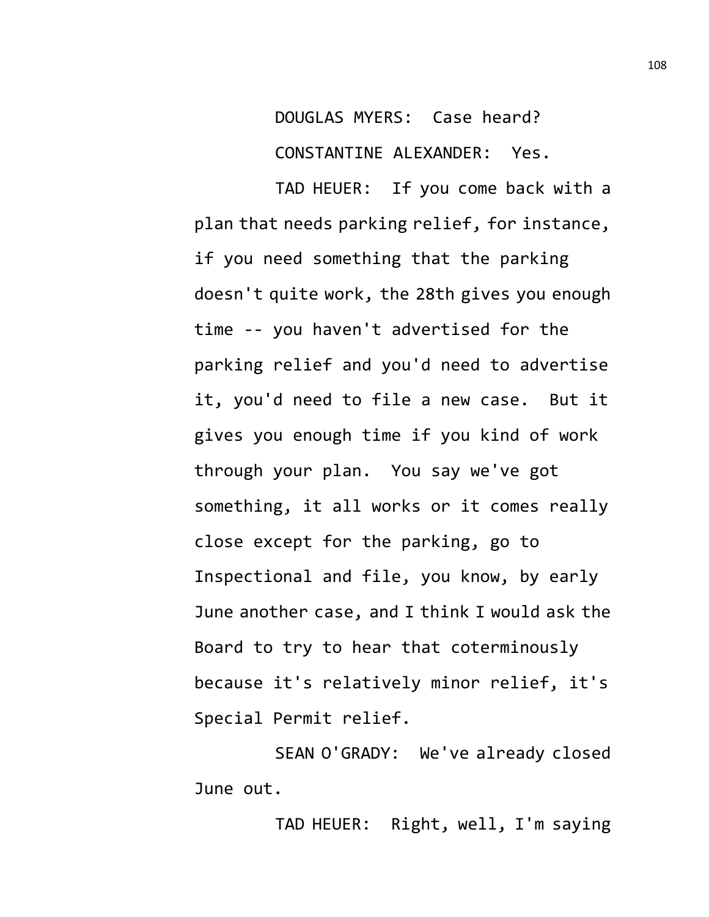DOUGLAS MYERS: Case heard?

CONSTANTINE ALEXANDER: Yes.

TAD HEUER: If you come back with a plan that needs parking relief, for instance, if you need something that the parking doesn't quite work, the 28th gives you enough time -- you haven't advertised for the parking relief and you'd need to advertise it, you'd need to file a new case. But it gives you enough time if you kind of work through your plan. You say we've got something, it all works or it comes really close except for the parking, go to Inspectional and file, you know, by early June another case, and I think I would ask the Board to try to hear that coterminously because it's relatively minor relief, it's Special Permit relief.

SEAN O'GRADY: We've already closed June out.

TAD HEUER: Right, well, I'm saying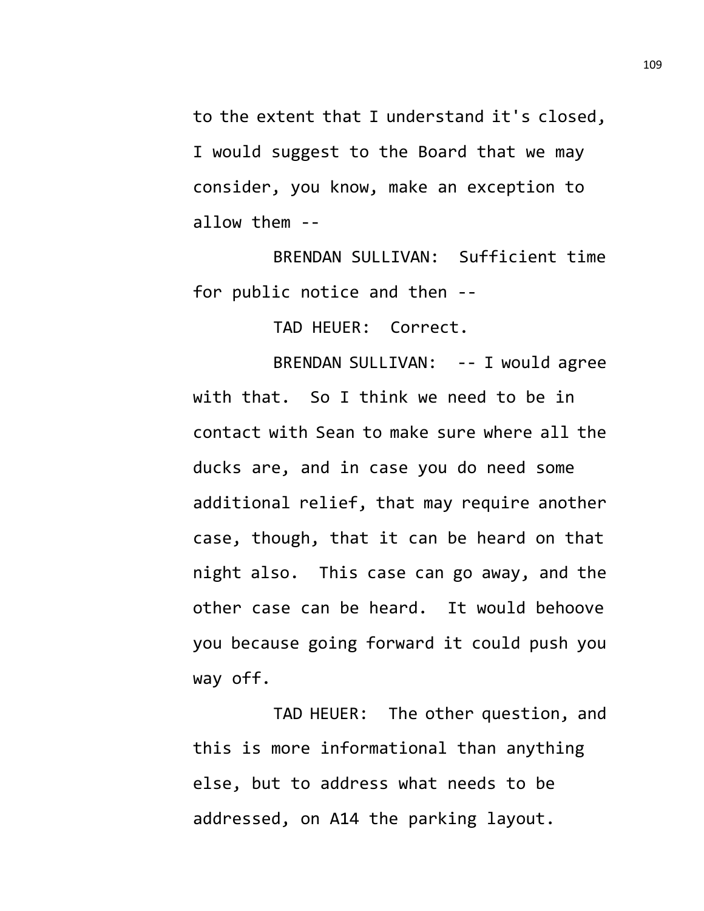to the extent that I understand it's closed, I would suggest to the Board that we may consider, you know, make an exception to allow them --

BRENDAN SULLIVAN: Sufficient time for public notice and then --

TAD HEUER: Correct.

BRENDAN SULLIVAN: -- I would agree with that. So I think we need to be in contact with Sean to make sure where all the ducks are, and in case you do need some additional relief, that may require another case, though, that it can be heard on that night also. This case can go away, and the other case can be heard. It would behoove you because going forward it could push you way off.

TAD HEUER: The other question, and this is more informational than anything else, but to address what needs to be addressed, on A14 the parking layout.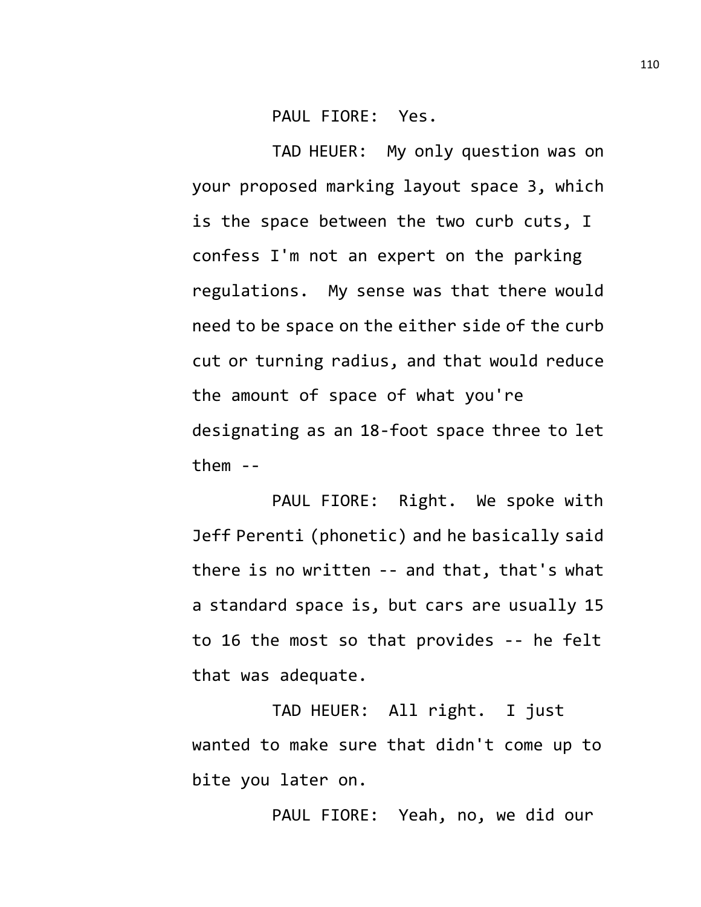PAUL FIORE: Yes.

TAD HEUER: My only question was on your proposed marking layout space 3, which is the space between the two curb cuts, I confess I'm not an expert on the parking regulations. My sense was that there would need to be space on the either side of the curb cut or turning radius, and that would reduce the amount of space of what you're designating as an 18-foot space three to let them --

PAUL FIORE: Right. We spoke with Jeff Perenti (phonetic) and he basically said there is no written -- and that, that's what a standard space is, but cars are usually 15 to 16 the most so that provides -- he felt that was adequate.

TAD HEUER: All right. I just wanted to make sure that didn't come up to bite you later on.

PAUL FIORE: Yeah, no, we did our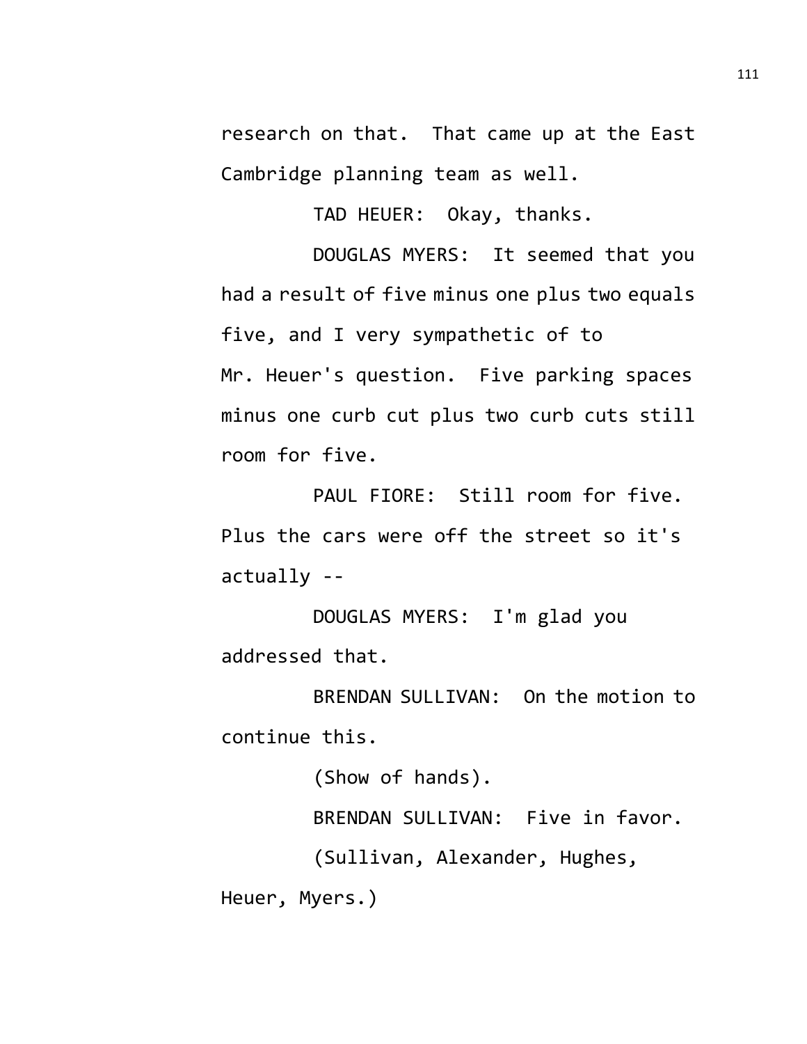research on that. That came up at the East Cambridge planning team as well.

TAD HEUER: Okay, thanks.

DOUGLAS MYERS: It seemed that you had a result of five minus one plus two equals five, and I very sympathetic of to Mr. Heuer's question. Five parking spaces minus one curb cut plus two curb cuts still room for five.

PAUL FIORE: Still room for five. Plus the cars were off the street so it's actually --

DOUGLAS MYERS: I'm glad you addressed that.

BRENDAN SULLIVAN: On the motion to continue this.

(Show of hands).

BRENDAN SULLIVAN: Five in favor.

(Sullivan, Alexander, Hughes, Heuer, Myers.)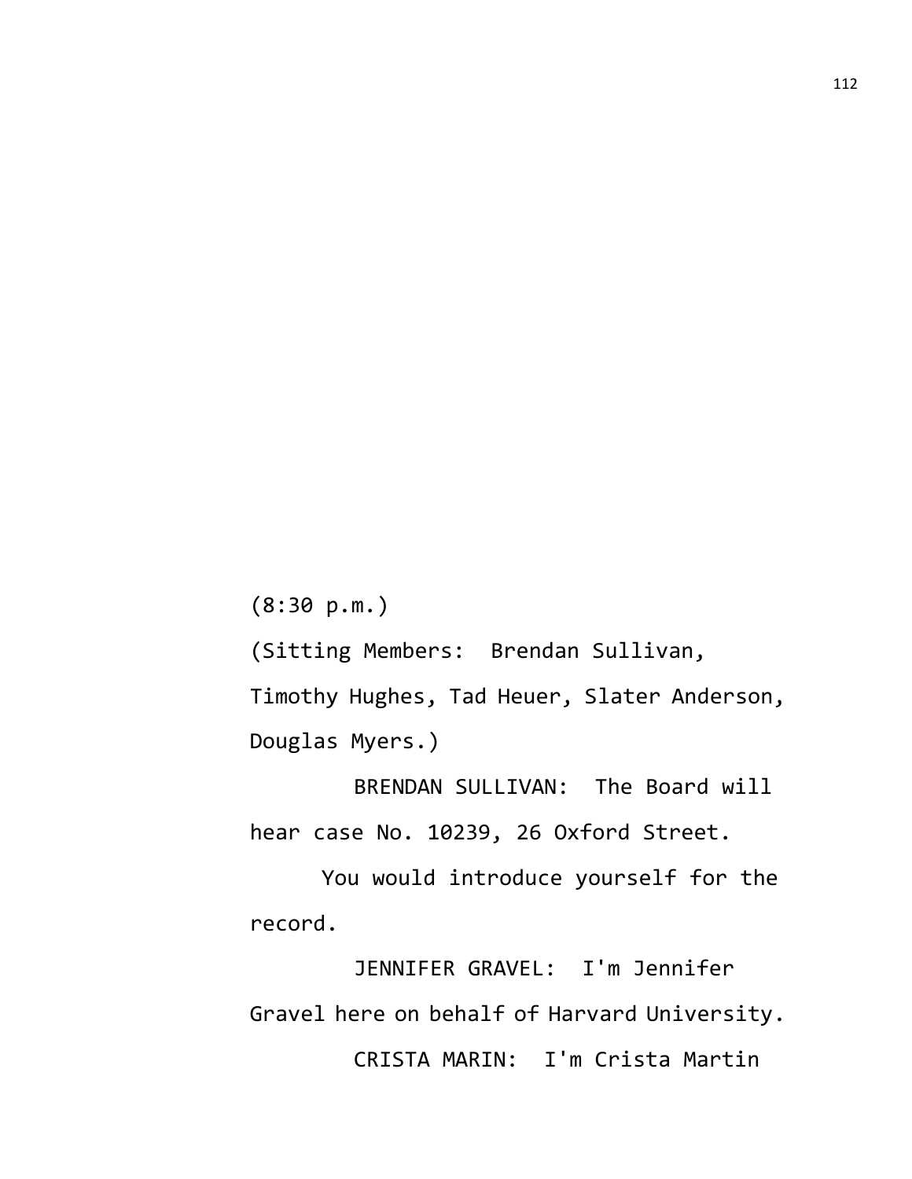(8:30 p.m.)

(Sitting Members: Brendan Sullivan, Timothy Hughes, Tad Heuer, Slater Anderson, Douglas Myers.)

BRENDAN SULLIVAN: The Board will hear case No. 10239, 26 Oxford Street.

You would introduce yourself for the record.

JENNIFER GRAVEL: I'm Jennifer Gravel here on behalf of Harvard University.

CRISTA MARIN: I'm Crista Martin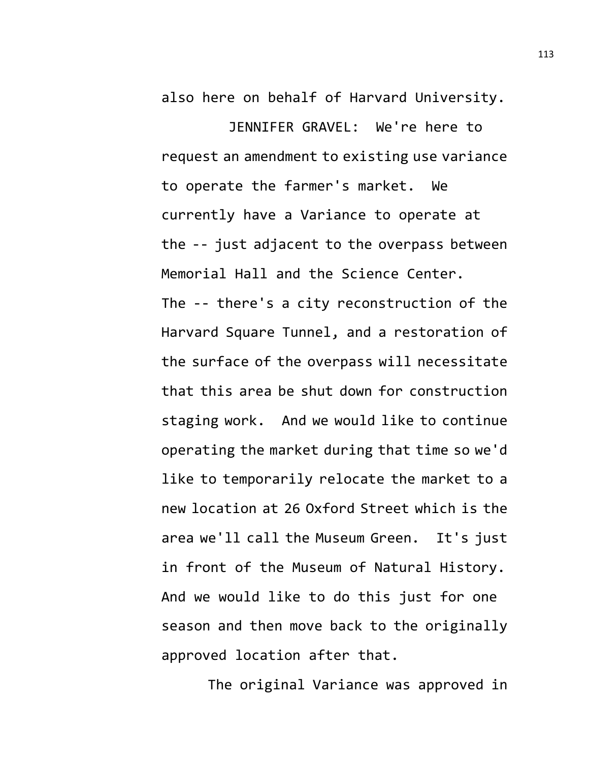also here on behalf of Harvard University.

JENNIFER GRAVEL: We're here to request an amendment to existing use variance to operate the farmer's market. We currently have a Variance to operate at the -- just adjacent to the overpass between Memorial Hall and the Science Center. The -- there's a city reconstruction of the Harvard Square Tunnel, and a restoration of the surface of the overpass will necessitate that this area be shut down for construction staging work. And we would like to continue operating the market during that time so we'd like to temporarily relocate the market to a new location at 26 Oxford Street which is the area we'll call the Museum Green. It's just in front of the Museum of Natural History. And we would like to do this just for one season and then move back to the originally approved location after that.

The original Variance was approved in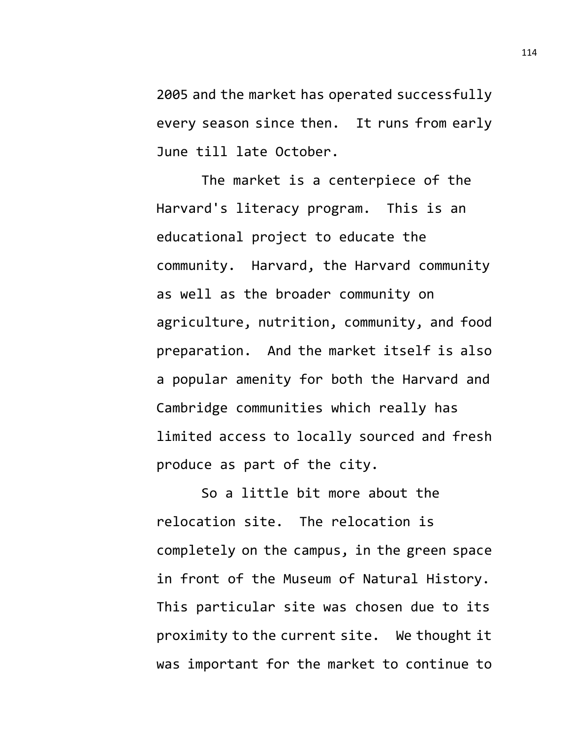2005 and the market has operated successfully every season since then. It runs from early June till late October.

The market is a centerpiece of the Harvard's literacy program. This is an educational project to educate the community. Harvard, the Harvard community as well as the broader community on agriculture, nutrition, community, and food preparation. And the market itself is also a popular amenity for both the Harvard and Cambridge communities which really has limited access to locally sourced and fresh produce as part of the city.

So a little bit more about the relocation site. The relocation is completely on the campus, in the green space in front of the Museum of Natural History. This particular site was chosen due to its proximity to the current site. We thought it was important for the market to continue to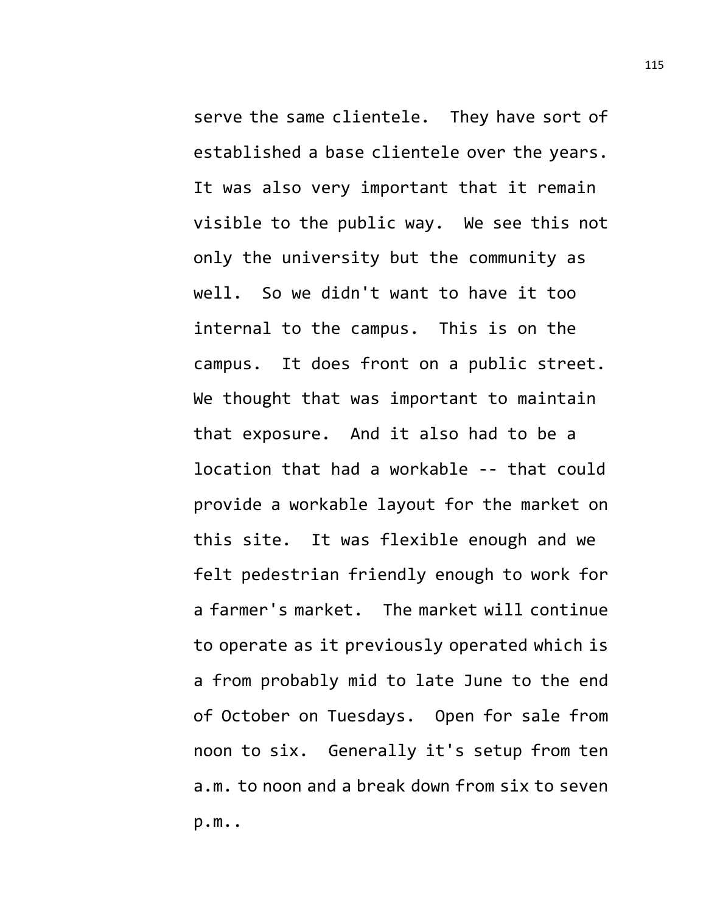serve the same clientele. They have sort of established a base clientele over the years. It was also very important that it remain visible to the public way. We see this not only the university but the community as well. So we didn't want to have it too internal to the campus. This is on the campus. It does front on a public street. We thought that was important to maintain that exposure. And it also had to be a location that had a workable -- that could provide a workable layout for the market on this site. It was flexible enough and we felt pedestrian friendly enough to work for a farmer's market. The market will continue to operate as it previously operated which is a from probably mid to late June to the end of October on Tuesdays. Open for sale from noon to six. Generally it's setup from ten a.m. to noon and a break down from six to seven p.m..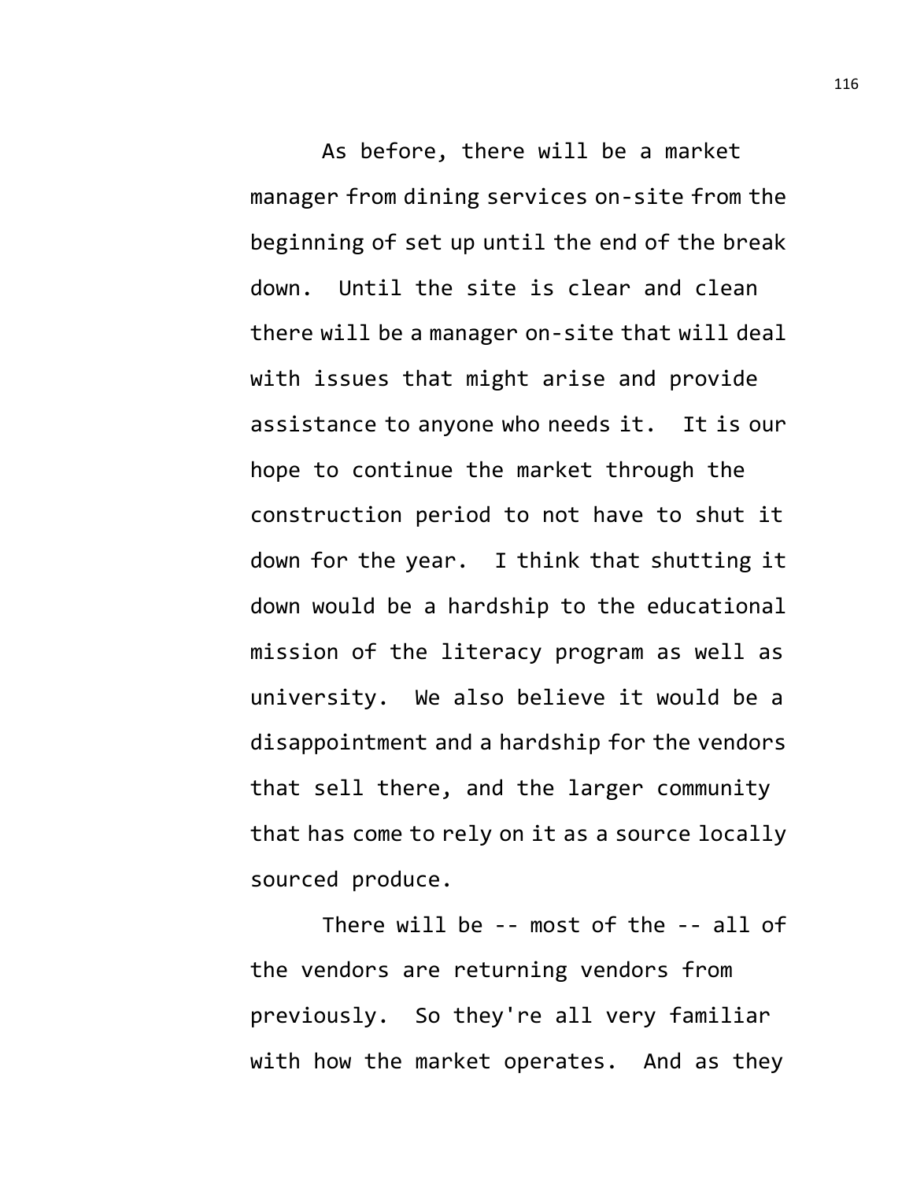As before, there will be a market manager from dining services on-site from the beginning of set up until the end of the break down. Until the site is clear and clean there will be a manager on-site that will deal with issues that might arise and provide assistance to anyone who needs it. It is our hope to continue the market through the construction period to not have to shut it down for the year. I think that shutting it down would be a hardship to the educational mission of the literacy program as well as university. We also believe it would be a disappointment and a hardship for the vendors that sell there, and the larger community that has come to rely on it as a source locally sourced produce.

There will be -- most of the -- all of the vendors are returning vendors from previously. So they're all very familiar with how the market operates. And as they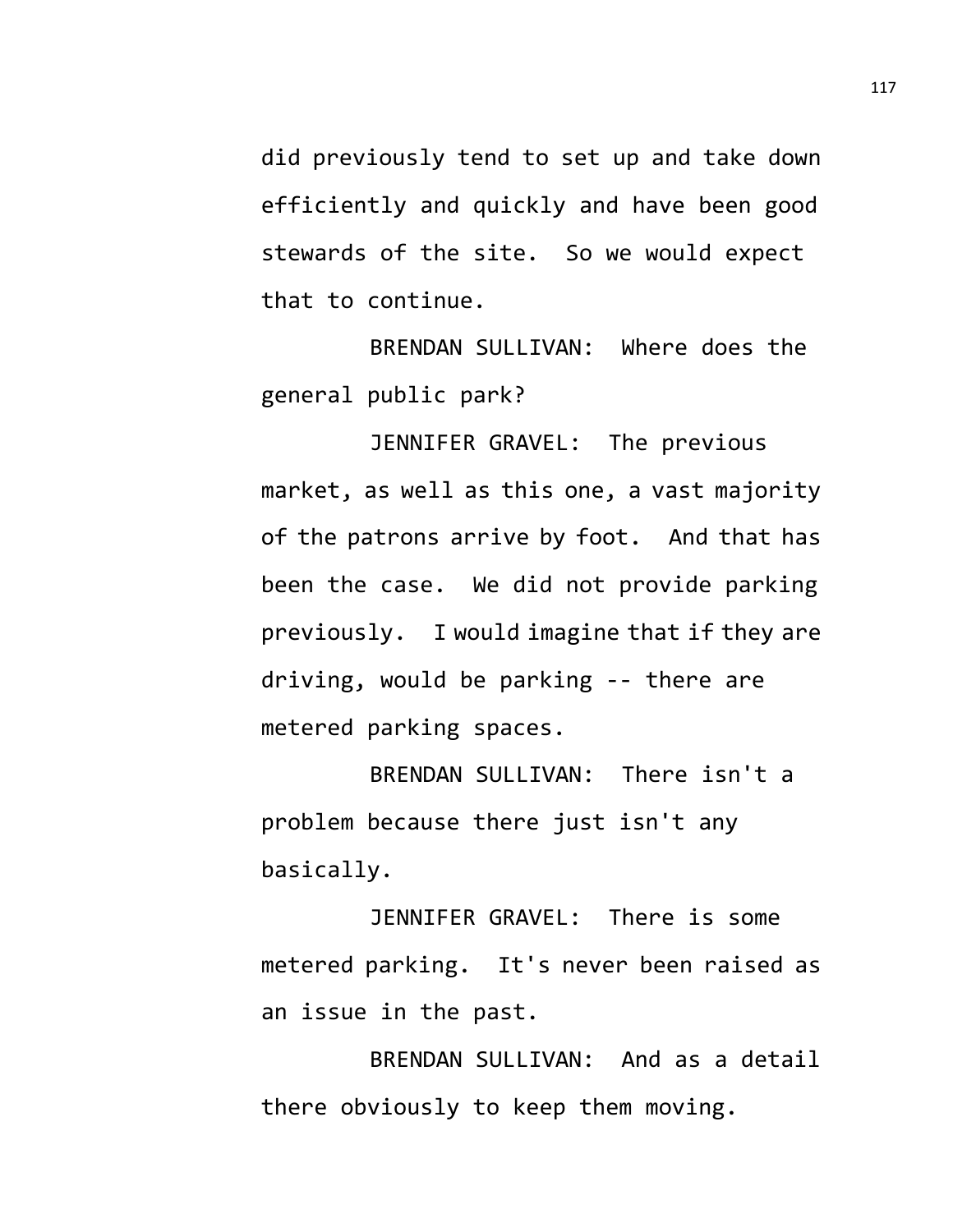did previously tend to set up and take down efficiently and quickly and have been good stewards of the site. So we would expect that to continue.

BRENDAN SULLIVAN: Where does the general public park?

JENNIFER GRAVEL: The previous market, as well as this one, a vast majority of the patrons arrive by foot. And that has been the case. We did not provide parking previously. I would imagine that if they are driving, would be parking -- there are metered parking spaces.

BRENDAN SULLIVAN: There isn't a problem because there just isn't any basically.

JENNIFER GRAVEL: There is some metered parking. It's never been raised as an issue in the past.

BRENDAN SULLIVAN: And as a detail there obviously to keep them moving.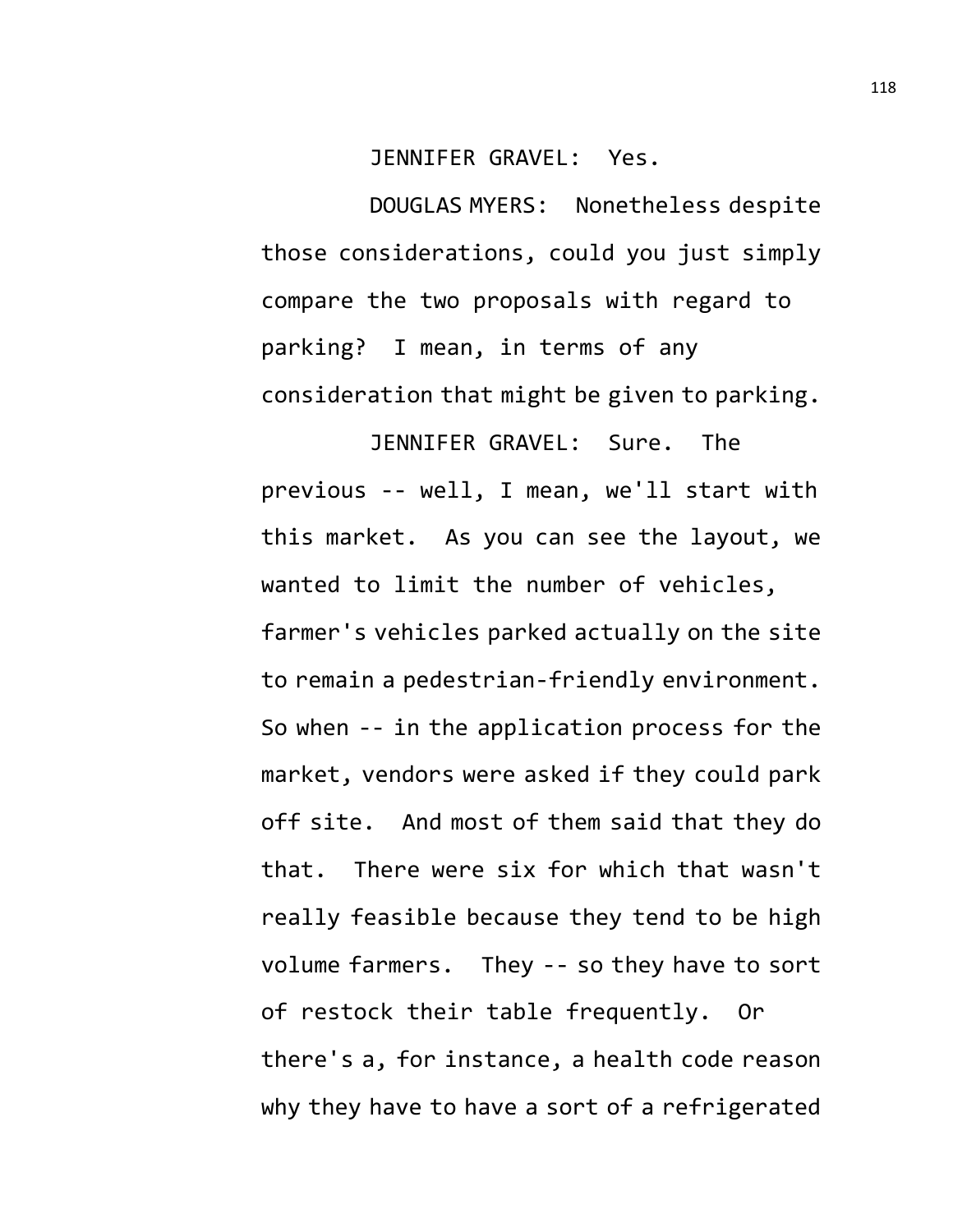JENNIFER GRAVEL: Yes.

DOUGLAS MYERS: Nonetheless despite those considerations, could you just simply compare the two proposals with regard to parking? I mean, in terms of any consideration that might be given to parking.

JENNIFER GRAVEL: Sure. The previous -- well, I mean, we'll start with this market. As you can see the layout, we wanted to limit the number of vehicles, farmer's vehicles parked actually on the site to remain a pedestrian-friendly environment. So when -- in the application process for the market, vendors were asked if they could park off site. And most of them said that they do that. There were six for which that wasn't really feasible because they tend to be high volume farmers. They -- so they have to sort of restock their table frequently. Or there's a, for instance, a health code reason why they have to have a sort of a refrigerated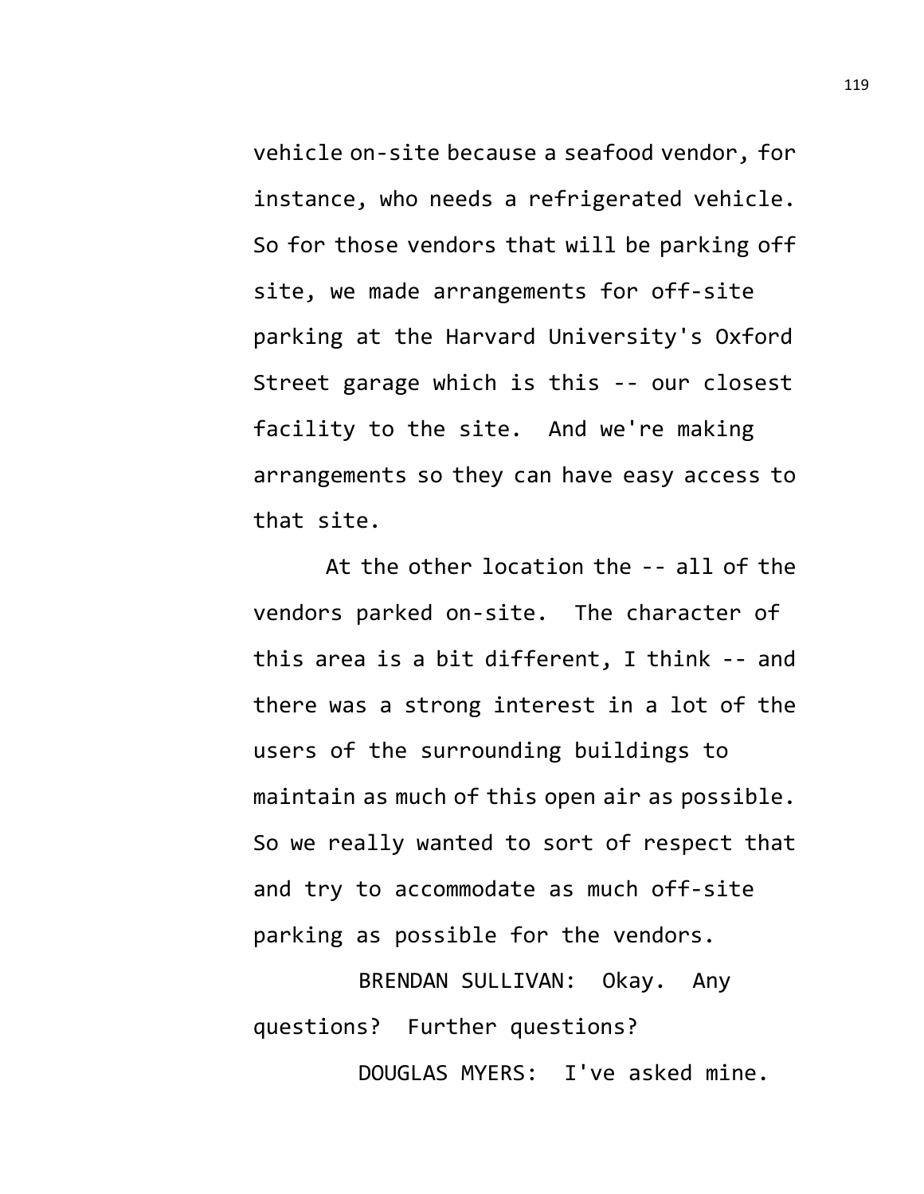vehicle on-site because a seafood vendor, for instance, who needs a refrigerated vehicle. So for those vendors that will be parking off site, we made arrangements for off-site parking at the Harvard University's Oxford Street garage which is this -- our closest facility to the site. And we're making arrangements so they can have easy access to that site.

At the other location the -- all of the vendors parked on-site. The character of this area is a bit different, I think -- and there was a strong interest in a lot of the users of the surrounding buildings to maintain as much of this open air as possible. So we really wanted to sort of respect that and try to accommodate as much off-site parking as possible for the vendors.

BRENDAN SULLIVAN: Okay. Any questions? Further questions?

DOUGLAS MYERS: I've asked mine.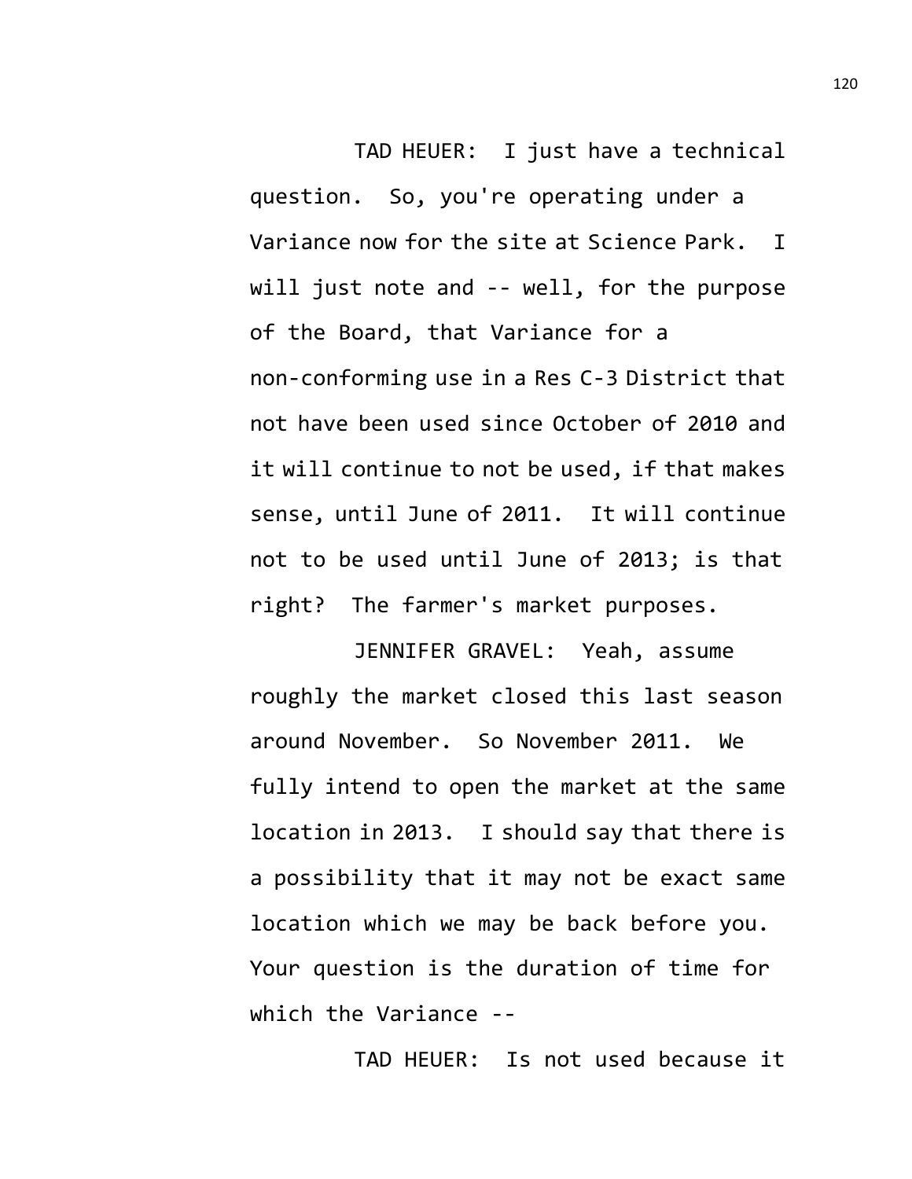TAD HEUER: I just have a technical question. So, you're operating under a Variance now for the site at Science Park. I will just note and -- well, for the purpose of the Board, that Variance for a non-conforming use in a Res C-3 District that not have been used since October of 2010 and it will continue to not be used, if that makes sense, until June of 2011. It will continue not to be used until June of 2013; is that right? The farmer's market purposes.

JENNIFER GRAVEL: Yeah, assume roughly the market closed this last season around November. So November 2011. We fully intend to open the market at the same location in 2013. I should say that there is a possibility that it may not be exact same location which we may be back before you. Your question is the duration of time for which the Variance --

TAD HEUER: Is not used because it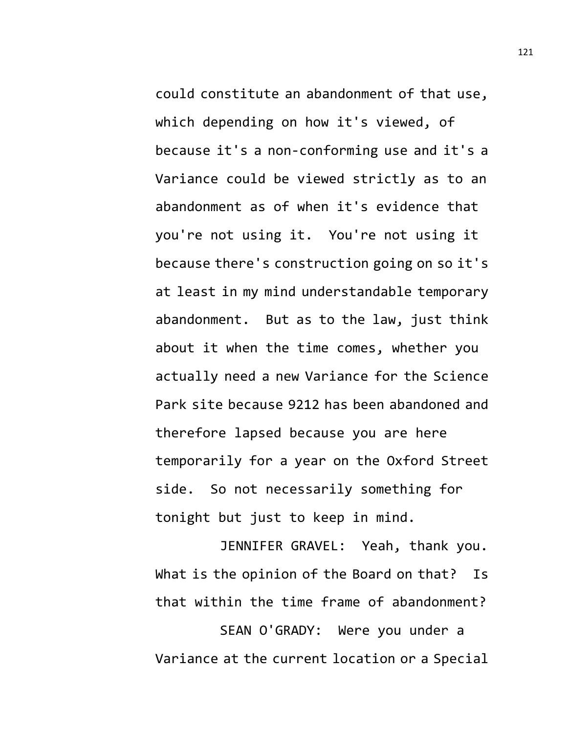could constitute an abandonment of that use, which depending on how it's viewed, of because it's a non-conforming use and it's a Variance could be viewed strictly as to an abandonment as of when it's evidence that you're not using it. You're not using it because there's construction going on so it's at least in my mind understandable temporary abandonment. But as to the law, just think about it when the time comes, whether you actually need a new Variance for the Science Park site because 9212 has been abandoned and therefore lapsed because you are here temporarily for a year on the Oxford Street side. So not necessarily something for tonight but just to keep in mind.

JENNIFER GRAVEL: Yeah, thank you. What is the opinion of the Board on that? Is that within the time frame of abandonment?

SEAN O'GRADY: Were you under a Variance at the current location or a Special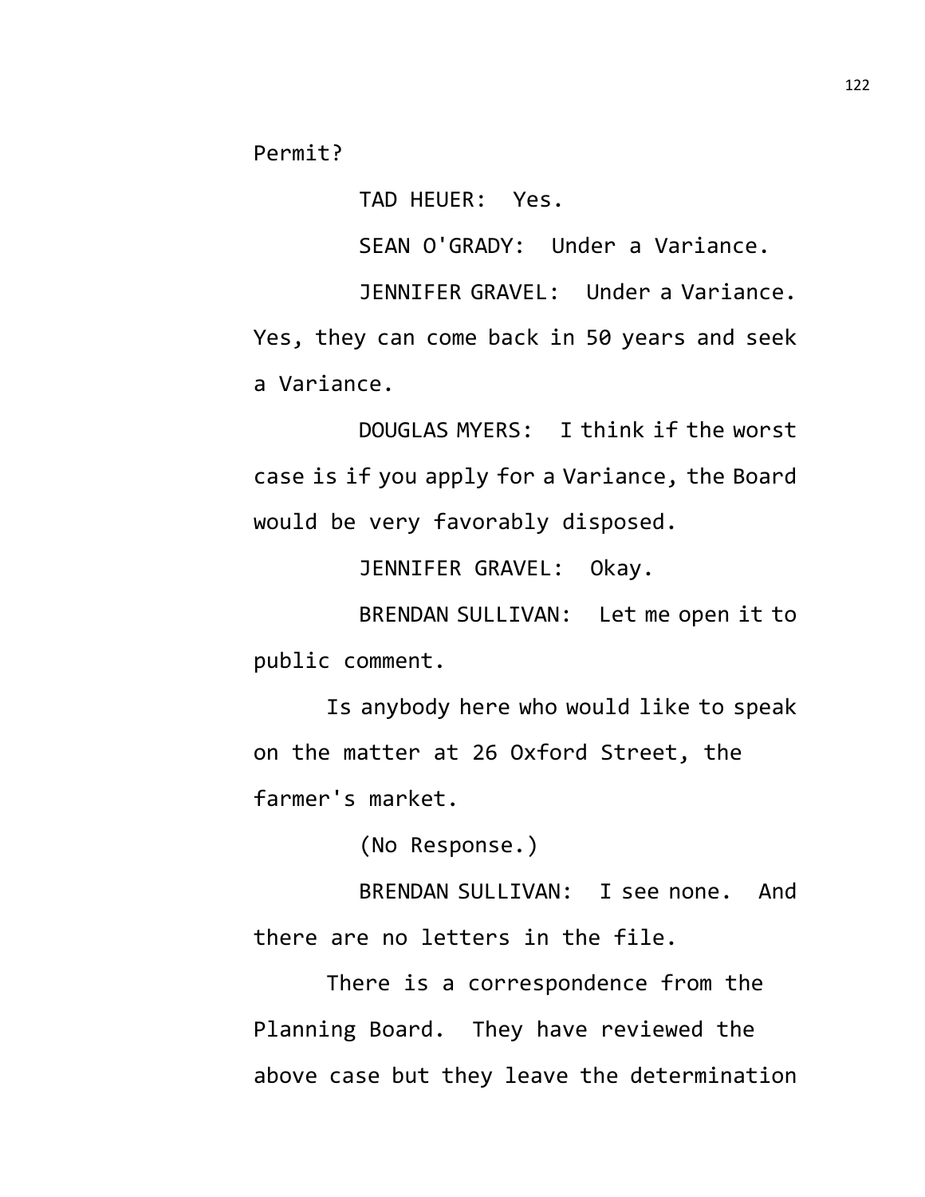Permit?

TAD HEUER: Yes.

SEAN O'GRADY: Under a Variance.

JENNIFER GRAVEL: Under a Variance. Yes, they can come back in 50 years and seek a Variance.

DOUGLAS MYERS: I think if the worst case is if you apply for a Variance, the Board would be very favorably disposed.

JENNIFER GRAVEL: Okay.

BRENDAN SULLIVAN: Let me open it to public comment.

Is anybody here who would like to speak on the matter at 26 Oxford Street, the farmer's market.

(No Response.)

BRENDAN SULLIVAN: I see none. And there are no letters in the file.

There is a correspondence from the Planning Board. They have reviewed the above case but they leave the determination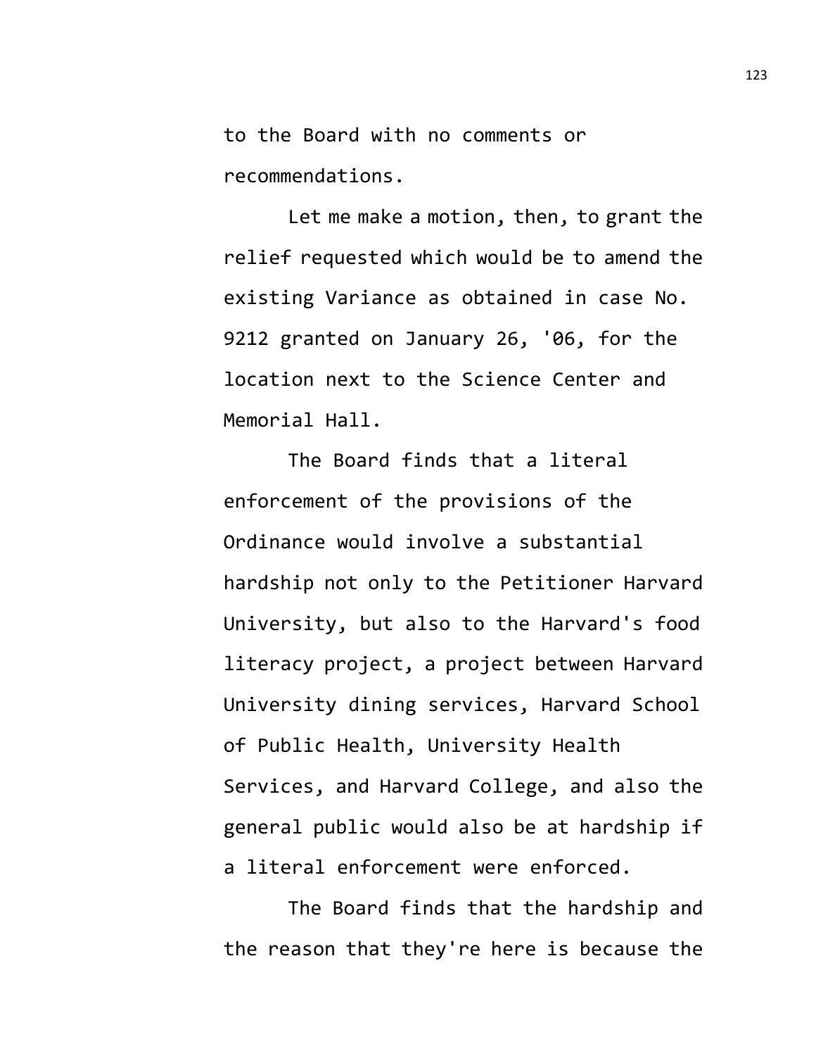to the Board with no comments or recommendations.

Let me make a motion, then, to grant the relief requested which would be to amend the existing Variance as obtained in case No. 9212 granted on January 26, '06, for the location next to the Science Center and Memorial Hall.

The Board finds that a literal enforcement of the provisions of the Ordinance would involve a substantial hardship not only to the Petitioner Harvard University, but also to the Harvard's food literacy project, a project between Harvard University dining services, Harvard School of Public Health, University Health Services, and Harvard College, and also the general public would also be at hardship if a literal enforcement were enforced.

The Board finds that the hardship and the reason that they're here is because the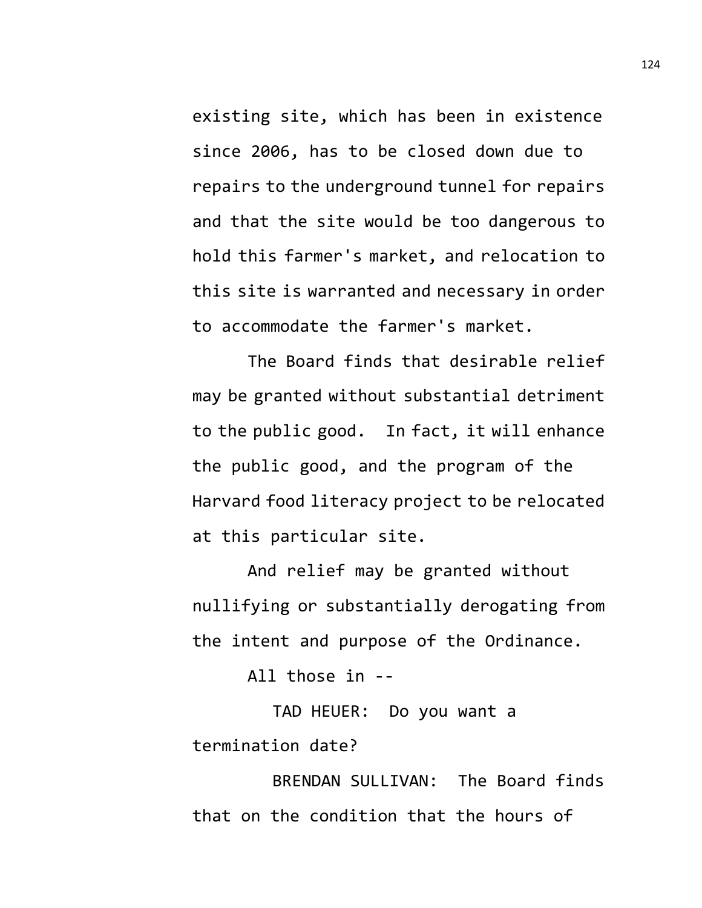existing site, which has been in existence since 2006, has to be closed down due to repairs to the underground tunnel for repairs and that the site would be too dangerous to hold this farmer's market, and relocation to this site is warranted and necessary in order to accommodate the farmer's market.

The Board finds that desirable relief may be granted without substantial detriment to the public good. In fact, it will enhance the public good, and the program of the Harvard food literacy project to be relocated at this particular site.

And relief may be granted without nullifying or substantially derogating from the intent and purpose of the Ordinance.

All those in --

TAD HEUER: Do you want a termination date?

BRENDAN SULLIVAN: The Board finds that on the condition that the hours of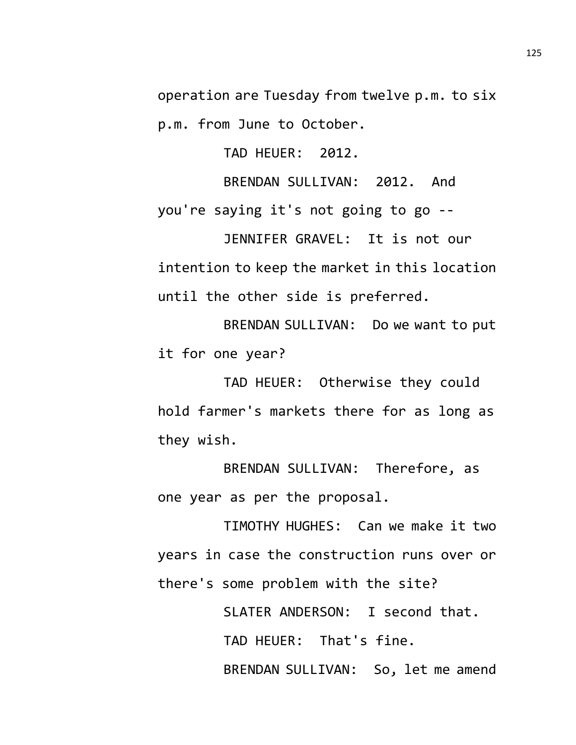operation are Tuesday from twelve p.m. to six p.m. from June to October.

TAD HEUER: 2012.

BRENDAN SULLIVAN: 2012. And you're saying it's not going to go --

JENNIFER GRAVEL: It is not our intention to keep the market in this location until the other side is preferred.

BRENDAN SULLIVAN: Do we want to put it for one year?

TAD HEUER: Otherwise they could hold farmer's markets there for as long as they wish.

BRENDAN SULLIVAN: Therefore, as one year as per the proposal.

TIMOTHY HUGHES: Can we make it two years in case the construction runs over or there's some problem with the site?

SLATER ANDERSON: I second that.

TAD HEUER: That's fine.

BRENDAN SULLIVAN: So, let me amend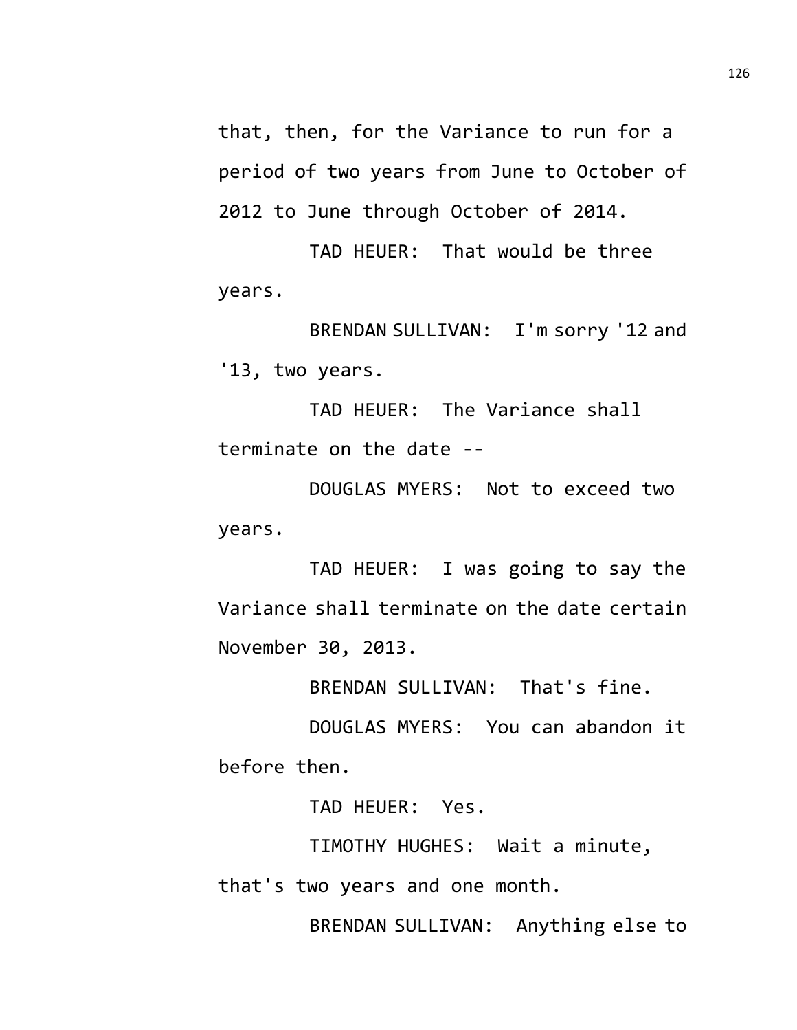that, then, for the Variance to run for a period of two years from June to October of 2012 to June through October of 2014.

TAD HEUER: That would be three years.

BRENDAN SULLIVAN: I'm sorry '12 and '13, two years.

TAD HEUER: The Variance shall terminate on the date --

DOUGLAS MYERS: Not to exceed two years.

TAD HEUER: I was going to say the Variance shall terminate on the date certain November 30, 2013.

BRENDAN SULLIVAN: That's fine.

DOUGLAS MYERS: You can abandon it before then.

TAD HEUER: Yes.

TIMOTHY HUGHES: Wait a minute, that's two years and one month.

BRENDAN SULLIVAN: Anything else to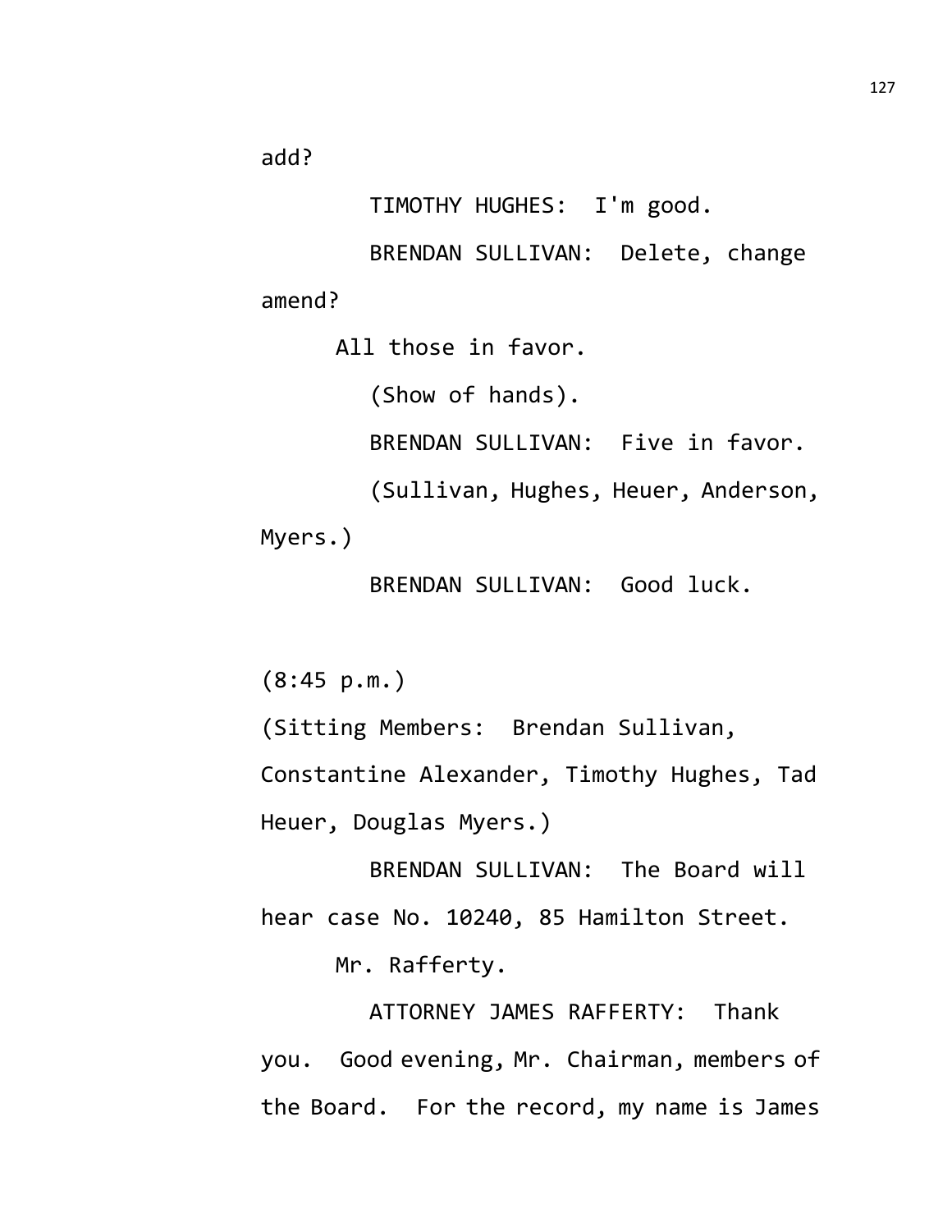add?

TIMOTHY HUGHES: I'm good.

BRENDAN SULLIVAN: Delete, change amend?

All those in favor.

(Show of hands).

BRENDAN SULLIVAN: Five in favor.

(Sullivan, Hughes, Heuer, Anderson, Myers.)

BRENDAN SULLIVAN: Good luck.

(8:45 p.m.)

(Sitting Members: Brendan Sullivan, Constantine Alexander, Timothy Hughes, Tad Heuer, Douglas Myers.)

BRENDAN SULLIVAN: The Board will hear case No. 10240, 85 Hamilton Street.

Mr. Rafferty.

ATTORNEY JAMES RAFFERTY: Thank you. Good evening, Mr. Chairman, members of the Board. For the record, my name is James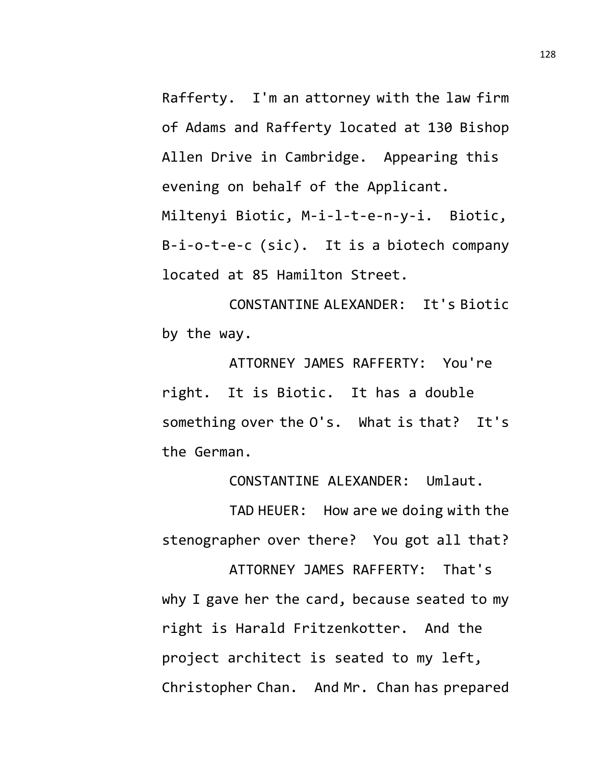Rafferty. I'm an attorney with the law firm of Adams and Rafferty located at 130 Bishop Allen Drive in Cambridge. Appearing this evening on behalf of the Applicant. Miltenyi Biotic, M-i-l-t-e-n-y-i. Biotic, B-i-o-t-e-c (sic). It is a biotech company located at 85 Hamilton Street.

CONSTANTINE ALEXANDER: It's Biotic by the way.

ATTORNEY JAMES RAFFERTY: You're right. It is Biotic. It has a double something over the O's. What is that? It's the German.

CONSTANTINE ALEXANDER: Umlaut.

TAD HEUER: How are we doing with the stenographer over there? You got all that?

ATTORNEY JAMES RAFFERTY: That's why I gave her the card, because seated to my right is Harald Fritzenkotter. And the project architect is seated to my left, Christopher Chan. And Mr. Chan has prepared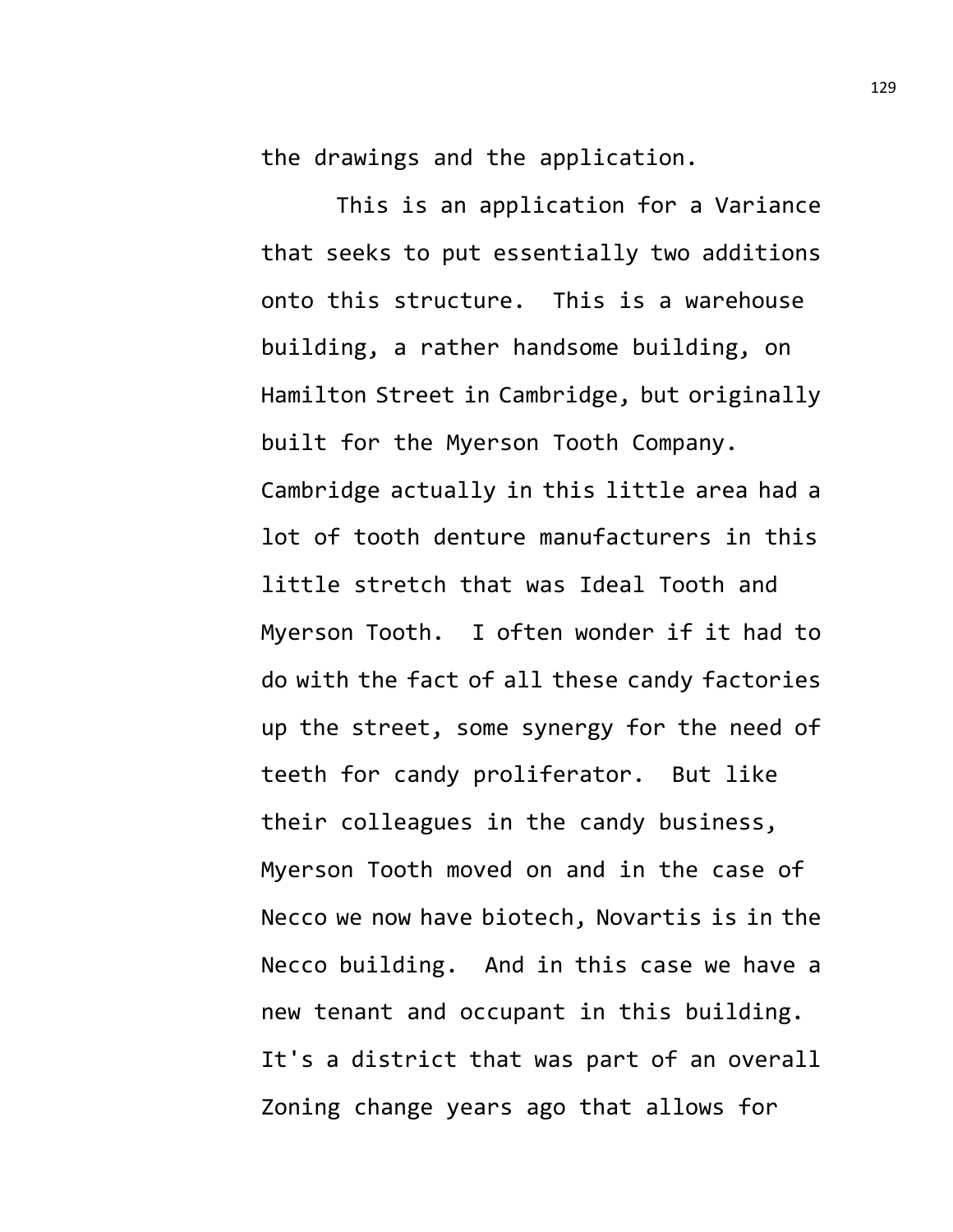the drawings and the application.

This is an application for a Variance that seeks to put essentially two additions onto this structure. This is a warehouse building, a rather handsome building, on Hamilton Street in Cambridge, but originally built for the Myerson Tooth Company. Cambridge actually in this little area had a lot of tooth denture manufacturers in this little stretch that was Ideal Tooth and Myerson Tooth. I often wonder if it had to do with the fact of all these candy factories up the street, some synergy for the need of teeth for candy proliferator. But like their colleagues in the candy business, Myerson Tooth moved on and in the case of Necco we now have biotech, Novartis is in the Necco building. And in this case we have a new tenant and occupant in this building. It's a district that was part of an overall Zoning change years ago that allows for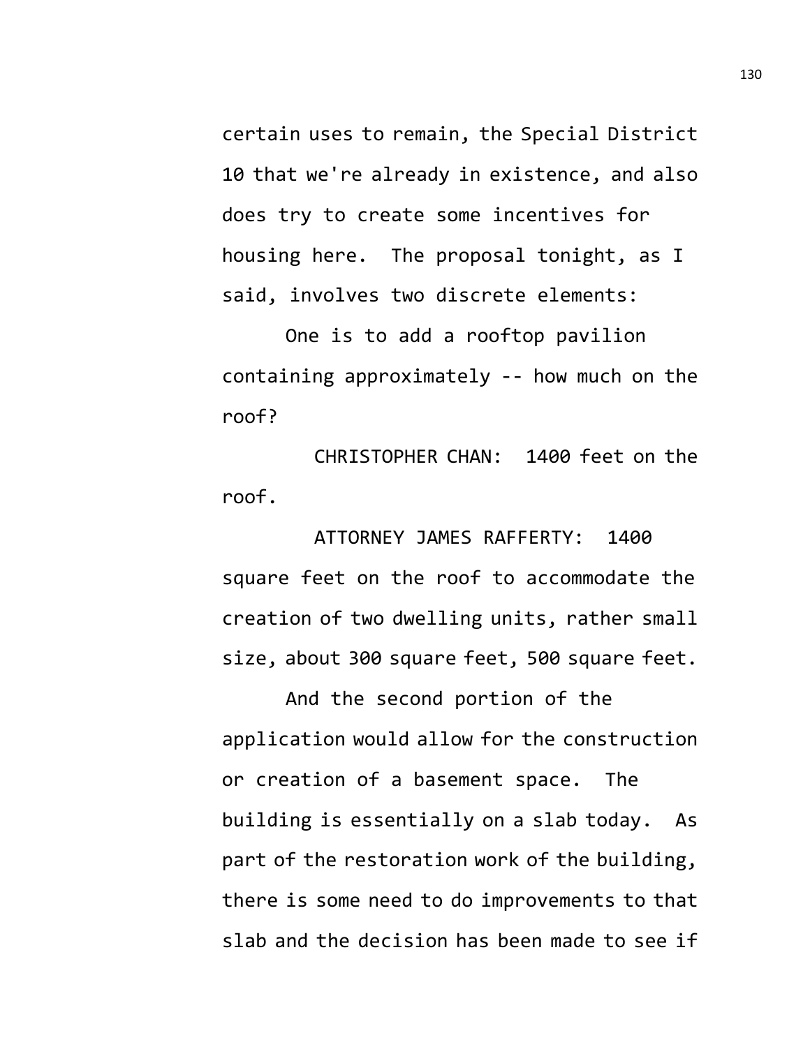certain uses to remain, the Special District 10 that we're already in existence, and also does try to create some incentives for housing here. The proposal tonight, as I said, involves two discrete elements:

One is to add a rooftop pavilion containing approximately -- how much on the roof?

CHRISTOPHER CHAN: 1400 feet on the roof.

ATTORNEY JAMES RAFFERTY: 1400 square feet on the roof to accommodate the creation of two dwelling units, rather small size, about 300 square feet, 500 square feet.

And the second portion of the application would allow for the construction or creation of a basement space. The building is essentially on a slab today. As part of the restoration work of the building, there is some need to do improvements to that slab and the decision has been made to see if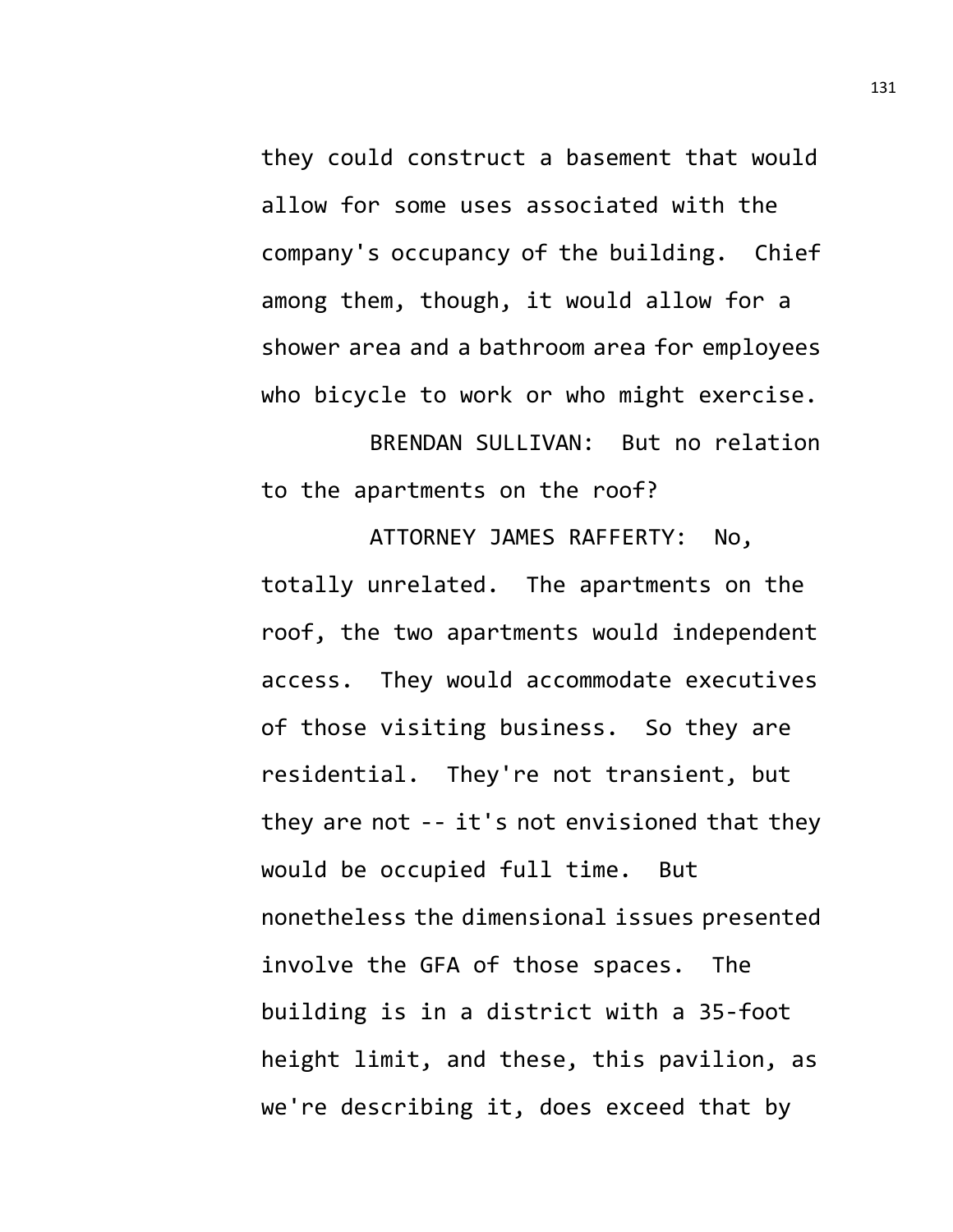they could construct a basement that would allow for some uses associated with the company's occupancy of the building. Chief among them, though, it would allow for a shower area and a bathroom area for employees who bicycle to work or who might exercise.

BRENDAN SULLIVAN: But no relation to the apartments on the roof?

ATTORNEY JAMES RAFFERTY: No, totally unrelated. The apartments on the roof, the two apartments would independent access. They would accommodate executives of those visiting business. So they are residential. They're not transient, but they are not -- it's not envisioned that they would be occupied full time. But nonetheless the dimensional issues presented involve the GFA of those spaces. The building is in a district with a 35-foot height limit, and these, this pavilion, as we're describing it, does exceed that by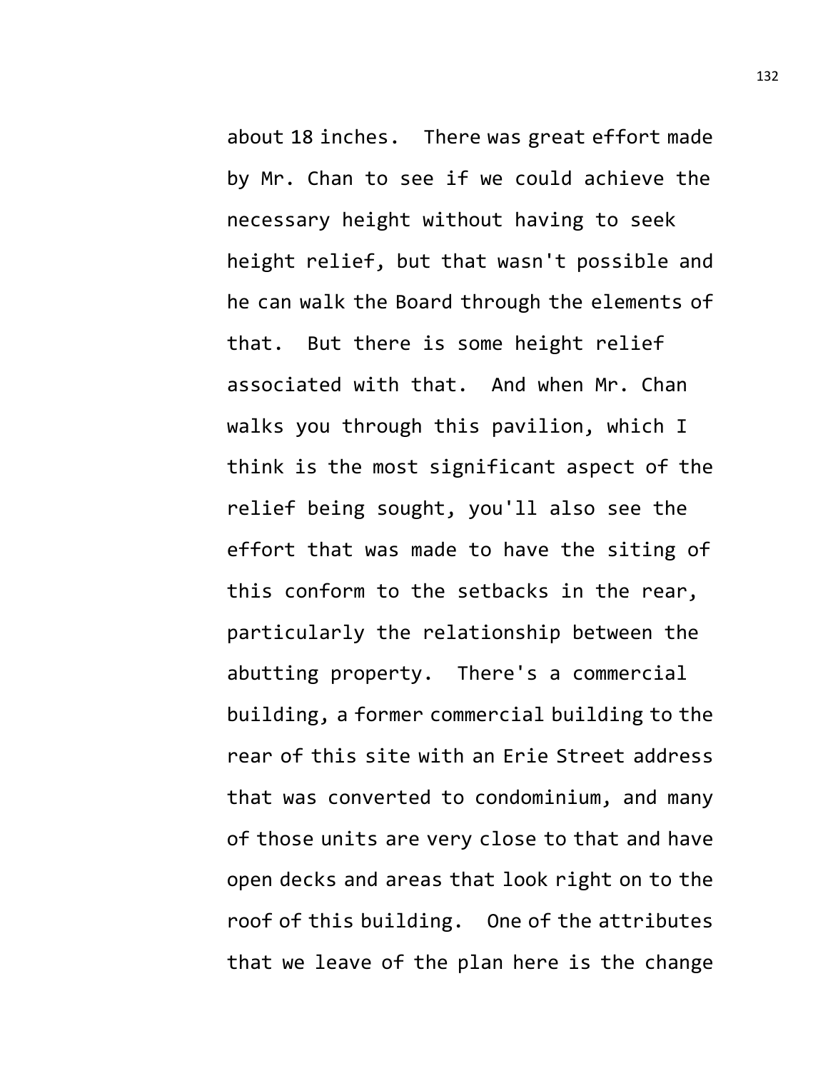about 18 inches. There was great effort made by Mr. Chan to see if we could achieve the necessary height without having to seek height relief, but that wasn't possible and he can walk the Board through the elements of that. But there is some height relief associated with that. And when Mr. Chan walks you through this pavilion, which I think is the most significant aspect of the relief being sought, you'll also see the effort that was made to have the siting of this conform to the setbacks in the rear, particularly the relationship between the abutting property. There's a commercial building, a former commercial building to the rear of this site with an Erie Street address that was converted to condominium, and many of those units are very close to that and have open decks and areas that look right on to the roof of this building. One of the attributes that we leave of the plan here is the change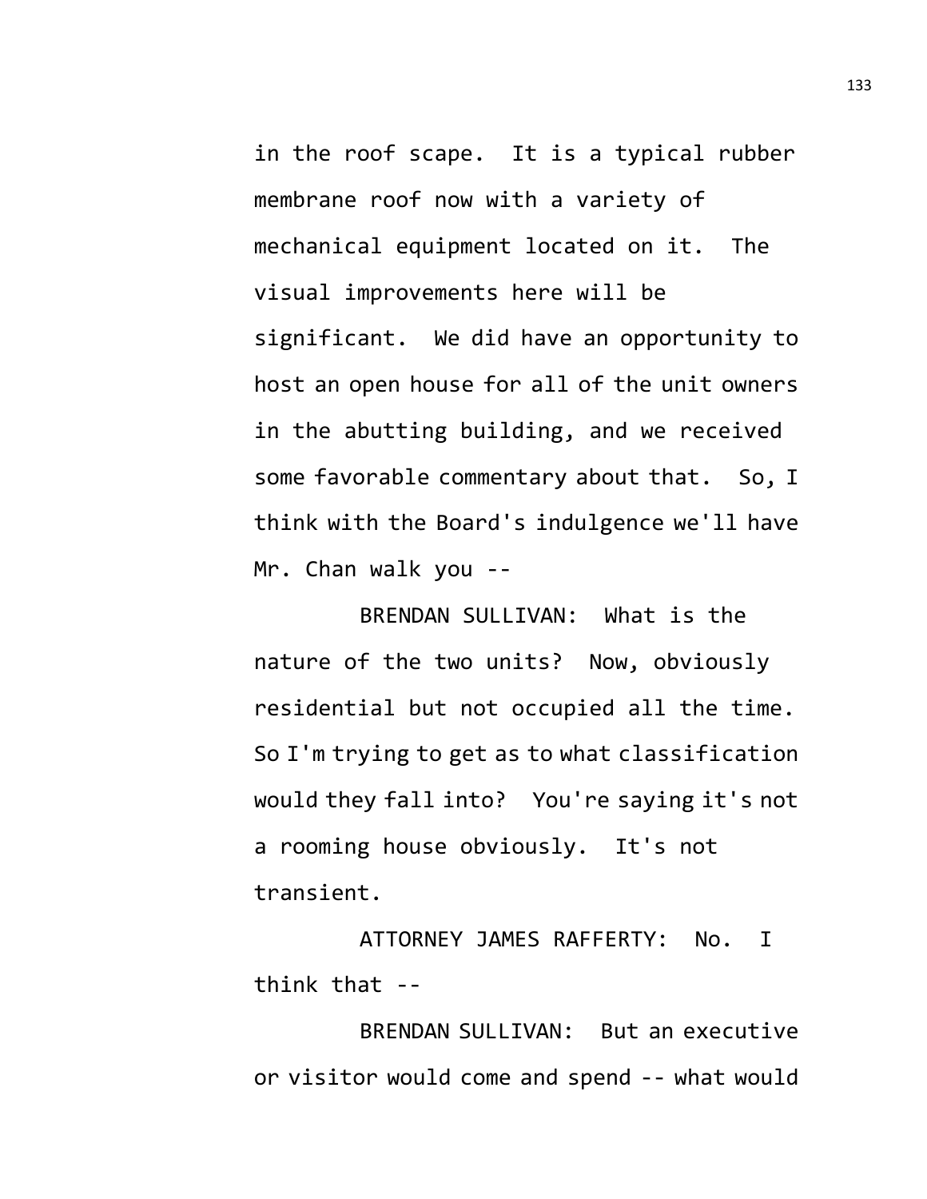in the roof scape. It is a typical rubber membrane roof now with a variety of mechanical equipment located on it. The visual improvements here will be significant. We did have an opportunity to host an open house for all of the unit owners in the abutting building, and we received some favorable commentary about that. So, I think with the Board's indulgence we'll have Mr. Chan walk you --

BRENDAN SULLIVAN: What is the nature of the two units? Now, obviously residential but not occupied all the time. So I'm trying to get as to what classification would they fall into? You're saying it's not a rooming house obviously. It's not transient.

ATTORNEY JAMES RAFFERTY: No. I think that --

BRENDAN SULLIVAN: But an executive or visitor would come and spend -- what would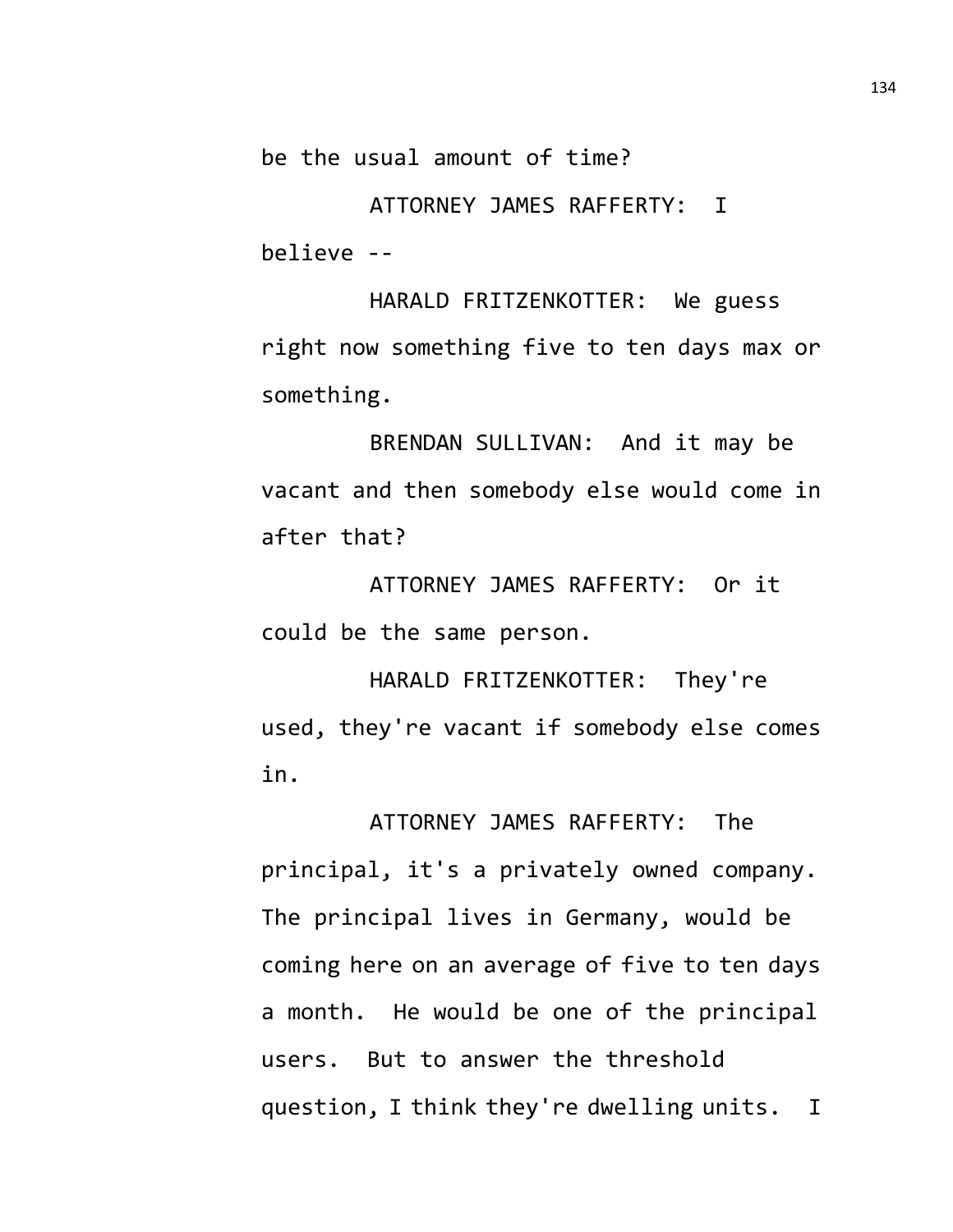be the usual amount of time?

ATTORNEY JAMES RAFFERTY: I believe --

HARALD FRITZENKOTTER: We guess right now something five to ten days max or something.

BRENDAN SULLIVAN: And it may be vacant and then somebody else would come in after that?

ATTORNEY JAMES RAFFERTY: Or it could be the same person.

HARALD FRITZENKOTTER: They're used, they're vacant if somebody else comes in.

ATTORNEY JAMES RAFFERTY: The principal, it's a privately owned company. The principal lives in Germany, would be coming here on an average of five to ten days a month. He would be one of the principal users. But to answer the threshold question, I think they're dwelling units. I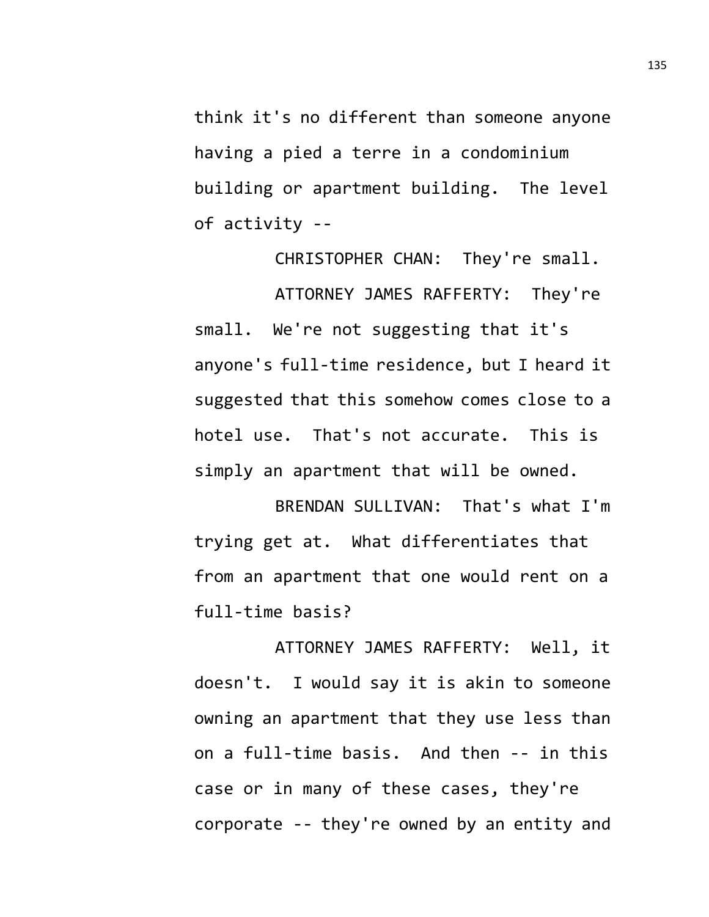think it's no different than someone anyone having a pied a terre in a condominium building or apartment building. The level of activity --

CHRISTOPHER CHAN: They're small.

ATTORNEY JAMES RAFFERTY: They're small. We're not suggesting that it's anyone's full-time residence, but I heard it suggested that this somehow comes close to a hotel use. That's not accurate. This is simply an apartment that will be owned.

BRENDAN SULLIVAN: That's what I'm trying get at. What differentiates that from an apartment that one would rent on a full-time basis?

ATTORNEY JAMES RAFFERTY: Well, it doesn't. I would say it is akin to someone owning an apartment that they use less than on a full-time basis. And then -- in this case or in many of these cases, they're corporate -- they're owned by an entity and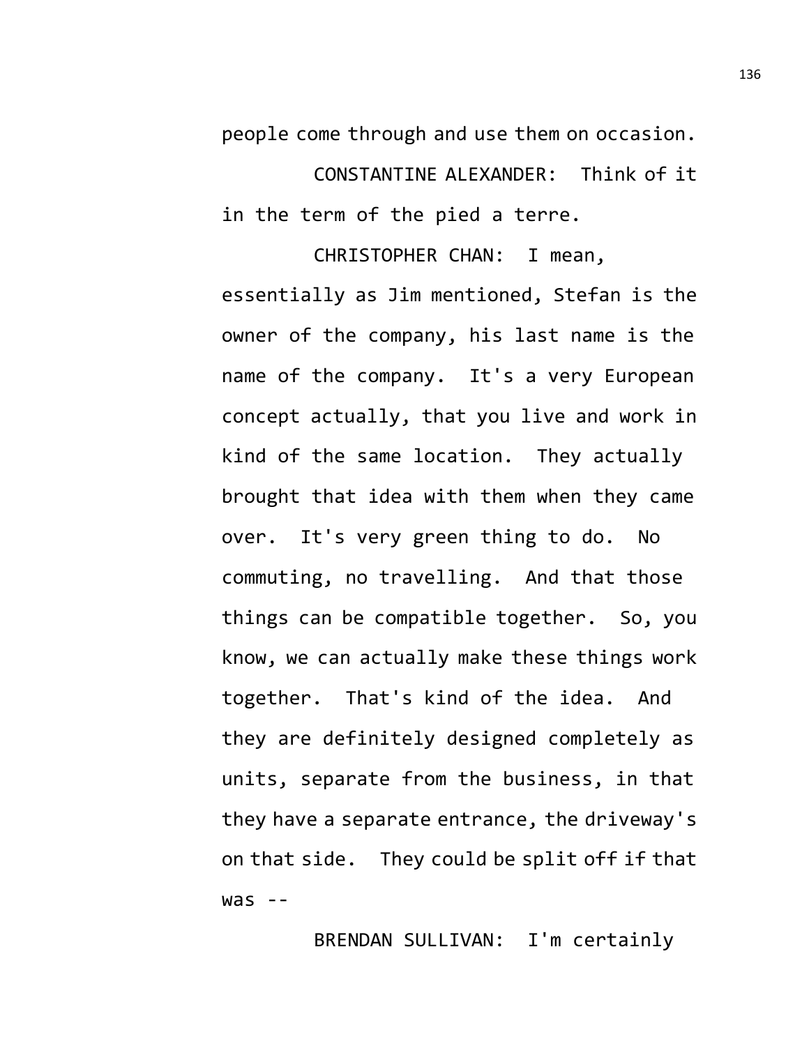people come through and use them on occasion.

CONSTANTINE ALEXANDER: Think of it in the term of the pied a terre.

CHRISTOPHER CHAN: I mean, essentially as Jim mentioned, Stefan is the owner of the company, his last name is the name of the company. It's a very European concept actually, that you live and work in kind of the same location. They actually brought that idea with them when they came over. It's very green thing to do. No commuting, no travelling. And that those things can be compatible together. So, you know, we can actually make these things work together. That's kind of the idea. And they are definitely designed completely as units, separate from the business, in that they have a separate entrance, the driveway's on that side. They could be split off if that was --

BRENDAN SULLIVAN: I'm certainly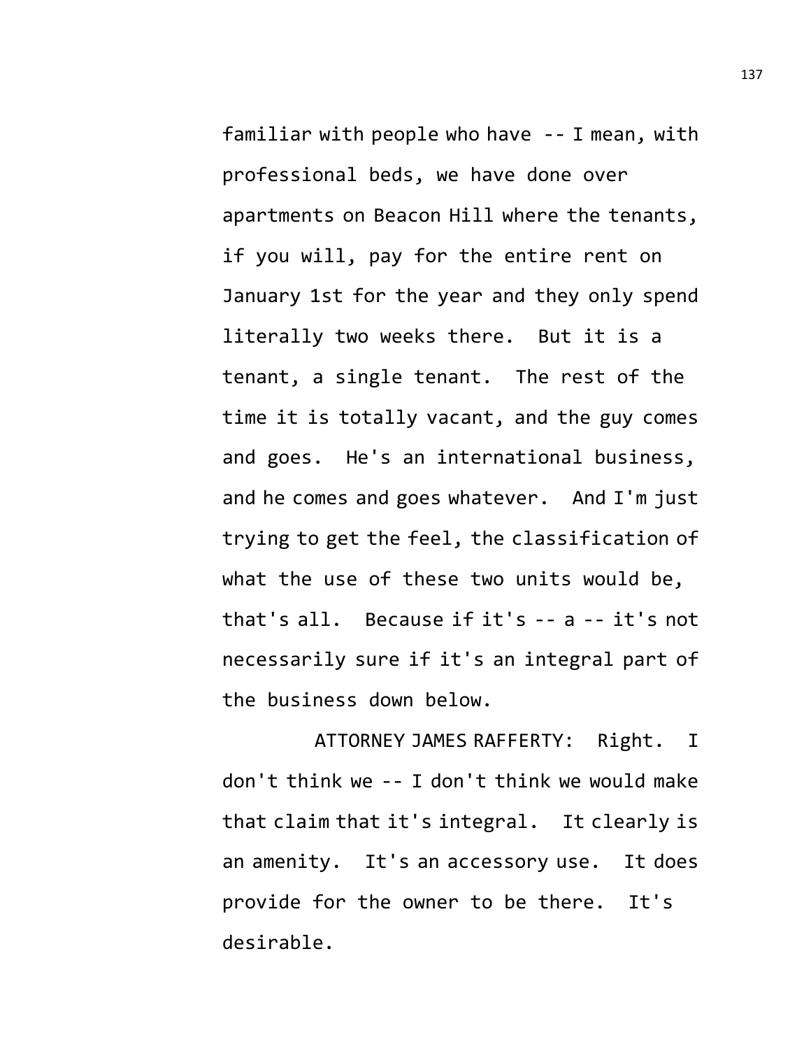familiar with people who have -- I mean, with professional beds, we have done over apartments on Beacon Hill where the tenants, if you will, pay for the entire rent on January 1st for the year and they only spend literally two weeks there. But it is a tenant, a single tenant. The rest of the time it is totally vacant, and the guy comes and goes. He's an international business, and he comes and goes whatever. And I'm just trying to get the feel, the classification of what the use of these two units would be, that's all. Because if it's -- a -- it's not necessarily sure if it's an integral part of the business down below.

ATTORNEY JAMES RAFFERTY: Right. I don't think we -- I don't think we would make that claim that it's integral. It clearly is an amenity. It's an accessory use. It does provide for the owner to be there. It's desirable.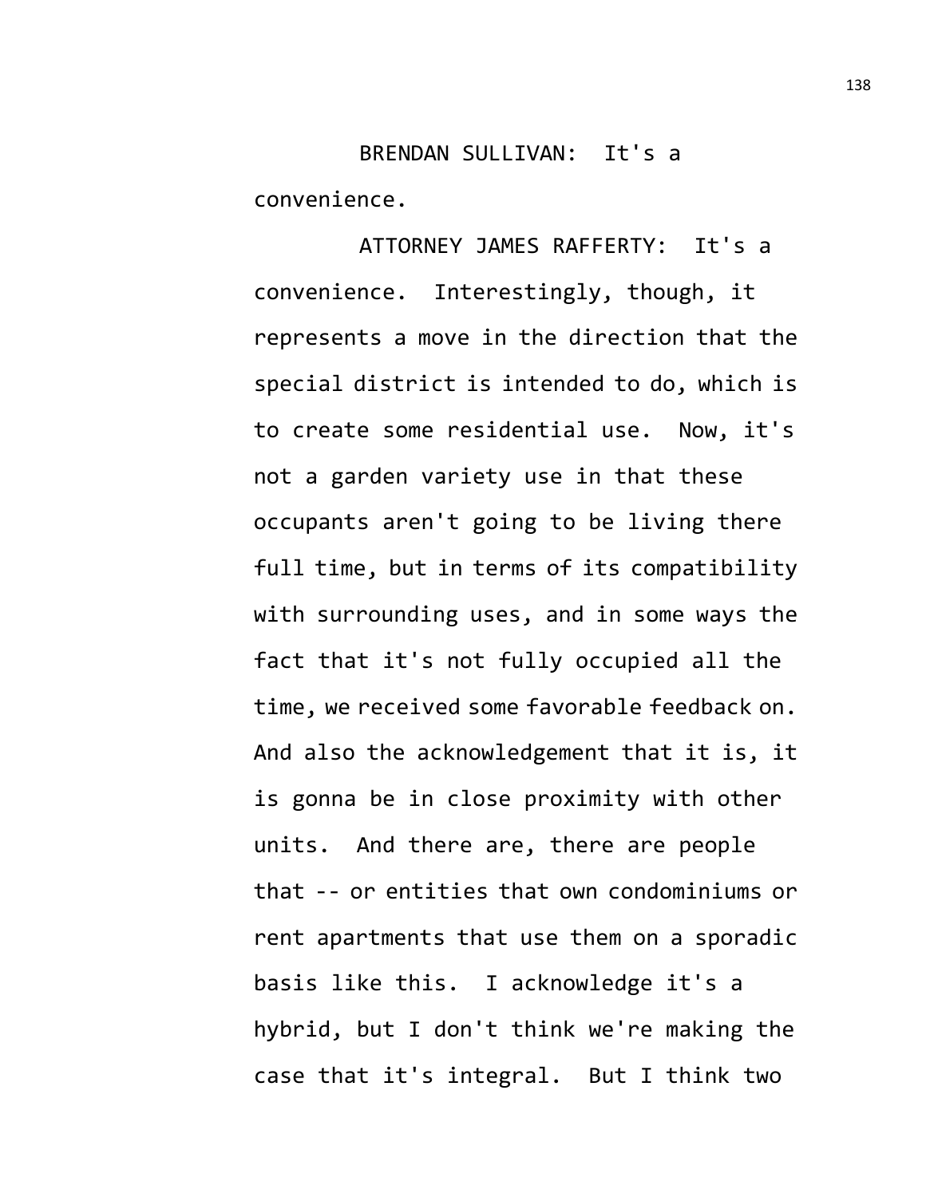BRENDAN SULLIVAN: It's a convenience.

ATTORNEY JAMES RAFFERTY: It's a convenience. Interestingly, though, it represents a move in the direction that the special district is intended to do, which is to create some residential use. Now, it's not a garden variety use in that these occupants aren't going to be living there full time, but in terms of its compatibility with surrounding uses, and in some ways the fact that it's not fully occupied all the time, we received some favorable feedback on. And also the acknowledgement that it is, it is gonna be in close proximity with other units. And there are, there are people that -- or entities that own condominiums or rent apartments that use them on a sporadic basis like this. I acknowledge it's a hybrid, but I don't think we're making the case that it's integral. But I think two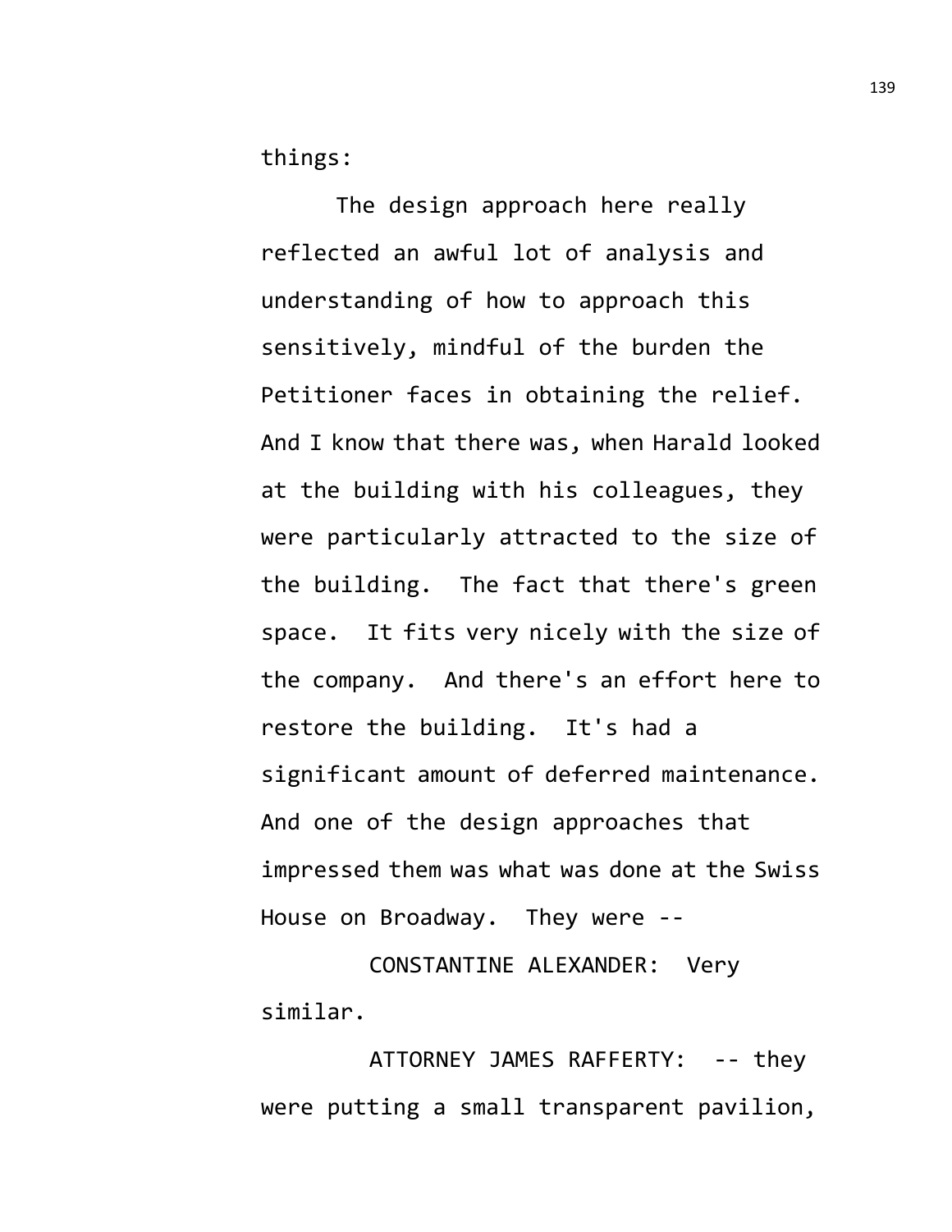things:

The design approach here really reflected an awful lot of analysis and understanding of how to approach this sensitively, mindful of the burden the Petitioner faces in obtaining the relief. And I know that there was, when Harald looked at the building with his colleagues, they were particularly attracted to the size of the building. The fact that there's green space. It fits very nicely with the size of the company. And there's an effort here to restore the building. It's had a significant amount of deferred maintenance. And one of the design approaches that impressed them was what was done at the Swiss House on Broadway. They were --

CONSTANTINE ALEXANDER: Very similar.

ATTORNEY JAMES RAFFERTY: -- they were putting a small transparent pavilion,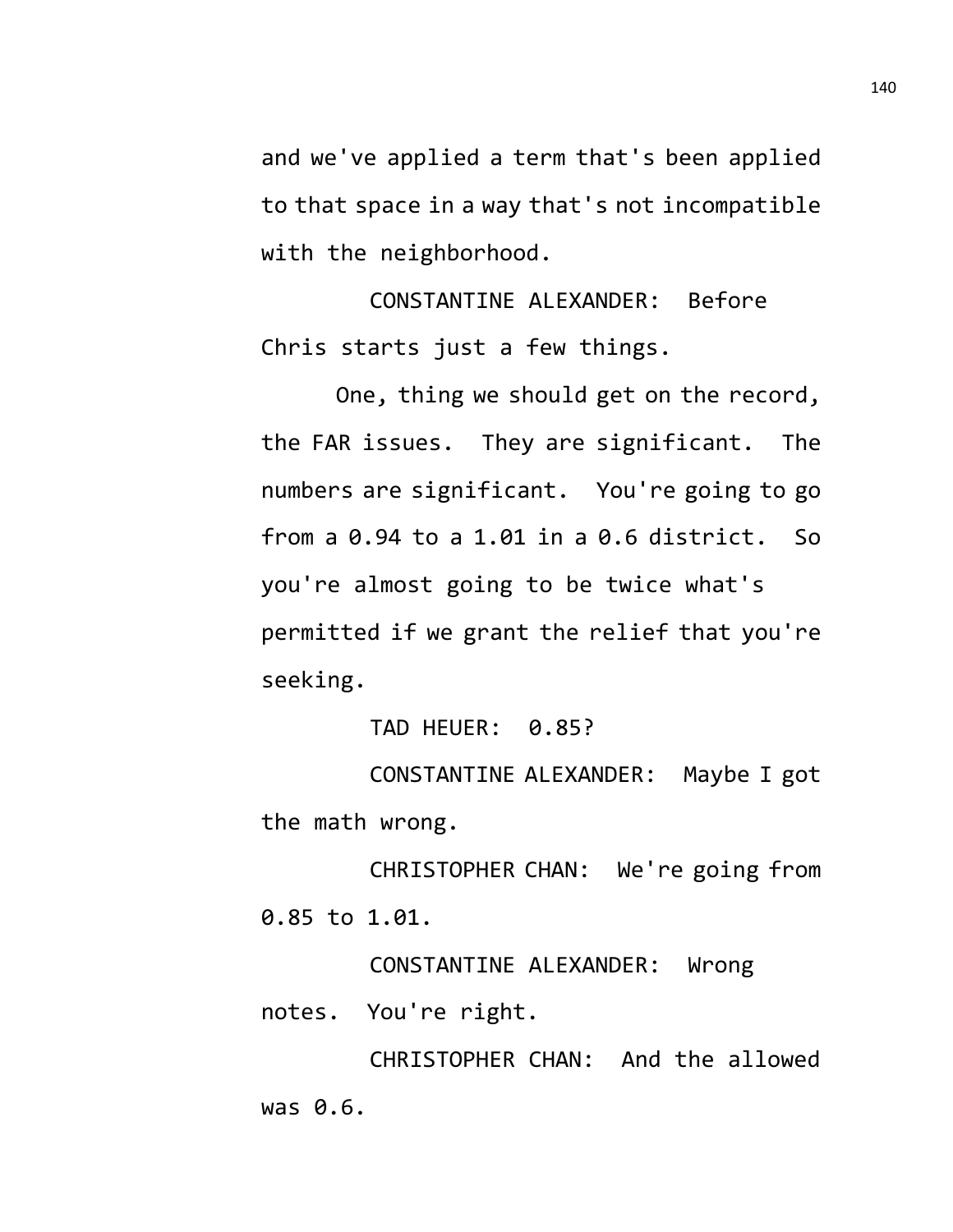and we've applied a term that's been applied to that space in a way that's not incompatible with the neighborhood.

CONSTANTINE ALEXANDER: Before Chris starts just a few things.

One, thing we should get on the record, the FAR issues. They are significant. The numbers are significant. You're going to go from a 0.94 to a 1.01 in a 0.6 district. So you're almost going to be twice what's permitted if we grant the relief that you're seeking.

TAD HEUER: 0.85?

CONSTANTINE ALEXANDER: Maybe I got the math wrong.

CHRISTOPHER CHAN: We're going from 0.85 to 1.01.

CONSTANTINE ALEXANDER: Wrong notes. You're right.

CHRISTOPHER CHAN: And the allowed was 0.6.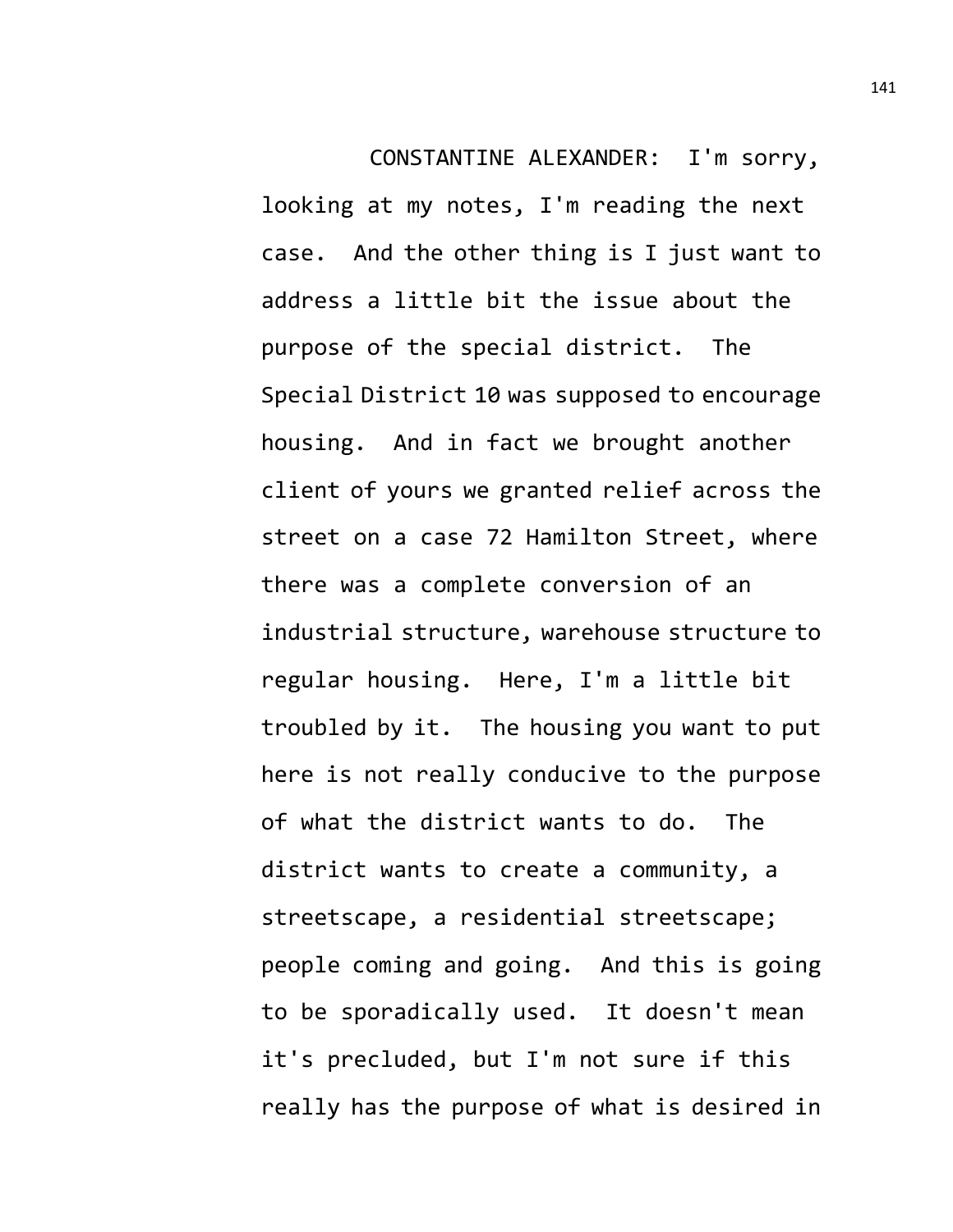CONSTANTINE ALEXANDER: I'm sorry, looking at my notes, I'm reading the next case. And the other thing is I just want to address a little bit the issue about the purpose of the special district. The Special District 10 was supposed to encourage housing. And in fact we brought another client of yours we granted relief across the street on a case 72 Hamilton Street, where there was a complete conversion of an industrial structure, warehouse structure to regular housing. Here, I'm a little bit troubled by it. The housing you want to put here is not really conducive to the purpose of what the district wants to do. The district wants to create a community, a streetscape, a residential streetscape; people coming and going. And this is going to be sporadically used. It doesn't mean it's precluded, but I'm not sure if this really has the purpose of what is desired in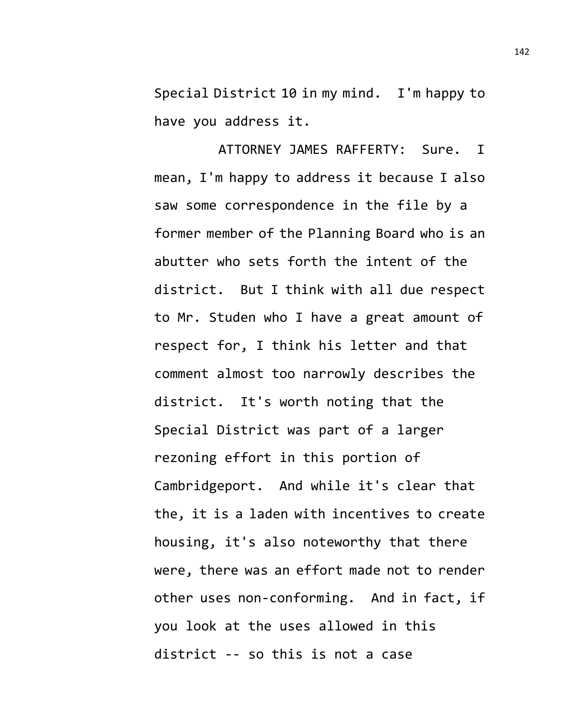Special District 10 in my mind. I'm happy to have you address it.

ATTORNEY JAMES RAFFERTY: Sure. I mean, I'm happy to address it because I also saw some correspondence in the file by a former member of the Planning Board who is an abutter who sets forth the intent of the district. But I think with all due respect to Mr. Studen who I have a great amount of respect for, I think his letter and that comment almost too narrowly describes the district. It's worth noting that the Special District was part of a larger rezoning effort in this portion of Cambridgeport. And while it's clear that the, it is a laden with incentives to create housing, it's also noteworthy that there were, there was an effort made not to render other uses non-conforming. And in fact, if you look at the uses allowed in this district -- so this is not a case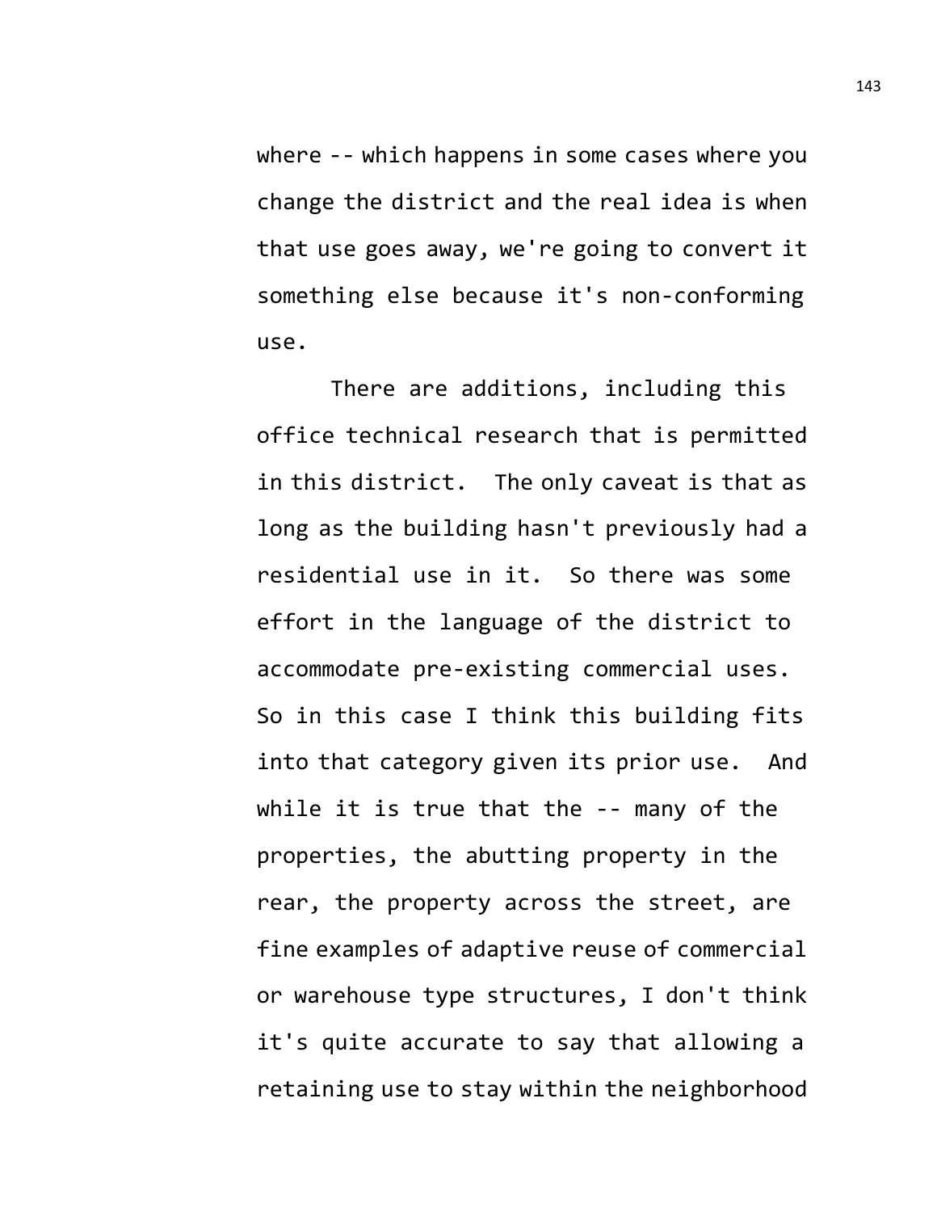where -- which happens in some cases where you change the district and the real idea is when that use goes away, we're going to convert it something else because it's non-conforming use.

There are additions, including this office technical research that is permitted in this district. The only caveat is that as long as the building hasn't previously had a residential use in it. So there was some effort in the language of the district to accommodate pre-existing commercial uses. So in this case I think this building fits into that category given its prior use. And while it is true that the -- many of the properties, the abutting property in the rear, the property across the street, are fine examples of adaptive reuse of commercial or warehouse type structures, I don't think it's quite accurate to say that allowing a retaining use to stay within the neighborhood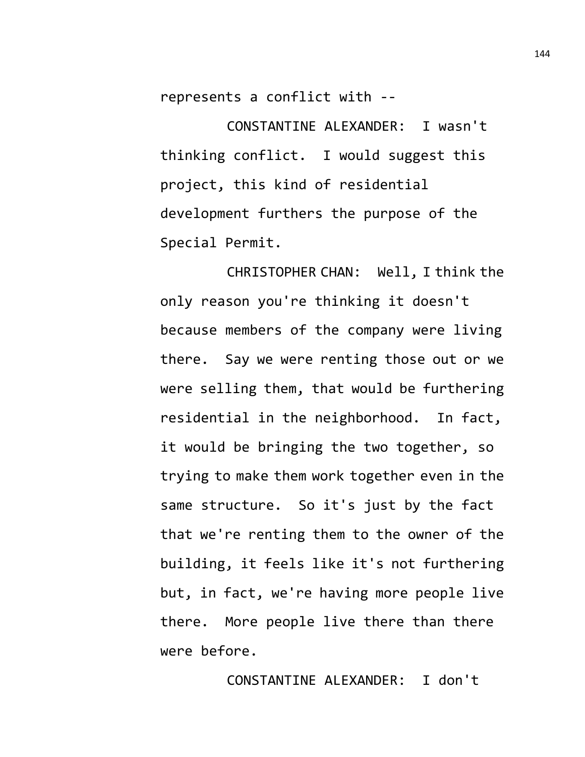represents a conflict with --

CONSTANTINE ALEXANDER: I wasn't thinking conflict. I would suggest this project, this kind of residential development furthers the purpose of the Special Permit.

CHRISTOPHER CHAN: Well, I think the only reason you're thinking it doesn't because members of the company were living there. Say we were renting those out or we were selling them, that would be furthering residential in the neighborhood. In fact, it would be bringing the two together, so trying to make them work together even in the same structure. So it's just by the fact that we're renting them to the owner of the building, it feels like it's not furthering but, in fact, we're having more people live there. More people live there than there were before.

CONSTANTINE ALEXANDER: I don't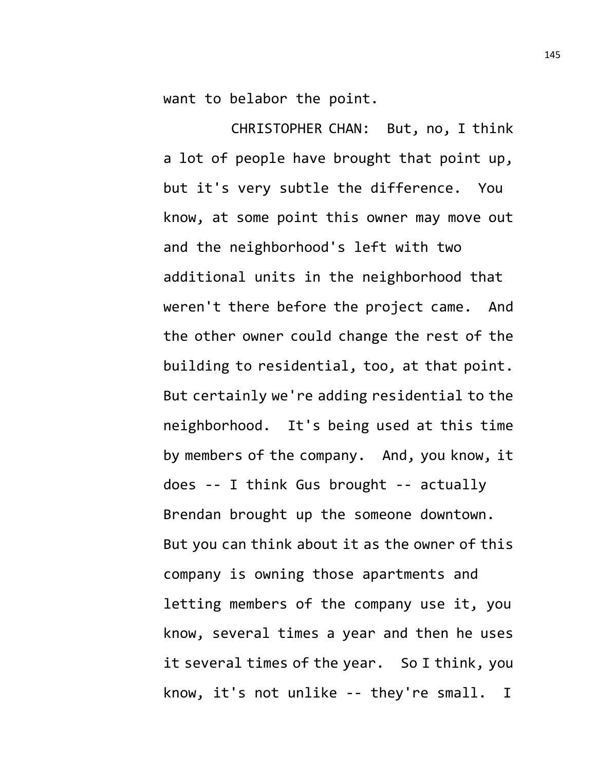want to belabor the point.

CHRISTOPHER CHAN: But, no, I think a lot of people have brought that point up, but it's very subtle the difference. You know, at some point this owner may move out and the neighborhood's left with two additional units in the neighborhood that weren't there before the project came. And the other owner could change the rest of the building to residential, too, at that point. But certainly we're adding residential to the neighborhood. It's being used at this time by members of the company. And, you know, it does -- I think Gus brought -- actually Brendan brought up the someone downtown. But you can think about it as the owner of this company is owning those apartments and letting members of the company use it, you know, several times a year and then he uses it several times of the year. So I think, you know, it's not unlike -- they're small. I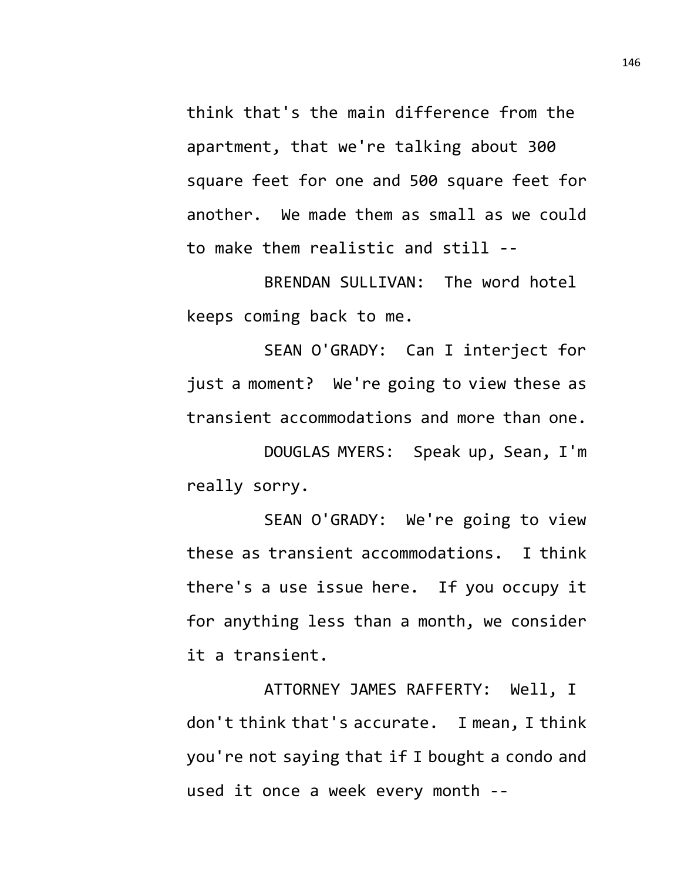think that's the main difference from the apartment, that we're talking about 300 square feet for one and 500 square feet for another. We made them as small as we could to make them realistic and still --

BRENDAN SULLIVAN: The word hotel keeps coming back to me.

SEAN O'GRADY: Can I interject for just a moment? We're going to view these as transient accommodations and more than one.

DOUGLAS MYERS: Speak up, Sean, I'm really sorry.

SEAN O'GRADY: We're going to view these as transient accommodations. I think there's a use issue here. If you occupy it for anything less than a month, we consider it a transient.

ATTORNEY JAMES RAFFERTY: Well, I don't think that's accurate. I mean, I think you're not saying that if I bought a condo and used it once a week every month --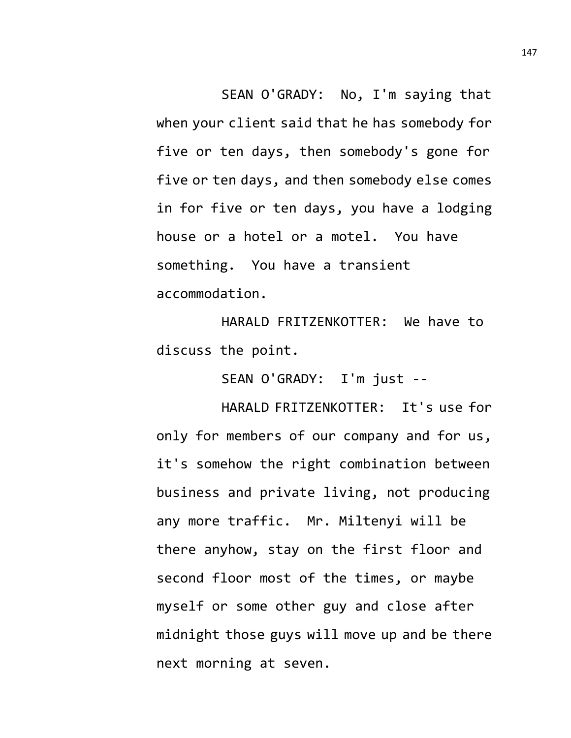SEAN O'GRADY: No, I'm saying that when your client said that he has somebody for five or ten days, then somebody's gone for five or ten days, and then somebody else comes in for five or ten days, you have a lodging house or a hotel or a motel. You have something. You have a transient accommodation.

HARALD FRITZENKOTTER: We have to discuss the point.

SEAN O'GRADY: I'm just --

HARALD FRITZENKOTTER: It's use for only for members of our company and for us, it's somehow the right combination between business and private living, not producing any more traffic. Mr. Miltenyi will be there anyhow, stay on the first floor and second floor most of the times, or maybe myself or some other guy and close after midnight those guys will move up and be there next morning at seven.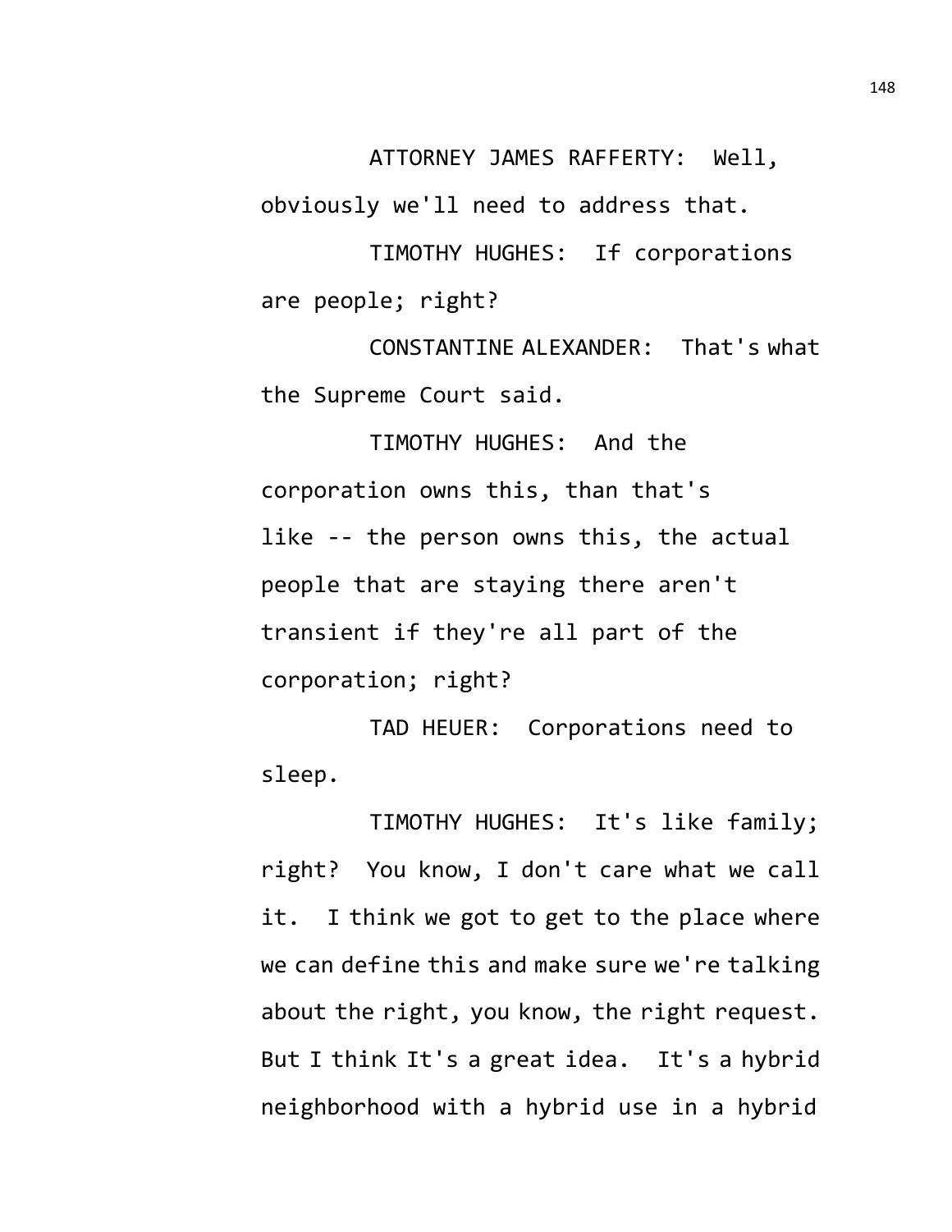ATTORNEY JAMES RAFFERTY: Well, obviously we'll need to address that.

TIMOTHY HUGHES: If corporations are people; right?

CONSTANTINE ALEXANDER: That's what the Supreme Court said.

TIMOTHY HUGHES: And the corporation owns this, than that's like -- the person owns this, the actual people that are staying there aren't transient if they're all part of the corporation; right?

TAD HEUER: Corporations need to sleep.

TIMOTHY HUGHES: It's like family; right? You know, I don't care what we call it. I think we got to get to the place where we can define this and make sure we're talking about the right, you know, the right request. But I think It's a great idea. It's a hybrid neighborhood with a hybrid use in a hybrid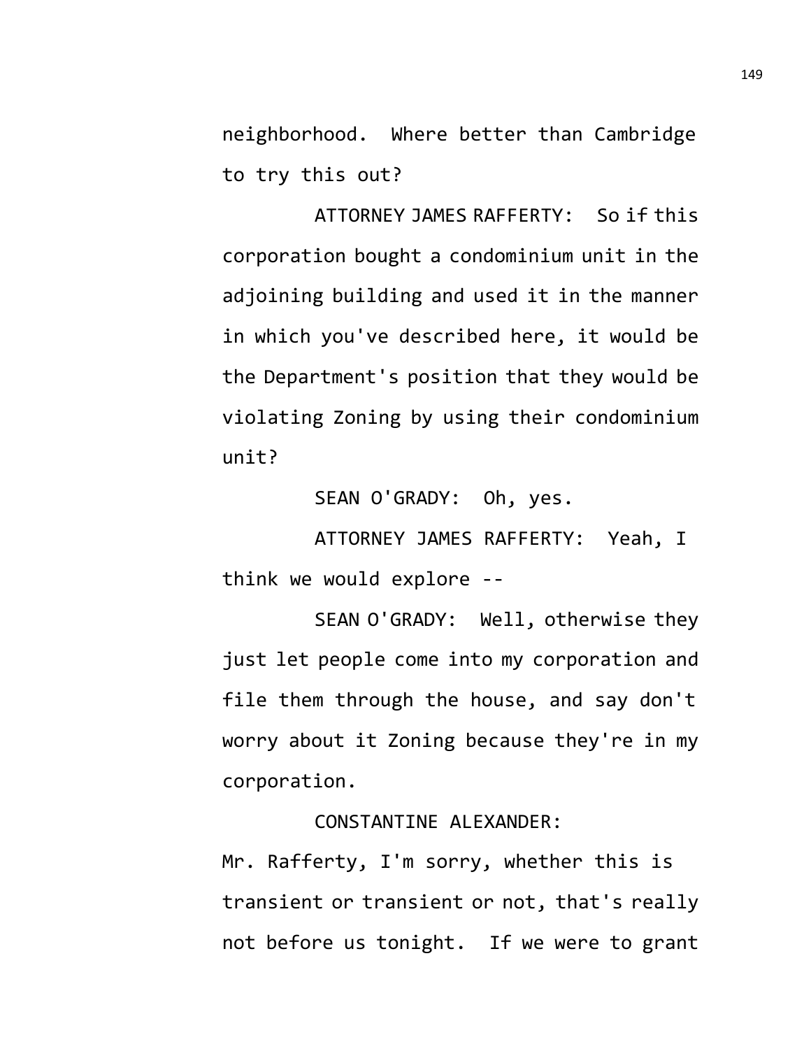neighborhood. Where better than Cambridge to try this out?

ATTORNEY JAMES RAFFERTY: So if this corporation bought a condominium unit in the adjoining building and used it in the manner in which you've described here, it would be the Department's position that they would be violating Zoning by using their condominium unit?

SEAN O'GRADY: Oh, yes.

ATTORNEY JAMES RAFFERTY: Yeah, I think we would explore --

SEAN O'GRADY: Well, otherwise they just let people come into my corporation and file them through the house, and say don't worry about it Zoning because they're in my corporation.

CONSTANTINE ALEXANDER: Mr. Rafferty, I'm sorry, whether this is transient or transient or not, that's really not before us tonight. If we were to grant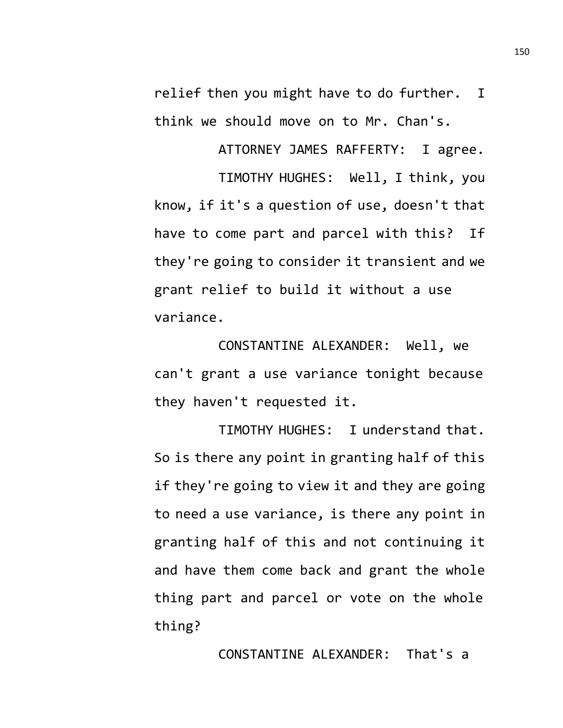relief then you might have to do further. I think we should move on to Mr. Chan's.

ATTORNEY JAMES RAFFERTY: I agree.

TIMOTHY HUGHES: Well, I think, you know, if it's a question of use, doesn't that have to come part and parcel with this? If they're going to consider it transient and we grant relief to build it without a use variance.

CONSTANTINE ALEXANDER: Well, we can't grant a use variance tonight because they haven't requested it.

TIMOTHY HUGHES: I understand that. So is there any point in granting half of this if they're going to view it and they are going to need a use variance, is there any point in granting half of this and not continuing it and have them come back and grant the whole thing part and parcel or vote on the whole thing?

CONSTANTINE ALEXANDER: That's a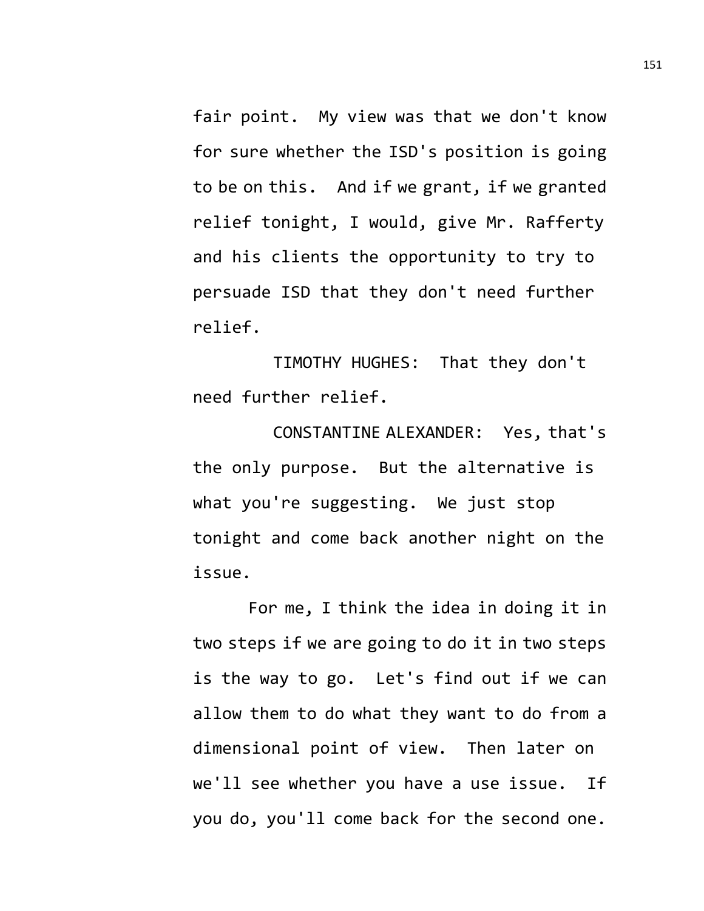fair point. My view was that we don't know for sure whether the ISD's position is going to be on this. And if we grant, if we granted relief tonight, I would, give Mr. Rafferty and his clients the opportunity to try to persuade ISD that they don't need further relief.

TIMOTHY HUGHES: That they don't need further relief.

CONSTANTINE ALEXANDER: Yes, that's the only purpose. But the alternative is what you're suggesting. We just stop tonight and come back another night on the issue.

For me, I think the idea in doing it in two steps if we are going to do it in two steps is the way to go. Let's find out if we can allow them to do what they want to do from a dimensional point of view. Then later on we'll see whether you have a use issue. If you do, you'll come back for the second one.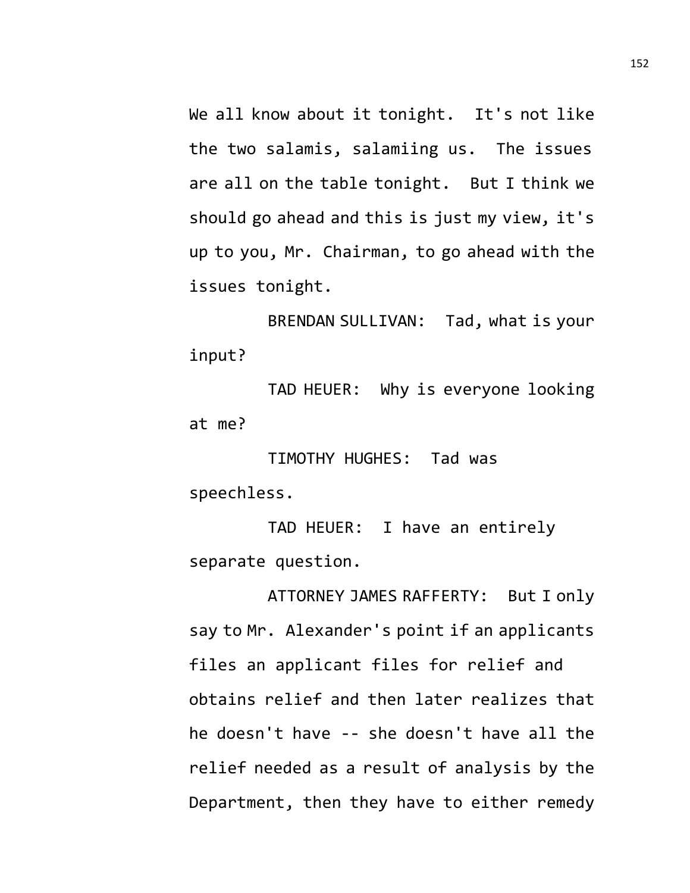We all know about it tonight. It's not like the two salamis, salamiing us. The issues are all on the table tonight. But I think we should go ahead and this is just my view, it's up to you, Mr. Chairman, to go ahead with the issues tonight.

BRENDAN SULLIVAN: Tad, what is your input?

TAD HEUER: Why is everyone looking at me?

TIMOTHY HUGHES: Tad was speechless.

TAD HEUER: I have an entirely separate question.

ATTORNEY JAMES RAFFERTY: But I only say to Mr. Alexander's point if an applicants files an applicant files for relief and obtains relief and then later realizes that he doesn't have -- she doesn't have all the relief needed as a result of analysis by the Department, then they have to either remedy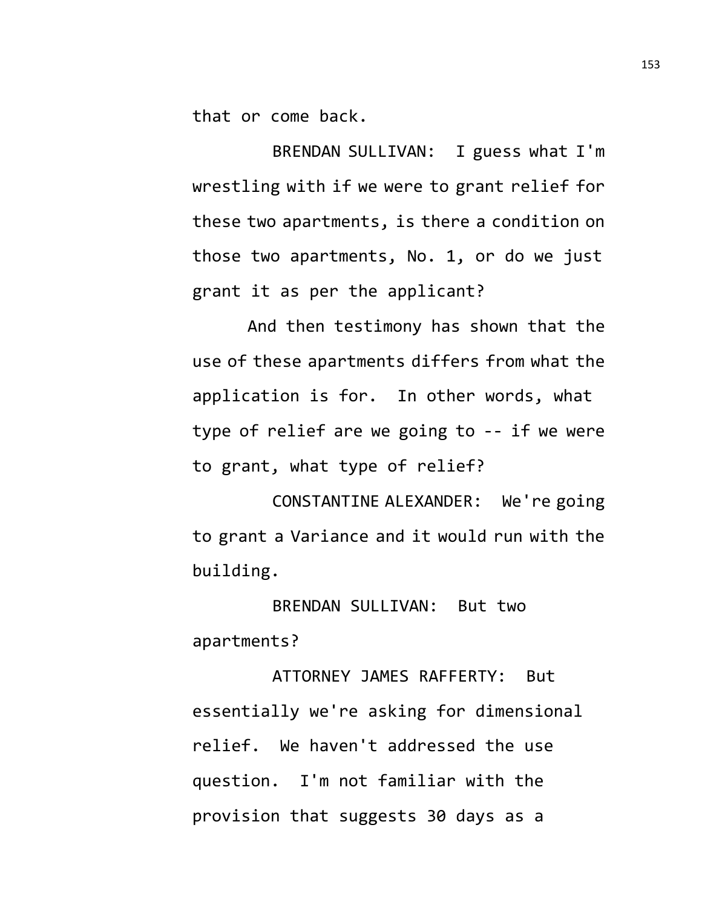that or come back.

BRENDAN SULLIVAN: I guess what I'm wrestling with if we were to grant relief for these two apartments, is there a condition on those two apartments, No. 1, or do we just grant it as per the applicant?

And then testimony has shown that the use of these apartments differs from what the application is for. In other words, what type of relief are we going to -- if we were to grant, what type of relief?

CONSTANTINE ALEXANDER: We're going to grant a Variance and it would run with the building.

BRENDAN SULLIVAN: But two apartments?

ATTORNEY JAMES RAFFERTY: But essentially we're asking for dimensional relief. We haven't addressed the use question. I'm not familiar with the provision that suggests 30 days as a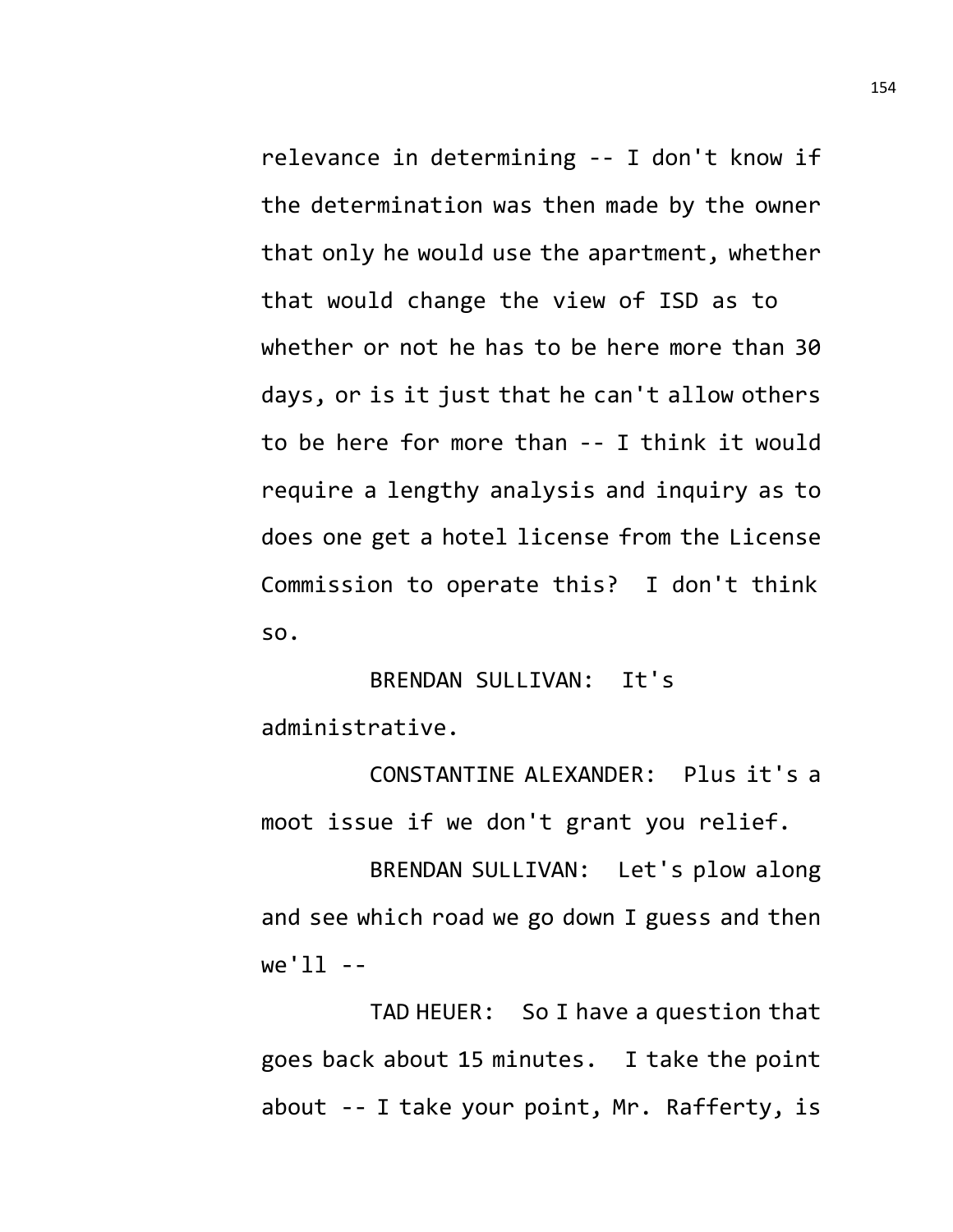relevance in determining -- I don't know if the determination was then made by the owner that only he would use the apartment, whether that would change the view of ISD as to whether or not he has to be here more than 30 days, or is it just that he can't allow others to be here for more than -- I think it would require a lengthy analysis and inquiry as to does one get a hotel license from the License Commission to operate this? I don't think so.

BRENDAN SULLIVAN: It's administrative.

CONSTANTINE ALEXANDER: Plus it's a moot issue if we don't grant you relief.

BRENDAN SULLIVAN: Let's plow along and see which road we go down I guess and then we'll --

TAD HEUER: So I have a question that goes back about 15 minutes. I take the point about -- I take your point, Mr. Rafferty, is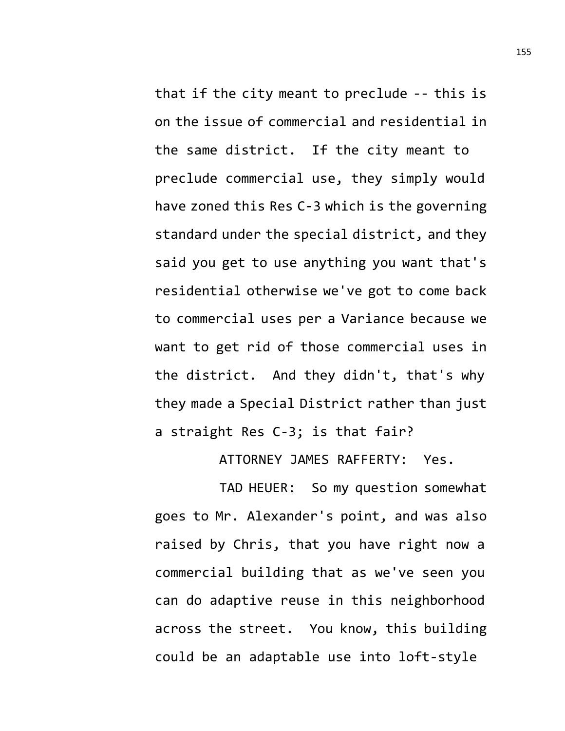that if the city meant to preclude -- this is on the issue of commercial and residential in the same district. If the city meant to preclude commercial use, they simply would have zoned this Res C-3 which is the governing standard under the special district, and they said you get to use anything you want that's residential otherwise we've got to come back to commercial uses per a Variance because we want to get rid of those commercial uses in the district. And they didn't, that's why they made a Special District rather than just a straight Res C-3; is that fair?

ATTORNEY JAMES RAFFERTY: Yes.

TAD HEUER: So my question somewhat goes to Mr. Alexander's point, and was also raised by Chris, that you have right now a commercial building that as we've seen you can do adaptive reuse in this neighborhood across the street. You know, this building could be an adaptable use into loft-style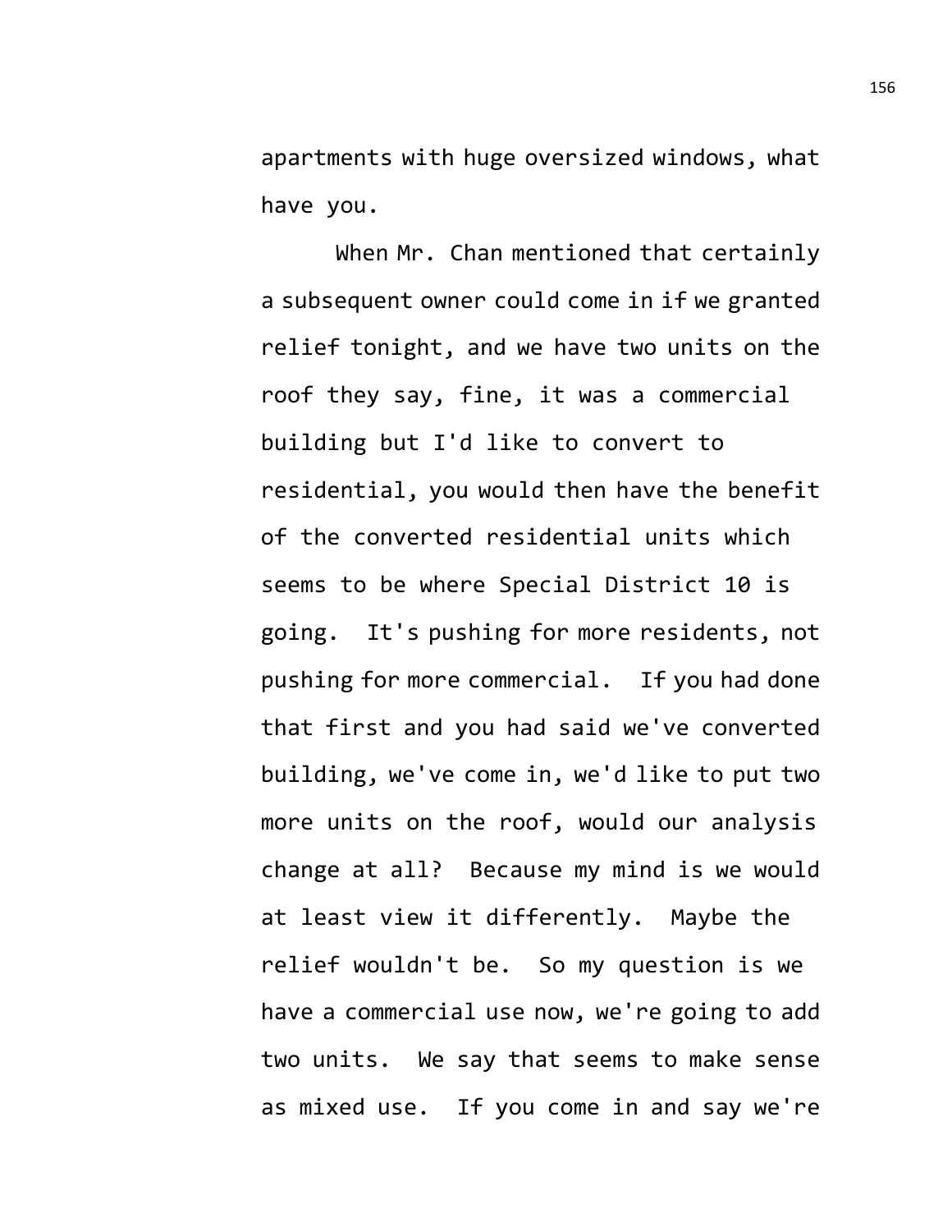apartments with huge oversized windows, what have you.

When Mr. Chan mentioned that certainly a subsequent owner could come in if we granted relief tonight, and we have two units on the roof they say, fine, it was a commercial building but I'd like to convert to residential, you would then have the benefit of the converted residential units which seems to be where Special District 10 is going. It's pushing for more residents, not pushing for more commercial. If you had done that first and you had said we've converted building, we've come in, we'd like to put two more units on the roof, would our analysis change at all? Because my mind is we would at least view it differently. Maybe the relief wouldn't be. So my question is we have a commercial use now, we're going to add two units. We say that seems to make sense as mixed use. If you come in and say we're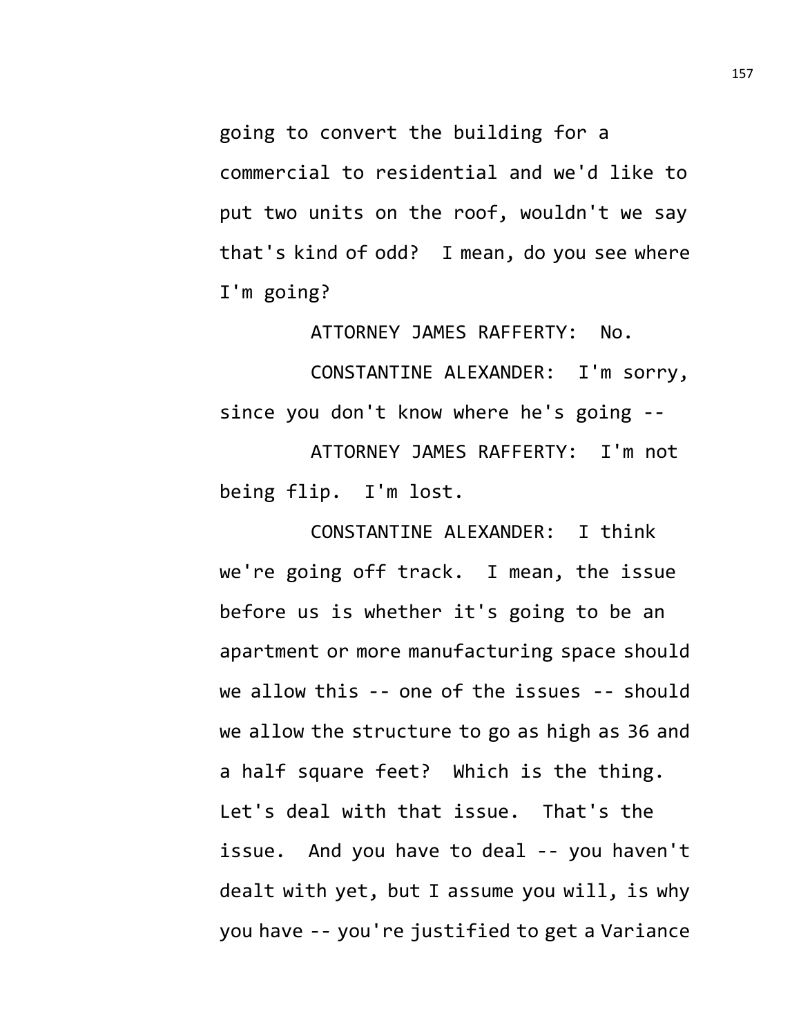going to convert the building for a commercial to residential and we'd like to put two units on the roof, wouldn't we say that's kind of odd? I mean, do you see where I'm going?

ATTORNEY JAMES RAFFERTY: No.

CONSTANTINE ALEXANDER: I'm sorry, since you don't know where he's going --

ATTORNEY JAMES RAFFERTY: I'm not being flip. I'm lost.

CONSTANTINE ALEXANDER: I think we're going off track. I mean, the issue before us is whether it's going to be an apartment or more manufacturing space should we allow this -- one of the issues -- should we allow the structure to go as high as 36 and a half square feet? Which is the thing. Let's deal with that issue. That's the issue. And you have to deal -- you haven't dealt with yet, but I assume you will, is why you have -- you're justified to get a Variance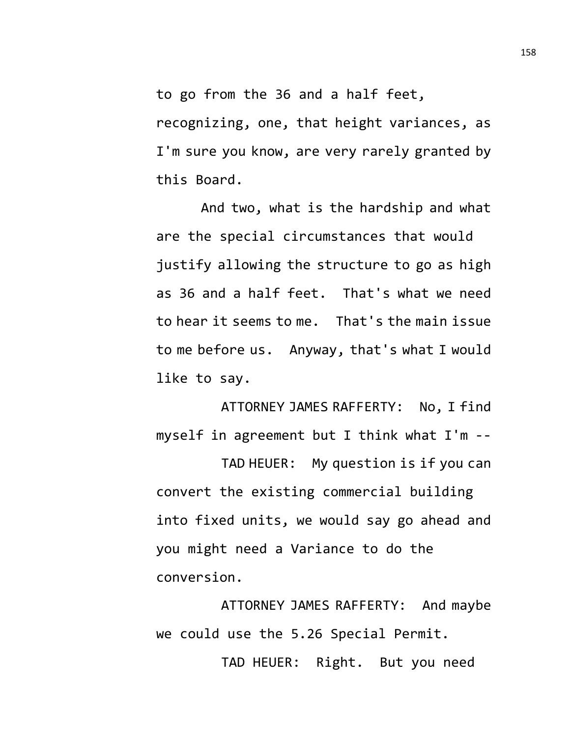to go from the 36 and a half feet, recognizing, one, that height variances, as I'm sure you know, are very rarely granted by this Board.

And two, what is the hardship and what are the special circumstances that would justify allowing the structure to go as high as 36 and a half feet. That's what we need to hear it seems to me. That's the main issue to me before us. Anyway, that's what I would like to say.

ATTORNEY JAMES RAFFERTY: No, I find myself in agreement but I think what I'm --

TAD HEUER: My question is if you can convert the existing commercial building into fixed units, we would say go ahead and you might need a Variance to do the conversion.

ATTORNEY JAMES RAFFERTY: And maybe we could use the 5.26 Special Permit.

TAD HEUER: Right. But you need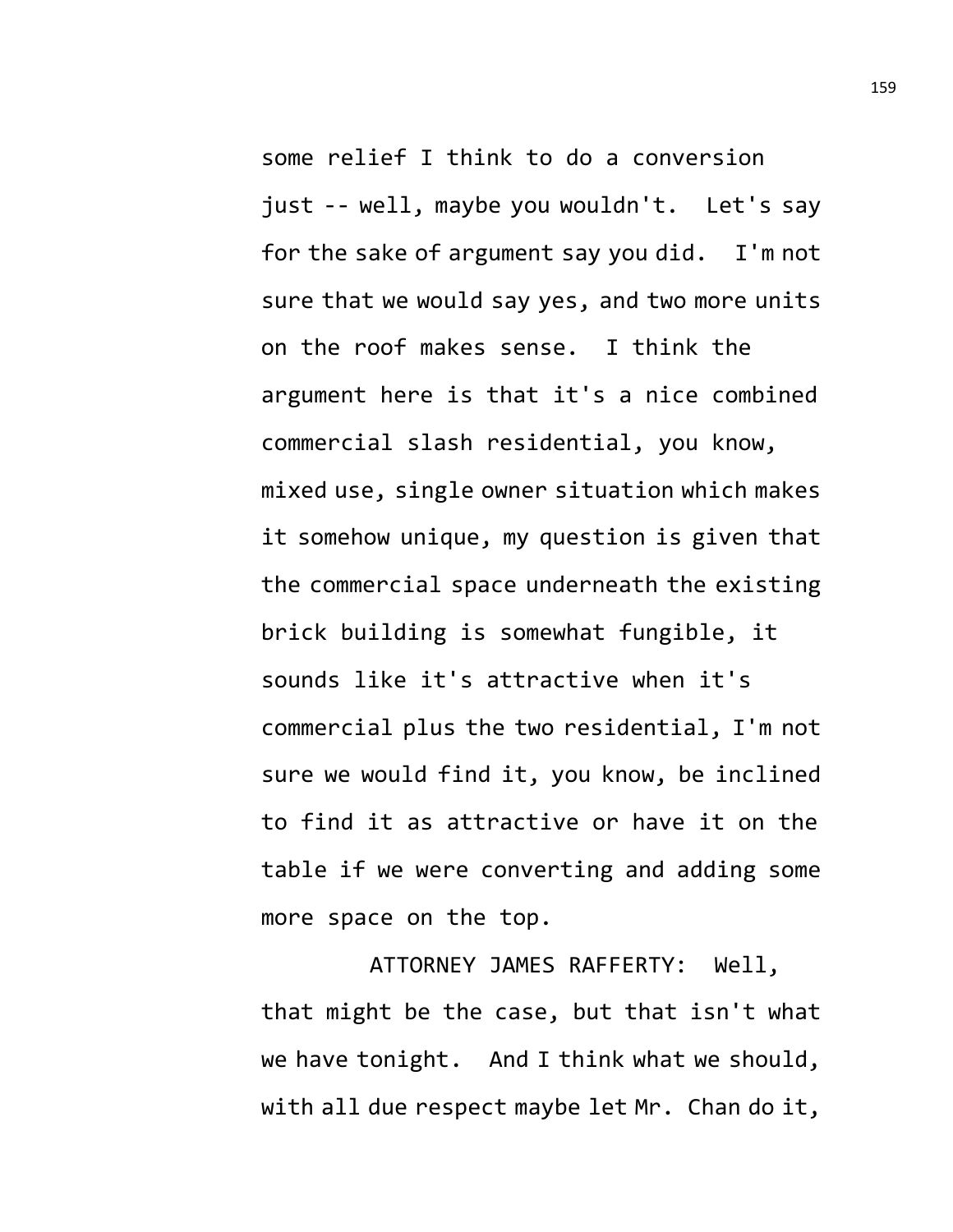some relief I think to do a conversion just -- well, maybe you wouldn't. Let's say for the sake of argument say you did. I'm not sure that we would say yes, and two more units on the roof makes sense. I think the argument here is that it's a nice combined commercial slash residential, you know, mixed use, single owner situation which makes it somehow unique, my question is given that the commercial space underneath the existing brick building is somewhat fungible, it sounds like it's attractive when it's commercial plus the two residential, I'm not sure we would find it, you know, be inclined to find it as attractive or have it on the table if we were converting and adding some more space on the top.

ATTORNEY JAMES RAFFERTY: Well, that might be the case, but that isn't what we have tonight. And I think what we should, with all due respect maybe let Mr. Chan do it,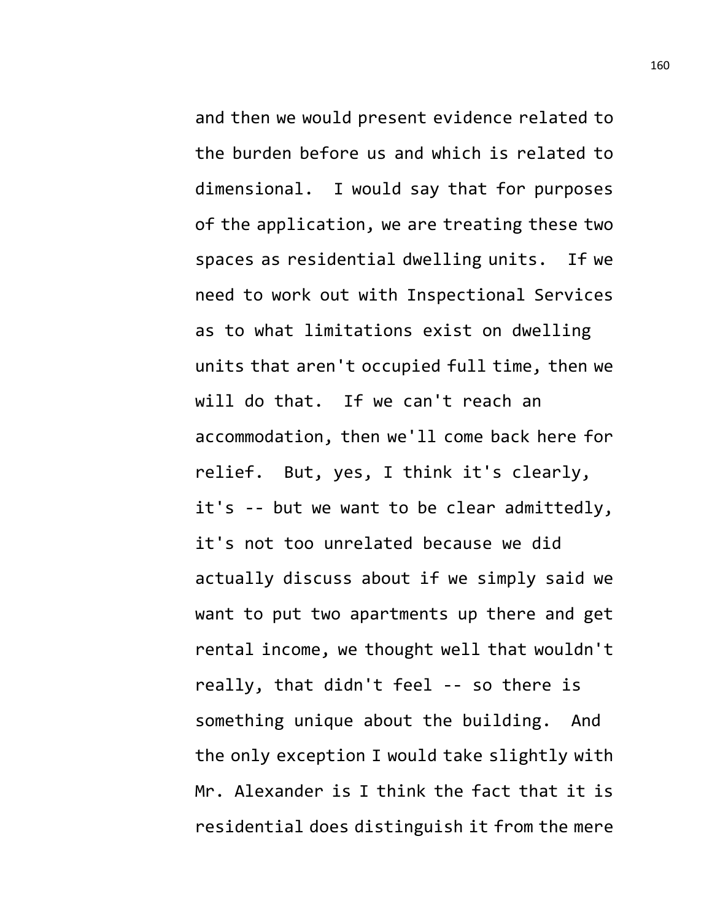and then we would present evidence related to the burden before us and which is related to dimensional. I would say that for purposes of the application, we are treating these two spaces as residential dwelling units. If we need to work out with Inspectional Services as to what limitations exist on dwelling units that aren't occupied full time, then we will do that. If we can't reach an accommodation, then we'll come back here for relief. But, yes, I think it's clearly, it's -- but we want to be clear admittedly, it's not too unrelated because we did actually discuss about if we simply said we want to put two apartments up there and get rental income, we thought well that wouldn't really, that didn't feel -- so there is something unique about the building. And the only exception I would take slightly with Mr. Alexander is I think the fact that it is residential does distinguish it from the mere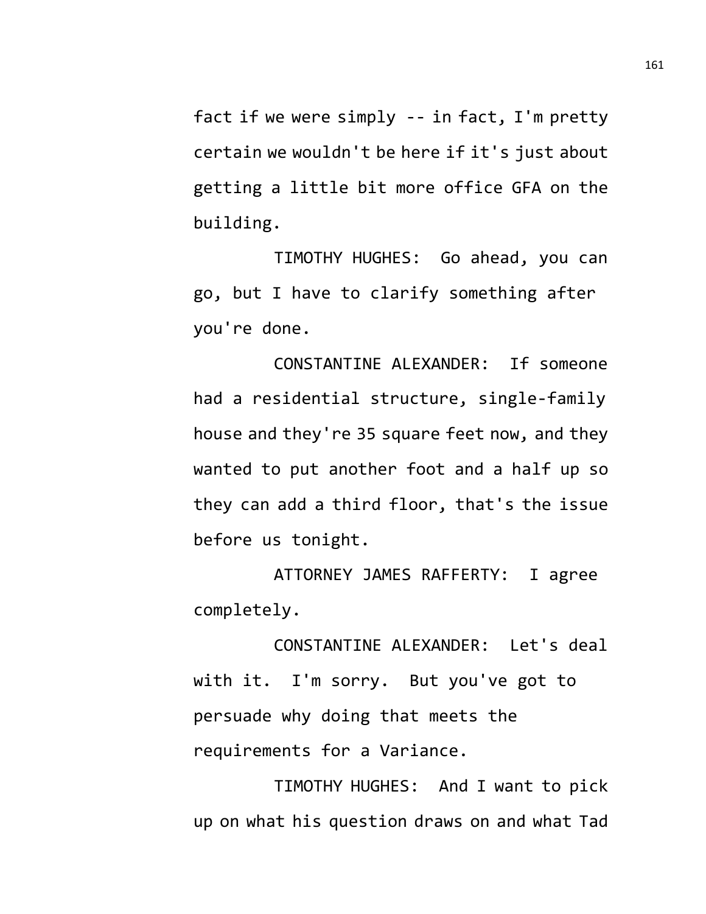fact if we were simply -- in fact, I'm pretty certain we wouldn't be here if it's just about getting a little bit more office GFA on the building.

TIMOTHY HUGHES: Go ahead, you can go, but I have to clarify something after you're done.

CONSTANTINE ALEXANDER: If someone had a residential structure, single-family house and they're 35 square feet now, and they wanted to put another foot and a half up so they can add a third floor, that's the issue before us tonight.

ATTORNEY JAMES RAFFERTY: I agree completely.

CONSTANTINE ALEXANDER: Let's deal with it. I'm sorry. But you've got to persuade why doing that meets the requirements for a Variance.

TIMOTHY HUGHES: And I want to pick up on what his question draws on and what Tad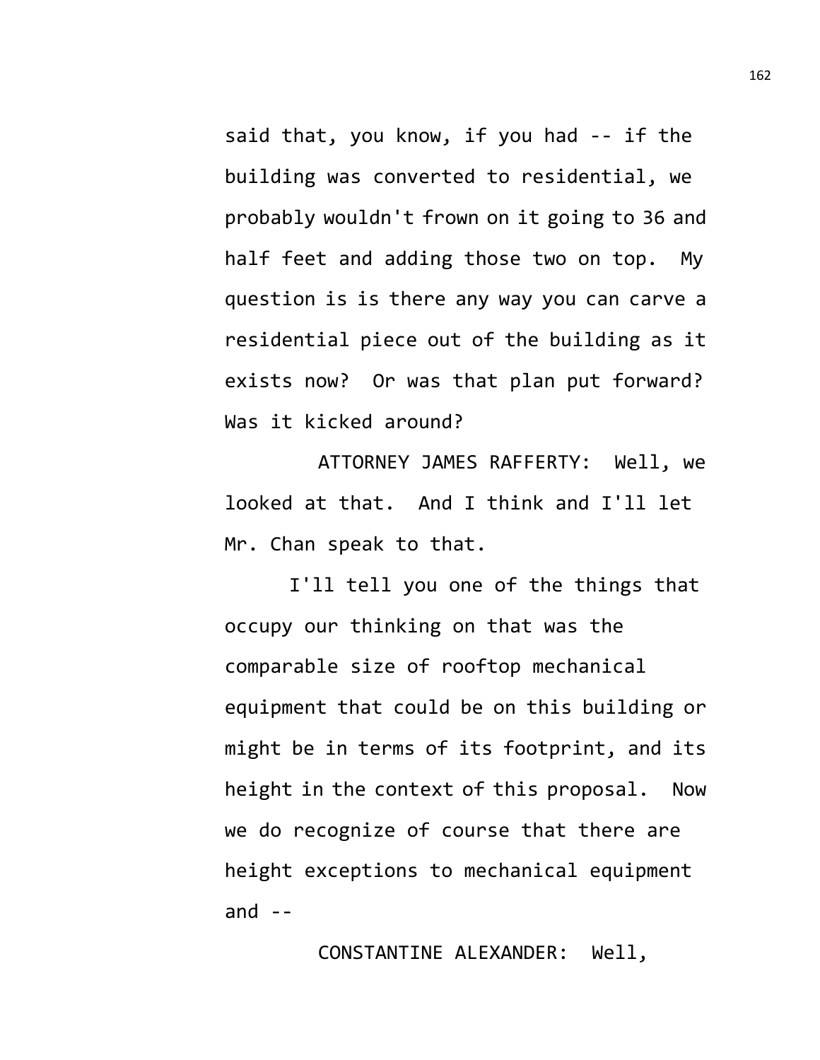said that, you know, if you had -- if the building was converted to residential, we probably wouldn't frown on it going to 36 and half feet and adding those two on top. My question is is there any way you can carve a residential piece out of the building as it exists now? Or was that plan put forward? Was it kicked around?

ATTORNEY JAMES RAFFERTY: Well, we looked at that. And I think and I'll let Mr. Chan speak to that.

I'll tell you one of the things that occupy our thinking on that was the comparable size of rooftop mechanical equipment that could be on this building or might be in terms of its footprint, and its height in the context of this proposal. Now we do recognize of course that there are height exceptions to mechanical equipment and --

CONSTANTINE ALEXANDER: Well,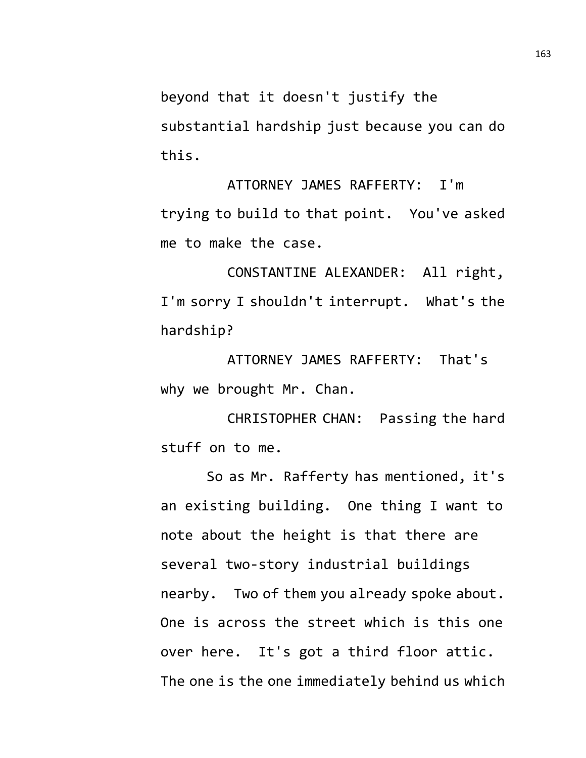beyond that it doesn't justify the substantial hardship just because you can do this.

ATTORNEY JAMES RAFFERTY: I'm trying to build to that point. You've asked me to make the case.

CONSTANTINE ALEXANDER: All right, I'm sorry I shouldn't interrupt. What's the hardship?

ATTORNEY JAMES RAFFERTY: That's why we brought Mr. Chan.

CHRISTOPHER CHAN: Passing the hard stuff on to me.

So as Mr. Rafferty has mentioned, it's an existing building. One thing I want to note about the height is that there are several two-story industrial buildings nearby. Two of them you already spoke about. One is across the street which is this one over here. It's got a third floor attic. The one is the one immediately behind us which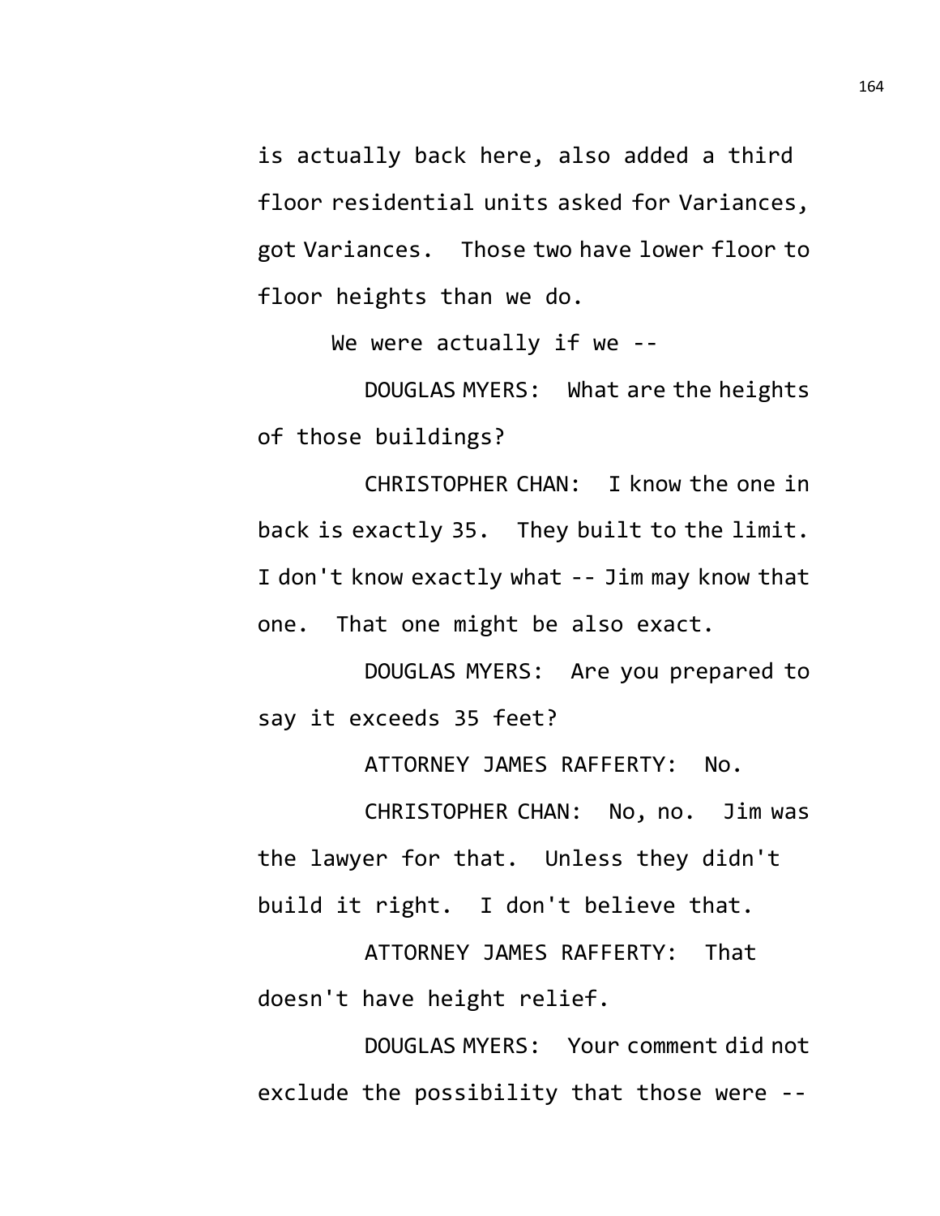is actually back here, also added a third floor residential units asked for Variances, got Variances. Those two have lower floor to floor heights than we do.

We were actually if we --

DOUGLAS MYERS: What are the heights of those buildings?

CHRISTOPHER CHAN: I know the one in back is exactly 35. They built to the limit. I don't know exactly what -- Jim may know that one. That one might be also exact.

DOUGLAS MYERS: Are you prepared to say it exceeds 35 feet?

ATTORNEY JAMES RAFFERTY: No.

CHRISTOPHER CHAN: No, no. Jim was the lawyer for that. Unless they didn't build it right. I don't believe that.

ATTORNEY JAMES RAFFERTY: That doesn't have height relief.

DOUGLAS MYERS: Your comment did not exclude the possibility that those were --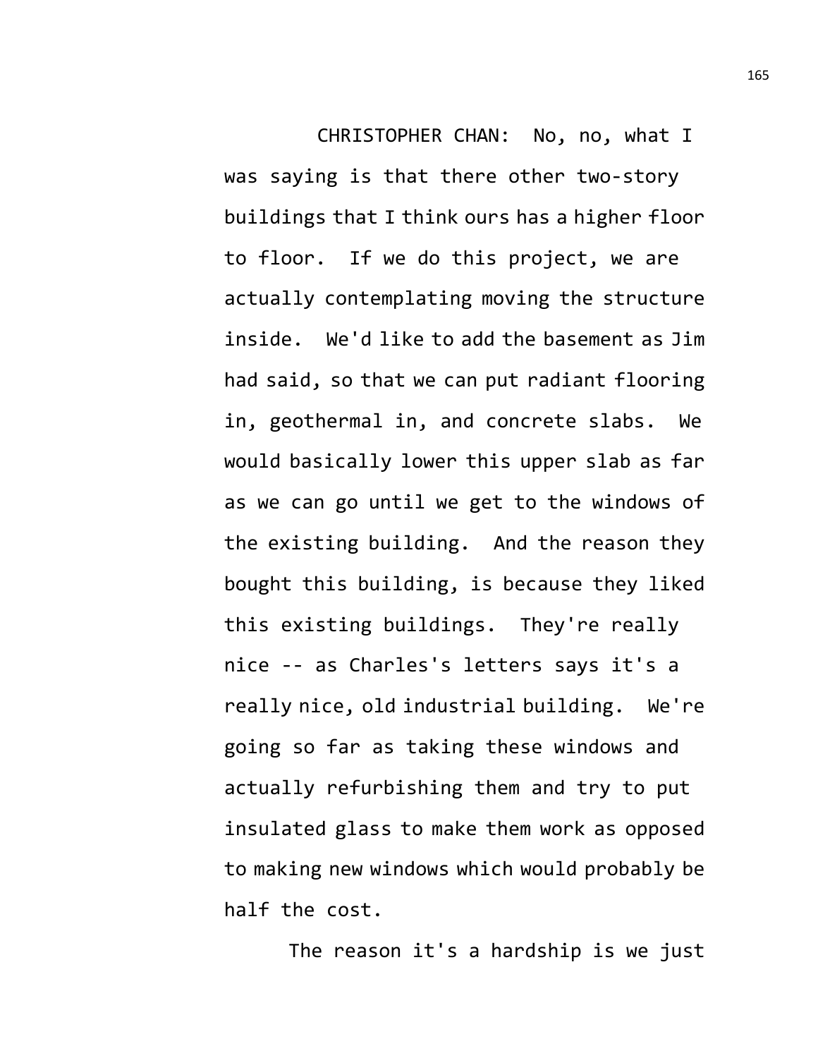CHRISTOPHER CHAN: No, no, what I was saying is that there other two-story buildings that I think ours has a higher floor to floor. If we do this project, we are actually contemplating moving the structure inside. We'd like to add the basement as Jim had said, so that we can put radiant flooring in, geothermal in, and concrete slabs. We would basically lower this upper slab as far as we can go until we get to the windows of the existing building. And the reason they bought this building, is because they liked this existing buildings. They're really nice -- as Charles's letters says it's a really nice, old industrial building. We're going so far as taking these windows and actually refurbishing them and try to put insulated glass to make them work as opposed to making new windows which would probably be half the cost.

The reason it's a hardship is we just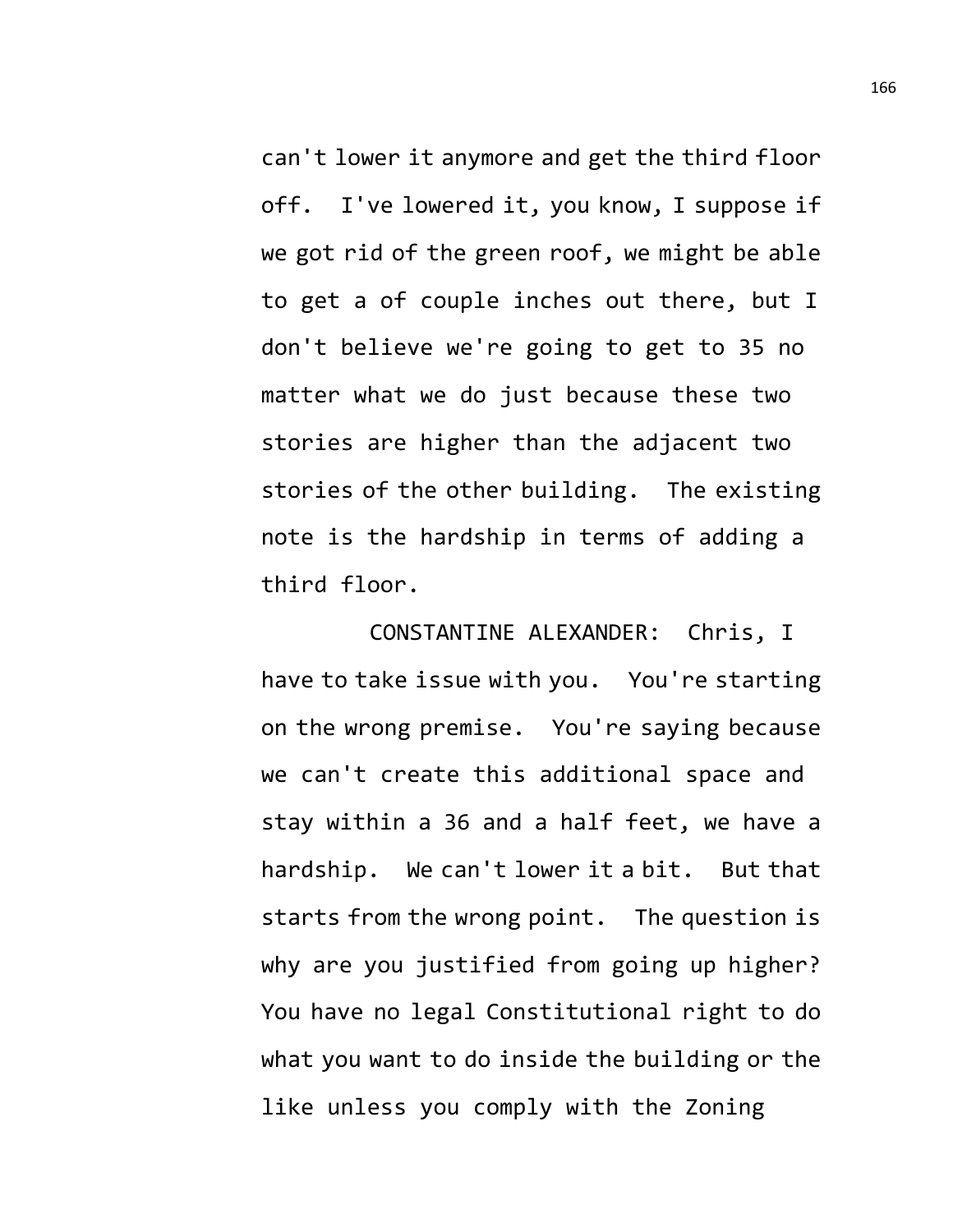can't lower it anymore and get the third floor off. I've lowered it, you know, I suppose if we got rid of the green roof, we might be able to get a of couple inches out there, but I don't believe we're going to get to 35 no matter what we do just because these two stories are higher than the adjacent two stories of the other building. The existing note is the hardship in terms of adding a third floor.

CONSTANTINE ALEXANDER: Chris, I have to take issue with you. You're starting on the wrong premise. You're saying because we can't create this additional space and stay within a 36 and a half feet, we have a hardship. We can't lower it a bit. But that starts from the wrong point. The question is why are you justified from going up higher? You have no legal Constitutional right to do what you want to do inside the building or the like unless you comply with the Zoning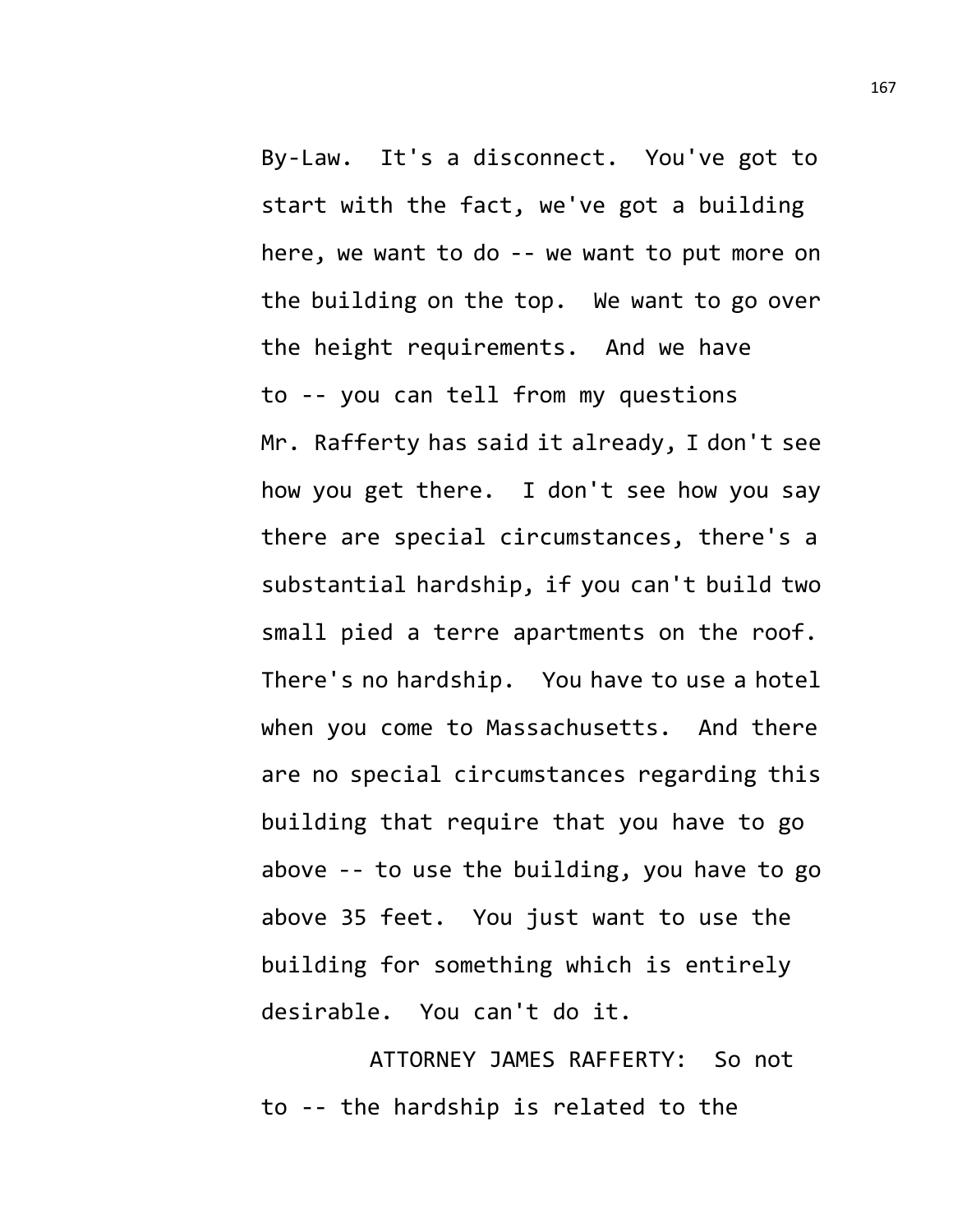By-Law. It's a disconnect. You've got to start with the fact, we've got a building here, we want to do -- we want to put more on the building on the top. We want to go over the height requirements. And we have to -- you can tell from my questions Mr. Rafferty has said it already, I don't see how you get there. I don't see how you say there are special circumstances, there's a substantial hardship, if you can't build two small pied a terre apartments on the roof. There's no hardship. You have to use a hotel when you come to Massachusetts. And there are no special circumstances regarding this building that require that you have to go above -- to use the building, you have to go above 35 feet. You just want to use the building for something which is entirely desirable. You can't do it.

ATTORNEY JAMES RAFFERTY: So not to -- the hardship is related to the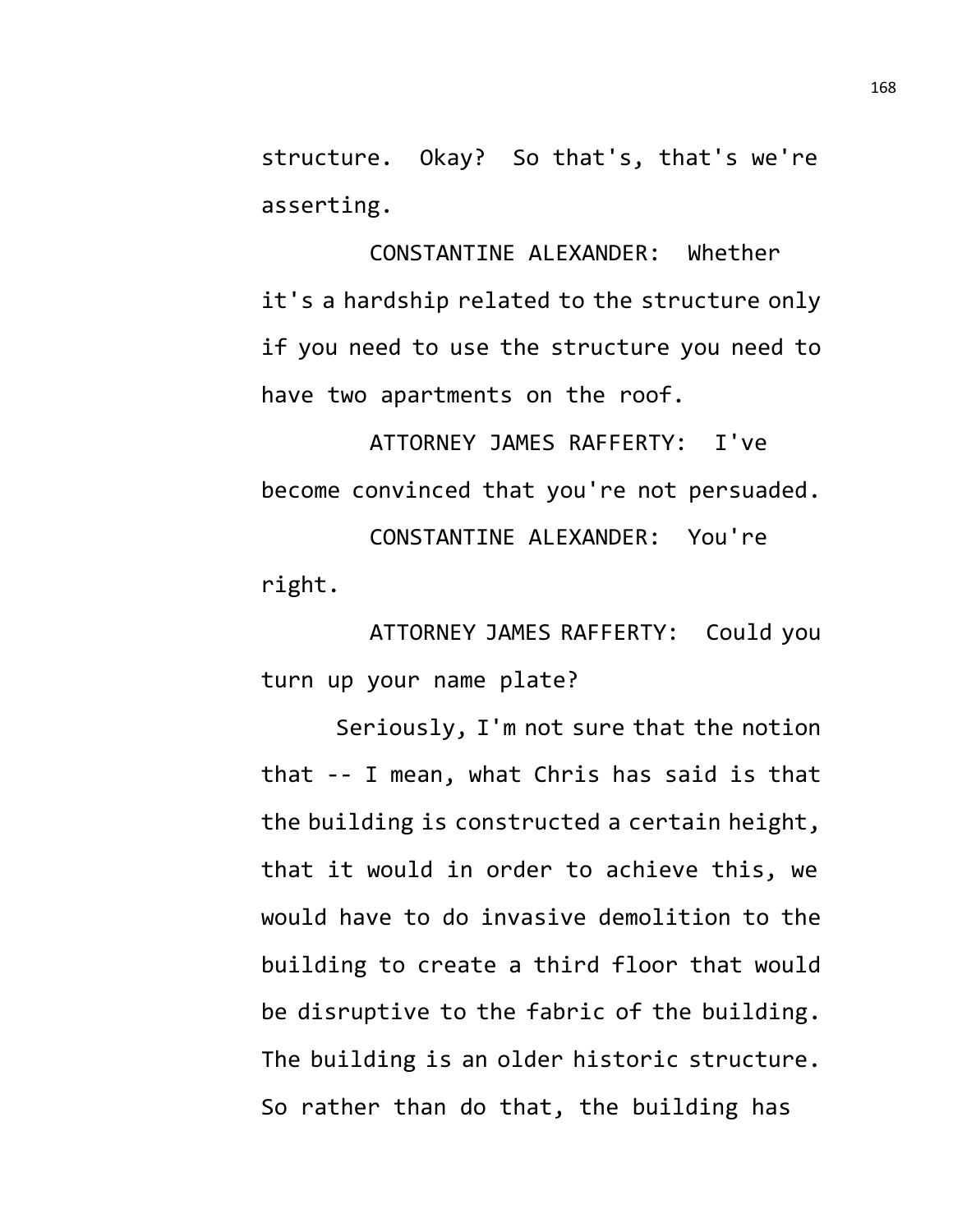structure. Okay? So that's, that's we're asserting.

CONSTANTINE ALEXANDER: Whether it's a hardship related to the structure only if you need to use the structure you need to have two apartments on the roof.

ATTORNEY JAMES RAFFERTY: I've become convinced that you're not persuaded.

CONSTANTINE ALEXANDER: You're right.

ATTORNEY JAMES RAFFERTY: Could you turn up your name plate?

Seriously, I'm not sure that the notion that -- I mean, what Chris has said is that the building is constructed a certain height, that it would in order to achieve this, we would have to do invasive demolition to the building to create a third floor that would be disruptive to the fabric of the building. The building is an older historic structure. So rather than do that, the building has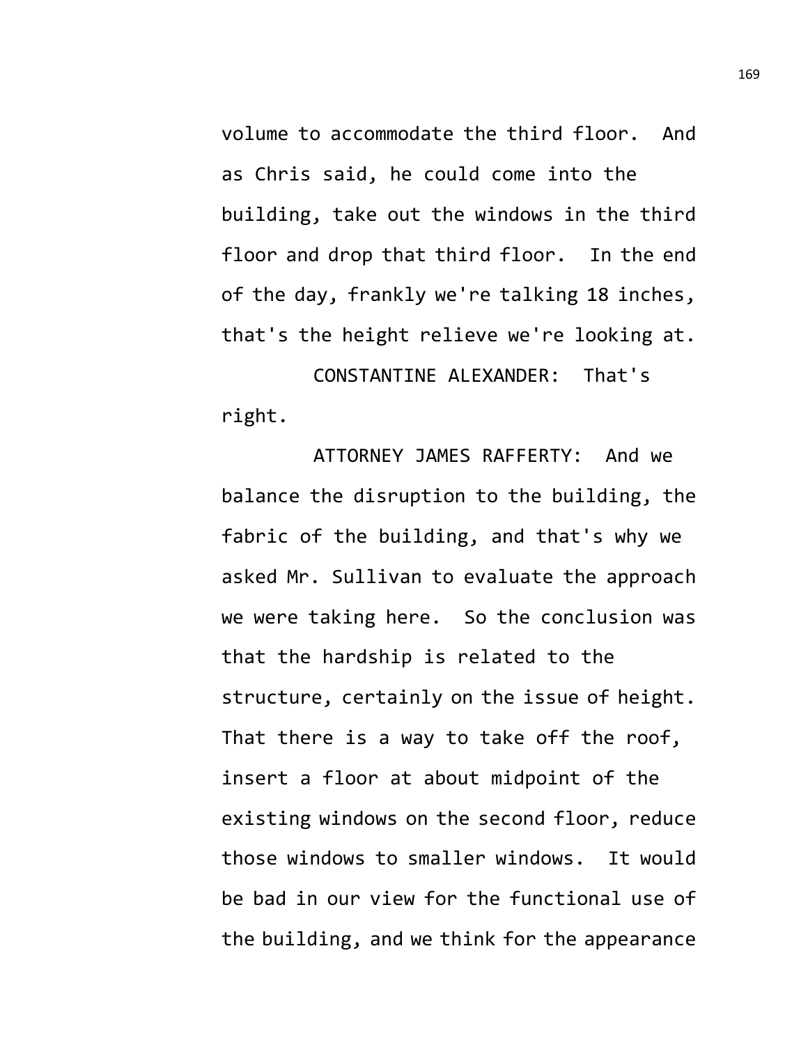volume to accommodate the third floor. And as Chris said, he could come into the building, take out the windows in the third floor and drop that third floor. In the end of the day, frankly we're talking 18 inches, that's the height relieve we're looking at.

CONSTANTINE ALEXANDER: That's right.

ATTORNEY JAMES RAFFERTY: And we balance the disruption to the building, the fabric of the building, and that's why we asked Mr. Sullivan to evaluate the approach we were taking here. So the conclusion was that the hardship is related to the structure, certainly on the issue of height. That there is a way to take off the roof, insert a floor at about midpoint of the existing windows on the second floor, reduce those windows to smaller windows. It would be bad in our view for the functional use of the building, and we think for the appearance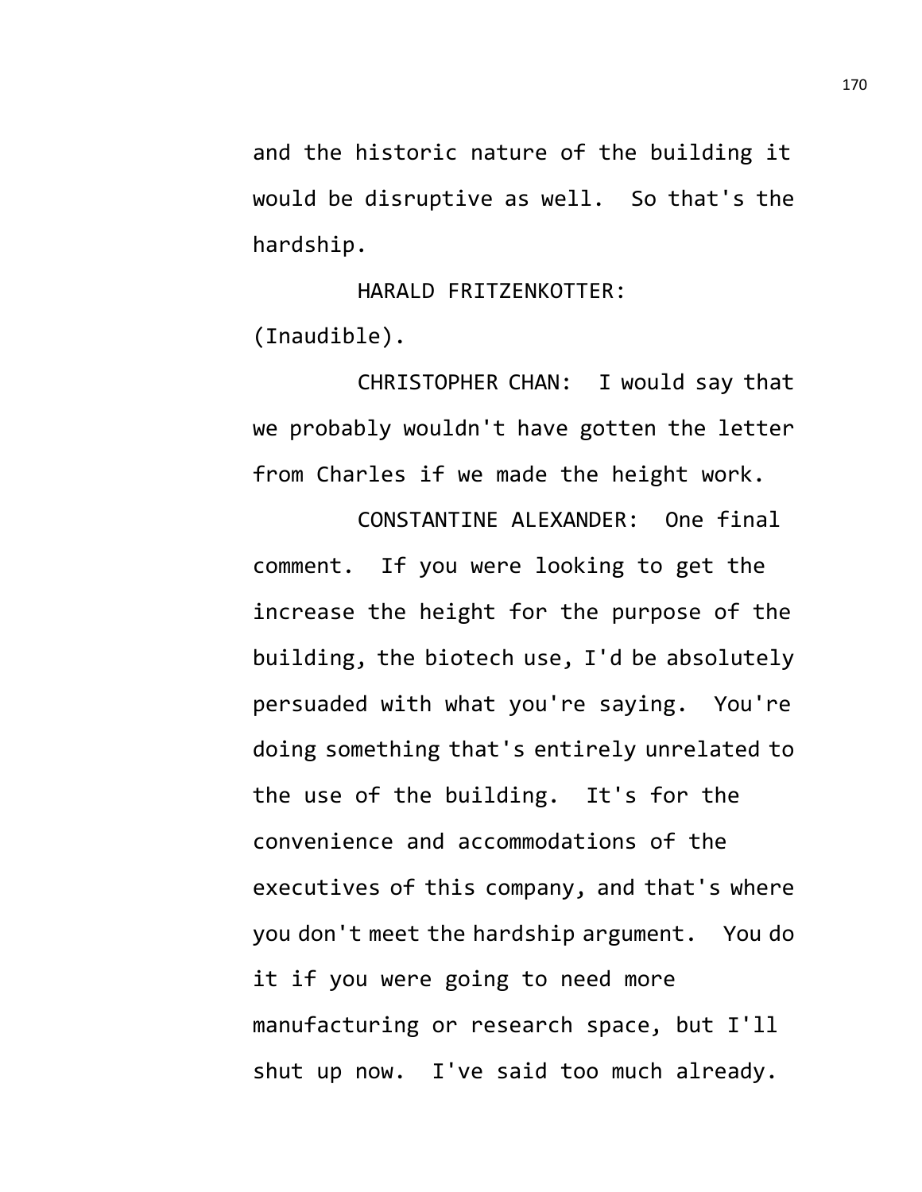and the historic nature of the building it would be disruptive as well. So that's the hardship.

HARALD FRITZENKOTTER: (Inaudible).

CHRISTOPHER CHAN: I would say that we probably wouldn't have gotten the letter from Charles if we made the height work.

CONSTANTINE ALEXANDER: One final comment. If you were looking to get the increase the height for the purpose of the building, the biotech use, I'd be absolutely persuaded with what you're saying. You're doing something that's entirely unrelated to the use of the building. It's for the convenience and accommodations of the executives of this company, and that's where you don't meet the hardship argument. You do it if you were going to need more manufacturing or research space, but I'll shut up now. I've said too much already.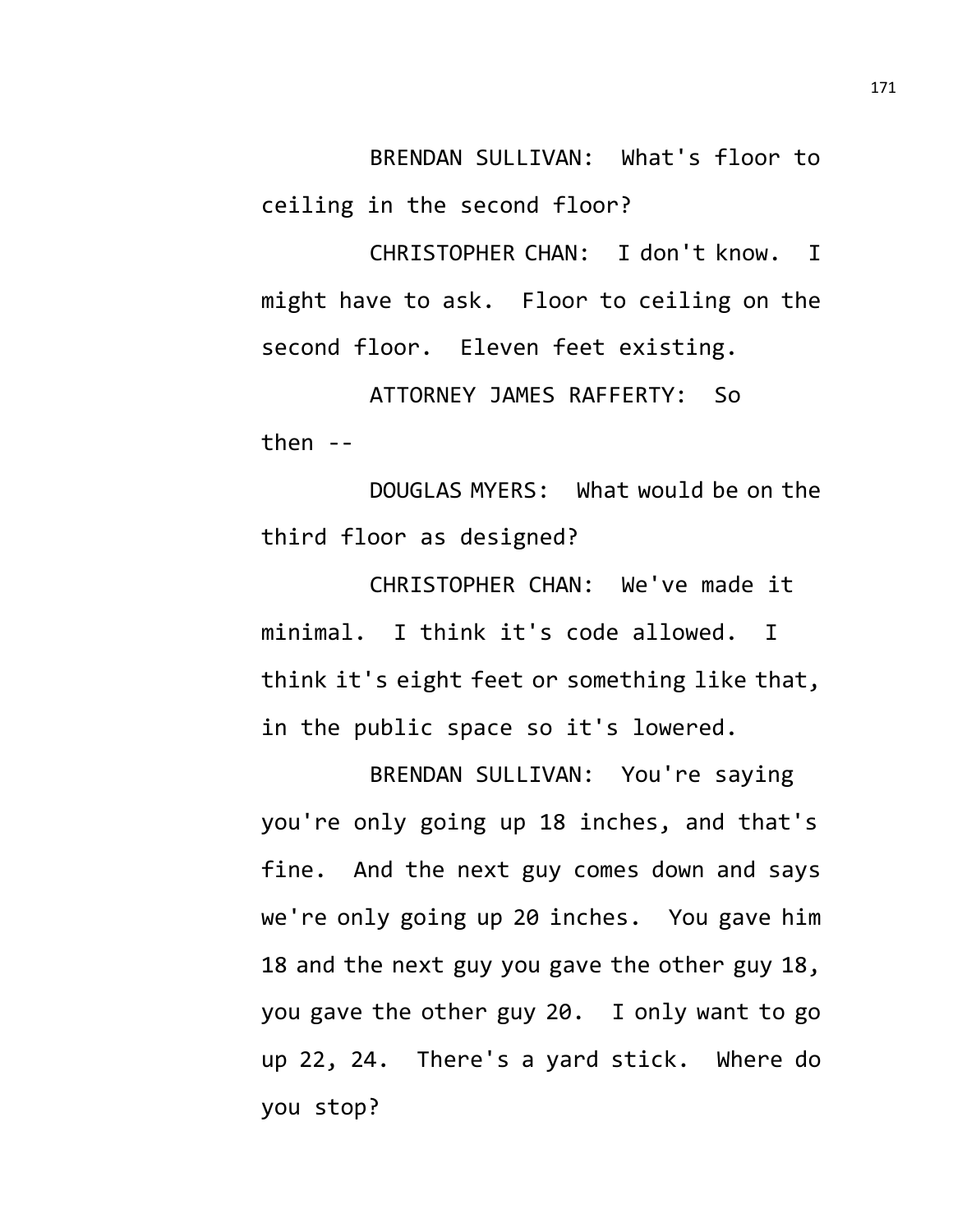BRENDAN SULLIVAN: What's floor to ceiling in the second floor?

CHRISTOPHER CHAN: I don't know. I might have to ask. Floor to ceiling on the second floor. Eleven feet existing.

ATTORNEY JAMES RAFFERTY: So then --

DOUGLAS MYERS: What would be on the third floor as designed?

CHRISTOPHER CHAN: We've made it minimal. I think it's code allowed. I think it's eight feet or something like that, in the public space so it's lowered.

BRENDAN SULLIVAN: You're saying you're only going up 18 inches, and that's fine. And the next guy comes down and says we're only going up 20 inches. You gave him 18 and the next guy you gave the other guy 18, you gave the other guy 20. I only want to go up 22, 24. There's a yard stick. Where do you stop?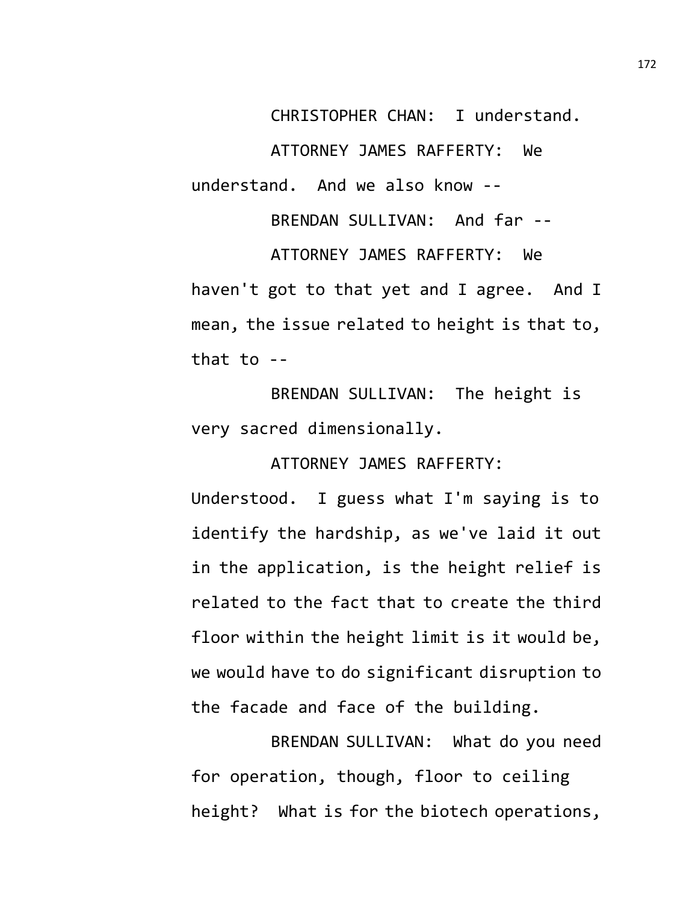CHRISTOPHER CHAN: I understand.

ATTORNEY JAMES RAFFERTY: We understand. And we also know --

BRENDAN SULLIVAN: And far --

ATTORNEY JAMES RAFFERTY: We haven't got to that yet and I agree. And I mean, the issue related to height is that to, that to --

BRENDAN SULLIVAN: The height is very sacred dimensionally.

ATTORNEY JAMES RAFFERTY: Understood. I guess what I'm saying is to identify the hardship, as we've laid it out in the application, is the height relief is related to the fact that to create the third floor within the height limit is it would be, we would have to do significant disruption to the facade and face of the building.

BRENDAN SULLIVAN: What do you need for operation, though, floor to ceiling height? What is for the biotech operations,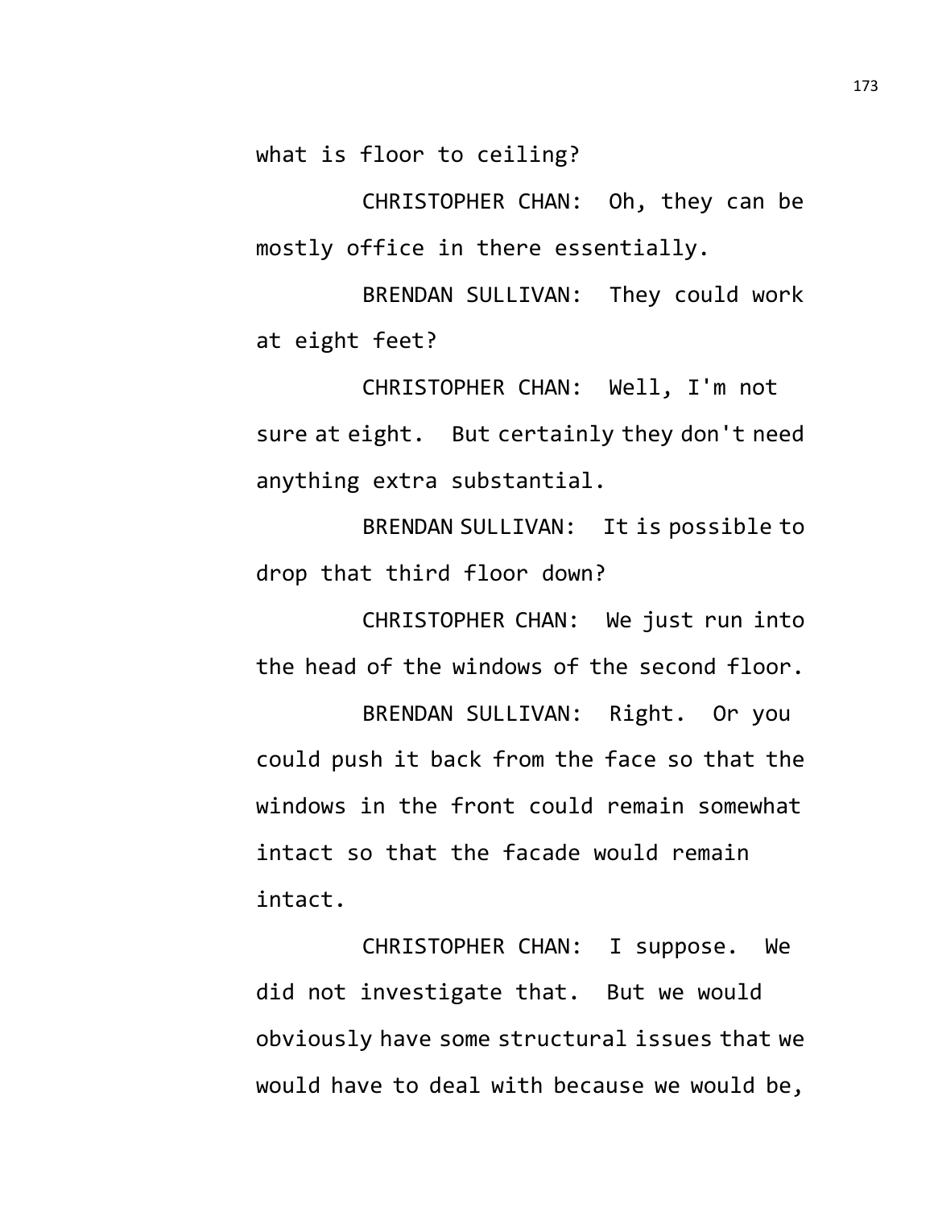what is floor to ceiling?

CHRISTOPHER CHAN: Oh, they can be mostly office in there essentially.

BRENDAN SULLIVAN: They could work at eight feet?

CHRISTOPHER CHAN: Well, I'm not sure at eight. But certainly they don't need anything extra substantial.

BRENDAN SULLIVAN: It is possible to drop that third floor down?

CHRISTOPHER CHAN: We just run into the head of the windows of the second floor.

BRENDAN SULLIVAN: Right. Or you could push it back from the face so that the windows in the front could remain somewhat intact so that the facade would remain intact.

CHRISTOPHER CHAN: I suppose. We did not investigate that. But we would obviously have some structural issues that we would have to deal with because we would be,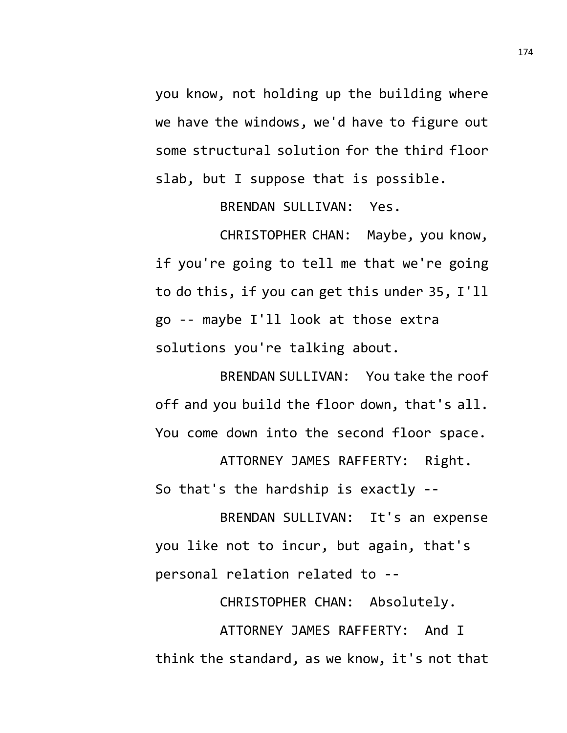you know, not holding up the building where we have the windows, we'd have to figure out some structural solution for the third floor slab, but I suppose that is possible.

BRENDAN SULLIVAN: Yes.

CHRISTOPHER CHAN: Maybe, you know, if you're going to tell me that we're going to do this, if you can get this under 35, I'll go -- maybe I'll look at those extra solutions you're talking about.

BRENDAN SULLIVAN: You take the roof off and you build the floor down, that's all. You come down into the second floor space.

ATTORNEY JAMES RAFFERTY: Right. So that's the hardship is exactly --

BRENDAN SULLIVAN: It's an expense you like not to incur, but again, that's personal relation related to --

CHRISTOPHER CHAN: Absolutely.

ATTORNEY JAMES RAFFERTY: And I think the standard, as we know, it's not that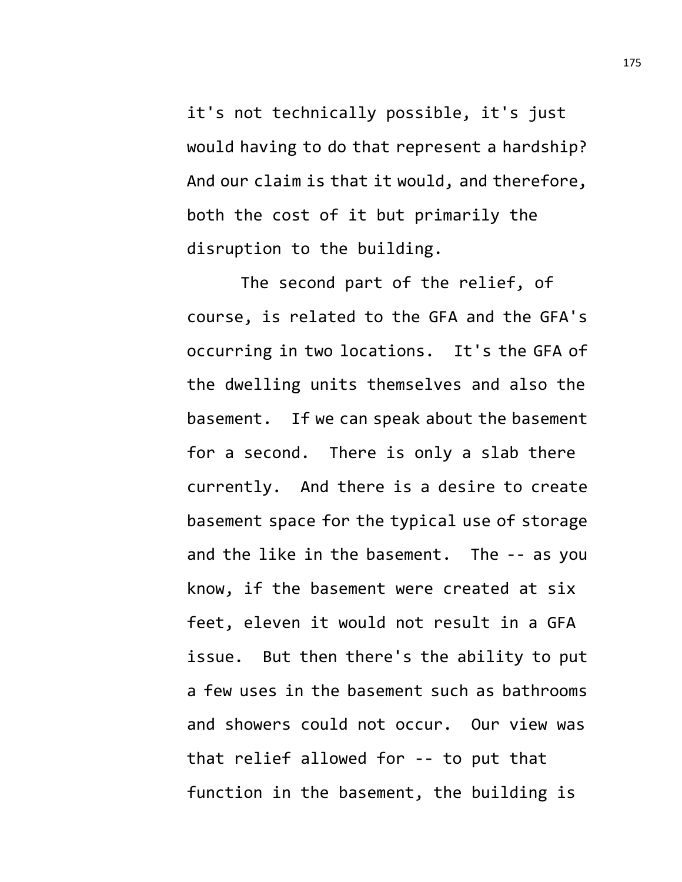it's not technically possible, it's just would having to do that represent a hardship? And our claim is that it would, and therefore, both the cost of it but primarily the disruption to the building.

The second part of the relief, of course, is related to the GFA and the GFA's occurring in two locations. It's the GFA of the dwelling units themselves and also the basement. If we can speak about the basement for a second. There is only a slab there currently. And there is a desire to create basement space for the typical use of storage and the like in the basement. The -- as you know, if the basement were created at six feet, eleven it would not result in a GFA issue. But then there's the ability to put a few uses in the basement such as bathrooms and showers could not occur. Our view was that relief allowed for -- to put that function in the basement, the building is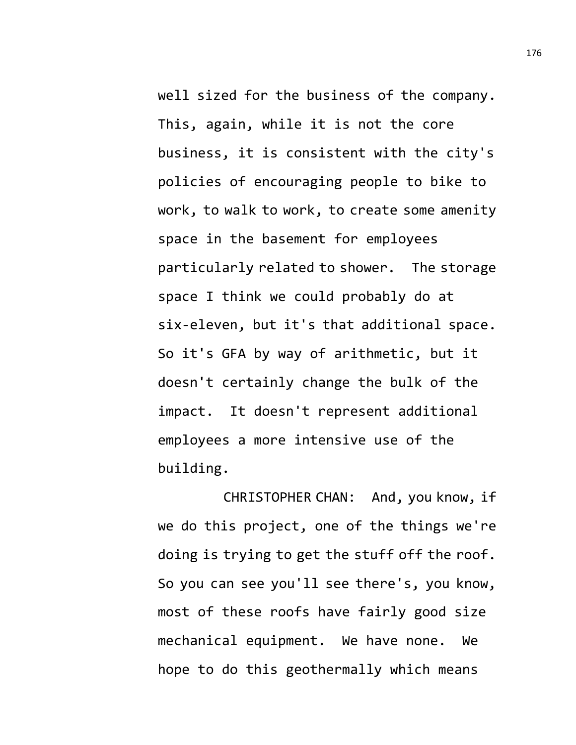well sized for the business of the company. This, again, while it is not the core business, it is consistent with the city's policies of encouraging people to bike to work, to walk to work, to create some amenity space in the basement for employees particularly related to shower. The storage space I think we could probably do at six-eleven, but it's that additional space. So it's GFA by way of arithmetic, but it doesn't certainly change the bulk of the impact. It doesn't represent additional employees a more intensive use of the building.

CHRISTOPHER CHAN: And, you know, if we do this project, one of the things we're doing is trying to get the stuff off the roof. So you can see you'll see there's, you know, most of these roofs have fairly good size mechanical equipment. We have none. We hope to do this geothermally which means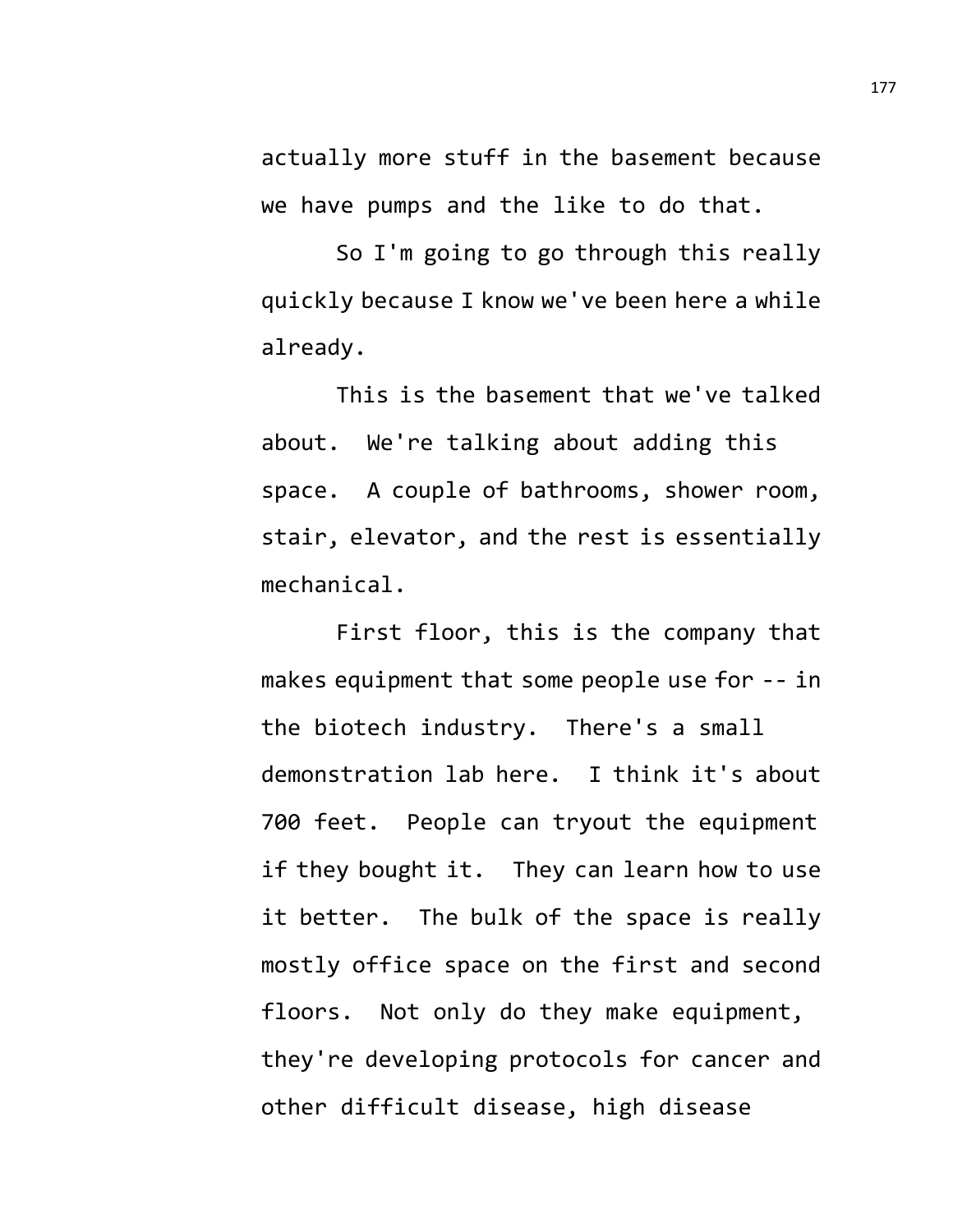actually more stuff in the basement because we have pumps and the like to do that.

So I'm going to go through this really quickly because I know we've been here a while already.

This is the basement that we've talked about. We're talking about adding this space. A couple of bathrooms, shower room, stair, elevator, and the rest is essentially mechanical.

First floor, this is the company that makes equipment that some people use for -- in the biotech industry. There's a small demonstration lab here. I think it's about 700 feet. People can tryout the equipment if they bought it. They can learn how to use it better. The bulk of the space is really mostly office space on the first and second floors. Not only do they make equipment, they're developing protocols for cancer and other difficult disease, high disease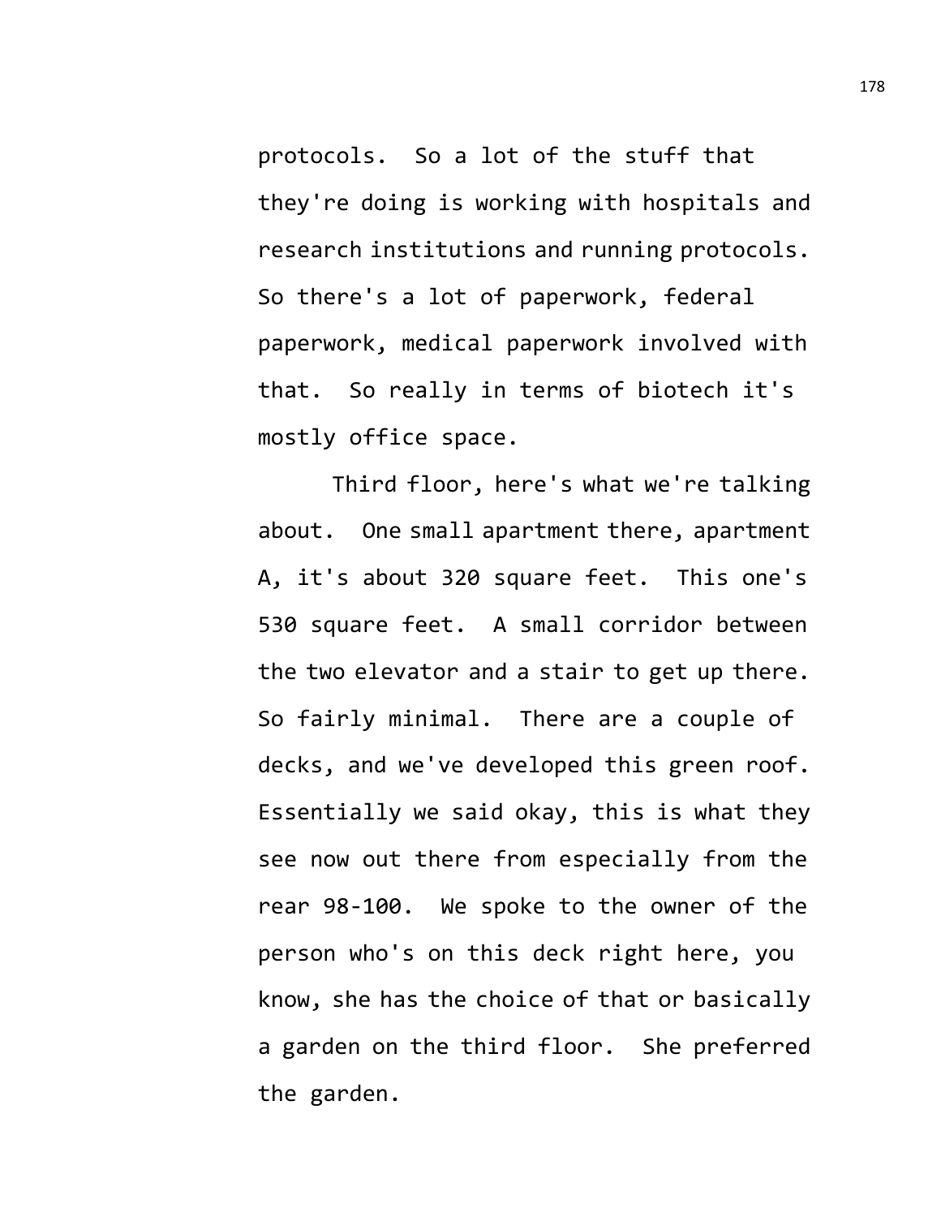protocols. So a lot of the stuff that they're doing is working with hospitals and research institutions and running protocols. So there's a lot of paperwork, federal paperwork, medical paperwork involved with that. So really in terms of biotech it's mostly office space.

Third floor, here's what we're talking about. One small apartment there, apartment A, it's about 320 square feet. This one's 530 square feet. A small corridor between the two elevator and a stair to get up there. So fairly minimal. There are a couple of decks, and we've developed this green roof. Essentially we said okay, this is what they see now out there from especially from the rear 98-100. We spoke to the owner of the person who's on this deck right here, you know, she has the choice of that or basically a garden on the third floor. She preferred the garden.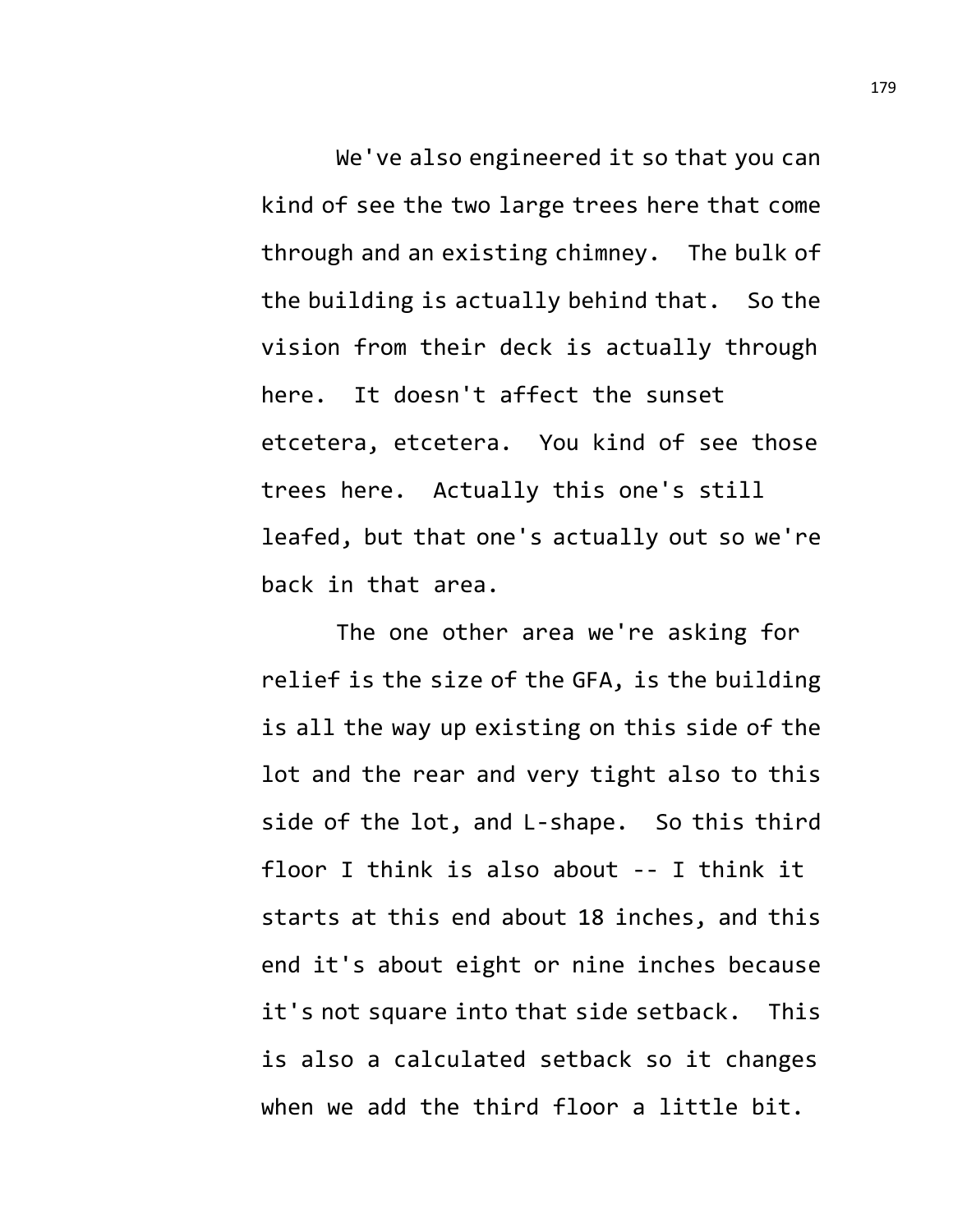We've also engineered it so that you can kind of see the two large trees here that come through and an existing chimney. The bulk of the building is actually behind that. So the vision from their deck is actually through here. It doesn't affect the sunset etcetera, etcetera. You kind of see those trees here. Actually this one's still leafed, but that one's actually out so we're back in that area.

The one other area we're asking for relief is the size of the GFA, is the building is all the way up existing on this side of the lot and the rear and very tight also to this side of the lot, and L-shape. So this third floor I think is also about -- I think it starts at this end about 18 inches, and this end it's about eight or nine inches because it's not square into that side setback. This is also a calculated setback so it changes when we add the third floor a little bit.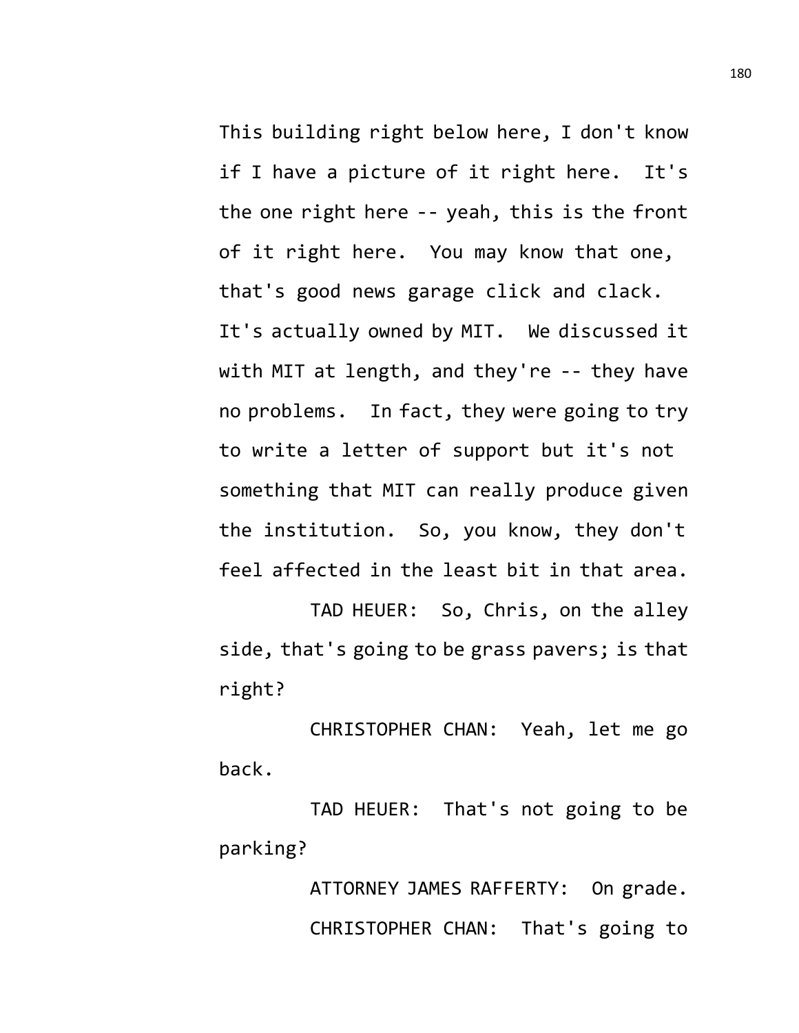This building right below here, I don't know if I have a picture of it right here. It's the one right here -- yeah, this is the front of it right here. You may know that one, that's good news garage click and clack. It's actually owned by MIT. We discussed it with MIT at length, and they're -- they have no problems. In fact, they were going to try to write a letter of support but it's not something that MIT can really produce given the institution. So, you know, they don't feel affected in the least bit in that area.

TAD HEUER: So, Chris, on the alley side, that's going to be grass pavers; is that right?

CHRISTOPHER CHAN: Yeah, let me go back.

TAD HEUER: That's not going to be parking?

ATTORNEY JAMES RAFFERTY: On grade.

CHRISTOPHER CHAN: That's going to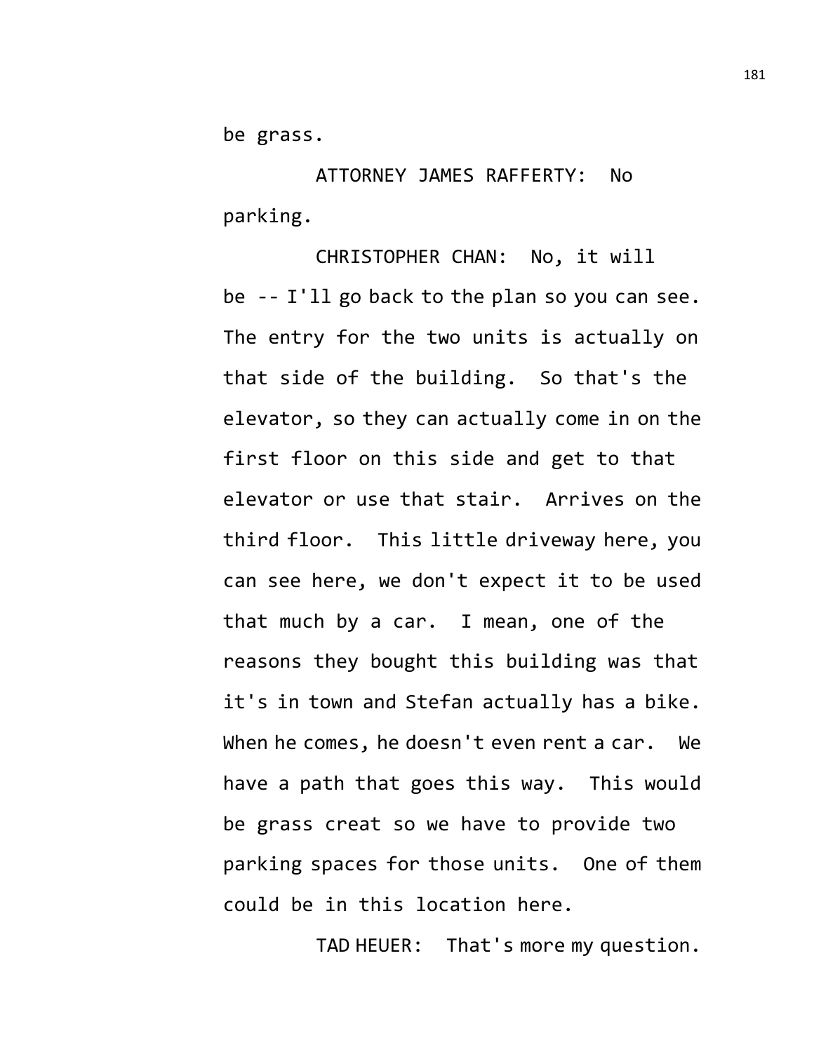be grass.

ATTORNEY JAMES RAFFERTY: No parking.

CHRISTOPHER CHAN: No, it will be -- I'll go back to the plan so you can see. The entry for the two units is actually on that side of the building. So that's the elevator, so they can actually come in on the first floor on this side and get to that elevator or use that stair. Arrives on the third floor. This little driveway here, you can see here, we don't expect it to be used that much by a car. I mean, one of the reasons they bought this building was that it's in town and Stefan actually has a bike. When he comes, he doesn't even rent a car. We have a path that goes this way. This would be grass creat so we have to provide two parking spaces for those units. One of them could be in this location here.

TAD HEUER: That's more my question.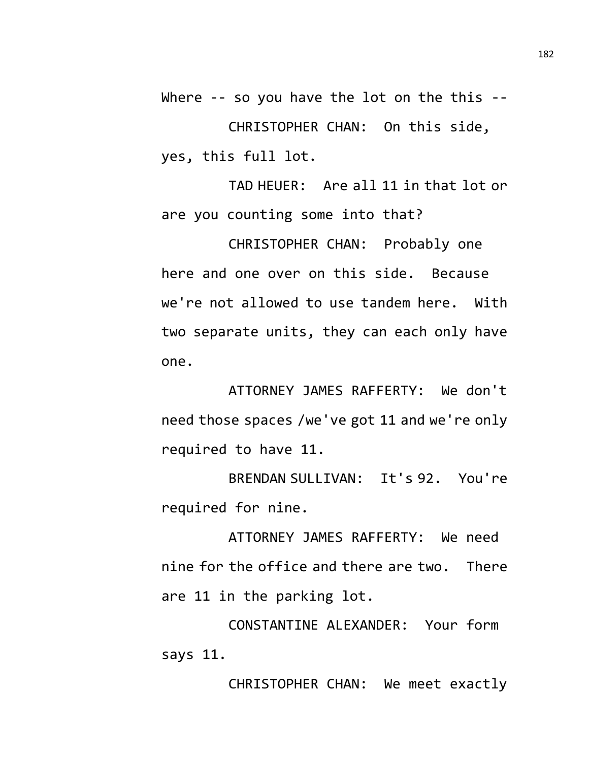Where -- so you have the lot on the this --

CHRISTOPHER CHAN: On this side, yes, this full lot.

TAD HEUER: Are all 11 in that lot or are you counting some into that?

CHRISTOPHER CHAN: Probably one here and one over on this side. Because we're not allowed to use tandem here. With two separate units, they can each only have one.

ATTORNEY JAMES RAFFERTY: We don't need those spaces /we've got 11 and we're only required to have 11.

BRENDAN SULLIVAN: It's 92. You're required for nine.

ATTORNEY JAMES RAFFERTY: We need nine for the office and there are two. There are 11 in the parking lot.

CONSTANTINE ALEXANDER: Your form says 11.

CHRISTOPHER CHAN: We meet exactly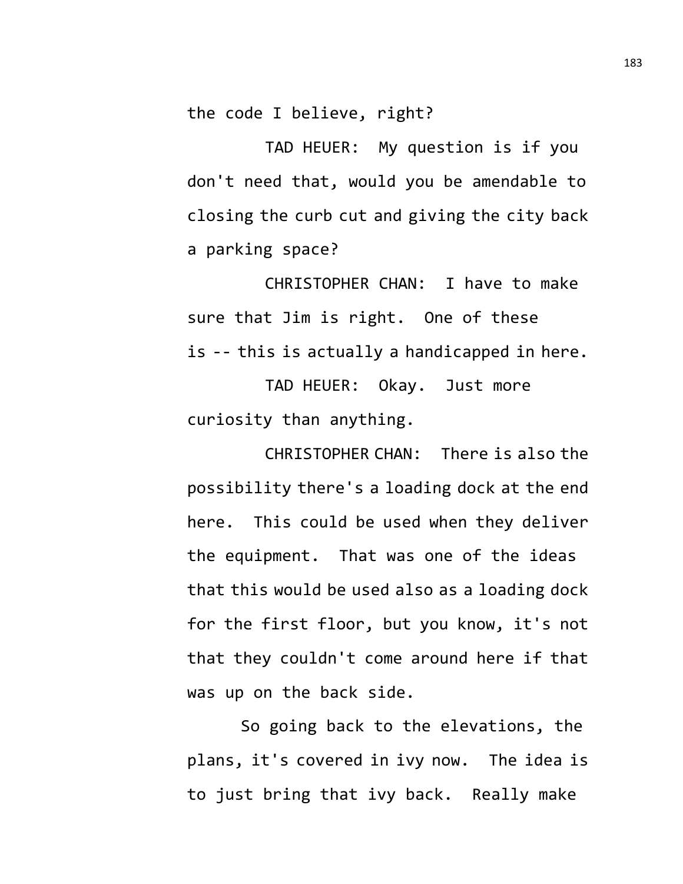the code I believe, right?

TAD HEUER: My question is if you don't need that, would you be amendable to closing the curb cut and giving the city back a parking space?

CHRISTOPHER CHAN: I have to make sure that Jim is right. One of these is -- this is actually a handicapped in here.

TAD HEUER: Okay. Just more curiosity than anything.

CHRISTOPHER CHAN: There is also the possibility there's a loading dock at the end here. This could be used when they deliver the equipment. That was one of the ideas that this would be used also as a loading dock for the first floor, but you know, it's not that they couldn't come around here if that was up on the back side.

So going back to the elevations, the plans, it's covered in ivy now. The idea is to just bring that ivy back. Really make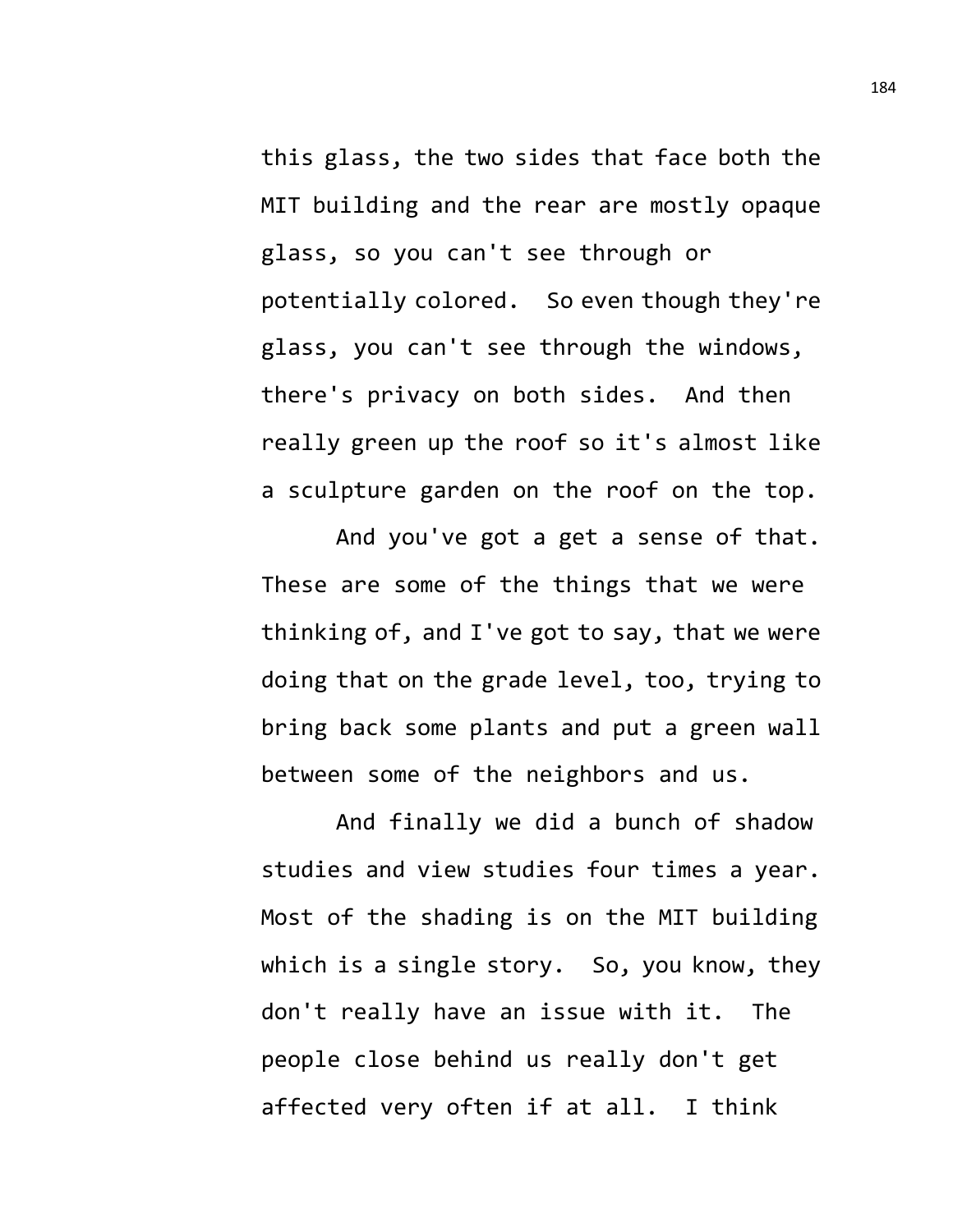this glass, the two sides that face both the MIT building and the rear are mostly opaque glass, so you can't see through or potentially colored. So even though they're glass, you can't see through the windows, there's privacy on both sides. And then really green up the roof so it's almost like a sculpture garden on the roof on the top.

And you've got a get a sense of that. These are some of the things that we were thinking of, and I've got to say, that we were doing that on the grade level, too, trying to bring back some plants and put a green wall between some of the neighbors and us.

And finally we did a bunch of shadow studies and view studies four times a year. Most of the shading is on the MIT building which is a single story. So, you know, they don't really have an issue with it. The people close behind us really don't get affected very often if at all. I think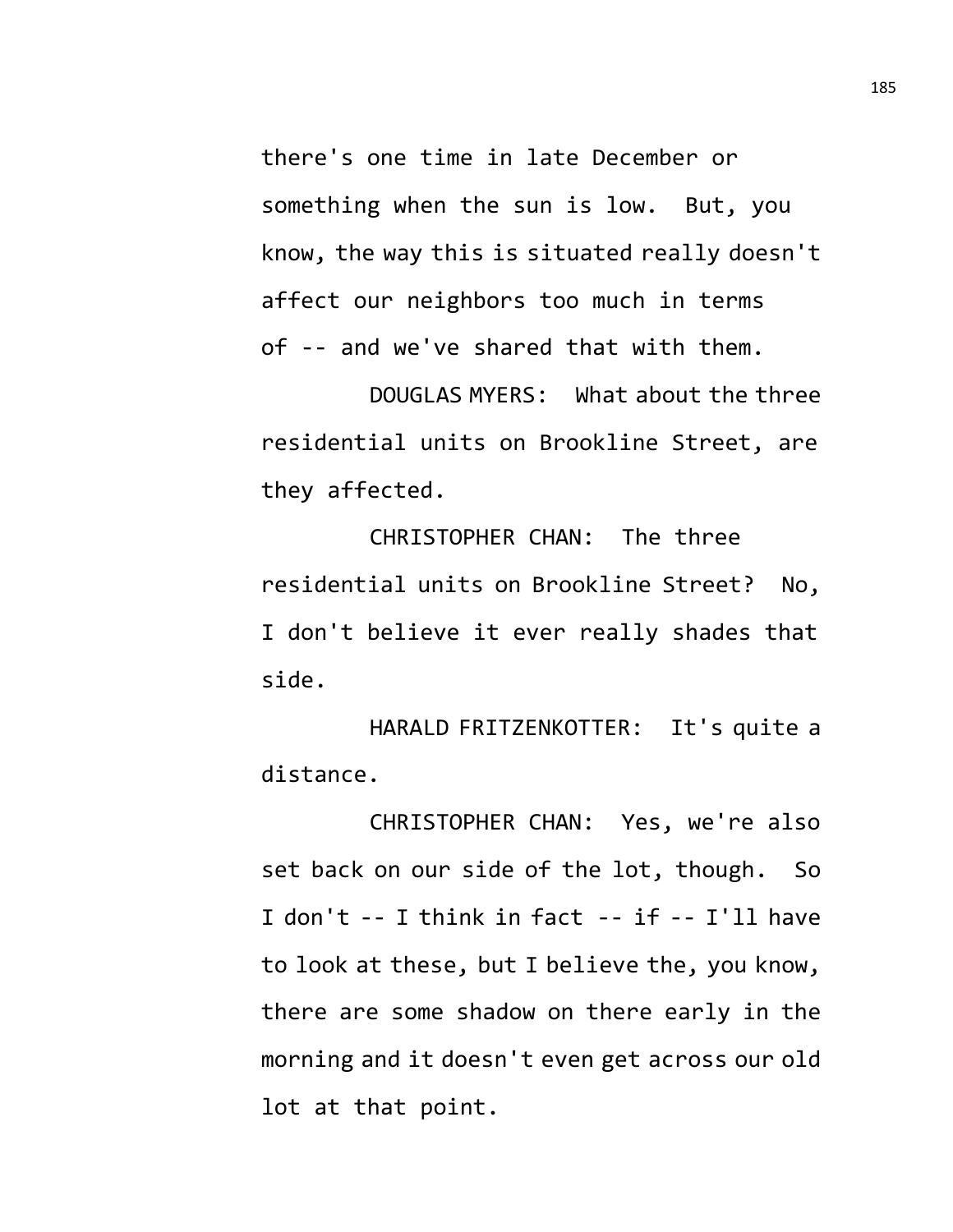there's one time in late December or something when the sun is low. But, you know, the way this is situated really doesn't affect our neighbors too much in terms of -- and we've shared that with them.

DOUGLAS MYERS: What about the three residential units on Brookline Street, are they affected.

CHRISTOPHER CHAN: The three residential units on Brookline Street? No, I don't believe it ever really shades that side.

HARALD FRITZENKOTTER: It's quite a distance.

CHRISTOPHER CHAN: Yes, we're also set back on our side of the lot, though. So I don't -- I think in fact -- if -- I'll have to look at these, but I believe the, you know, there are some shadow on there early in the morning and it doesn't even get across our old lot at that point.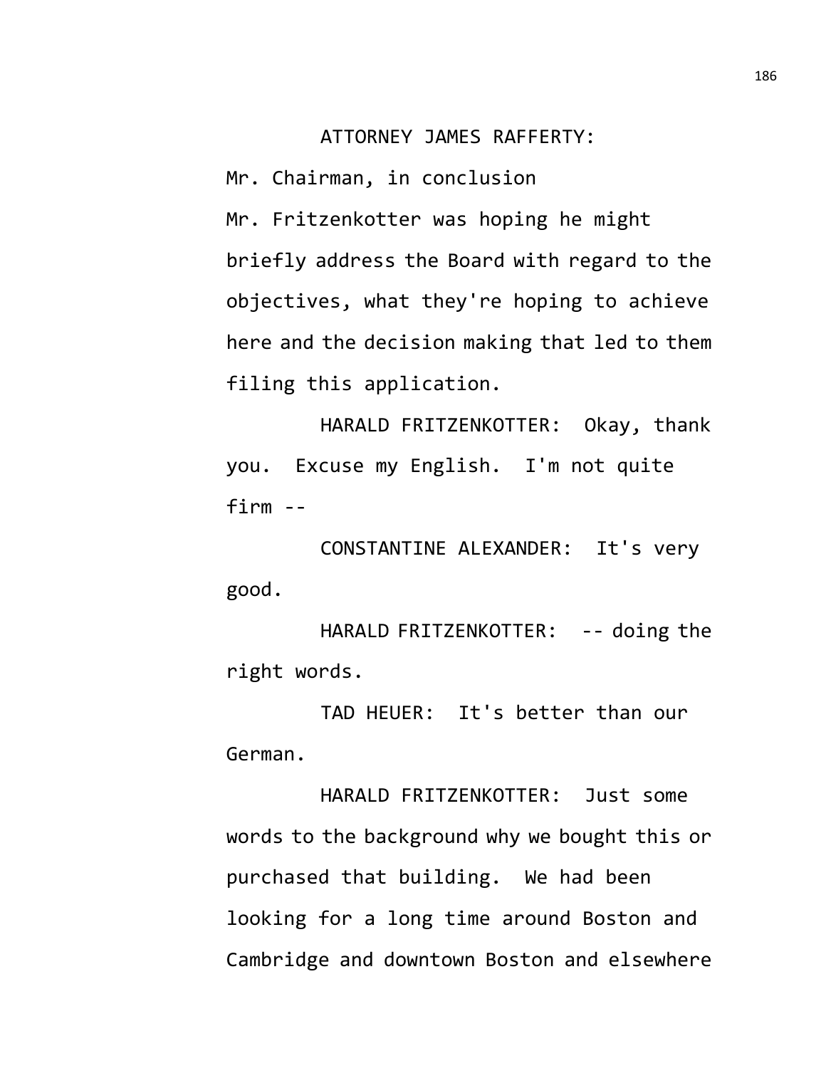ATTORNEY JAMES RAFFERTY:
Mr. Chairman, in conclusion Mr. Fritzenkotter was hoping he might briefly address the Board with regard to the objectives, what they're hoping to achieve here and the decision making that led to them filing this application.

HARALD FRITZENKOTTER: Okay, thank you. Excuse my English. I'm not quite firm --

CONSTANTINE ALEXANDER: It's very good.

HARALD FRITZENKOTTER: -- doing the right words.

TAD HEUER: It's better than our German.

HARALD FRITZENKOTTER: Just some words to the background why we bought this or purchased that building. We had been looking for a long time around Boston and Cambridge and downtown Boston and elsewhere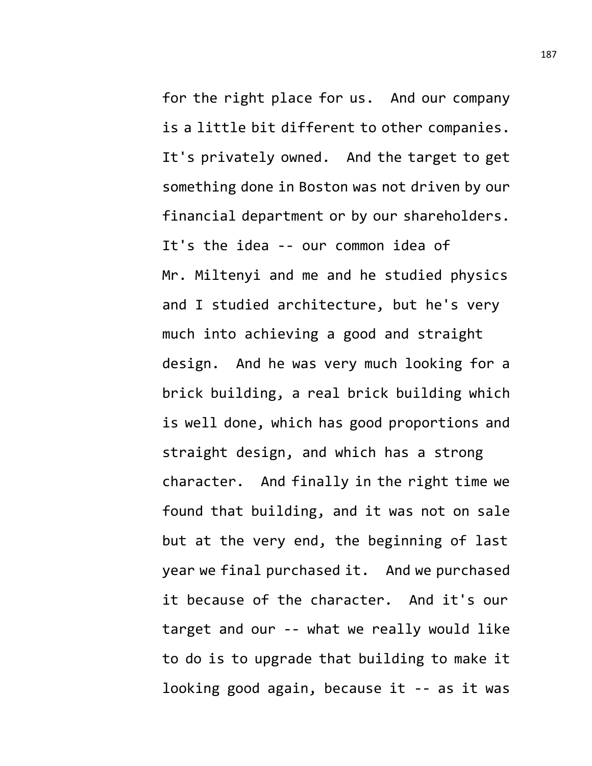for the right place for us. And our company is a little bit different to other companies. It's privately owned. And the target to get something done in Boston was not driven by our financial department or by our shareholders. It's the idea -- our common idea of Mr. Miltenyi and me and he studied physics and I studied architecture, but he's very much into achieving a good and straight design. And he was very much looking for a brick building, a real brick building which is well done, which has good proportions and straight design, and which has a strong character. And finally in the right time we found that building, and it was not on sale but at the very end, the beginning of last year we final purchased it. And we purchased it because of the character. And it's our target and our -- what we really would like to do is to upgrade that building to make it looking good again, because it -- as it was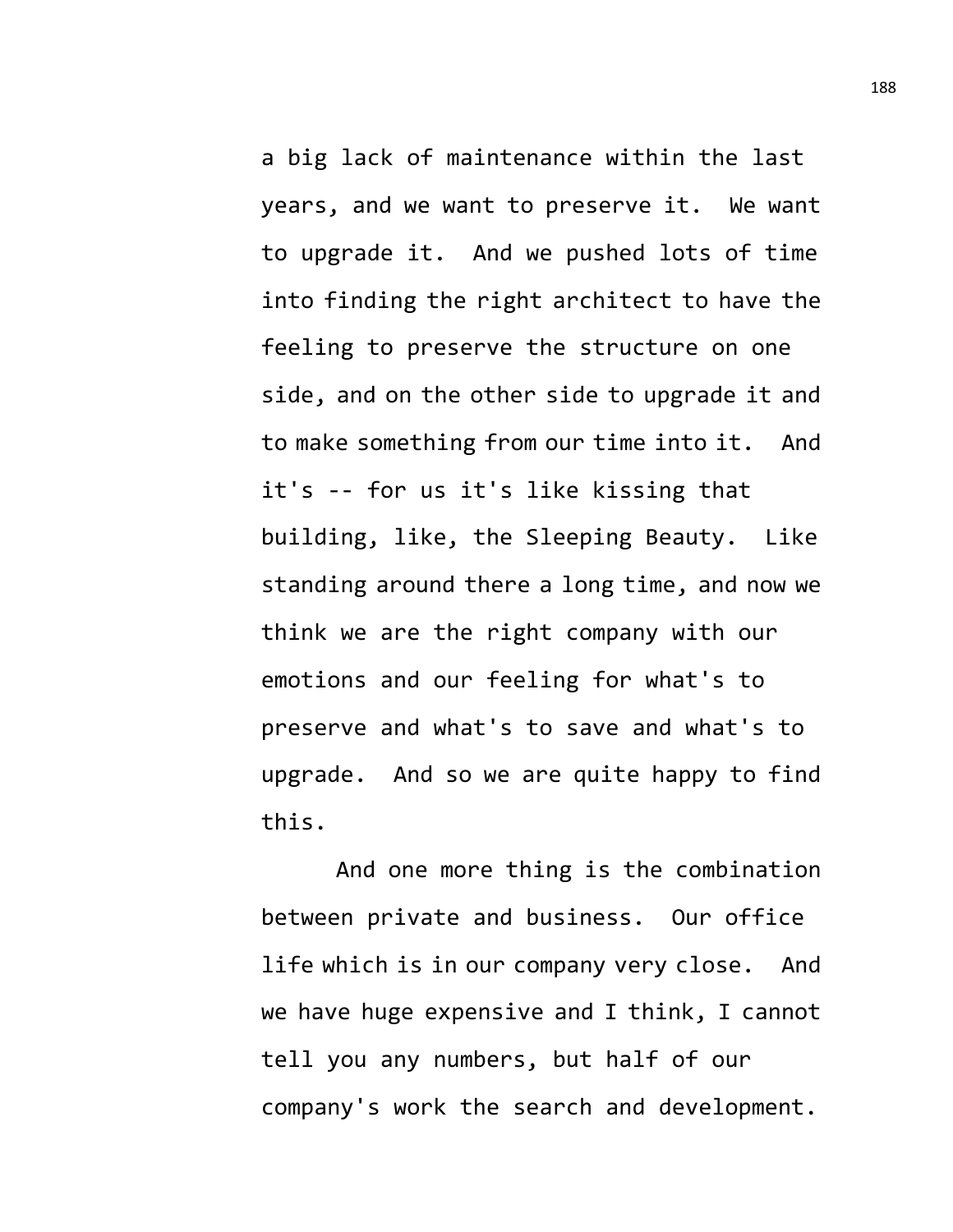a big lack of maintenance within the last years, and we want to preserve it. We want to upgrade it. And we pushed lots of time into finding the right architect to have the feeling to preserve the structure on one side, and on the other side to upgrade it and to make something from our time into it. And it's -- for us it's like kissing that building, like, the Sleeping Beauty. Like standing around there a long time, and now we think we are the right company with our emotions and our feeling for what's to preserve and what's to save and what's to upgrade. And so we are quite happy to find this.

And one more thing is the combination between private and business. Our office life which is in our company very close. And we have huge expensive and I think, I cannot tell you any numbers, but half of our company's work the search and development.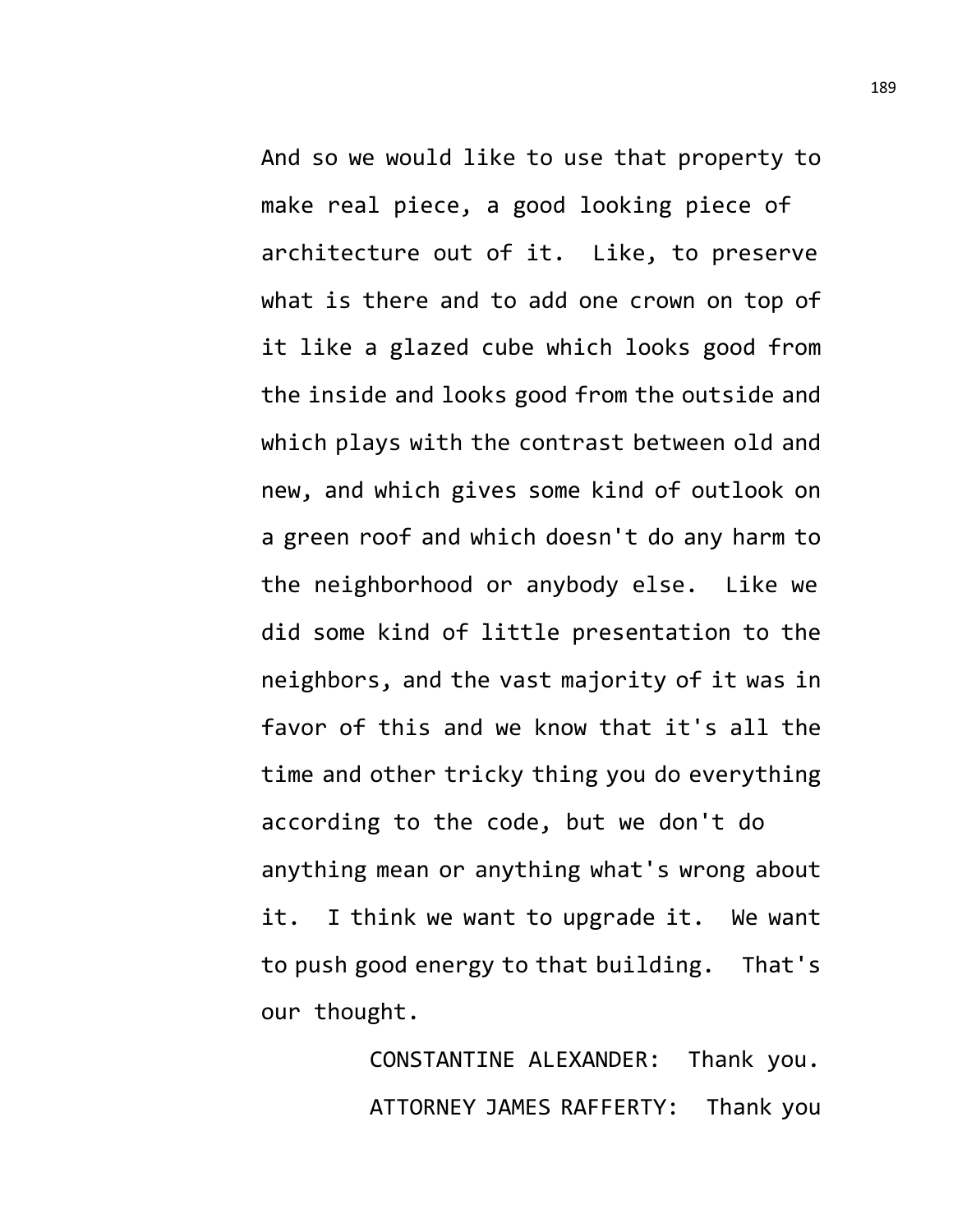And so we would like to use that property to make real piece, a good looking piece of architecture out of it. Like, to preserve what is there and to add one crown on top of it like a glazed cube which looks good from the inside and looks good from the outside and which plays with the contrast between old and new, and which gives some kind of outlook on a green roof and which doesn't do any harm to the neighborhood or anybody else. Like we did some kind of little presentation to the neighbors, and the vast majority of it was in favor of this and we know that it's all the time and other tricky thing you do everything according to the code, but we don't do anything mean or anything what's wrong about it. I think we want to upgrade it. We want to push good energy to that building. That's our thought.

CONSTANTINE ALEXANDER: Thank you.

ATTORNEY JAMES RAFFERTY: Thank you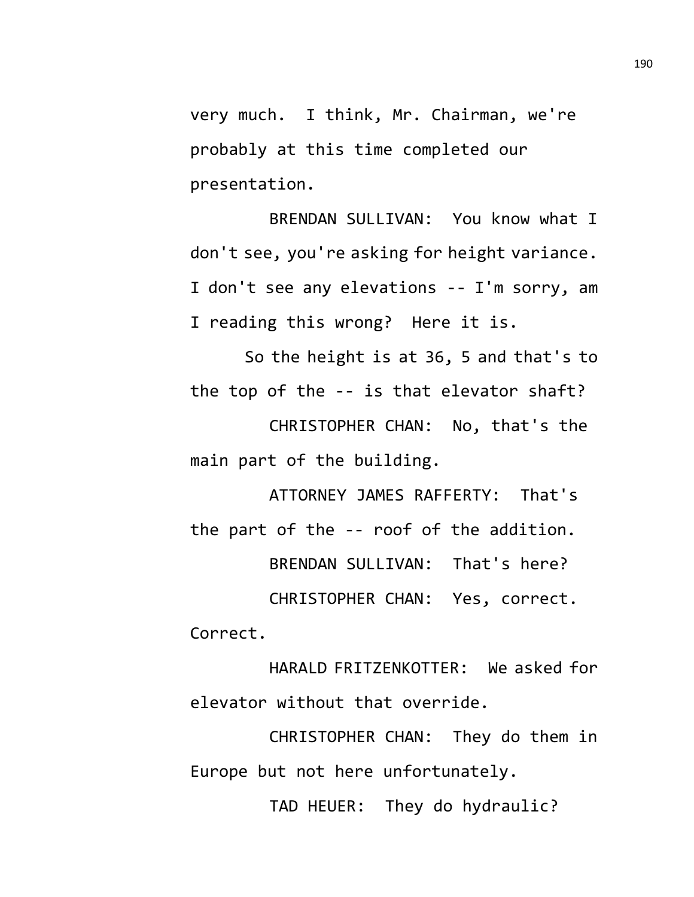very much. I think, Mr. Chairman, we're probably at this time completed our presentation.

BRENDAN SULLIVAN: You know what I don't see, you're asking for height variance. I don't see any elevations -- I'm sorry, am I reading this wrong? Here it is.

So the height is at 36, 5 and that's to the top of the -- is that elevator shaft?

CHRISTOPHER CHAN: No, that's the main part of the building.

ATTORNEY JAMES RAFFERTY: That's the part of the -- roof of the addition.

BRENDAN SULLIVAN: That's here?

CHRISTOPHER CHAN: Yes, correct. Correct.

HARALD FRITZENKOTTER: We asked for elevator without that override.

CHRISTOPHER CHAN: They do them in Europe but not here unfortunately.

TAD HEUER: They do hydraulic?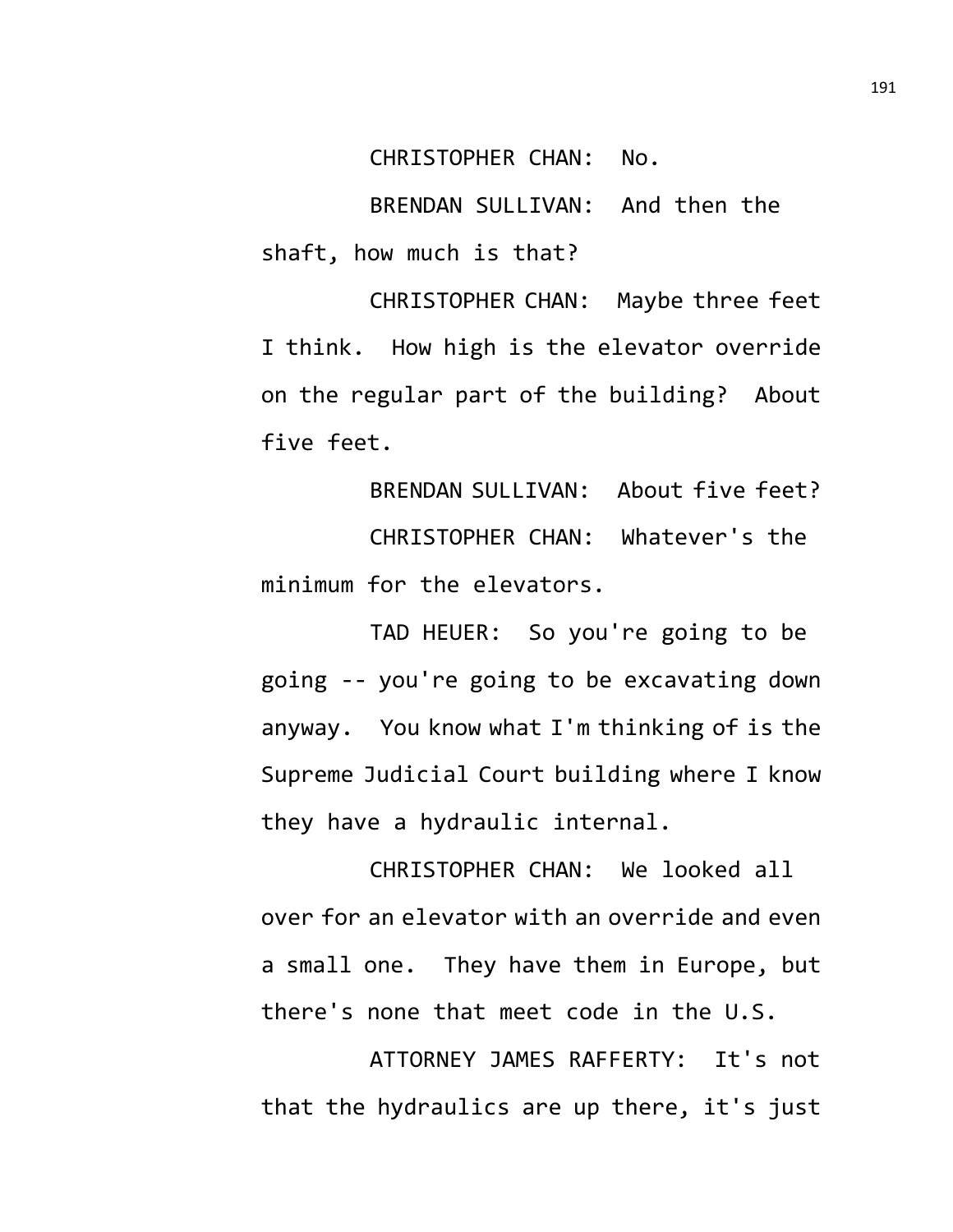CHRISTOPHER CHAN: No.

BRENDAN SULLIVAN: And then the shaft, how much is that?

CHRISTOPHER CHAN: Maybe three feet I think. How high is the elevator override on the regular part of the building? About five feet.

BRENDAN SULLIVAN: About five feet?

CHRISTOPHER CHAN: Whatever's the minimum for the elevators.

TAD HEUER: So you're going to be going -- you're going to be excavating down anyway. You know what I'm thinking of is the Supreme Judicial Court building where I know they have a hydraulic internal.

CHRISTOPHER CHAN: We looked all over for an elevator with an override and even a small one. They have them in Europe, but there's none that meet code in the U.S.

ATTORNEY JAMES RAFFERTY: It's not that the hydraulics are up there, it's just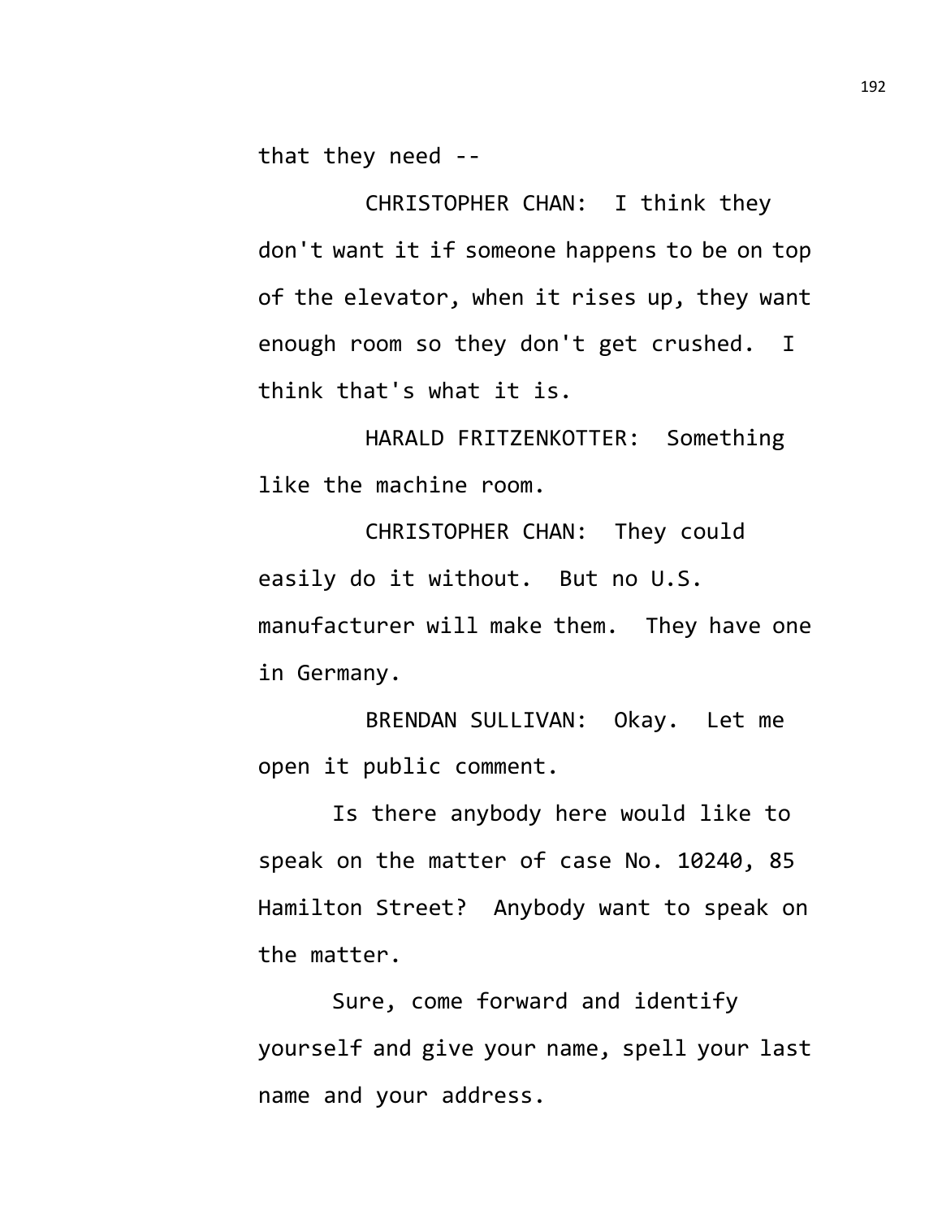that they need --

CHRISTOPHER CHAN: I think they don't want it if someone happens to be on top of the elevator, when it rises up, they want enough room so they don't get crushed. I think that's what it is.

HARALD FRITZENKOTTER: Something like the machine room.

CHRISTOPHER CHAN: They could easily do it without. But no U.S. manufacturer will make them. They have one in Germany.

BRENDAN SULLIVAN: Okay. Let me open it public comment.

Is there anybody here would like to speak on the matter of case No. 10240, 85 Hamilton Street? Anybody want to speak on the matter.

Sure, come forward and identify yourself and give your name, spell your last name and your address.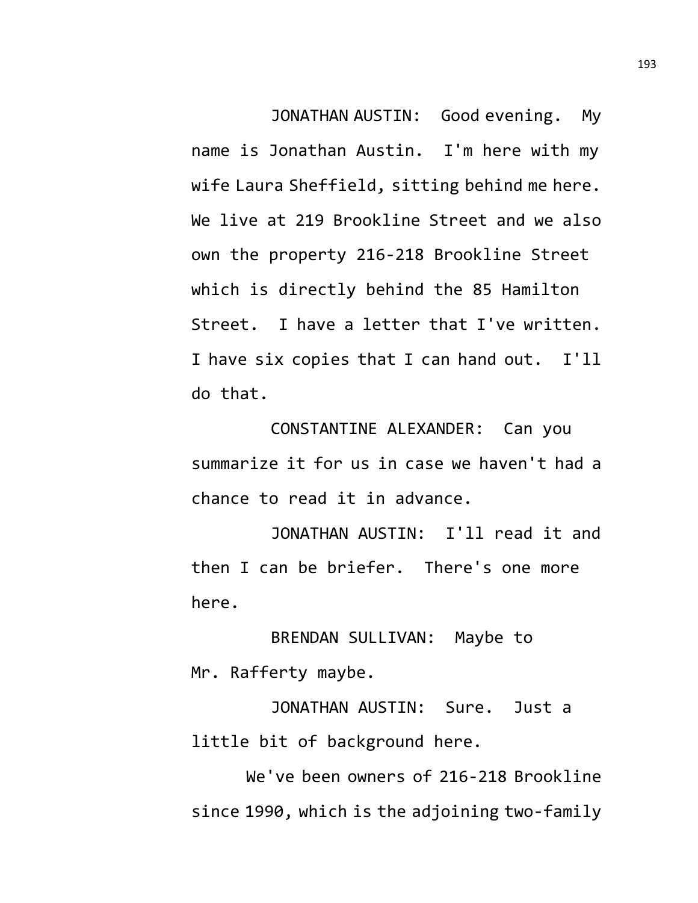JONATHAN AUSTIN: Good evening. My name is Jonathan Austin. I'm here with my wife Laura Sheffield, sitting behind me here. We live at 219 Brookline Street and we also own the property 216-218 Brookline Street which is directly behind the 85 Hamilton Street. I have a letter that I've written. I have six copies that I can hand out. I'll do that.

CONSTANTINE ALEXANDER: Can you summarize it for us in case we haven't had a chance to read it in advance.

JONATHAN AUSTIN: I'll read it and then I can be briefer. There's one more here.

BRENDAN SULLIVAN: Maybe to Mr. Rafferty maybe.

JONATHAN AUSTIN: Sure. Just a little bit of background here.

We've been owners of 216-218 Brookline since 1990, which is the adjoining two-family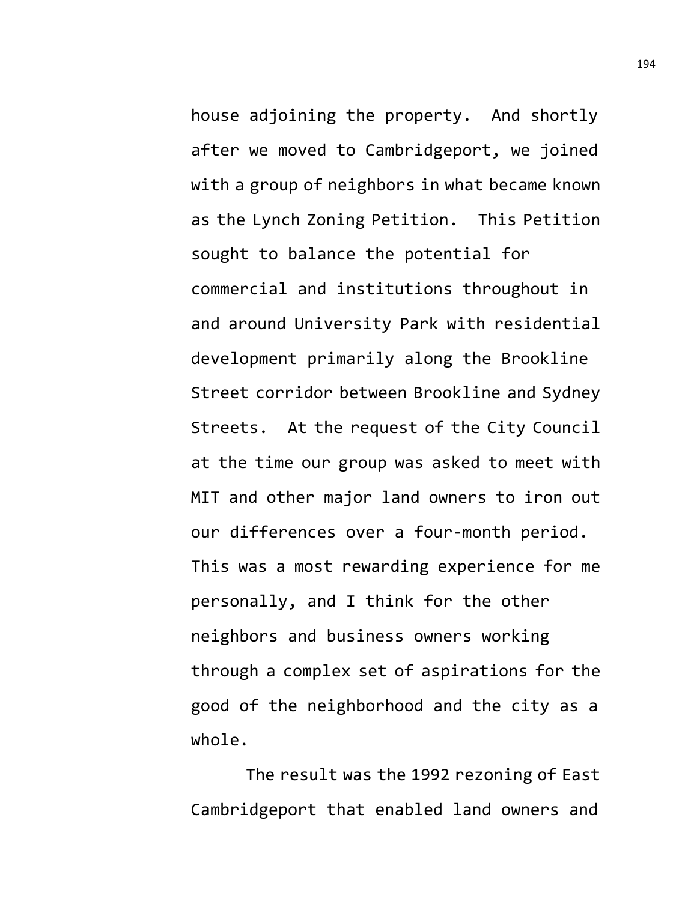house adjoining the property. And shortly after we moved to Cambridgeport, we joined with a group of neighbors in what became known as the Lynch Zoning Petition. This Petition sought to balance the potential for commercial and institutions throughout in and around University Park with residential development primarily along the Brookline Street corridor between Brookline and Sydney Streets. At the request of the City Council at the time our group was asked to meet with MIT and other major land owners to iron out our differences over a four-month period. This was a most rewarding experience for me personally, and I think for the other neighbors and business owners working through a complex set of aspirations for the good of the neighborhood and the city as a whole.

The result was the 1992 rezoning of East Cambridgeport that enabled land owners and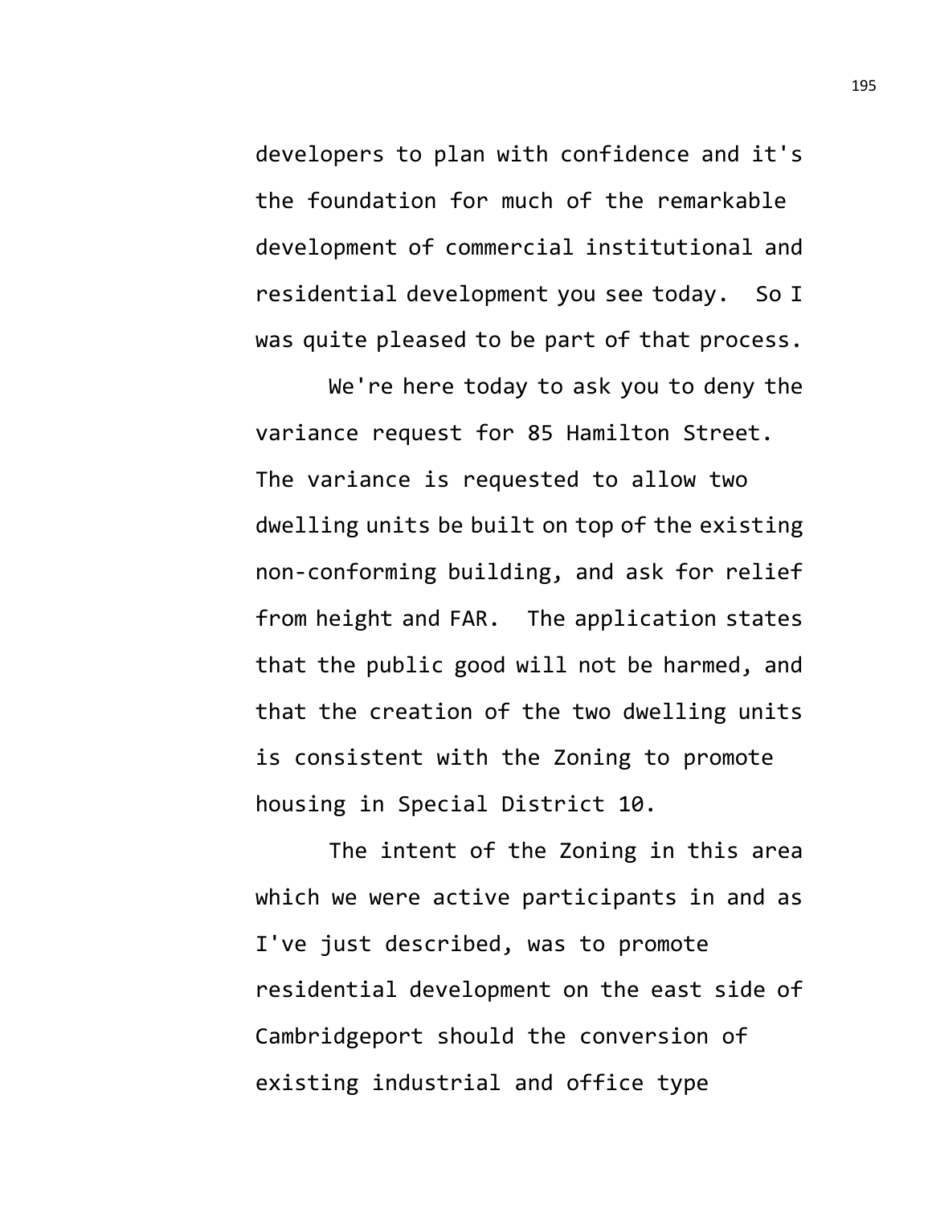developers to plan with confidence and it's the foundation for much of the remarkable development of commercial institutional and residential development you see today. So I was quite pleased to be part of that process.

We're here today to ask you to deny the variance request for 85 Hamilton Street. The variance is requested to allow two dwelling units be built on top of the existing non-conforming building, and ask for relief from height and FAR. The application states that the public good will not be harmed, and that the creation of the two dwelling units is consistent with the Zoning to promote housing in Special District 10.

The intent of the Zoning in this area which we were active participants in and as I've just described, was to promote residential development on the east side of Cambridgeport should the conversion of existing industrial and office type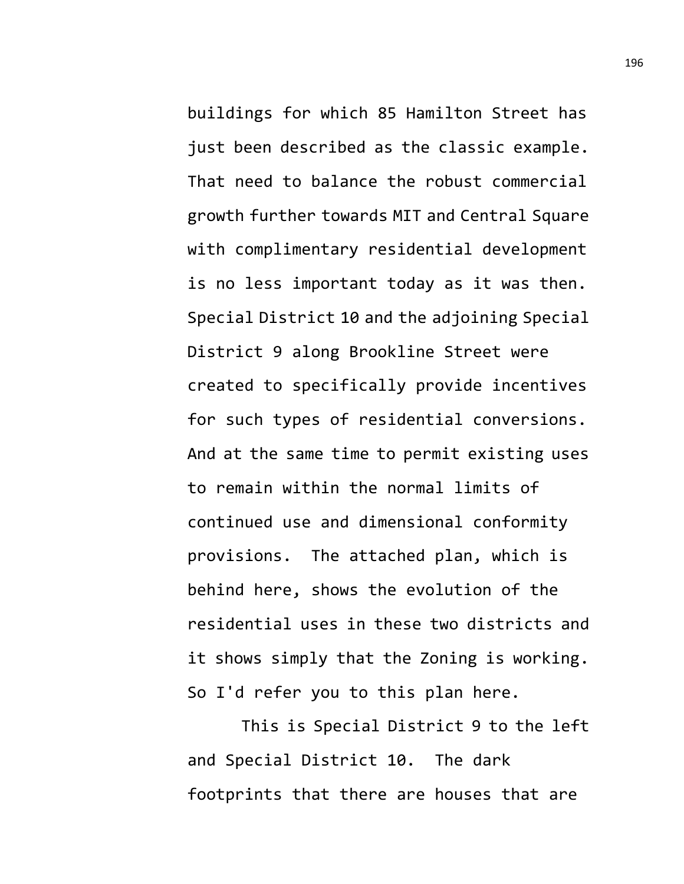buildings for which 85 Hamilton Street has just been described as the classic example. That need to balance the robust commercial growth further towards MIT and Central Square with complimentary residential development is no less important today as it was then. Special District 10 and the adjoining Special District 9 along Brookline Street were created to specifically provide incentives for such types of residential conversions. And at the same time to permit existing uses to remain within the normal limits of continued use and dimensional conformity provisions. The attached plan, which is behind here, shows the evolution of the residential uses in these two districts and it shows simply that the Zoning is working. So I'd refer you to this plan here.

This is Special District 9 to the left and Special District 10. The dark footprints that there are houses that are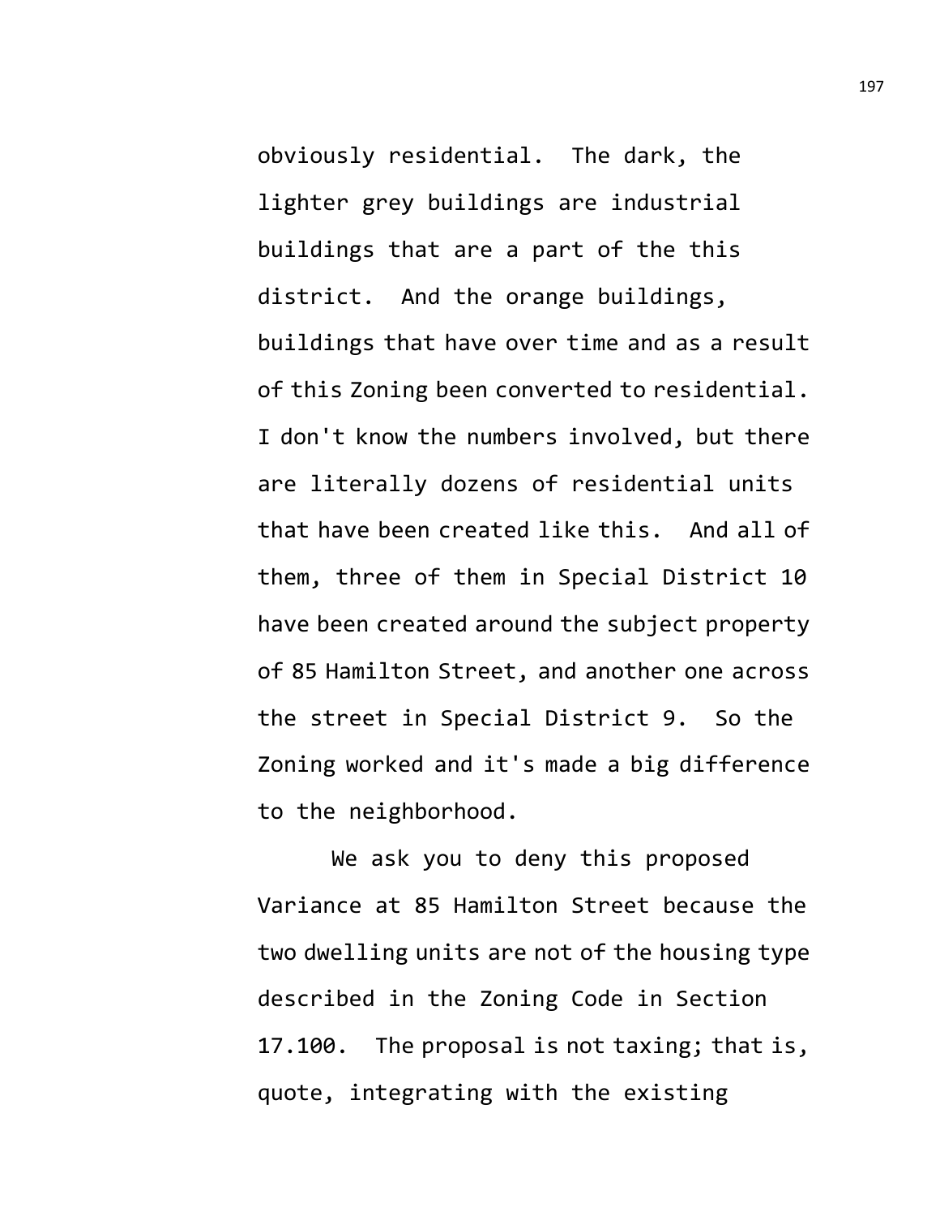obviously residential. The dark, the lighter grey buildings are industrial buildings that are a part of the this district. And the orange buildings, buildings that have over time and as a result of this Zoning been converted to residential. I don't know the numbers involved, but there are literally dozens of residential units that have been created like this. And all of them, three of them in Special District 10 have been created around the subject property of 85 Hamilton Street, and another one across the street in Special District 9. So the Zoning worked and it's made a big difference to the neighborhood.

We ask you to deny this proposed Variance at 85 Hamilton Street because the two dwelling units are not of the housing type described in the Zoning Code in Section 17.100. The proposal is not taxing; that is, quote, integrating with the existing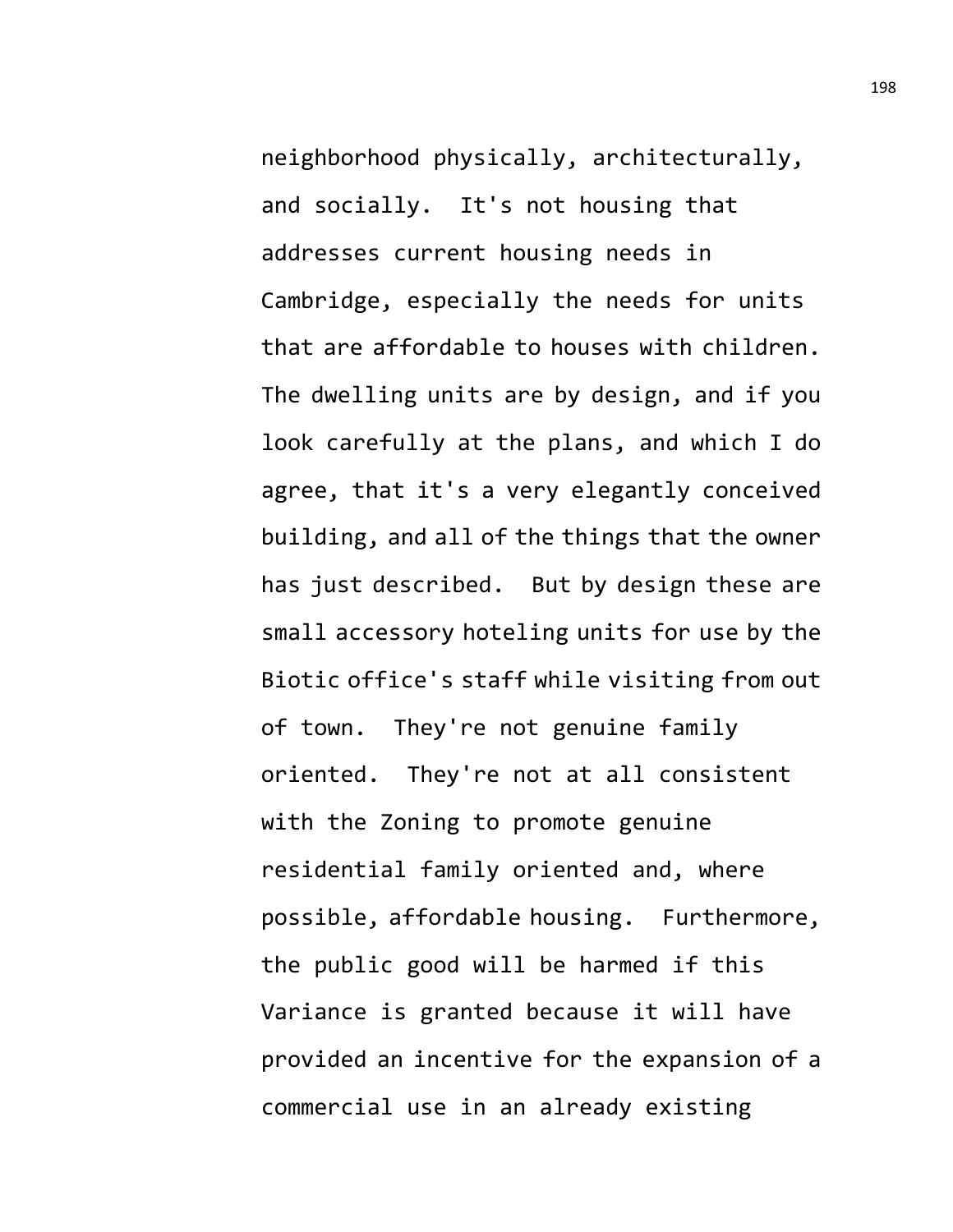neighborhood physically, architecturally, and socially. It's not housing that addresses current housing needs in Cambridge, especially the needs for units that are affordable to houses with children. The dwelling units are by design, and if you look carefully at the plans, and which I do agree, that it's a very elegantly conceived building, and all of the things that the owner has just described. But by design these are small accessory hoteling units for use by the Biotic office's staff while visiting from out of town. They're not genuine family oriented. They're not at all consistent with the Zoning to promote genuine residential family oriented and, where possible, affordable housing. Furthermore, the public good will be harmed if this Variance is granted because it will have provided an incentive for the expansion of a commercial use in an already existing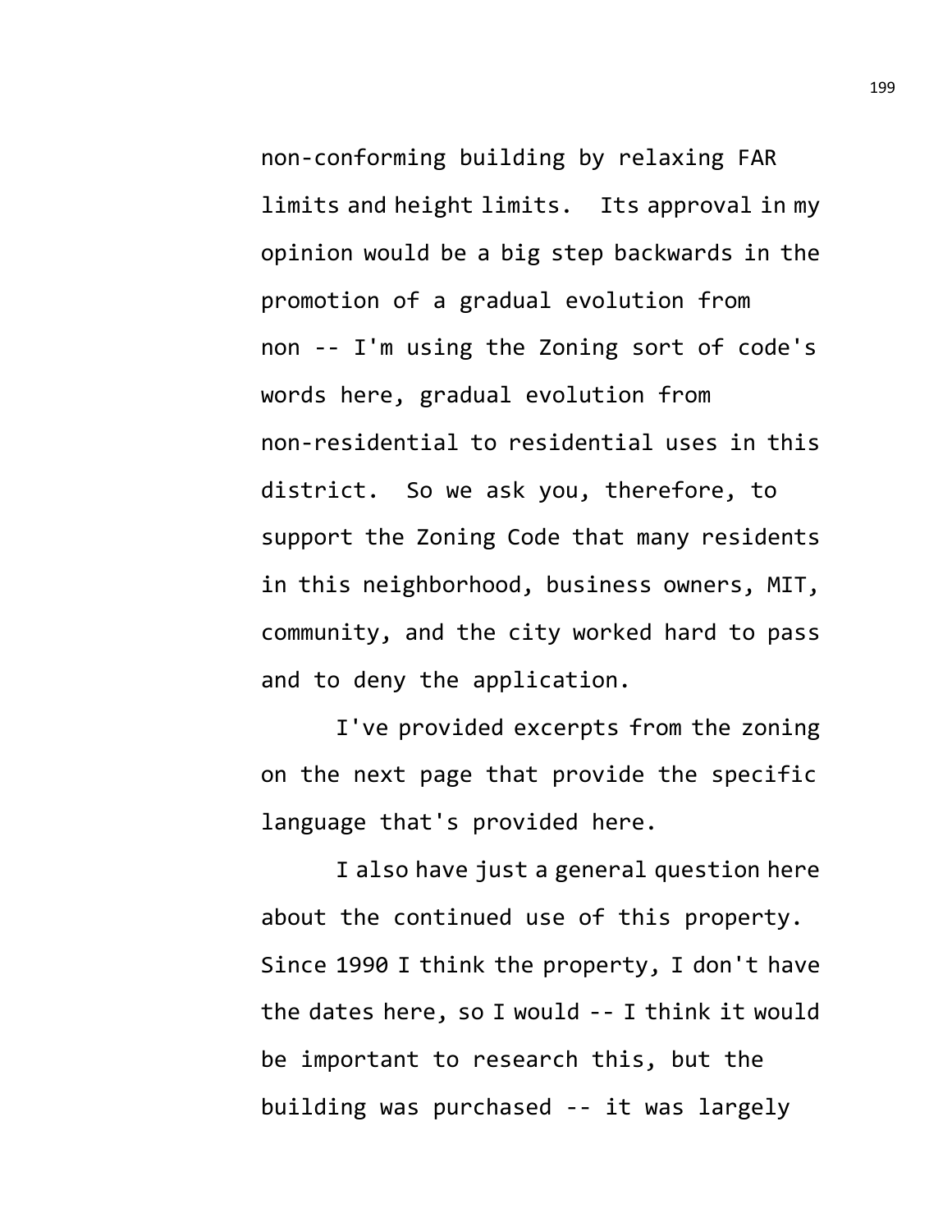non-conforming building by relaxing FAR limits and height limits. Its approval in my opinion would be a big step backwards in the promotion of a gradual evolution from non -- I'm using the Zoning sort of code's words here, gradual evolution from non-residential to residential uses in this district. So we ask you, therefore, to support the Zoning Code that many residents in this neighborhood, business owners, MIT, community, and the city worked hard to pass and to deny the application.

I've provided excerpts from the zoning on the next page that provide the specific language that's provided here.

I also have just a general question here about the continued use of this property. Since 1990 I think the property, I don't have the dates here, so I would -- I think it would be important to research this, but the building was purchased -- it was largely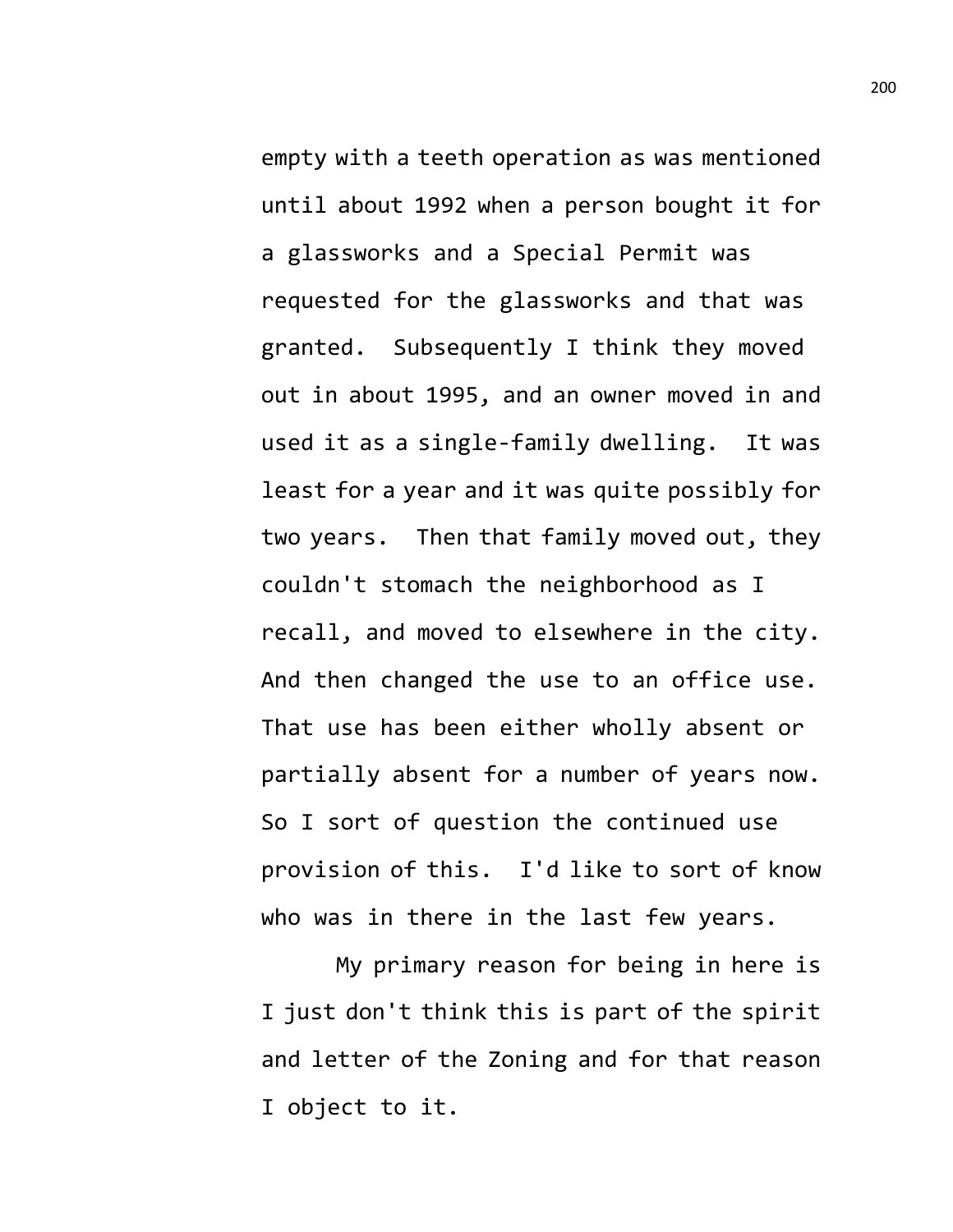empty with a teeth operation as was mentioned until about 1992 when a person bought it for a glassworks and a Special Permit was requested for the glassworks and that was granted. Subsequently I think they moved out in about 1995, and an owner moved in and used it as a single-family dwelling. It was least for a year and it was quite possibly for two years. Then that family moved out, they couldn't stomach the neighborhood as I recall, and moved to elsewhere in the city. And then changed the use to an office use. That use has been either wholly absent or partially absent for a number of years now. So I sort of question the continued use provision of this. I'd like to sort of know who was in there in the last few years.

My primary reason for being in here is I just don't think this is part of the spirit and letter of the Zoning and for that reason I object to it.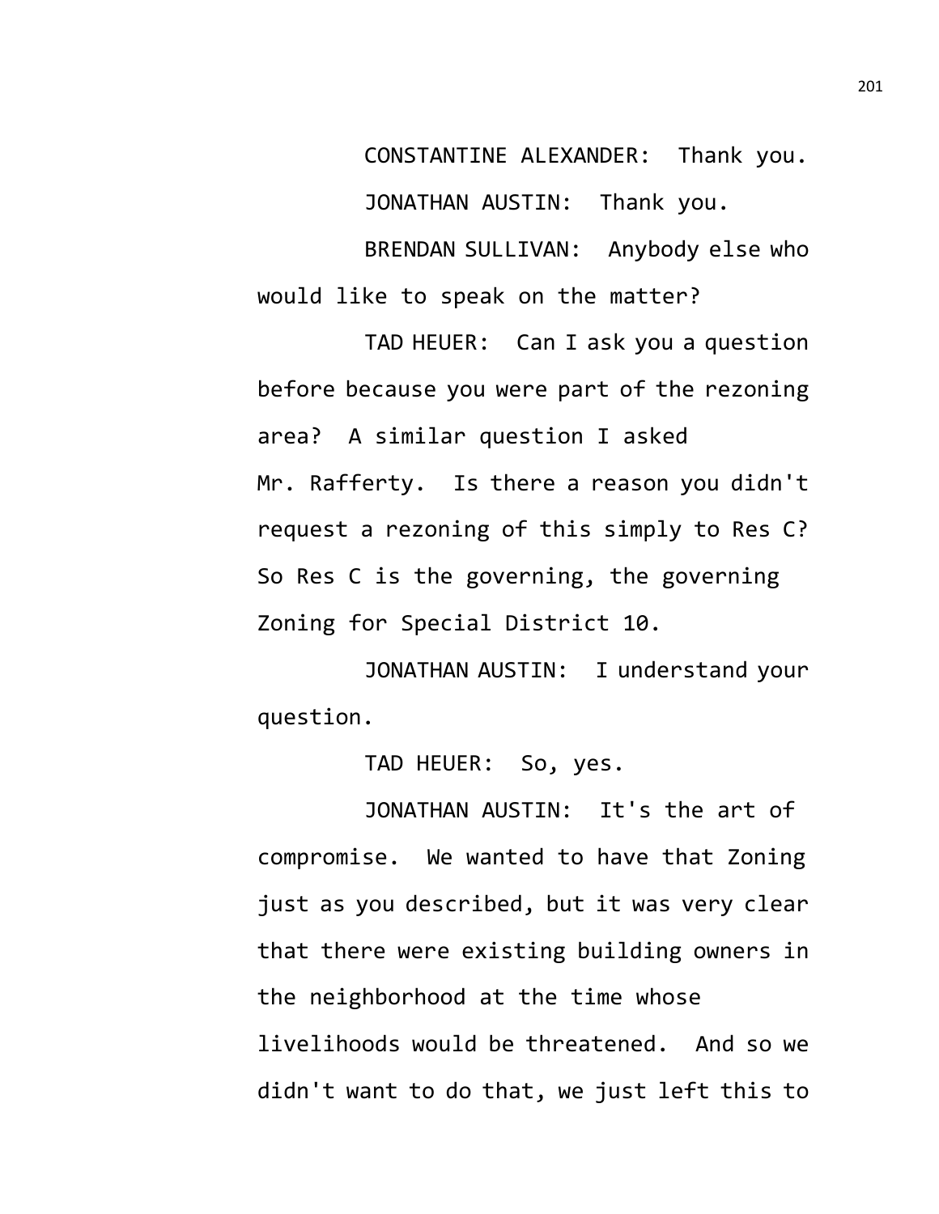CONSTANTINE ALEXANDER: Thank you.

JONATHAN AUSTIN: Thank you.

BRENDAN SULLIVAN: Anybody else who would like to speak on the matter?

TAD HEUER: Can I ask you a question before because you were part of the rezoning area? A similar question I asked Mr. Rafferty. Is there a reason you didn't request a rezoning of this simply to Res C? So Res C is the governing, the governing Zoning for Special District 10.

JONATHAN AUSTIN: I understand your question.

TAD HEUER: So, yes.

JONATHAN AUSTIN: It's the art of compromise. We wanted to have that Zoning just as you described, but it was very clear that there were existing building owners in the neighborhood at the time whose livelihoods would be threatened. And so we didn't want to do that, we just left this to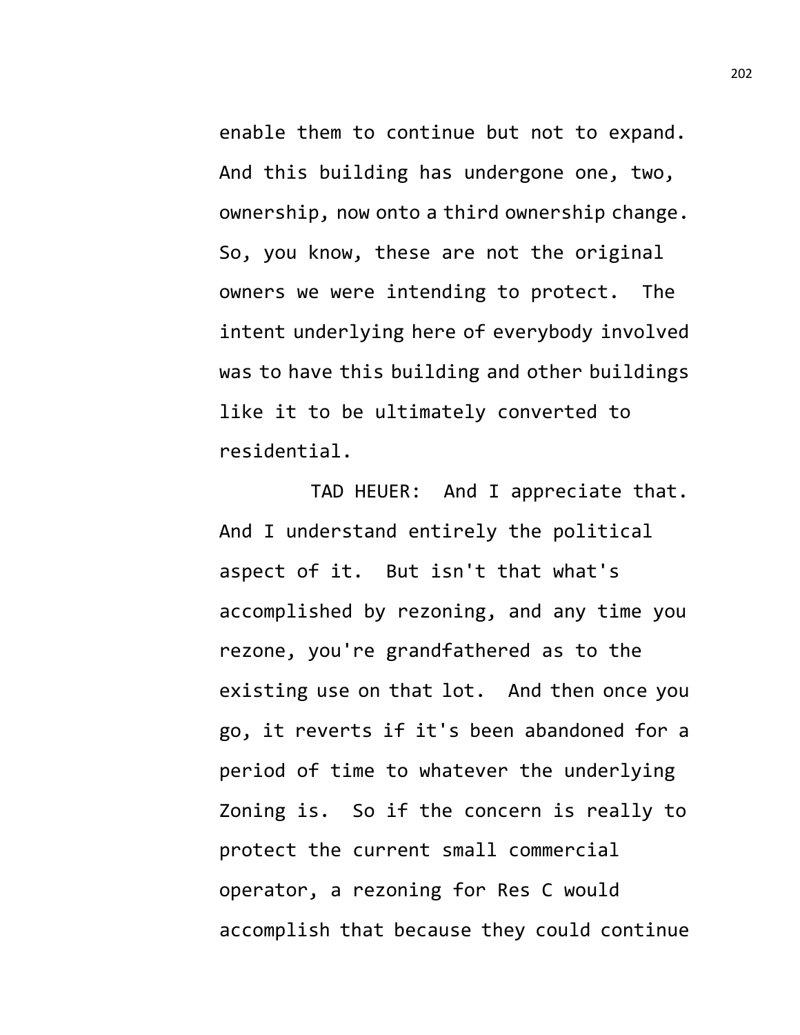enable them to continue but not to expand. And this building has undergone one, two, ownership, now onto a third ownership change. So, you know, these are not the original owners we were intending to protect. The intent underlying here of everybody involved was to have this building and other buildings like it to be ultimately converted to residential.

TAD HEUER: And I appreciate that. And I understand entirely the political aspect of it. But isn't that what's accomplished by rezoning, and any time you rezone, you're grandfathered as to the existing use on that lot. And then once you go, it reverts if it's been abandoned for a period of time to whatever the underlying Zoning is. So if the concern is really to protect the current small commercial operator, a rezoning for Res C would accomplish that because they could continue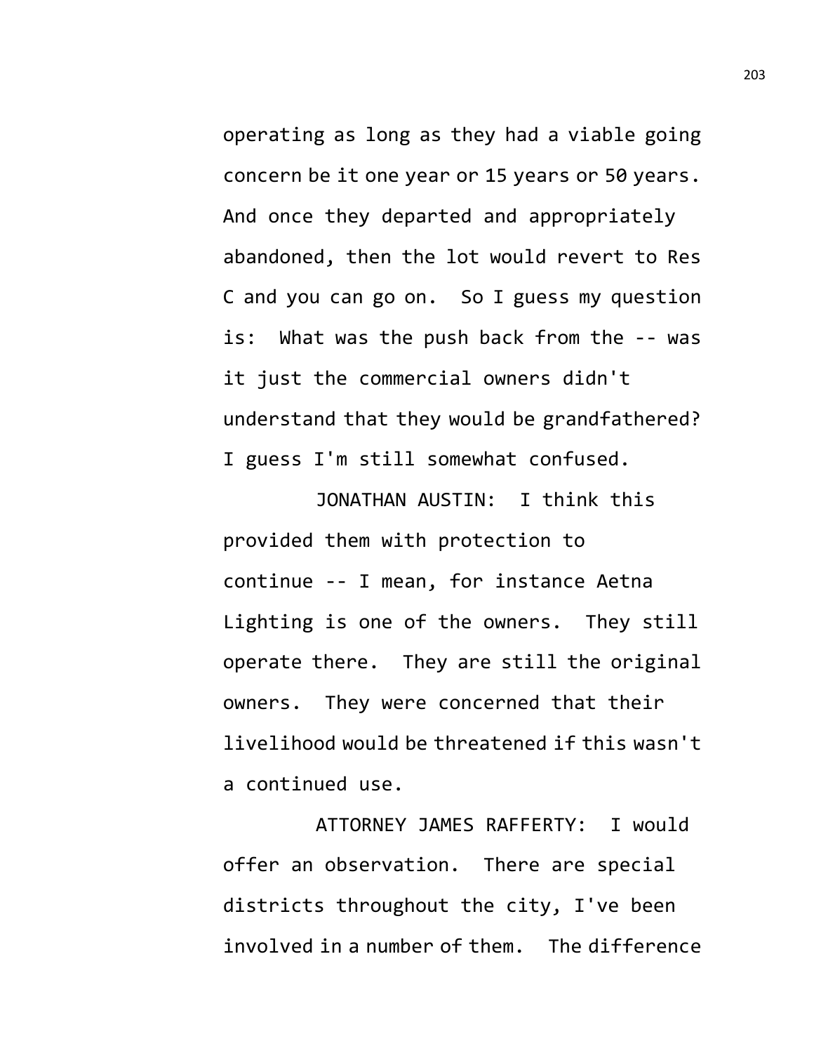operating as long as they had a viable going concern be it one year or 15 years or 50 years. And once they departed and appropriately abandoned, then the lot would revert to Res C and you can go on. So I guess my question is: What was the push back from the -- was it just the commercial owners didn't understand that they would be grandfathered? I guess I'm still somewhat confused.

JONATHAN AUSTIN: I think this provided them with protection to continue -- I mean, for instance Aetna Lighting is one of the owners. They still operate there. They are still the original owners. They were concerned that their livelihood would be threatened if this wasn't a continued use.

ATTORNEY JAMES RAFFERTY: I would offer an observation. There are special districts throughout the city, I've been involved in a number of them. The difference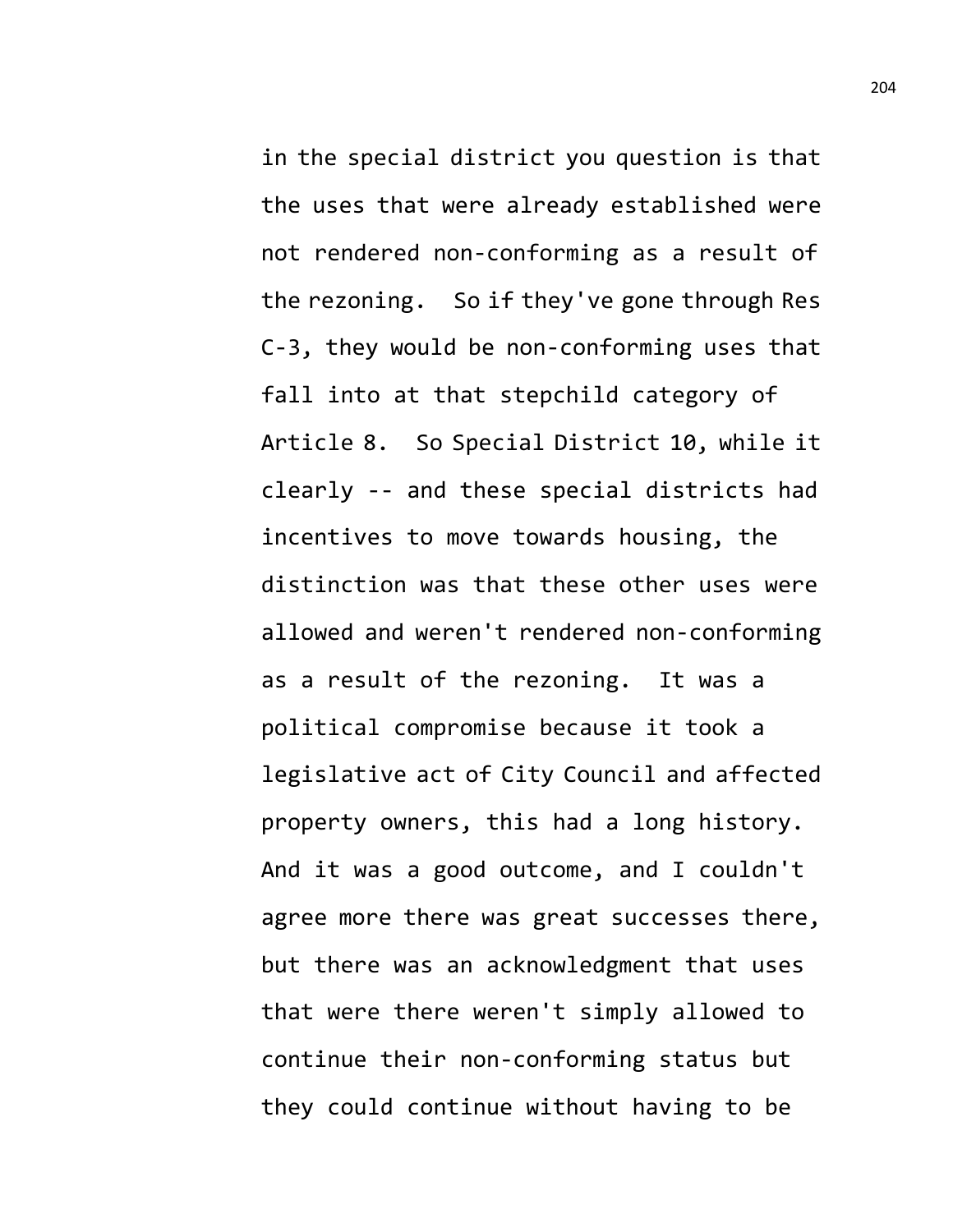in the special district you question is that the uses that were already established were not rendered non-conforming as a result of the rezoning. So if they've gone through Res C-3, they would be non-conforming uses that fall into at that stepchild category of Article 8. So Special District 10, while it clearly -- and these special districts had incentives to move towards housing, the distinction was that these other uses were allowed and weren't rendered non-conforming as a result of the rezoning. It was a political compromise because it took a legislative act of City Council and affected property owners, this had a long history. And it was a good outcome, and I couldn't agree more there was great successes there, but there was an acknowledgment that uses that were there weren't simply allowed to continue their non-conforming status but they could continue without having to be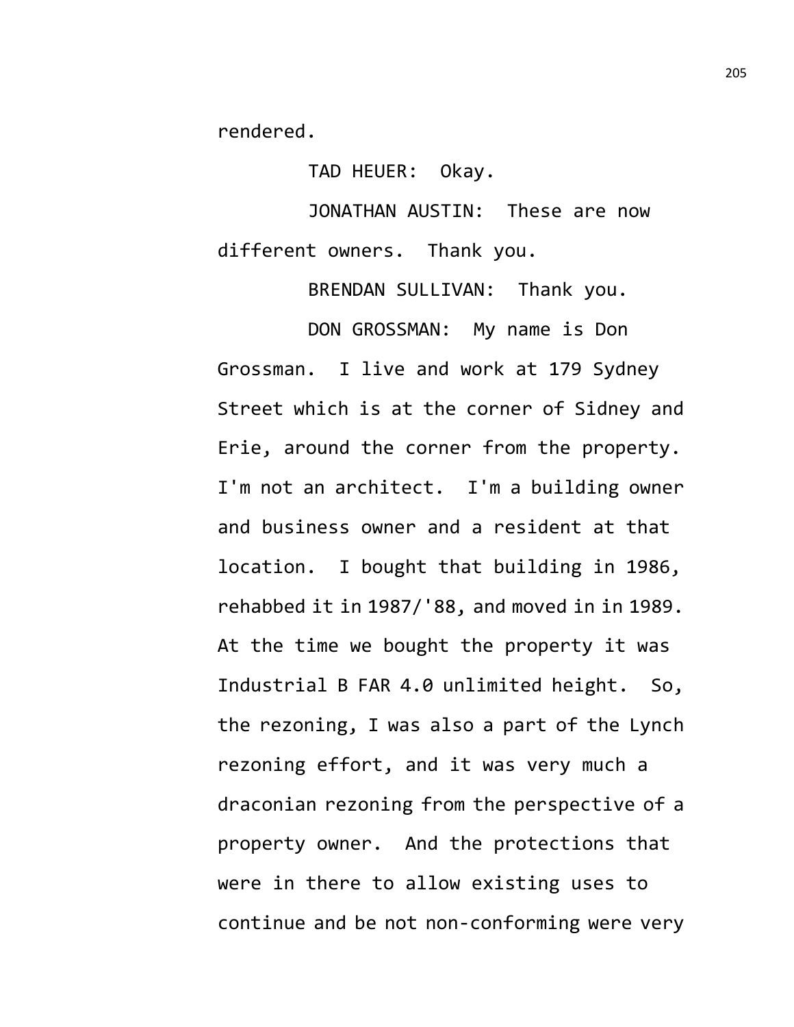rendered.

TAD HEUER: Okay.

JONATHAN AUSTIN: These are now different owners. Thank you.

BRENDAN SULLIVAN: Thank you.

DON GROSSMAN: My name is Don Grossman. I live and work at 179 Sydney Street which is at the corner of Sidney and Erie, around the corner from the property. I'm not an architect. I'm a building owner and business owner and a resident at that location. I bought that building in 1986, rehabbed it in 1987/'88, and moved in in 1989. At the time we bought the property it was Industrial B FAR 4.0 unlimited height. So, the rezoning, I was also a part of the Lynch rezoning effort, and it was very much a draconian rezoning from the perspective of a property owner. And the protections that were in there to allow existing uses to continue and be not non-conforming were very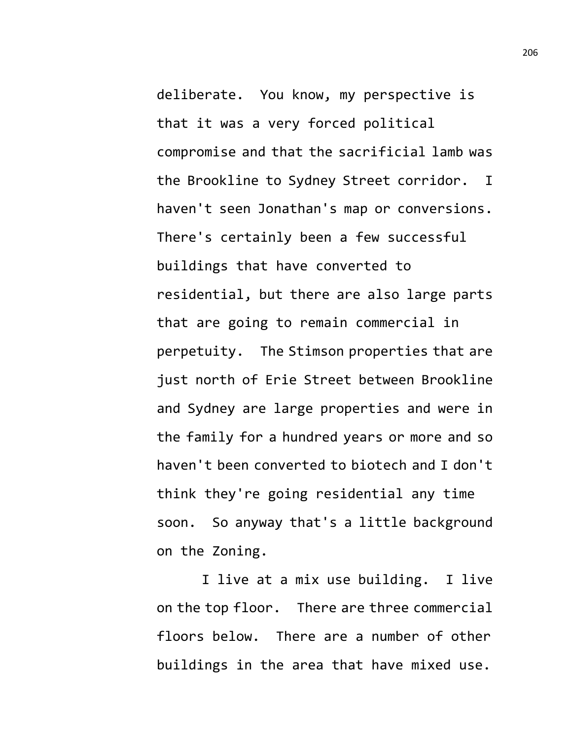deliberate. You know, my perspective is that it was a very forced political compromise and that the sacrificial lamb was the Brookline to Sydney Street corridor. I haven't seen Jonathan's map or conversions. There's certainly been a few successful buildings that have converted to residential, but there are also large parts that are going to remain commercial in perpetuity. The Stimson properties that are just north of Erie Street between Brookline and Sydney are large properties and were in the family for a hundred years or more and so haven't been converted to biotech and I don't think they're going residential any time soon. So anyway that's a little background on the Zoning.

I live at a mix use building. I live on the top floor. There are three commercial floors below. There are a number of other buildings in the area that have mixed use.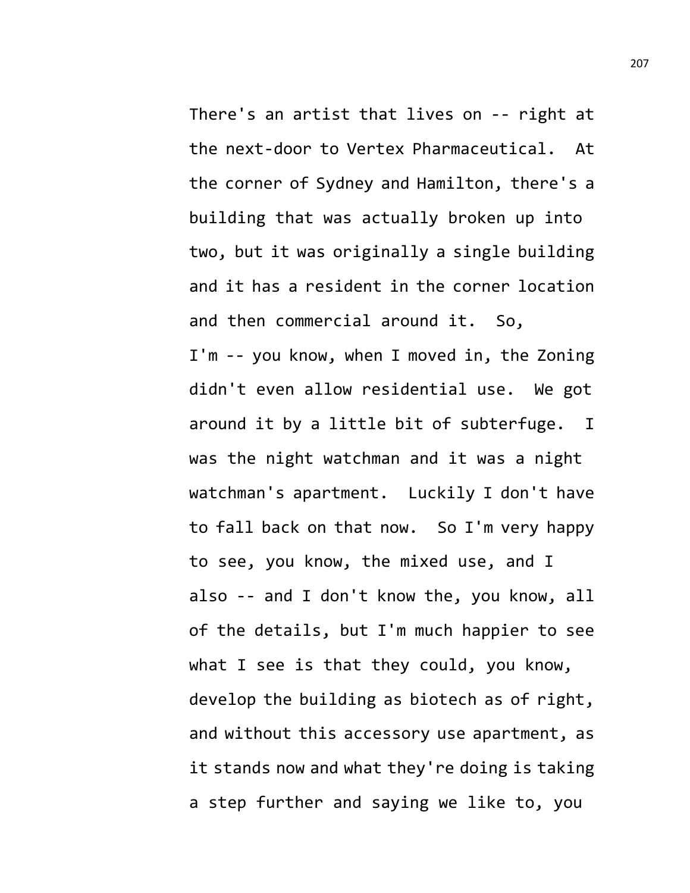There's an artist that lives on -- right at the next-door to Vertex Pharmaceutical. At the corner of Sydney and Hamilton, there's a building that was actually broken up into two, but it was originally a single building and it has a resident in the corner location and then commercial around it. So, I'm -- you know, when I moved in, the Zoning didn't even allow residential use. We got around it by a little bit of subterfuge. I was the night watchman and it was a night watchman's apartment. Luckily I don't have to fall back on that now. So I'm very happy to see, you know, the mixed use, and I also -- and I don't know the, you know, all of the details, but I'm much happier to see what I see is that they could, you know, develop the building as biotech as of right, and without this accessory use apartment, as it stands now and what they're doing is taking a step further and saying we like to, you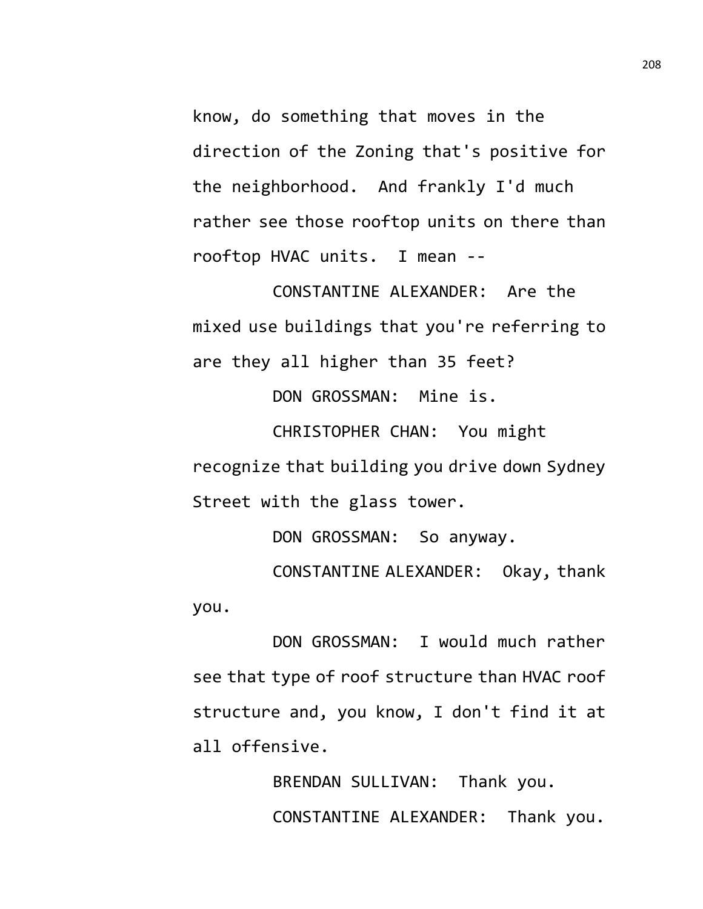know, do something that moves in the direction of the Zoning that's positive for the neighborhood. And frankly I'd much rather see those rooftop units on there than rooftop HVAC units. I mean --

CONSTANTINE ALEXANDER: Are the mixed use buildings that you're referring to are they all higher than 35 feet?

DON GROSSMAN: Mine is.

CHRISTOPHER CHAN: You might recognize that building you drive down Sydney Street with the glass tower.

DON GROSSMAN: So anyway.

CONSTANTINE ALEXANDER: Okay, thank you.

DON GROSSMAN: I would much rather see that type of roof structure than HVAC roof structure and, you know, I don't find it at all offensive.

BRENDAN SULLIVAN: Thank you.

CONSTANTINE ALEXANDER: Thank you.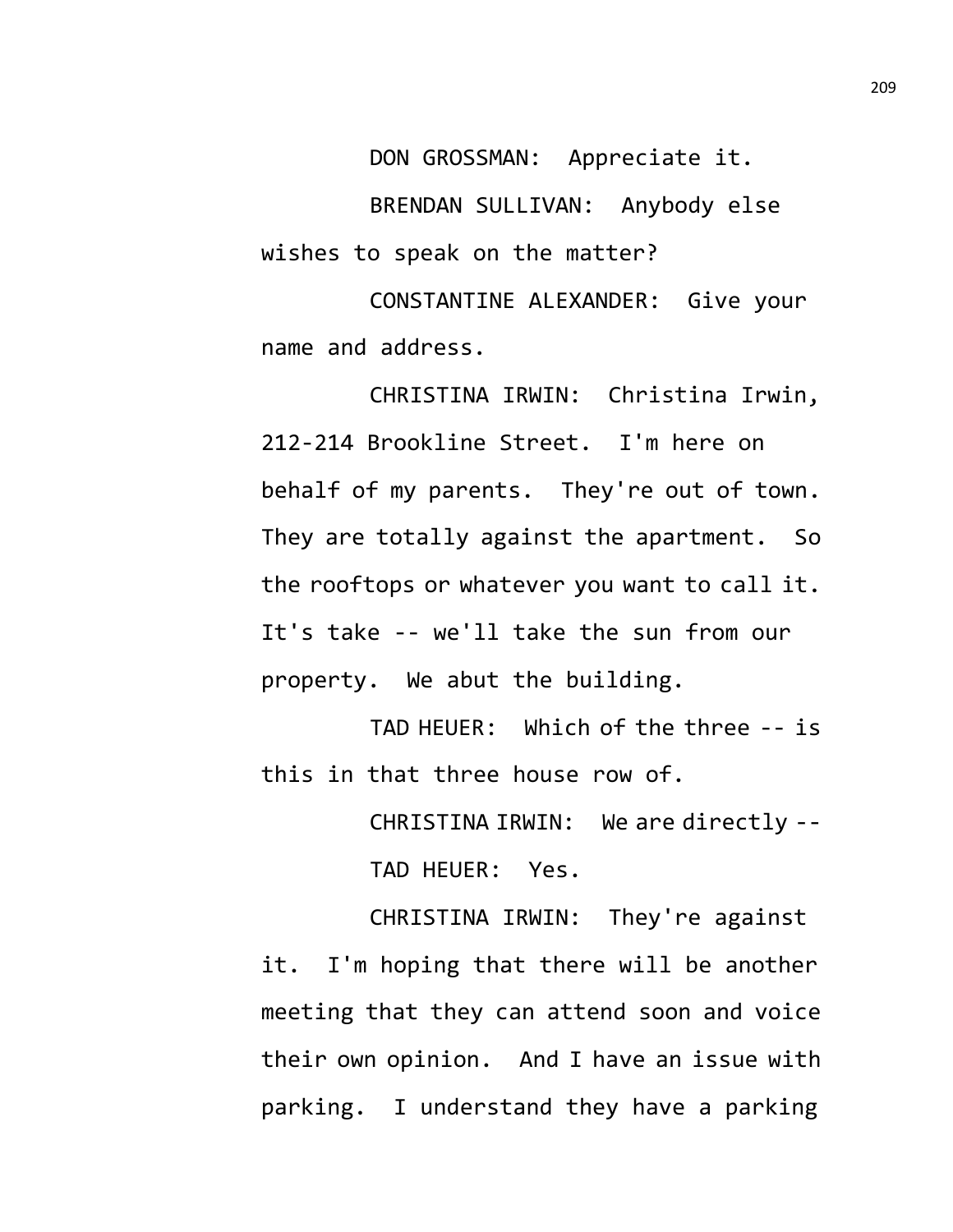DON GROSSMAN: Appreciate it.

BRENDAN SULLIVAN: Anybody else wishes to speak on the matter?

CONSTANTINE ALEXANDER: Give your name and address.

CHRISTINA IRWIN: Christina Irwin, 212-214 Brookline Street. I'm here on behalf of my parents. They're out of town. They are totally against the apartment. So the rooftops or whatever you want to call it. It's take -- we'll take the sun from our property. We abut the building.

TAD HEUER: Which of the three -- is this in that three house row of.

CHRISTINA IRWIN: We are directly --

TAD HEUER: Yes.

CHRISTINA IRWIN: They're against it. I'm hoping that there will be another meeting that they can attend soon and voice their own opinion. And I have an issue with parking. I understand they have a parking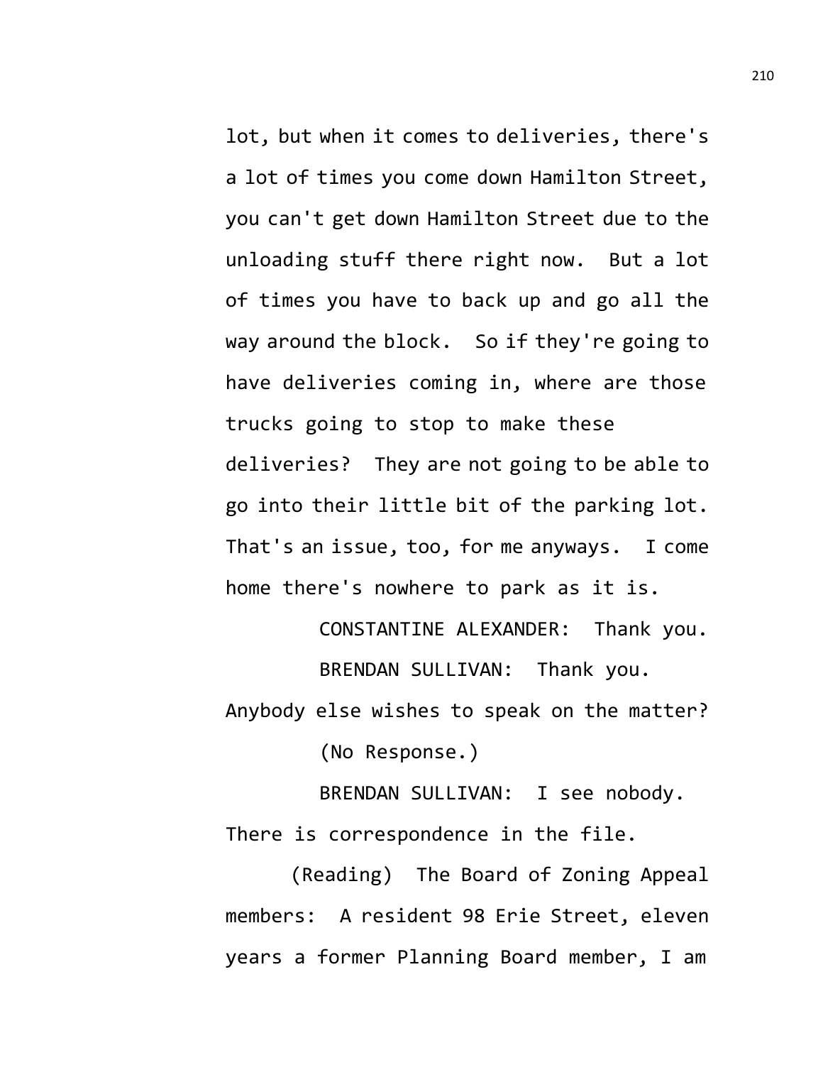lot, but when it comes to deliveries, there's a lot of times you come down Hamilton Street, you can't get down Hamilton Street due to the unloading stuff there right now. But a lot of times you have to back up and go all the way around the block. So if they're going to have deliveries coming in, where are those trucks going to stop to make these deliveries? They are not going to be able to go into their little bit of the parking lot. That's an issue, too, for me anyways. I come home there's nowhere to park as it is.

CONSTANTINE ALEXANDER: Thank you.

BRENDAN SULLIVAN: Thank you. Anybody else wishes to speak on the matter?

(No Response.)

BRENDAN SULLIVAN: I see nobody. There is correspondence in the file.

(Reading) The Board of Zoning Appeal members: A resident 98 Erie Street, eleven years a former Planning Board member, I am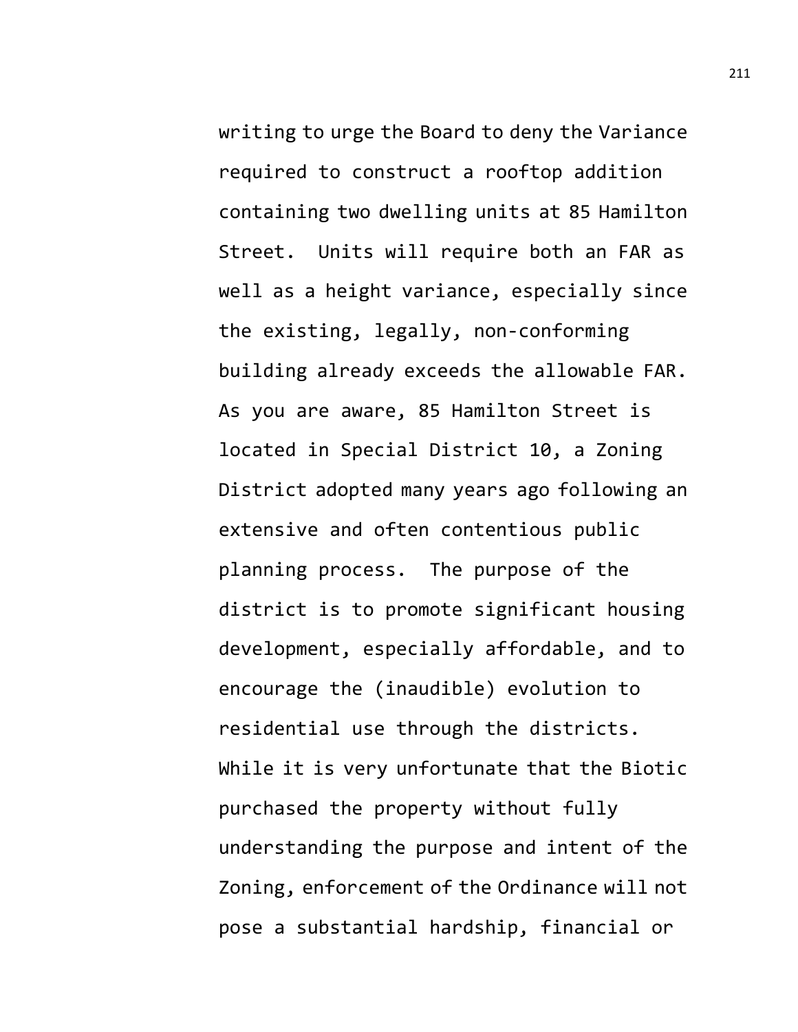writing to urge the Board to deny the Variance required to construct a rooftop addition containing two dwelling units at 85 Hamilton Street. Units will require both an FAR as well as a height variance, especially since the existing, legally, non-conforming building already exceeds the allowable FAR. As you are aware, 85 Hamilton Street is located in Special District 10, a Zoning District adopted many years ago following an extensive and often contentious public planning process. The purpose of the district is to promote significant housing development, especially affordable, and to encourage the (inaudible) evolution to residential use through the districts. While it is very unfortunate that the Biotic purchased the property without fully understanding the purpose and intent of the Zoning, enforcement of the Ordinance will not pose a substantial hardship, financial or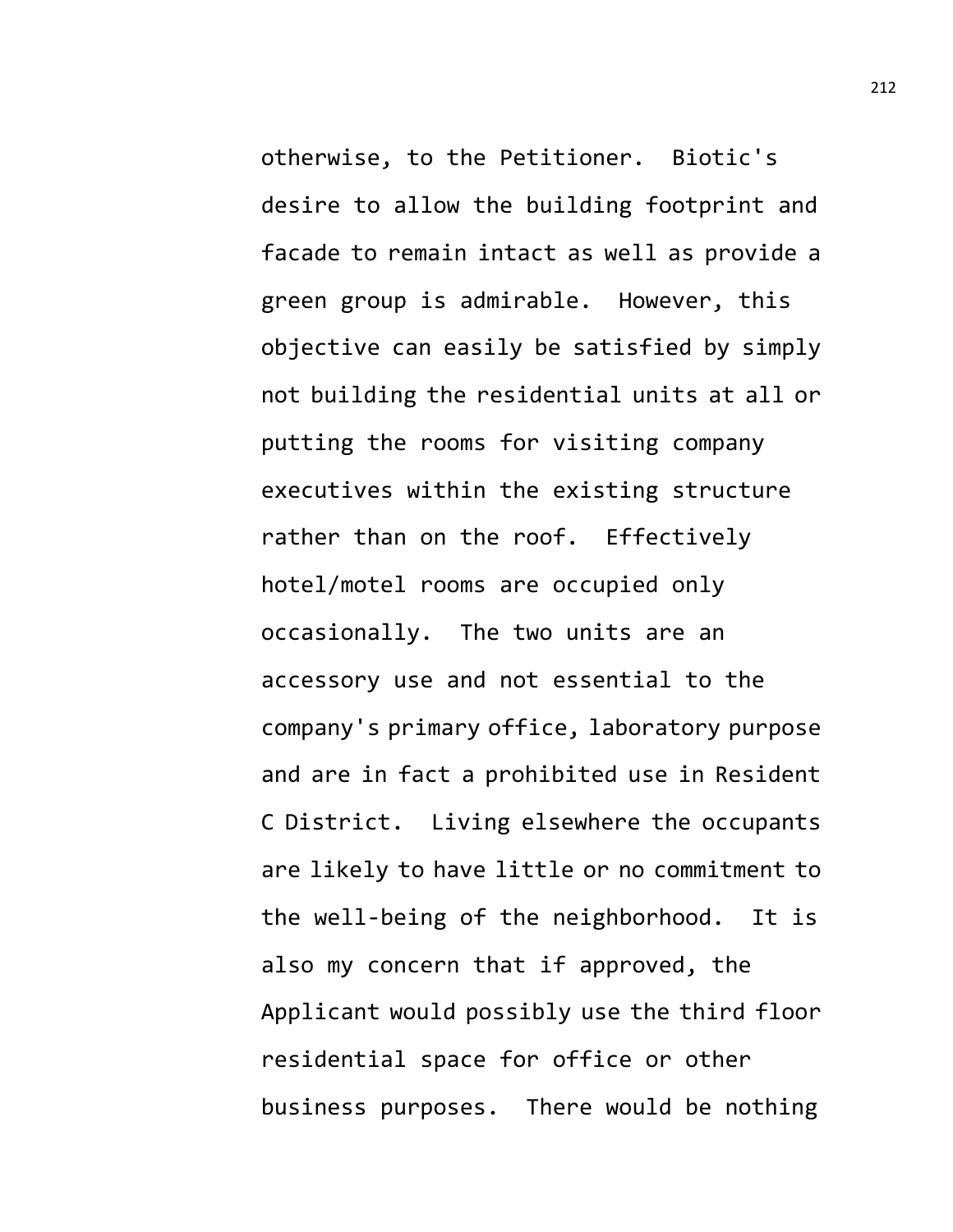otherwise, to the Petitioner. Biotic's desire to allow the building footprint and facade to remain intact as well as provide a green group is admirable. However, this objective can easily be satisfied by simply not building the residential units at all or putting the rooms for visiting company executives within the existing structure rather than on the roof. Effectively hotel/motel rooms are occupied only occasionally. The two units are an accessory use and not essential to the company's primary office, laboratory purpose and are in fact a prohibited use in Resident C District. Living elsewhere the occupants are likely to have little or no commitment to the well-being of the neighborhood. It is also my concern that if approved, the Applicant would possibly use the third floor residential space for office or other business purposes. There would be nothing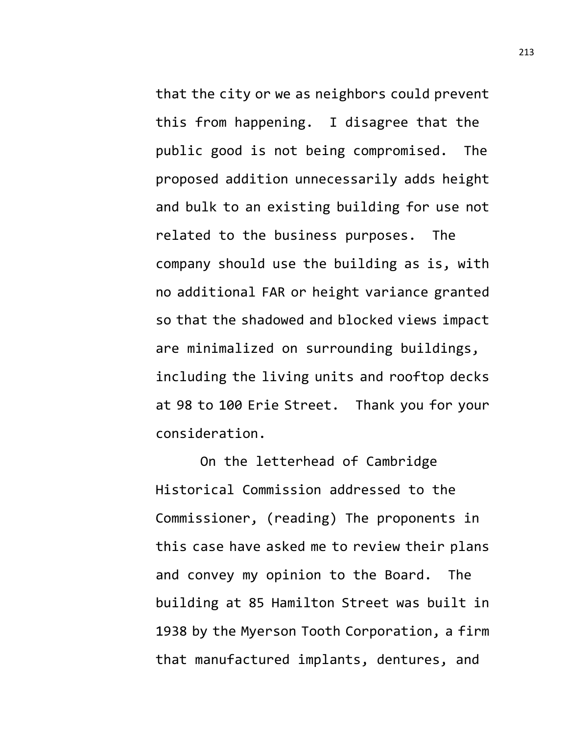that the city or we as neighbors could prevent this from happening. I disagree that the public good is not being compromised. The proposed addition unnecessarily adds height and bulk to an existing building for use not related to the business purposes. The company should use the building as is, with no additional FAR or height variance granted so that the shadowed and blocked views impact are minimalized on surrounding buildings, including the living units and rooftop decks at 98 to 100 Erie Street. Thank you for your consideration.

On the letterhead of Cambridge Historical Commission addressed to the Commissioner, (reading) The proponents in this case have asked me to review their plans and convey my opinion to the Board. The building at 85 Hamilton Street was built in 1938 by the Myerson Tooth Corporation, a firm that manufactured implants, dentures, and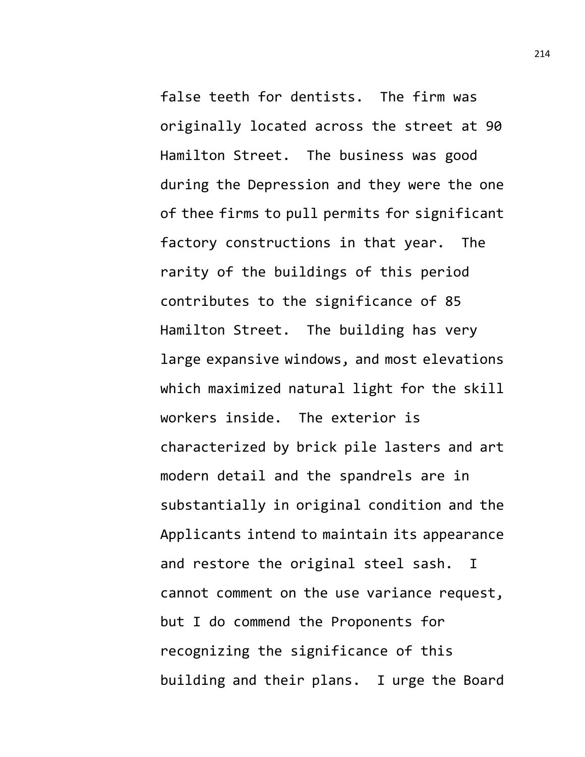false teeth for dentists. The firm was originally located across the street at 90 Hamilton Street. The business was good during the Depression and they were the one of thee firms to pull permits for significant factory constructions in that year. The rarity of the buildings of this period contributes to the significance of 85 Hamilton Street. The building has very large expansive windows, and most elevations which maximized natural light for the skill workers inside. The exterior is characterized by brick pile lasters and art modern detail and the spandrels are in substantially in original condition and the Applicants intend to maintain its appearance and restore the original steel sash. I cannot comment on the use variance request, but I do commend the Proponents for recognizing the significance of this building and their plans. I urge the Board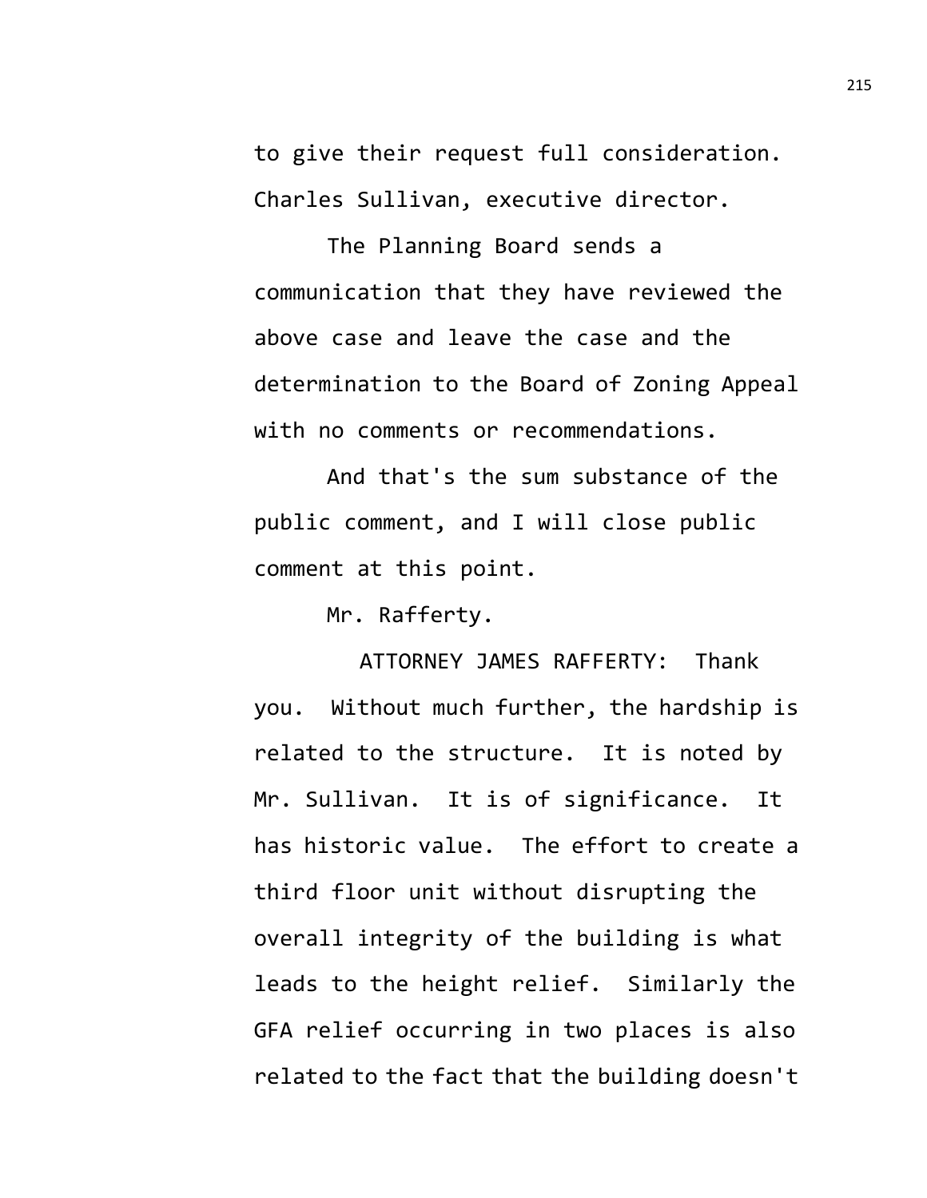to give their request full consideration. Charles Sullivan, executive director.

The Planning Board sends a communication that they have reviewed the above case and leave the case and the determination to the Board of Zoning Appeal with no comments or recommendations.

And that's the sum substance of the public comment, and I will close public comment at this point.

Mr. Rafferty.

ATTORNEY JAMES RAFFERTY: Thank you. Without much further, the hardship is related to the structure. It is noted by Mr. Sullivan. It is of significance. It has historic value. The effort to create a third floor unit without disrupting the overall integrity of the building is what leads to the height relief. Similarly the GFA relief occurring in two places is also related to the fact that the building doesn't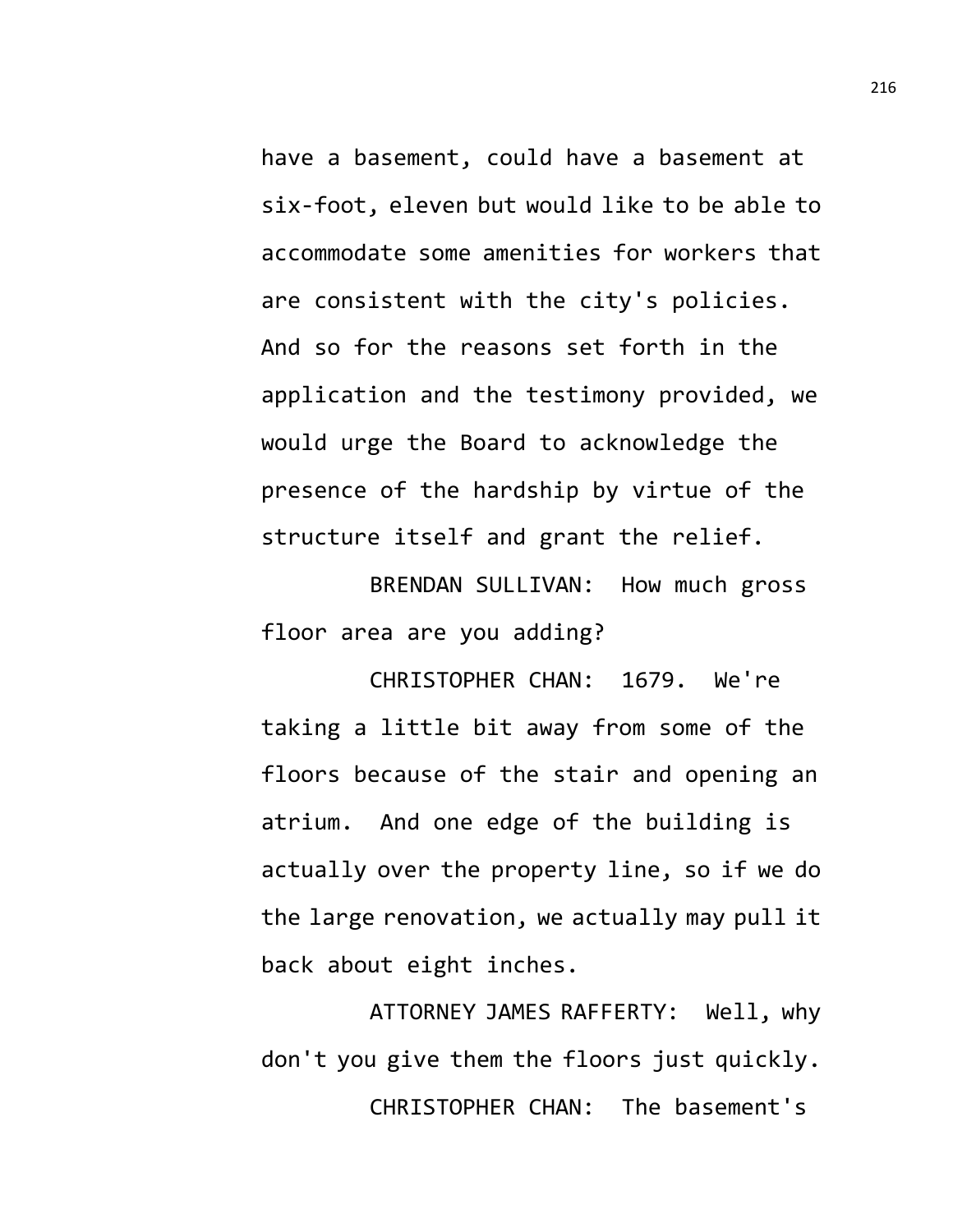have a basement, could have a basement at six-foot, eleven but would like to be able to accommodate some amenities for workers that are consistent with the city's policies. And so for the reasons set forth in the application and the testimony provided, we would urge the Board to acknowledge the presence of the hardship by virtue of the structure itself and grant the relief.

BRENDAN SULLIVAN: How much gross floor area are you adding?

CHRISTOPHER CHAN: 1679. We're taking a little bit away from some of the floors because of the stair and opening an atrium. And one edge of the building is actually over the property line, so if we do the large renovation, we actually may pull it back about eight inches.

ATTORNEY JAMES RAFFERTY: Well, why don't you give them the floors just quickly.

CHRISTOPHER CHAN: The basement's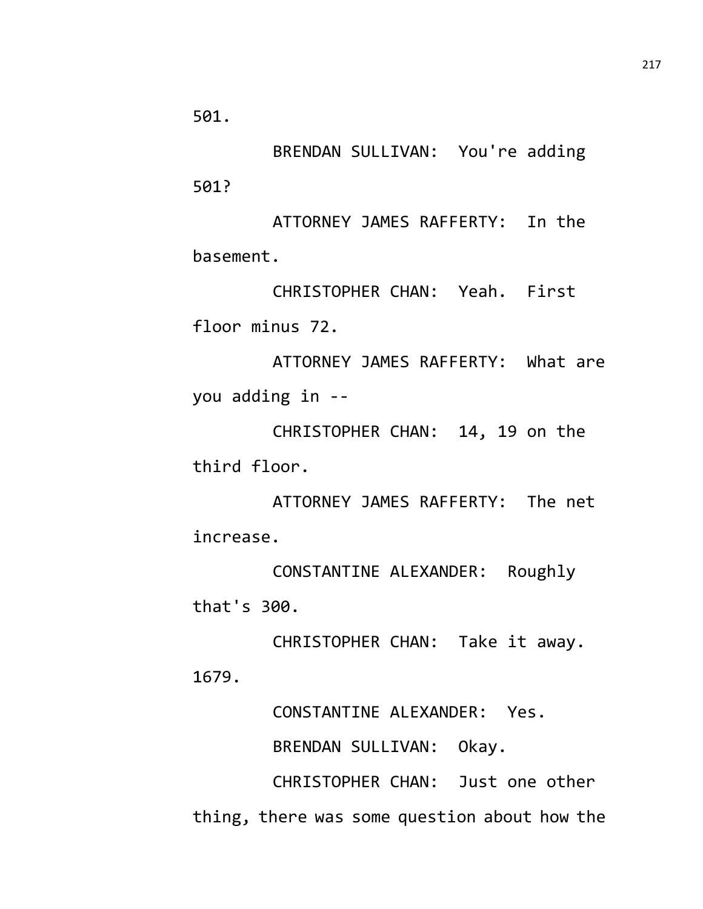501.

BRENDAN SULLIVAN: You're adding 501?

ATTORNEY JAMES RAFFERTY: In the basement.

CHRISTOPHER CHAN: Yeah. First floor minus 72.

ATTORNEY JAMES RAFFERTY: What are you adding in --

CHRISTOPHER CHAN: 14, 19 on the third floor.

ATTORNEY JAMES RAFFERTY: The net increase.

CONSTANTINE ALEXANDER: Roughly that's 300.

CHRISTOPHER CHAN: Take it away. 1679.

CONSTANTINE ALEXANDER: Yes.

BRENDAN SULLIVAN: Okay.

CHRISTOPHER CHAN: Just one other thing, there was some question about how the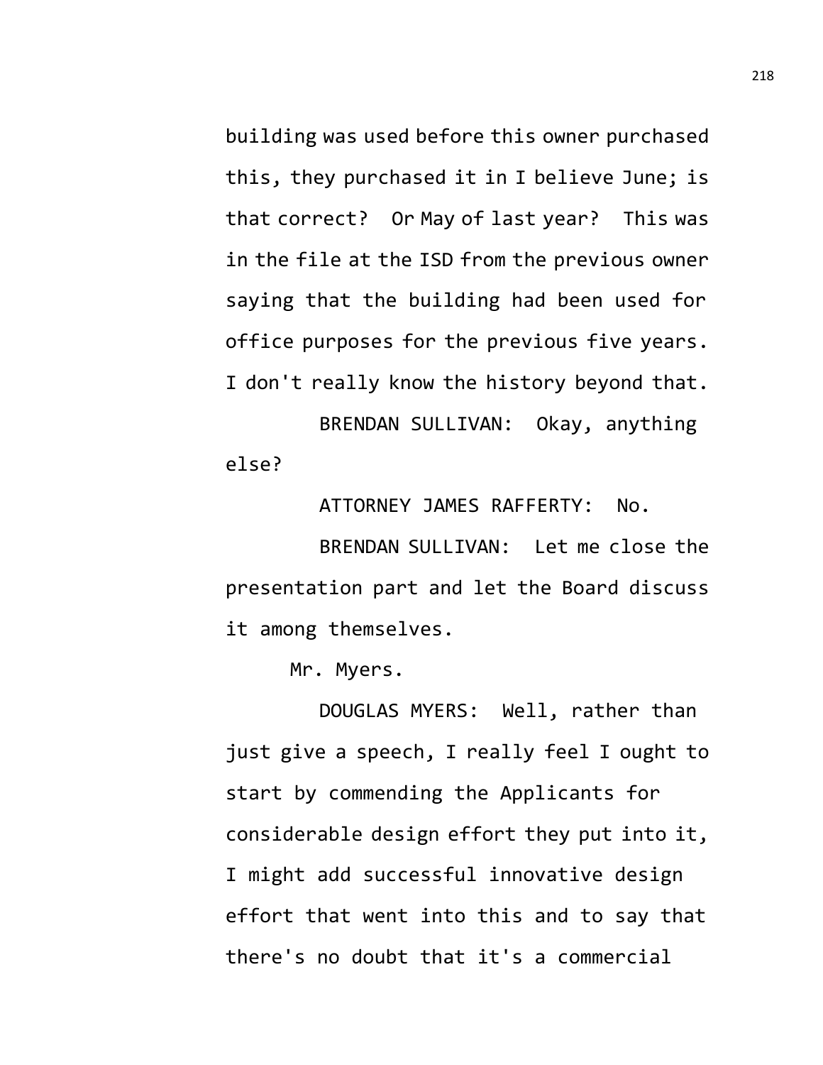building was used before this owner purchased this, they purchased it in I believe June; is that correct? Or May of last year? This was in the file at the ISD from the previous owner saying that the building had been used for office purposes for the previous five years. I don't really know the history beyond that.

BRENDAN SULLIVAN: Okay, anything else?

ATTORNEY JAMES RAFFERTY: No.

BRENDAN SULLIVAN: Let me close the presentation part and let the Board discuss it among themselves.

Mr. Myers.

DOUGLAS MYERS: Well, rather than just give a speech, I really feel I ought to start by commending the Applicants for considerable design effort they put into it, I might add successful innovative design effort that went into this and to say that there's no doubt that it's a commercial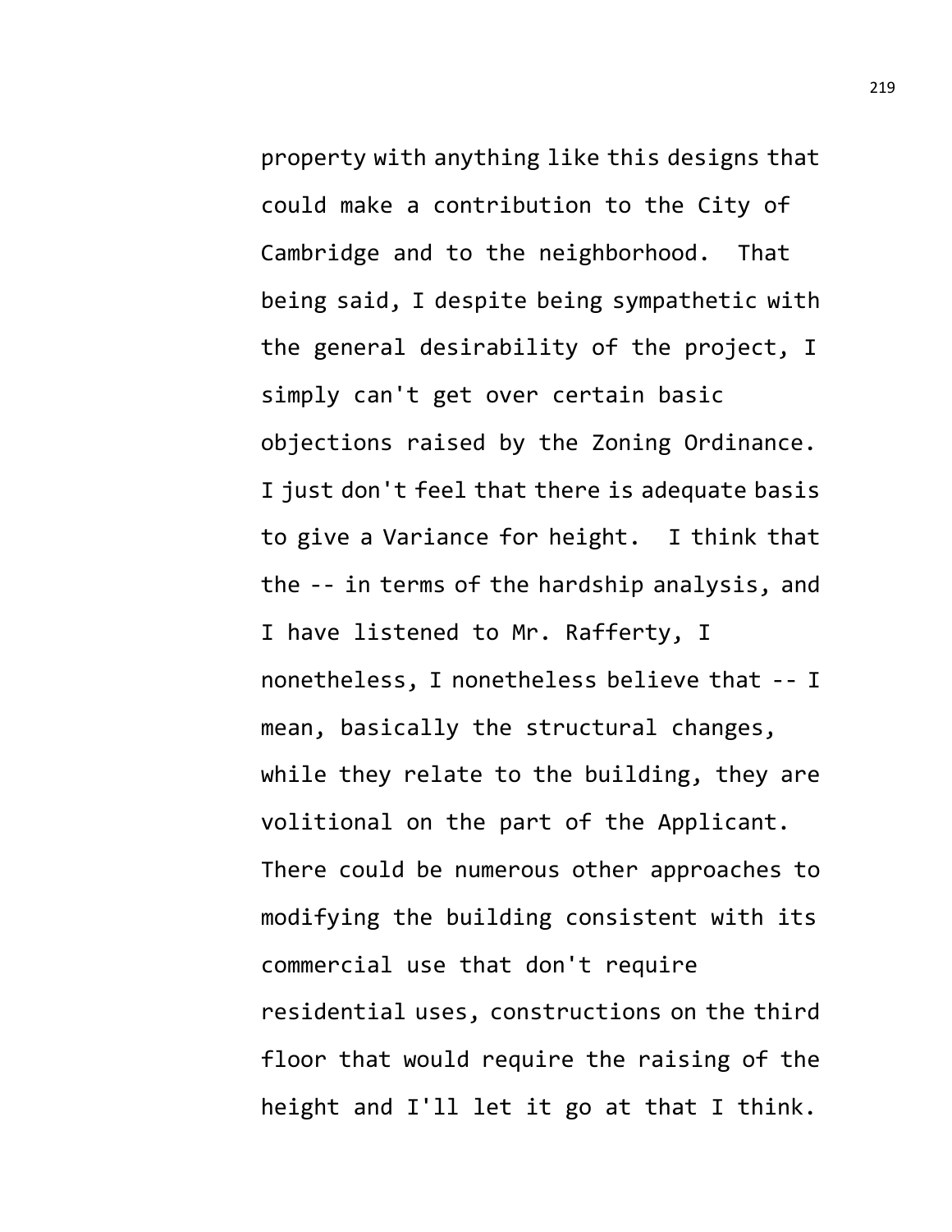property with anything like this designs that could make a contribution to the City of Cambridge and to the neighborhood. That being said, I despite being sympathetic with the general desirability of the project, I simply can't get over certain basic objections raised by the Zoning Ordinance. I just don't feel that there is adequate basis to give a Variance for height. I think that the -- in terms of the hardship analysis, and I have listened to Mr. Rafferty, I nonetheless, I nonetheless believe that -- I mean, basically the structural changes, while they relate to the building, they are volitional on the part of the Applicant. There could be numerous other approaches to modifying the building consistent with its commercial use that don't require residential uses, constructions on the third floor that would require the raising of the height and I'll let it go at that I think.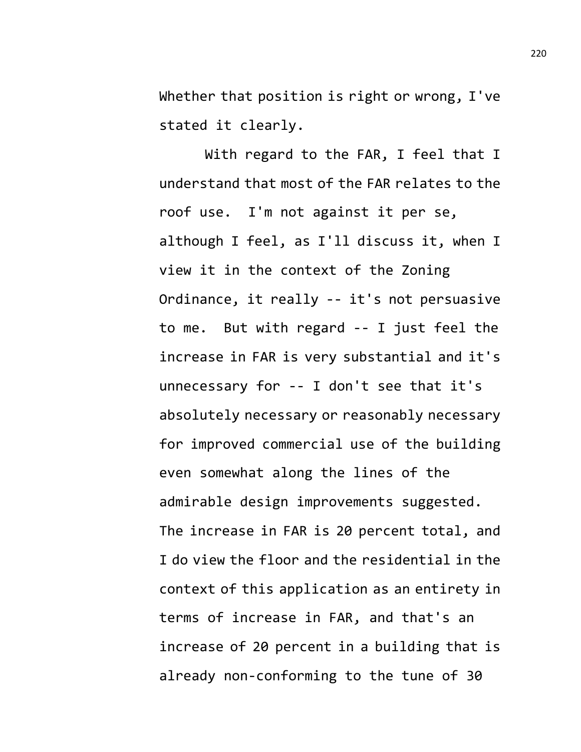Whether that position is right or wrong, I've stated it clearly.

With regard to the FAR, I feel that I understand that most of the FAR relates to the roof use. I'm not against it per se, although I feel, as I'll discuss it, when I view it in the context of the Zoning Ordinance, it really -- it's not persuasive to me. But with regard -- I just feel the increase in FAR is very substantial and it's unnecessary for -- I don't see that it's absolutely necessary or reasonably necessary for improved commercial use of the building even somewhat along the lines of the admirable design improvements suggested. The increase in FAR is 20 percent total, and I do view the floor and the residential in the context of this application as an entirety in terms of increase in FAR, and that's an increase of 20 percent in a building that is already non-conforming to the tune of 30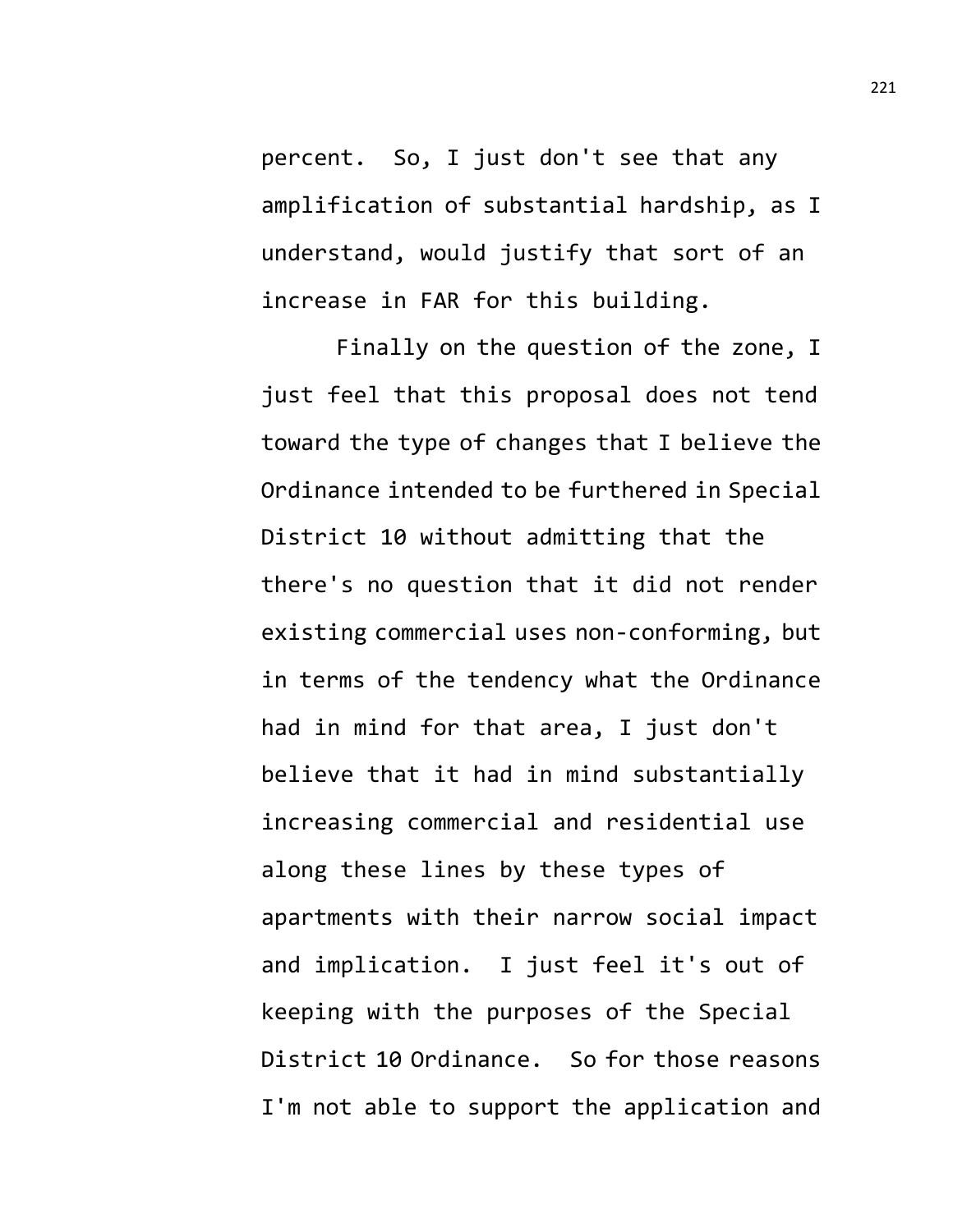percent. So, I just don't see that any amplification of substantial hardship, as I understand, would justify that sort of an increase in FAR for this building.

Finally on the question of the zone, I just feel that this proposal does not tend toward the type of changes that I believe the Ordinance intended to be furthered in Special District 10 without admitting that the there's no question that it did not render existing commercial uses non-conforming, but in terms of the tendency what the Ordinance had in mind for that area, I just don't believe that it had in mind substantially increasing commercial and residential use along these lines by these types of apartments with their narrow social impact and implication. I just feel it's out of keeping with the purposes of the Special District 10 Ordinance. So for those reasons I'm not able to support the application and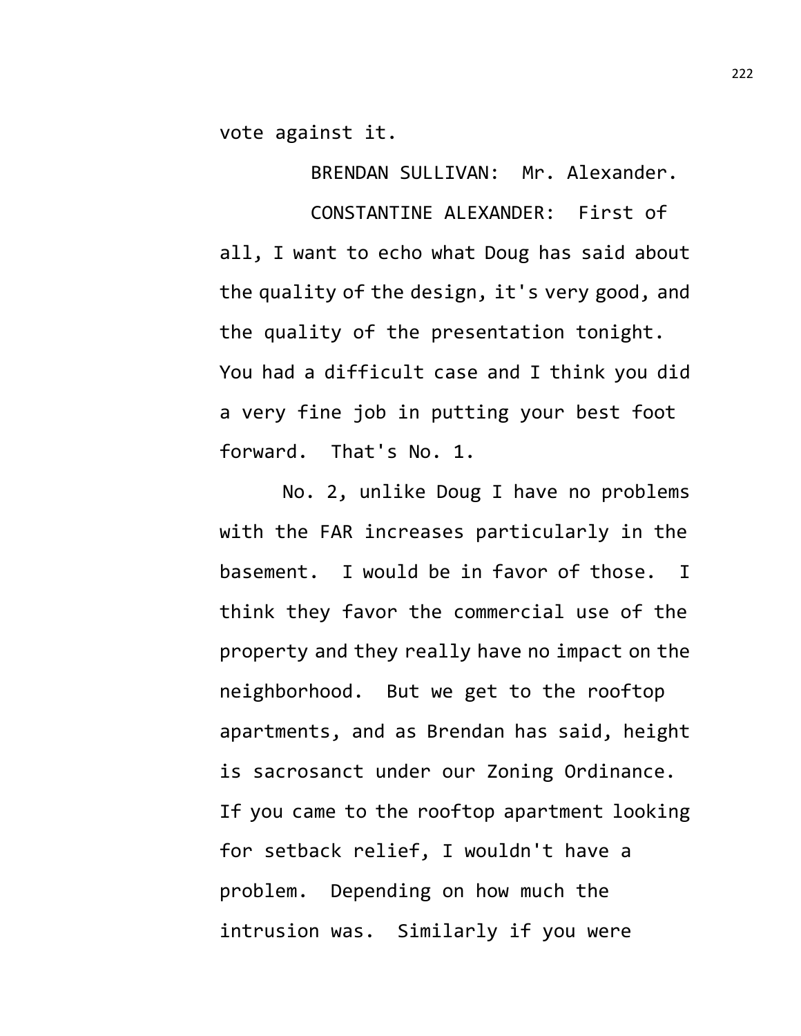vote against it.

BRENDAN SULLIVAN: Mr. Alexander.

CONSTANTINE ALEXANDER: First of all, I want to echo what Doug has said about the quality of the design, it's very good, and the quality of the presentation tonight. You had a difficult case and I think you did a very fine job in putting your best foot forward. That's No. 1.

No. 2, unlike Doug I have no problems with the FAR increases particularly in the basement. I would be in favor of those. I think they favor the commercial use of the property and they really have no impact on the neighborhood. But we get to the rooftop apartments, and as Brendan has said, height is sacrosanct under our Zoning Ordinance. If you came to the rooftop apartment looking for setback relief, I wouldn't have a problem. Depending on how much the intrusion was. Similarly if you were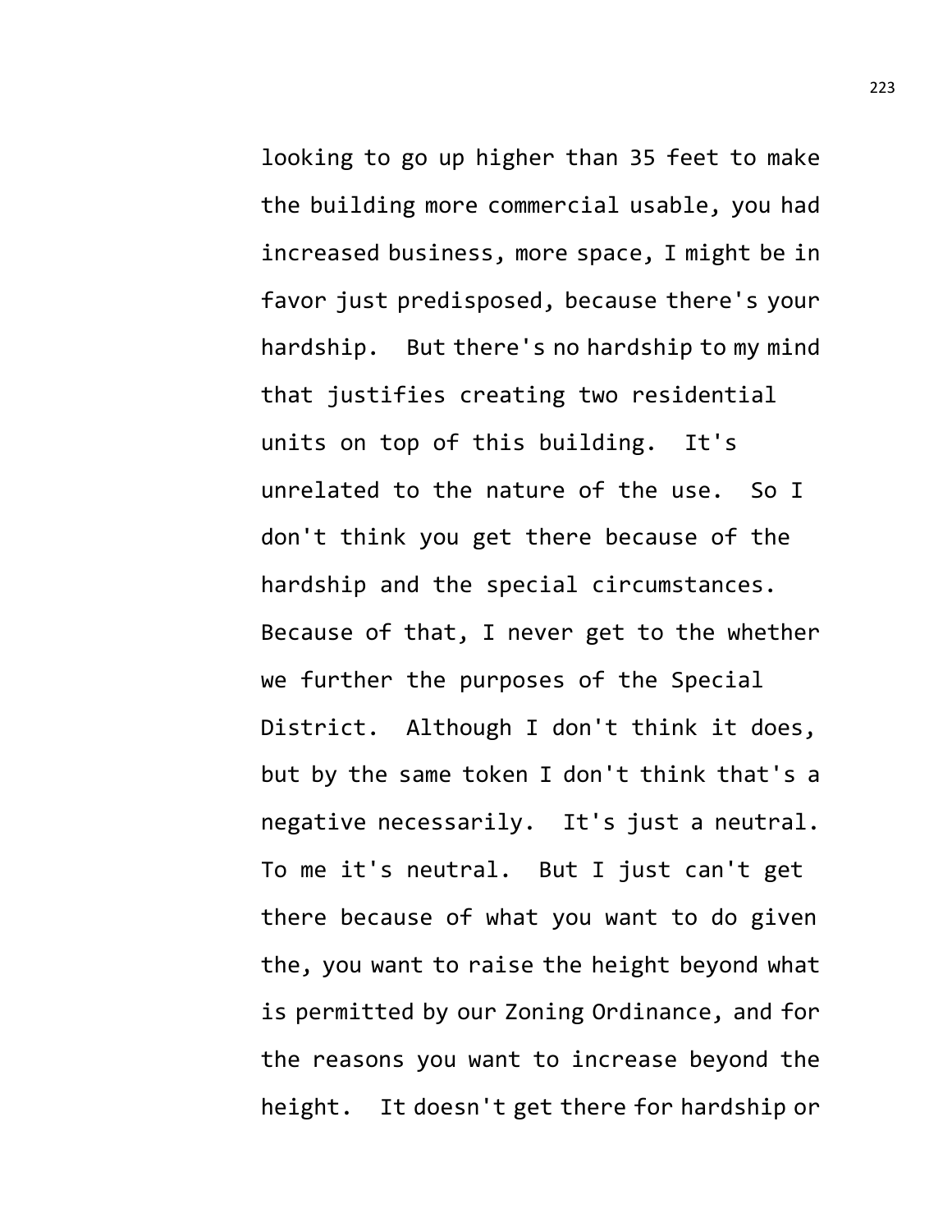looking to go up higher than 35 feet to make the building more commercial usable, you had increased business, more space, I might be in favor just predisposed, because there's your hardship. But there's no hardship to my mind that justifies creating two residential units on top of this building. It's unrelated to the nature of the use. So I don't think you get there because of the hardship and the special circumstances. Because of that, I never get to the whether we further the purposes of the Special District. Although I don't think it does, but by the same token I don't think that's a negative necessarily. It's just a neutral. To me it's neutral. But I just can't get there because of what you want to do given the, you want to raise the height beyond what is permitted by our Zoning Ordinance, and for the reasons you want to increase beyond the height. It doesn't get there for hardship or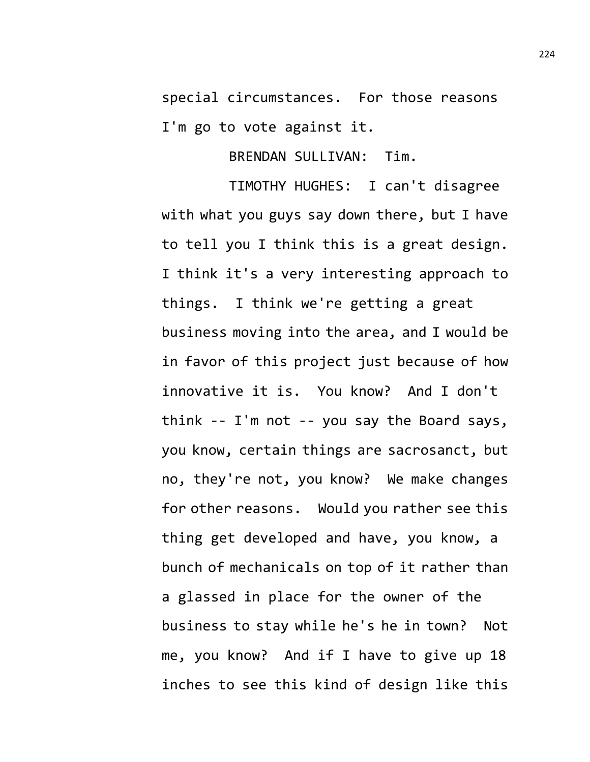special circumstances. For those reasons I'm go to vote against it.

BRENDAN SULLIVAN: Tim.

TIMOTHY HUGHES: I can't disagree with what you guys say down there, but I have to tell you I think this is a great design. I think it's a very interesting approach to things. I think we're getting a great business moving into the area, and I would be in favor of this project just because of how innovative it is. You know? And I don't think -- I'm not -- you say the Board says, you know, certain things are sacrosanct, but no, they're not, you know? We make changes for other reasons. Would you rather see this thing get developed and have, you know, a bunch of mechanicals on top of it rather than a glassed in place for the owner of the business to stay while he's he in town? Not me, you know? And if I have to give up 18 inches to see this kind of design like this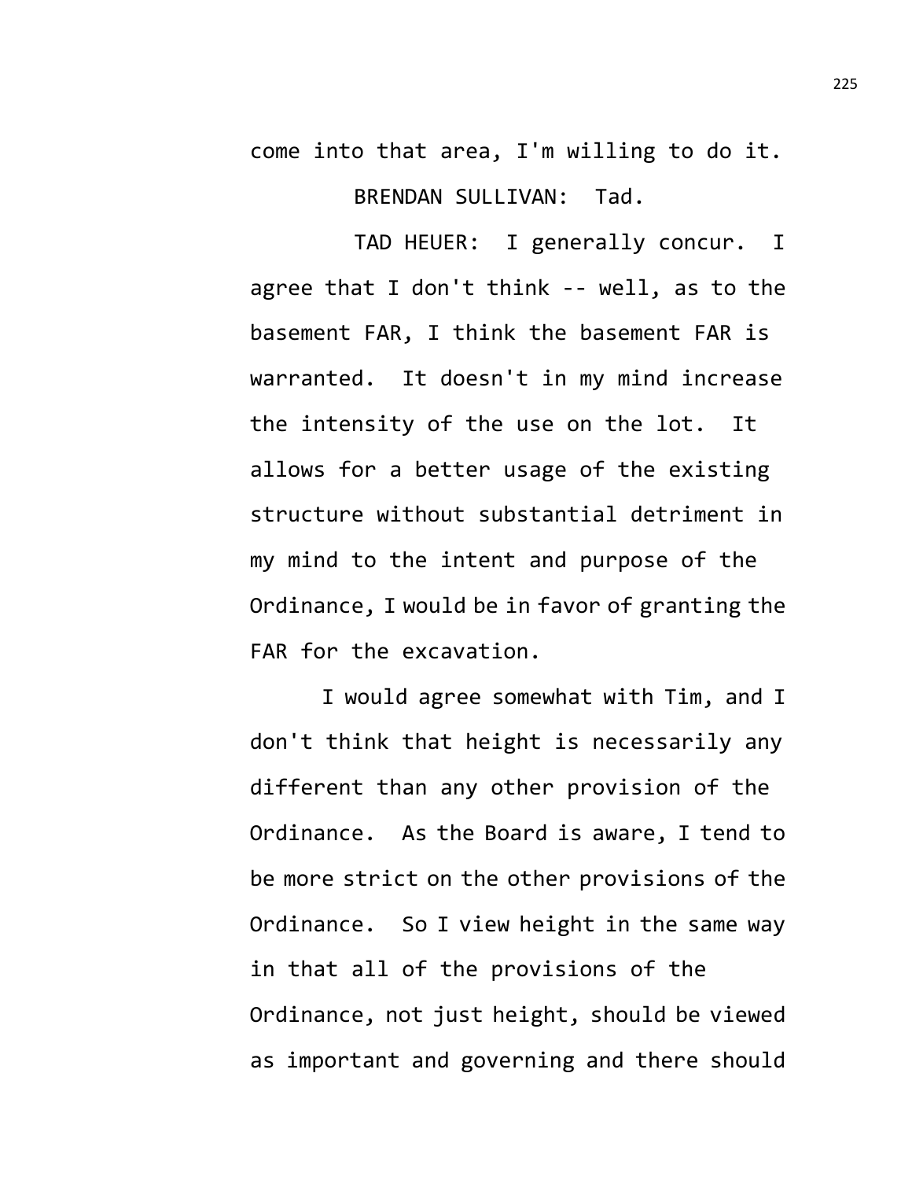come into that area, I'm willing to do it.

BRENDAN SULLIVAN: Tad.

TAD HEUER: I generally concur. I agree that I don't think -- well, as to the basement FAR, I think the basement FAR is warranted. It doesn't in my mind increase the intensity of the use on the lot. It allows for a better usage of the existing structure without substantial detriment in my mind to the intent and purpose of the Ordinance, I would be in favor of granting the FAR for the excavation.

I would agree somewhat with Tim, and I don't think that height is necessarily any different than any other provision of the Ordinance. As the Board is aware, I tend to be more strict on the other provisions of the Ordinance. So I view height in the same way in that all of the provisions of the Ordinance, not just height, should be viewed as important and governing and there should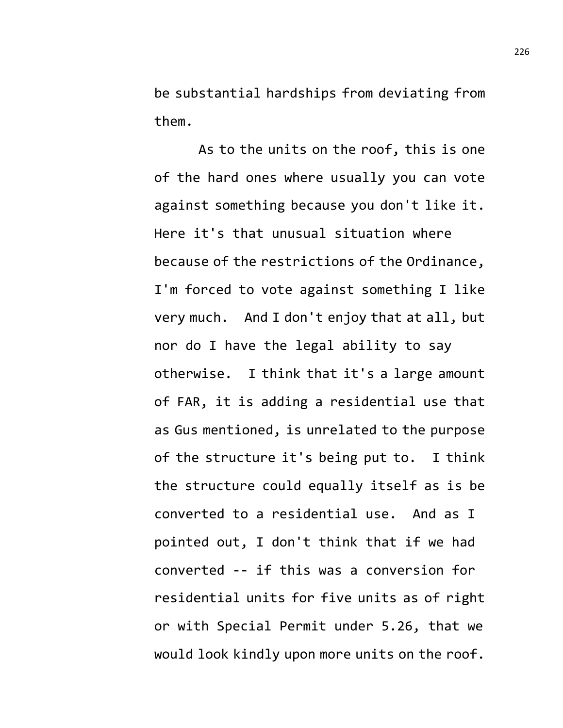be substantial hardships from deviating from them.

As to the units on the roof, this is one of the hard ones where usually you can vote against something because you don't like it. Here it's that unusual situation where because of the restrictions of the Ordinance, I'm forced to vote against something I like very much. And I don't enjoy that at all, but nor do I have the legal ability to say otherwise. I think that it's a large amount of FAR, it is adding a residential use that as Gus mentioned, is unrelated to the purpose of the structure it's being put to. I think the structure could equally itself as is be converted to a residential use. And as I pointed out, I don't think that if we had converted -- if this was a conversion for residential units for five units as of right or with Special Permit under 5.26, that we would look kindly upon more units on the roof.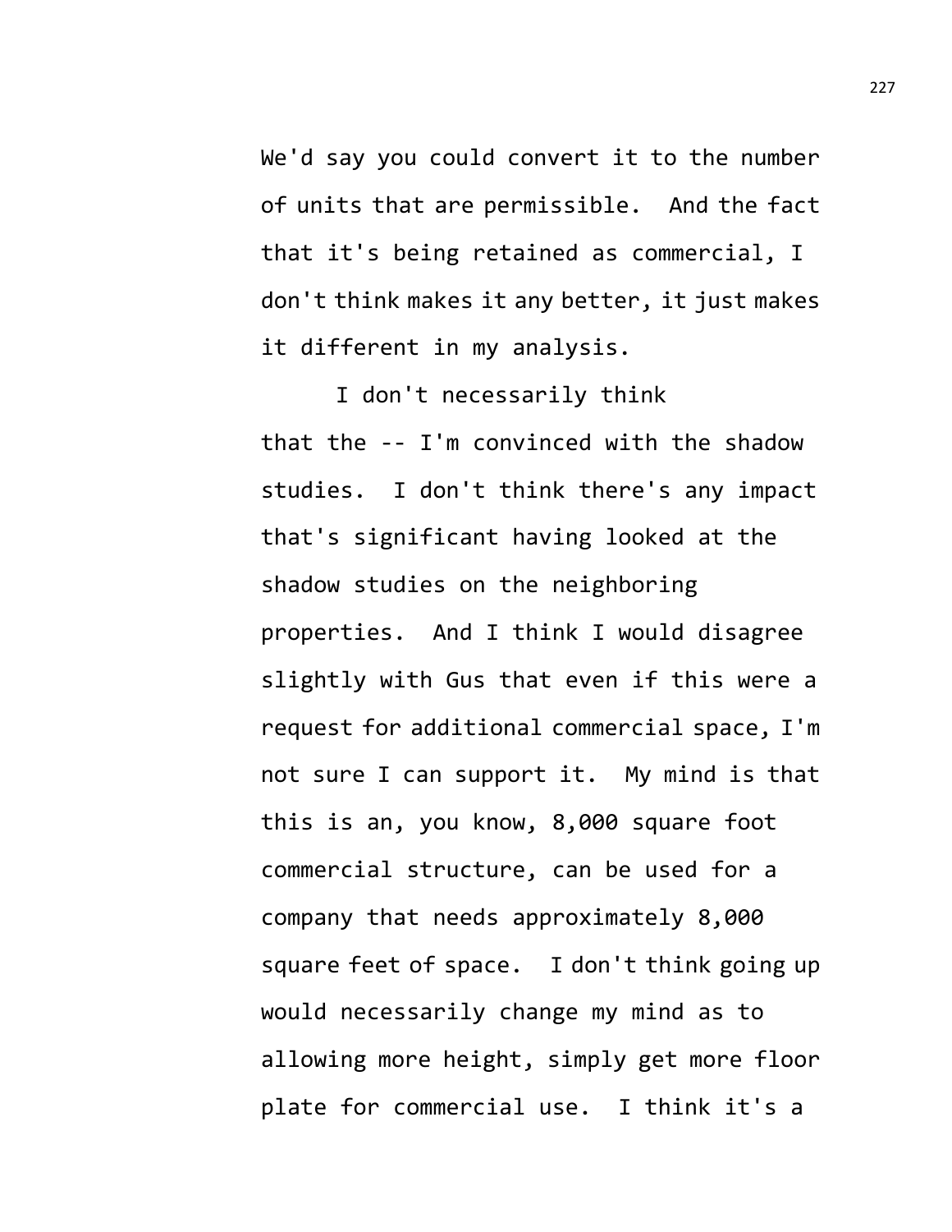We'd say you could convert it to the number of units that are permissible. And the fact that it's being retained as commercial, I don't think makes it any better, it just makes it different in my analysis.

I don't necessarily think that the -- I'm convinced with the shadow studies. I don't think there's any impact that's significant having looked at the shadow studies on the neighboring properties. And I think I would disagree slightly with Gus that even if this were a request for additional commercial space, I'm not sure I can support it. My mind is that this is an, you know, 8,000 square foot commercial structure, can be used for a company that needs approximately 8,000 square feet of space. I don't think going up would necessarily change my mind as to allowing more height, simply get more floor plate for commercial use. I think it's a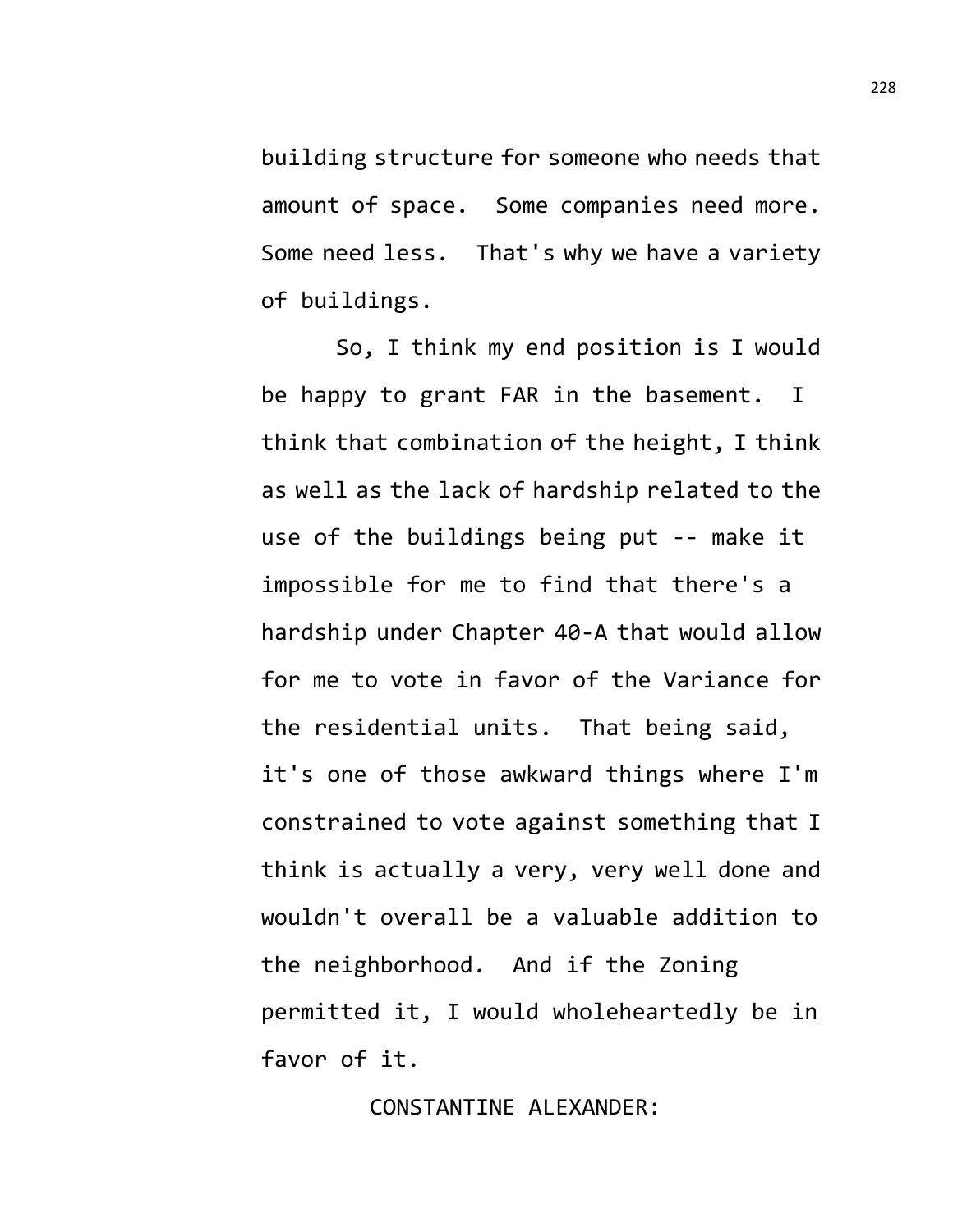building structure for someone who needs that amount of space. Some companies need more. Some need less. That's why we have a variety of buildings.

So, I think my end position is I would be happy to grant FAR in the basement. I think that combination of the height, I think as well as the lack of hardship related to the use of the buildings being put -- make it impossible for me to find that there's a hardship under Chapter 40-A that would allow for me to vote in favor of the Variance for the residential units. That being said, it's one of those awkward things where I'm constrained to vote against something that I think is actually a very, very well done and wouldn't overall be a valuable addition to the neighborhood. And if the Zoning permitted it, I would wholeheartedly be in favor of it.

CONSTANTINE ALEXANDER: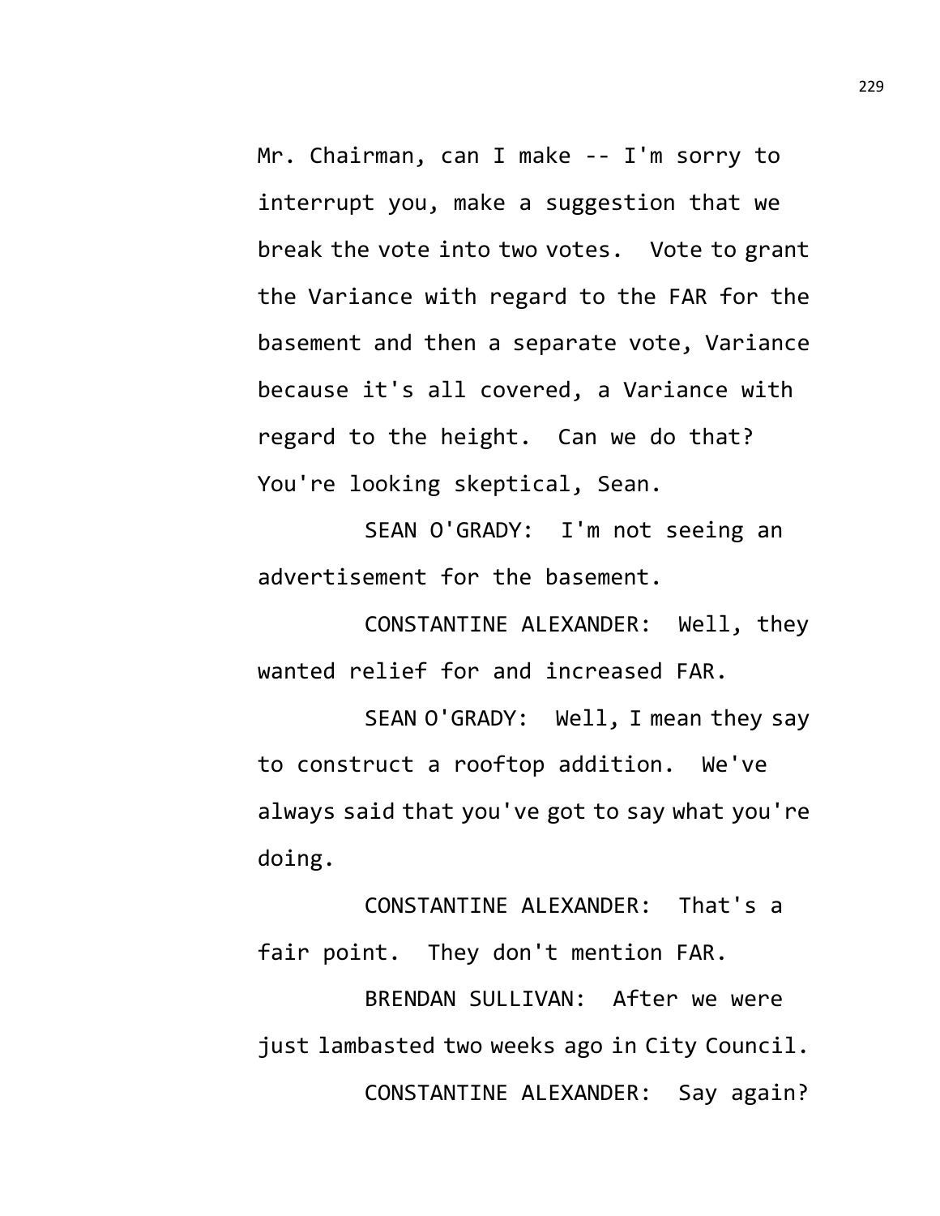Mr. Chairman, can I make -- I'm sorry to interrupt you, make a suggestion that we break the vote into two votes. Vote to grant the Variance with regard to the FAR for the basement and then a separate vote, Variance because it's all covered, a Variance with regard to the height. Can we do that? You're looking skeptical, Sean.

SEAN O'GRADY: I'm not seeing an advertisement for the basement.

CONSTANTINE ALEXANDER: Well, they wanted relief for and increased FAR.

SEAN O'GRADY: Well, I mean they say to construct a rooftop addition. We've always said that you've got to say what you're doing.

CONSTANTINE ALEXANDER: That's a fair point. They don't mention FAR.

BRENDAN SULLIVAN: After we were just lambasted two weeks ago in City Council.

CONSTANTINE ALEXANDER: Say again?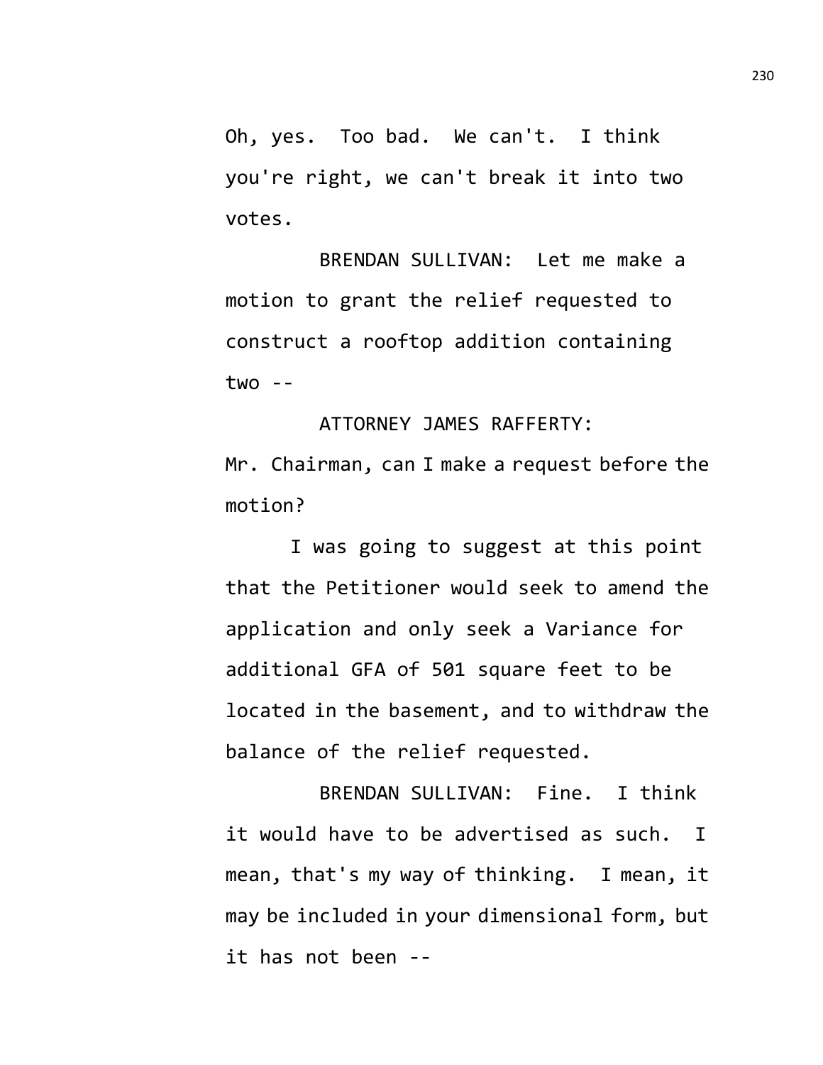Oh, yes. Too bad. We can't. I think you're right, we can't break it into two votes.

BRENDAN SULLIVAN: Let me make a motion to grant the relief requested to construct a rooftop addition containing two --

ATTORNEY JAMES RAFFERTY: Mr. Chairman, can I make a request before the motion?

I was going to suggest at this point that the Petitioner would seek to amend the application and only seek a Variance for additional GFA of 501 square feet to be located in the basement, and to withdraw the balance of the relief requested.

BRENDAN SULLIVAN: Fine. I think it would have to be advertised as such. I mean, that's my way of thinking. I mean, it may be included in your dimensional form, but it has not been --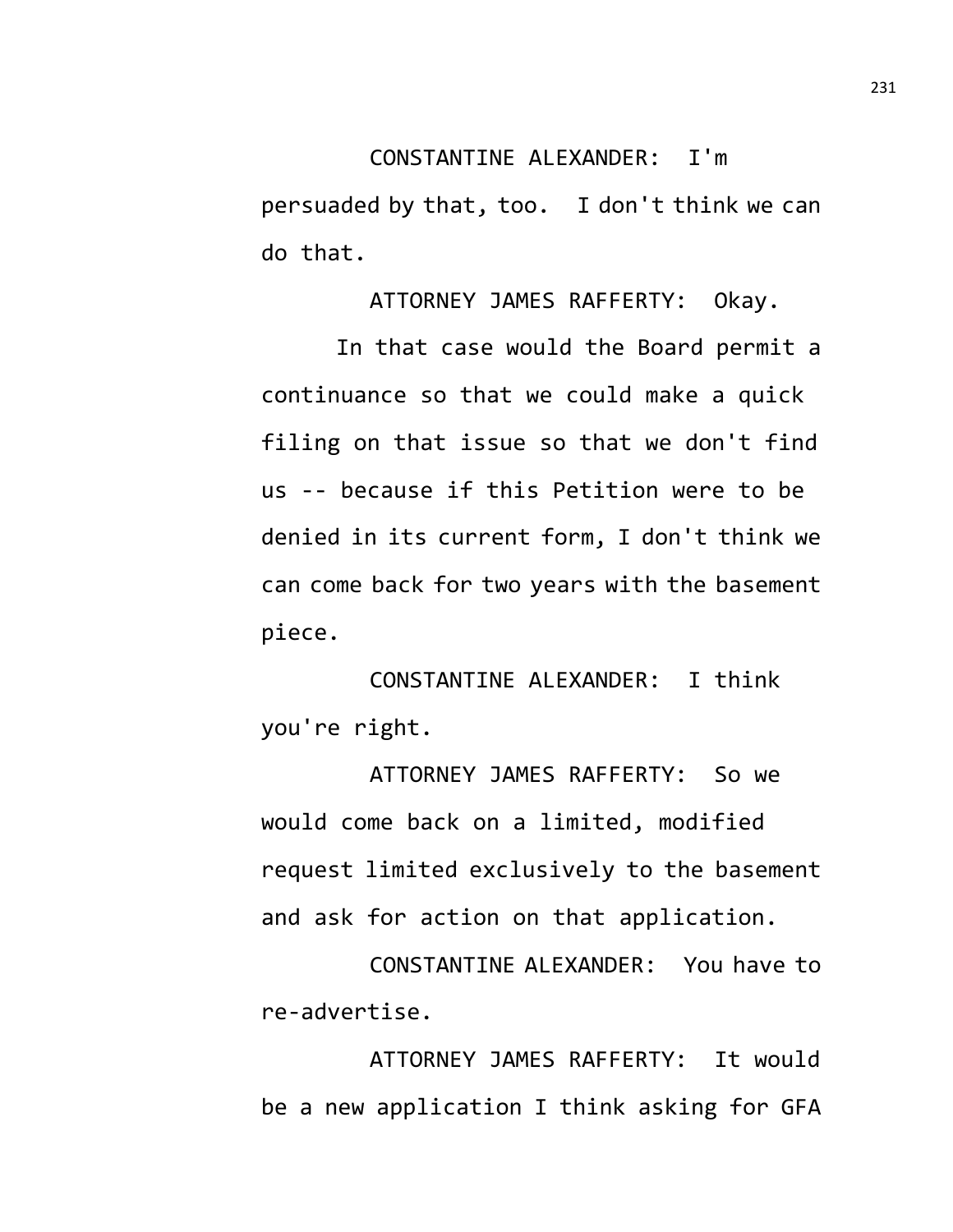CONSTANTINE ALEXANDER: I'm persuaded by that, too. I don't think we can do that.

ATTORNEY JAMES RAFFERTY: Okay. In that case would the Board permit a continuance so that we could make a quick filing on that issue so that we don't find us -- because if this Petition were to be denied in its current form, I don't think we can come back for two years with the basement piece.

CONSTANTINE ALEXANDER: I think you're right.

ATTORNEY JAMES RAFFERTY: So we would come back on a limited, modified request limited exclusively to the basement and ask for action on that application.

CONSTANTINE ALEXANDER: You have to re-advertise.

ATTORNEY JAMES RAFFERTY: It would be a new application I think asking for GFA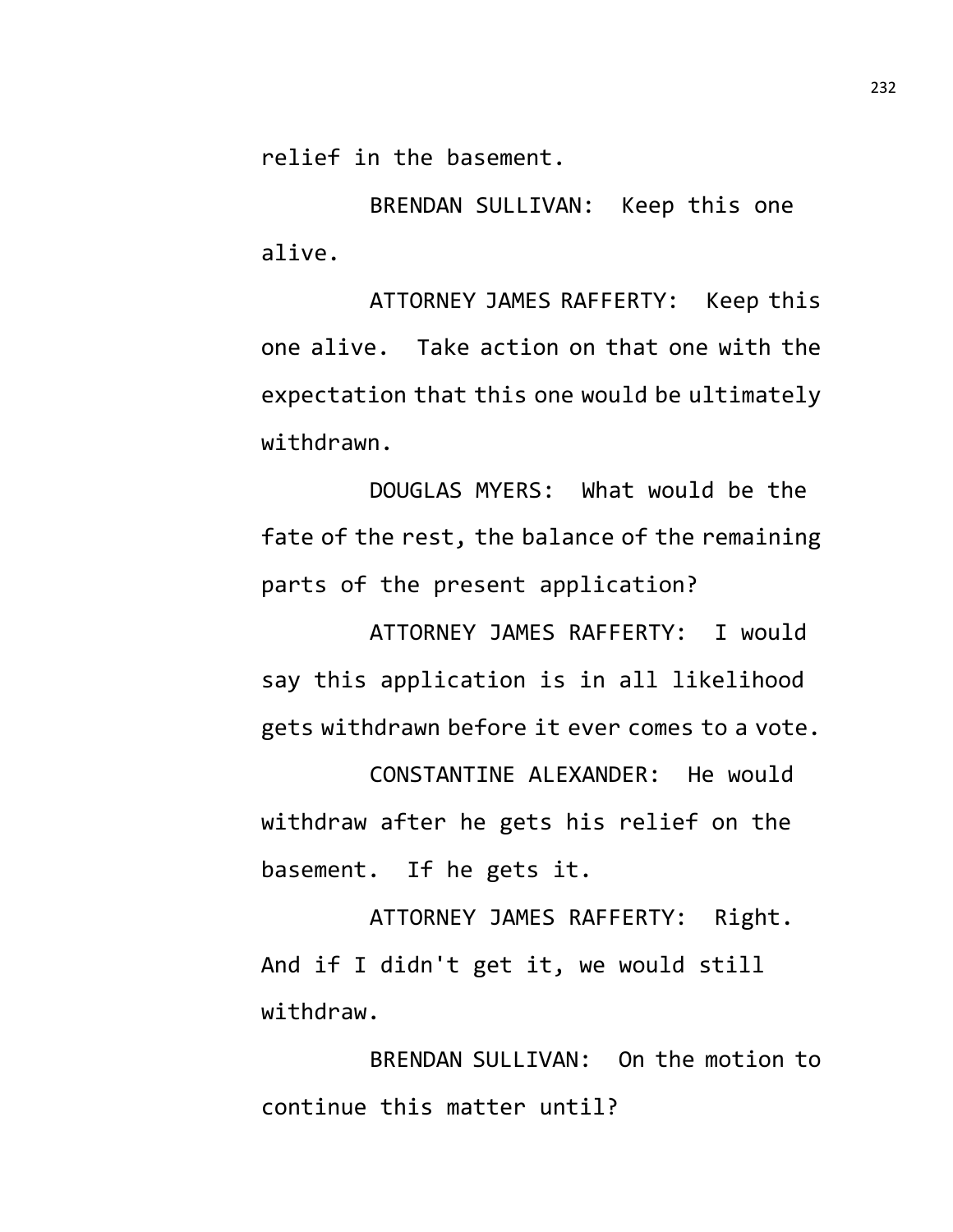relief in the basement.

BRENDAN SULLIVAN: Keep this one alive.

ATTORNEY JAMES RAFFERTY: Keep this one alive. Take action on that one with the expectation that this one would be ultimately withdrawn.

DOUGLAS MYERS: What would be the fate of the rest, the balance of the remaining parts of the present application?

ATTORNEY JAMES RAFFERTY: I would say this application is in all likelihood gets withdrawn before it ever comes to a vote.

CONSTANTINE ALEXANDER: He would withdraw after he gets his relief on the basement. If he gets it.

ATTORNEY JAMES RAFFERTY: Right. And if I didn't get it, we would still withdraw.

BRENDAN SULLIVAN: On the motion to continue this matter until?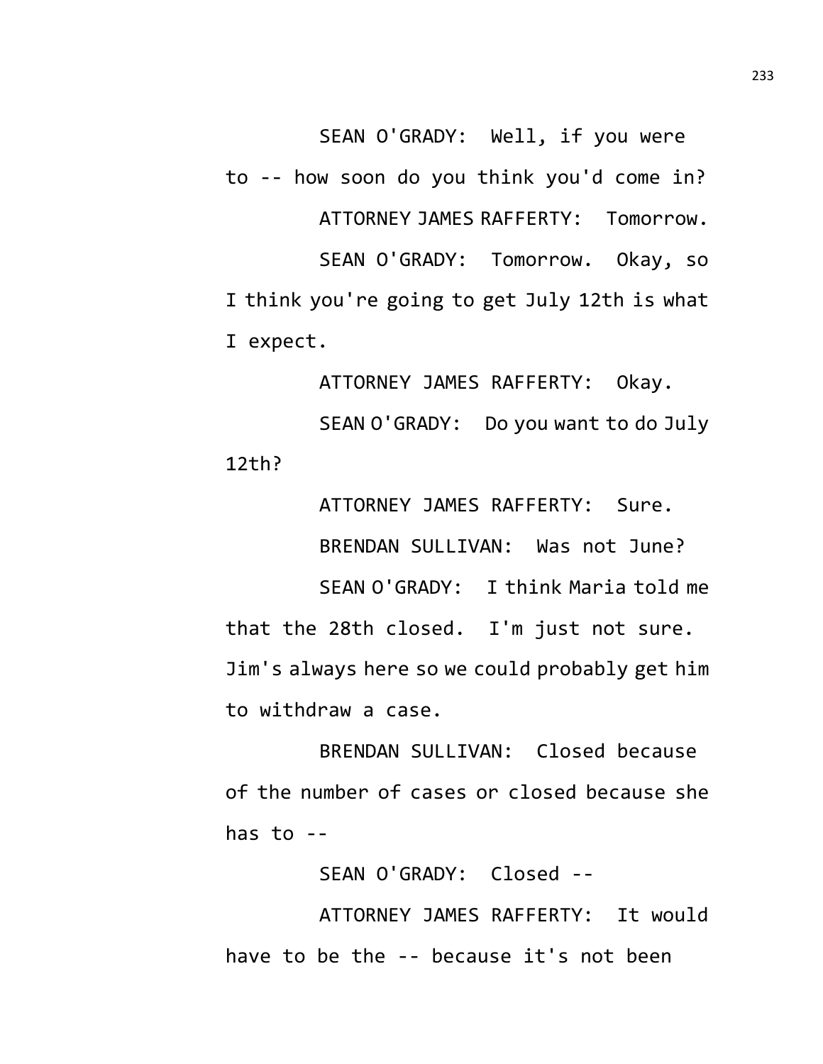SEAN O'GRADY: Well, if you were to -- how soon do you think you'd come in?

ATTORNEY JAMES RAFFERTY: Tomorrow.

SEAN O'GRADY: Tomorrow. Okay, so I think you're going to get July 12th is what I expect.

ATTORNEY JAMES RAFFERTY: Okay.

SEAN O'GRADY: Do you want to do July 12th?

ATTORNEY JAMES RAFFERTY: Sure.

BRENDAN SULLIVAN: Was not June?

SEAN O'GRADY: I think Maria told me that the 28th closed. I'm just not sure. Jim's always here so we could probably get him to withdraw a case.

BRENDAN SULLIVAN: Closed because of the number of cases or closed because she has to --

SEAN O'GRADY: Closed --

ATTORNEY JAMES RAFFERTY: It would have to be the -- because it's not been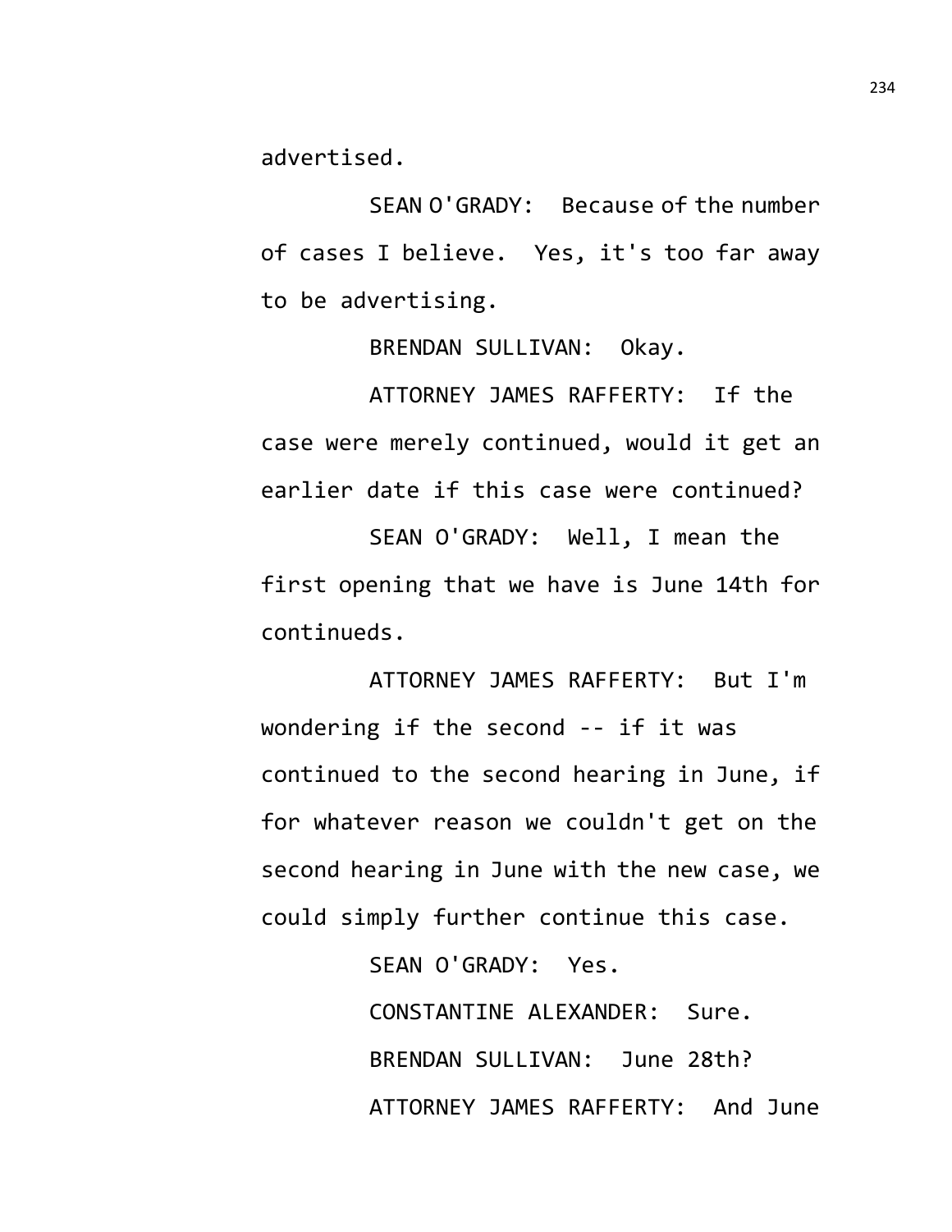advertised.

SEAN O'GRADY: Because of the number of cases I believe. Yes, it's too far away to be advertising.

BRENDAN SULLIVAN: Okay.

ATTORNEY JAMES RAFFERTY: If the case were merely continued, would it get an earlier date if this case were continued?

SEAN O'GRADY: Well, I mean the first opening that we have is June 14th for continueds.

ATTORNEY JAMES RAFFERTY: But I'm wondering if the second -- if it was continued to the second hearing in June, if for whatever reason we couldn't get on the second hearing in June with the new case, we could simply further continue this case.

SEAN O'GRADY: Yes.

CONSTANTINE ALEXANDER: Sure.

BRENDAN SULLIVAN: June 28th?

ATTORNEY JAMES RAFFERTY: And June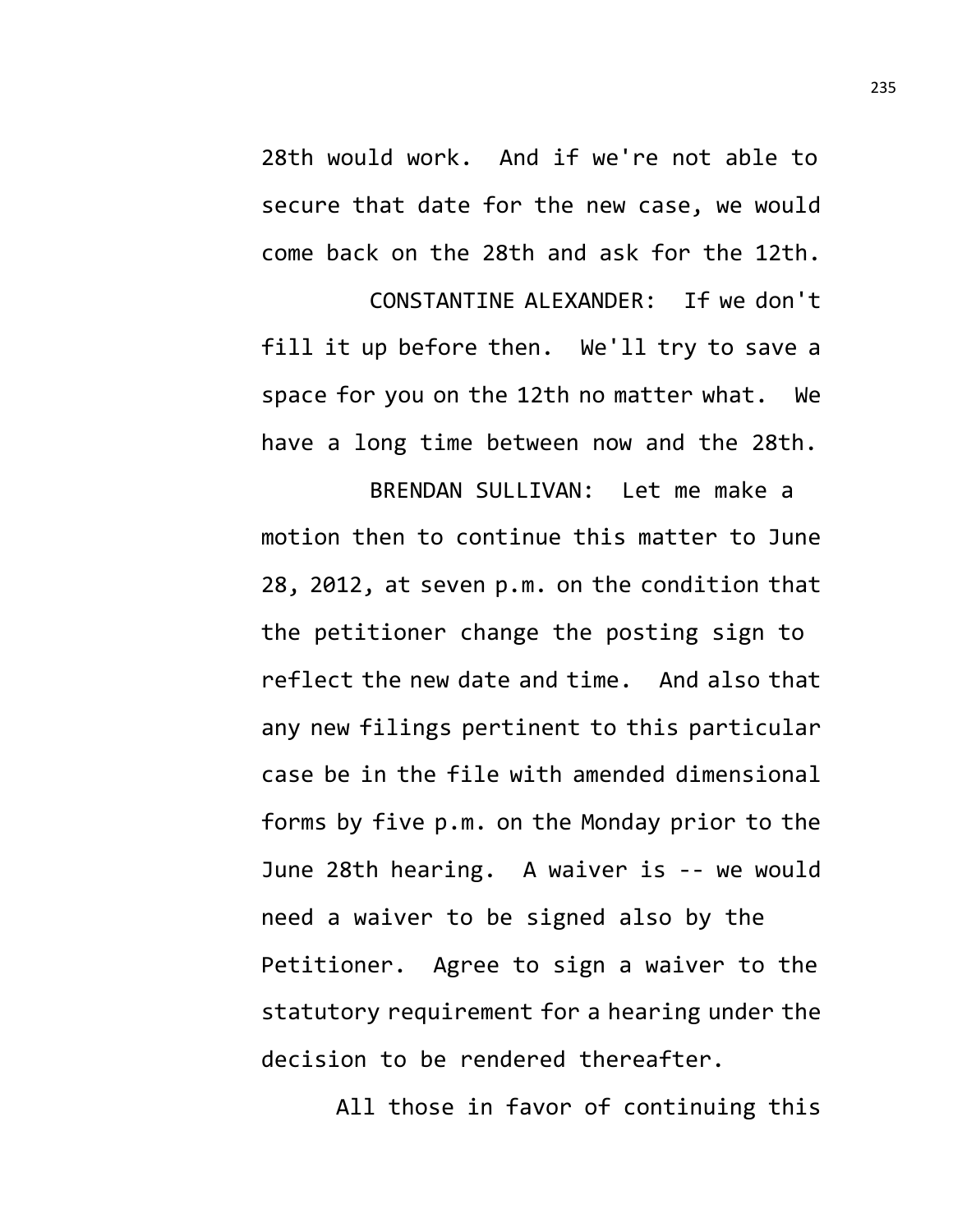28th would work. And if we're not able to secure that date for the new case, we would come back on the 28th and ask for the 12th.

CONSTANTINE ALEXANDER: If we don't fill it up before then. We'll try to save a space for you on the 12th no matter what. We have a long time between now and the 28th.

BRENDAN SULLIVAN: Let me make a motion then to continue this matter to June 28, 2012, at seven p.m. on the condition that the petitioner change the posting sign to reflect the new date and time. And also that any new filings pertinent to this particular case be in the file with amended dimensional forms by five p.m. on the Monday prior to the June 28th hearing. A waiver is -- we would need a waiver to be signed also by the Petitioner. Agree to sign a waiver to the statutory requirement for a hearing under the decision to be rendered thereafter.

All those in favor of continuing this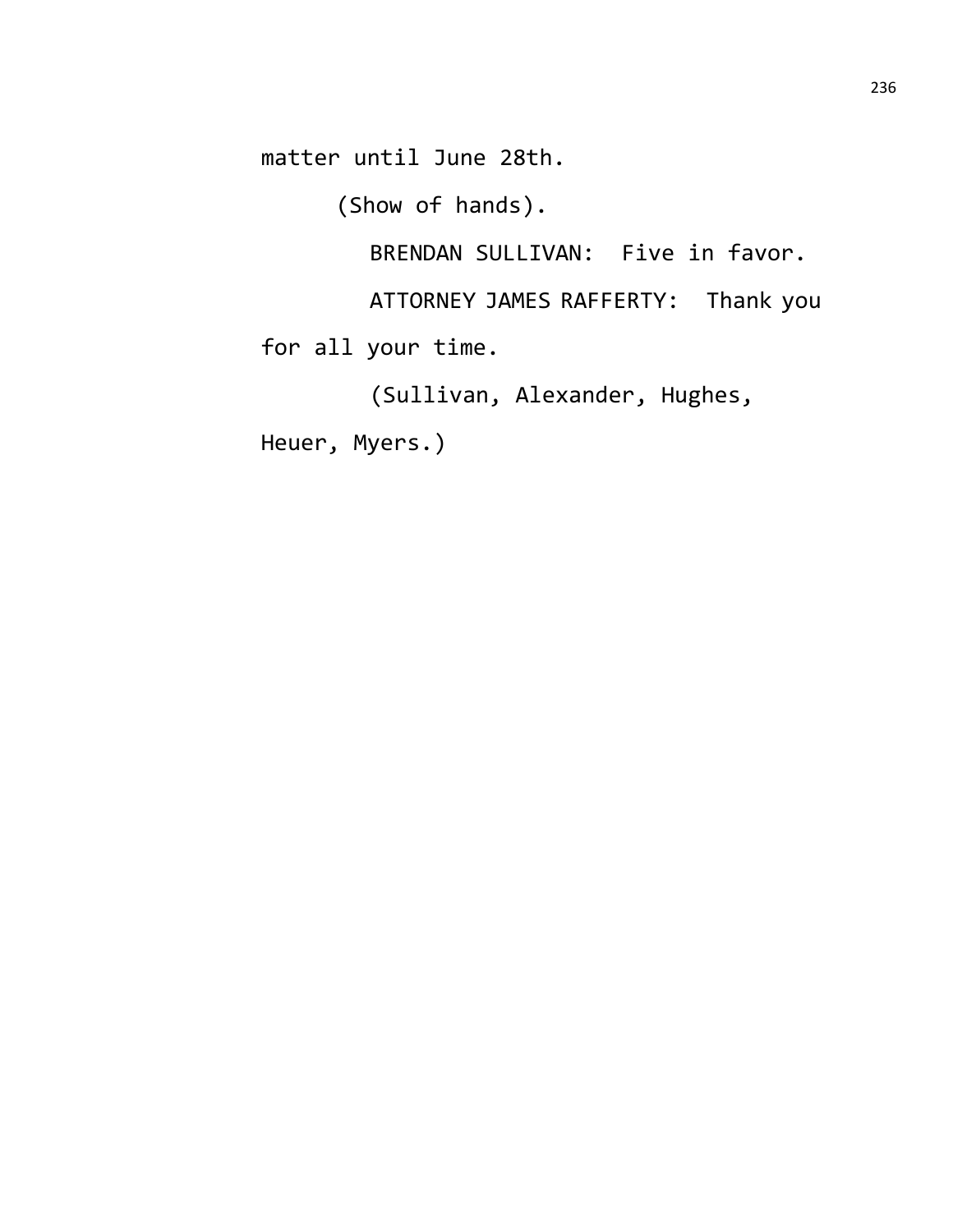matter until June 28th.

(Show of hands).

BRENDAN SULLIVAN: Five in favor.

ATTORNEY JAMES RAFFERTY: Thank you for all your time.

(Sullivan, Alexander, Hughes, Heuer, Myers.)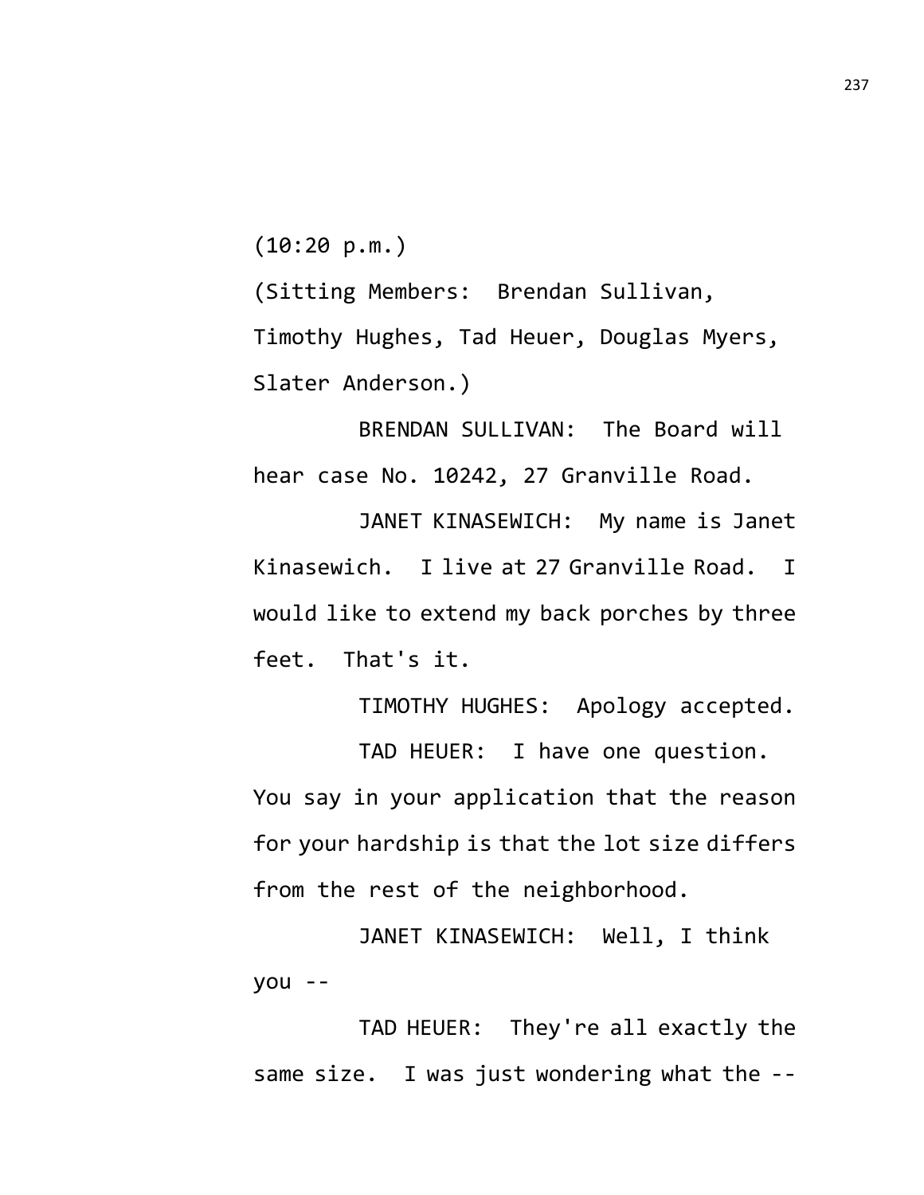(10:20 p.m.)

(Sitting Members: Brendan Sullivan, Timothy Hughes, Tad Heuer, Douglas Myers, Slater Anderson.)

BRENDAN SULLIVAN: The Board will hear case No. 10242, 27 Granville Road.

JANET KINASEWICH: My name is Janet Kinasewich. I live at 27 Granville Road. I would like to extend my back porches by three feet. That's it.

TIMOTHY HUGHES: Apology accepted.

TAD HEUER: I have one question. You say in your application that the reason for your hardship is that the lot size differs from the rest of the neighborhood.

JANET KINASEWICH: Well, I think you --

TAD HEUER: They're all exactly the same size. I was just wondering what the --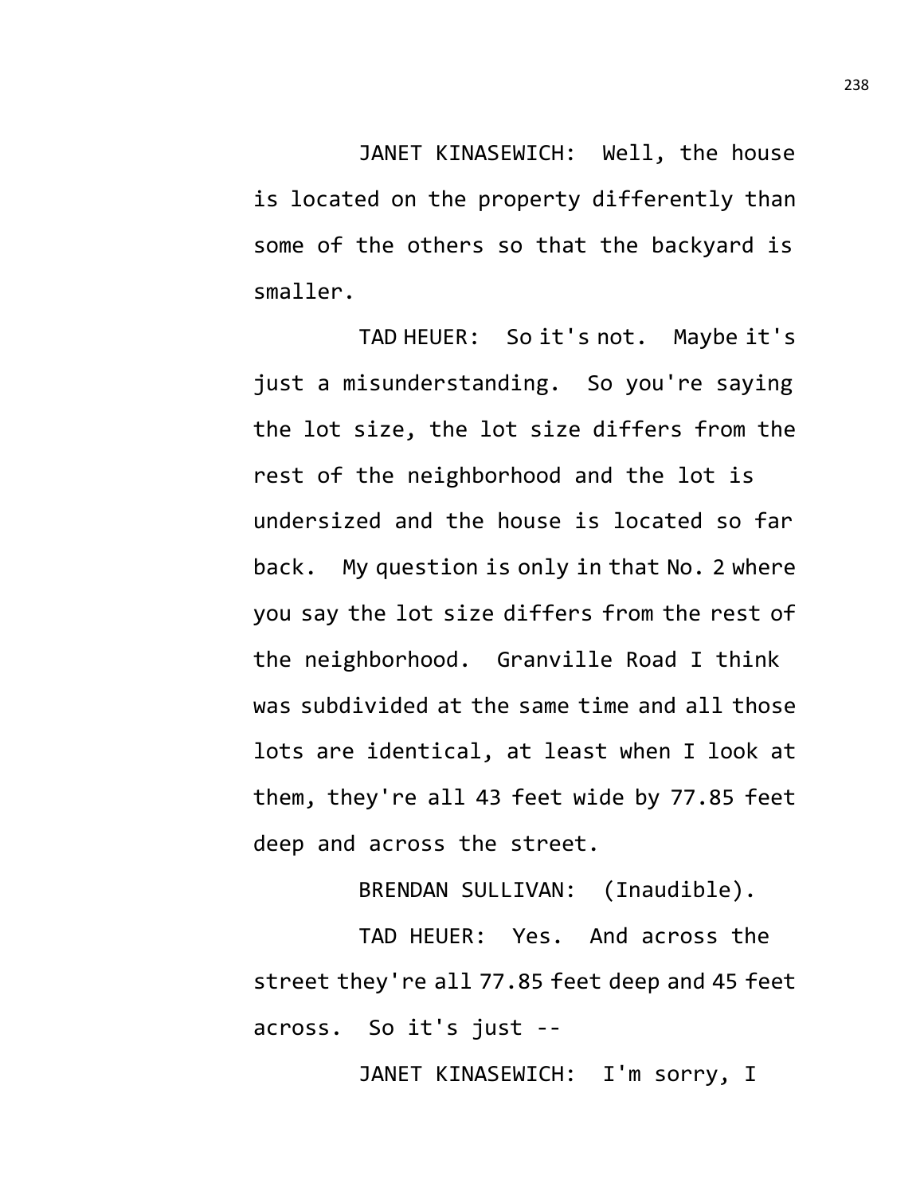JANET KINASEWICH: Well, the house is located on the property differently than some of the others so that the backyard is smaller.

TAD HEUER: So it's not. Maybe it's just a misunderstanding. So you're saying the lot size, the lot size differs from the rest of the neighborhood and the lot is undersized and the house is located so far back. My question is only in that No. 2 where you say the lot size differs from the rest of the neighborhood. Granville Road I think was subdivided at the same time and all those lots are identical, at least when I look at them, they're all 43 feet wide by 77.85 feet deep and across the street.

BRENDAN SULLIVAN: (Inaudible).

TAD HEUER: Yes. And across the street they're all 77.85 feet deep and 45 feet across. So it's just --

JANET KINASEWICH: I'm sorry, I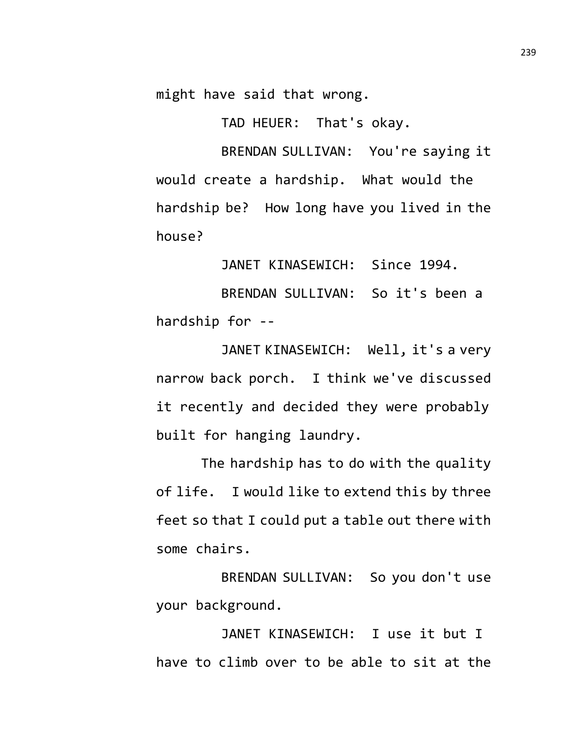might have said that wrong.

TAD HEUER: That's okay.

BRENDAN SULLIVAN: You're saying it would create a hardship. What would the hardship be? How long have you lived in the house?

JANET KINASEWICH: Since 1994.

BRENDAN SULLIVAN: So it's been a hardship for --

JANET KINASEWICH: Well, it's a very narrow back porch. I think we've discussed it recently and decided they were probably built for hanging laundry.

The hardship has to do with the quality of life. I would like to extend this by three feet so that I could put a table out there with some chairs.

BRENDAN SULLIVAN: So you don't use your background.

JANET KINASEWICH: I use it but I have to climb over to be able to sit at the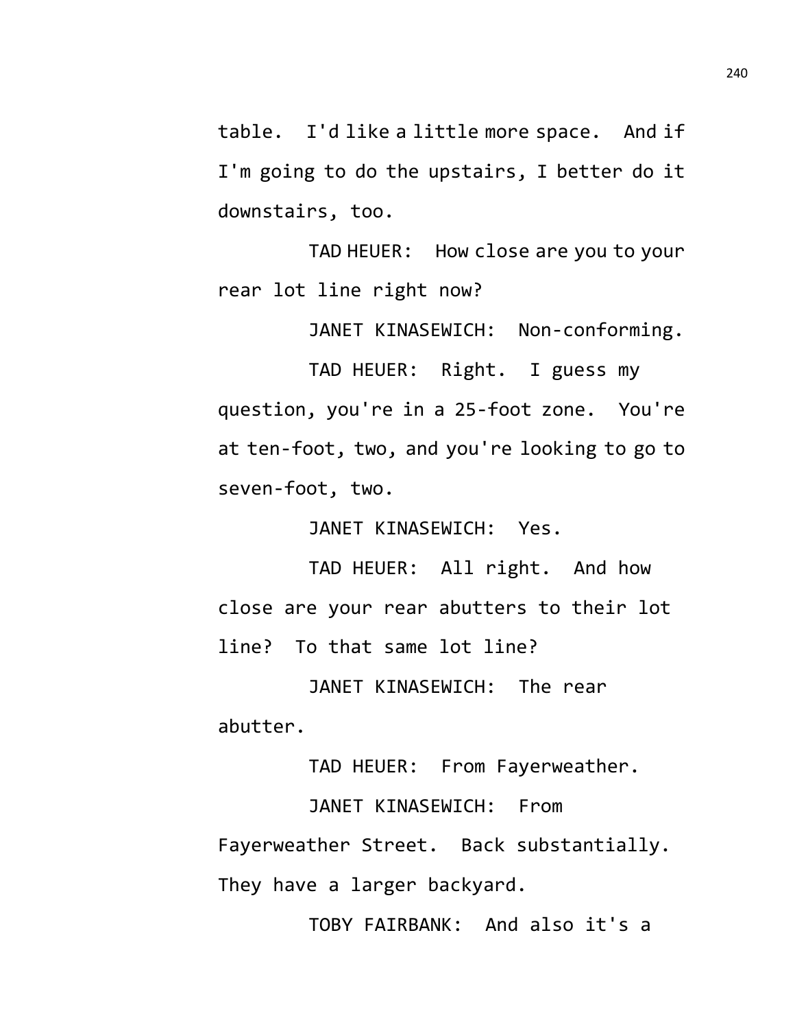table. I'd like a little more space. And if I'm going to do the upstairs, I better do it downstairs, too.

TAD HEUER: How close are you to your rear lot line right now?

JANET KINASEWICH: Non-conforming.

TAD HEUER: Right. I guess my question, you're in a 25-foot zone. You're at ten-foot, two, and you're looking to go to seven-foot, two.

JANET KINASEWICH: Yes.

TAD HEUER: All right. And how close are your rear abutters to their lot line? To that same lot line?

JANET KINASEWICH: The rear abutter.

TAD HEUER: From Fayerweather.

JANET KINASEWICH: From Fayerweather Street. Back substantially. They have a larger backyard.

TOBY FAIRBANK: And also it's a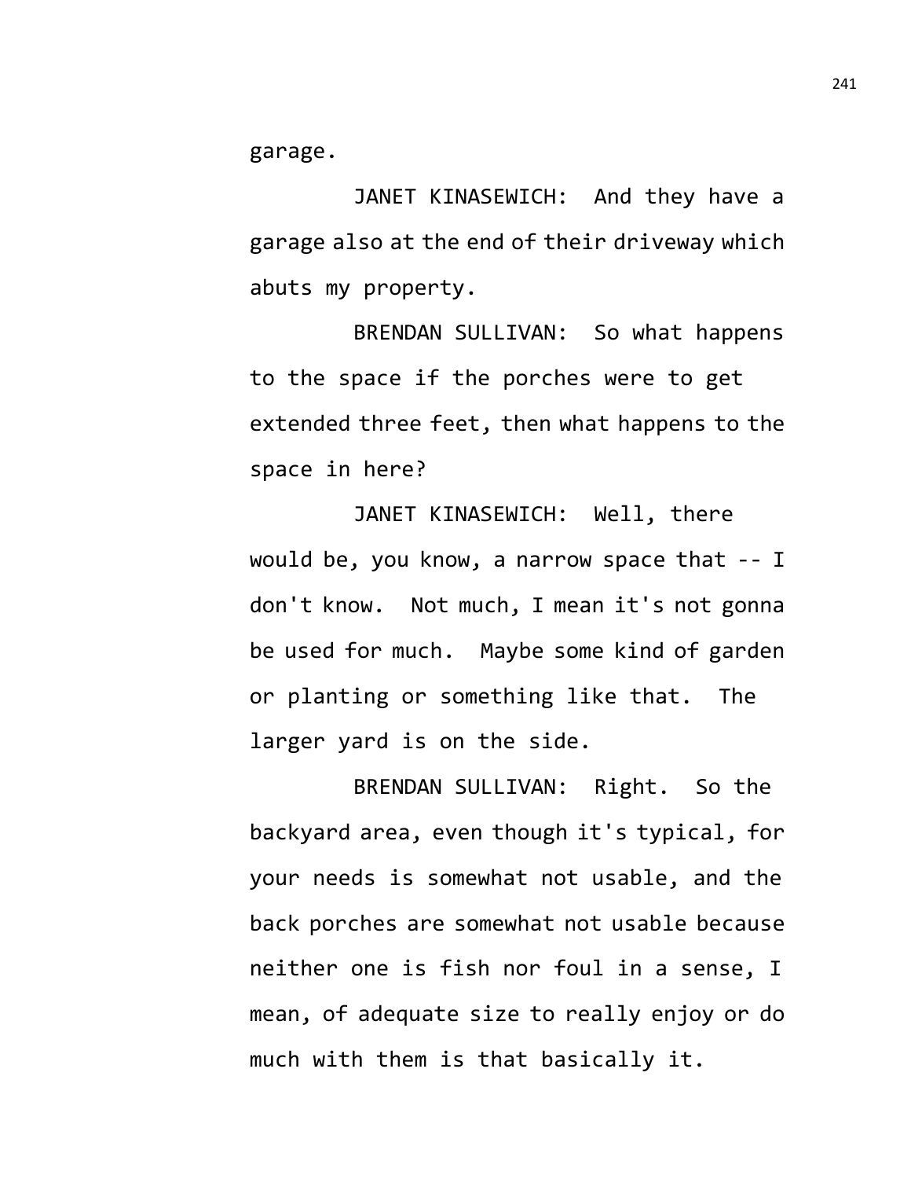garage.

JANET KINASEWICH: And they have a garage also at the end of their driveway which abuts my property.

BRENDAN SULLIVAN: So what happens to the space if the porches were to get extended three feet, then what happens to the space in here?

JANET KINASEWICH: Well, there would be, you know, a narrow space that -- I don't know. Not much, I mean it's not gonna be used for much. Maybe some kind of garden or planting or something like that. The larger yard is on the side.

BRENDAN SULLIVAN: Right. So the backyard area, even though it's typical, for your needs is somewhat not usable, and the back porches are somewhat not usable because neither one is fish nor foul in a sense, I mean, of adequate size to really enjoy or do much with them is that basically it.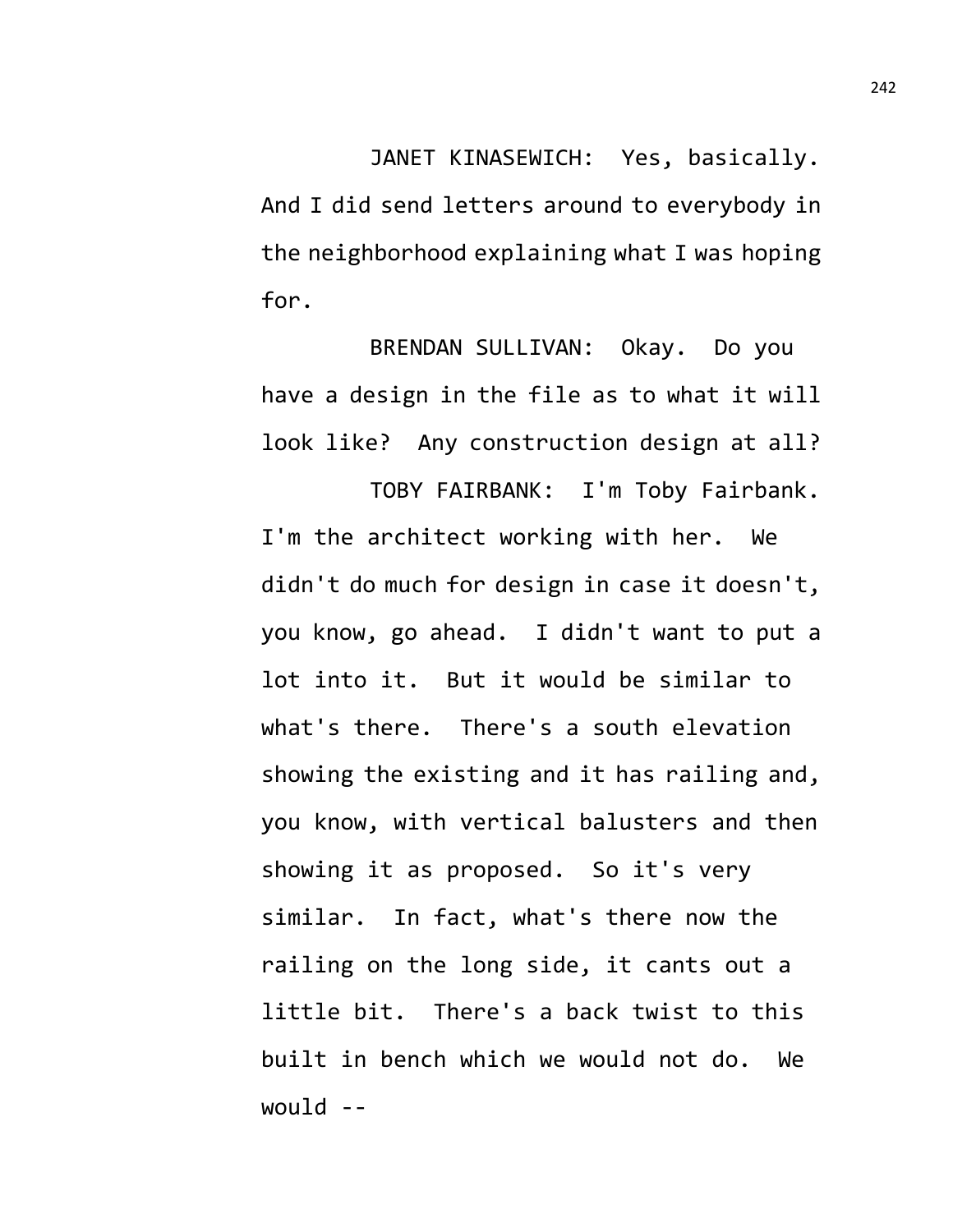JANET KINASEWICH: Yes, basically. And I did send letters around to everybody in the neighborhood explaining what I was hoping for.

BRENDAN SULLIVAN: Okay. Do you have a design in the file as to what it will look like? Any construction design at all?

TOBY FAIRBANK: I'm Toby Fairbank. I'm the architect working with her. We didn't do much for design in case it doesn't, you know, go ahead. I didn't want to put a lot into it. But it would be similar to what's there. There's a south elevation showing the existing and it has railing and, you know, with vertical balusters and then showing it as proposed. So it's very similar. In fact, what's there now the railing on the long side, it cants out a little bit. There's a back twist to this built in bench which we would not do. We would --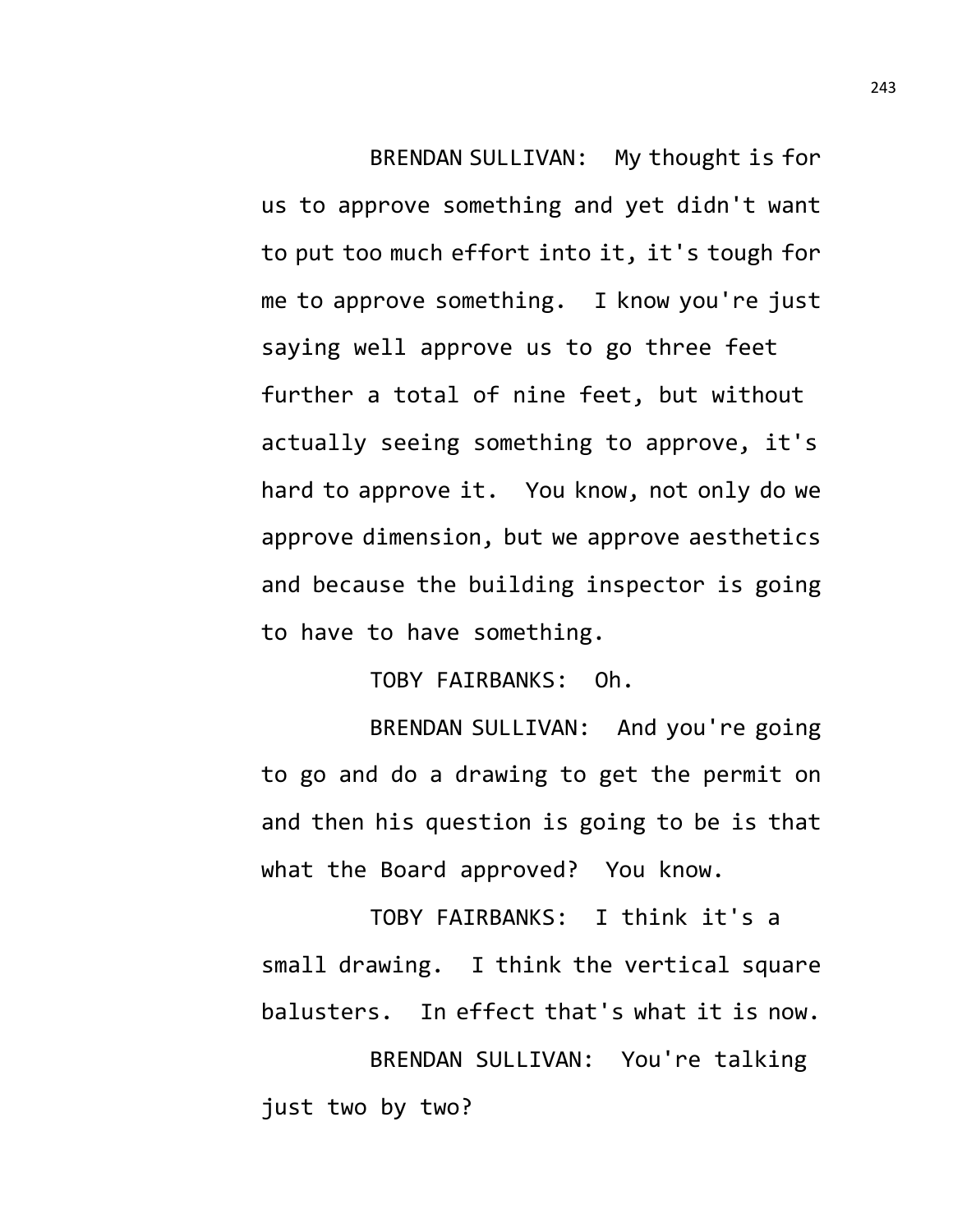BRENDAN SULLIVAN: My thought is for us to approve something and yet didn't want to put too much effort into it, it's tough for me to approve something. I know you're just saying well approve us to go three feet further a total of nine feet, but without actually seeing something to approve, it's hard to approve it. You know, not only do we approve dimension, but we approve aesthetics and because the building inspector is going to have to have something.

TOBY FAIRBANKS: Oh.

BRENDAN SULLIVAN: And you're going to go and do a drawing to get the permit on and then his question is going to be is that what the Board approved? You know.

TOBY FAIRBANKS: I think it's a small drawing. I think the vertical square balusters. In effect that's what it is now.

BRENDAN SULLIVAN: You're talking just two by two?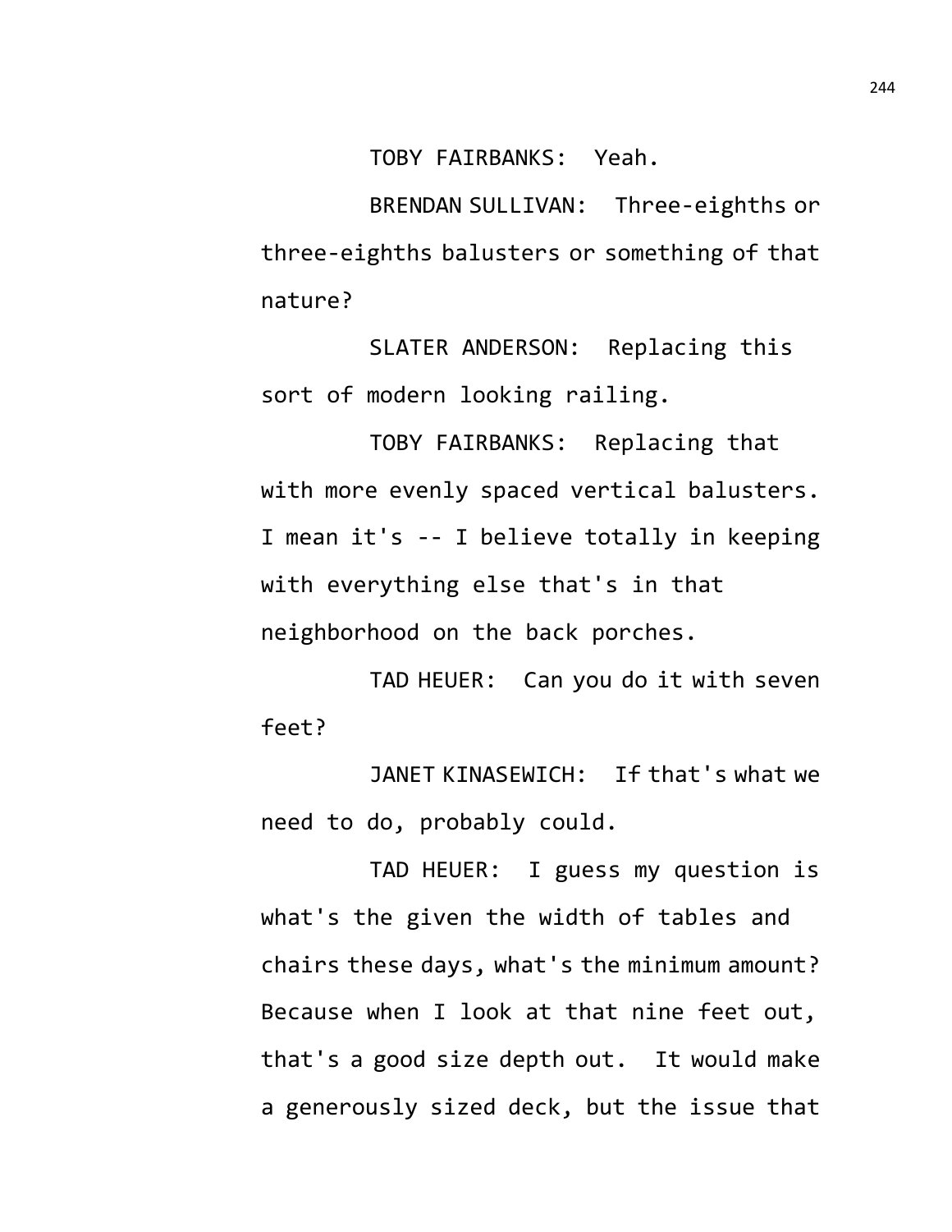TOBY FAIRBANKS: Yeah.

BRENDAN SULLIVAN: Three-eighths or three-eighths balusters or something of that nature?

SLATER ANDERSON: Replacing this sort of modern looking railing.

TOBY FAIRBANKS: Replacing that with more evenly spaced vertical balusters. I mean it's -- I believe totally in keeping with everything else that's in that neighborhood on the back porches.

TAD HEUER: Can you do it with seven feet?

JANET KINASEWICH: If that's what we need to do, probably could.

TAD HEUER: I guess my question is what's the given the width of tables and chairs these days, what's the minimum amount? Because when I look at that nine feet out, that's a good size depth out. It would make a generously sized deck, but the issue that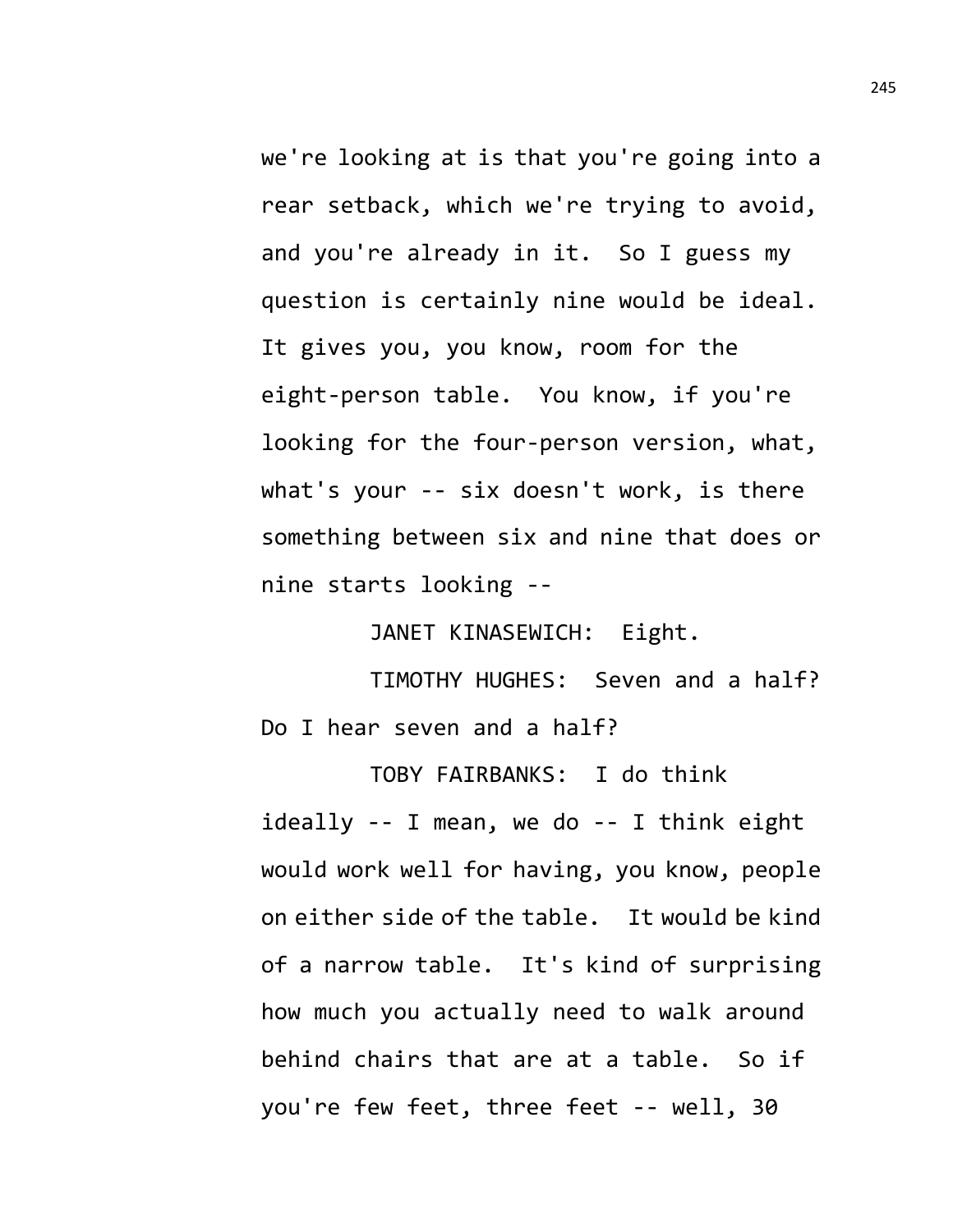we're looking at is that you're going into a rear setback, which we're trying to avoid, and you're already in it. So I guess my question is certainly nine would be ideal. It gives you, you know, room for the eight-person table. You know, if you're looking for the four-person version, what, what's your -- six doesn't work, is there something between six and nine that does or nine starts looking --

JANET KINASEWICH: Eight.

TIMOTHY HUGHES: Seven and a half? Do I hear seven and a half?

TOBY FAIRBANKS: I do think ideally -- I mean, we do -- I think eight would work well for having, you know, people on either side of the table. It would be kind of a narrow table. It's kind of surprising how much you actually need to walk around behind chairs that are at a table. So if you're few feet, three feet -- well, 30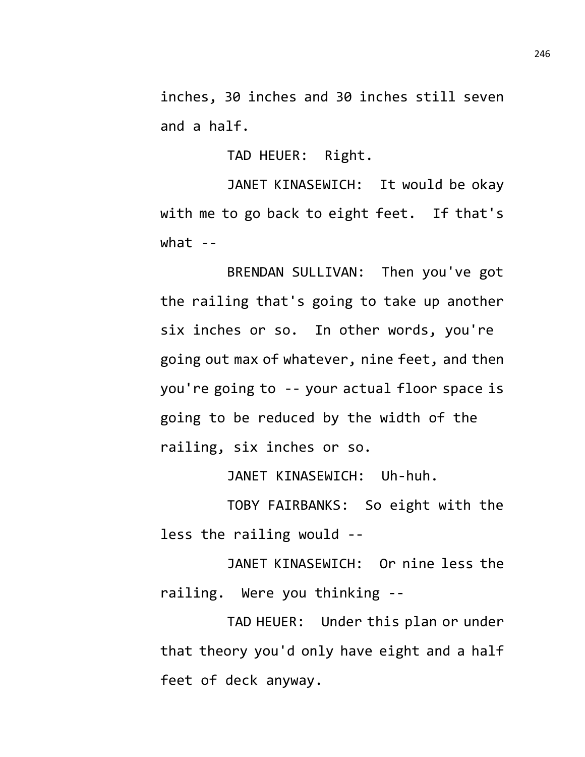inches, 30 inches and 30 inches still seven and a half.

TAD HEUER: Right.

JANET KINASEWICH: It would be okay with me to go back to eight feet. If that's what --

BRENDAN SULLIVAN: Then you've got the railing that's going to take up another six inches or so. In other words, you're going out max of whatever, nine feet, and then you're going to -- your actual floor space is going to be reduced by the width of the railing, six inches or so.

JANET KINASEWICH: Uh-huh.

TOBY FAIRBANKS: So eight with the less the railing would --

JANET KINASEWICH: Or nine less the railing. Were you thinking --

TAD HEUER: Under this plan or under that theory you'd only have eight and a half feet of deck anyway.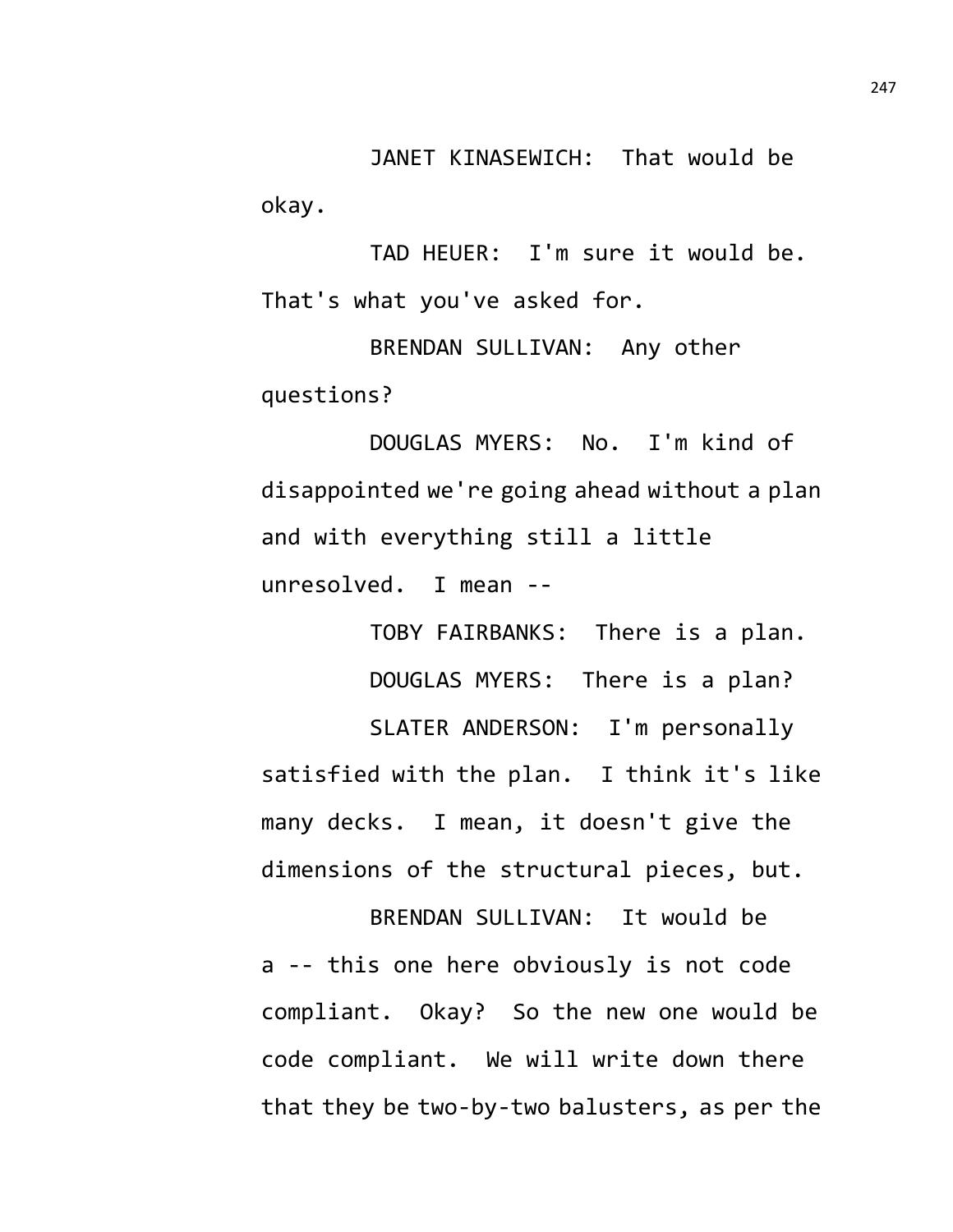JANET KINASEWICH: That would be okay.

TAD HEUER: I'm sure it would be. That's what you've asked for.

BRENDAN SULLIVAN: Any other questions?

DOUGLAS MYERS: No. I'm kind of disappointed we're going ahead without a plan and with everything still a little unresolved. I mean --

TOBY FAIRBANKS: There is a plan.

DOUGLAS MYERS: There is a plan?

SLATER ANDERSON: I'm personally satisfied with the plan. I think it's like many decks. I mean, it doesn't give the dimensions of the structural pieces, but.

BRENDAN SULLIVAN: It would be a -- this one here obviously is not code compliant. Okay? So the new one would be code compliant. We will write down there that they be two-by-two balusters, as per the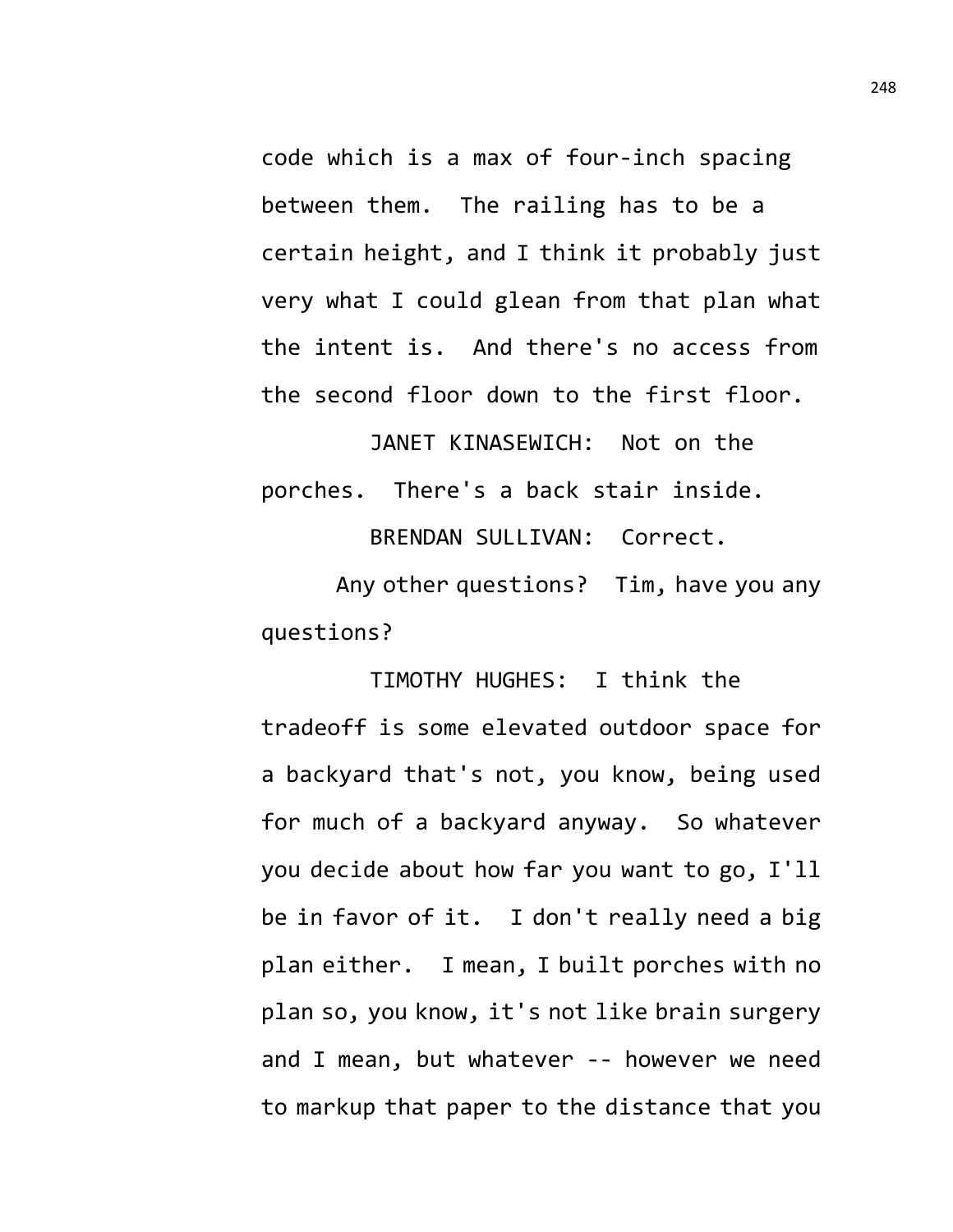code which is a max of four-inch spacing between them. The railing has to be a certain height, and I think it probably just very what I could glean from that plan what the intent is. And there's no access from the second floor down to the first floor.

JANET KINASEWICH: Not on the porches. There's a back stair inside.

BRENDAN SULLIVAN: Correct.

Any other questions? Tim, have you any questions?

TIMOTHY HUGHES: I think the tradeoff is some elevated outdoor space for a backyard that's not, you know, being used for much of a backyard anyway. So whatever you decide about how far you want to go, I'll be in favor of it. I don't really need a big plan either. I mean, I built porches with no plan so, you know, it's not like brain surgery and I mean, but whatever -- however we need to markup that paper to the distance that you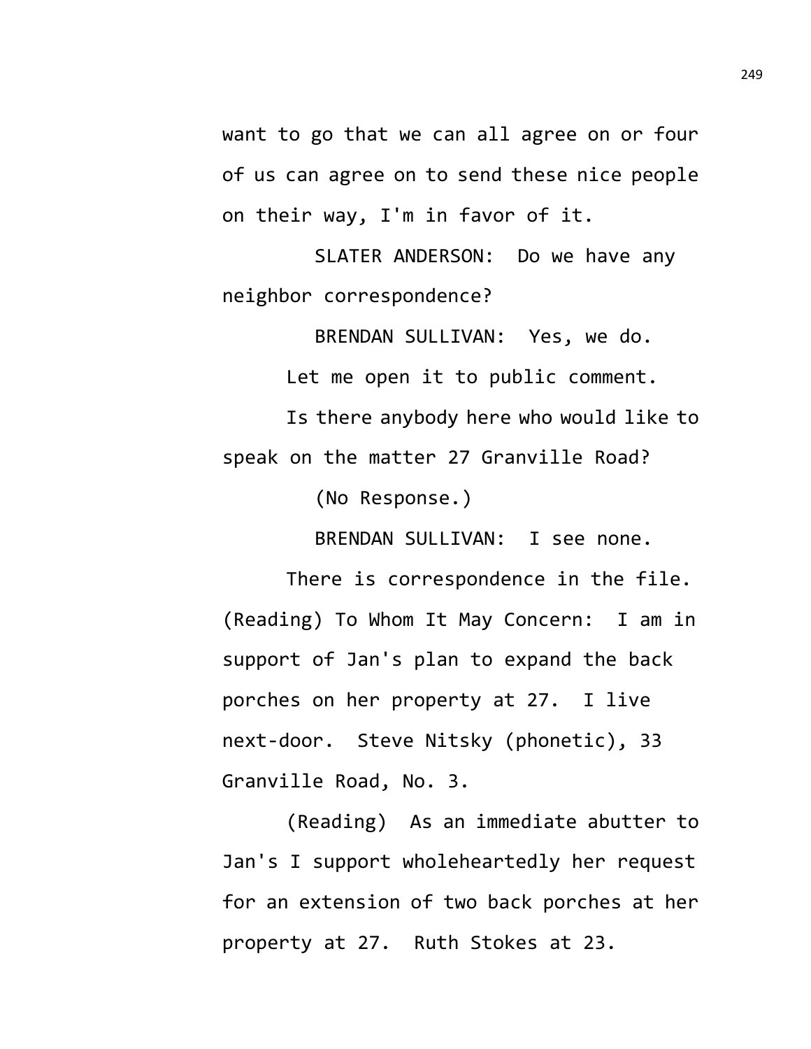want to go that we can all agree on or four of us can agree on to send these nice people on their way, I'm in favor of it.

SLATER ANDERSON: Do we have any neighbor correspondence?

BRENDAN SULLIVAN: Yes, we do.

Let me open it to public comment.

Is there anybody here who would like to speak on the matter 27 Granville Road?

(No Response.)

BRENDAN SULLIVAN: I see none.

There is correspondence in the file. (Reading) To Whom It May Concern: I am in support of Jan's plan to expand the back porches on her property at 27. I live next-door. Steve Nitsky (phonetic), 33 Granville Road, No. 3.

(Reading) As an immediate abutter to Jan's I support wholeheartedly her request for an extension of two back porches at her property at 27. Ruth Stokes at 23.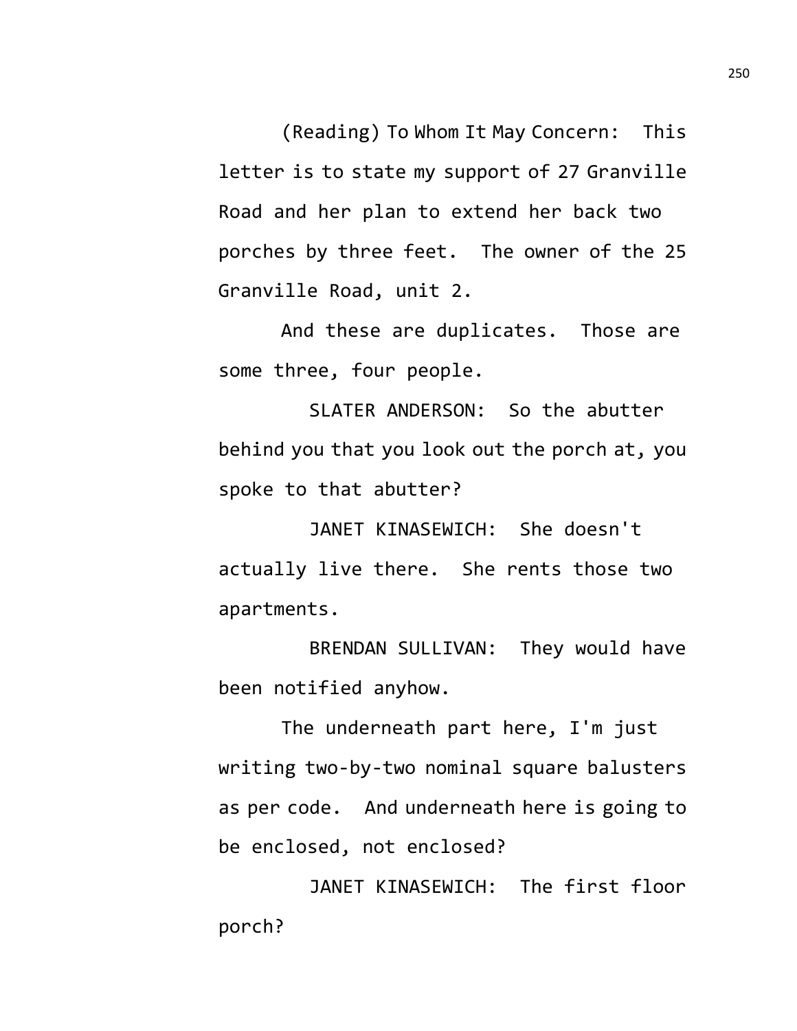(Reading) To Whom It May Concern: This letter is to state my support of 27 Granville Road and her plan to extend her back two porches by three feet. The owner of the 25 Granville Road, unit 2.

And these are duplicates. Those are some three, four people.

SLATER ANDERSON: So the abutter behind you that you look out the porch at, you spoke to that abutter?

JANET KINASEWICH: She doesn't actually live there. She rents those two apartments.

BRENDAN SULLIVAN: They would have been notified anyhow.

The underneath part here, I'm just writing two-by-two nominal square balusters as per code. And underneath here is going to be enclosed, not enclosed?

JANET KINASEWICH: The first floor porch?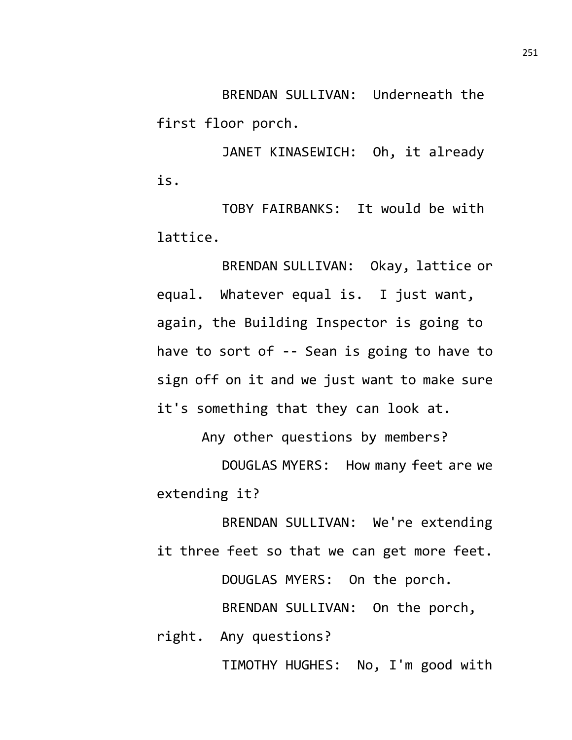BRENDAN SULLIVAN: Underneath the first floor porch.

JANET KINASEWICH: Oh, it already is.

TOBY FAIRBANKS: It would be with lattice.

BRENDAN SULLIVAN: Okay, lattice or equal. Whatever equal is. I just want, again, the Building Inspector is going to have to sort of -- Sean is going to have to sign off on it and we just want to make sure it's something that they can look at.

Any other questions by members?

DOUGLAS MYERS: How many feet are we extending it?

BRENDAN SULLIVAN: We're extending it three feet so that we can get more feet.

DOUGLAS MYERS: On the porch.

BRENDAN SULLIVAN: On the porch, right. Any questions?

TIMOTHY HUGHES: No, I'm good with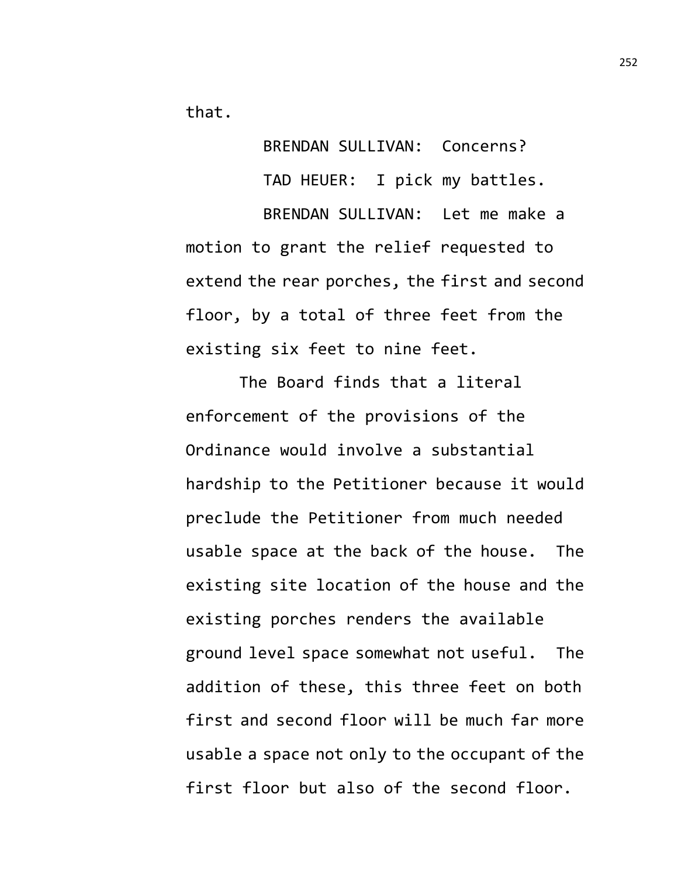that.

BRENDAN SULLIVAN: Concerns?

TAD HEUER: I pick my battles.

BRENDAN SULLIVAN: Let me make a motion to grant the relief requested to extend the rear porches, the first and second floor, by a total of three feet from the existing six feet to nine feet.

The Board finds that a literal enforcement of the provisions of the Ordinance would involve a substantial hardship to the Petitioner because it would preclude the Petitioner from much needed usable space at the back of the house. The existing site location of the house and the existing porches renders the available ground level space somewhat not useful. The addition of these, this three feet on both first and second floor will be much far more usable a space not only to the occupant of the first floor but also of the second floor.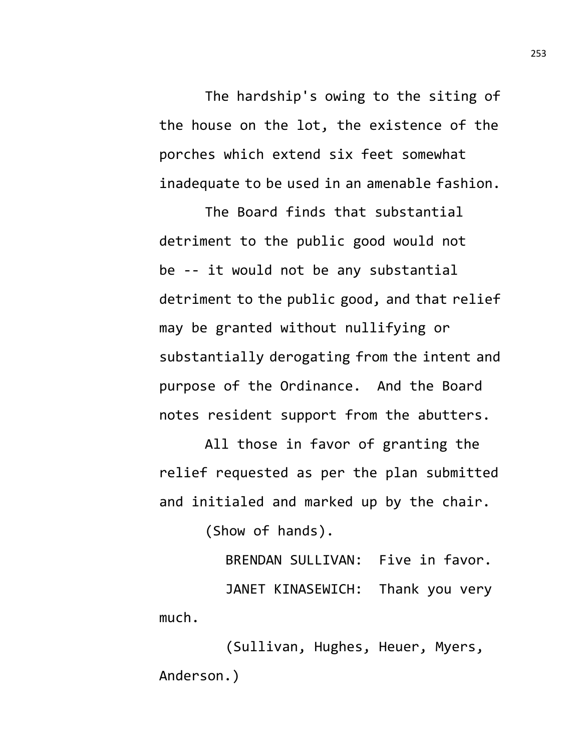The hardship's owing to the siting of the house on the lot, the existence of the porches which extend six feet somewhat inadequate to be used in an amenable fashion.

The Board finds that substantial detriment to the public good would not be -- it would not be any substantial detriment to the public good, and that relief may be granted without nullifying or substantially derogating from the intent and purpose of the Ordinance. And the Board notes resident support from the abutters.

All those in favor of granting the relief requested as per the plan submitted and initialed and marked up by the chair.

(Show of hands).

BRENDAN SULLIVAN: Five in favor.

JANET KINASEWICH: Thank you very much.

(Sullivan, Hughes, Heuer, Myers, Anderson.)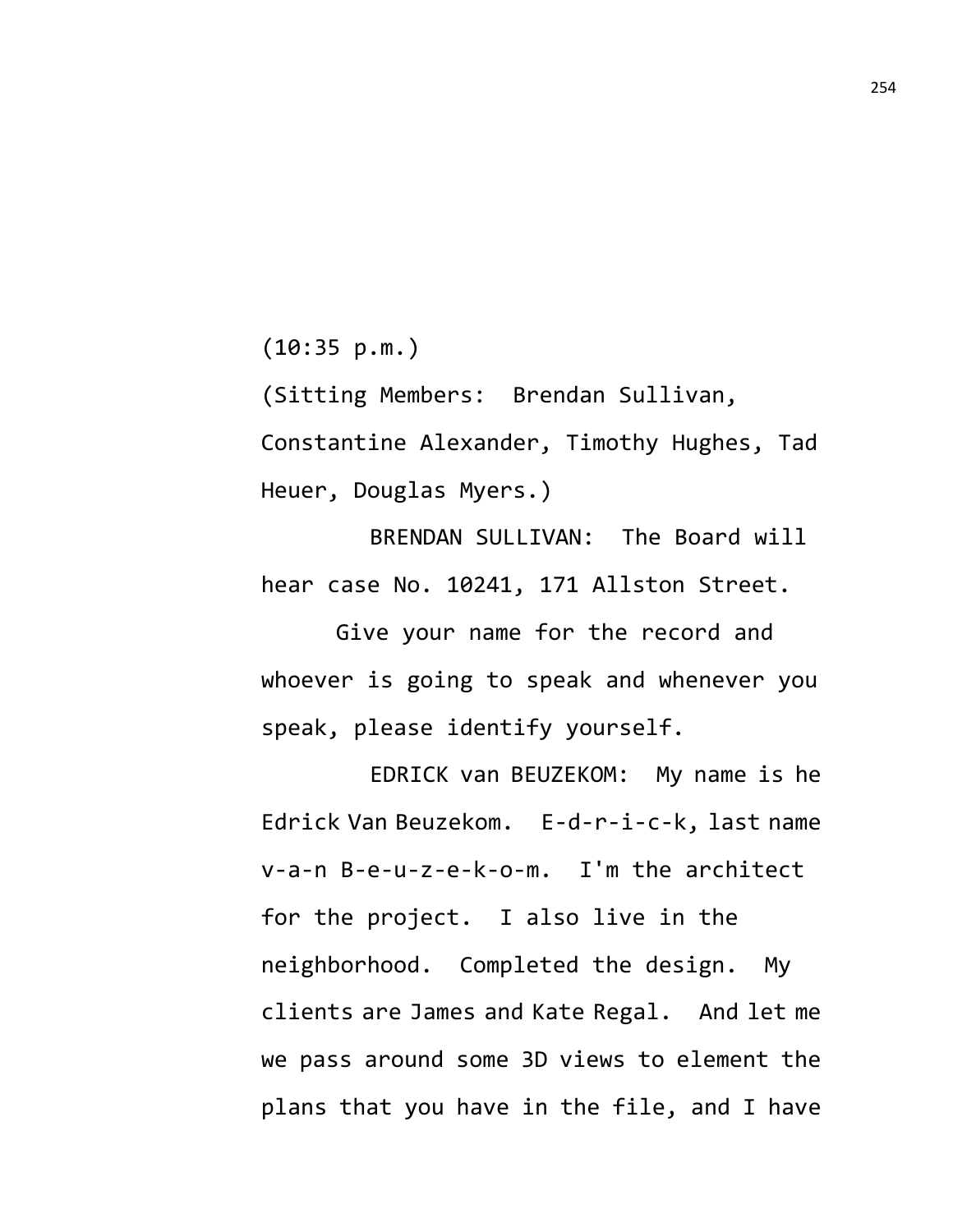(10:35 p.m.)

(Sitting Members: Brendan Sullivan, Constantine Alexander, Timothy Hughes, Tad Heuer, Douglas Myers.)

BRENDAN SULLIVAN: The Board will hear case No. 10241, 171 Allston Street.

Give your name for the record and whoever is going to speak and whenever you speak, please identify yourself.

EDRICK van BEUZEKOM: My name is he Edrick Van Beuzekom. E-d-r-i-c-k, last name v-a-n B-e-u-z-e-k-o-m. I'm the architect for the project. I also live in the neighborhood. Completed the design. My clients are James and Kate Regal. And let me we pass around some 3D views to element the plans that you have in the file, and I have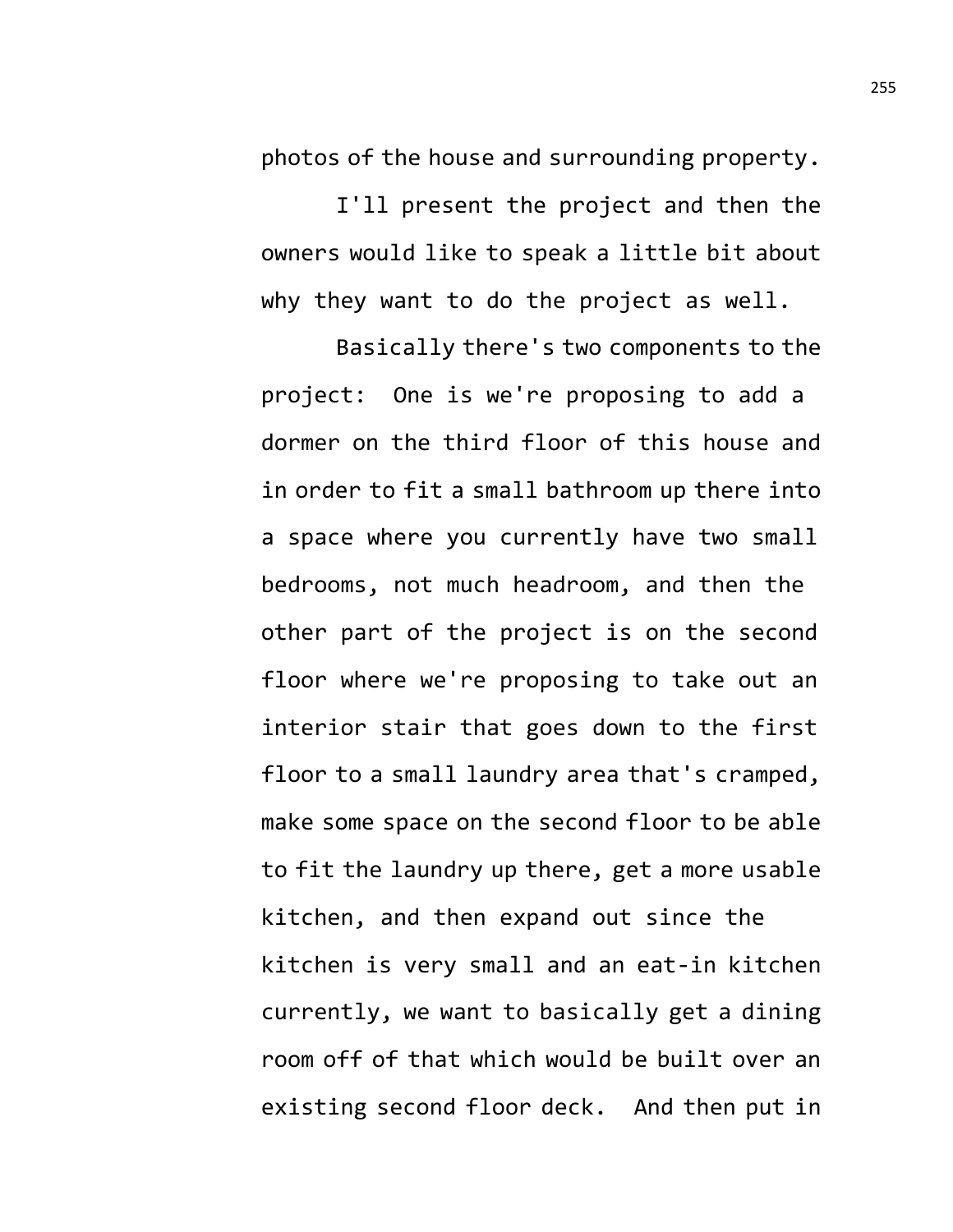photos of the house and surrounding property.

I'll present the project and then the owners would like to speak a little bit about why they want to do the project as well.

Basically there's two components to the project: One is we're proposing to add a dormer on the third floor of this house and in order to fit a small bathroom up there into a space where you currently have two small bedrooms, not much headroom, and then the other part of the project is on the second floor where we're proposing to take out an interior stair that goes down to the first floor to a small laundry area that's cramped, make some space on the second floor to be able to fit the laundry up there, get a more usable kitchen, and then expand out since the kitchen is very small and an eat-in kitchen currently, we want to basically get a dining room off of that which would be built over an existing second floor deck. And then put in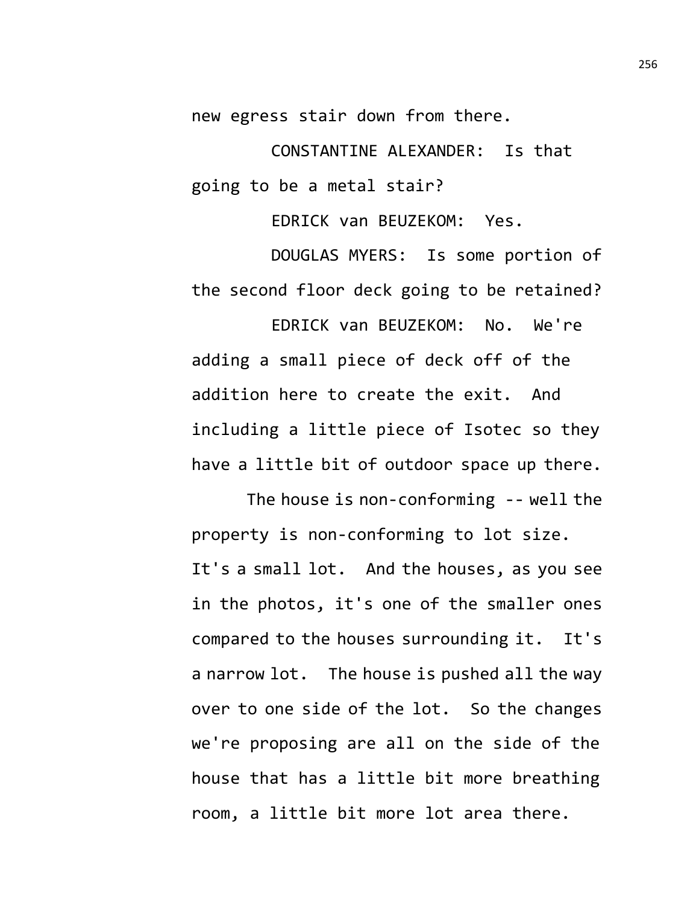new egress stair down from there.

CONSTANTINE ALEXANDER: Is that going to be a metal stair?

EDRICK van BEUZEKOM: Yes.

DOUGLAS MYERS: Is some portion of the second floor deck going to be retained?

EDRICK van BEUZEKOM: No. We're adding a small piece of deck off of the addition here to create the exit. And including a little piece of Isotec so they have a little bit of outdoor space up there.

The house is non-conforming -- well the property is non-conforming to lot size. It's a small lot. And the houses, as you see in the photos, it's one of the smaller ones compared to the houses surrounding it. It's a narrow lot. The house is pushed all the way over to one side of the lot. So the changes we're proposing are all on the side of the house that has a little bit more breathing room, a little bit more lot area there.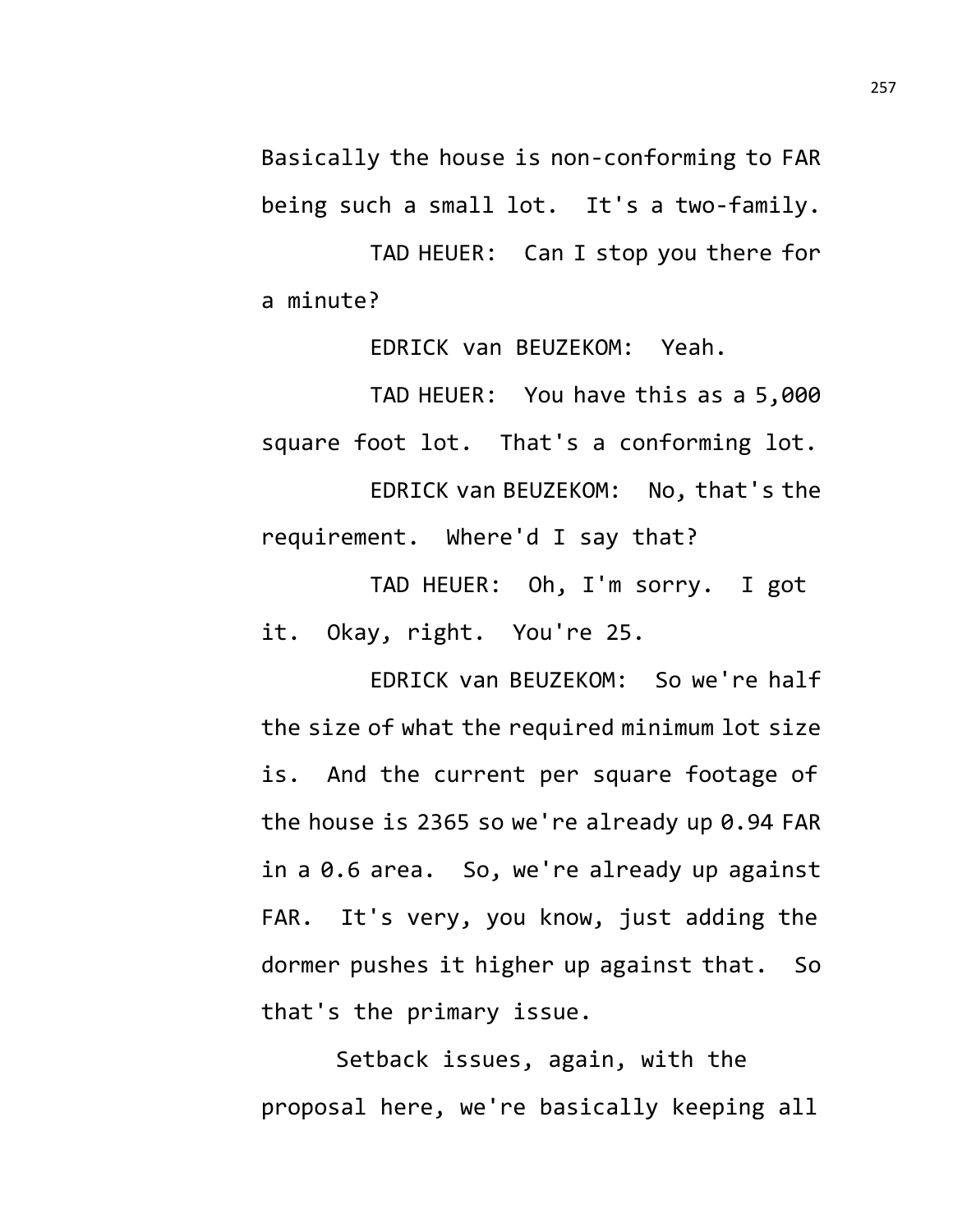Basically the house is non-conforming to FAR being such a small lot. It's a two-family.

TAD HEUER: Can I stop you there for a minute?

EDRICK van BEUZEKOM: Yeah.

TAD HEUER: You have this as a 5,000 square foot lot. That's a conforming lot.

EDRICK van BEUZEKOM: No, that's the requirement. Where'd I say that?

TAD HEUER: Oh, I'm sorry. I got it. Okay, right. You're 25.

EDRICK van BEUZEKOM: So we're half the size of what the required minimum lot size is. And the current per square footage of the house is 2365 so we're already up 0.94 FAR in a 0.6 area. So, we're already up against FAR. It's very, you know, just adding the dormer pushes it higher up against that. So that's the primary issue.

Setback issues, again, with the proposal here, we're basically keeping all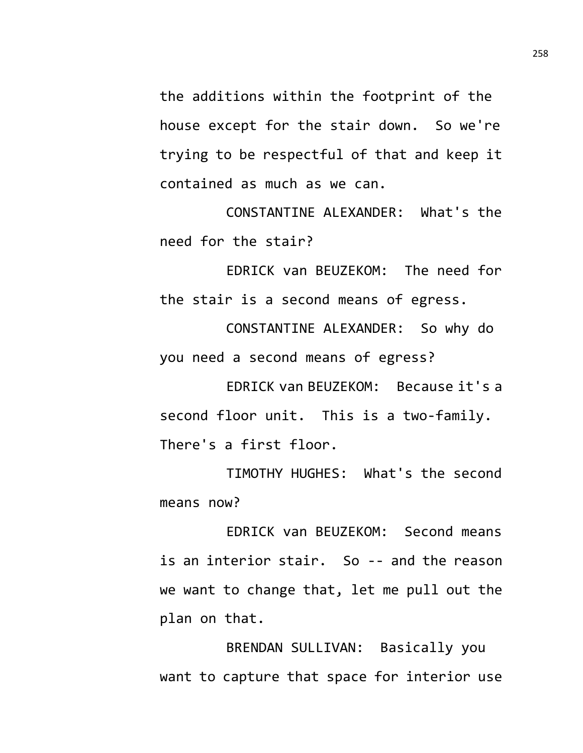the additions within the footprint of the house except for the stair down. So we're trying to be respectful of that and keep it contained as much as we can.

CONSTANTINE ALEXANDER: What's the need for the stair?

EDRICK van BEUZEKOM: The need for the stair is a second means of egress.

CONSTANTINE ALEXANDER: So why do you need a second means of egress?

EDRICK van BEUZEKOM: Because it's a second floor unit. This is a two-family. There's a first floor.

TIMOTHY HUGHES: What's the second means now?

EDRICK van BEUZEKOM: Second means is an interior stair. So -- and the reason we want to change that, let me pull out the plan on that.

BRENDAN SULLIVAN: Basically you want to capture that space for interior use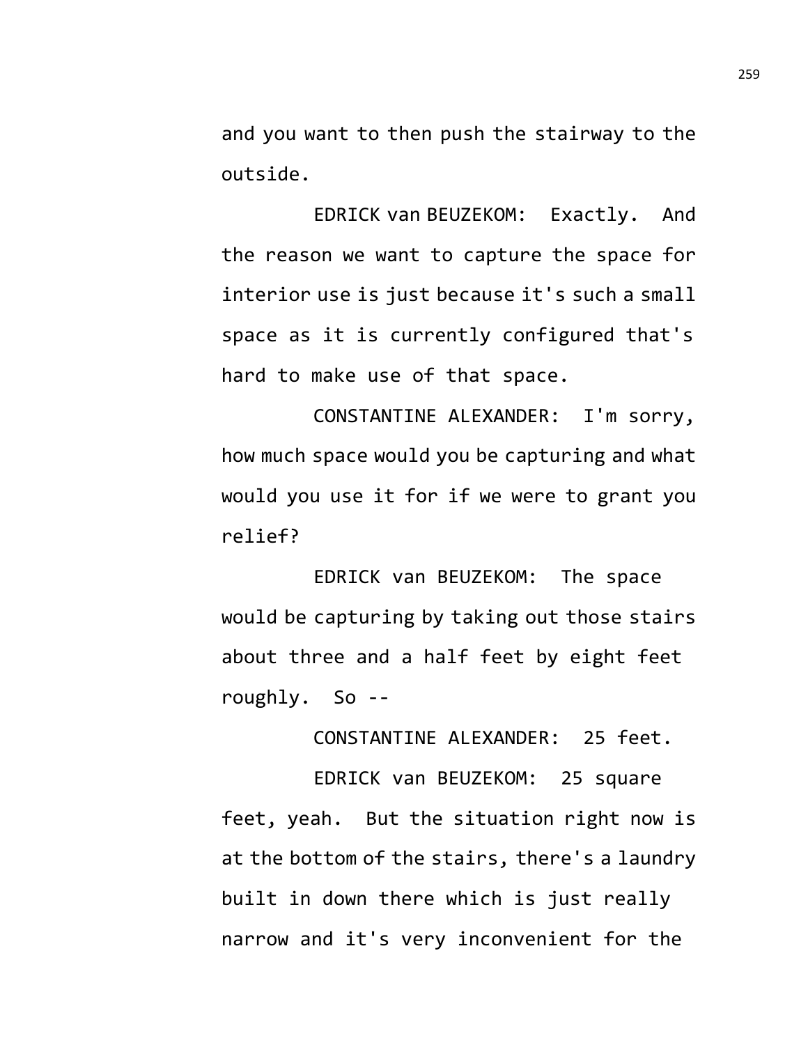and you want to then push the stairway to the outside.

EDRICK van BEUZEKOM: Exactly. And the reason we want to capture the space for interior use is just because it's such a small space as it is currently configured that's hard to make use of that space.

CONSTANTINE ALEXANDER: I'm sorry, how much space would you be capturing and what would you use it for if we were to grant you relief?

EDRICK van BEUZEKOM: The space would be capturing by taking out those stairs about three and a half feet by eight feet roughly. So --

CONSTANTINE ALEXANDER: 25 feet.

EDRICK van BEUZEKOM: 25 square feet, yeah. But the situation right now is at the bottom of the stairs, there's a laundry built in down there which is just really narrow and it's very inconvenient for the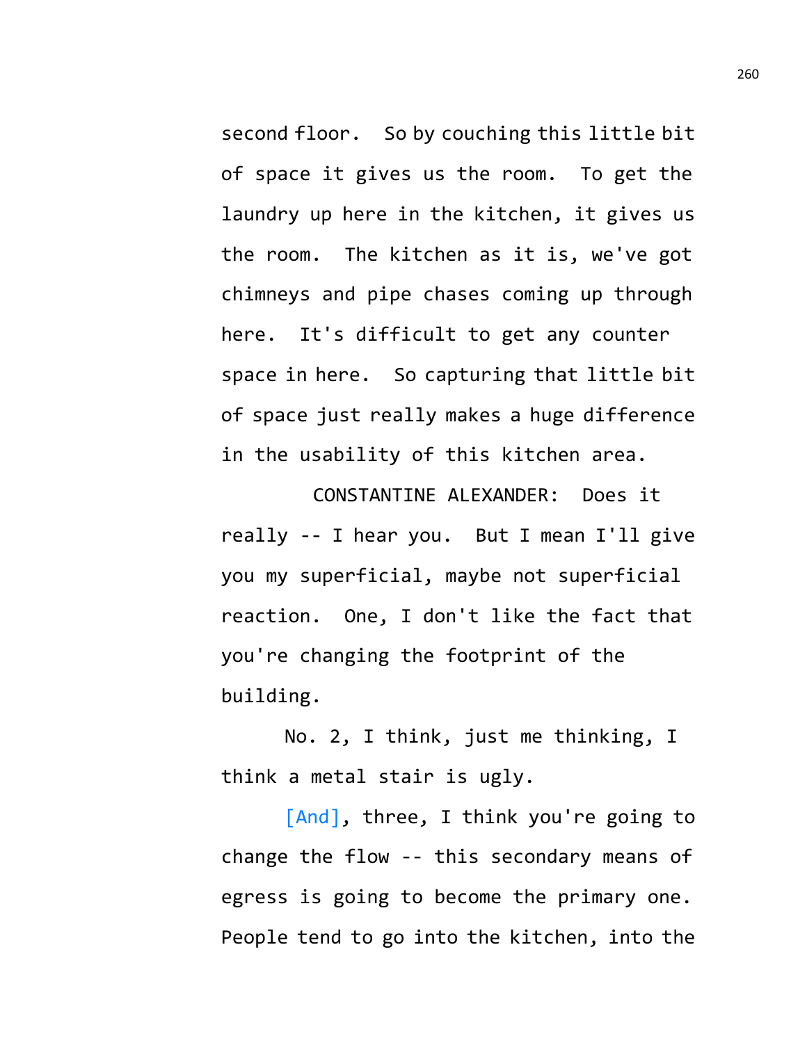second floor. So by couching this little bit of space it gives us the room. To get the laundry up here in the kitchen, it gives us the room. The kitchen as it is, we've got chimneys and pipe chases coming up through here. It's difficult to get any counter space in here. So capturing that little bit of space just really makes a huge difference in the usability of this kitchen area.

CONSTANTINE ALEXANDER: Does it really -- I hear you. But I mean I'll give you my superficial, maybe not superficial reaction. One, I don't like the fact that you're changing the footprint of the building.

No. 2, I think, just me thinking, I think a metal stair is ugly.

[And], three, I think you're going to change the flow -- this secondary means of egress is going to become the primary one. People tend to go into the kitchen, into the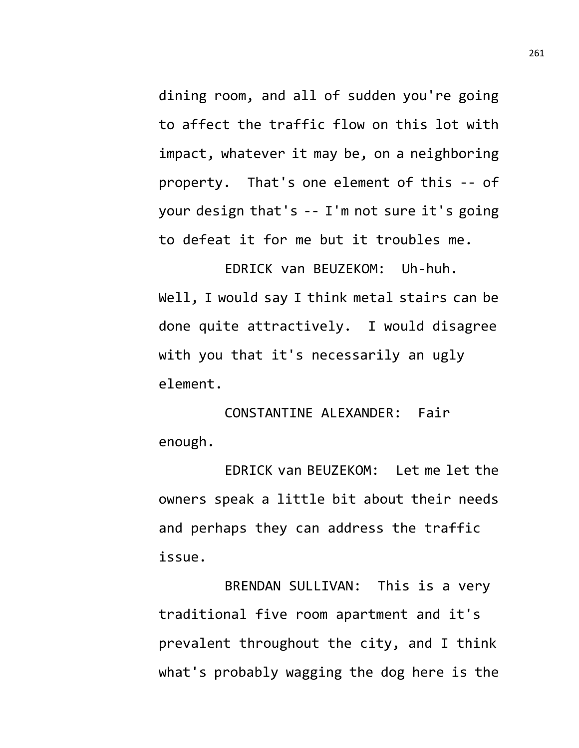dining room, and all of sudden you're going to affect the traffic flow on this lot with impact, whatever it may be, on a neighboring property. That's one element of this -- of your design that's -- I'm not sure it's going to defeat it for me but it troubles me.

EDRICK van BEUZEKOM: Uh-huh. Well, I would say I think metal stairs can be done quite attractively. I would disagree with you that it's necessarily an ugly element.

CONSTANTINE ALEXANDER: Fair enough.

EDRICK van BEUZEKOM: Let me let the owners speak a little bit about their needs and perhaps they can address the traffic issue.

BRENDAN SULLIVAN: This is a very traditional five room apartment and it's prevalent throughout the city, and I think what's probably wagging the dog here is the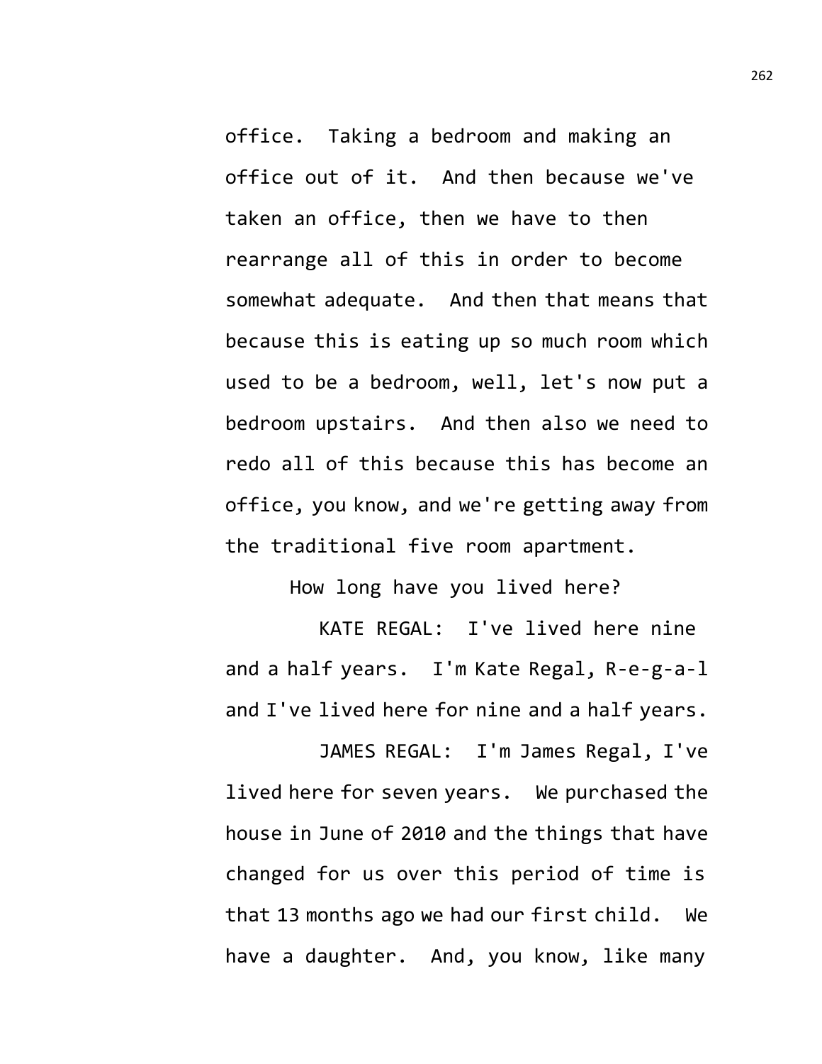office. Taking a bedroom and making an office out of it. And then because we've taken an office, then we have to then rearrange all of this in order to become somewhat adequate. And then that means that because this is eating up so much room which used to be a bedroom, well, let's now put a bedroom upstairs. And then also we need to redo all of this because this has become an office, you know, and we're getting away from the traditional five room apartment.

How long have you lived here?

KATE REGAL: I've lived here nine and a half years. I'm Kate Regal, R-e-g-a-l and I've lived here for nine and a half years.

JAMES REGAL: I'm James Regal, I've lived here for seven years. We purchased the house in June of 2010 and the things that have changed for us over this period of time is that 13 months ago we had our first child. We have a daughter. And, you know, like many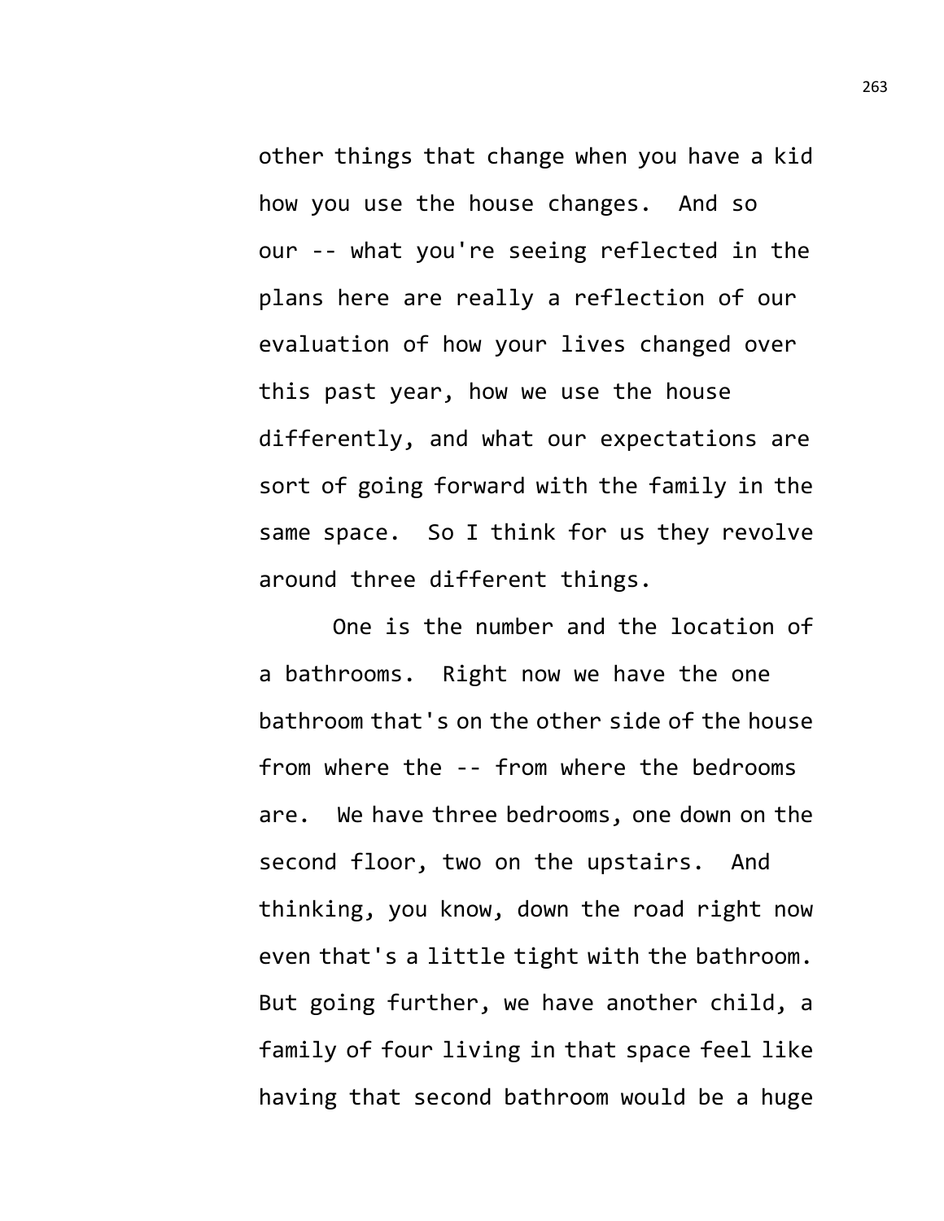other things that change when you have a kid how you use the house changes. And so our -- what you're seeing reflected in the plans here are really a reflection of our evaluation of how your lives changed over this past year, how we use the house differently, and what our expectations are sort of going forward with the family in the same space. So I think for us they revolve around three different things.

One is the number and the location of a bathrooms. Right now we have the one bathroom that's on the other side of the house from where the -- from where the bedrooms are. We have three bedrooms, one down on the second floor, two on the upstairs. And thinking, you know, down the road right now even that's a little tight with the bathroom. But going further, we have another child, a family of four living in that space feel like having that second bathroom would be a huge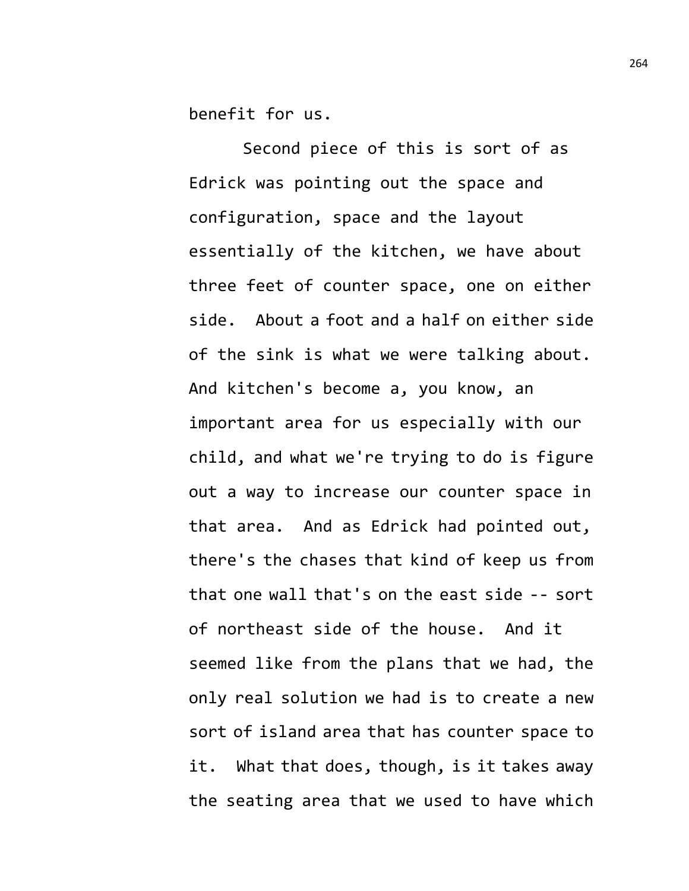benefit for us.

Second piece of this is sort of as Edrick was pointing out the space and configuration, space and the layout essentially of the kitchen, we have about three feet of counter space, one on either side. About a foot and a half on either side of the sink is what we were talking about. And kitchen's become a, you know, an important area for us especially with our child, and what we're trying to do is figure out a way to increase our counter space in that area. And as Edrick had pointed out, there's the chases that kind of keep us from that one wall that's on the east side -- sort of northeast side of the house. And it seemed like from the plans that we had, the only real solution we had is to create a new sort of island area that has counter space to it. What that does, though, is it takes away the seating area that we used to have which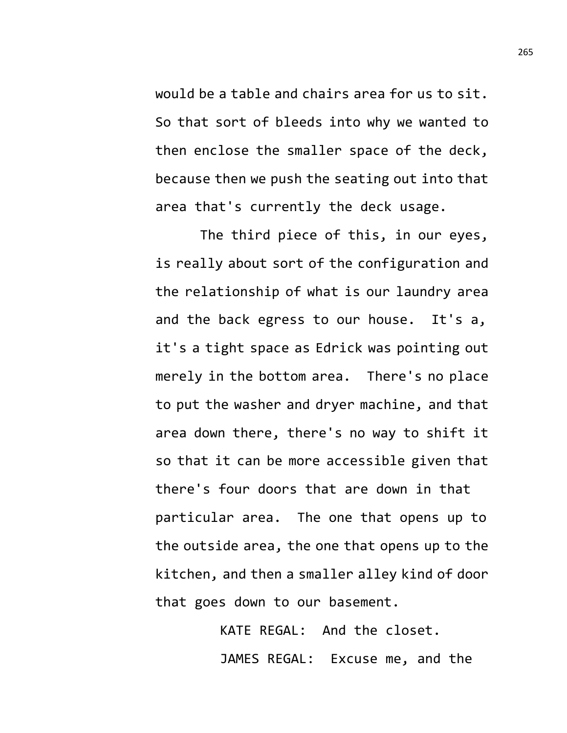would be a table and chairs area for us to sit. So that sort of bleeds into why we wanted to then enclose the smaller space of the deck, because then we push the seating out into that area that's currently the deck usage.

The third piece of this, in our eyes, is really about sort of the configuration and the relationship of what is our laundry area and the back egress to our house. It's a, it's a tight space as Edrick was pointing out merely in the bottom area. There's no place to put the washer and dryer machine, and that area down there, there's no way to shift it so that it can be more accessible given that there's four doors that are down in that particular area. The one that opens up to the outside area, the one that opens up to the kitchen, and then a smaller alley kind of door that goes down to our basement.

KATE REGAL: And the closet.

JAMES REGAL: Excuse me, and the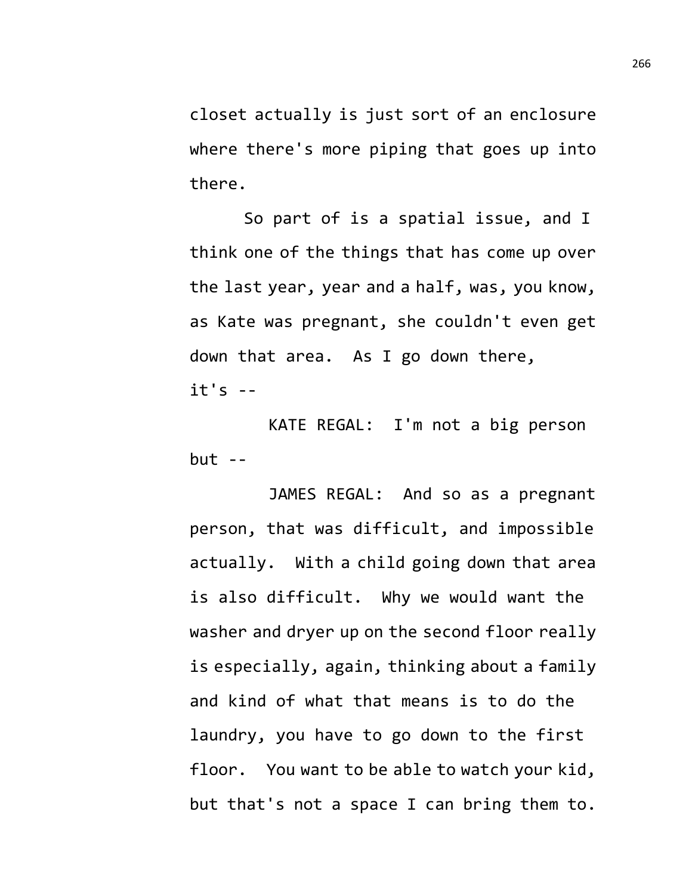closet actually is just sort of an enclosure where there's more piping that goes up into there.

So part of is a spatial issue, and I think one of the things that has come up over the last year, year and a half, was, you know, as Kate was pregnant, she couldn't even get down that area. As I go down there, it's --

KATE REGAL: I'm not a big person but --

JAMES REGAL: And so as a pregnant person, that was difficult, and impossible actually. With a child going down that area is also difficult. Why we would want the washer and dryer up on the second floor really is especially, again, thinking about a family and kind of what that means is to do the laundry, you have to go down to the first floor. You want to be able to watch your kid, but that's not a space I can bring them to.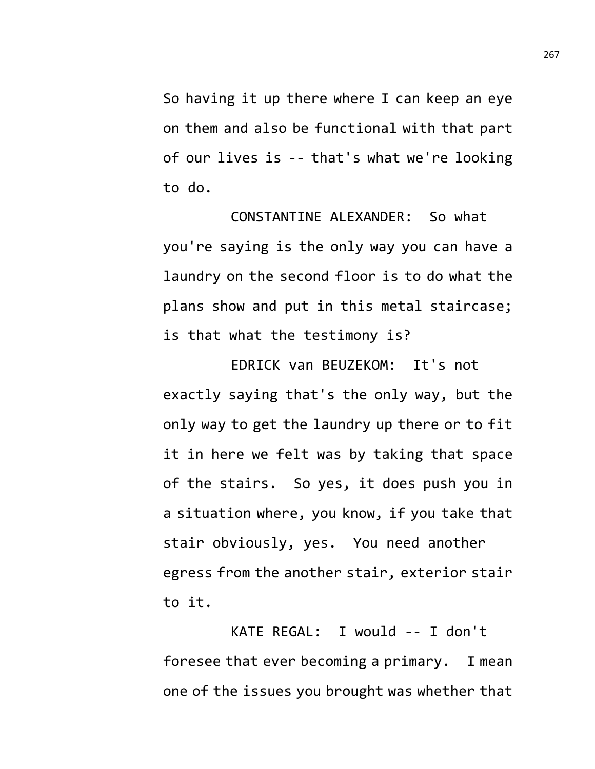So having it up there where I can keep an eye on them and also be functional with that part of our lives is -- that's what we're looking to do.

CONSTANTINE ALEXANDER: So what you're saying is the only way you can have a laundry on the second floor is to do what the plans show and put in this metal staircase; is that what the testimony is?

EDRICK van BEUZEKOM: It's not exactly saying that's the only way, but the only way to get the laundry up there or to fit it in here we felt was by taking that space of the stairs. So yes, it does push you in a situation where, you know, if you take that stair obviously, yes. You need another egress from the another stair, exterior stair to it.

KATE REGAL: I would -- I don't foresee that ever becoming a primary. I mean one of the issues you brought was whether that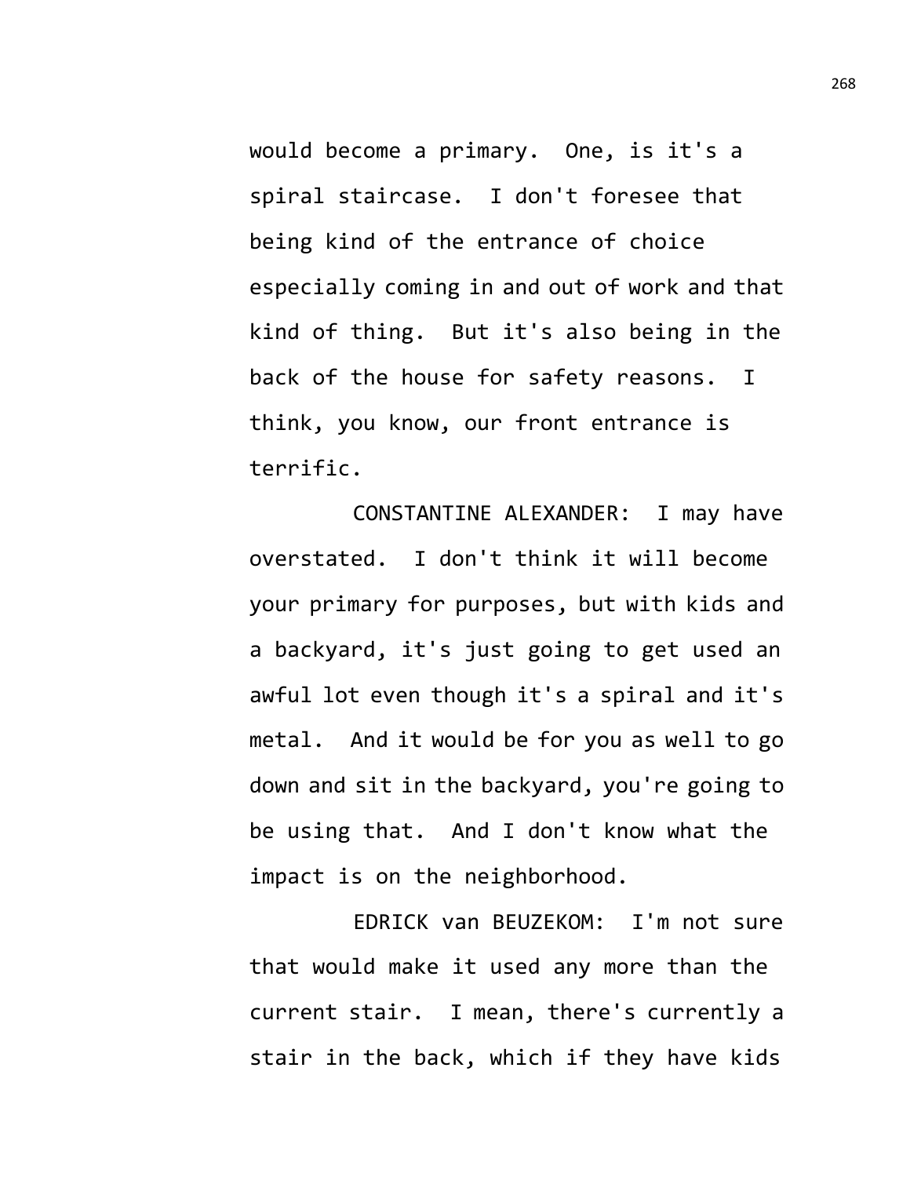would become a primary. One, is it's a spiral staircase. I don't foresee that being kind of the entrance of choice especially coming in and out of work and that kind of thing. But it's also being in the back of the house for safety reasons. I think, you know, our front entrance is terrific.

CONSTANTINE ALEXANDER: I may have overstated. I don't think it will become your primary for purposes, but with kids and a backyard, it's just going to get used an awful lot even though it's a spiral and it's metal. And it would be for you as well to go down and sit in the backyard, you're going to be using that. And I don't know what the impact is on the neighborhood.

EDRICK van BEUZEKOM: I'm not sure that would make it used any more than the current stair. I mean, there's currently a stair in the back, which if they have kids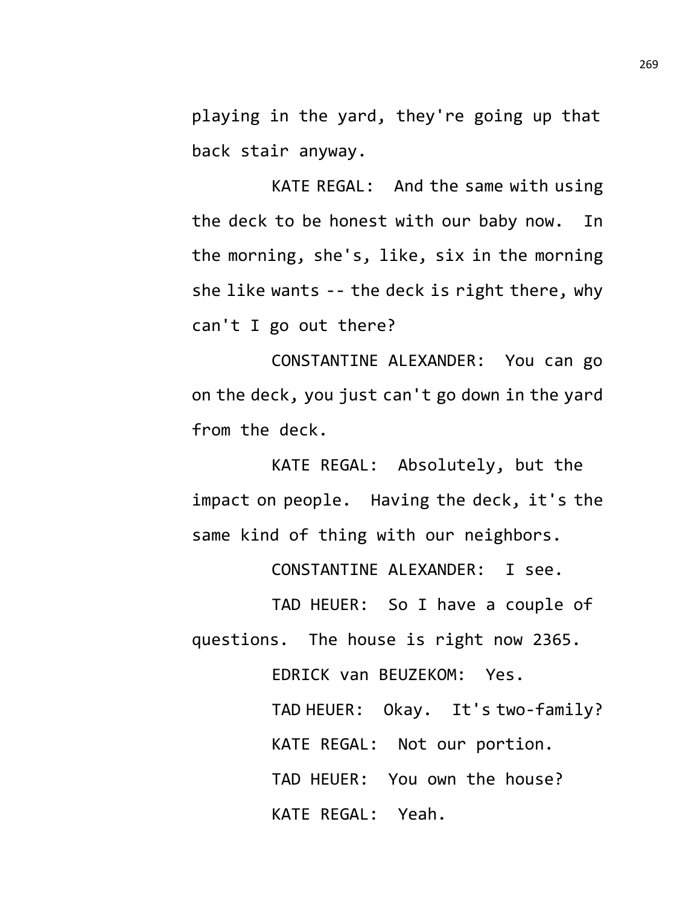playing in the yard, they're going up that back stair anyway.

KATE REGAL: And the same with using the deck to be honest with our baby now. In the morning, she's, like, six in the morning she like wants -- the deck is right there, why can't I go out there?

CONSTANTINE ALEXANDER: You can go on the deck, you just can't go down in the yard from the deck.

KATE REGAL: Absolutely, but the impact on people. Having the deck, it's the same kind of thing with our neighbors.

CONSTANTINE ALEXANDER: I see.

TAD HEUER: So I have a couple of questions. The house is right now 2365.

EDRICK van BEUZEKOM: Yes.

TAD HEUER: Okay. It's two-family?

KATE REGAL: Not our portion.

TAD HEUER: You own the house?

KATE REGAL: Yeah.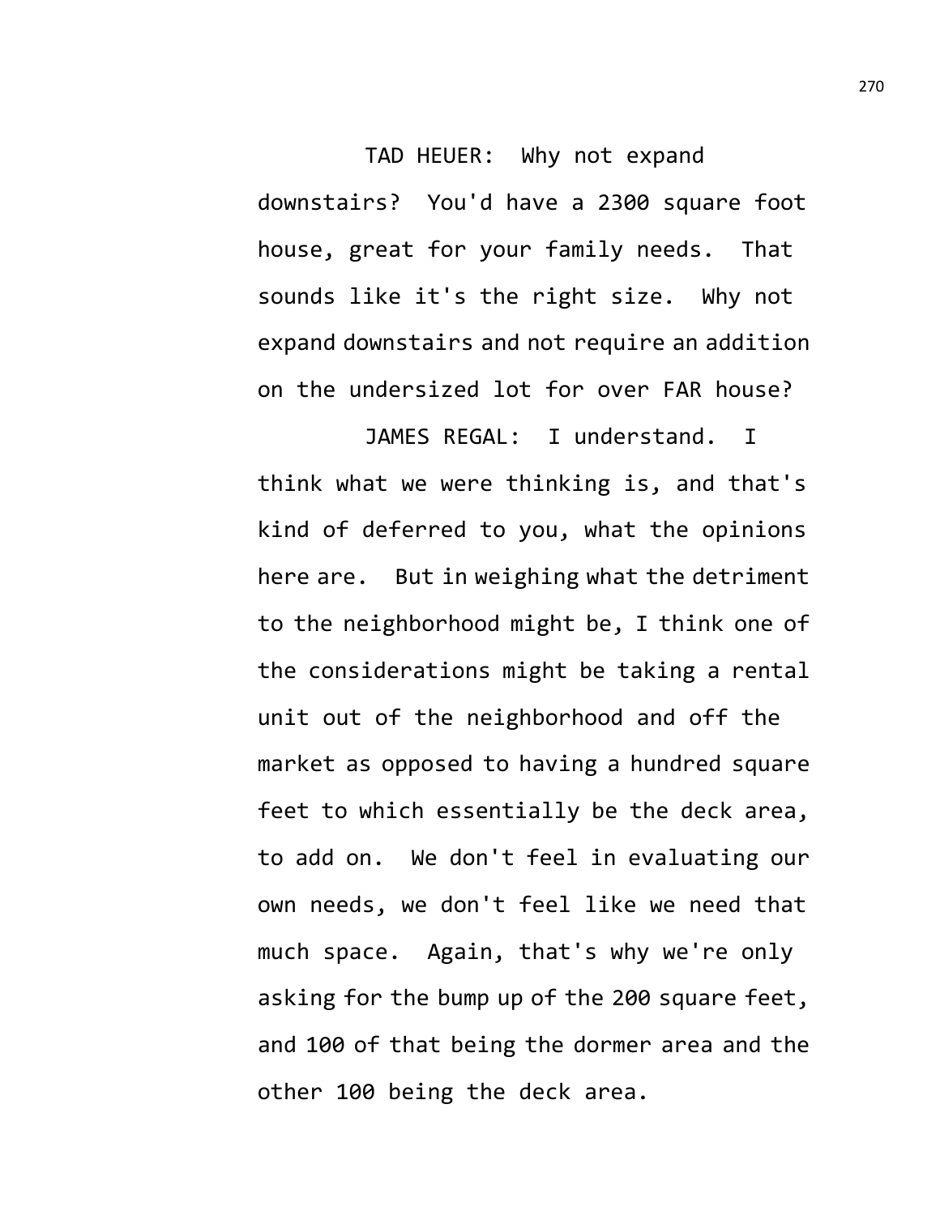TAD HEUER: Why not expand downstairs? You'd have a 2300 square foot house, great for your family needs. That sounds like it's the right size. Why not expand downstairs and not require an addition on the undersized lot for over FAR house?

JAMES REGAL: I understand. I think what we were thinking is, and that's kind of deferred to you, what the opinions here are. But in weighing what the detriment to the neighborhood might be, I think one of the considerations might be taking a rental unit out of the neighborhood and off the market as opposed to having a hundred square feet to which essentially be the deck area, to add on. We don't feel in evaluating our own needs, we don't feel like we need that much space. Again, that's why we're only asking for the bump up of the 200 square feet, and 100 of that being the dormer area and the other 100 being the deck area.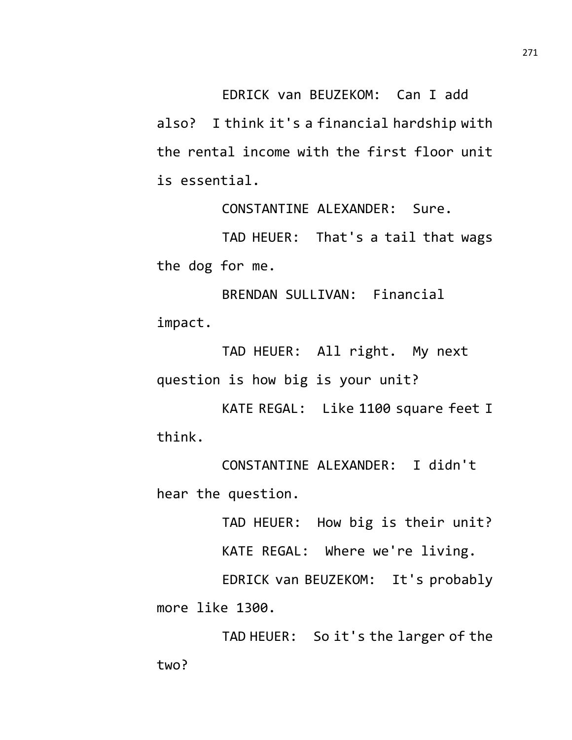EDRICK van BEUZEKOM: Can I add also? I think it's a financial hardship with the rental income with the first floor unit is essential.

CONSTANTINE ALEXANDER: Sure.

TAD HEUER: That's a tail that wags the dog for me.

BRENDAN SULLIVAN: Financial impact.

TAD HEUER: All right. My next question is how big is your unit?

KATE REGAL: Like 1100 square feet I think.

CONSTANTINE ALEXANDER: I didn't hear the question.

TAD HEUER: How big is their unit?

KATE REGAL: Where we're living.

EDRICK van BEUZEKOM: It's probably more like 1300.

TAD HEUER: So it's the larger of the two?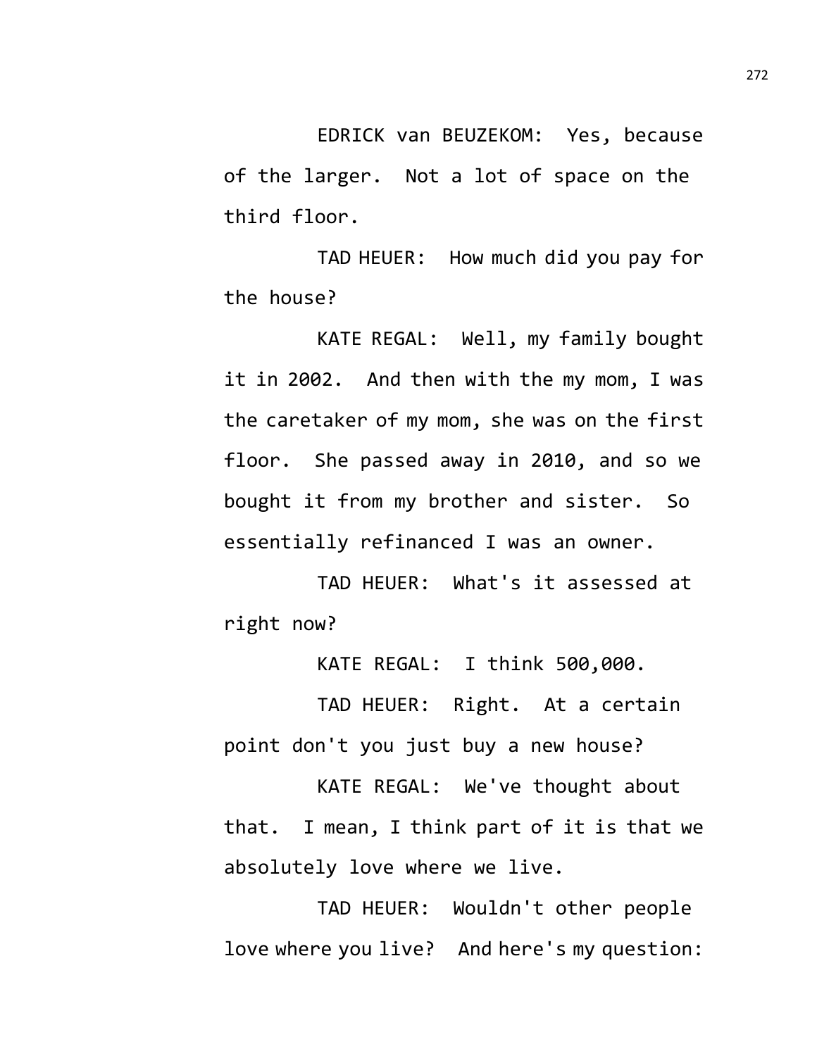EDRICK van BEUZEKOM: Yes, because of the larger. Not a lot of space on the third floor.

TAD HEUER: How much did you pay for the house?

KATE REGAL: Well, my family bought it in 2002. And then with the my mom, I was the caretaker of my mom, she was on the first floor. She passed away in 2010, and so we bought it from my brother and sister. So essentially refinanced I was an owner.

TAD HEUER: What's it assessed at right now?

KATE REGAL: I think 500,000.

TAD HEUER: Right. At a certain point don't you just buy a new house?

KATE REGAL: We've thought about that. I mean, I think part of it is that we absolutely love where we live.

TAD HEUER: Wouldn't other people love where you live? And here's my question: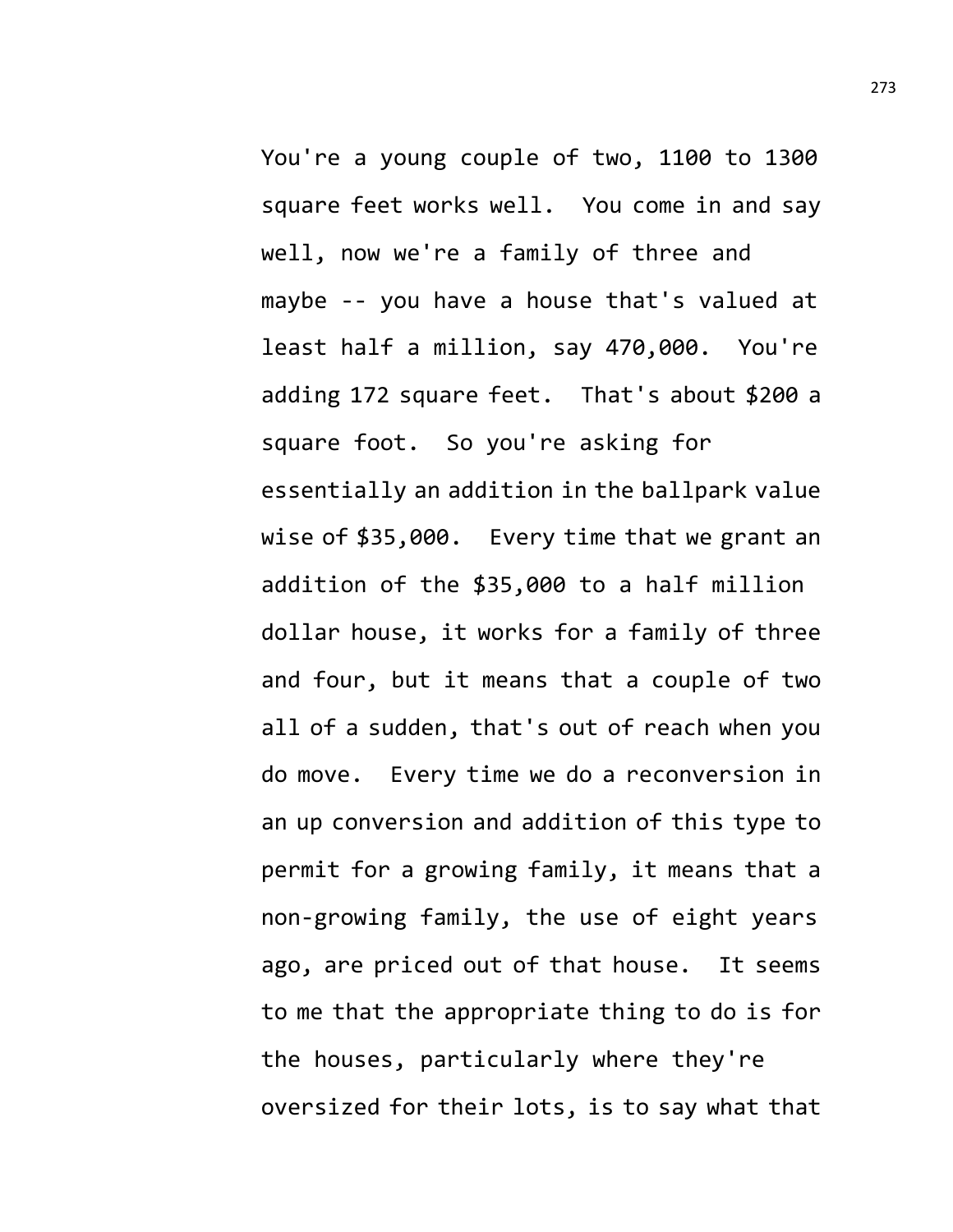You're a young couple of two, 1100 to 1300 square feet works well. You come in and say well, now we're a family of three and maybe -- you have a house that's valued at least half a million, say 470,000. You're adding 172 square feet. That's about $200 a square foot. So you're asking for essentially an addition in the ballpark value wise of $35,000. Every time that we grant an addition of the $35,000 to a half million dollar house, it works for a family of three and four, but it means that a couple of two all of a sudden, that's out of reach when you do move. Every time we do a reconversion in an up conversion and addition of this type to permit for a growing family, it means that a non-growing family, the use of eight years ago, are priced out of that house. It seems to me that the appropriate thing to do is for the houses, particularly where they're oversized for their lots, is to say what that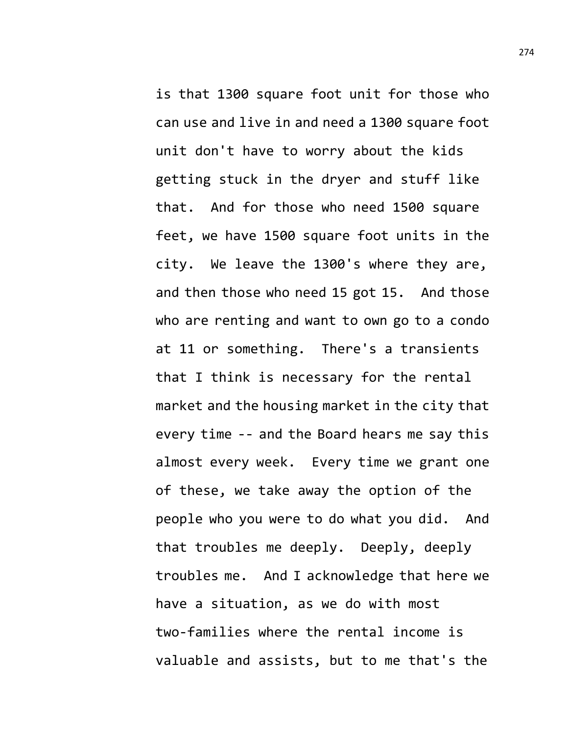is that 1300 square foot unit for those who can use and live in and need a 1300 square foot unit don't have to worry about the kids getting stuck in the dryer and stuff like that. And for those who need 1500 square feet, we have 1500 square foot units in the city. We leave the 1300's where they are, and then those who need 15 got 15. And those who are renting and want to own go to a condo at 11 or something. There's a transients that I think is necessary for the rental market and the housing market in the city that every time -- and the Board hears me say this almost every week. Every time we grant one of these, we take away the option of the people who you were to do what you did. And that troubles me deeply. Deeply, deeply troubles me. And I acknowledge that here we have a situation, as we do with most two-families where the rental income is valuable and assists, but to me that's the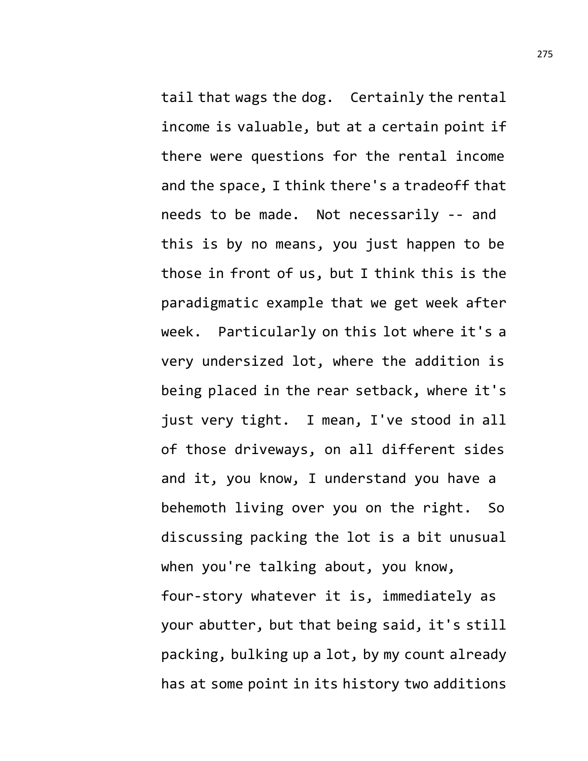tail that wags the dog. Certainly the rental income is valuable, but at a certain point if there were questions for the rental income and the space, I think there's a tradeoff that needs to be made. Not necessarily -- and this is by no means, you just happen to be those in front of us, but I think this is the paradigmatic example that we get week after week. Particularly on this lot where it's a very undersized lot, where the addition is being placed in the rear setback, where it's just very tight. I mean, I've stood in all of those driveways, on all different sides and it, you know, I understand you have a behemoth living over you on the right. So discussing packing the lot is a bit unusual when you're talking about, you know, four-story whatever it is, immediately as your abutter, but that being said, it's still packing, bulking up a lot, by my count already has at some point in its history two additions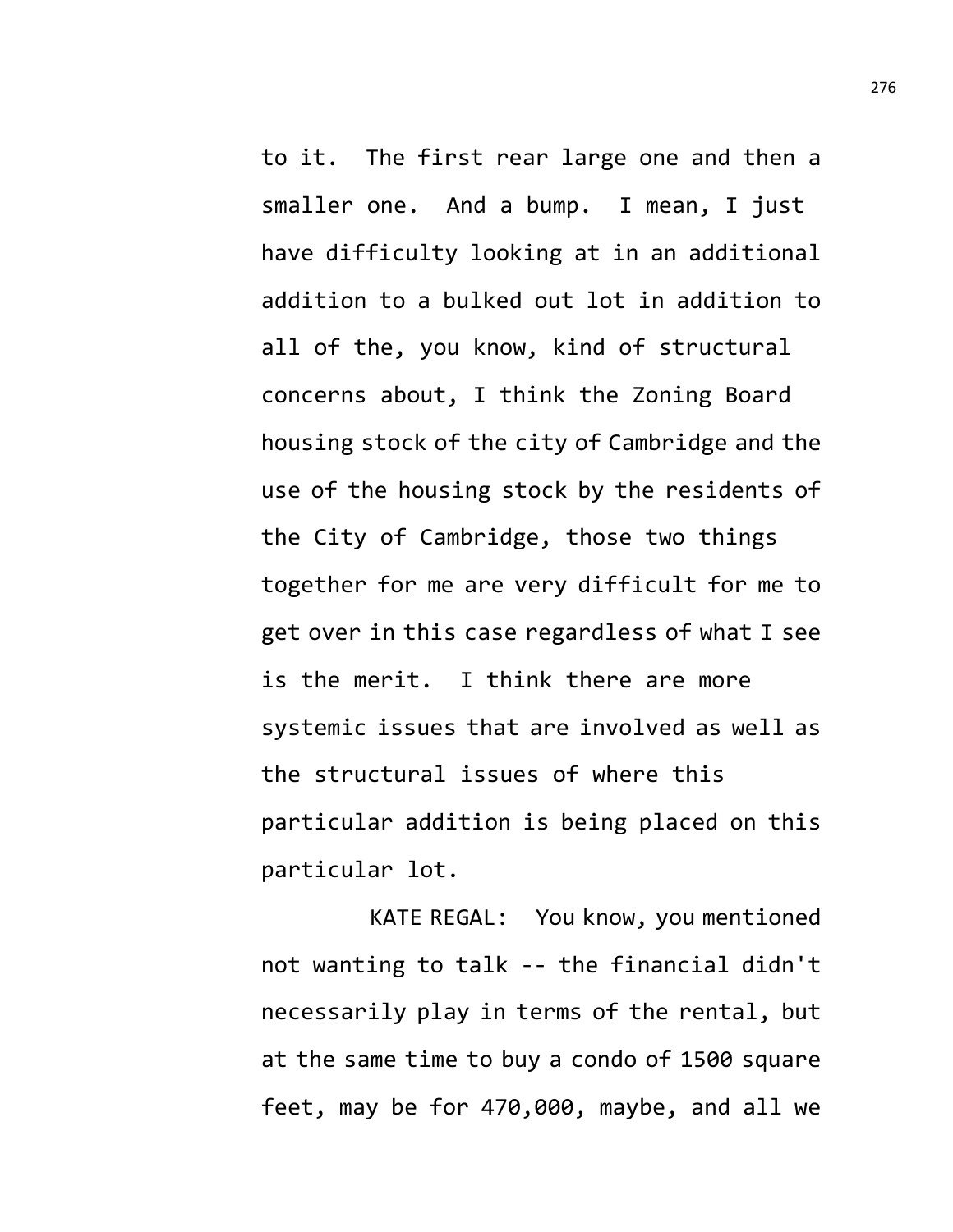to it. The first rear large one and then a smaller one. And a bump. I mean, I just have difficulty looking at in an additional addition to a bulked out lot in addition to all of the, you know, kind of structural concerns about, I think the Zoning Board housing stock of the city of Cambridge and the use of the housing stock by the residents of the City of Cambridge, those two things together for me are very difficult for me to get over in this case regardless of what I see is the merit. I think there are more systemic issues that are involved as well as the structural issues of where this particular addition is being placed on this particular lot.

KATE REGAL: You know, you mentioned not wanting to talk -- the financial didn't necessarily play in terms of the rental, but at the same time to buy a condo of 1500 square feet, may be for 470,000, maybe, and all we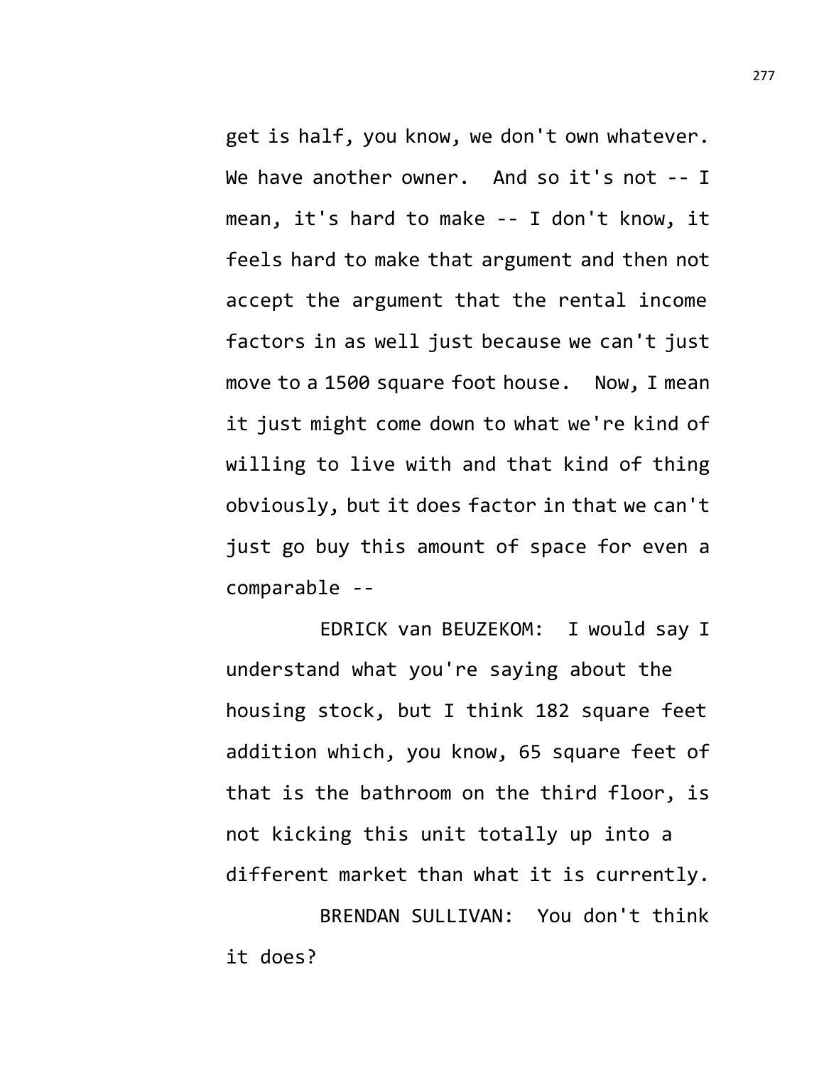get is half, you know, we don't own whatever. We have another owner. And so it's not -- I mean, it's hard to make -- I don't know, it feels hard to make that argument and then not accept the argument that the rental income factors in as well just because we can't just move to a 1500 square foot house. Now, I mean it just might come down to what we're kind of willing to live with and that kind of thing obviously, but it does factor in that we can't just go buy this amount of space for even a comparable --

EDRICK van BEUZEKOM: I would say I understand what you're saying about the housing stock, but I think 182 square feet addition which, you know, 65 square feet of that is the bathroom on the third floor, is not kicking this unit totally up into a different market than what it is currently.

BRENDAN SULLIVAN: You don't think it does?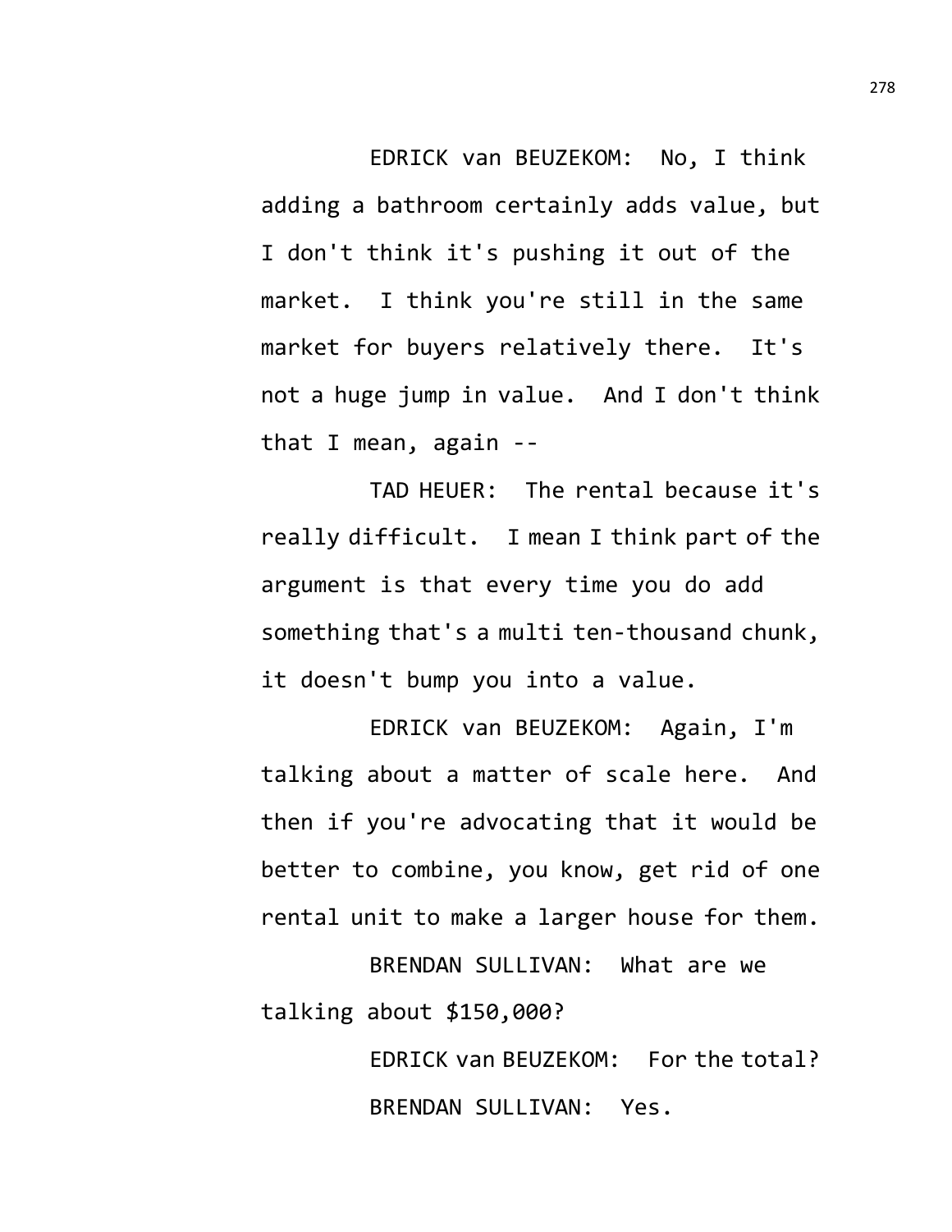EDRICK van BEUZEKOM: No, I think adding a bathroom certainly adds value, but I don't think it's pushing it out of the market. I think you're still in the same market for buyers relatively there. It's not a huge jump in value. And I don't think that I mean, again --

TAD HEUER: The rental because it's really difficult. I mean I think part of the argument is that every time you do add something that's a multi ten-thousand chunk, it doesn't bump you into a value.

EDRICK van BEUZEKOM: Again, I'm talking about a matter of scale here. And then if you're advocating that it would be better to combine, you know, get rid of one rental unit to make a larger house for them.

BRENDAN SULLIVAN: What are we talking about $150,000?

EDRICK van BEUZEKOM: For the total?

BRENDAN SULLIVAN: Yes.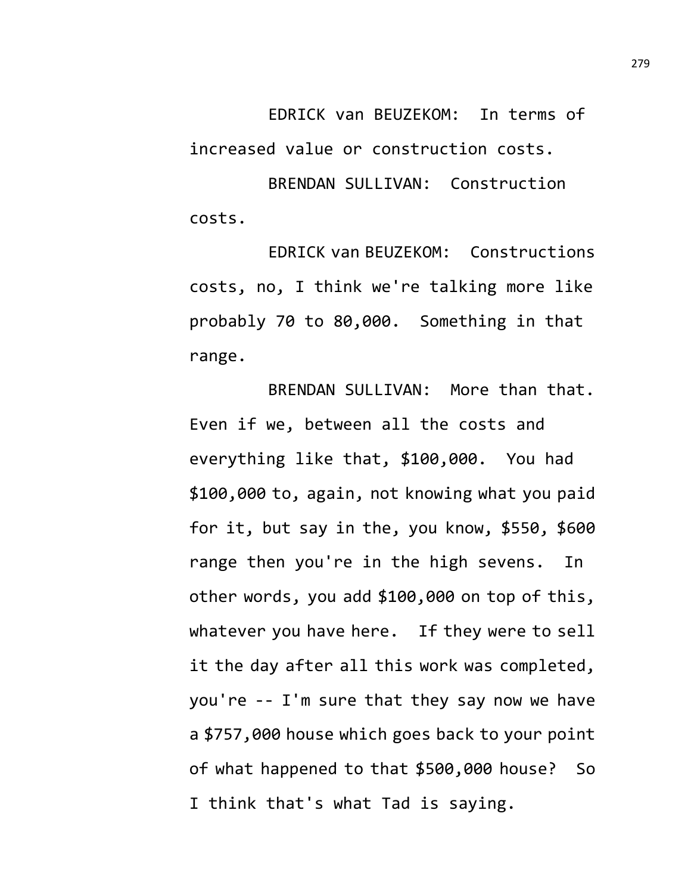EDRICK van BEUZEKOM: In terms of increased value or construction costs.

BRENDAN SULLIVAN: Construction costs.

EDRICK van BEUZEKOM: Constructions costs, no, I think we're talking more like probably 70 to 80,000. Something in that range.

BRENDAN SULLIVAN: More than that. Even if we, between all the costs and everything like that, $100,000. You had $100,000 to, again, not knowing what you paid for it, but say in the, you know, $550, $600 range then you're in the high sevens. In other words, you add $100,000 on top of this, whatever you have here. If they were to sell it the day after all this work was completed, you're -- I'm sure that they say now we have a $757,000 house which goes back to your point of what happened to that $500,000 house? So I think that's what Tad is saying.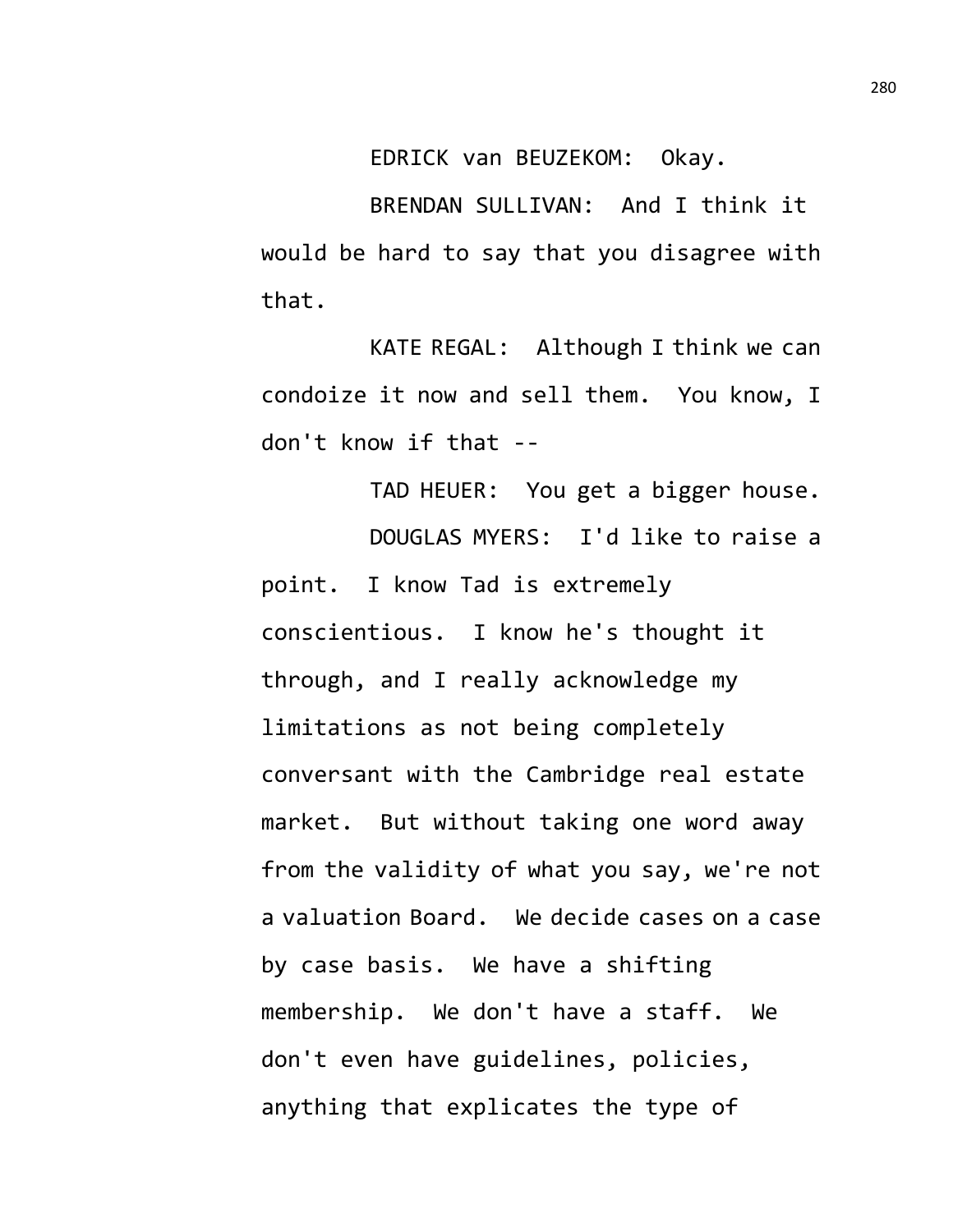EDRICK van BEUZEKOM: Okay.

BRENDAN SULLIVAN: And I think it would be hard to say that you disagree with that.

KATE REGAL: Although I think we can condoize it now and sell them. You know, I don't know if that --

TAD HEUER: You get a bigger house.

DOUGLAS MYERS: I'd like to raise a point. I know Tad is extremely conscientious. I know he's thought it through, and I really acknowledge my limitations as not being completely conversant with the Cambridge real estate market. But without taking one word away from the validity of what you say, we're not a valuation Board. We decide cases on a case by case basis. We have a shifting membership. We don't have a staff. We don't even have guidelines, policies, anything that explicates the type of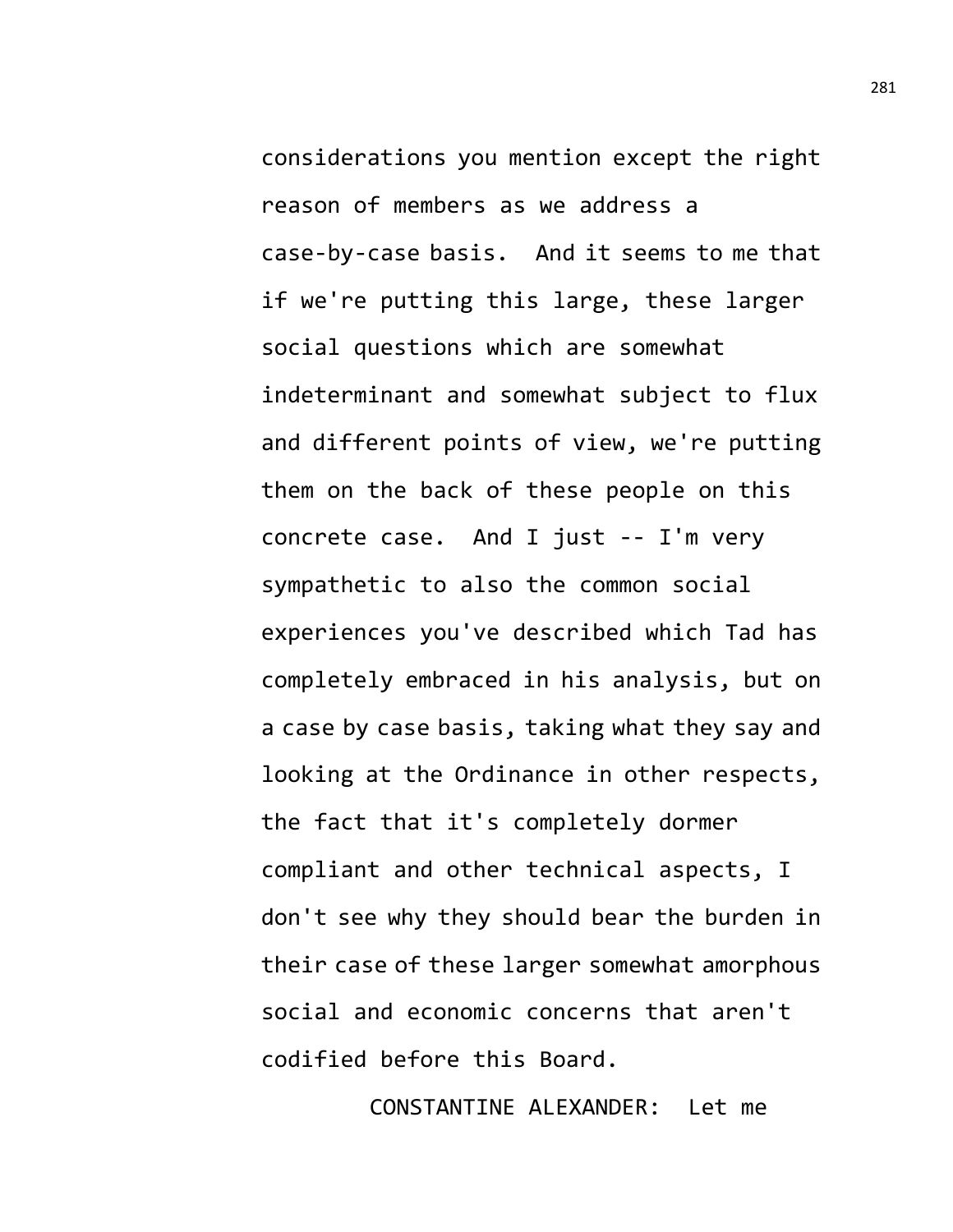considerations you mention except the right reason of members as we address a case-by-case basis.  And it seems to me that if we're putting this large, these larger social questions which are somewhat indeterminant and somewhat subject to flux and different points of view, we're putting them on the back of these people on this concrete case.  And I just -- I'm very sympathetic to also the common social experiences you've described which Tad has completely embraced in his analysis, but on a case by case basis, taking what they say and looking at the Ordinance in other respects, the fact that it's completely dormer compliant and other technical aspects, I don't see why they should bear the burden in their case of these larger somewhat amorphous social and economic concerns that aren't codified before this Board.

CONSTANTINE ALEXANDER:  Let me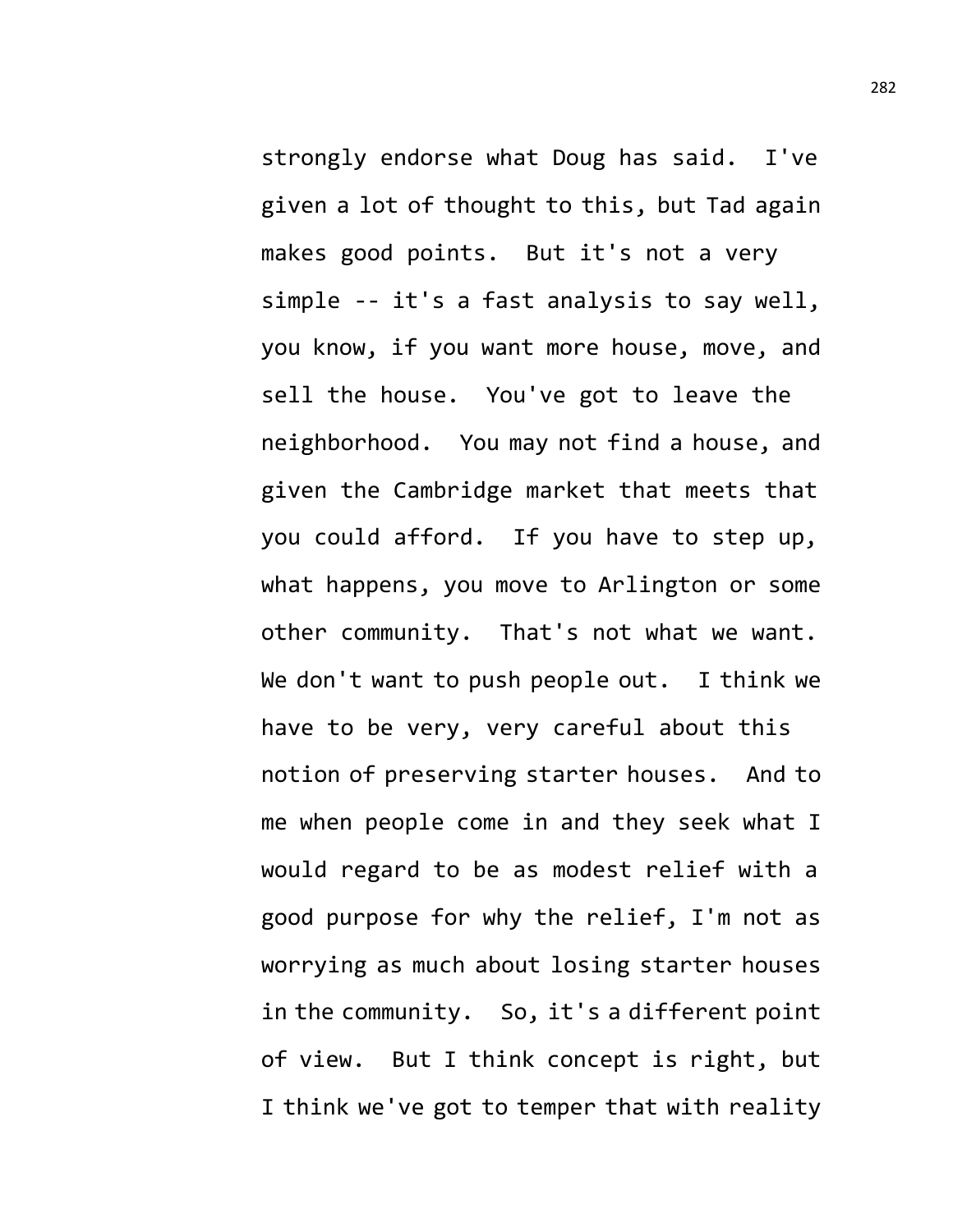strongly endorse what Doug has said. I've given a lot of thought to this, but Tad again makes good points. But it's not a very simple -- it's a fast analysis to say well, you know, if you want more house, move, and sell the house. You've got to leave the neighborhood. You may not find a house, and given the Cambridge market that meets that you could afford. If you have to step up, what happens, you move to Arlington or some other community. That's not what we want. We don't want to push people out. I think we have to be very, very careful about this notion of preserving starter houses. And to me when people come in and they seek what I would regard to be as modest relief with a good purpose for why the relief, I'm not as worrying as much about losing starter houses in the community. So, it's a different point of view. But I think concept is right, but I think we've got to temper that with reality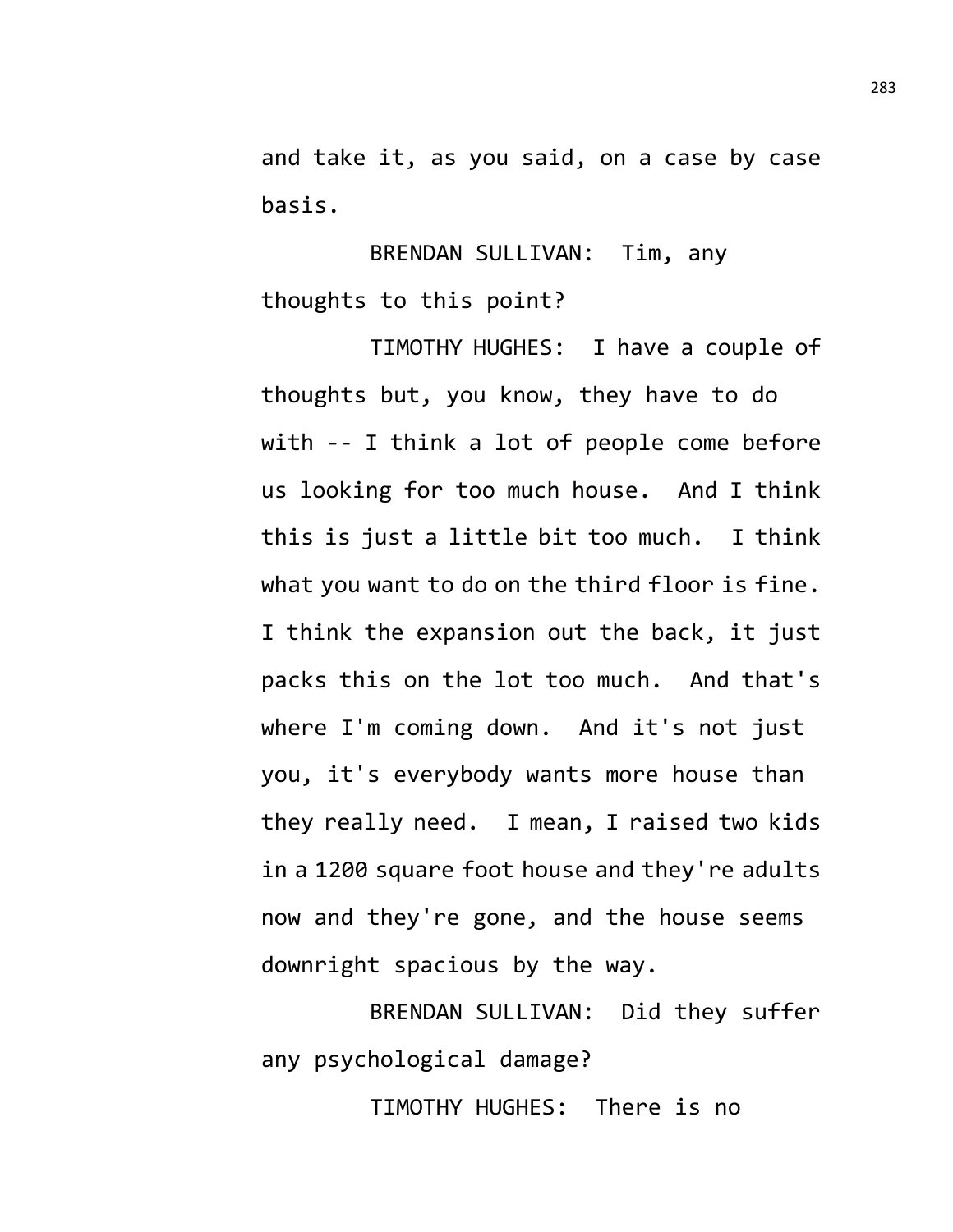and take it, as you said, on a case by case basis.

BRENDAN SULLIVAN: Tim, any thoughts to this point?

TIMOTHY HUGHES: I have a couple of thoughts but, you know, they have to do with -- I think a lot of people come before us looking for too much house. And I think this is just a little bit too much. I think what you want to do on the third floor is fine. I think the expansion out the back, it just packs this on the lot too much. And that's where I'm coming down. And it's not just you, it's everybody wants more house than they really need. I mean, I raised two kids in a 1200 square foot house and they're adults now and they're gone, and the house seems downright spacious by the way.

BRENDAN SULLIVAN: Did they suffer any psychological damage?

TIMOTHY HUGHES: There is no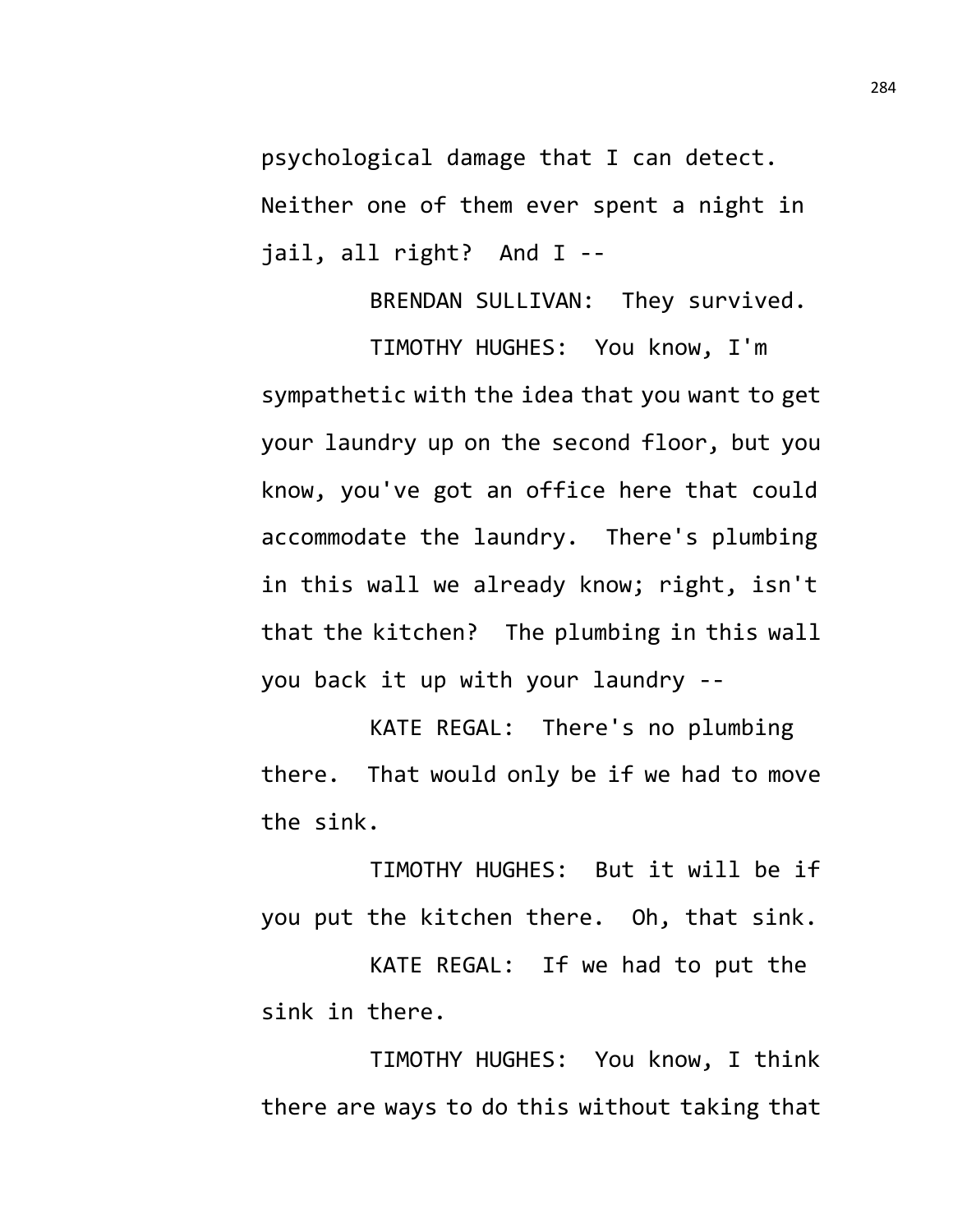psychological damage that I can detect. Neither one of them ever spent a night in jail, all right? And I --

BRENDAN SULLIVAN: They survived.

TIMOTHY HUGHES: You know, I'm sympathetic with the idea that you want to get your laundry up on the second floor, but you know, you've got an office here that could accommodate the laundry. There's plumbing in this wall we already know; right, isn't that the kitchen? The plumbing in this wall you back it up with your laundry --

KATE REGAL: There's no plumbing there. That would only be if we had to move the sink.

TIMOTHY HUGHES: But it will be if you put the kitchen there. Oh, that sink.

KATE REGAL: If we had to put the sink in there.

TIMOTHY HUGHES: You know, I think there are ways to do this without taking that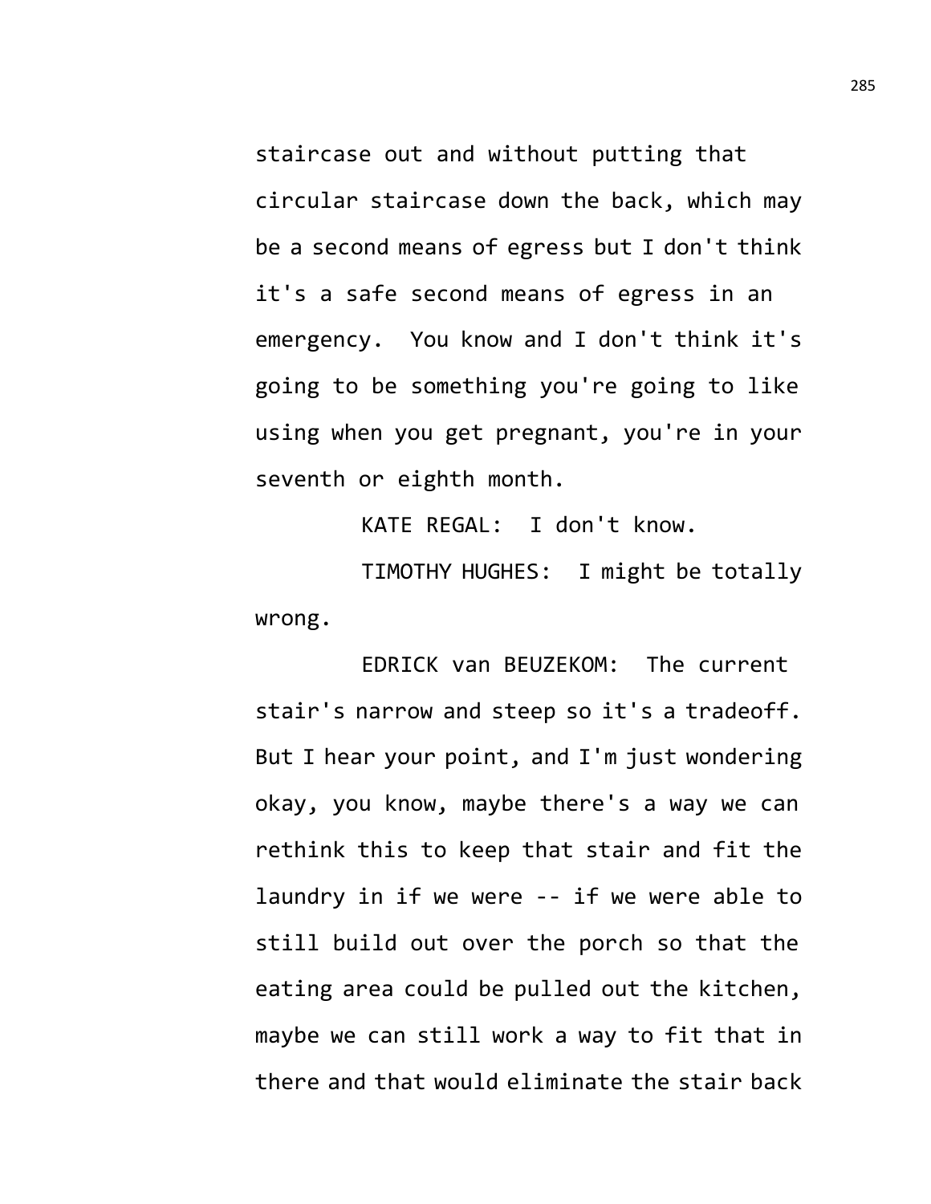staircase out and without putting that circular staircase down the back, which may be a second means of egress but I don't think it's a safe second means of egress in an emergency. You know and I don't think it's going to be something you're going to like using when you get pregnant, you're in your seventh or eighth month.

KATE REGAL: I don't know.

TIMOTHY HUGHES: I might be totally wrong.

EDRICK van BEUZEKOM: The current stair's narrow and steep so it's a tradeoff. But I hear your point, and I'm just wondering okay, you know, maybe there's a way we can rethink this to keep that stair and fit the laundry in if we were -- if we were able to still build out over the porch so that the eating area could be pulled out the kitchen, maybe we can still work a way to fit that in there and that would eliminate the stair back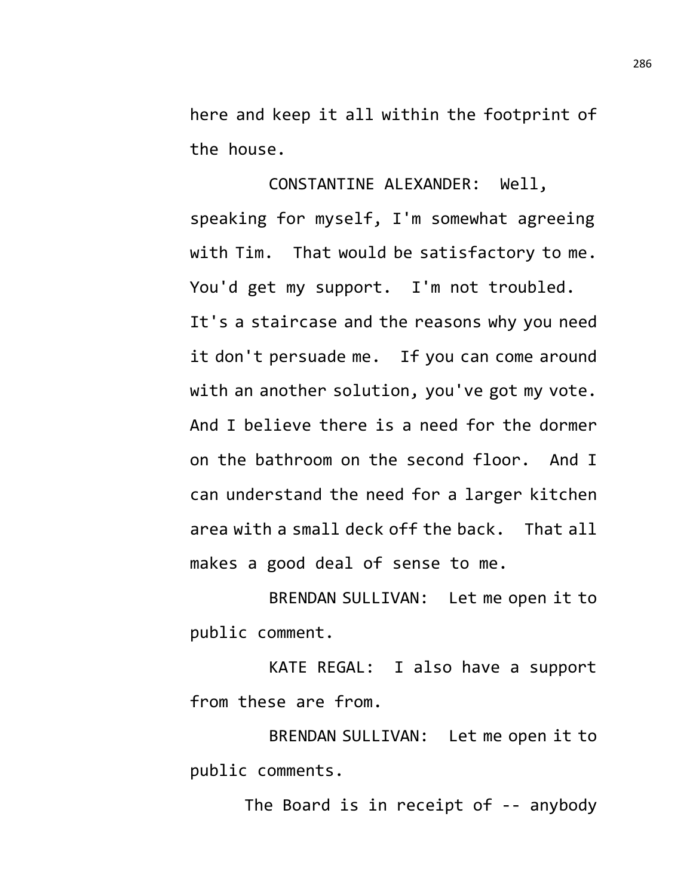here and keep it all within the footprint of the house.

CONSTANTINE ALEXANDER: Well, speaking for myself, I'm somewhat agreeing with Tim. That would be satisfactory to me. You'd get my support. I'm not troubled. It's a staircase and the reasons why you need it don't persuade me. If you can come around with an another solution, you've got my vote. And I believe there is a need for the dormer on the bathroom on the second floor. And I can understand the need for a larger kitchen area with a small deck off the back. That all makes a good deal of sense to me.

BRENDAN SULLIVAN: Let me open it to public comment.

KATE REGAL: I also have a support from these are from.

BRENDAN SULLIVAN: Let me open it to public comments.

The Board is in receipt of -- anybody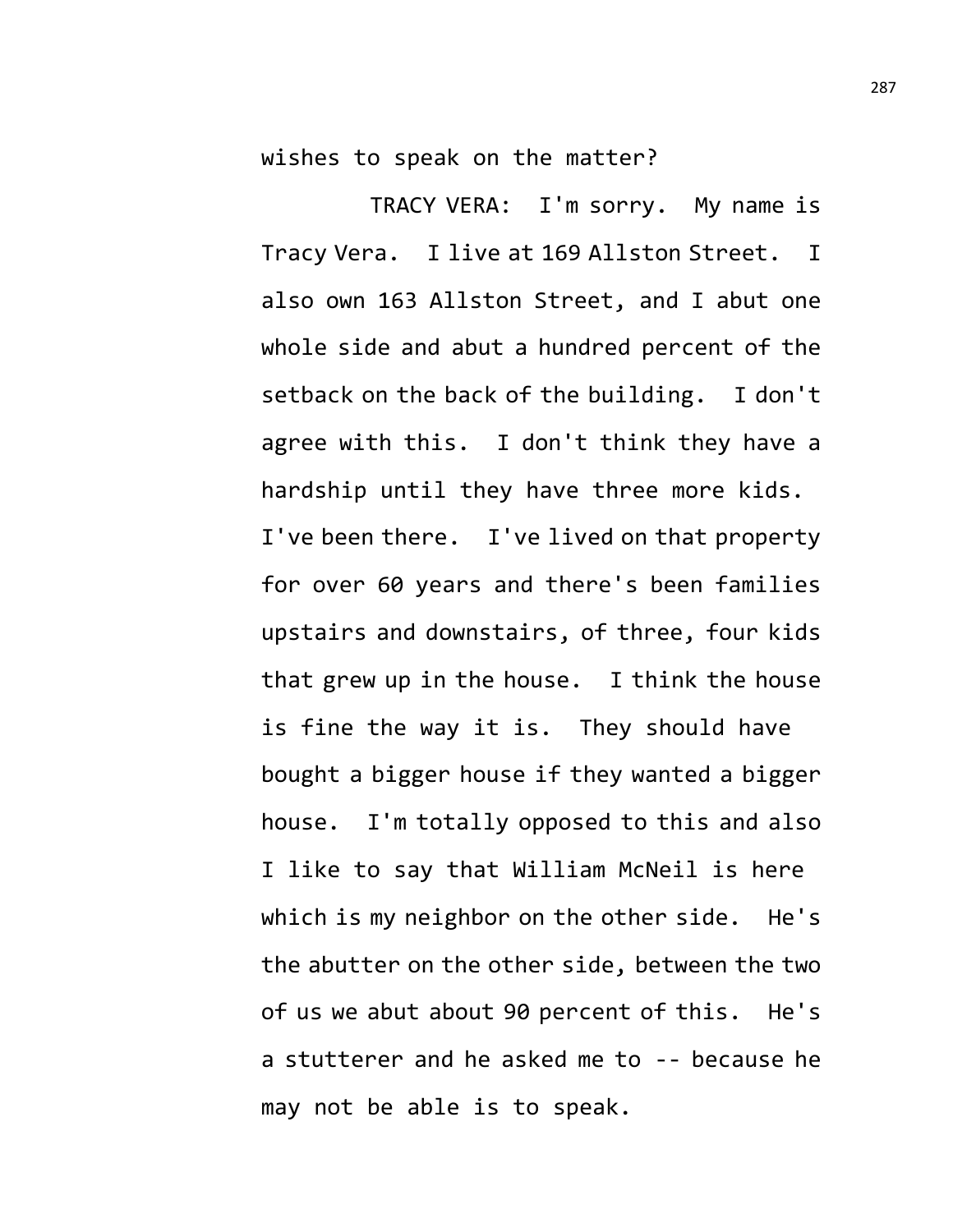wishes to speak on the matter?

TRACY VERA: I'm sorry. My name is Tracy Vera. I live at 169 Allston Street. I also own 163 Allston Street, and I abut one whole side and abut a hundred percent of the setback on the back of the building. I don't agree with this. I don't think they have a hardship until they have three more kids. I've been there. I've lived on that property for over 60 years and there's been families upstairs and downstairs, of three, four kids that grew up in the house. I think the house is fine the way it is. They should have bought a bigger house if they wanted a bigger house. I'm totally opposed to this and also I like to say that William McNeil is here which is my neighbor on the other side. He's the abutter on the other side, between the two of us we abut about 90 percent of this. He's a stutterer and he asked me to -- because he may not be able is to speak.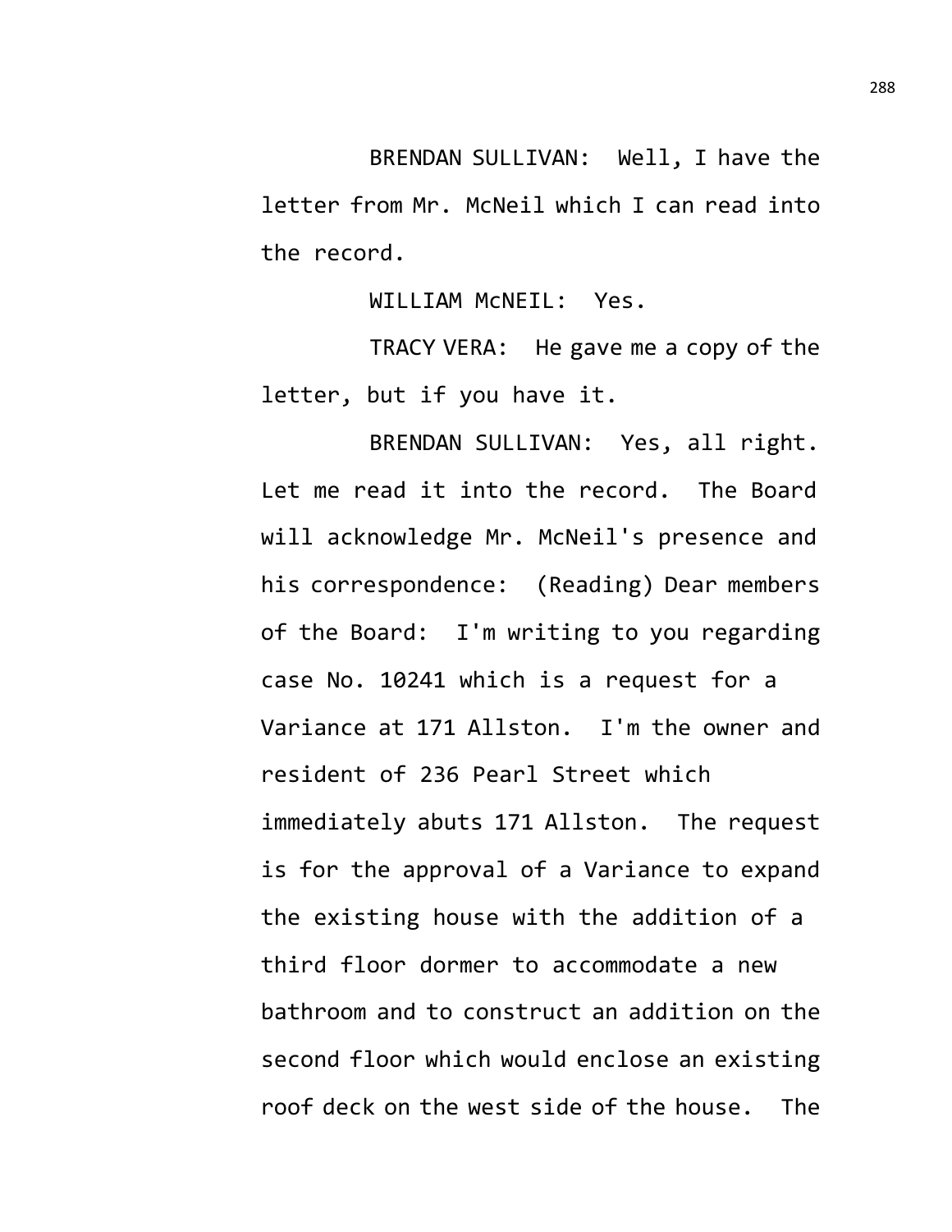BRENDAN SULLIVAN: Well, I have the letter from Mr. McNeil which I can read into the record.

WILLIAM McNEIL: Yes.

TRACY VERA: He gave me a copy of the letter, but if you have it.

BRENDAN SULLIVAN: Yes, all right. Let me read it into the record. The Board will acknowledge Mr. McNeil's presence and his correspondence: (Reading) Dear members of the Board: I'm writing to you regarding case No. 10241 which is a request for a Variance at 171 Allston. I'm the owner and resident of 236 Pearl Street which immediately abuts 171 Allston. The request is for the approval of a Variance to expand the existing house with the addition of a third floor dormer to accommodate a new bathroom and to construct an addition on the second floor which would enclose an existing roof deck on the west side of the house. The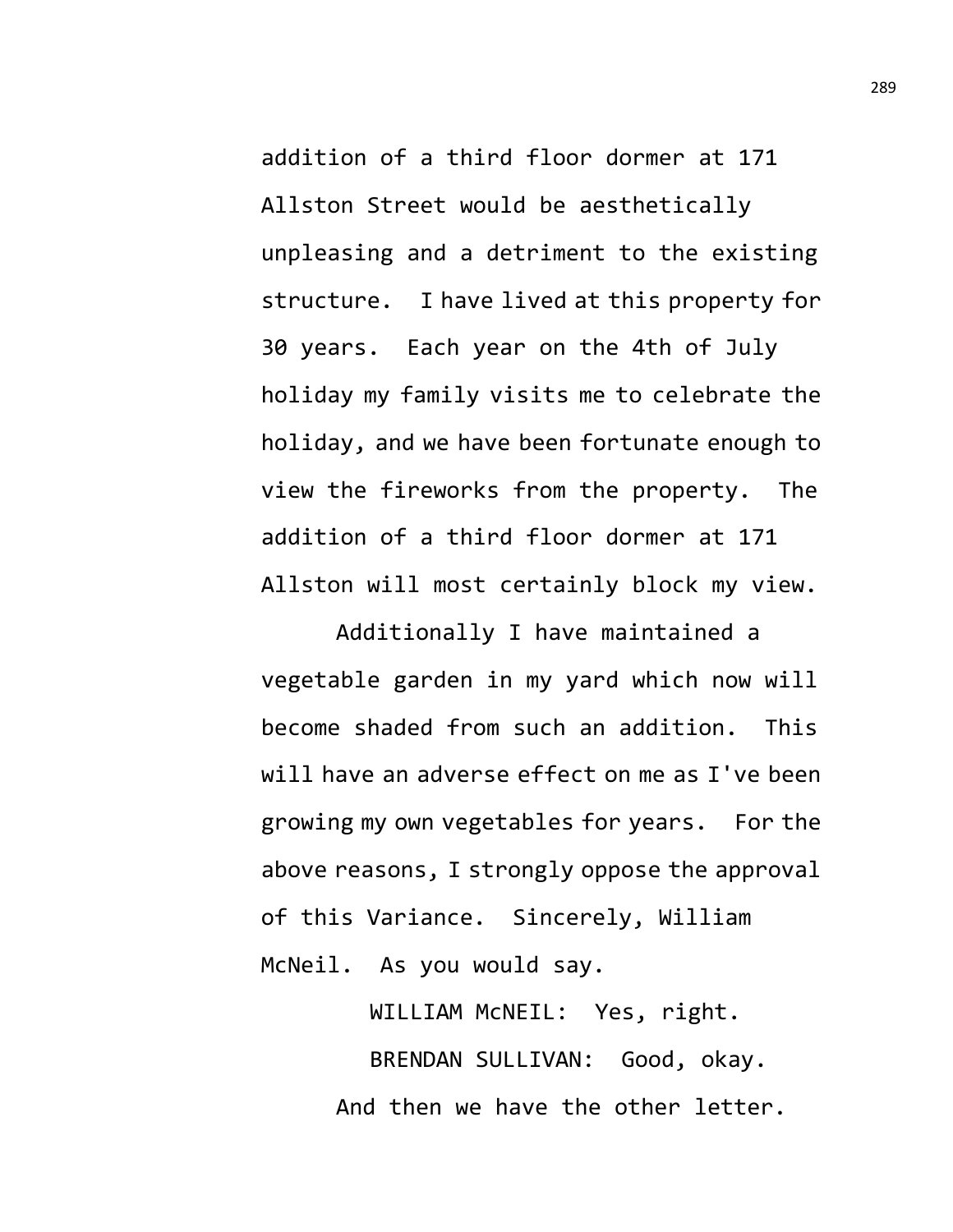addition of a third floor dormer at 171 Allston Street would be aesthetically unpleasing and a detriment to the existing structure. I have lived at this property for 30 years. Each year on the 4th of July holiday my family visits me to celebrate the holiday, and we have been fortunate enough to view the fireworks from the property. The addition of a third floor dormer at 171 Allston will most certainly block my view.

Additionally I have maintained a vegetable garden in my yard which now will become shaded from such an addition. This will have an adverse effect on me as I've been growing my own vegetables for years. For the above reasons, I strongly oppose the approval of this Variance. Sincerely, William McNeil. As you would say.

WILLIAM McNEIL: Yes, right.

BRENDAN SULLIVAN: Good, okay. And then we have the other letter.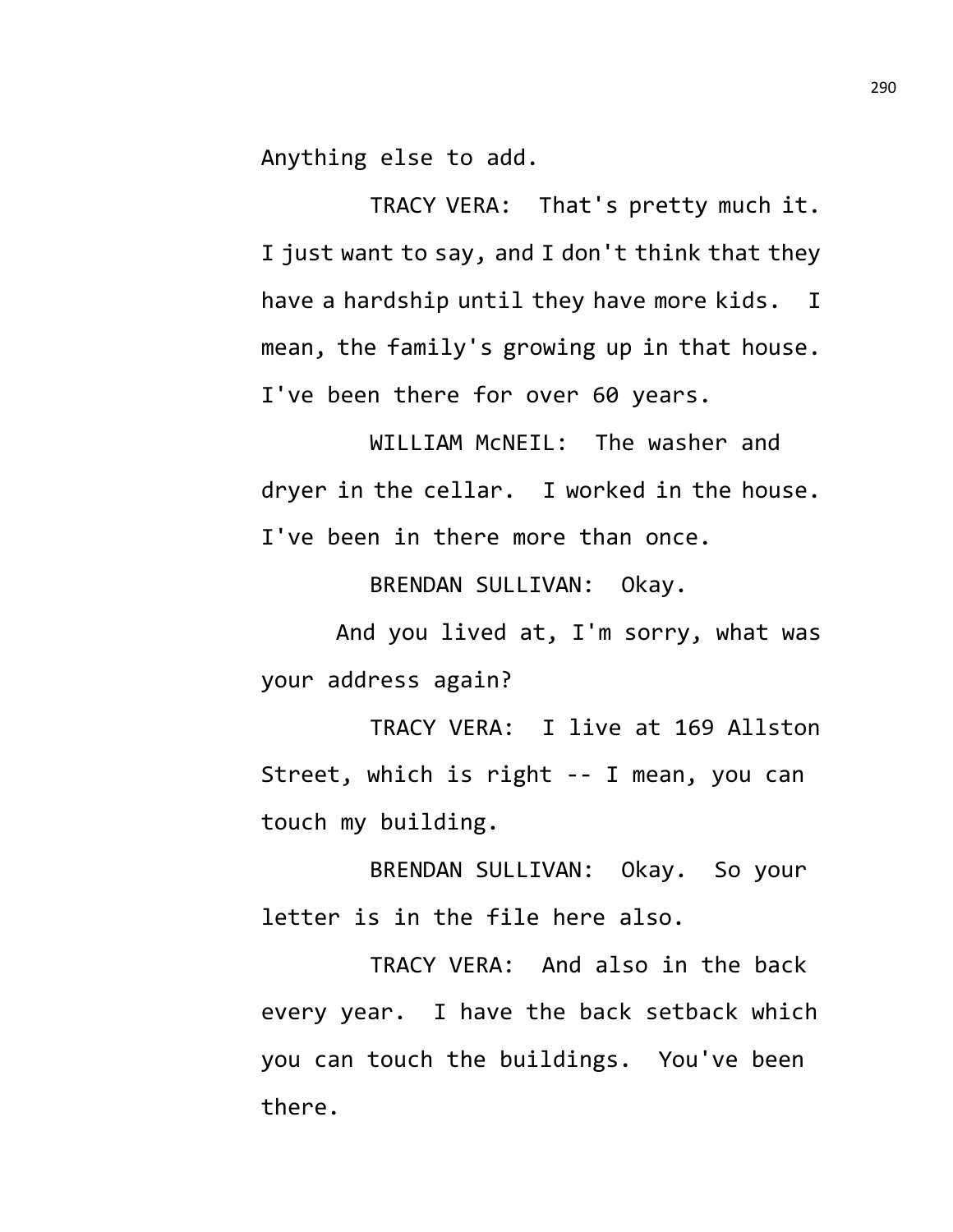Anything else to add.

TRACY VERA: That's pretty much it. I just want to say, and I don't think that they have a hardship until they have more kids. I mean, the family's growing up in that house. I've been there for over 60 years.

WILLIAM McNEIL: The washer and dryer in the cellar. I worked in the house. I've been in there more than once.

BRENDAN SULLIVAN: Okay.

And you lived at, I'm sorry, what was your address again?

TRACY VERA: I live at 169 Allston Street, which is right -- I mean, you can touch my building.

BRENDAN SULLIVAN: Okay. So your letter is in the file here also.

TRACY VERA: And also in the back every year. I have the back setback which you can touch the buildings. You've been there.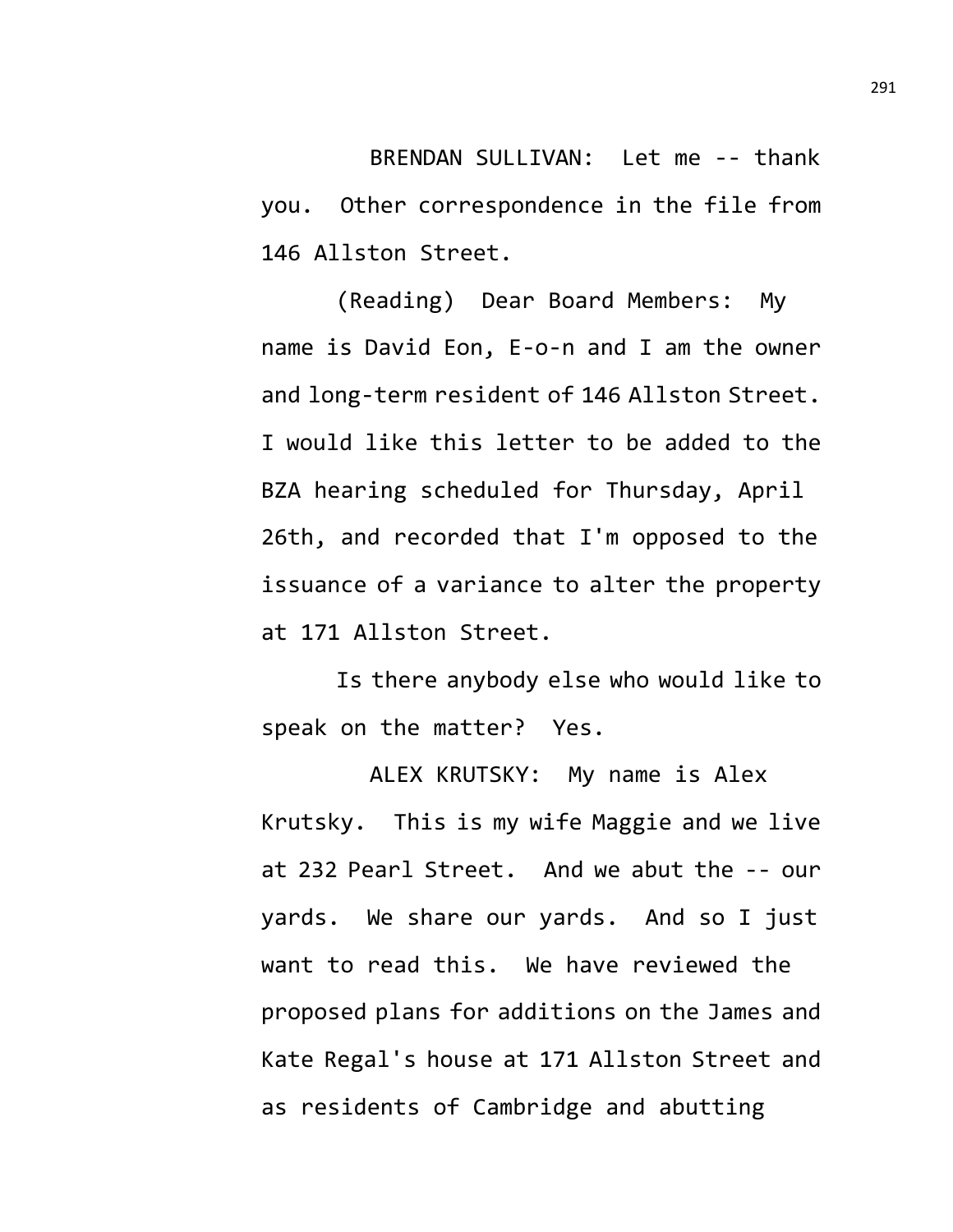BRENDAN SULLIVAN: Let me -- thank you. Other correspondence in the file from 146 Allston Street.

(Reading) Dear Board Members: My name is David Eon, E-o-n and I am the owner and long-term resident of 146 Allston Street. I would like this letter to be added to the BZA hearing scheduled for Thursday, April 26th, and recorded that I'm opposed to the issuance of a variance to alter the property at 171 Allston Street.

Is there anybody else who would like to speak on the matter? Yes.

ALEX KRUTSKY: My name is Alex Krutsky. This is my wife Maggie and we live at 232 Pearl Street. And we abut the -- our yards. We share our yards. And so I just want to read this. We have reviewed the proposed plans for additions on the James and Kate Regal's house at 171 Allston Street and as residents of Cambridge and abutting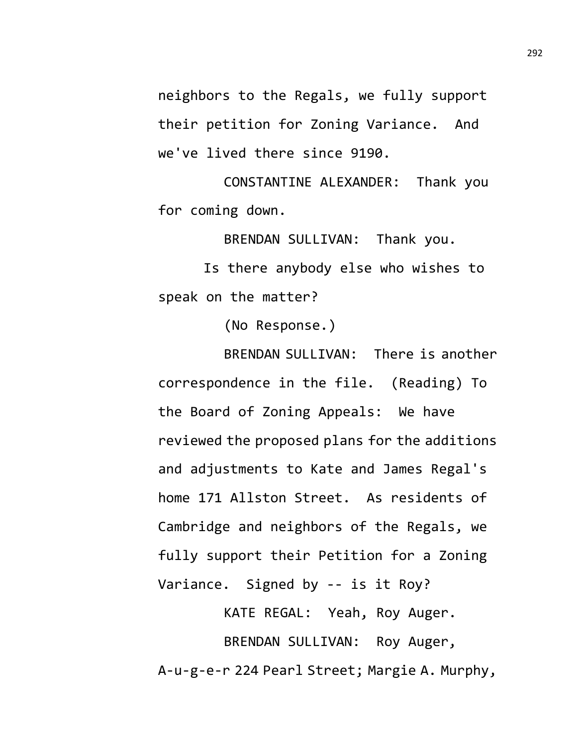neighbors to the Regals, we fully support their petition for Zoning Variance. And we've lived there since 9190.

CONSTANTINE ALEXANDER: Thank you for coming down.

BRENDAN SULLIVAN: Thank you.

Is there anybody else who wishes to speak on the matter?

(No Response.)

BRENDAN SULLIVAN: There is another correspondence in the file. (Reading) To the Board of Zoning Appeals: We have reviewed the proposed plans for the additions and adjustments to Kate and James Regal's home 171 Allston Street. As residents of Cambridge and neighbors of the Regals, we fully support their Petition for a Zoning Variance. Signed by -- is it Roy?

KATE REGAL: Yeah, Roy Auger.

BRENDAN SULLIVAN: Roy Auger, A-u-g-e-r 224 Pearl Street; Margie A. Murphy,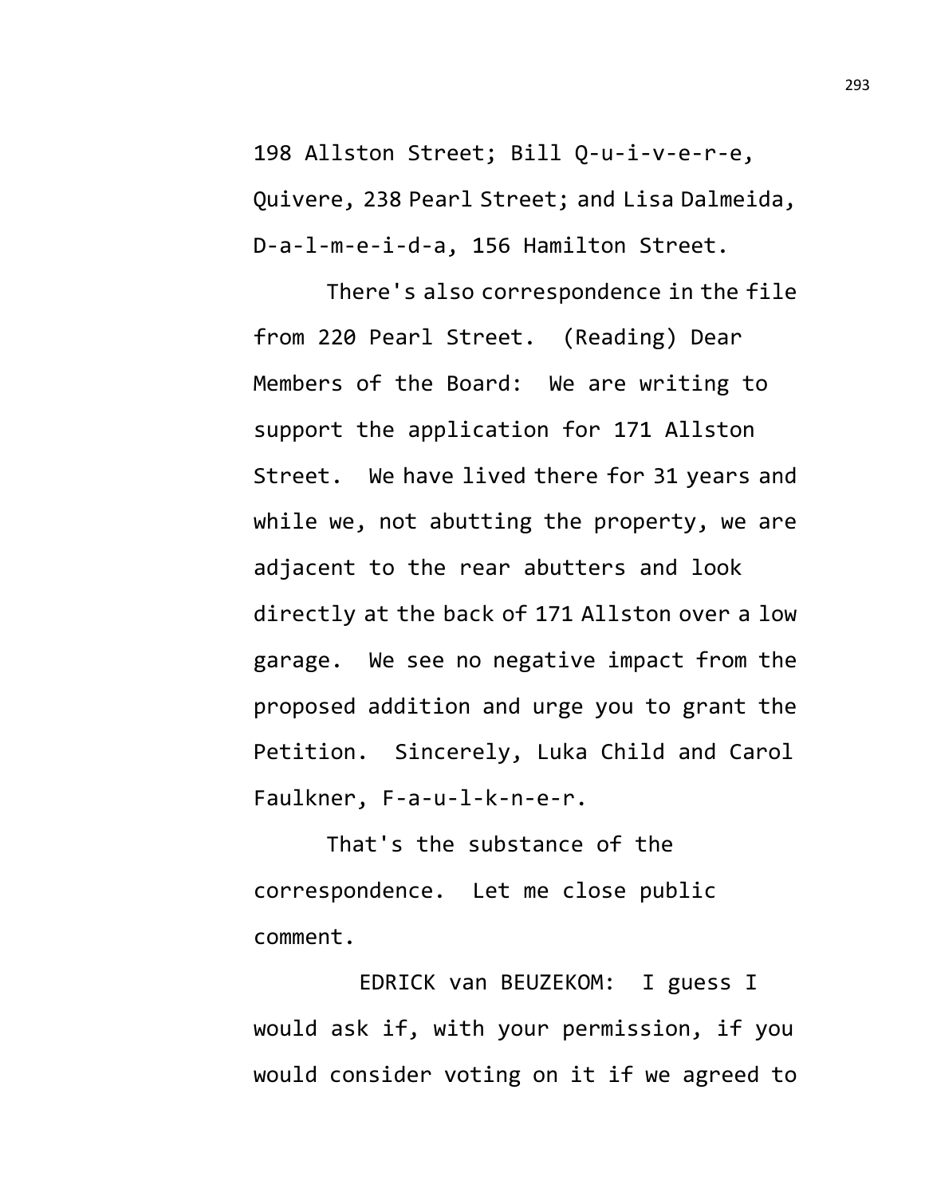198 Allston Street; Bill Q-u-i-v-e-r-e, Quivere, 238 Pearl Street; and Lisa Dalmeida, D-a-l-m-e-i-d-a, 156 Hamilton Street.

There's also correspondence in the file from 220 Pearl Street. (Reading) Dear Members of the Board: We are writing to support the application for 171 Allston Street. We have lived there for 31 years and while we, not abutting the property, we are adjacent to the rear abutters and look directly at the back of 171 Allston over a low garage. We see no negative impact from the proposed addition and urge you to grant the Petition. Sincerely, Luka Child and Carol Faulkner, F-a-u-l-k-n-e-r.

That's the substance of the correspondence. Let me close public comment.

EDRICK van BEUZEKOM: I guess I would ask if, with your permission, if you would consider voting on it if we agreed to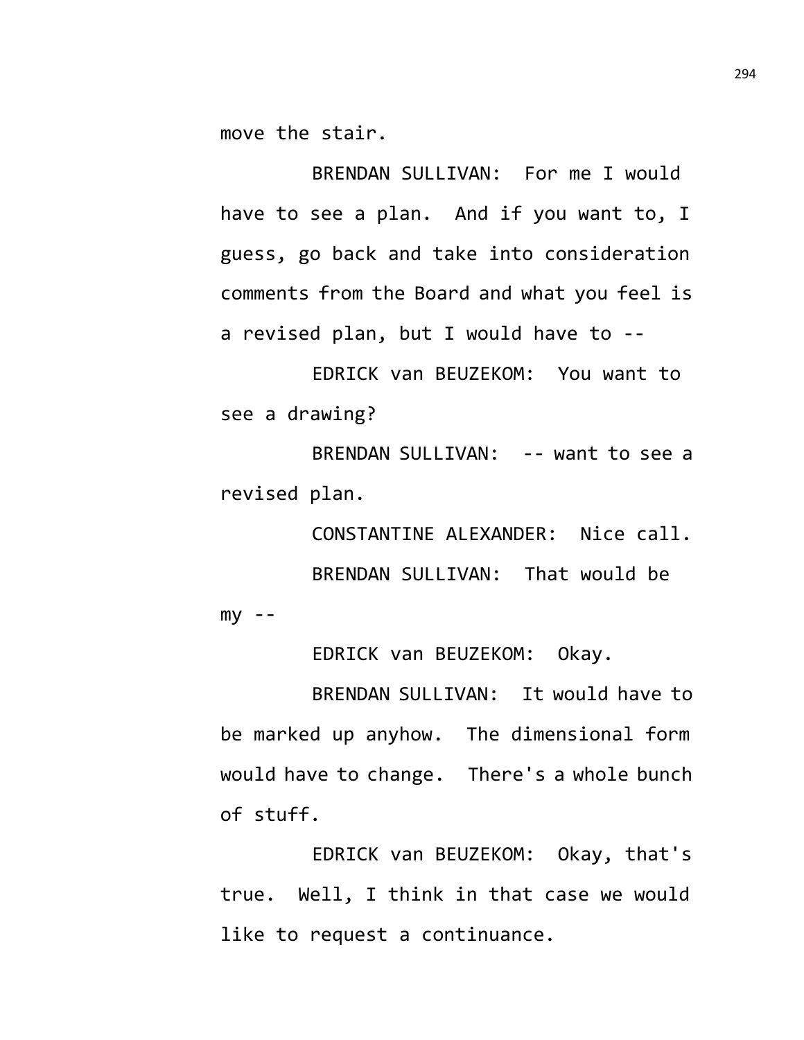move the stair.

BRENDAN SULLIVAN: For me I would have to see a plan. And if you want to, I guess, go back and take into consideration comments from the Board and what you feel is a revised plan, but I would have to --

EDRICK van BEUZEKOM: You want to see a drawing?

BRENDAN SULLIVAN: -- want to see a revised plan.

CONSTANTINE ALEXANDER: Nice call.

BRENDAN SULLIVAN: That would be my --

EDRICK van BEUZEKOM: Okay.

BRENDAN SULLIVAN: It would have to be marked up anyhow. The dimensional form would have to change. There's a whole bunch of stuff.

EDRICK van BEUZEKOM: Okay, that's true. Well, I think in that case we would like to request a continuance.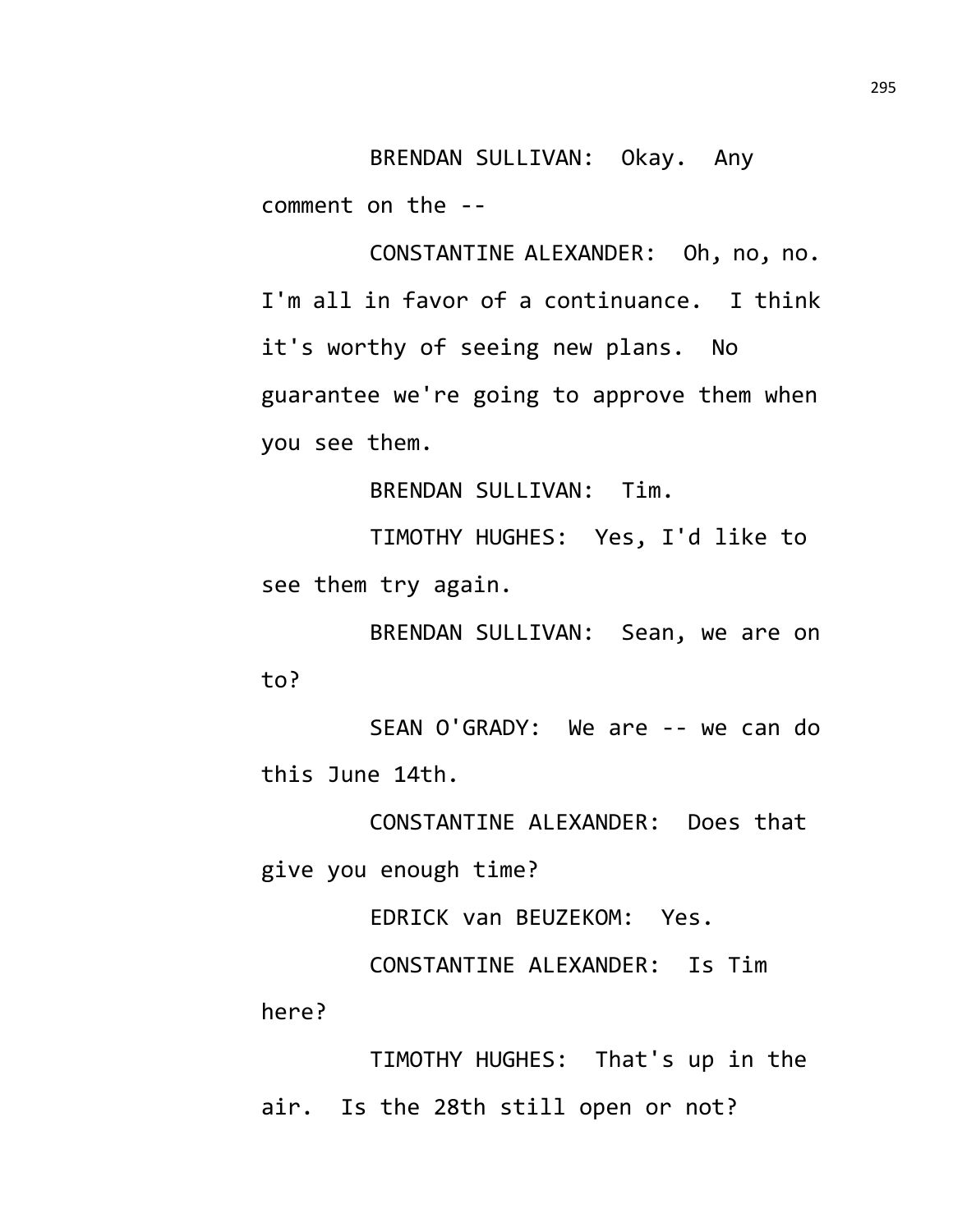BRENDAN SULLIVAN: Okay. Any comment on the --

CONSTANTINE ALEXANDER: Oh, no, no. I'm all in favor of a continuance. I think it's worthy of seeing new plans. No guarantee we're going to approve them when you see them.

BRENDAN SULLIVAN: Tim.

TIMOTHY HUGHES: Yes, I'd like to see them try again.

BRENDAN SULLIVAN: Sean, we are on to?

SEAN O'GRADY: We are -- we can do this June 14th.

CONSTANTINE ALEXANDER: Does that give you enough time?

EDRICK van BEUZEKOM: Yes.

CONSTANTINE ALEXANDER: Is Tim here?

TIMOTHY HUGHES: That's up in the air. Is the 28th still open or not?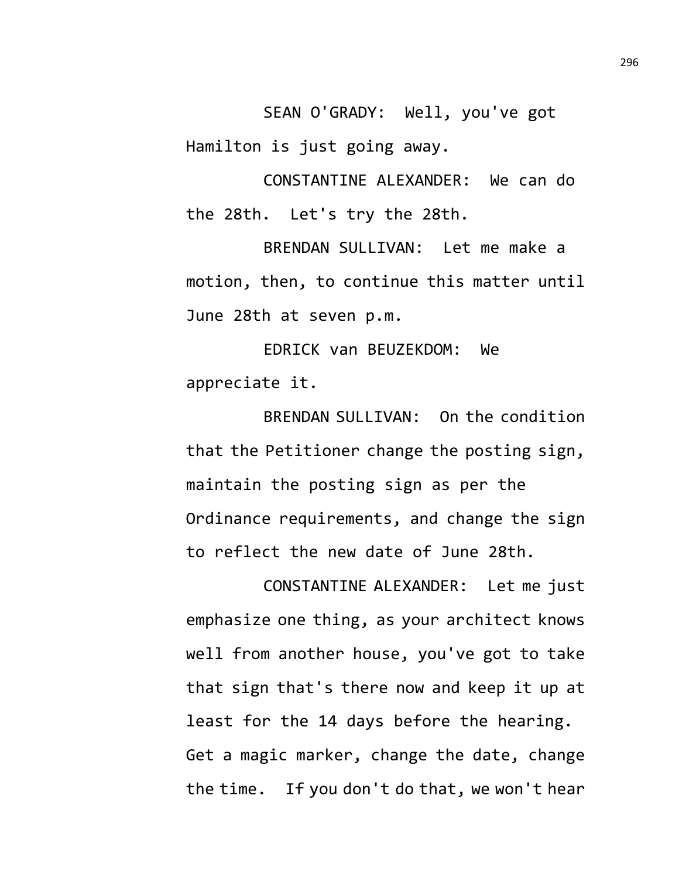SEAN O'GRADY: Well, you've got Hamilton is just going away.

CONSTANTINE ALEXANDER: We can do the 28th. Let's try the 28th.

BRENDAN SULLIVAN: Let me make a motion, then, to continue this matter until June 28th at seven p.m.

EDRICK van BEUZEKDOM: We appreciate it.

BRENDAN SULLIVAN: On the condition that the Petitioner change the posting sign, maintain the posting sign as per the Ordinance requirements, and change the sign to reflect the new date of June 28th.

CONSTANTINE ALEXANDER: Let me just emphasize one thing, as your architect knows well from another house, you've got to take that sign that's there now and keep it up at least for the 14 days before the hearing. Get a magic marker, change the date, change the time. If you don't do that, we won't hear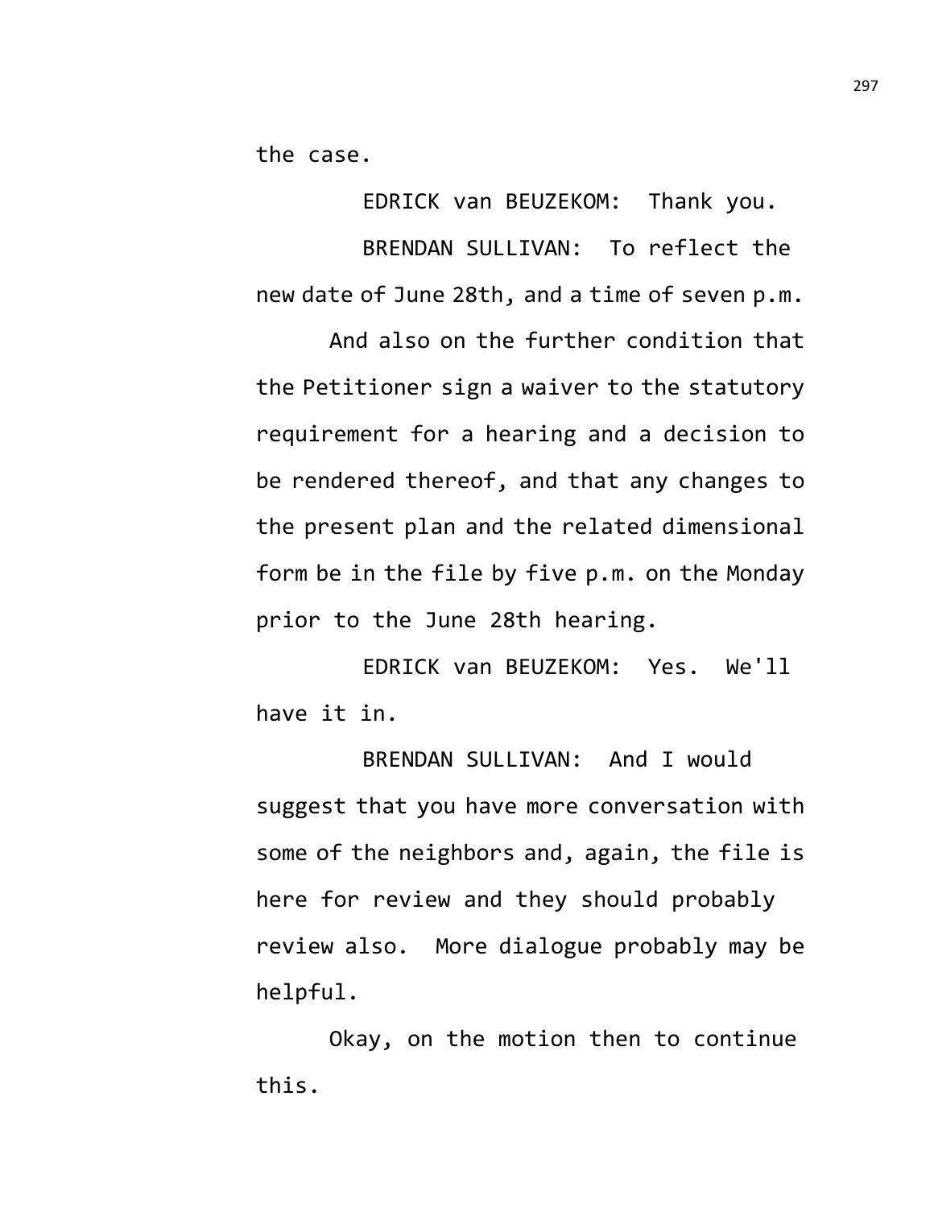the case.

EDRICK van BEUZEKOM: Thank you.

BRENDAN SULLIVAN: To reflect the new date of June 28th, and a time of seven p.m.

And also on the further condition that the Petitioner sign a waiver to the statutory requirement for a hearing and a decision to be rendered thereof, and that any changes to the present plan and the related dimensional form be in the file by five p.m. on the Monday prior to the June 28th hearing.

EDRICK van BEUZEKOM: Yes. We'll have it in.

BRENDAN SULLIVAN: And I would suggest that you have more conversation with some of the neighbors and, again, the file is here for review and they should probably review also. More dialogue probably may be helpful.

Okay, on the motion then to continue this.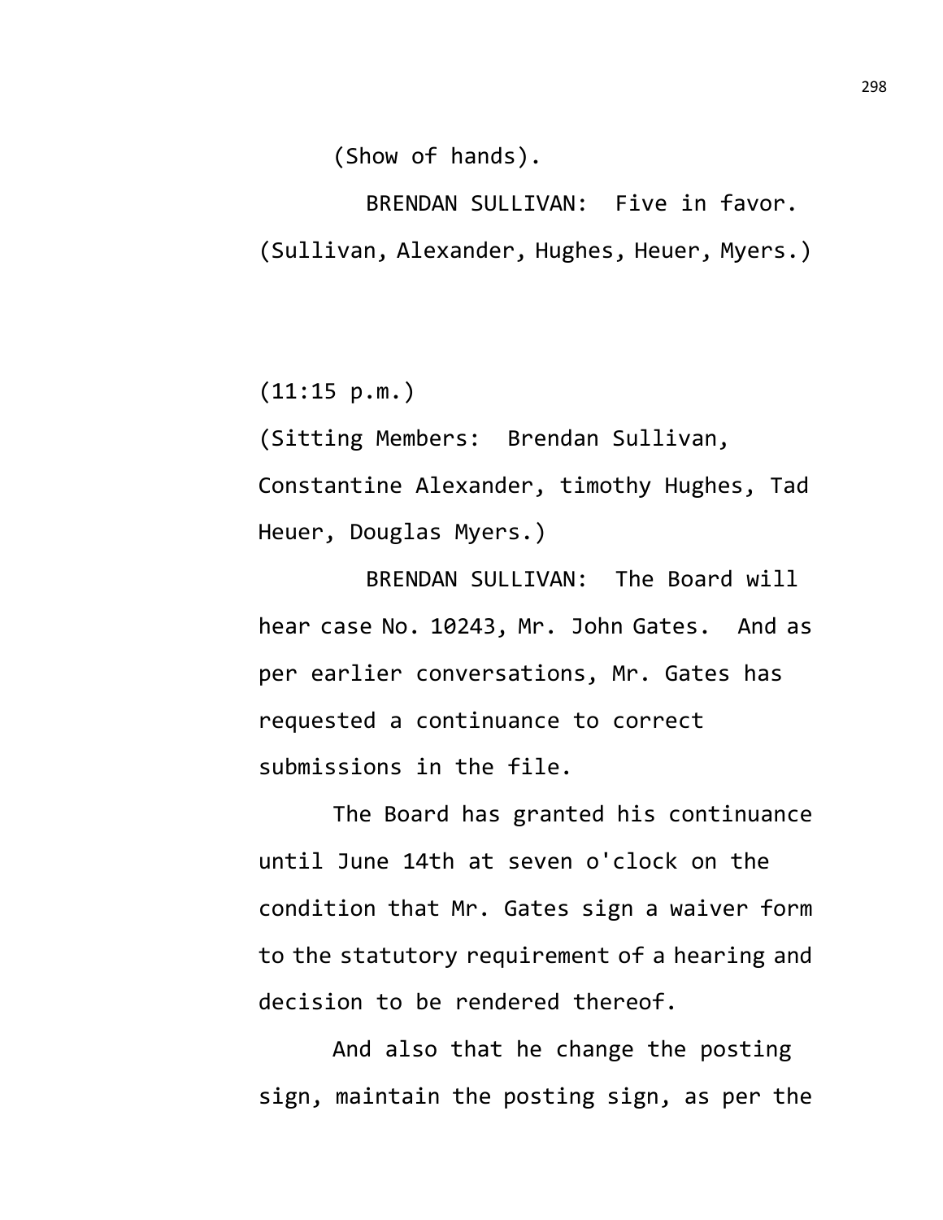(Show of hands).

BRENDAN SULLIVAN: Five in favor. (Sullivan, Alexander, Hughes, Heuer, Myers.)

(11:15 p.m.)

(Sitting Members: Brendan Sullivan, Constantine Alexander, timothy Hughes, Tad Heuer, Douglas Myers.)

BRENDAN SULLIVAN: The Board will hear case No. 10243, Mr. John Gates. And as per earlier conversations, Mr. Gates has requested a continuance to correct submissions in the file.

The Board has granted his continuance until June 14th at seven o'clock on the condition that Mr. Gates sign a waiver form to the statutory requirement of a hearing and decision to be rendered thereof.

And also that he change the posting sign, maintain the posting sign, as per the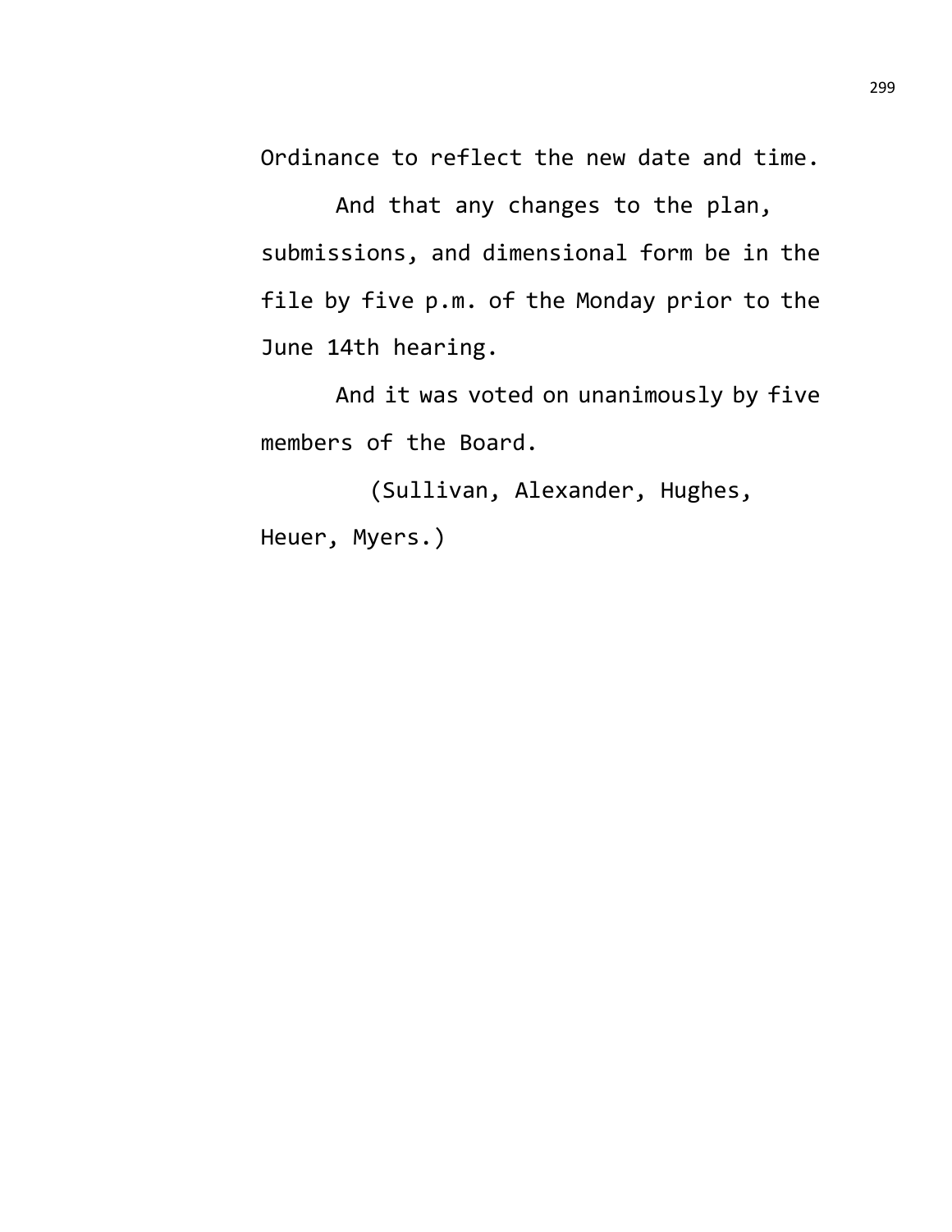Ordinance to reflect the new date and time.

And that any changes to the plan, submissions, and dimensional form be in the file by five p.m. of the Monday prior to the June 14th hearing.

And it was voted on unanimously by five members of the Board.

(Sullivan, Alexander, Hughes, Heuer, Myers.)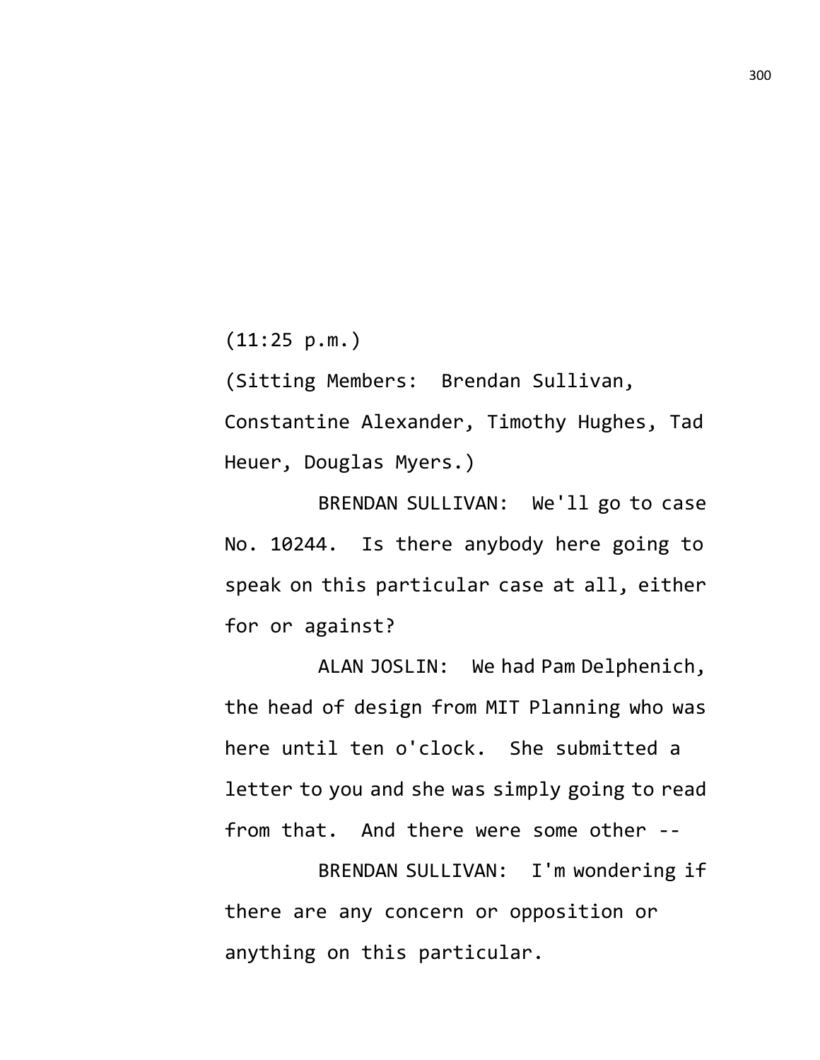(11:25 p.m.)

(Sitting Members: Brendan Sullivan, Constantine Alexander, Timothy Hughes, Tad Heuer, Douglas Myers.)

BRENDAN SULLIVAN: We'll go to case No. 10244. Is there anybody here going to speak on this particular case at all, either for or against?

ALAN JOSLIN: We had Pam Delphenich, the head of design from MIT Planning who was here until ten o'clock. She submitted a letter to you and she was simply going to read from that. And there were some other --

BRENDAN SULLIVAN: I'm wondering if there are any concern or opposition or anything on this particular.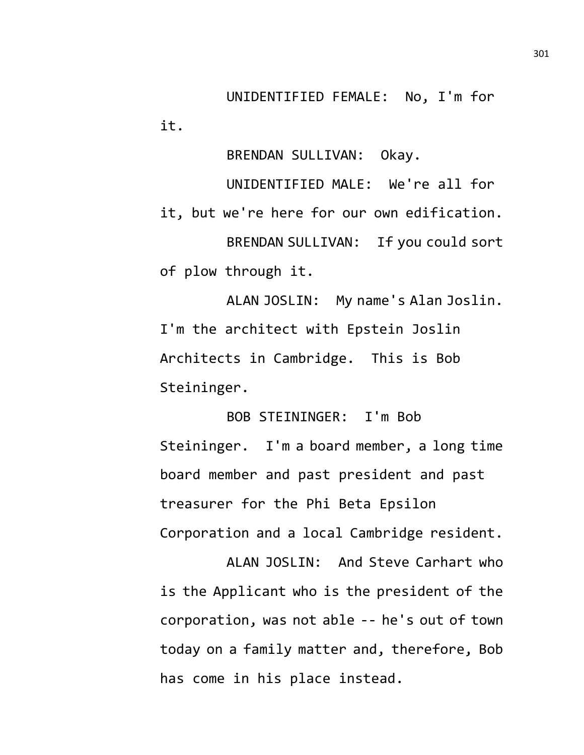UNIDENTIFIED FEMALE: No, I'm for it.

BRENDAN SULLIVAN: Okay.

UNIDENTIFIED MALE: We're all for it, but we're here for our own edification.

BRENDAN SULLIVAN: If you could sort of plow through it.

ALAN JOSLIN: My name's Alan Joslin. I'm the architect with Epstein Joslin Architects in Cambridge. This is Bob Steininger.

BOB STEININGER: I'm Bob Steininger. I'm a board member, a long time board member and past president and past treasurer for the Phi Beta Epsilon Corporation and a local Cambridge resident.

ALAN JOSLIN: And Steve Carhart who is the Applicant who is the president of the corporation, was not able -- he's out of town today on a family matter and, therefore, Bob has come in his place instead.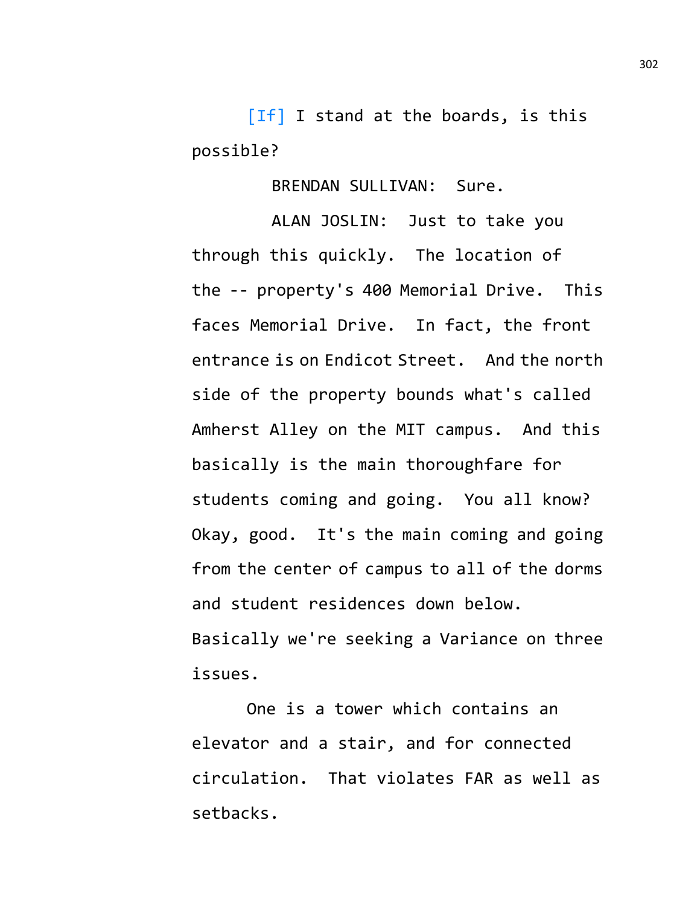[If] I stand at the boards, is this possible?

BRENDAN SULLIVAN: Sure.

ALAN JOSLIN: Just to take you through this quickly. The location of the -- property's 400 Memorial Drive. This faces Memorial Drive. In fact, the front entrance is on Endicot Street. And the north side of the property bounds what's called Amherst Alley on the MIT campus. And this basically is the main thoroughfare for students coming and going. You all know? Okay, good. It's the main coming and going from the center of campus to all of the dorms and student residences down below. Basically we're seeking a Variance on three issues.

One is a tower which contains an elevator and a stair, and for connected circulation. That violates FAR as well as setbacks.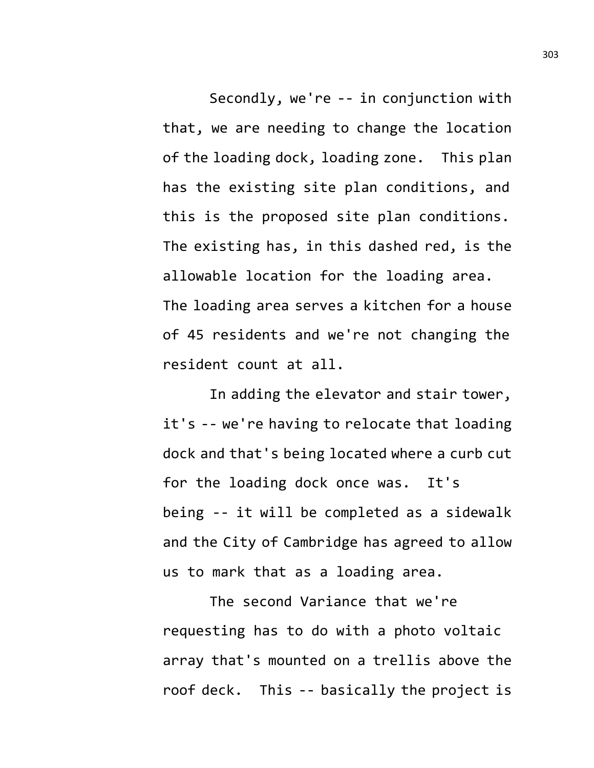Secondly, we're -- in conjunction with that, we are needing to change the location of the loading dock, loading zone. This plan has the existing site plan conditions, and this is the proposed site plan conditions. The existing has, in this dashed red, is the allowable location for the loading area. The loading area serves a kitchen for a house of 45 residents and we're not changing the resident count at all.

In adding the elevator and stair tower, it's -- we're having to relocate that loading dock and that's being located where a curb cut for the loading dock once was. It's being -- it will be completed as a sidewalk and the City of Cambridge has agreed to allow us to mark that as a loading area.

The second Variance that we're requesting has to do with a photo voltaic array that's mounted on a trellis above the roof deck. This -- basically the project is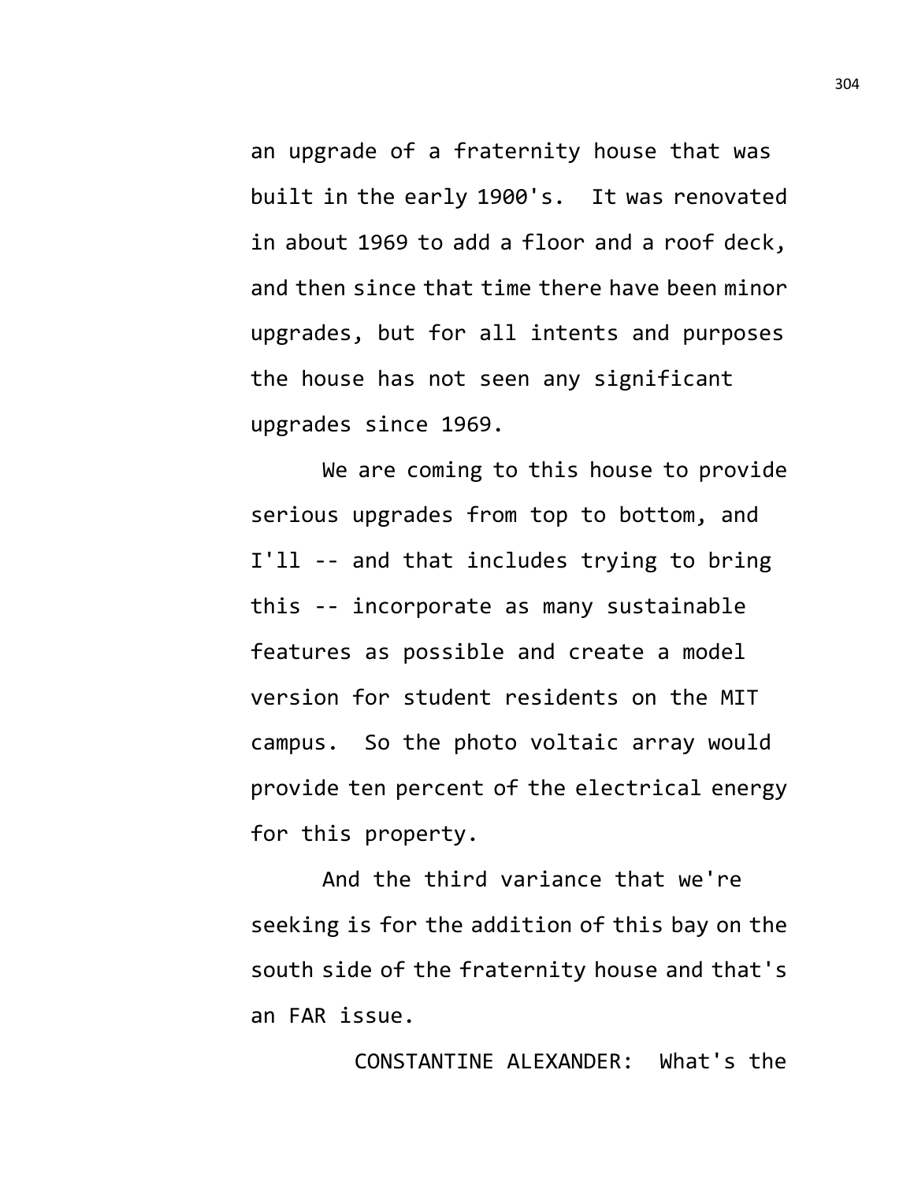an upgrade of a fraternity house that was built in the early 1900's. It was renovated in about 1969 to add a floor and a roof deck, and then since that time there have been minor upgrades, but for all intents and purposes the house has not seen any significant upgrades since 1969.

We are coming to this house to provide serious upgrades from top to bottom, and I'll -- and that includes trying to bring this -- incorporate as many sustainable features as possible and create a model version for student residents on the MIT campus. So the photo voltaic array would provide ten percent of the electrical energy for this property.

And the third variance that we're seeking is for the addition of this bay on the south side of the fraternity house and that's an FAR issue.

CONSTANTINE ALEXANDER: What's the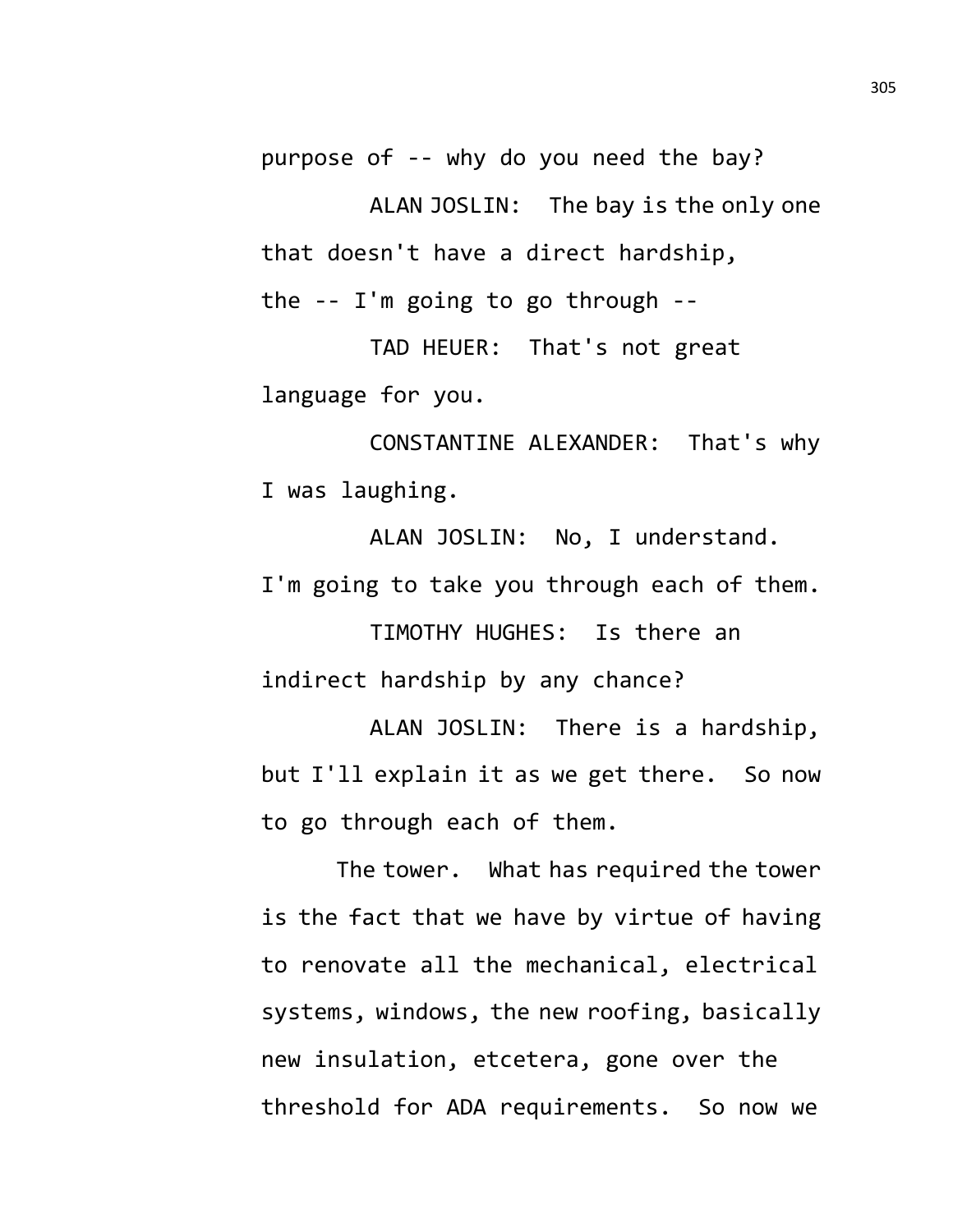purpose of -- why do you need the bay?

ALAN JOSLIN: The bay is the only one that doesn't have a direct hardship, the -- I'm going to go through --

TAD HEUER: That's not great language for you.

CONSTANTINE ALEXANDER: That's why I was laughing.

ALAN JOSLIN: No, I understand. I'm going to take you through each of them.

TIMOTHY HUGHES: Is there an indirect hardship by any chance?

ALAN JOSLIN: There is a hardship, but I'll explain it as we get there. So now to go through each of them.

The tower. What has required the tower is the fact that we have by virtue of having to renovate all the mechanical, electrical systems, windows, the new roofing, basically new insulation, etcetera, gone over the threshold for ADA requirements. So now we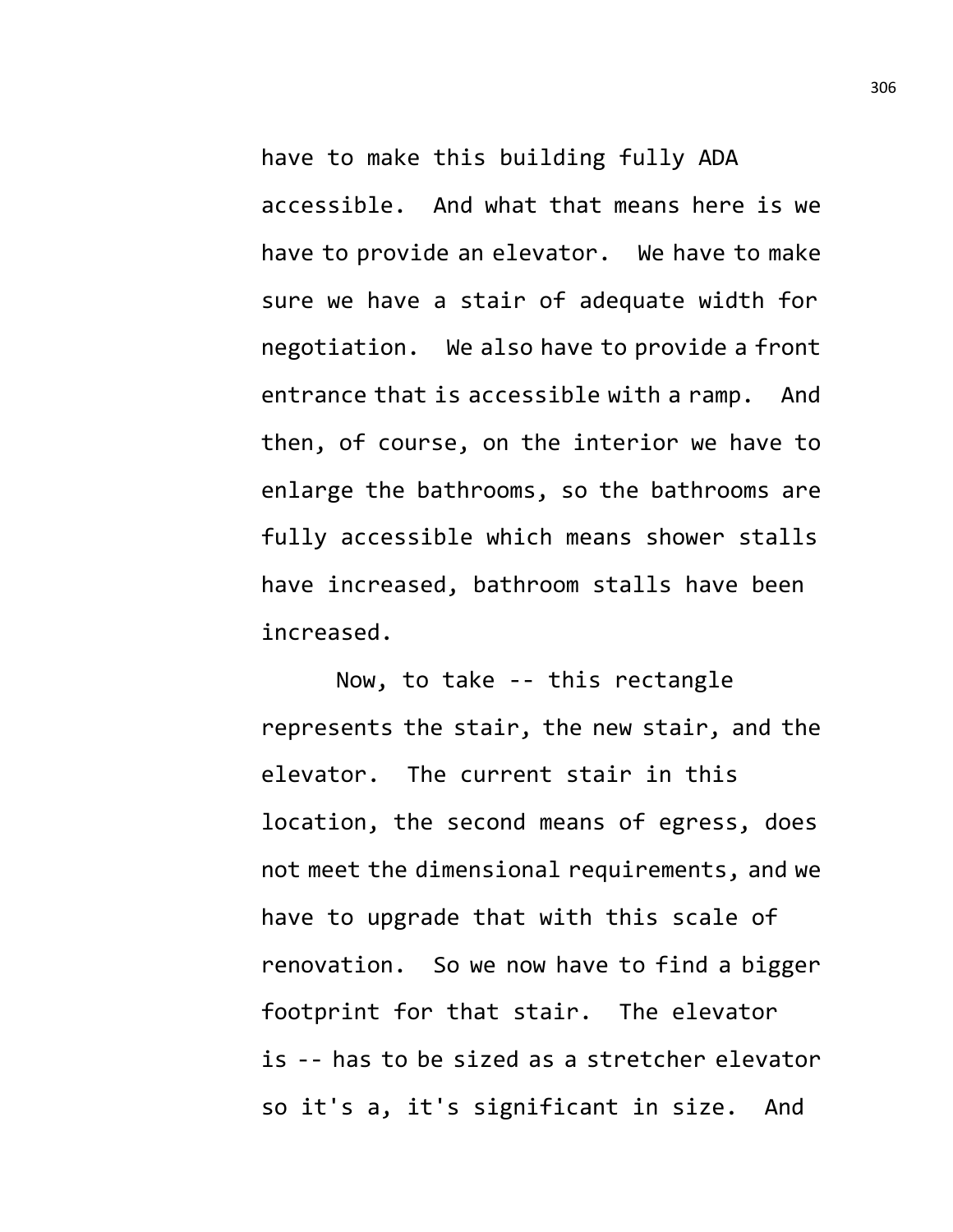have to make this building fully ADA accessible. And what that means here is we have to provide an elevator. We have to make sure we have a stair of adequate width for negotiation. We also have to provide a front entrance that is accessible with a ramp. And then, of course, on the interior we have to enlarge the bathrooms, so the bathrooms are fully accessible which means shower stalls have increased, bathroom stalls have been increased.

Now, to take -- this rectangle represents the stair, the new stair, and the elevator. The current stair in this location, the second means of egress, does not meet the dimensional requirements, and we have to upgrade that with this scale of renovation. So we now have to find a bigger footprint for that stair. The elevator is -- has to be sized as a stretcher elevator so it's a, it's significant in size. And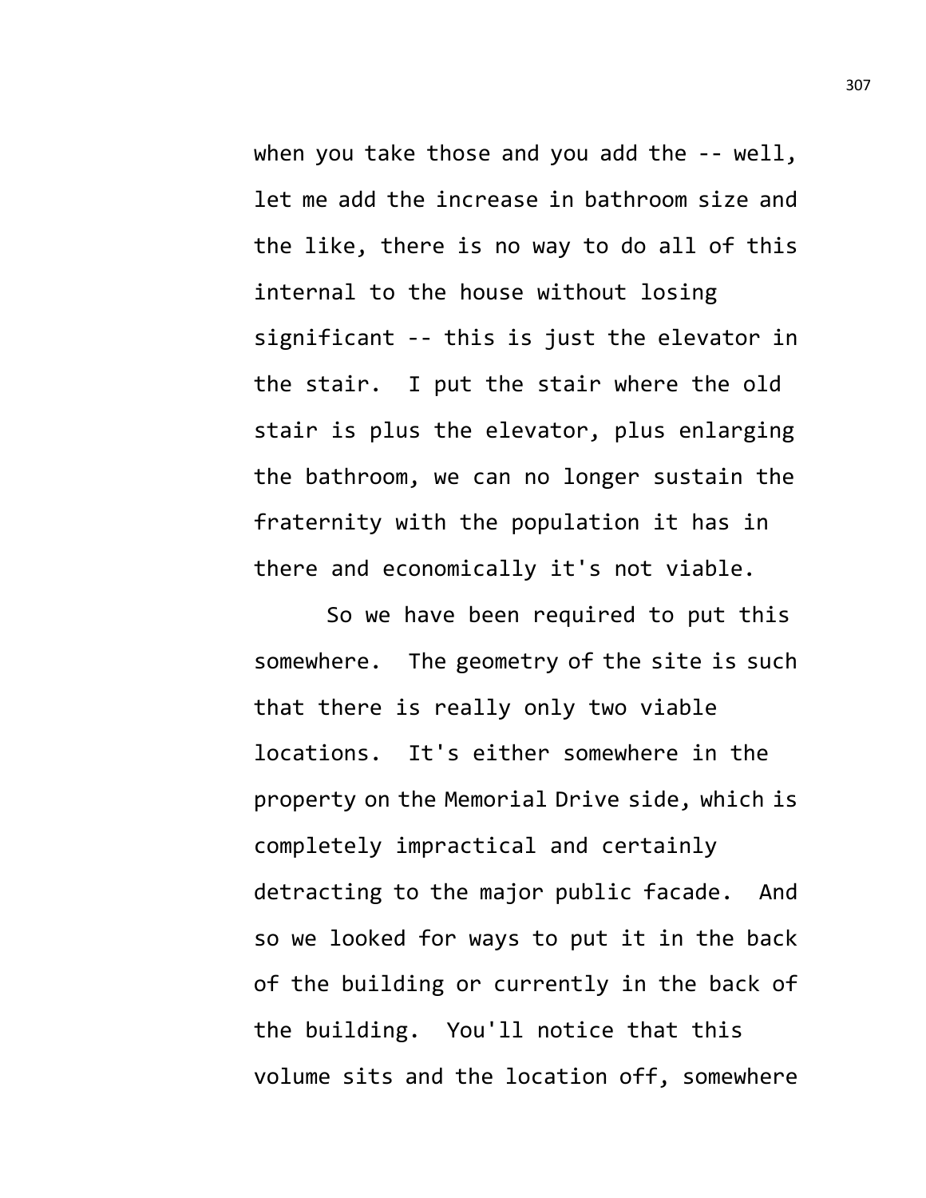when you take those and you add the -- well, let me add the increase in bathroom size and the like, there is no way to do all of this internal to the house without losing significant -- this is just the elevator in the stair. I put the stair where the old stair is plus the elevator, plus enlarging the bathroom, we can no longer sustain the fraternity with the population it has in there and economically it's not viable.

So we have been required to put this somewhere. The geometry of the site is such that there is really only two viable locations. It's either somewhere in the property on the Memorial Drive side, which is completely impractical and certainly detracting to the major public facade. And so we looked for ways to put it in the back of the building or currently in the back of the building. You'll notice that this volume sits and the location off, somewhere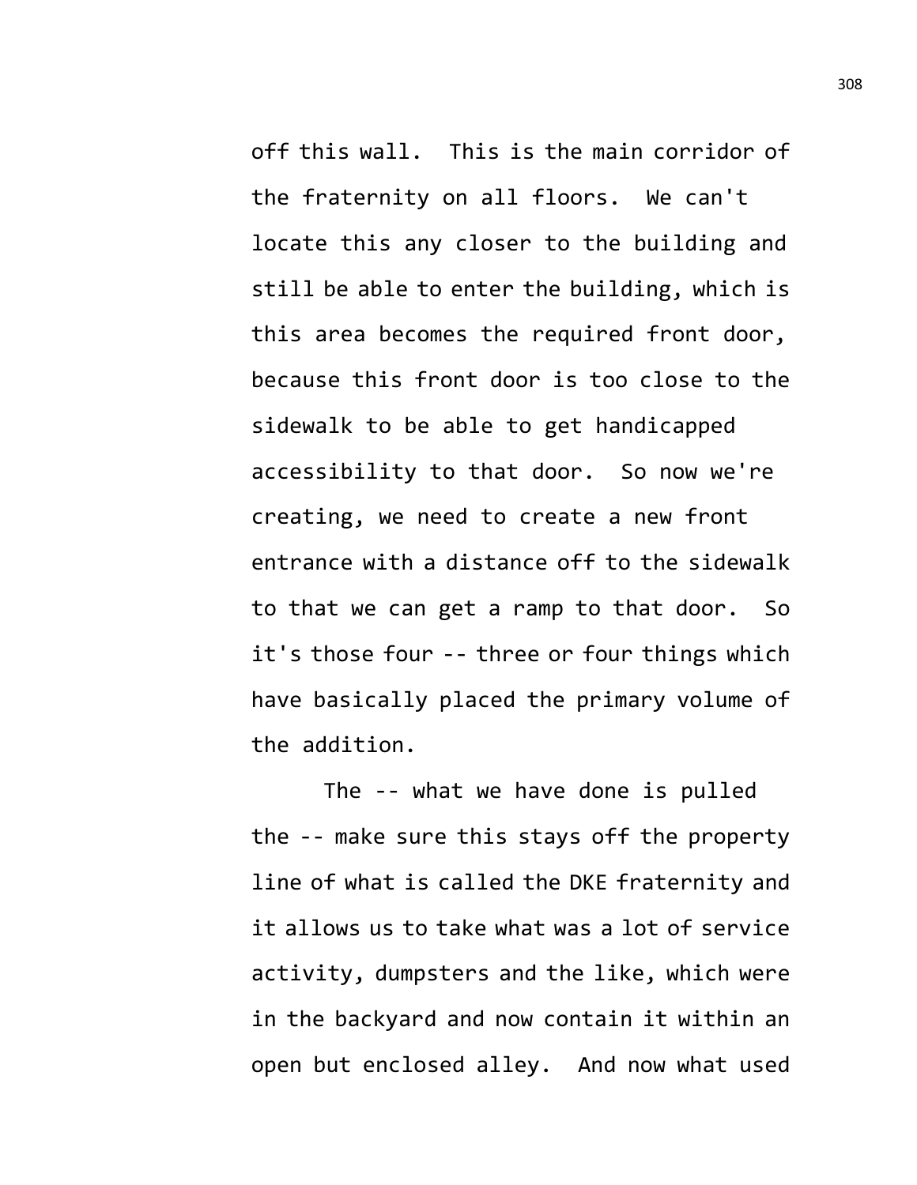off this wall. This is the main corridor of the fraternity on all floors. We can't locate this any closer to the building and still be able to enter the building, which is this area becomes the required front door, because this front door is too close to the sidewalk to be able to get handicapped accessibility to that door. So now we're creating, we need to create a new front entrance with a distance off to the sidewalk to that we can get a ramp to that door. So it's those four -- three or four things which have basically placed the primary volume of the addition.

The -- what we have done is pulled the -- make sure this stays off the property line of what is called the DKE fraternity and it allows us to take what was a lot of service activity, dumpsters and the like, which were in the backyard and now contain it within an open but enclosed alley. And now what used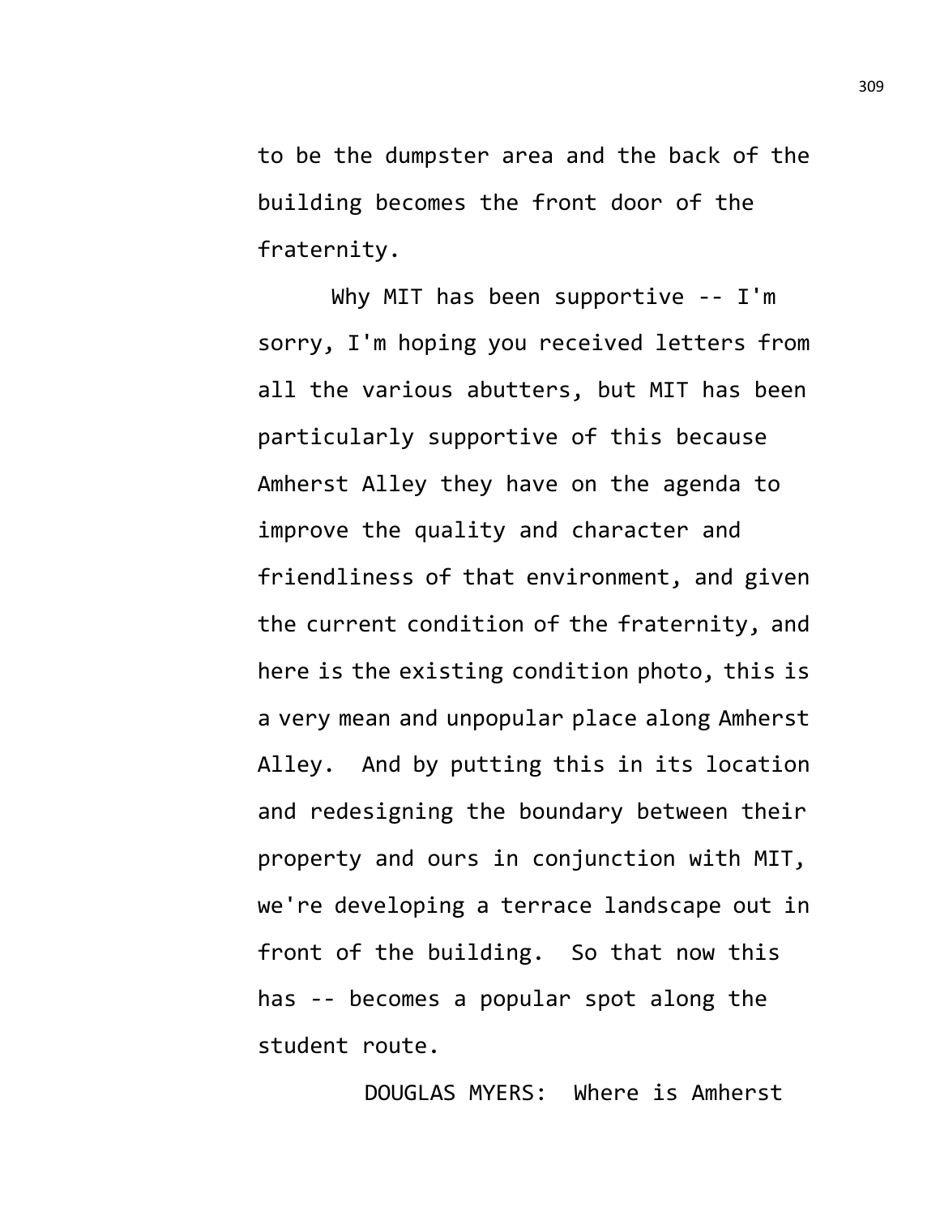to be the dumpster area and the back of the building becomes the front door of the fraternity.

Why MIT has been supportive -- I'm sorry, I'm hoping you received letters from all the various abutters, but MIT has been particularly supportive of this because Amherst Alley they have on the agenda to improve the quality and character and friendliness of that environment, and given the current condition of the fraternity, and here is the existing condition photo, this is a very mean and unpopular place along Amherst Alley. And by putting this in its location and redesigning the boundary between their property and ours in conjunction with MIT, we're developing a terrace landscape out in front of the building. So that now this has -- becomes a popular spot along the student route.

DOUGLAS MYERS: Where is Amherst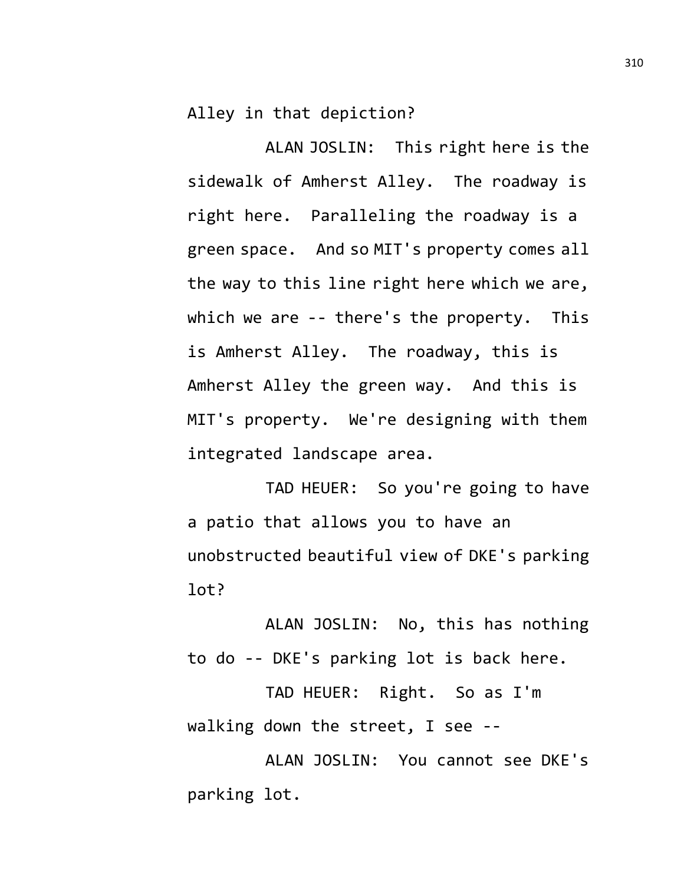Alley in that depiction?

ALAN JOSLIN: This right here is the sidewalk of Amherst Alley. The roadway is right here. Paralleling the roadway is a green space. And so MIT's property comes all the way to this line right here which we are, which we are -- there's the property. This is Amherst Alley. The roadway, this is Amherst Alley the green way. And this is MIT's property. We're designing with them integrated landscape area.

TAD HEUER: So you're going to have a patio that allows you to have an unobstructed beautiful view of DKE's parking lot?

ALAN JOSLIN: No, this has nothing to do -- DKE's parking lot is back here.

TAD HEUER: Right. So as I'm walking down the street, I see --

ALAN JOSLIN: You cannot see DKE's parking lot.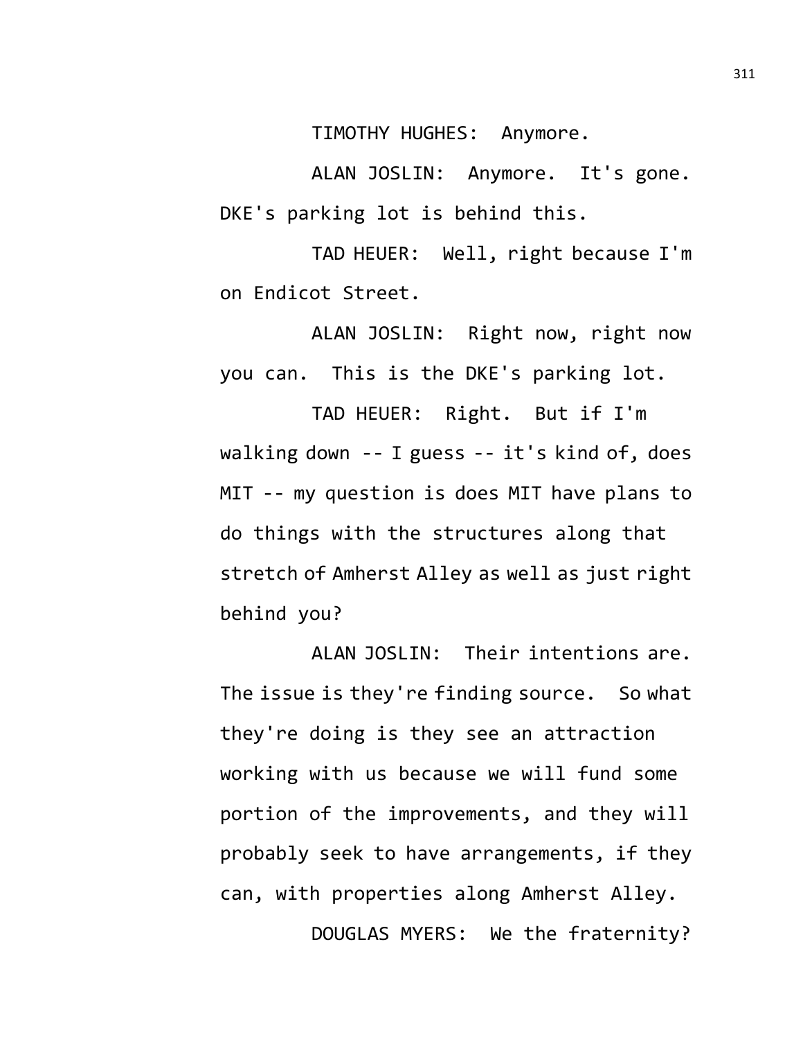TIMOTHY HUGHES: Anymore.

ALAN JOSLIN: Anymore. It's gone. DKE's parking lot is behind this.

TAD HEUER: Well, right because I'm on Endicot Street.

ALAN JOSLIN: Right now, right now you can. This is the DKE's parking lot.

TAD HEUER: Right. But if I'm walking down -- I guess -- it's kind of, does MIT -- my question is does MIT have plans to do things with the structures along that stretch of Amherst Alley as well as just right behind you?

ALAN JOSLIN: Their intentions are. The issue is they're finding source. So what they're doing is they see an attraction working with us because we will fund some portion of the improvements, and they will probably seek to have arrangements, if they can, with properties along Amherst Alley.

DOUGLAS MYERS: We the fraternity?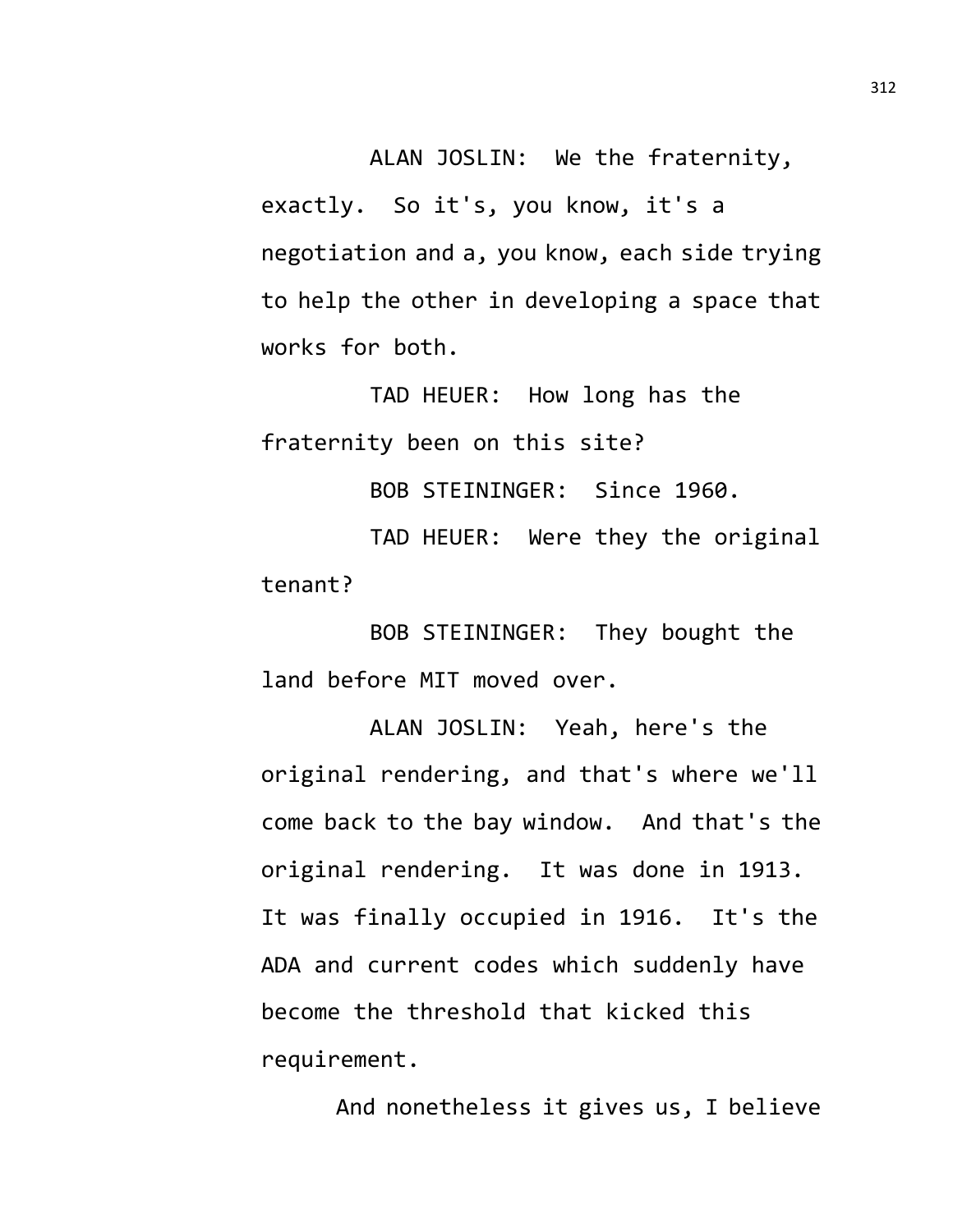ALAN JOSLIN: We the fraternity, exactly. So it's, you know, it's a negotiation and a, you know, each side trying to help the other in developing a space that works for both.

TAD HEUER: How long has the fraternity been on this site?

BOB STEININGER: Since 1960.

TAD HEUER: Were they the original tenant?

BOB STEININGER: They bought the land before MIT moved over.

ALAN JOSLIN: Yeah, here's the original rendering, and that's where we'll come back to the bay window. And that's the original rendering. It was done in 1913. It was finally occupied in 1916. It's the ADA and current codes which suddenly have become the threshold that kicked this requirement.

And nonetheless it gives us, I believe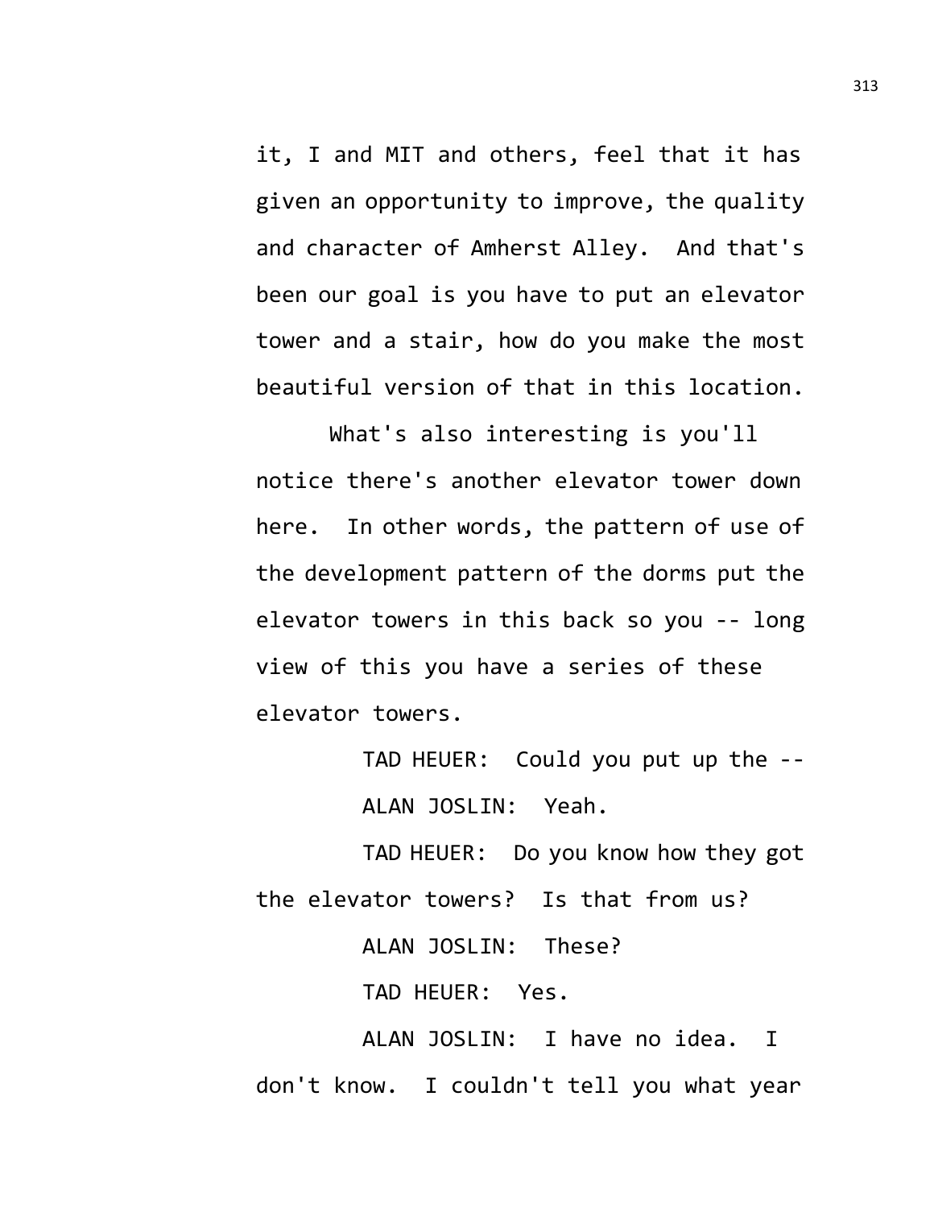it, I and MIT and others, feel that it has given an opportunity to improve, the quality and character of Amherst Alley. And that's been our goal is you have to put an elevator tower and a stair, how do you make the most beautiful version of that in this location.

What's also interesting is you'll notice there's another elevator tower down here. In other words, the pattern of use of the development pattern of the dorms put the elevator towers in this back so you -- long view of this you have a series of these elevator towers.

TAD HEUER: Could you put up the --

ALAN JOSLIN: Yeah.

TAD HEUER: Do you know how they got the elevator towers? Is that from us?

ALAN JOSLIN: These?

TAD HEUER: Yes.

ALAN JOSLIN: I have no idea. I don't know. I couldn't tell you what year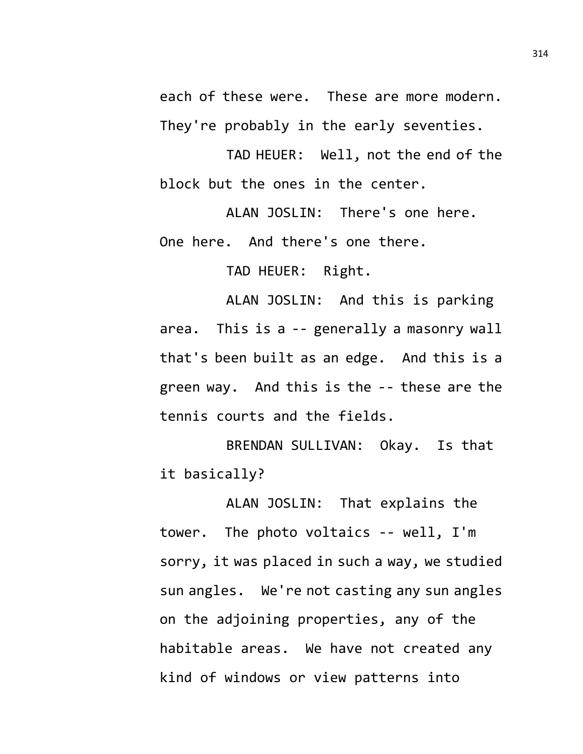each of these were. These are more modern. They're probably in the early seventies.

TAD HEUER: Well, not the end of the block but the ones in the center.

ALAN JOSLIN: There's one here. One here. And there's one there.

TAD HEUER: Right.

ALAN JOSLIN: And this is parking area. This is a -- generally a masonry wall that's been built as an edge. And this is a green way. And this is the -- these are the tennis courts and the fields.

BRENDAN SULLIVAN: Okay. Is that it basically?

ALAN JOSLIN: That explains the tower. The photo voltaics -- well, I'm sorry, it was placed in such a way, we studied sun angles. We're not casting any sun angles on the adjoining properties, any of the habitable areas. We have not created any kind of windows or view patterns into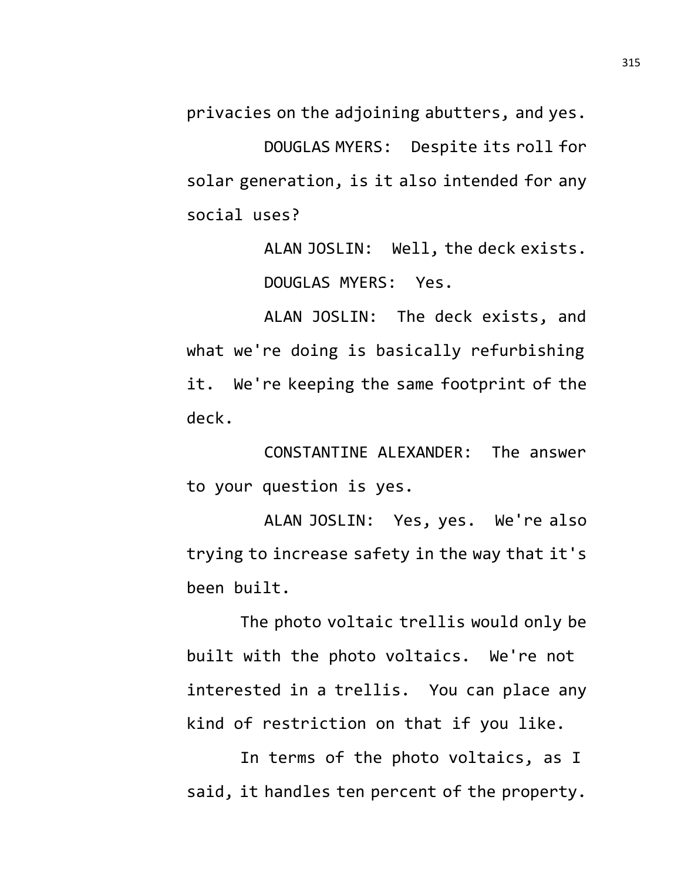privacies on the adjoining abutters, and yes.

DOUGLAS MYERS: Despite its roll for solar generation, is it also intended for any social uses?

ALAN JOSLIN: Well, the deck exists.

DOUGLAS MYERS: Yes.

ALAN JOSLIN: The deck exists, and what we're doing is basically refurbishing it. We're keeping the same footprint of the deck.

CONSTANTINE ALEXANDER: The answer to your question is yes.

ALAN JOSLIN: Yes, yes. We're also trying to increase safety in the way that it's been built.

The photo voltaic trellis would only be built with the photo voltaics. We're not interested in a trellis. You can place any kind of restriction on that if you like.

In terms of the photo voltaics, as I said, it handles ten percent of the property.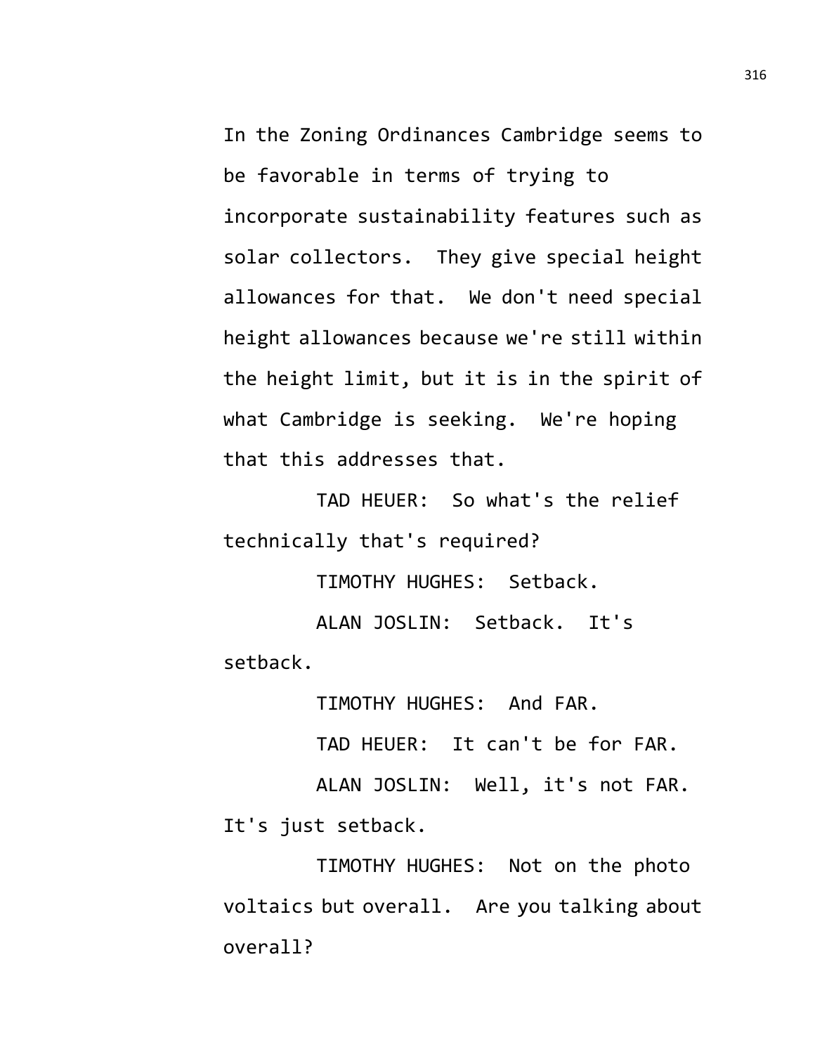In the Zoning Ordinances Cambridge seems to be favorable in terms of trying to incorporate sustainability features such as solar collectors. They give special height allowances for that. We don't need special height allowances because we're still within the height limit, but it is in the spirit of what Cambridge is seeking. We're hoping that this addresses that.

TAD HEUER: So what's the relief technically that's required?

TIMOTHY HUGHES: Setback.

ALAN JOSLIN: Setback. It's setback.

TIMOTHY HUGHES: And FAR.

TAD HEUER: It can't be for FAR.

ALAN JOSLIN: Well, it's not FAR. It's just setback.

TIMOTHY HUGHES: Not on the photo voltaics but overall. Are you talking about overall?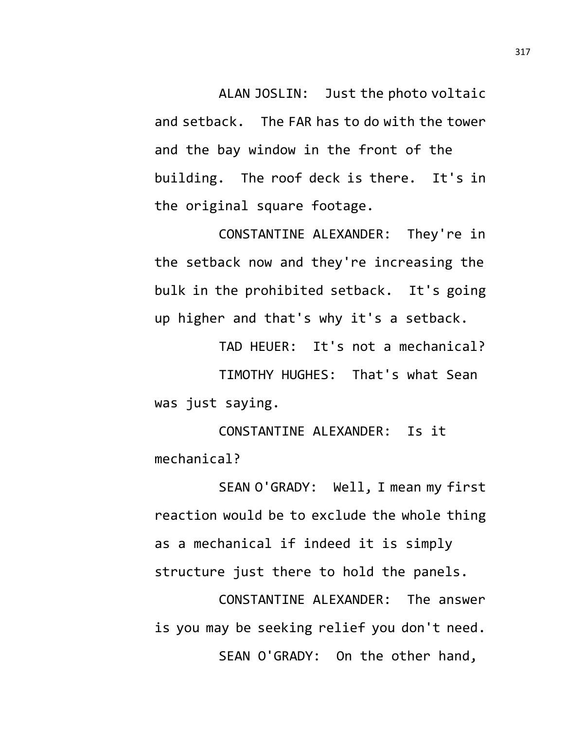ALAN JOSLIN: Just the photo voltaic and setback. The FAR has to do with the tower and the bay window in the front of the building. The roof deck is there. It's in the original square footage.

CONSTANTINE ALEXANDER: They're in the setback now and they're increasing the bulk in the prohibited setback. It's going up higher and that's why it's a setback.

TAD HEUER: It's not a mechanical?

TIMOTHY HUGHES: That's what Sean was just saying.

CONSTANTINE ALEXANDER: Is it mechanical?

SEAN O'GRADY: Well, I mean my first reaction would be to exclude the whole thing as a mechanical if indeed it is simply structure just there to hold the panels.

CONSTANTINE ALEXANDER: The answer is you may be seeking relief you don't need.

SEAN O'GRADY: On the other hand,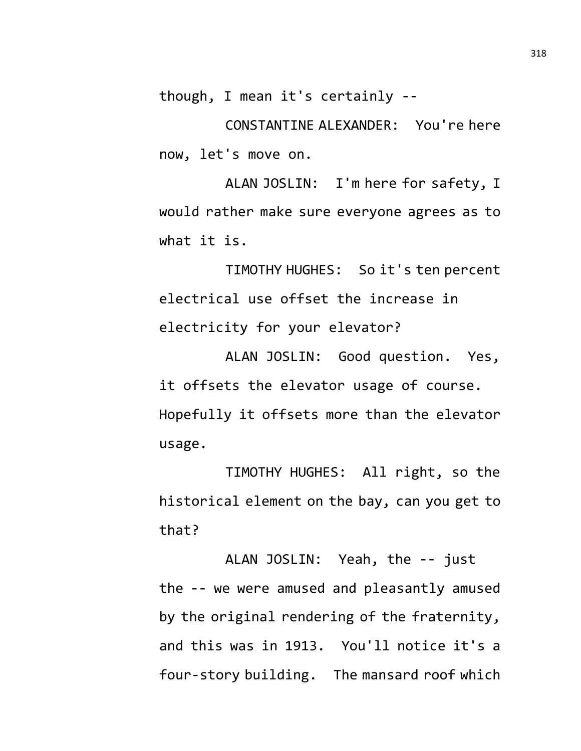though, I mean it's certainly --

CONSTANTINE ALEXANDER: You're here now, let's move on.

ALAN JOSLIN: I'm here for safety, I would rather make sure everyone agrees as to what it is.

TIMOTHY HUGHES: So it's ten percent electrical use offset the increase in electricity for your elevator?

ALAN JOSLIN: Good question. Yes, it offsets the elevator usage of course. Hopefully it offsets more than the elevator usage.

TIMOTHY HUGHES: All right, so the historical element on the bay, can you get to that?

ALAN JOSLIN: Yeah, the -- just the -- we were amused and pleasantly amused by the original rendering of the fraternity, and this was in 1913. You'll notice it's a four-story building. The mansard roof which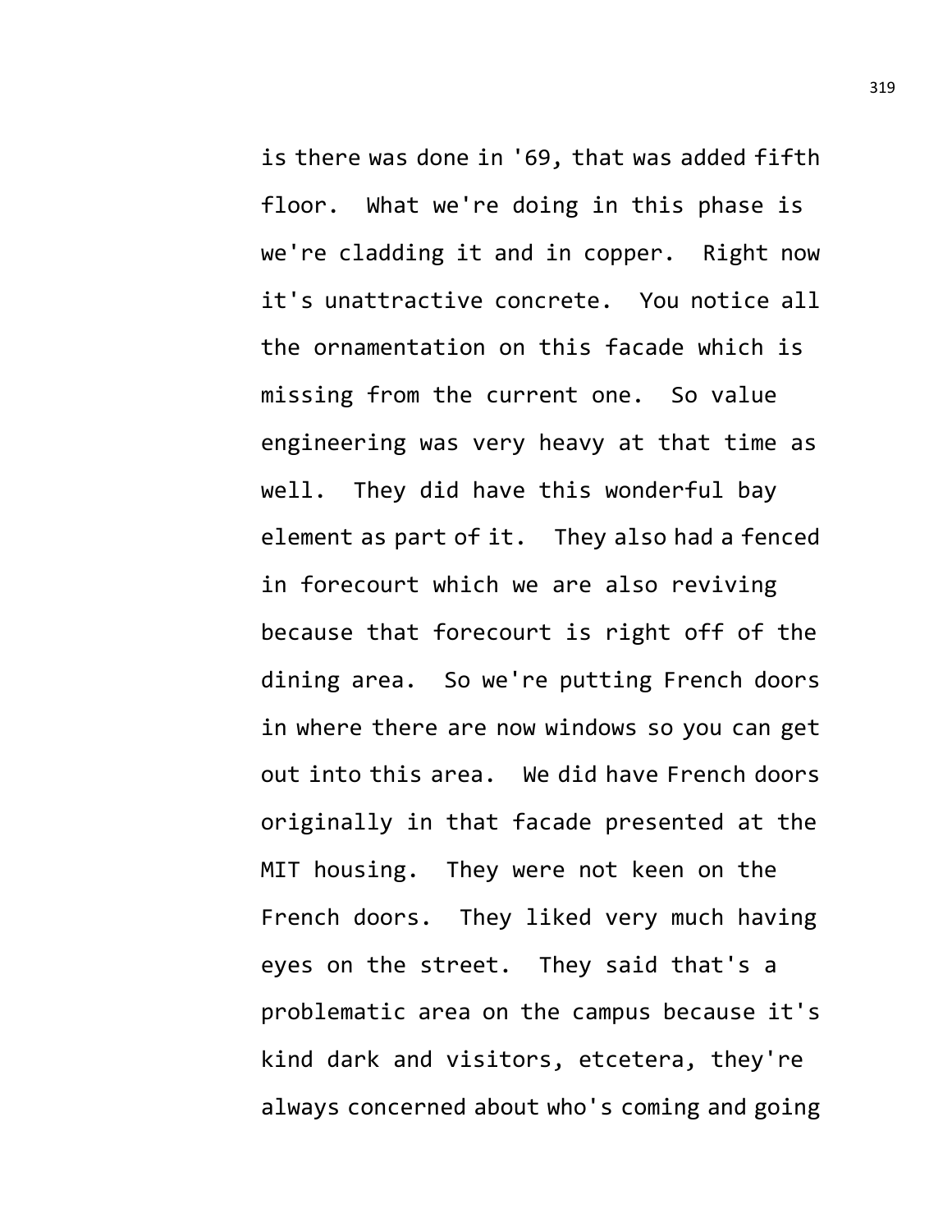is there was done in '69, that was added fifth floor. What we're doing in this phase is we're cladding it and in copper. Right now it's unattractive concrete. You notice all the ornamentation on this facade which is missing from the current one. So value engineering was very heavy at that time as well. They did have this wonderful bay element as part of it. They also had a fenced in forecourt which we are also reviving because that forecourt is right off of the dining area. So we're putting French doors in where there are now windows so you can get out into this area. We did have French doors originally in that facade presented at the MIT housing. They were not keen on the French doors. They liked very much having eyes on the street. They said that's a problematic area on the campus because it's kind dark and visitors, etcetera, they're always concerned about who's coming and going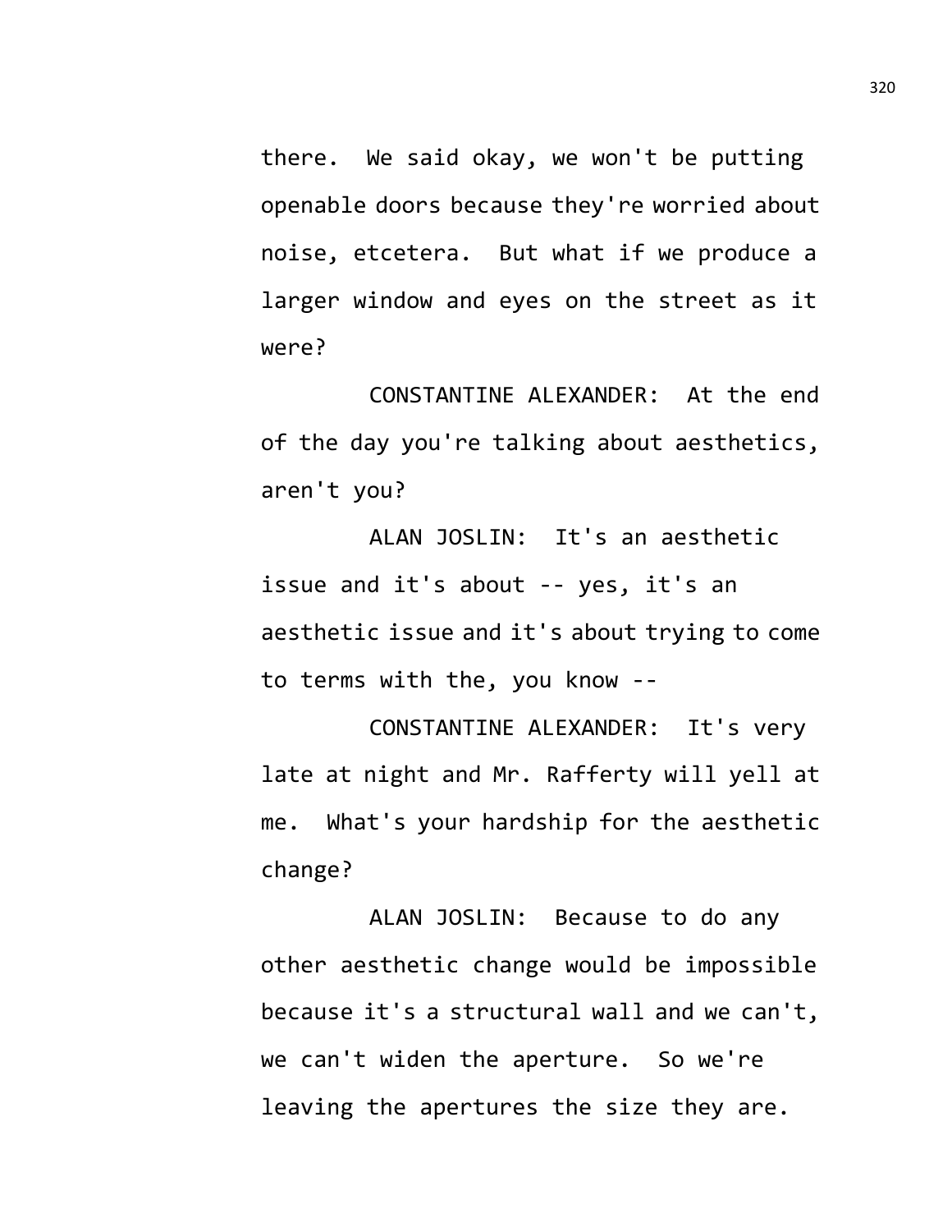there. We said okay, we won't be putting openable doors because they're worried about noise, etcetera. But what if we produce a larger window and eyes on the street as it were?

CONSTANTINE ALEXANDER: At the end of the day you're talking about aesthetics, aren't you?

ALAN JOSLIN: It's an aesthetic issue and it's about -- yes, it's an aesthetic issue and it's about trying to come to terms with the, you know --

CONSTANTINE ALEXANDER: It's very late at night and Mr. Rafferty will yell at me. What's your hardship for the aesthetic change?

ALAN JOSLIN: Because to do any other aesthetic change would be impossible because it's a structural wall and we can't, we can't widen the aperture. So we're leaving the apertures the size they are.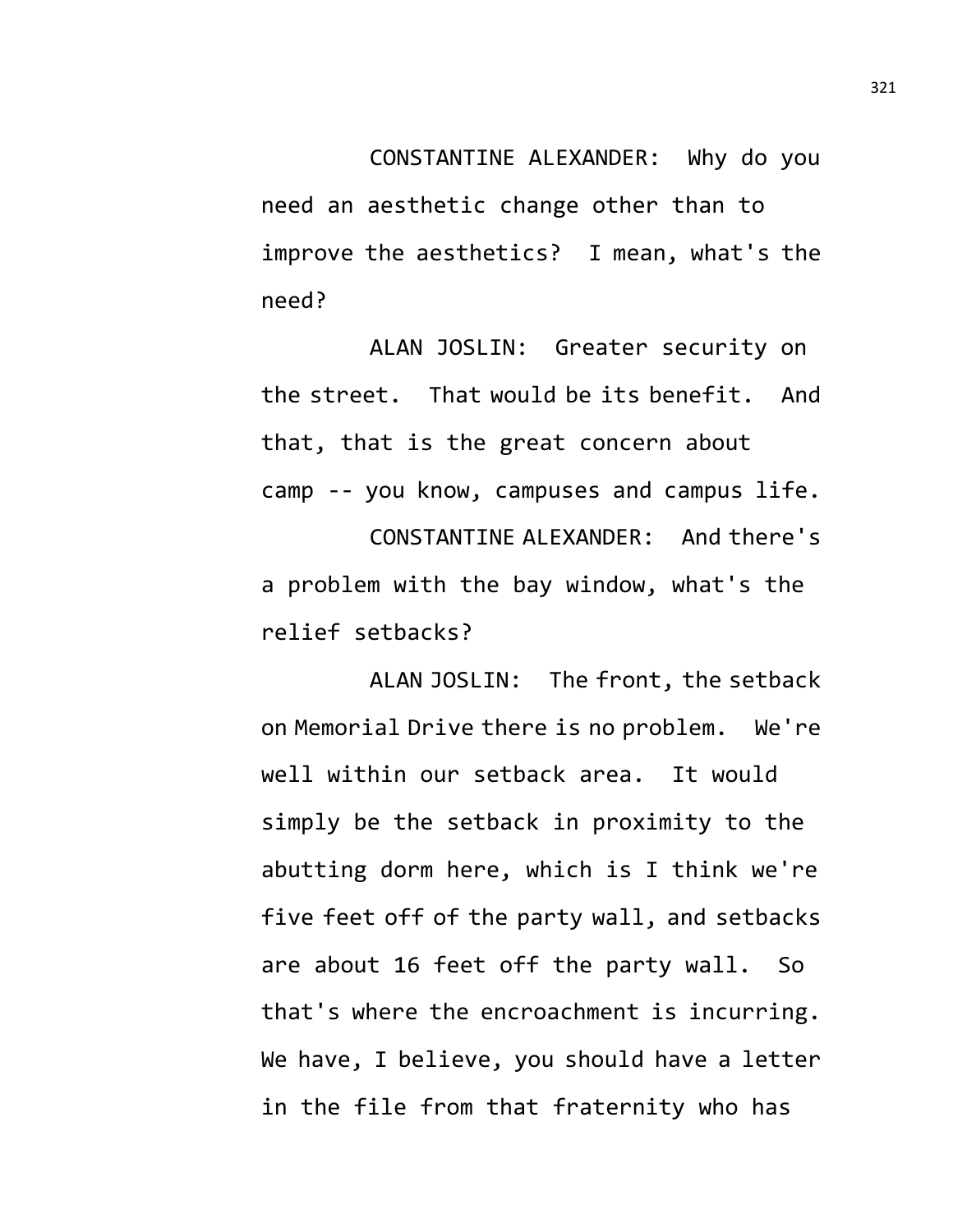CONSTANTINE ALEXANDER: Why do you need an aesthetic change other than to improve the aesthetics? I mean, what's the need?

ALAN JOSLIN: Greater security on the street. That would be its benefit. And that, that is the great concern about camp -- you know, campuses and campus life.

CONSTANTINE ALEXANDER: And there's a problem with the bay window, what's the relief setbacks?

ALAN JOSLIN: The front, the setback on Memorial Drive there is no problem. We're well within our setback area. It would simply be the setback in proximity to the abutting dorm here, which is I think we're five feet off of the party wall, and setbacks are about 16 feet off the party wall. So that's where the encroachment is incurring. We have, I believe, you should have a letter in the file from that fraternity who has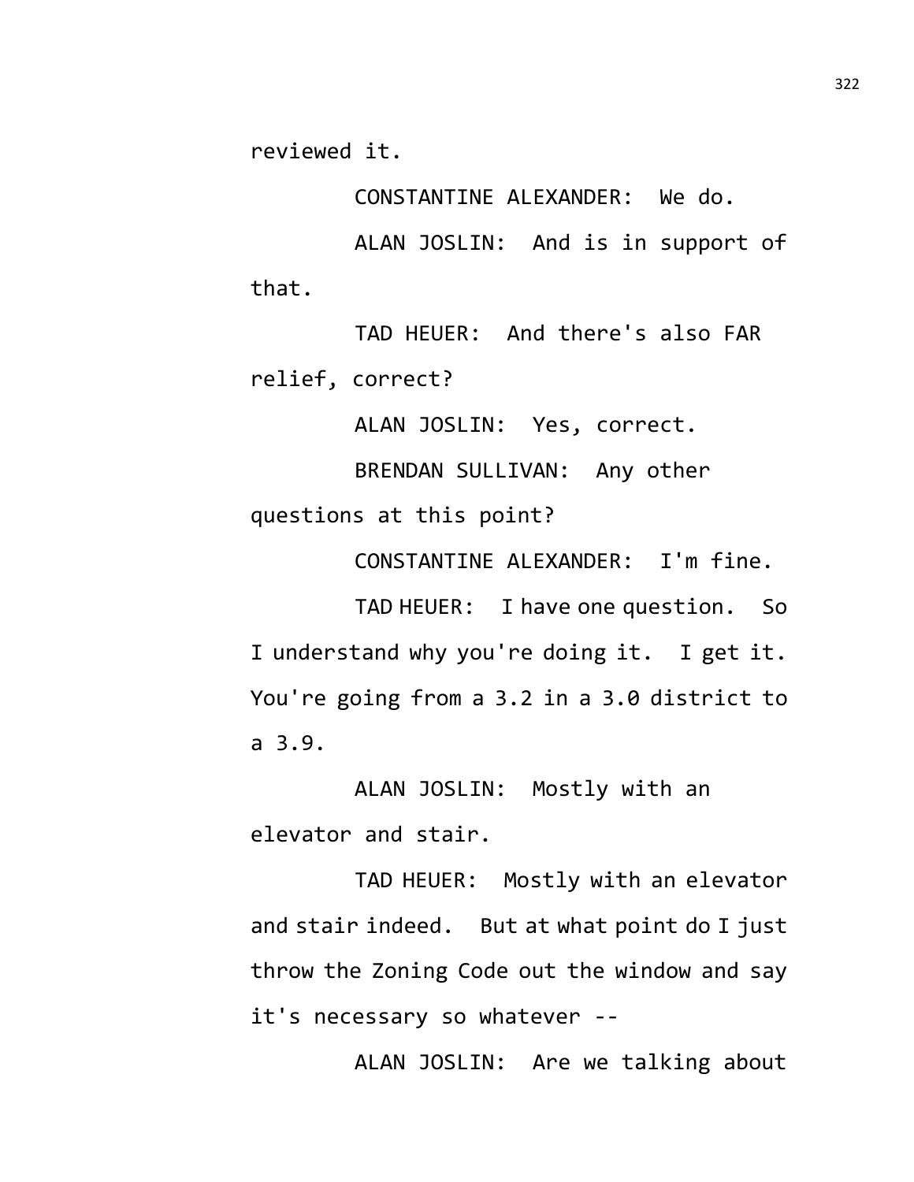reviewed it.

CONSTANTINE ALEXANDER: We do.

ALAN JOSLIN: And is in support of that.

TAD HEUER: And there's also FAR relief, correct?

ALAN JOSLIN: Yes, correct.

BRENDAN SULLIVAN: Any other questions at this point?

CONSTANTINE ALEXANDER: I'm fine.

TAD HEUER: I have one question. So I understand why you're doing it. I get it. You're going from a 3.2 in a 3.0 district to a 3.9.

ALAN JOSLIN: Mostly with an elevator and stair.

TAD HEUER: Mostly with an elevator and stair indeed. But at what point do I just throw the Zoning Code out the window and say it's necessary so whatever --

ALAN JOSLIN: Are we talking about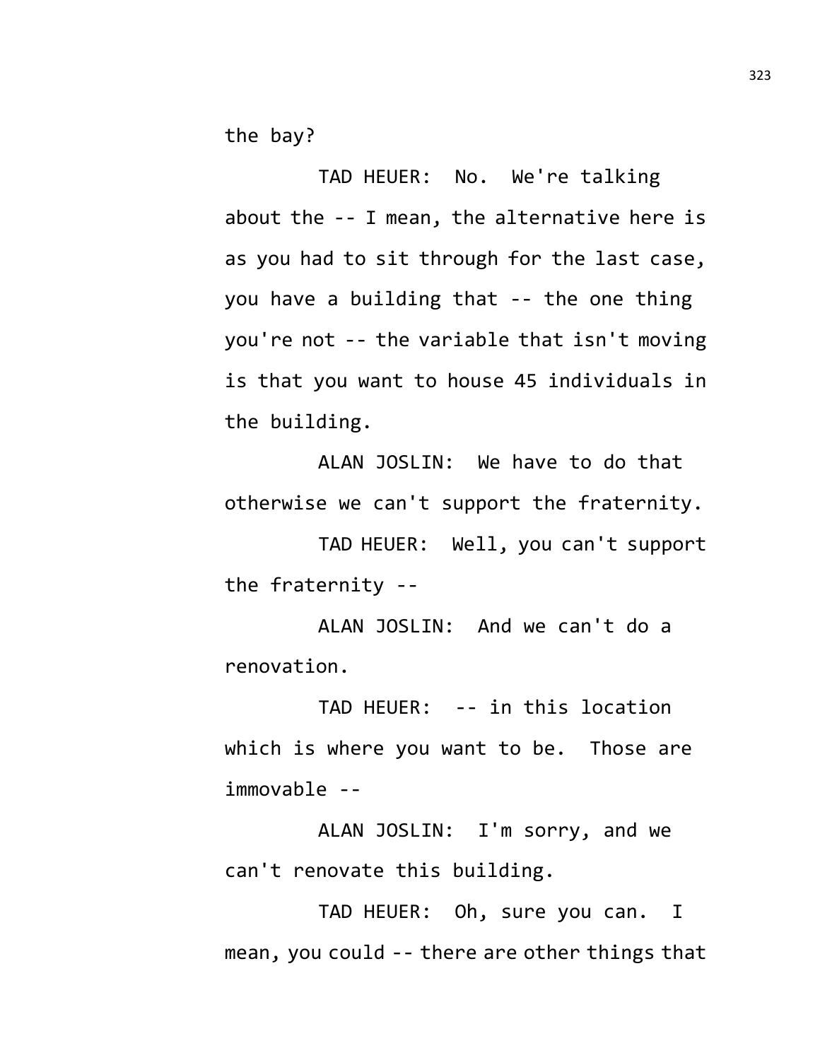the bay?

TAD HEUER: No. We're talking about the -- I mean, the alternative here is as you had to sit through for the last case, you have a building that -- the one thing you're not -- the variable that isn't moving is that you want to house 45 individuals in the building.

ALAN JOSLIN: We have to do that otherwise we can't support the fraternity.

TAD HEUER: Well, you can't support the fraternity --

ALAN JOSLIN: And we can't do a renovation.

TAD HEUER: -- in this location which is where you want to be. Those are immovable --

ALAN JOSLIN: I'm sorry, and we can't renovate this building.

TAD HEUER: Oh, sure you can. I mean, you could -- there are other things that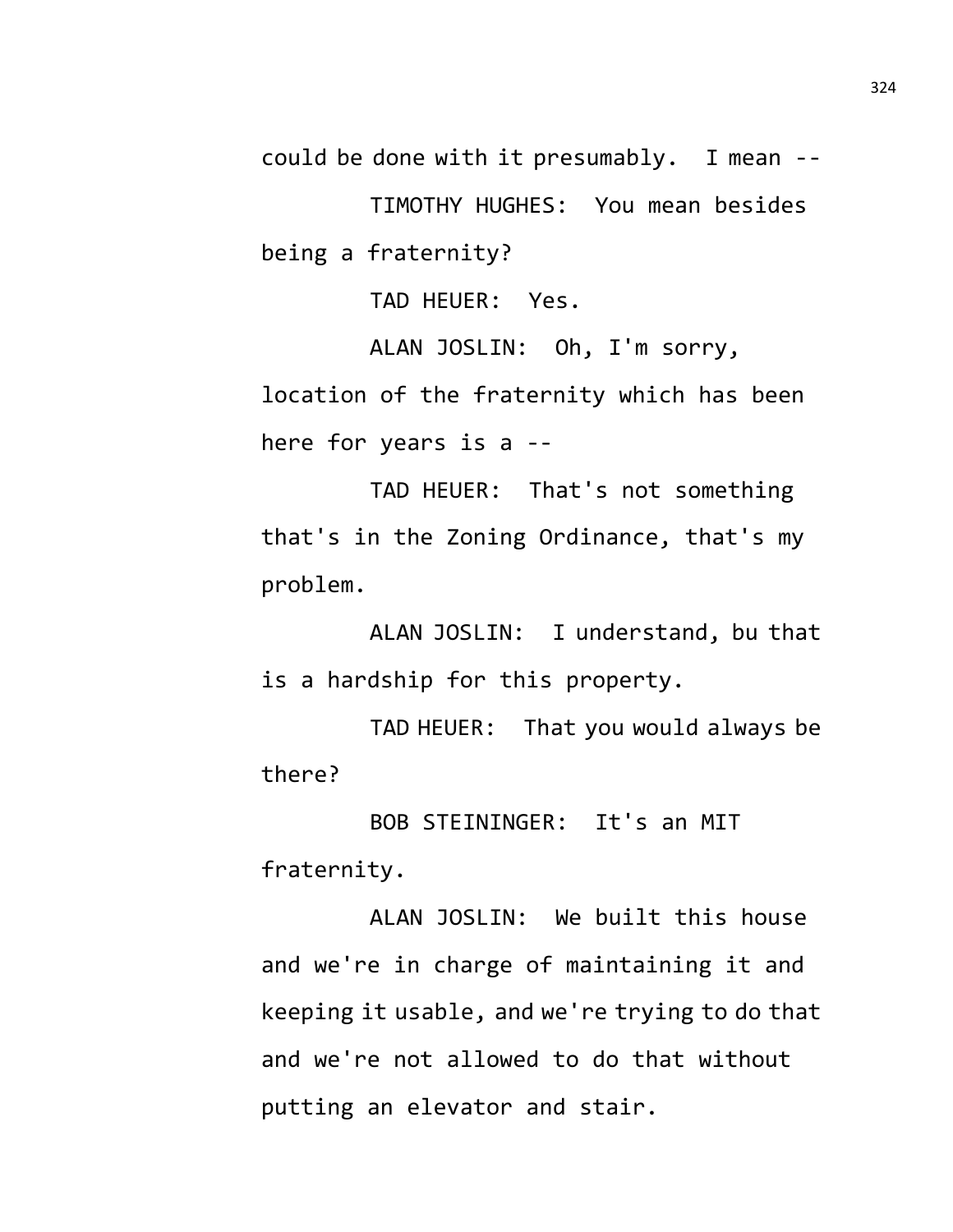could be done with it presumably. I mean --

TIMOTHY HUGHES: You mean besides being a fraternity?

TAD HEUER: Yes.

ALAN JOSLIN: Oh, I'm sorry, location of the fraternity which has been here for years is a --

TAD HEUER: That's not something that's in the Zoning Ordinance, that's my problem.

ALAN JOSLIN: I understand, bu that is a hardship for this property.

TAD HEUER: That you would always be there?

BOB STEININGER: It's an MIT fraternity.

ALAN JOSLIN: We built this house and we're in charge of maintaining it and keeping it usable, and we're trying to do that and we're not allowed to do that without putting an elevator and stair.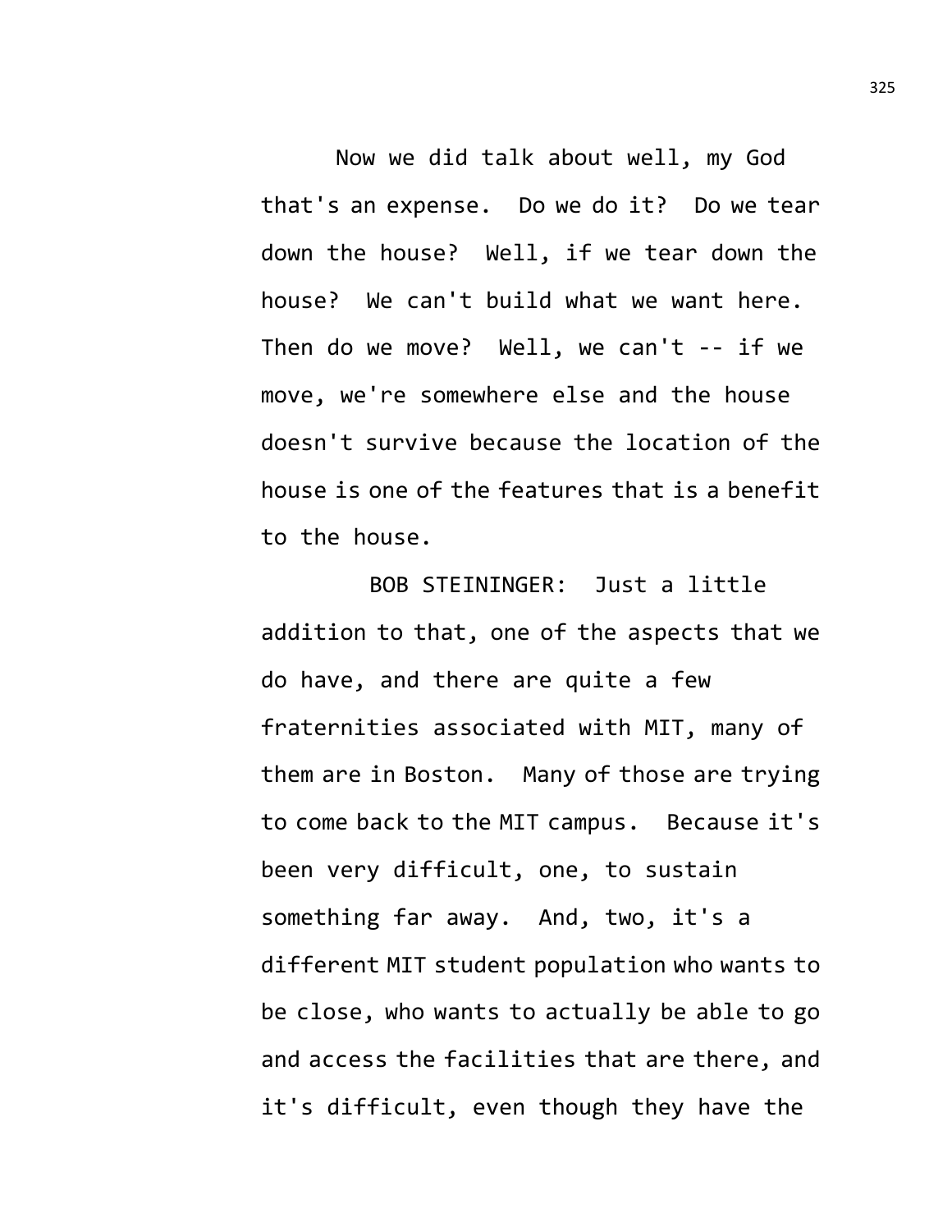Now we did talk about well, my God that's an expense. Do we do it? Do we tear down the house? Well, if we tear down the house? We can't build what we want here. Then do we move? Well, we can't -- if we move, we're somewhere else and the house doesn't survive because the location of the house is one of the features that is a benefit to the house.

BOB STEININGER: Just a little addition to that, one of the aspects that we do have, and there are quite a few fraternities associated with MIT, many of them are in Boston. Many of those are trying to come back to the MIT campus. Because it's been very difficult, one, to sustain something far away. And, two, it's a different MIT student population who wants to be close, who wants to actually be able to go and access the facilities that are there, and it's difficult, even though they have the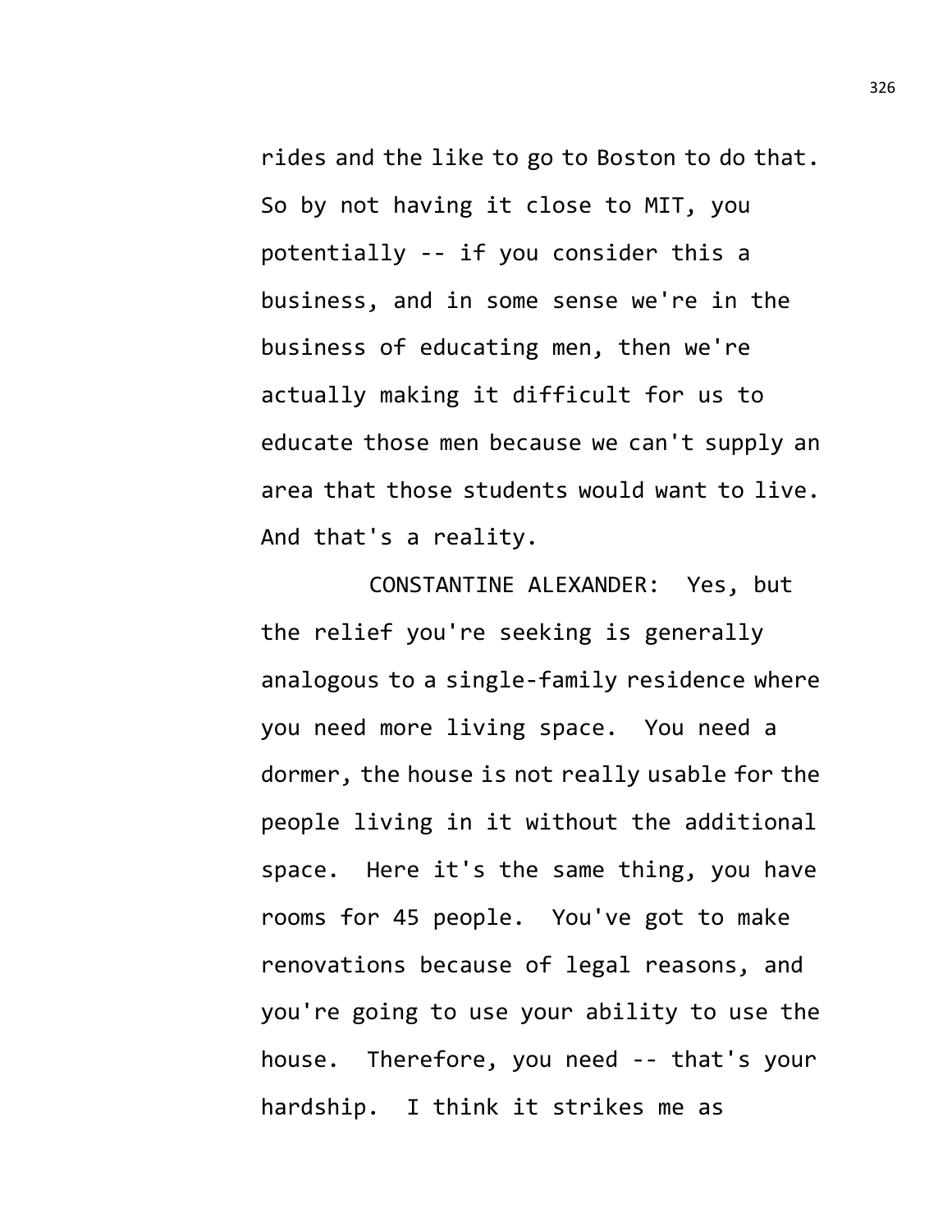rides and the like to go to Boston to do that. So by not having it close to MIT, you potentially -- if you consider this a business, and in some sense we're in the business of educating men, then we're actually making it difficult for us to educate those men because we can't supply an area that those students would want to live. And that's a reality.

CONSTANTINE ALEXANDER: Yes, but the relief you're seeking is generally analogous to a single-family residence where you need more living space. You need a dormer, the house is not really usable for the people living in it without the additional space. Here it's the same thing, you have rooms for 45 people. You've got to make renovations because of legal reasons, and you're going to use your ability to use the house. Therefore, you need -- that's your hardship. I think it strikes me as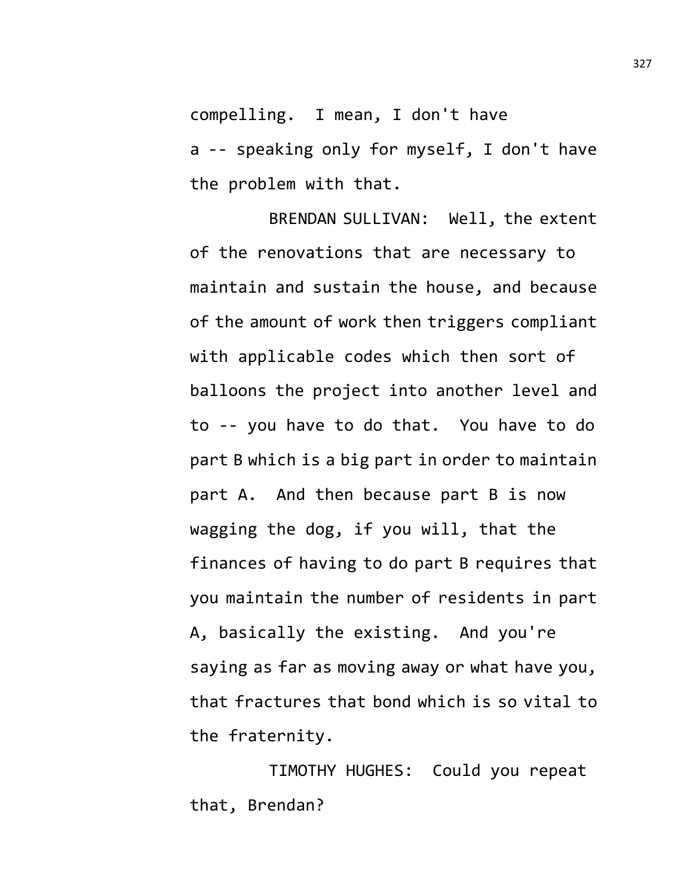compelling. I mean, I don't have a -- speaking only for myself, I don't have the problem with that.

BRENDAN SULLIVAN: Well, the extent of the renovations that are necessary to maintain and sustain the house, and because of the amount of work then triggers compliant with applicable codes which then sort of balloons the project into another level and to -- you have to do that. You have to do part B which is a big part in order to maintain part A. And then because part B is now wagging the dog, if you will, that the finances of having to do part B requires that you maintain the number of residents in part A, basically the existing. And you're saying as far as moving away or what have you, that fractures that bond which is so vital to the fraternity.

TIMOTHY HUGHES: Could you repeat that, Brendan?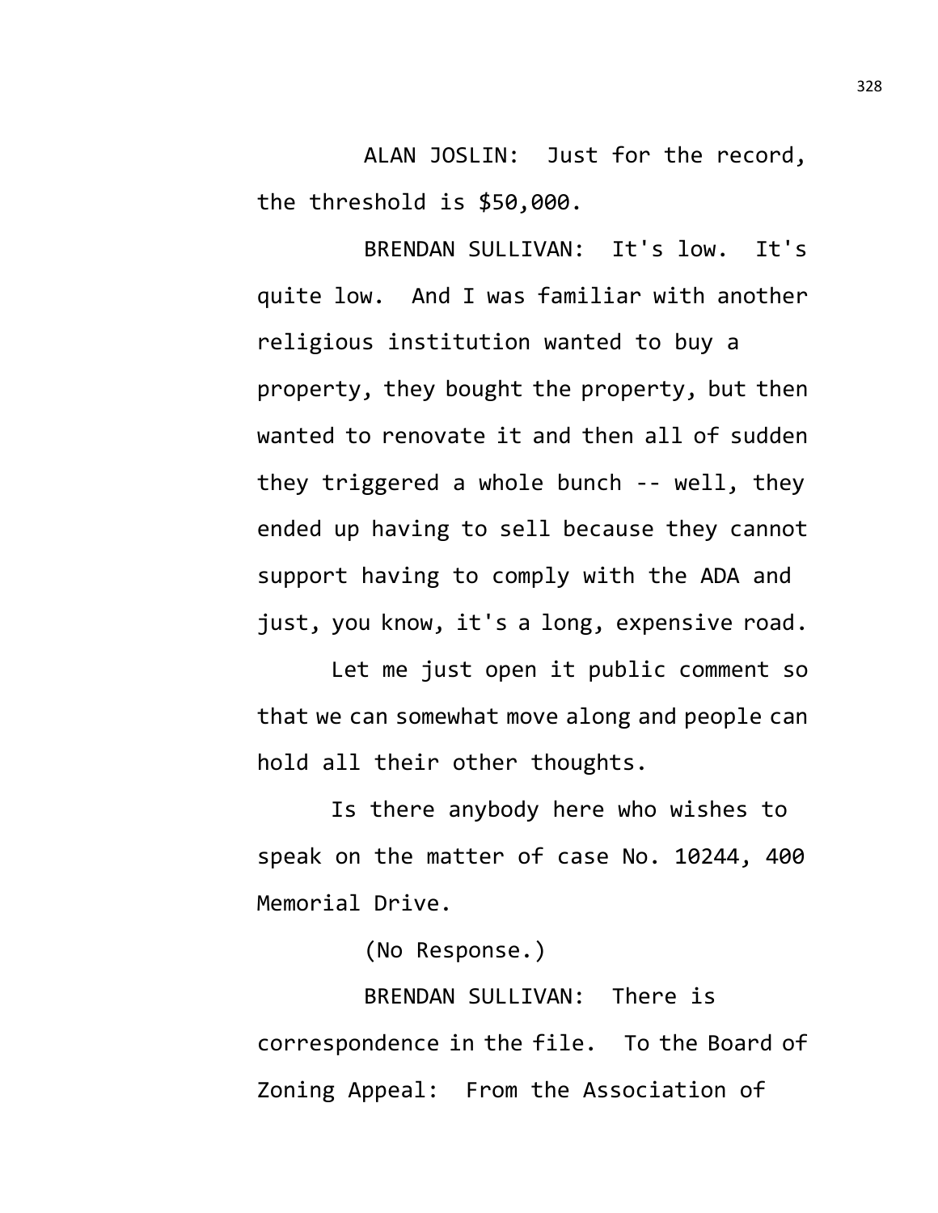ALAN JOSLIN: Just for the record, the threshold is $50,000.

BRENDAN SULLIVAN: It's low. It's quite low. And I was familiar with another religious institution wanted to buy a property, they bought the property, but then wanted to renovate it and then all of sudden they triggered a whole bunch -- well, they ended up having to sell because they cannot support having to comply with the ADA and just, you know, it's a long, expensive road.

Let me just open it public comment so that we can somewhat move along and people can hold all their other thoughts.

Is there anybody here who wishes to speak on the matter of case No. 10244, 400 Memorial Drive.

(No Response.)

BRENDAN SULLIVAN: There is correspondence in the file. To the Board of Zoning Appeal: From the Association of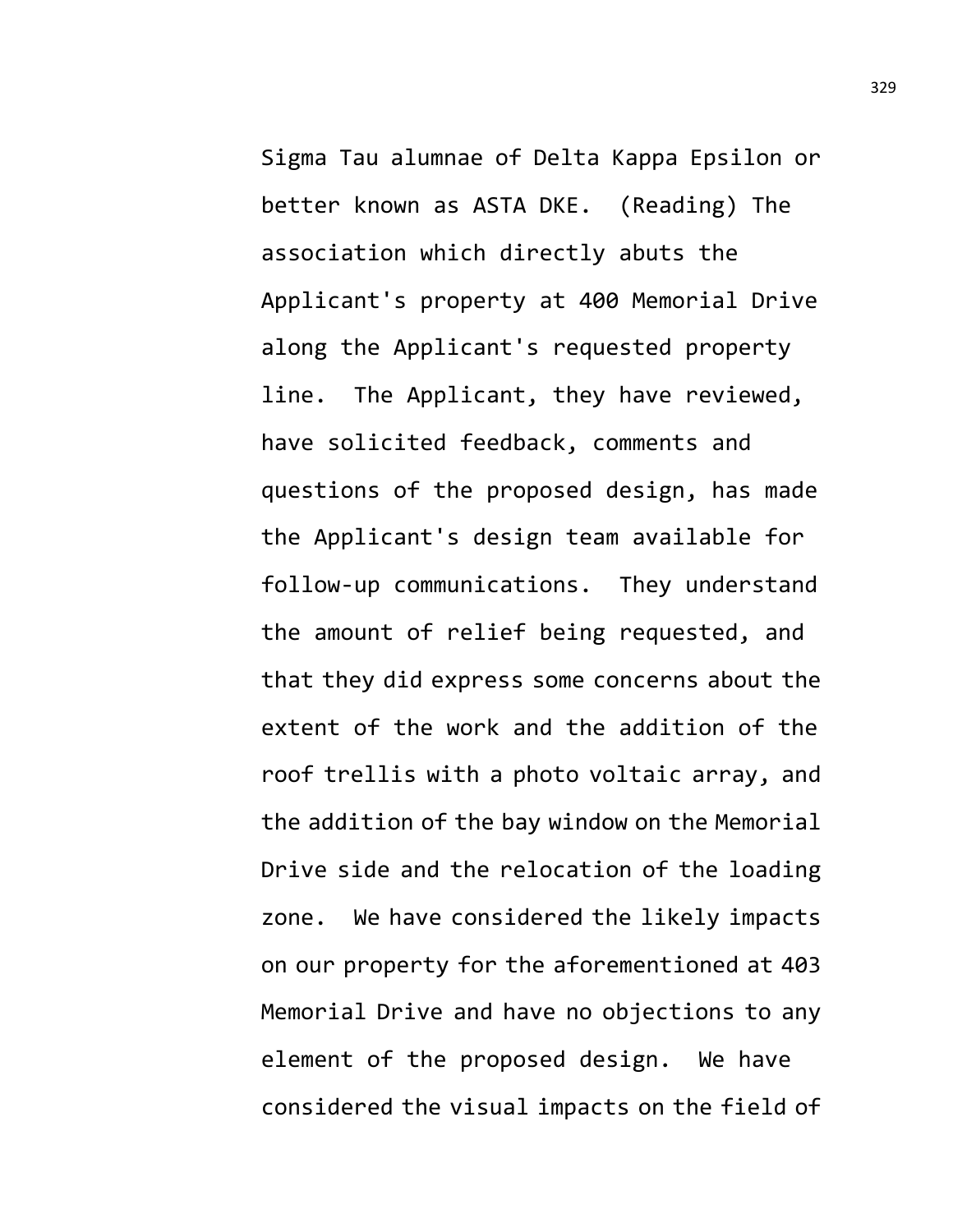Sigma Tau alumnae of Delta Kappa Epsilon or better known as ASTA DKE. (Reading) The association which directly abuts the Applicant's property at 400 Memorial Drive along the Applicant's requested property line. The Applicant, they have reviewed, have solicited feedback, comments and questions of the proposed design, has made the Applicant's design team available for follow-up communications. They understand the amount of relief being requested, and that they did express some concerns about the extent of the work and the addition of the roof trellis with a photo voltaic array, and the addition of the bay window on the Memorial Drive side and the relocation of the loading zone. We have considered the likely impacts on our property for the aforementioned at 403 Memorial Drive and have no objections to any element of the proposed design. We have considered the visual impacts on the field of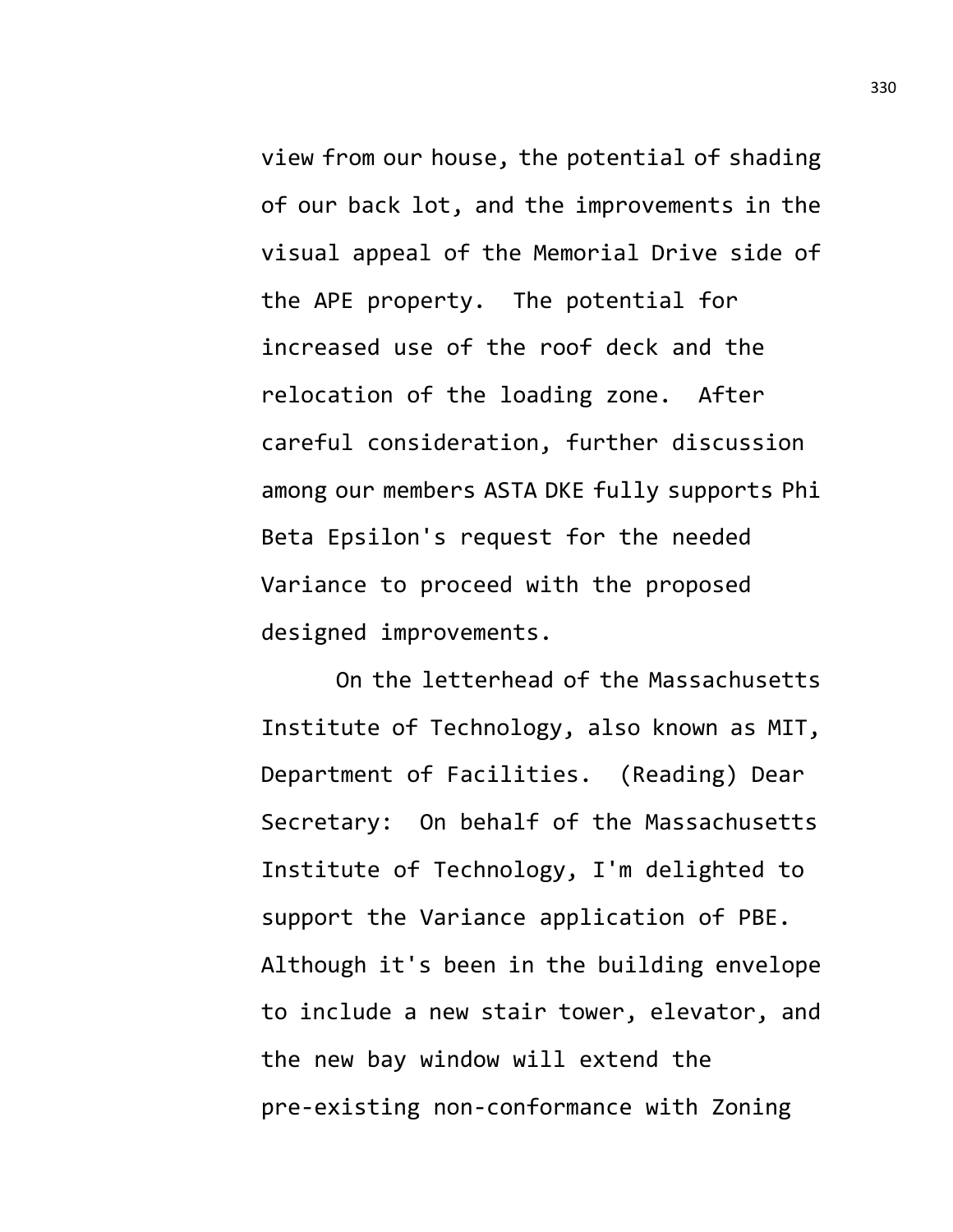view from our house, the potential of shading of our back lot, and the improvements in the visual appeal of the Memorial Drive side of the APE property. The potential for increased use of the roof deck and the relocation of the loading zone. After careful consideration, further discussion among our members ASTA DKE fully supports Phi Beta Epsilon's request for the needed Variance to proceed with the proposed designed improvements.

On the letterhead of the Massachusetts Institute of Technology, also known as MIT, Department of Facilities. (Reading) Dear Secretary: On behalf of the Massachusetts Institute of Technology, I'm delighted to support the Variance application of PBE. Although it's been in the building envelope to include a new stair tower, elevator, and the new bay window will extend the pre-existing non-conformance with Zoning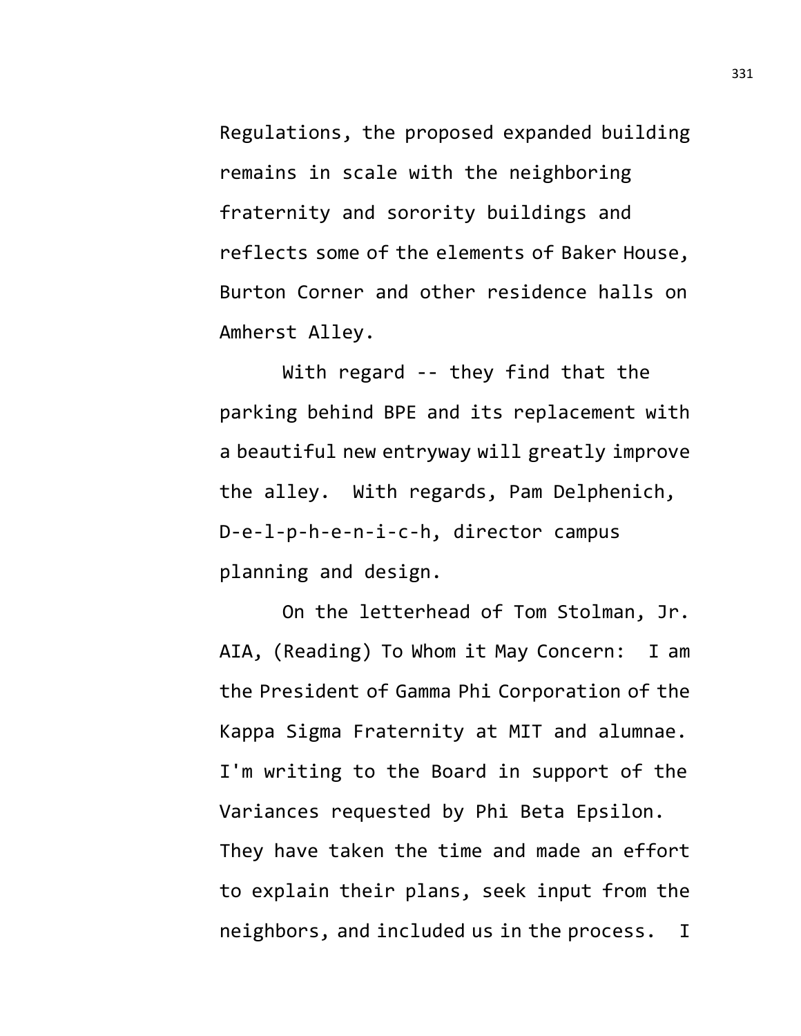Regulations, the proposed expanded building remains in scale with the neighboring fraternity and sorority buildings and reflects some of the elements of Baker House, Burton Corner and other residence halls on Amherst Alley.

With regard -- they find that the parking behind BPE and its replacement with a beautiful new entryway will greatly improve the alley. With regards, Pam Delphenich, D-e-l-p-h-e-n-i-c-h, director campus planning and design.

On the letterhead of Tom Stolman, Jr. AIA, (Reading) To Whom it May Concern: I am the President of Gamma Phi Corporation of the Kappa Sigma Fraternity at MIT and alumnae. I'm writing to the Board in support of the Variances requested by Phi Beta Epsilon. They have taken the time and made an effort to explain their plans, seek input from the neighbors, and included us in the process. I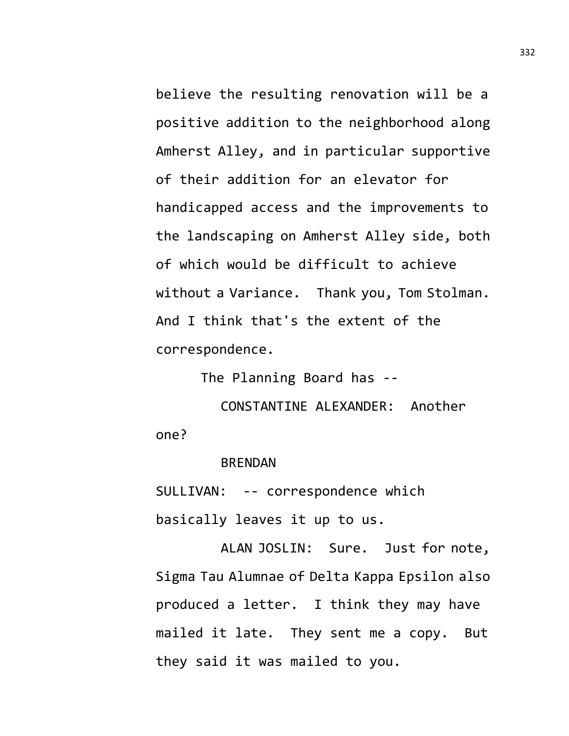believe the resulting renovation will be a positive addition to the neighborhood along Amherst Alley, and in particular supportive of their addition for an elevator for handicapped access and the improvements to the landscaping on Amherst Alley side, both of which would be difficult to achieve without a Variance. Thank you, Tom Stolman. And I think that's the extent of the correspondence.

The Planning Board has --

CONSTANTINE ALEXANDER: Another one?

BRENDAN SULLIVAN: -- correspondence which basically leaves it up to us.

ALAN JOSLIN: Sure. Just for note, Sigma Tau Alumnae of Delta Kappa Epsilon also produced a letter. I think they may have mailed it late. They sent me a copy. But they said it was mailed to you.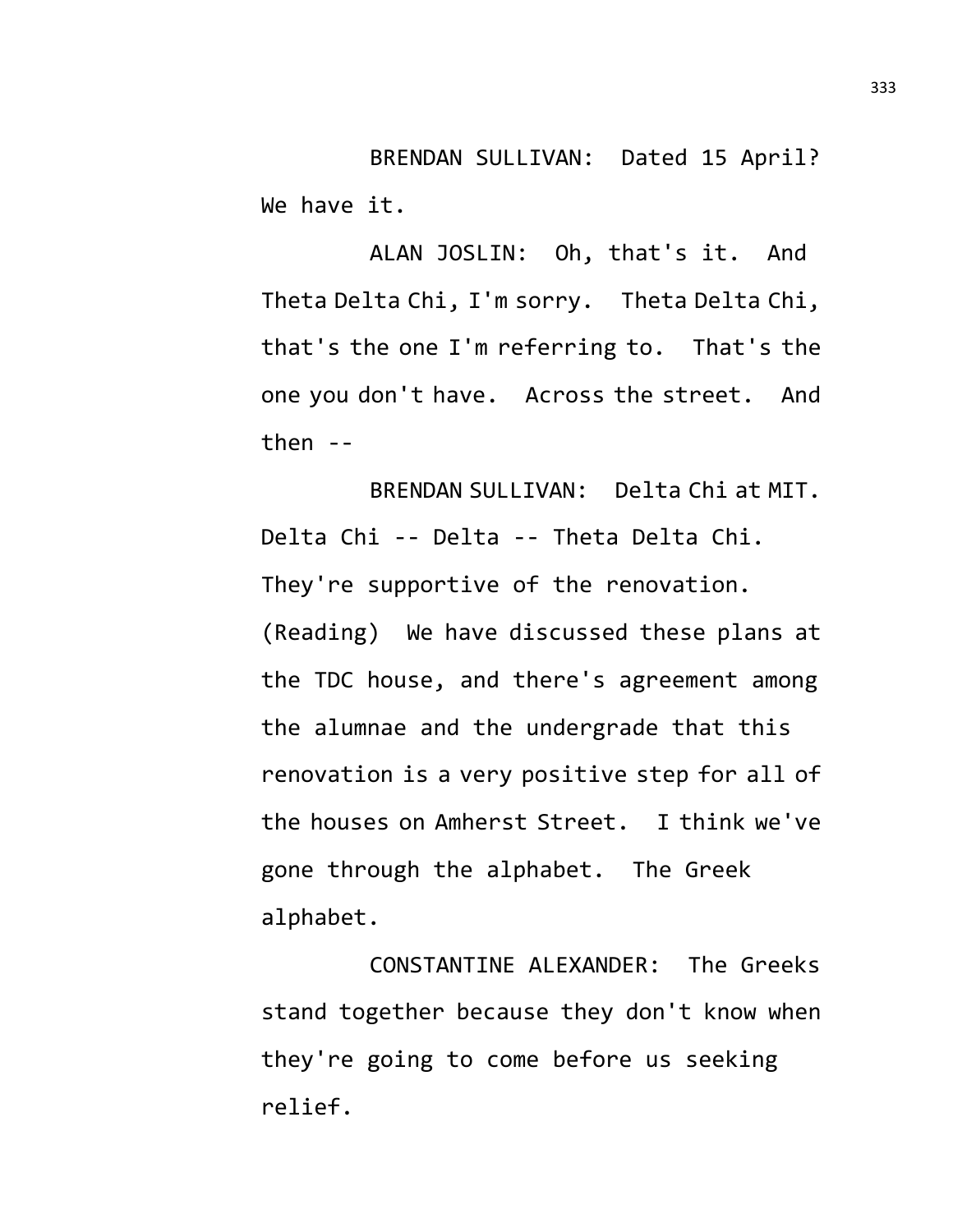BRENDAN SULLIVAN: Dated 15 April? We have it.

ALAN JOSLIN: Oh, that's it. And Theta Delta Chi, I'm sorry. Theta Delta Chi, that's the one I'm referring to. That's the one you don't have. Across the street. And then --

BRENDAN SULLIVAN: Delta Chi at MIT. Delta Chi -- Delta -- Theta Delta Chi. They're supportive of the renovation. (Reading) We have discussed these plans at the TDC house, and there's agreement among the alumnae and the undergrade that this renovation is a very positive step for all of the houses on Amherst Street. I think we've gone through the alphabet. The Greek alphabet.

CONSTANTINE ALEXANDER: The Greeks stand together because they don't know when they're going to come before us seeking relief.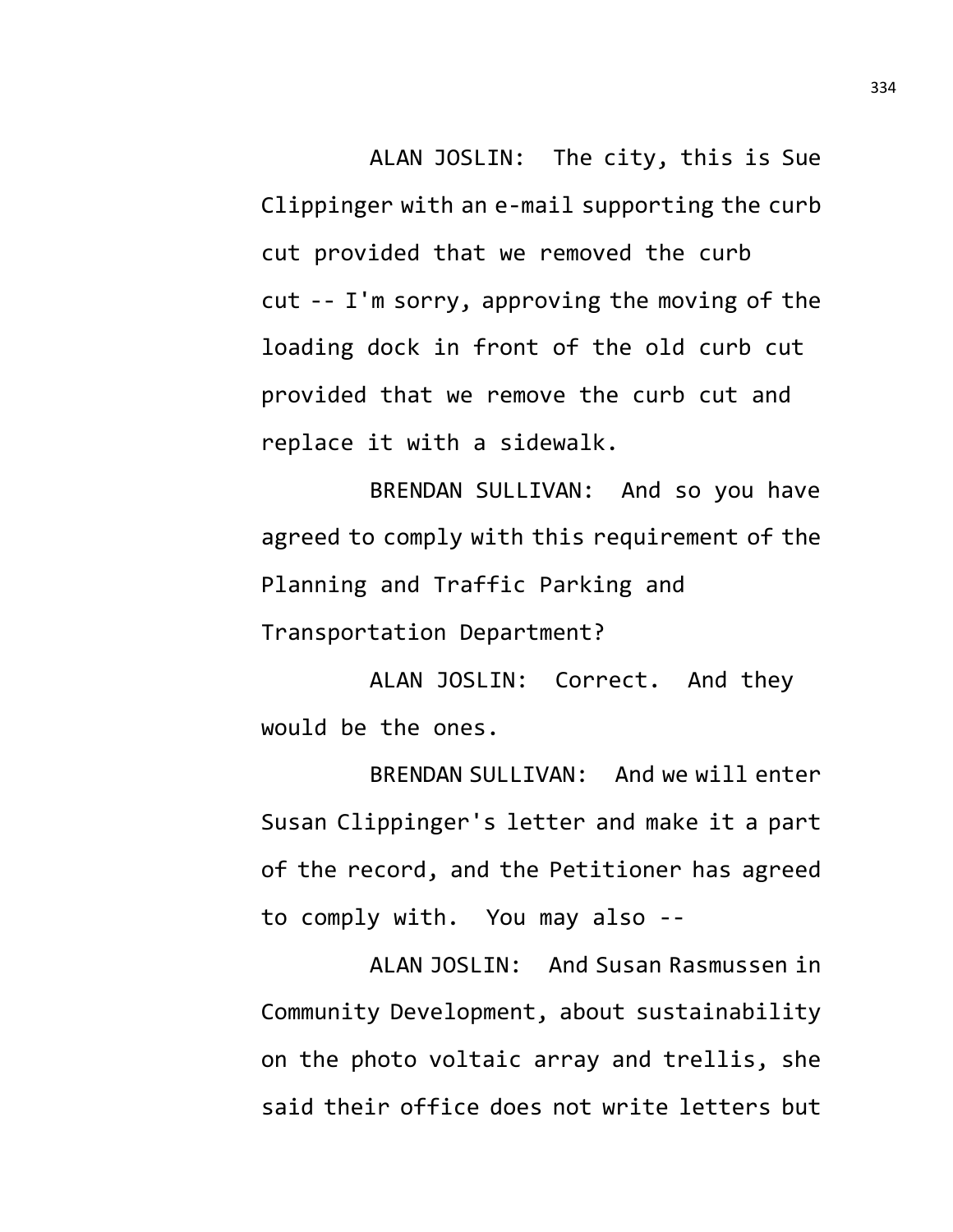ALAN JOSLIN: The city, this is Sue Clippinger with an e-mail supporting the curb cut provided that we removed the curb cut -- I'm sorry, approving the moving of the loading dock in front of the old curb cut provided that we remove the curb cut and replace it with a sidewalk.

BRENDAN SULLIVAN: And so you have agreed to comply with this requirement of the Planning and Traffic Parking and Transportation Department?

ALAN JOSLIN: Correct. And they would be the ones.

BRENDAN SULLIVAN: And we will enter Susan Clippinger's letter and make it a part of the record, and the Petitioner has agreed to comply with. You may also --

ALAN JOSLIN: And Susan Rasmussen in Community Development, about sustainability on the photo voltaic array and trellis, she said their office does not write letters but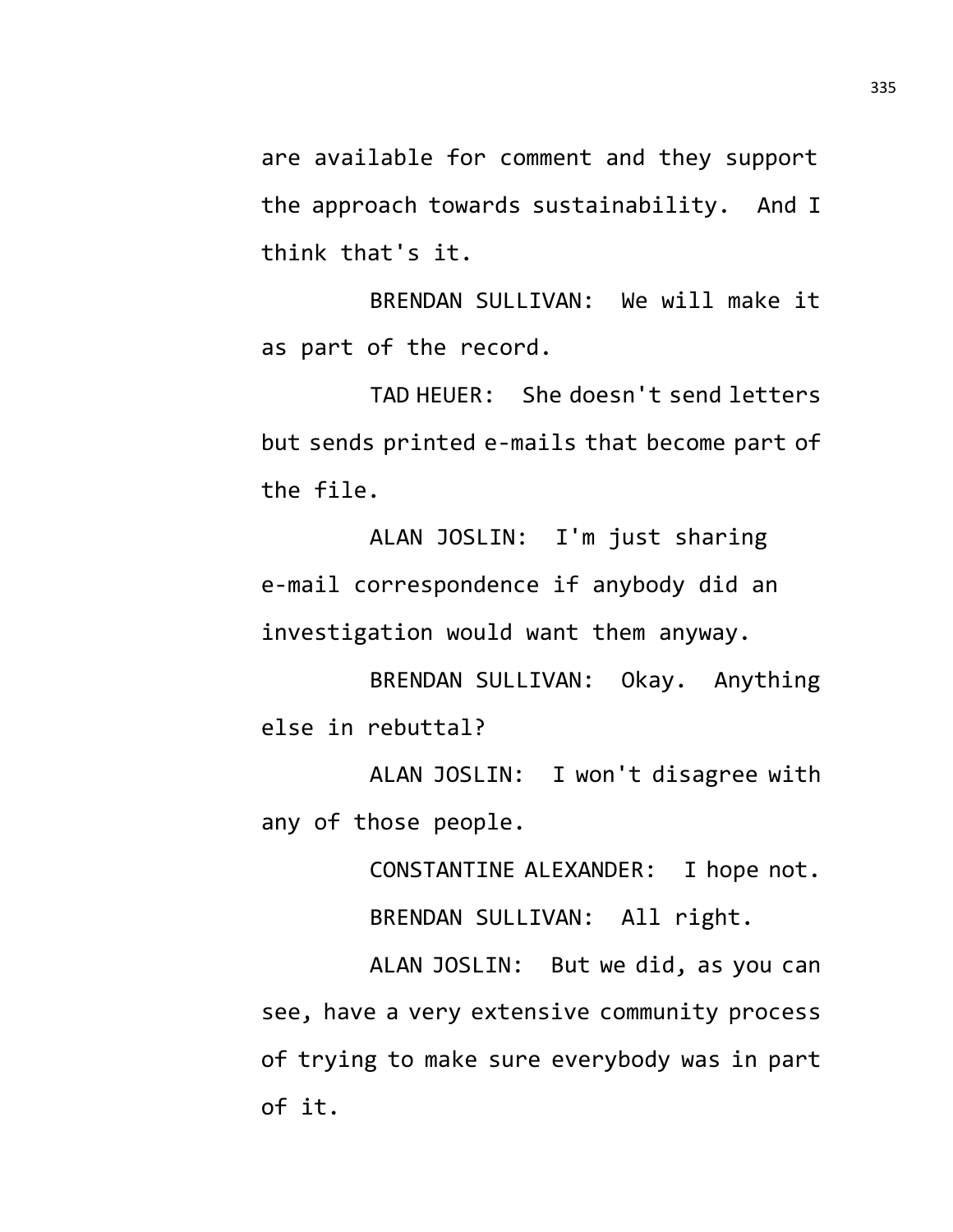are available for comment and they support the approach towards sustainability. And I think that's it.

BRENDAN SULLIVAN: We will make it as part of the record.

TAD HEUER: She doesn't send letters but sends printed e-mails that become part of the file.

ALAN JOSLIN: I'm just sharing e-mail correspondence if anybody did an investigation would want them anyway.

BRENDAN SULLIVAN: Okay. Anything else in rebuttal?

ALAN JOSLIN: I won't disagree with any of those people.

CONSTANTINE ALEXANDER: I hope not.

BRENDAN SULLIVAN: All right.

ALAN JOSLIN: But we did, as you can see, have a very extensive community process of trying to make sure everybody was in part of it.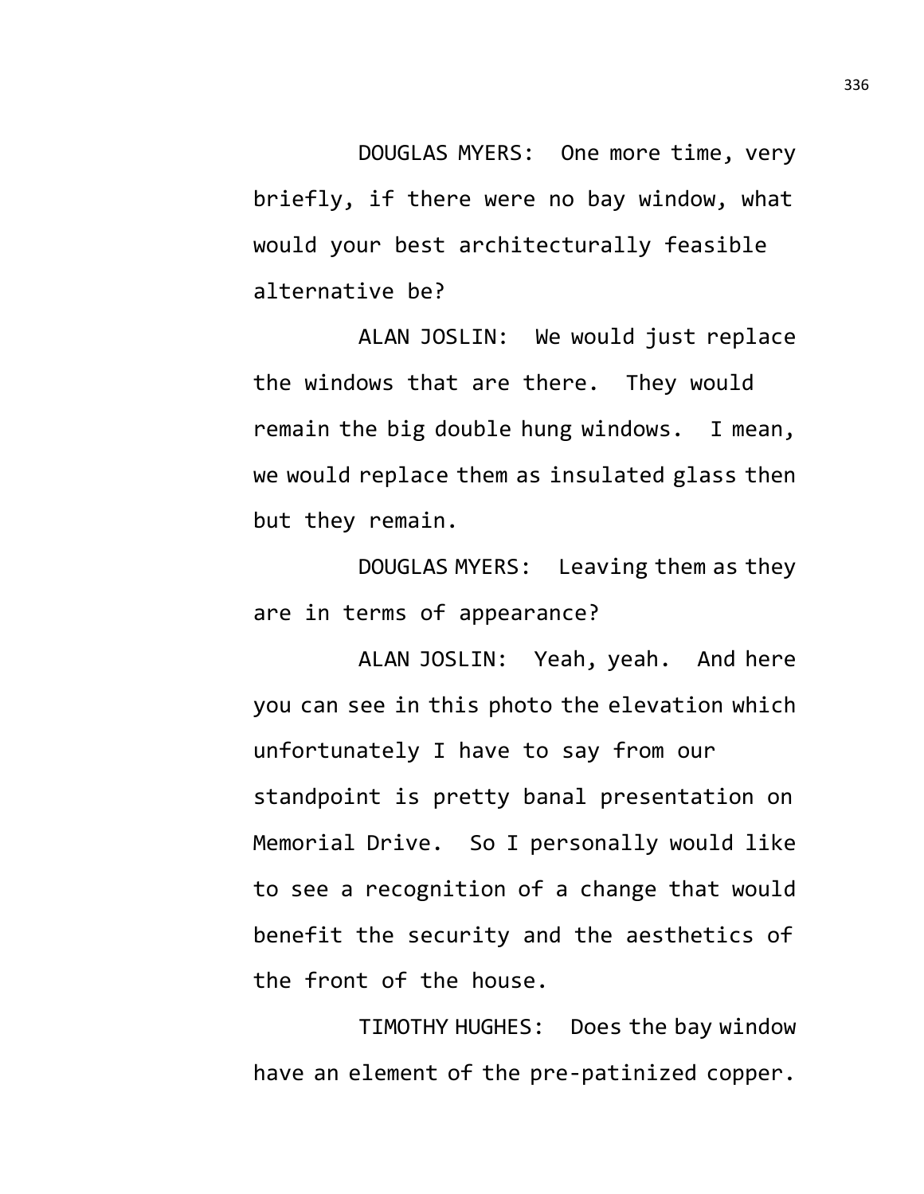DOUGLAS MYERS: One more time, very briefly, if there were no bay window, what would your best architecturally feasible alternative be?

ALAN JOSLIN: We would just replace the windows that are there. They would remain the big double hung windows. I mean, we would replace them as insulated glass then but they remain.

DOUGLAS MYERS: Leaving them as they are in terms of appearance?

ALAN JOSLIN: Yeah, yeah. And here you can see in this photo the elevation which unfortunately I have to say from our standpoint is pretty banal presentation on Memorial Drive. So I personally would like to see a recognition of a change that would benefit the security and the aesthetics of the front of the house.

TIMOTHY HUGHES: Does the bay window have an element of the pre-patinized copper.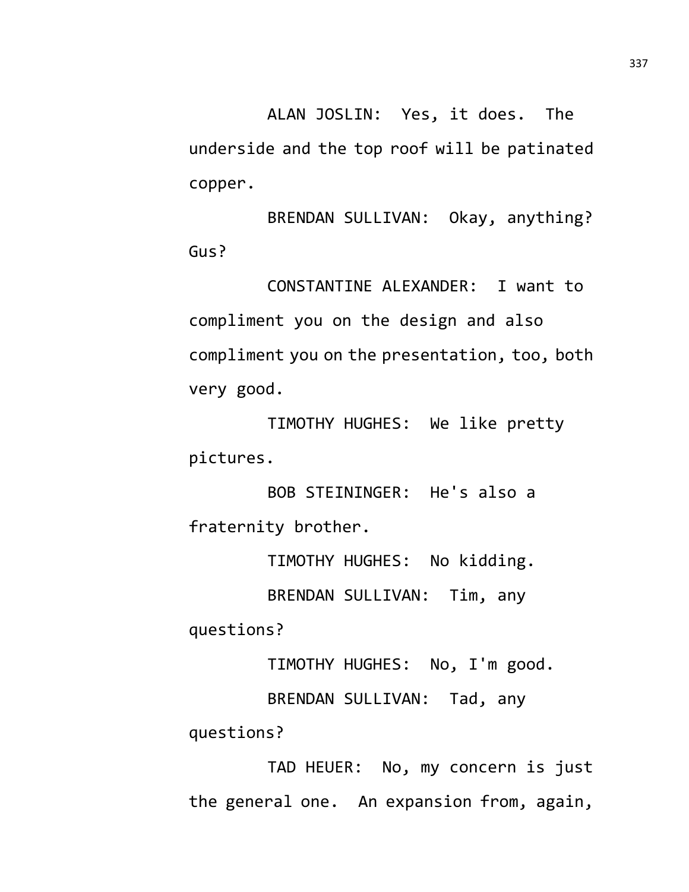ALAN JOSLIN: Yes, it does. The underside and the top roof will be patinated copper.

BRENDAN SULLIVAN: Okay, anything? Gus?

CONSTANTINE ALEXANDER: I want to compliment you on the design and also compliment you on the presentation, too, both very good.

TIMOTHY HUGHES: We like pretty pictures.

BOB STEININGER: He's also a fraternity brother.

TIMOTHY HUGHES: No kidding.

BRENDAN SULLIVAN: Tim, any questions?

TIMOTHY HUGHES: No, I'm good.

BRENDAN SULLIVAN: Tad, any questions?

TAD HEUER: No, my concern is just the general one. An expansion from, again,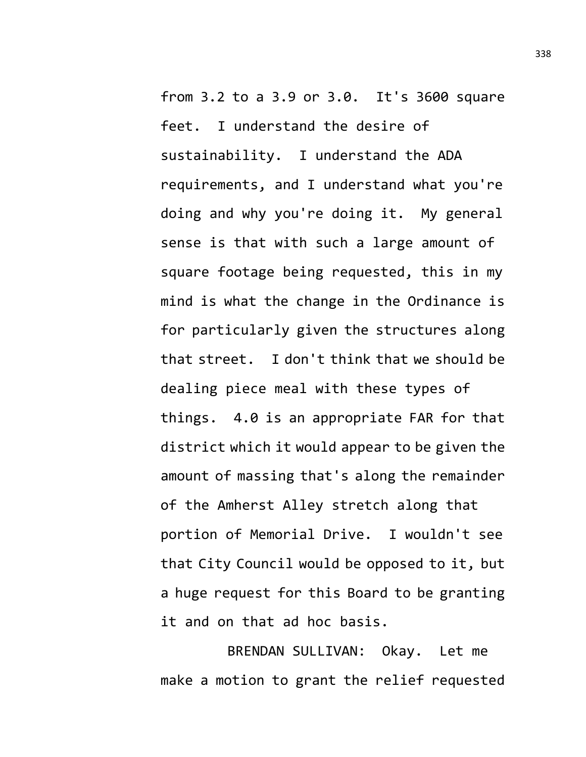from 3.2 to a 3.9 or 3.0. It's 3600 square feet. I understand the desire of sustainability. I understand the ADA requirements, and I understand what you're doing and why you're doing it. My general sense is that with such a large amount of square footage being requested, this in my mind is what the change in the Ordinance is for particularly given the structures along that street. I don't think that we should be dealing piece meal with these types of things. 4.0 is an appropriate FAR for that district which it would appear to be given the amount of massing that's along the remainder of the Amherst Alley stretch along that portion of Memorial Drive. I wouldn't see that City Council would be opposed to it, but a huge request for this Board to be granting it and on that ad hoc basis.

BRENDAN SULLIVAN: Okay. Let me make a motion to grant the relief requested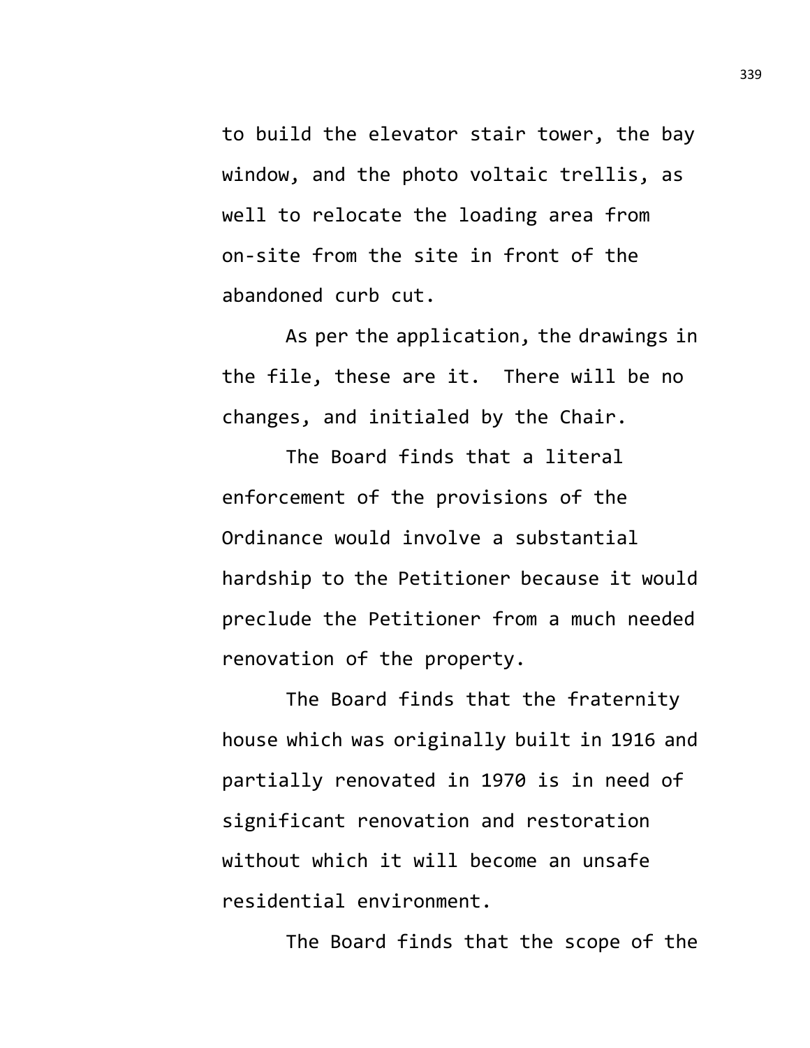to build the elevator stair tower, the bay window, and the photo voltaic trellis, as well to relocate the loading area from on-site from the site in front of the abandoned curb cut.

As per the application, the drawings in the file, these are it.  There will be no changes, and initialed by the Chair.

The Board finds that a literal enforcement of the provisions of the Ordinance would involve a substantial hardship to the Petitioner because it would preclude the Petitioner from a much needed renovation of the property.

The Board finds that the fraternity house which was originally built in 1916 and partially renovated in 1970 is in need of significant renovation and restoration without which it will become an unsafe residential environment.

The Board finds that the scope of the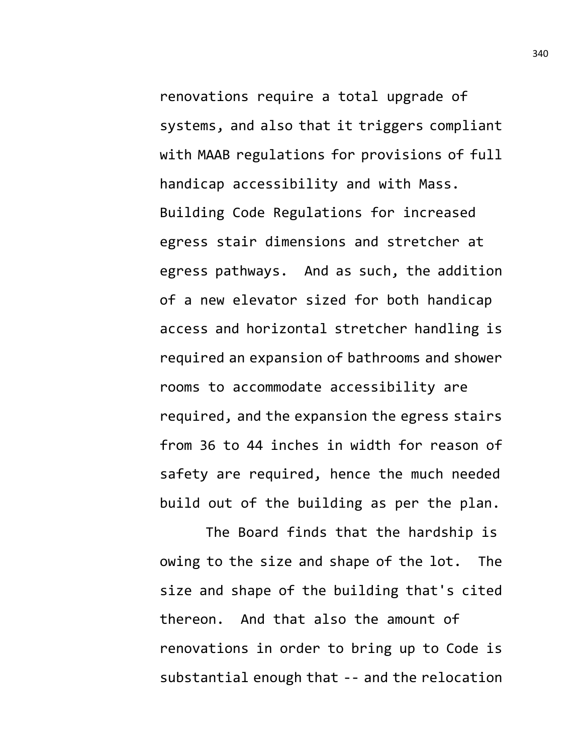renovations require a total upgrade of systems, and also that it triggers compliant with MAAB regulations for provisions of full handicap accessibility and with Mass. Building Code Regulations for increased egress stair dimensions and stretcher at egress pathways. And as such, the addition of a new elevator sized for both handicap access and horizontal stretcher handling is required an expansion of bathrooms and shower rooms to accommodate accessibility are required, and the expansion the egress stairs from 36 to 44 inches in width for reason of safety are required, hence the much needed build out of the building as per the plan.

The Board finds that the hardship is owing to the size and shape of the lot. The size and shape of the building that's cited thereon. And that also the amount of renovations in order to bring up to Code is substantial enough that -- and the relocation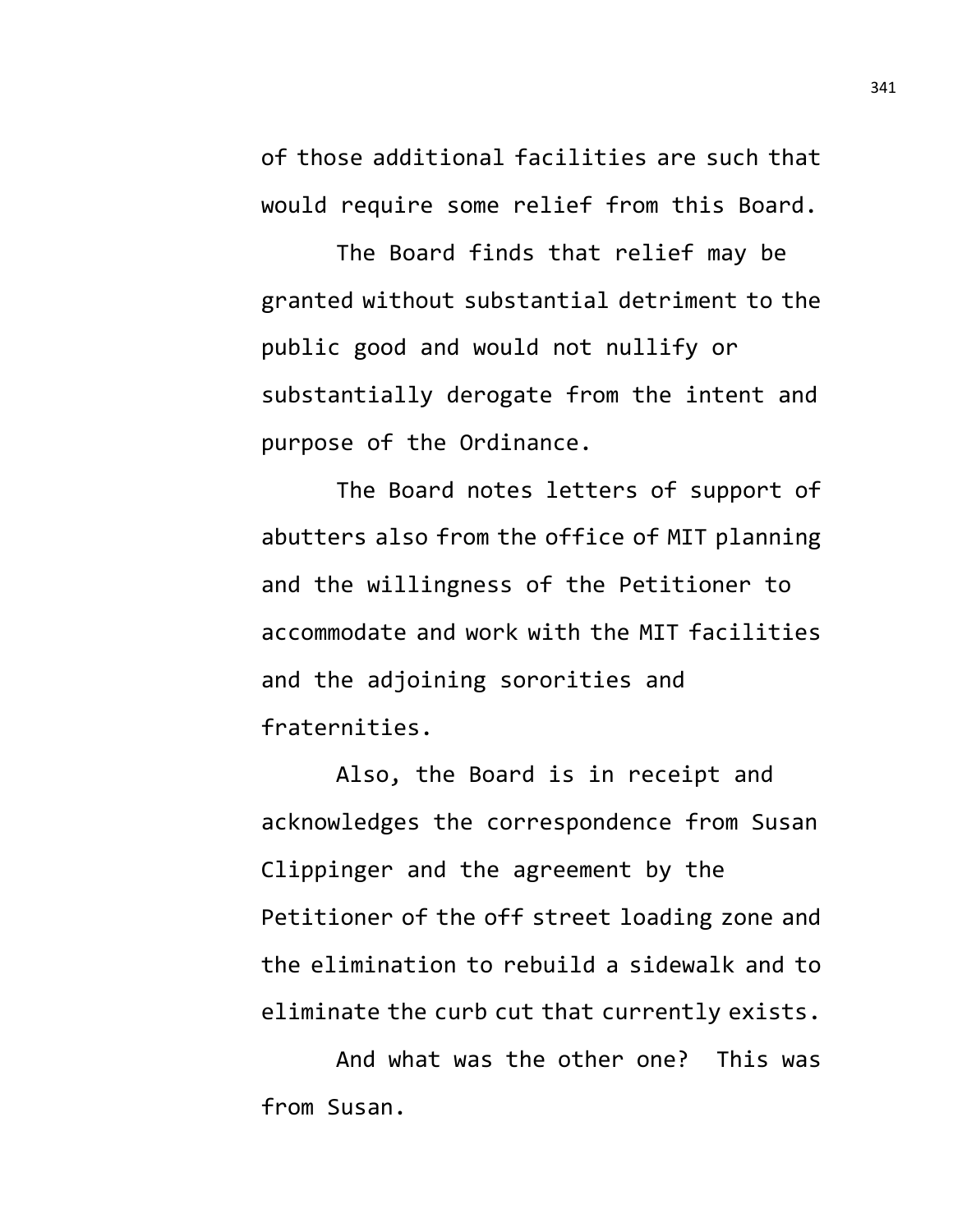of those additional facilities are such that would require some relief from this Board.

The Board finds that relief may be granted without substantial detriment to the public good and would not nullify or substantially derogate from the intent and purpose of the Ordinance.

The Board notes letters of support of abutters also from the office of MIT planning and the willingness of the Petitioner to accommodate and work with the MIT facilities and the adjoining sororities and fraternities.

Also, the Board is in receipt and acknowledges the correspondence from Susan Clippinger and the agreement by the Petitioner of the off street loading zone and the elimination to rebuild a sidewalk and to eliminate the curb cut that currently exists.

And what was the other one? This was from Susan.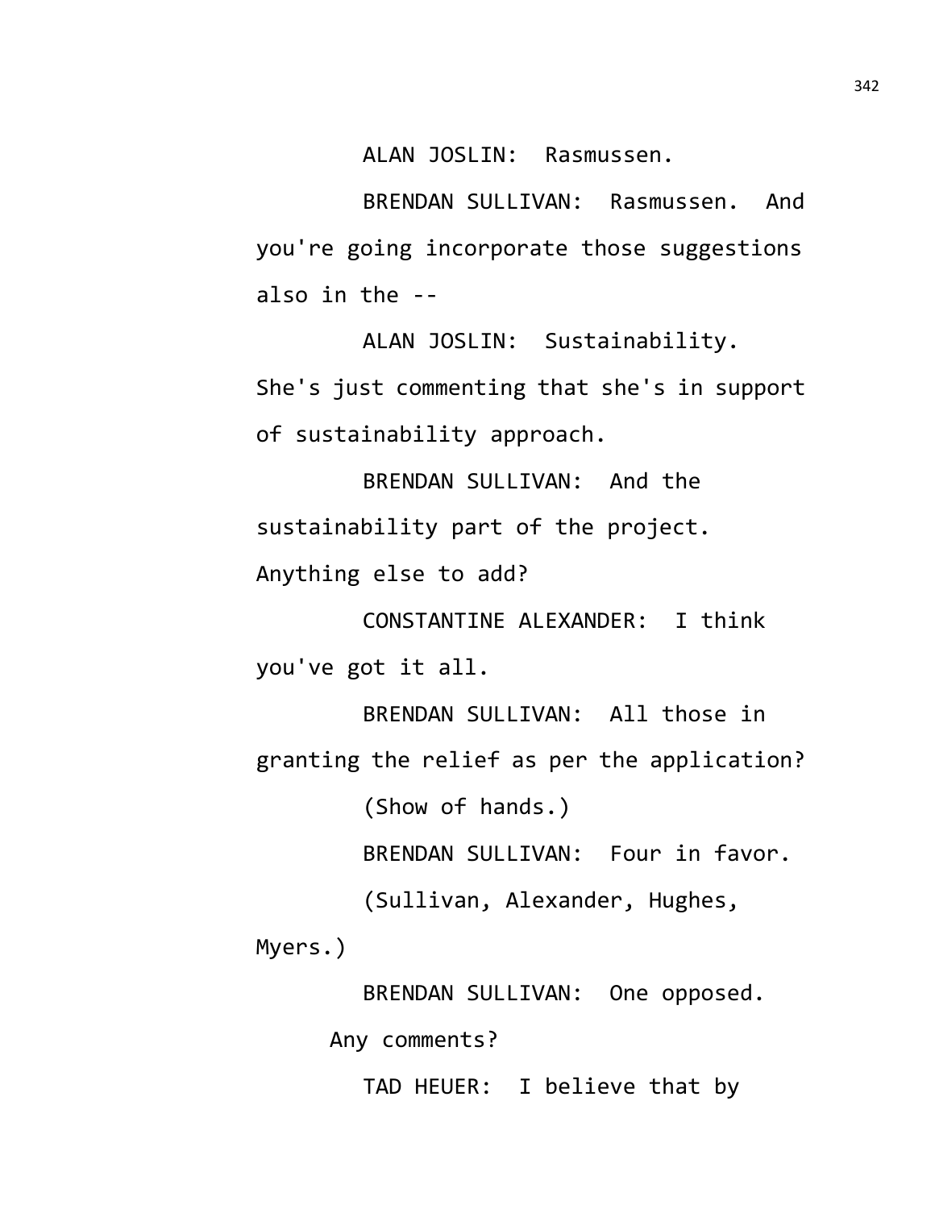ALAN JOSLIN: Rasmussen.

BRENDAN SULLIVAN: Rasmussen. And you're going incorporate those suggestions also in the --

ALAN JOSLIN: Sustainability. She's just commenting that she's in support of sustainability approach.

BRENDAN SULLIVAN: And the sustainability part of the project. Anything else to add?

CONSTANTINE ALEXANDER: I think you've got it all.

BRENDAN SULLIVAN: All those in granting the relief as per the application?

(Show of hands.)

BRENDAN SULLIVAN: Four in favor.

(Sullivan, Alexander, Hughes, Myers.)

BRENDAN SULLIVAN: One opposed.

Any comments?

TAD HEUER: I believe that by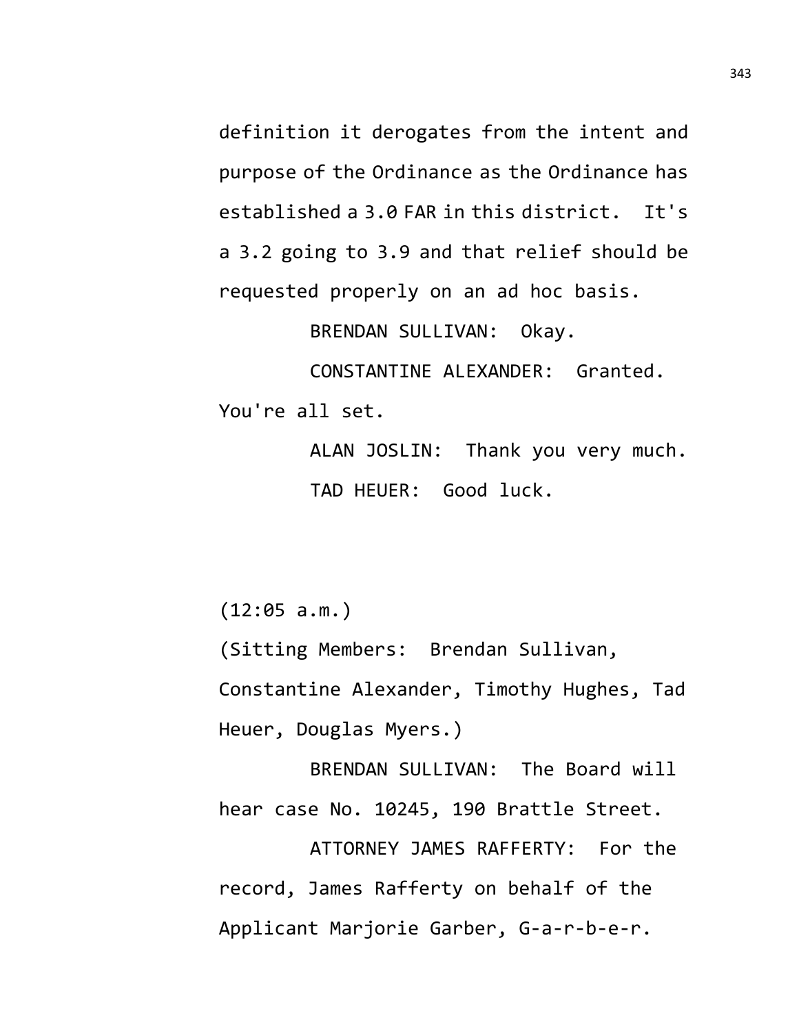definition it derogates from the intent and purpose of the Ordinance as the Ordinance has established a 3.0 FAR in this district. It's a 3.2 going to 3.9 and that relief should be requested properly on an ad hoc basis.

BRENDAN SULLIVAN: Okay.

CONSTANTINE ALEXANDER: Granted. You're all set.

ALAN JOSLIN: Thank you very much.

TAD HEUER: Good luck.

(12:05 a.m.)

(Sitting Members: Brendan Sullivan, Constantine Alexander, Timothy Hughes, Tad Heuer, Douglas Myers.)

BRENDAN SULLIVAN: The Board will hear case No. 10245, 190 Brattle Street.

ATTORNEY JAMES RAFFERTY: For the record, James Rafferty on behalf of the Applicant Marjorie Garber, G-a-r-b-e-r.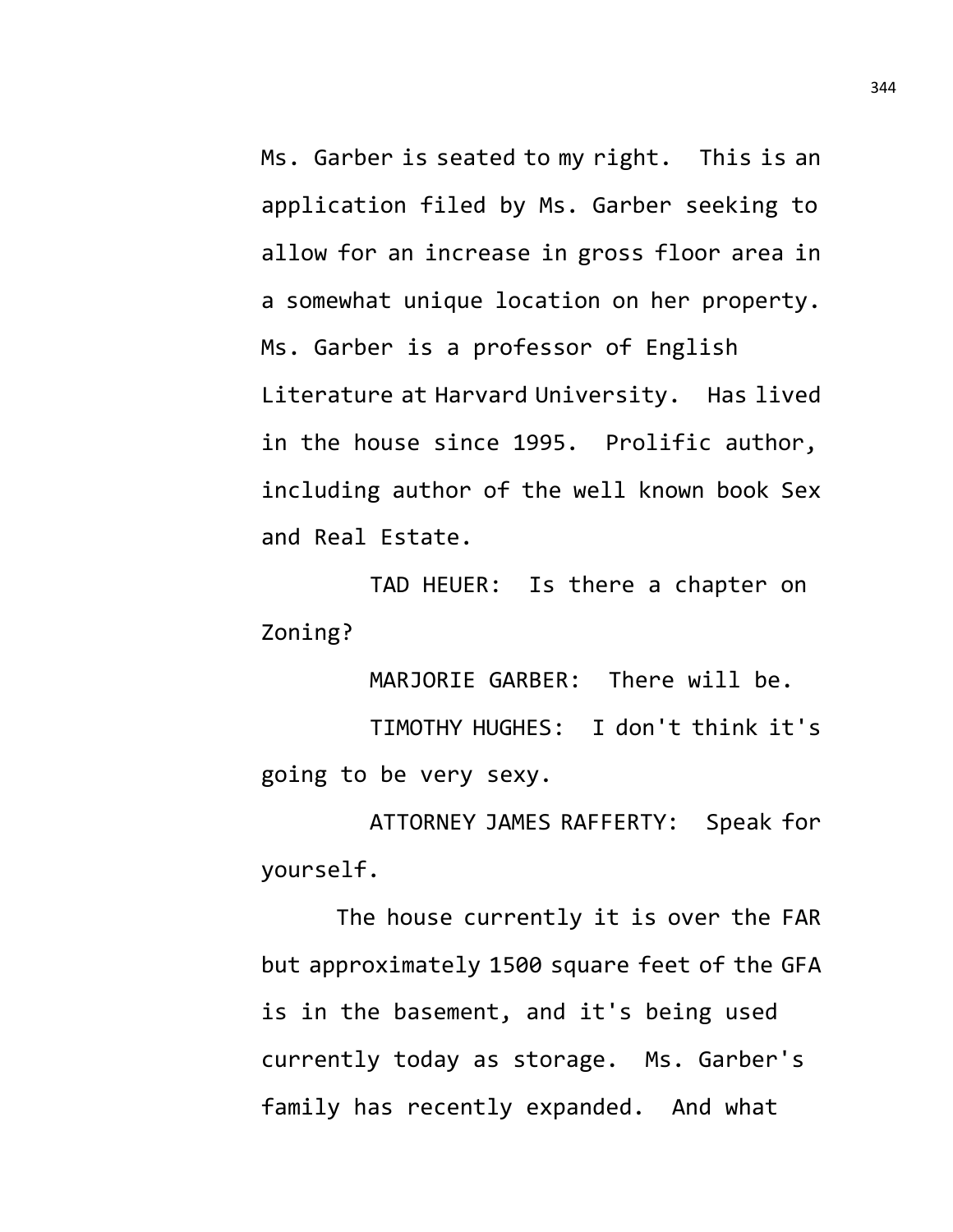Ms. Garber is seated to my right. This is an application filed by Ms. Garber seeking to allow for an increase in gross floor area in a somewhat unique location on her property. Ms. Garber is a professor of English Literature at Harvard University. Has lived in the house since 1995. Prolific author, including author of the well known book Sex and Real Estate.

TAD HEUER: Is there a chapter on Zoning?

MARJORIE GARBER: There will be.

TIMOTHY HUGHES: I don't think it's going to be very sexy.

ATTORNEY JAMES RAFFERTY: Speak for yourself.

The house currently it is over the FAR but approximately 1500 square feet of the GFA is in the basement, and it's being used currently today as storage. Ms. Garber's family has recently expanded. And what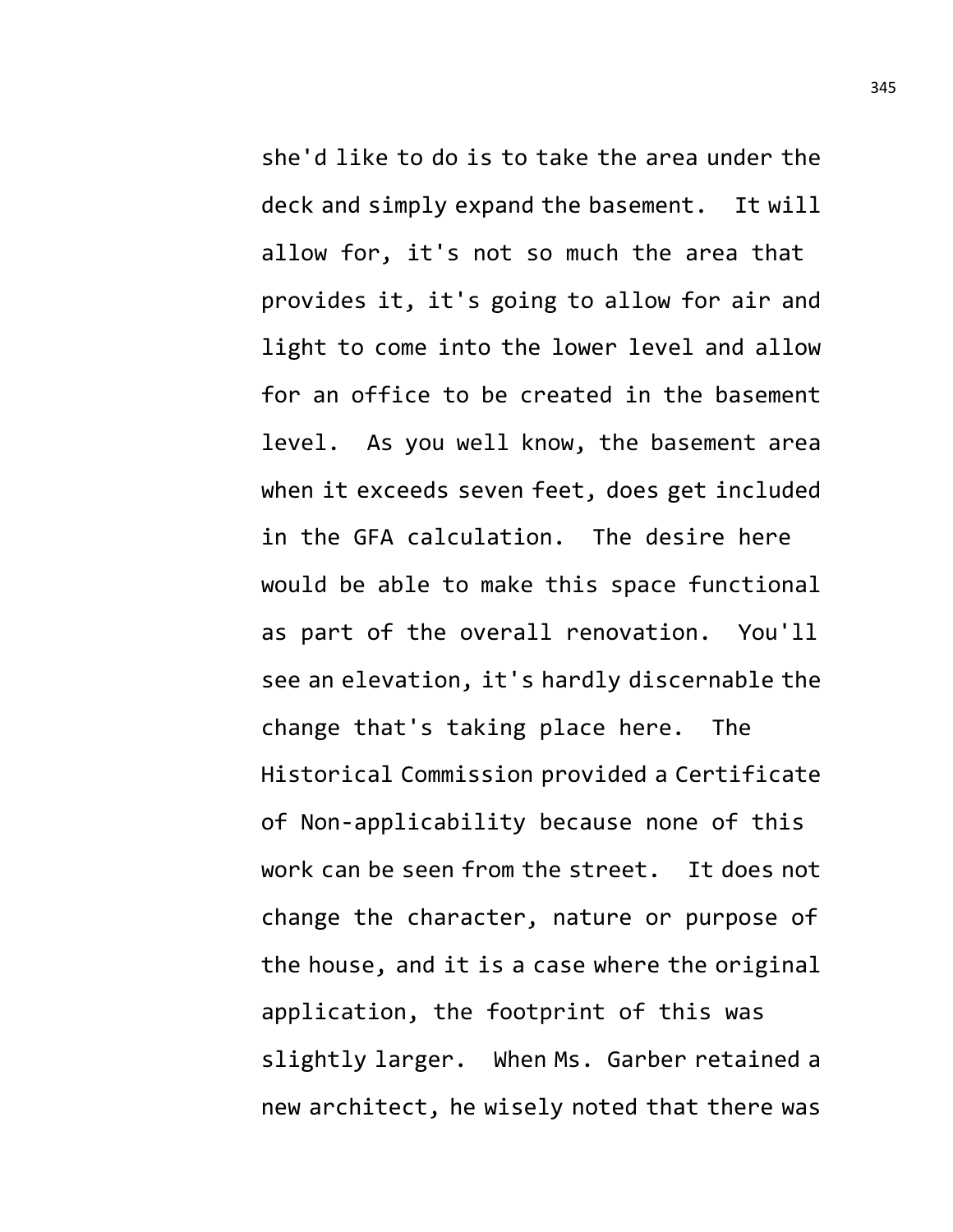she'd like to do is to take the area under the deck and simply expand the basement. It will allow for, it's not so much the area that provides it, it's going to allow for air and light to come into the lower level and allow for an office to be created in the basement level. As you well know, the basement area when it exceeds seven feet, does get included in the GFA calculation. The desire here would be able to make this space functional as part of the overall renovation. You'll see an elevation, it's hardly discernable the change that's taking place here. The Historical Commission provided a Certificate of Non-applicability because none of this work can be seen from the street. It does not change the character, nature or purpose of the house, and it is a case where the original application, the footprint of this was slightly larger. When Ms. Garber retained a new architect, he wisely noted that there was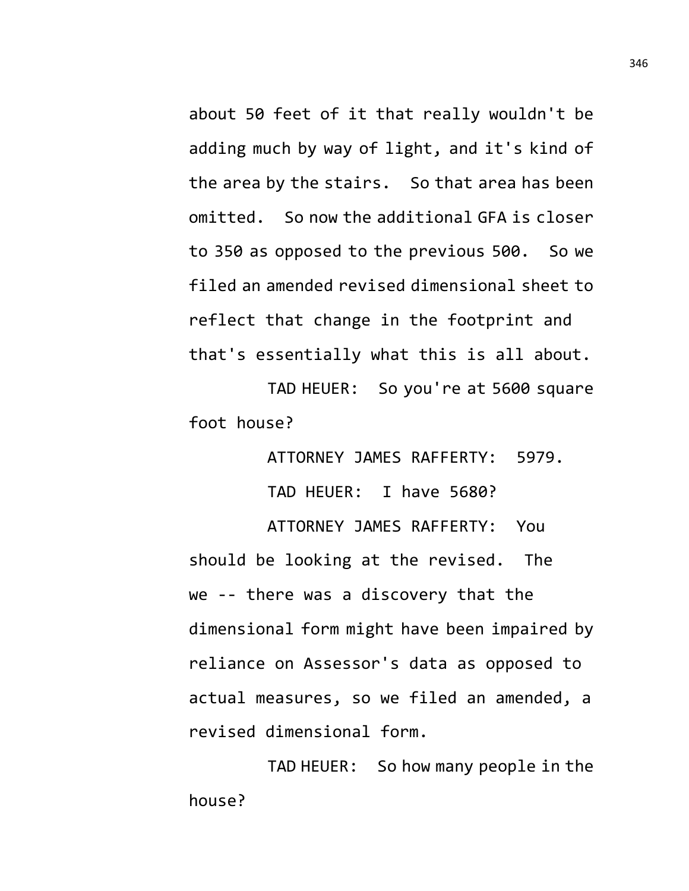about 50 feet of it that really wouldn't be adding much by way of light, and it's kind of the area by the stairs. So that area has been omitted. So now the additional GFA is closer to 350 as opposed to the previous 500. So we filed an amended revised dimensional sheet to reflect that change in the footprint and that's essentially what this is all about.

TAD HEUER: So you're at 5600 square foot house?

ATTORNEY JAMES RAFFERTY: 5979.

TAD HEUER: I have 5680?

ATTORNEY JAMES RAFFERTY: You should be looking at the revised. The we -- there was a discovery that the dimensional form might have been impaired by reliance on Assessor's data as opposed to actual measures, so we filed an amended, a revised dimensional form.

TAD HEUER: So how many people in the house?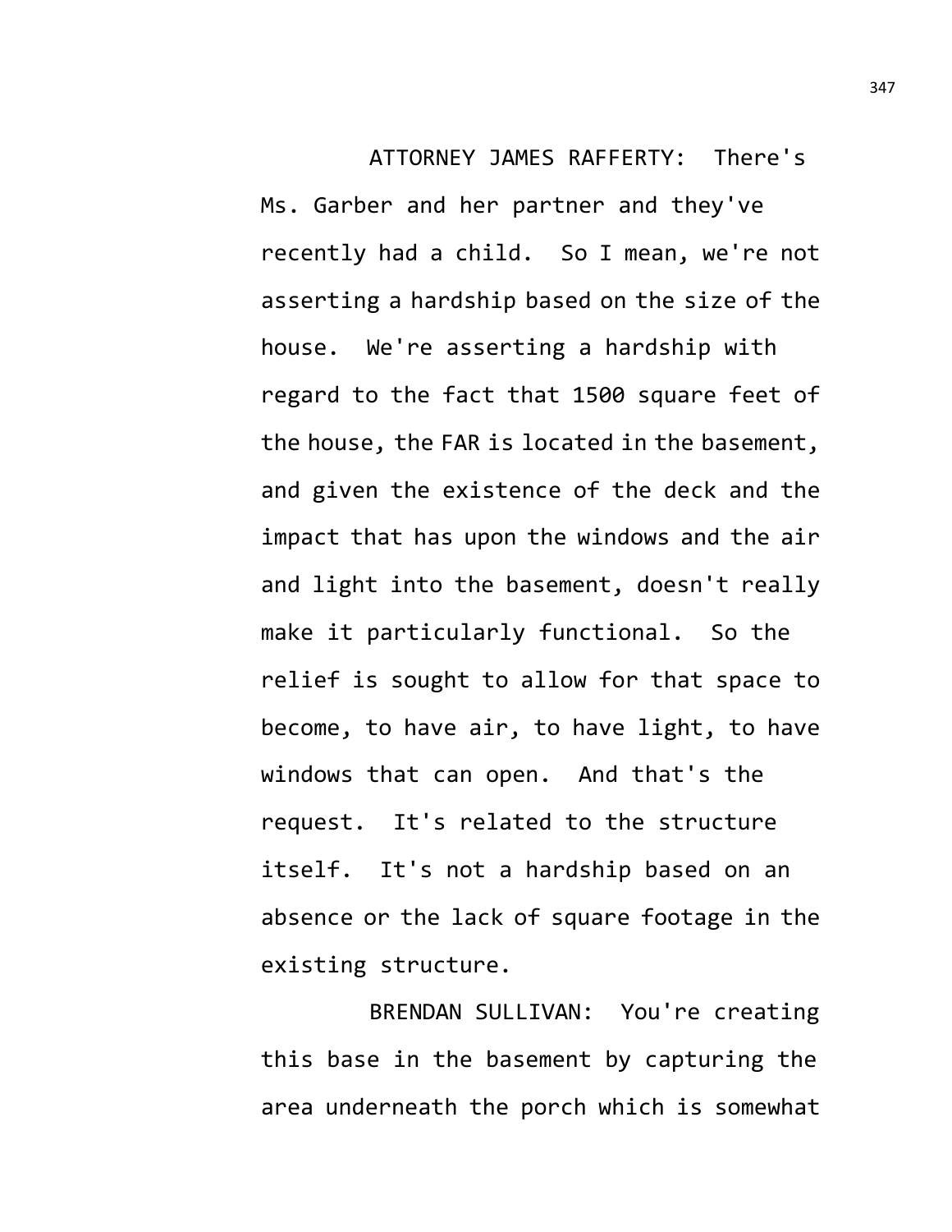ATTORNEY JAMES RAFFERTY: There's Ms. Garber and her partner and they've recently had a child. So I mean, we're not asserting a hardship based on the size of the house. We're asserting a hardship with regard to the fact that 1500 square feet of the house, the FAR is located in the basement, and given the existence of the deck and the impact that has upon the windows and the air and light into the basement, doesn't really make it particularly functional. So the relief is sought to allow for that space to become, to have air, to have light, to have windows that can open. And that's the request. It's related to the structure itself. It's not a hardship based on an absence or the lack of square footage in the existing structure.

BRENDAN SULLIVAN: You're creating this base in the basement by capturing the area underneath the porch which is somewhat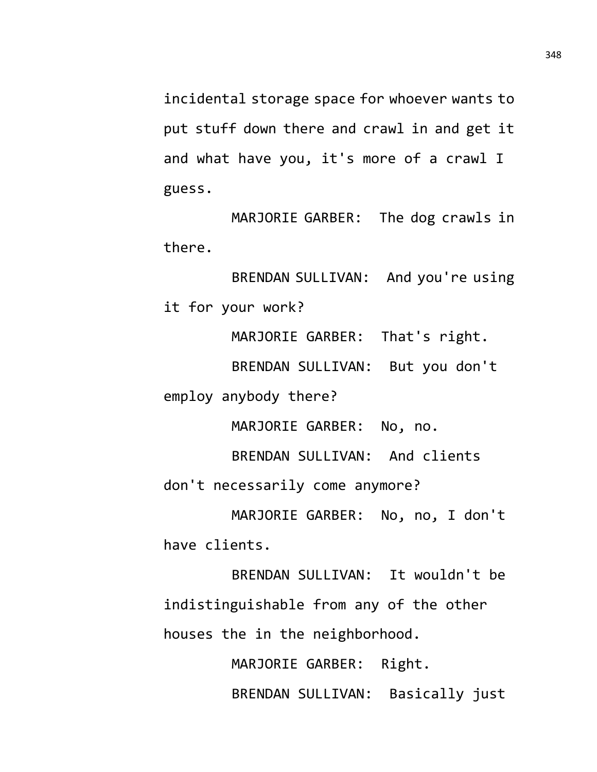incidental storage space for whoever wants to put stuff down there and crawl in and get it and what have you, it's more of a crawl I guess.

MARJORIE GARBER: The dog crawls in there.

BRENDAN SULLIVAN: And you're using it for your work?

MARJORIE GARBER: That's right.

BRENDAN SULLIVAN: But you don't employ anybody there?

MARJORIE GARBER: No, no.

BRENDAN SULLIVAN: And clients don't necessarily come anymore?

MARJORIE GARBER: No, no, I don't have clients.

BRENDAN SULLIVAN: It wouldn't be indistinguishable from any of the other houses the in the neighborhood.

MARJORIE GARBER: Right.

BRENDAN SULLIVAN: Basically just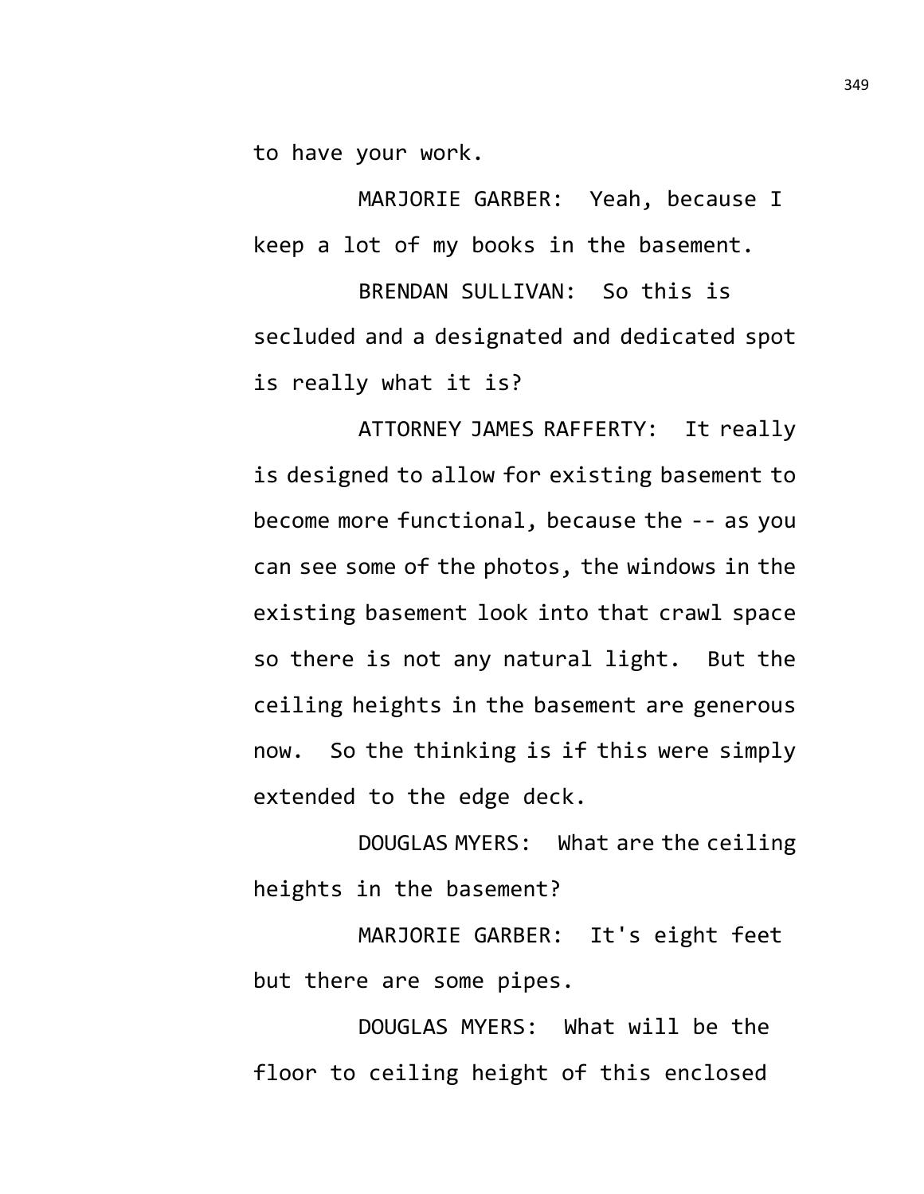to have your work.

MARJORIE GARBER: Yeah, because I keep a lot of my books in the basement.

BRENDAN SULLIVAN: So this is secluded and a designated and dedicated spot is really what it is?

ATTORNEY JAMES RAFFERTY: It really is designed to allow for existing basement to become more functional, because the -- as you can see some of the photos, the windows in the existing basement look into that crawl space so there is not any natural light. But the ceiling heights in the basement are generous now. So the thinking is if this were simply extended to the edge deck.

DOUGLAS MYERS: What are the ceiling heights in the basement?

MARJORIE GARBER: It's eight feet but there are some pipes.

DOUGLAS MYERS: What will be the floor to ceiling height of this enclosed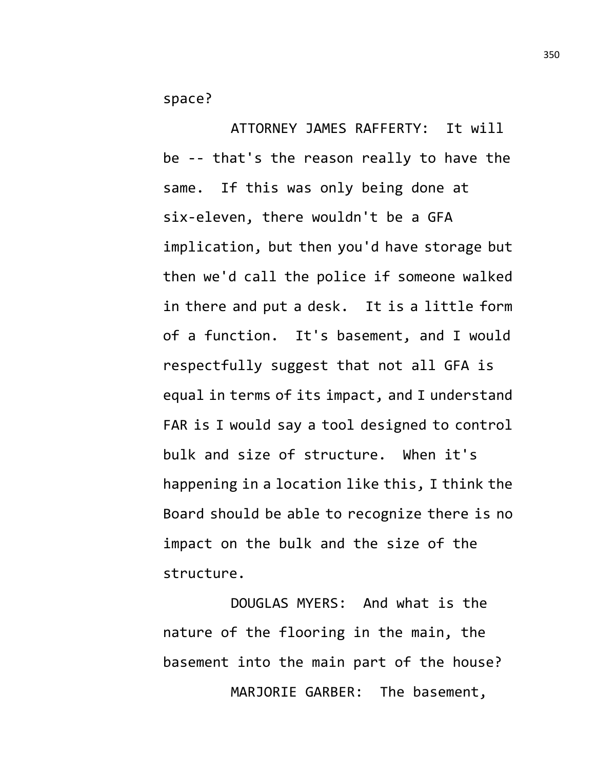space?

ATTORNEY JAMES RAFFERTY: It will be -- that's the reason really to have the same. If this was only being done at six-eleven, there wouldn't be a GFA implication, but then you'd have storage but then we'd call the police if someone walked in there and put a desk. It is a little form of a function. It's basement, and I would respectfully suggest that not all GFA is equal in terms of its impact, and I understand FAR is I would say a tool designed to control bulk and size of structure. When it's happening in a location like this, I think the Board should be able to recognize there is no impact on the bulk and the size of the structure.

DOUGLAS MYERS: And what is the nature of the flooring in the main, the basement into the main part of the house?

MARJORIE GARBER: The basement,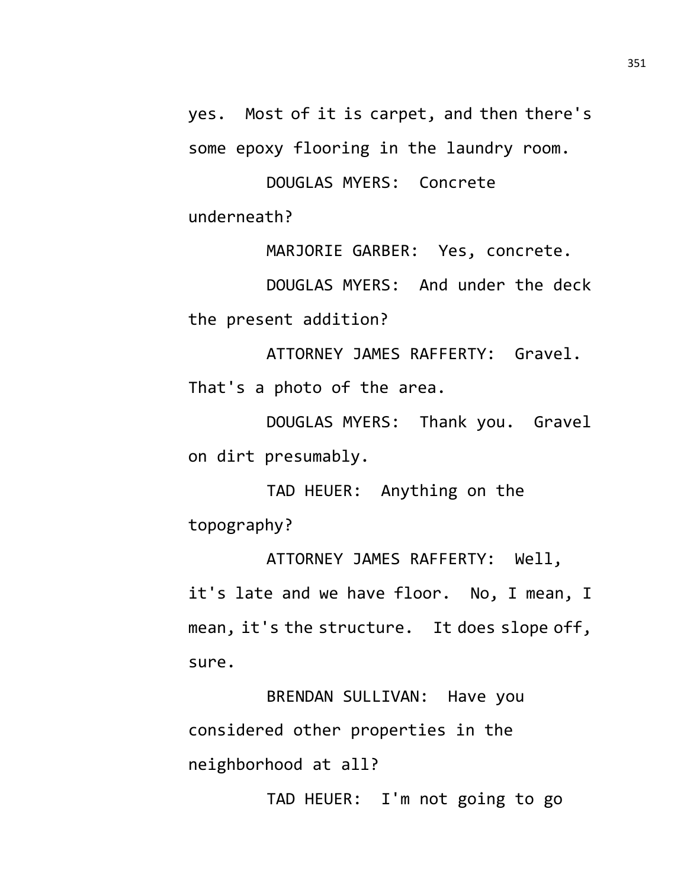yes. Most of it is carpet, and then there's some epoxy flooring in the laundry room.

DOUGLAS MYERS: Concrete underneath?

MARJORIE GARBER: Yes, concrete.

DOUGLAS MYERS: And under the deck the present addition?

ATTORNEY JAMES RAFFERTY: Gravel. That's a photo of the area.

DOUGLAS MYERS: Thank you. Gravel on dirt presumably.

TAD HEUER: Anything on the topography?

ATTORNEY JAMES RAFFERTY: Well, it's late and we have floor. No, I mean, I mean, it's the structure. It does slope off, sure.

BRENDAN SULLIVAN: Have you considered other properties in the neighborhood at all?

TAD HEUER: I'm not going to go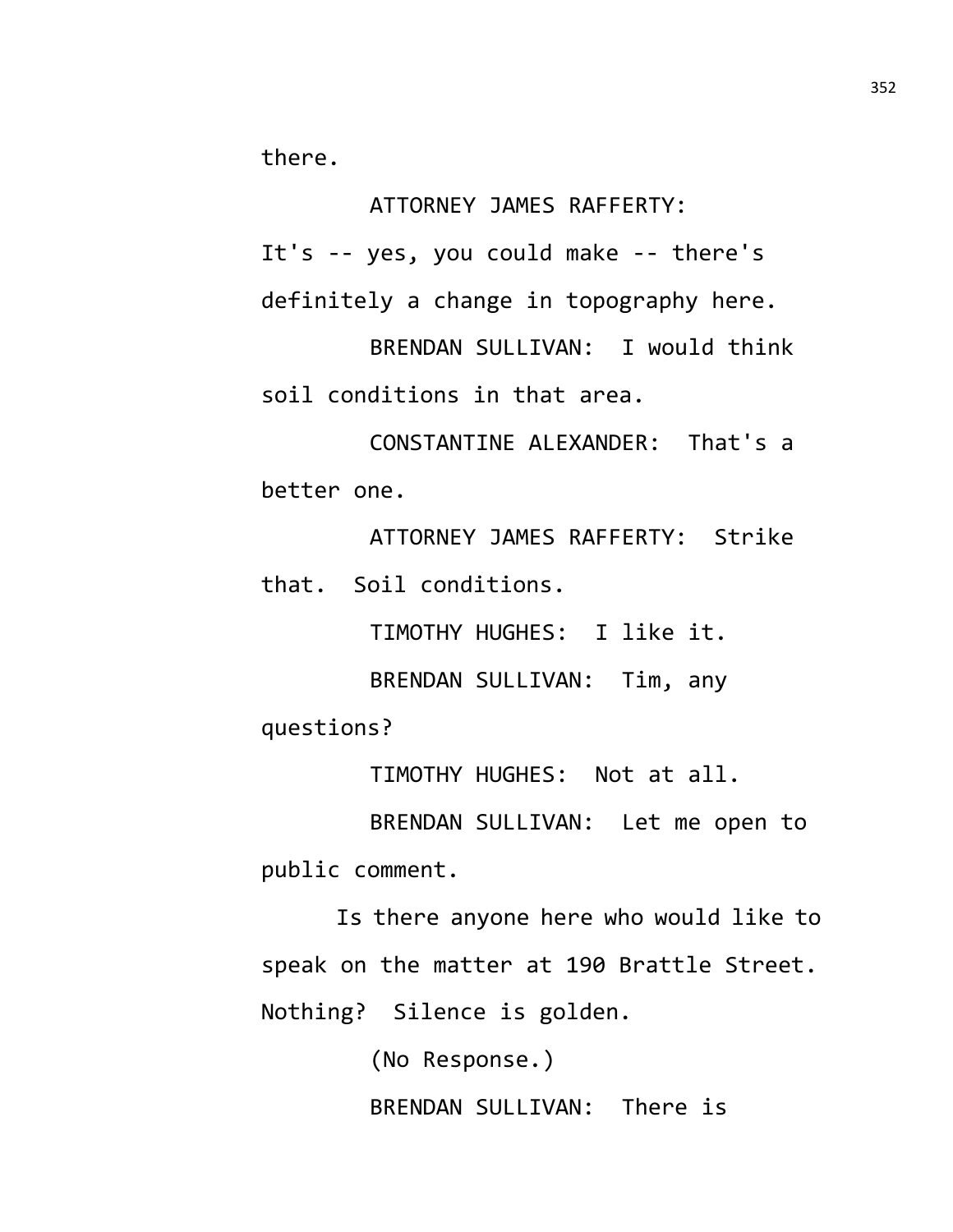there.

ATTORNEY JAMES RAFFERTY:
It's -- yes, you could make -- there's definitely a change in topography here.

BRENDAN SULLIVAN: I would think soil conditions in that area.

CONSTANTINE ALEXANDER: That's a better one.

ATTORNEY JAMES RAFFERTY: Strike that. Soil conditions.

TIMOTHY HUGHES: I like it.

BRENDAN SULLIVAN: Tim, any questions?

TIMOTHY HUGHES: Not at all.

BRENDAN SULLIVAN: Let me open to public comment.

Is there anyone here who would like to speak on the matter at 190 Brattle Street. Nothing? Silence is golden.

(No Response.)

BRENDAN SULLIVAN: There is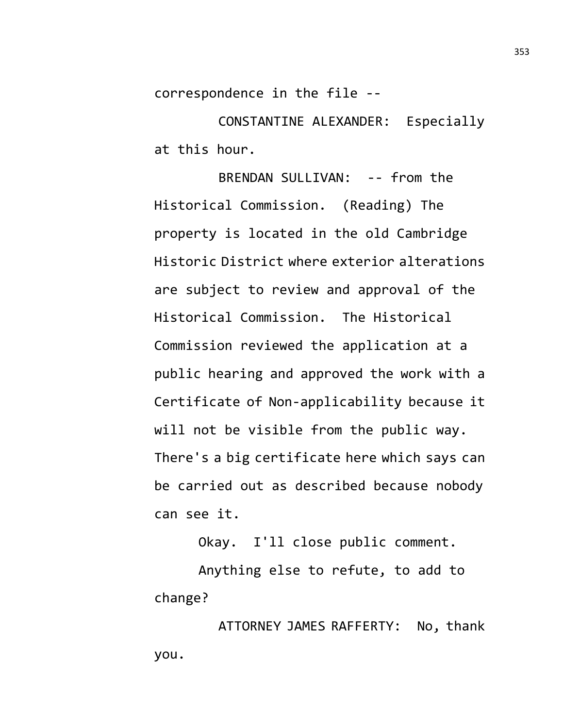correspondence in the file --

CONSTANTINE ALEXANDER: Especially at this hour.

BRENDAN SULLIVAN: -- from the Historical Commission. (Reading) The property is located in the old Cambridge Historic District where exterior alterations are subject to review and approval of the Historical Commission. The Historical Commission reviewed the application at a public hearing and approved the work with a Certificate of Non-applicability because it will not be visible from the public way. There's a big certificate here which says can be carried out as described because nobody can see it.

Okay. I'll close public comment.

Anything else to refute, to add to change?

ATTORNEY JAMES RAFFERTY: No, thank you.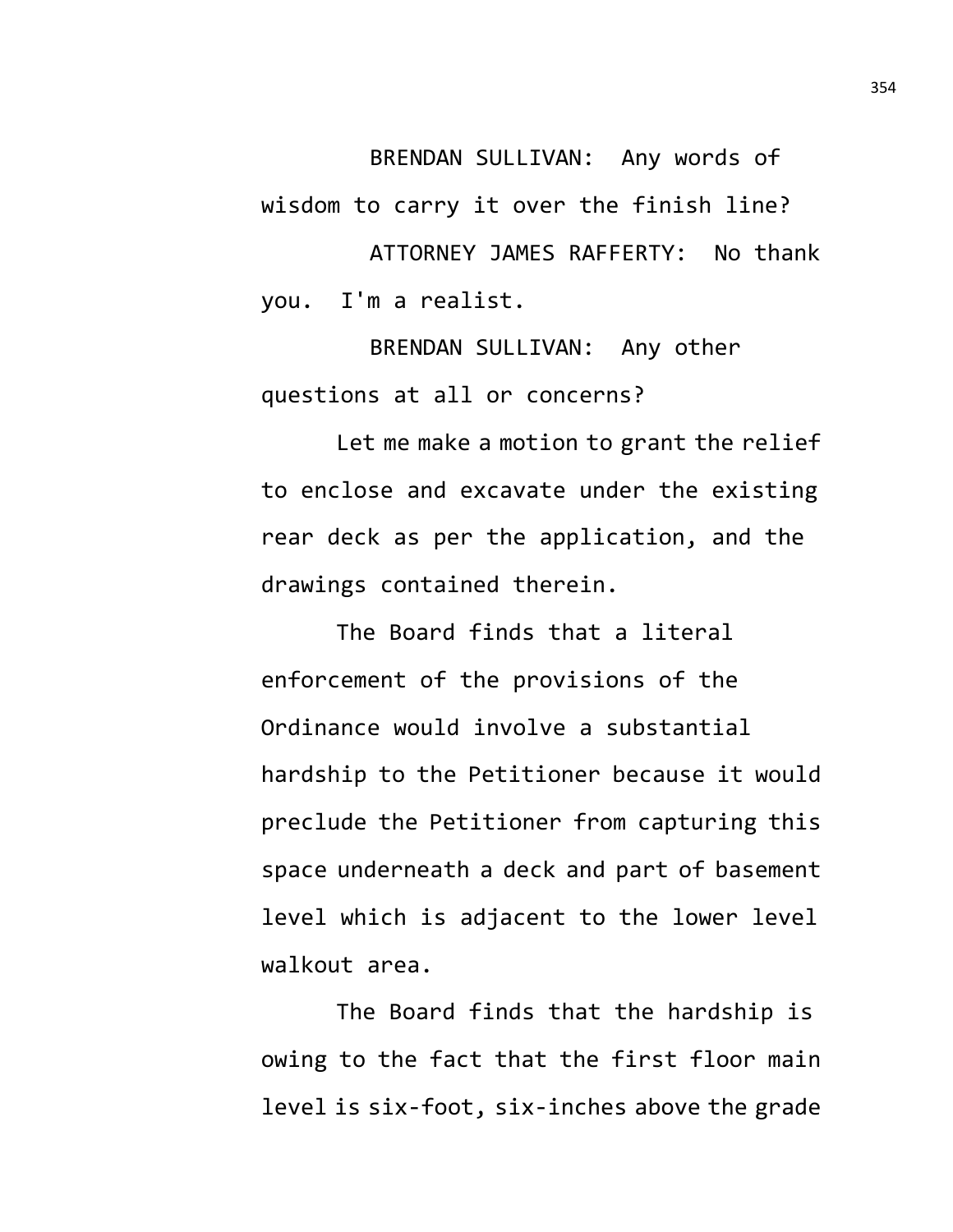BRENDAN SULLIVAN: Any words of wisdom to carry it over the finish line?

ATTORNEY JAMES RAFFERTY: No thank you. I'm a realist.

BRENDAN SULLIVAN: Any other questions at all or concerns?

Let me make a motion to grant the relief to enclose and excavate under the existing rear deck as per the application, and the drawings contained therein.

The Board finds that a literal enforcement of the provisions of the Ordinance would involve a substantial hardship to the Petitioner because it would preclude the Petitioner from capturing this space underneath a deck and part of basement level which is adjacent to the lower level walkout area.

The Board finds that the hardship is owing to the fact that the first floor main level is six-foot, six-inches above the grade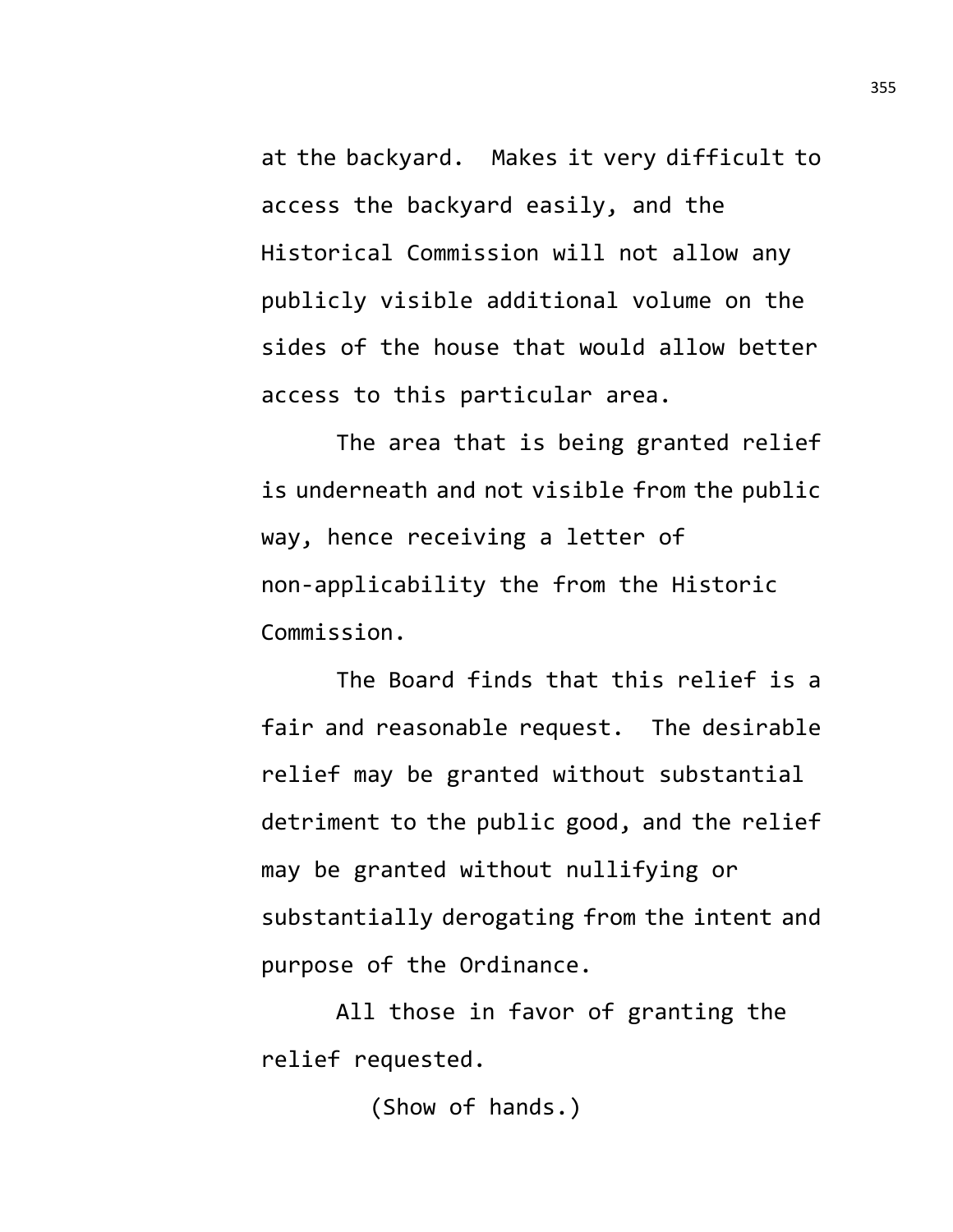at the backyard. Makes it very difficult to access the backyard easily, and the Historical Commission will not allow any publicly visible additional volume on the sides of the house that would allow better access to this particular area.

The area that is being granted relief is underneath and not visible from the public way, hence receiving a letter of non-applicability the from the Historic Commission.

The Board finds that this relief is a fair and reasonable request. The desirable relief may be granted without substantial detriment to the public good, and the relief may be granted without nullifying or substantially derogating from the intent and purpose of the Ordinance.

All those in favor of granting the relief requested.

(Show of hands.)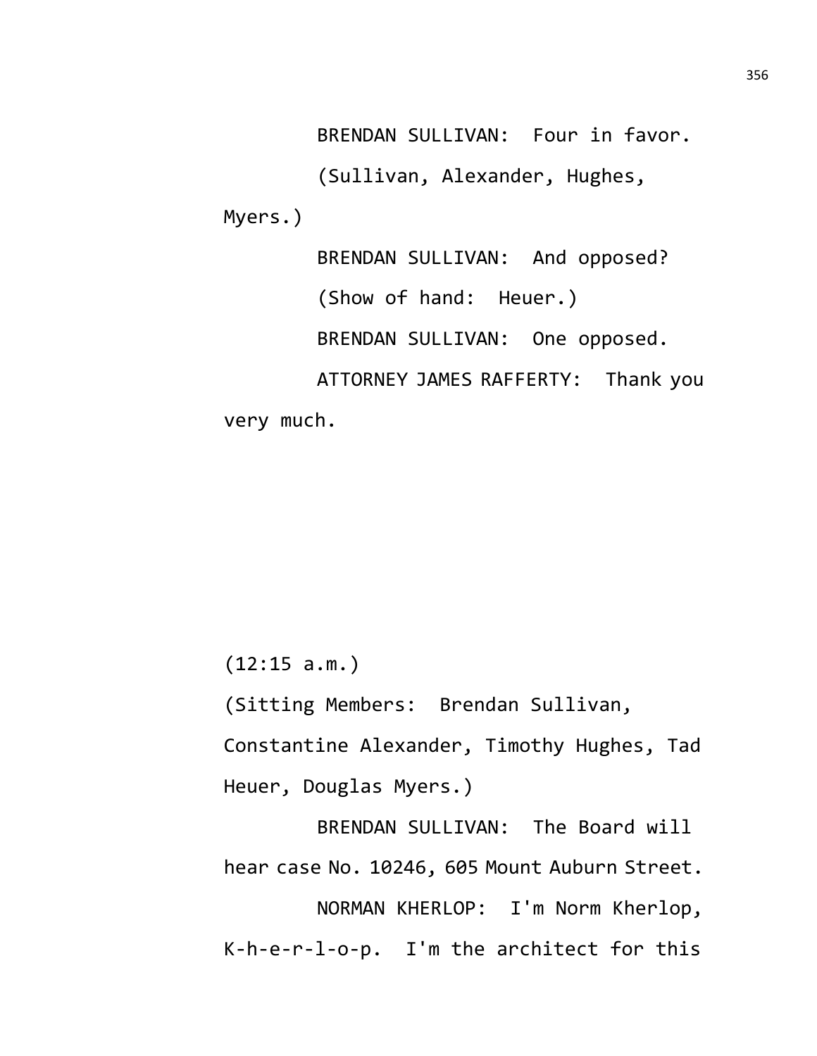BRENDAN SULLIVAN: Four in favor.

(Sullivan, Alexander, Hughes, Myers.)

BRENDAN SULLIVAN: And opposed?

(Show of hand: Heuer.)

BRENDAN SULLIVAN: One opposed.

ATTORNEY JAMES RAFFERTY: Thank you very much.

(12:15 a.m.)

(Sitting Members: Brendan Sullivan, Constantine Alexander, Timothy Hughes, Tad Heuer, Douglas Myers.)

BRENDAN SULLIVAN: The Board will hear case No. 10246, 605 Mount Auburn Street.

NORMAN KHERLOP: I'm Norm Kherlop, K-h-e-r-l-o-p. I'm the architect for this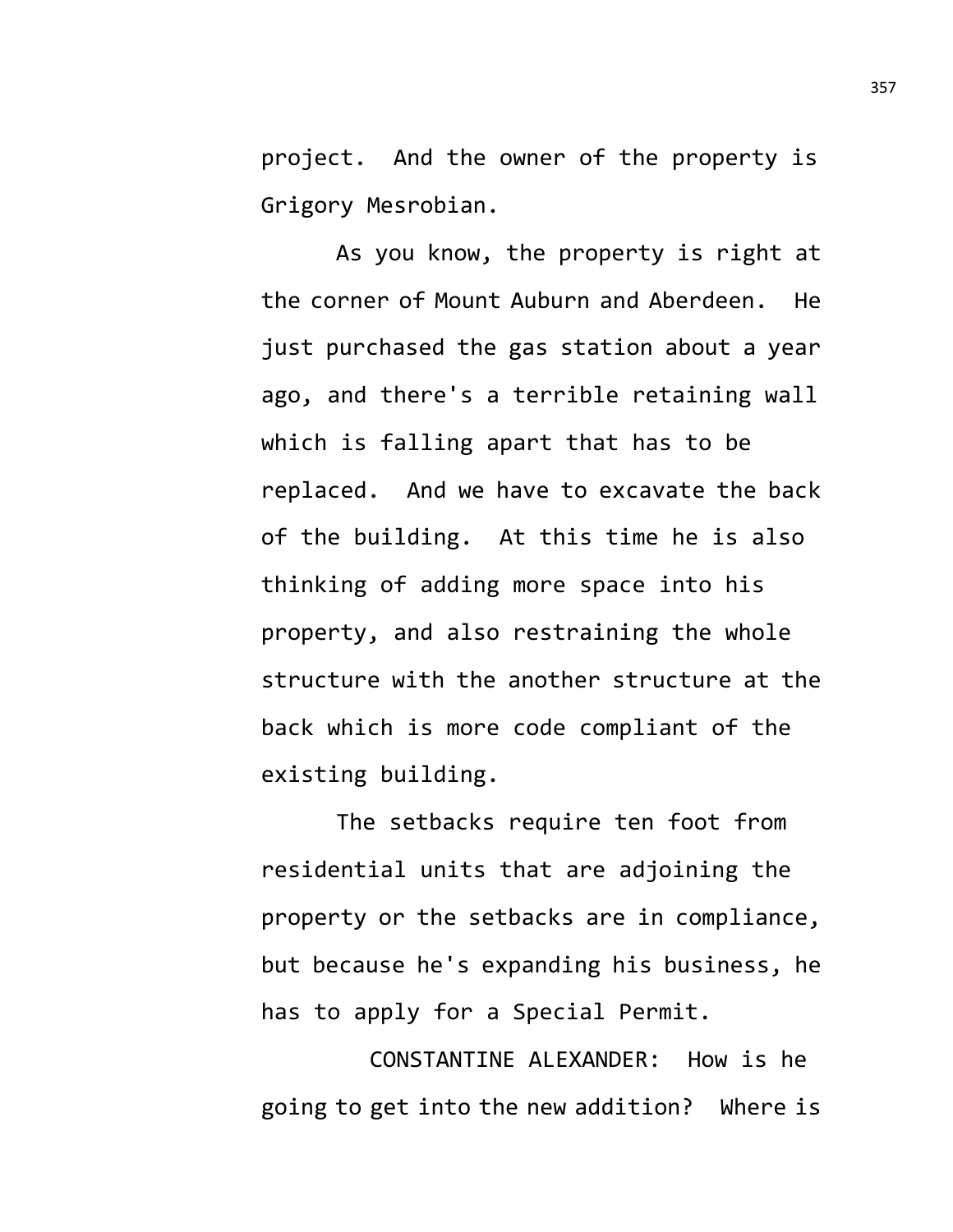project. And the owner of the property is Grigory Mesrobian.

As you know, the property is right at the corner of Mount Auburn and Aberdeen. He just purchased the gas station about a year ago, and there's a terrible retaining wall which is falling apart that has to be replaced. And we have to excavate the back of the building. At this time he is also thinking of adding more space into his property, and also restraining the whole structure with the another structure at the back which is more code compliant of the existing building.

The setbacks require ten foot from residential units that are adjoining the property or the setbacks are in compliance, but because he's expanding his business, he has to apply for a Special Permit.

CONSTANTINE ALEXANDER: How is he going to get into the new addition? Where is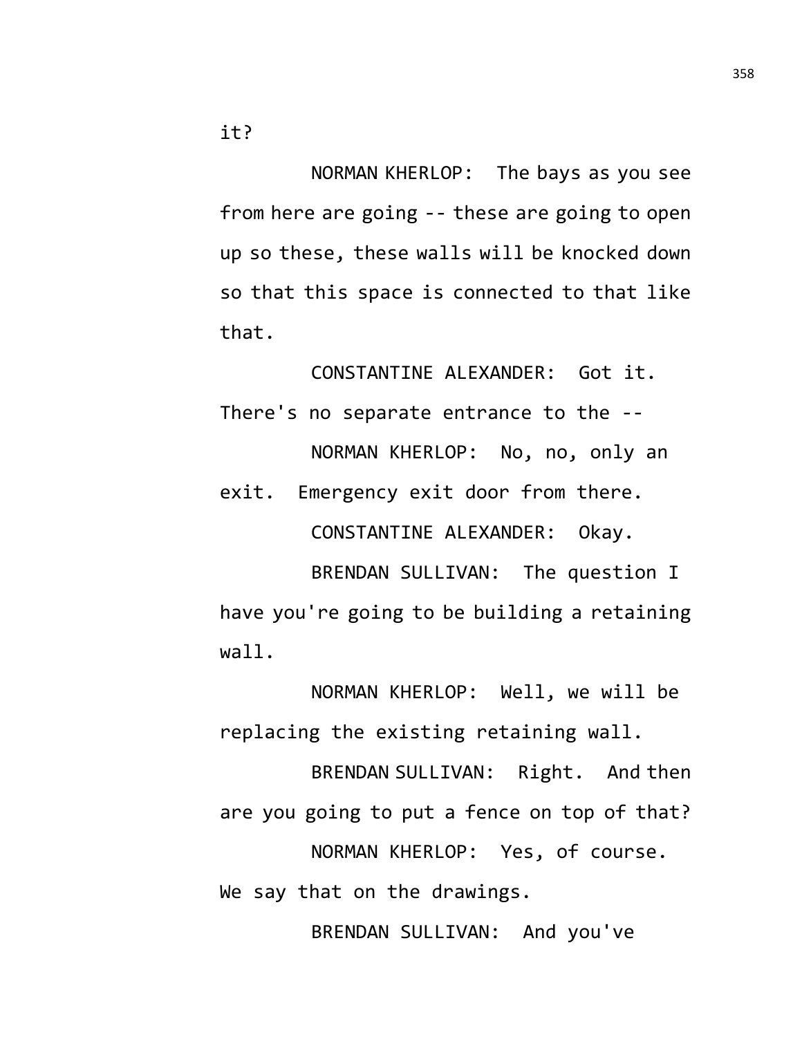it?

NORMAN KHERLOP: The bays as you see from here are going -- these are going to open up so these, these walls will be knocked down so that this space is connected to that like that.

CONSTANTINE ALEXANDER: Got it. There's no separate entrance to the --

NORMAN KHERLOP: No, no, only an exit. Emergency exit door from there.

CONSTANTINE ALEXANDER: Okay.

BRENDAN SULLIVAN: The question I have you're going to be building a retaining wall.

NORMAN KHERLOP: Well, we will be replacing the existing retaining wall.

BRENDAN SULLIVAN: Right. And then are you going to put a fence on top of that?

NORMAN KHERLOP: Yes, of course. We say that on the drawings.

BRENDAN SULLIVAN: And you've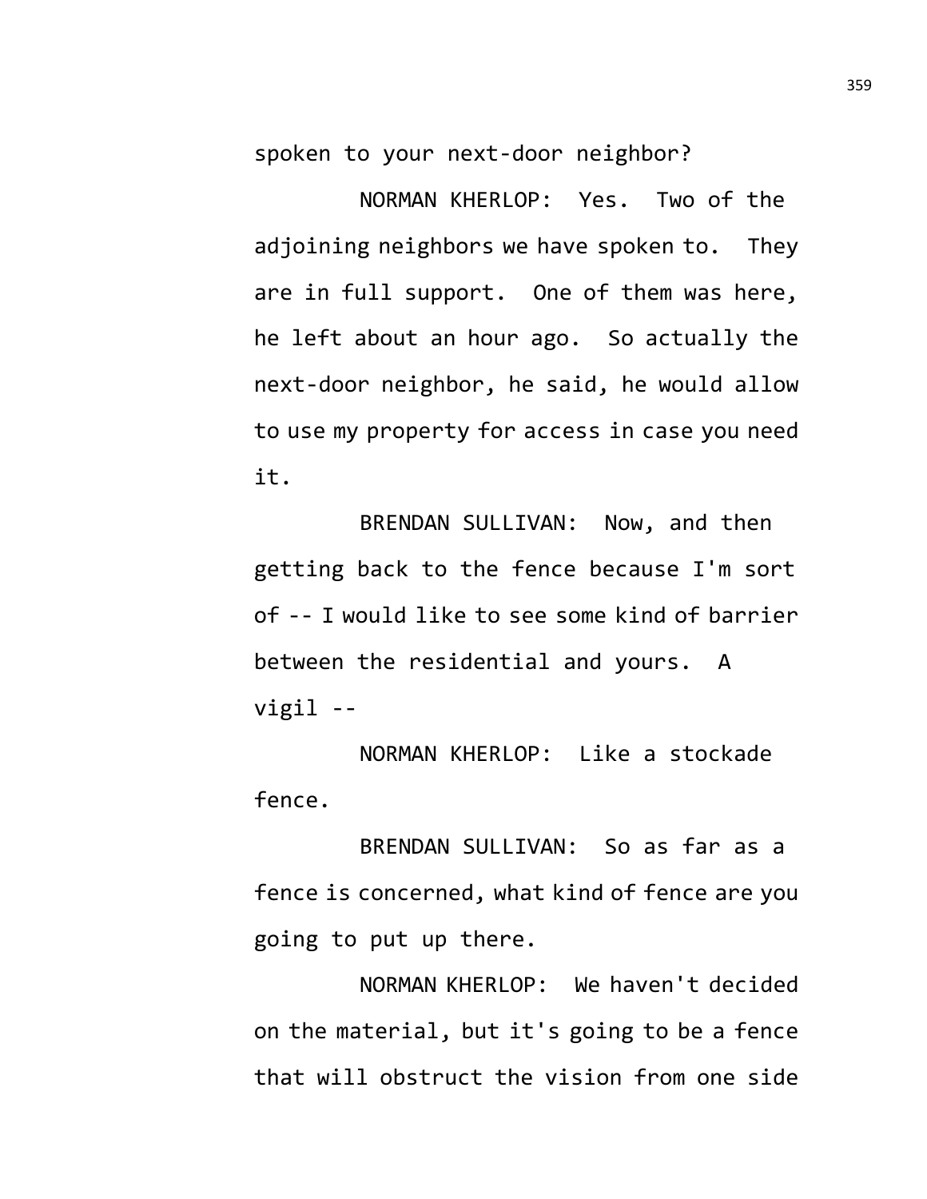spoken to your next-door neighbor?

NORMAN KHERLOP: Yes. Two of the adjoining neighbors we have spoken to. They are in full support. One of them was here, he left about an hour ago. So actually the next-door neighbor, he said, he would allow to use my property for access in case you need it.

BRENDAN SULLIVAN: Now, and then getting back to the fence because I'm sort of -- I would like to see some kind of barrier between the residential and yours. A vigil --

NORMAN KHERLOP: Like a stockade fence.

BRENDAN SULLIVAN: So as far as a fence is concerned, what kind of fence are you going to put up there.

NORMAN KHERLOP: We haven't decided on the material, but it's going to be a fence that will obstruct the vision from one side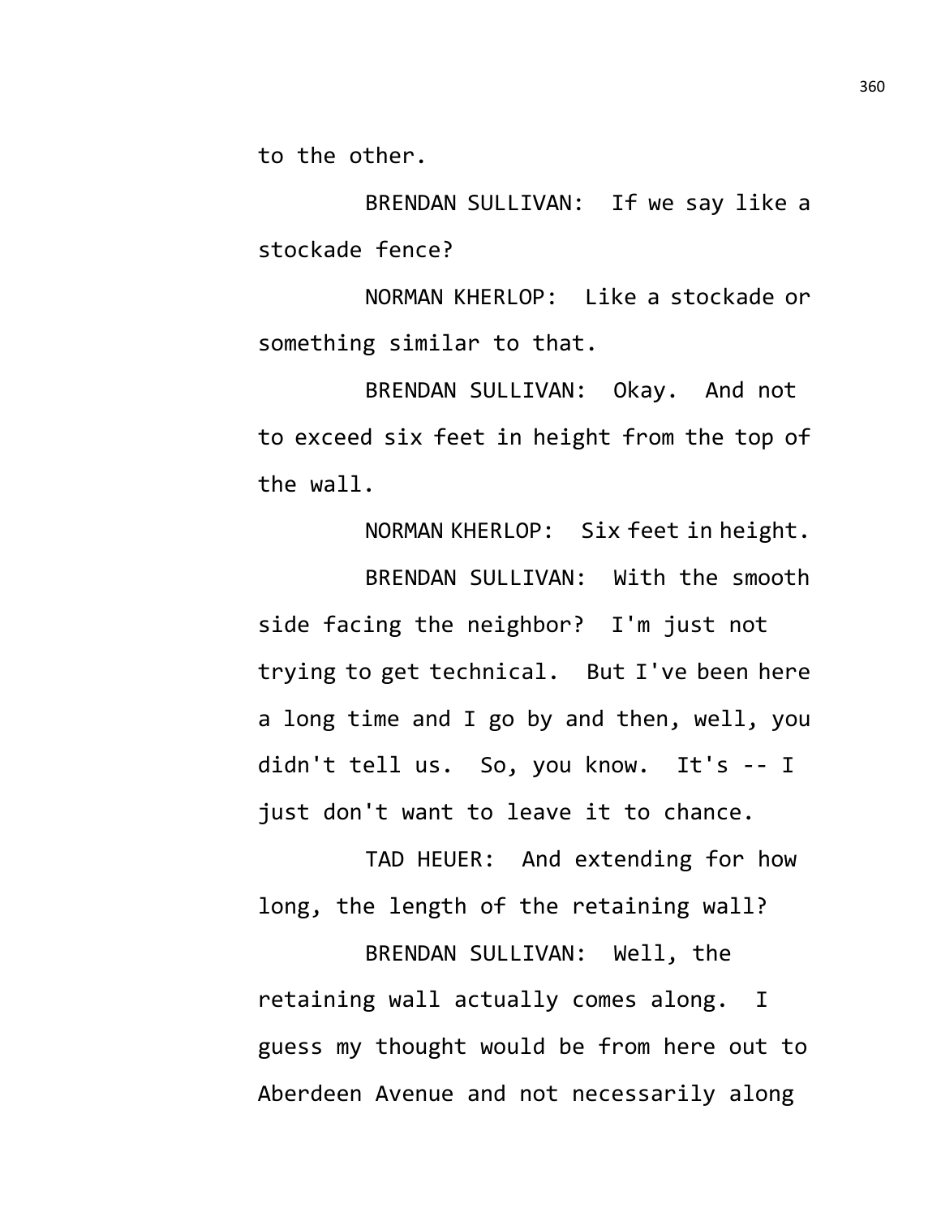to the other.

BRENDAN SULLIVAN: If we say like a stockade fence?

NORMAN KHERLOP: Like a stockade or something similar to that.

BRENDAN SULLIVAN: Okay. And not to exceed six feet in height from the top of the wall.

NORMAN KHERLOP: Six feet in height.

BRENDAN SULLIVAN: With the smooth side facing the neighbor? I'm just not trying to get technical. But I've been here a long time and I go by and then, well, you didn't tell us. So, you know. It's -- I just don't want to leave it to chance.

TAD HEUER: And extending for how long, the length of the retaining wall?

BRENDAN SULLIVAN: Well, the retaining wall actually comes along. I guess my thought would be from here out to Aberdeen Avenue and not necessarily along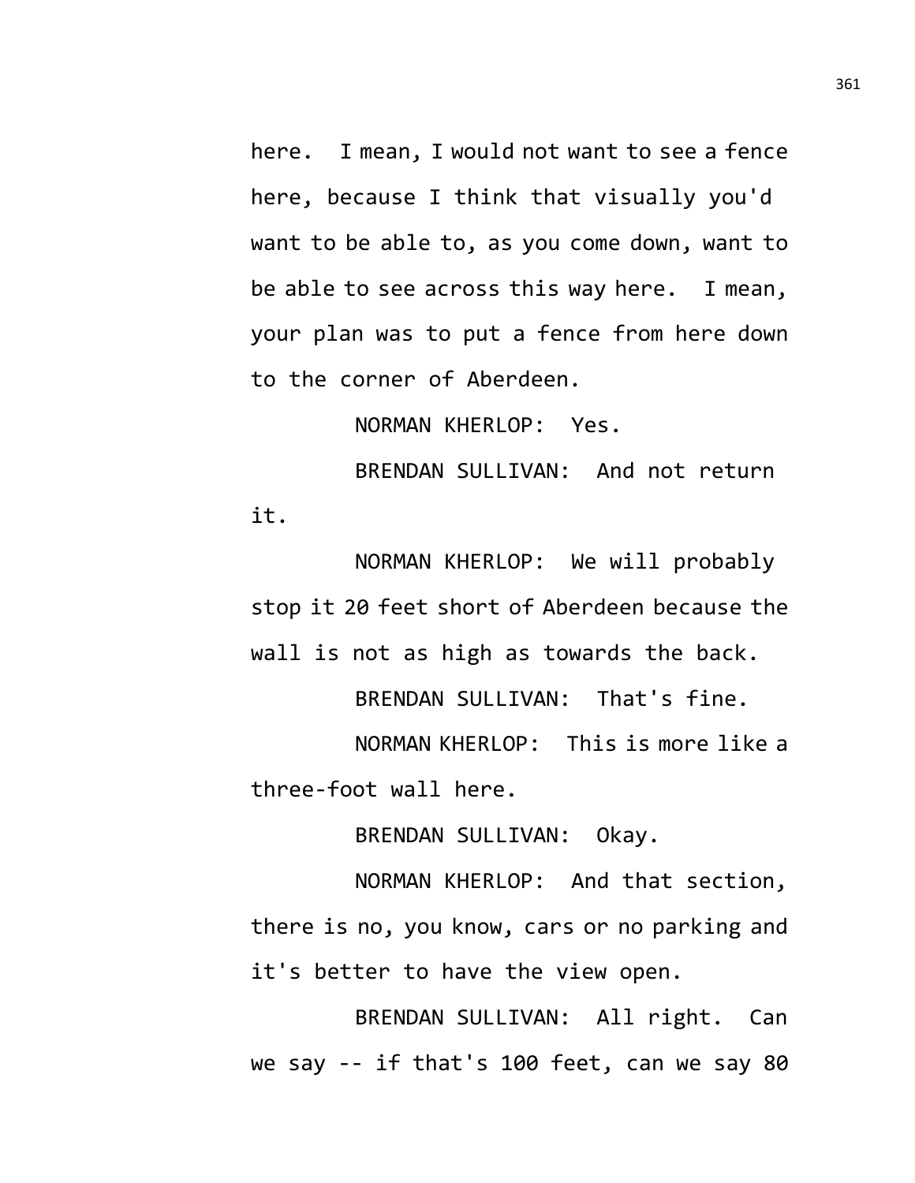here. I mean, I would not want to see a fence here, because I think that visually you'd want to be able to, as you come down, want to be able to see across this way here. I mean, your plan was to put a fence from here down to the corner of Aberdeen.

NORMAN KHERLOP: Yes.

BRENDAN SULLIVAN: And not return it.

NORMAN KHERLOP: We will probably stop it 20 feet short of Aberdeen because the wall is not as high as towards the back.

BRENDAN SULLIVAN: That's fine.

NORMAN KHERLOP: This is more like a three-foot wall here.

BRENDAN SULLIVAN: Okay.

NORMAN KHERLOP: And that section, there is no, you know, cars or no parking and it's better to have the view open.

BRENDAN SULLIVAN: All right. Can we say -- if that's 100 feet, can we say 80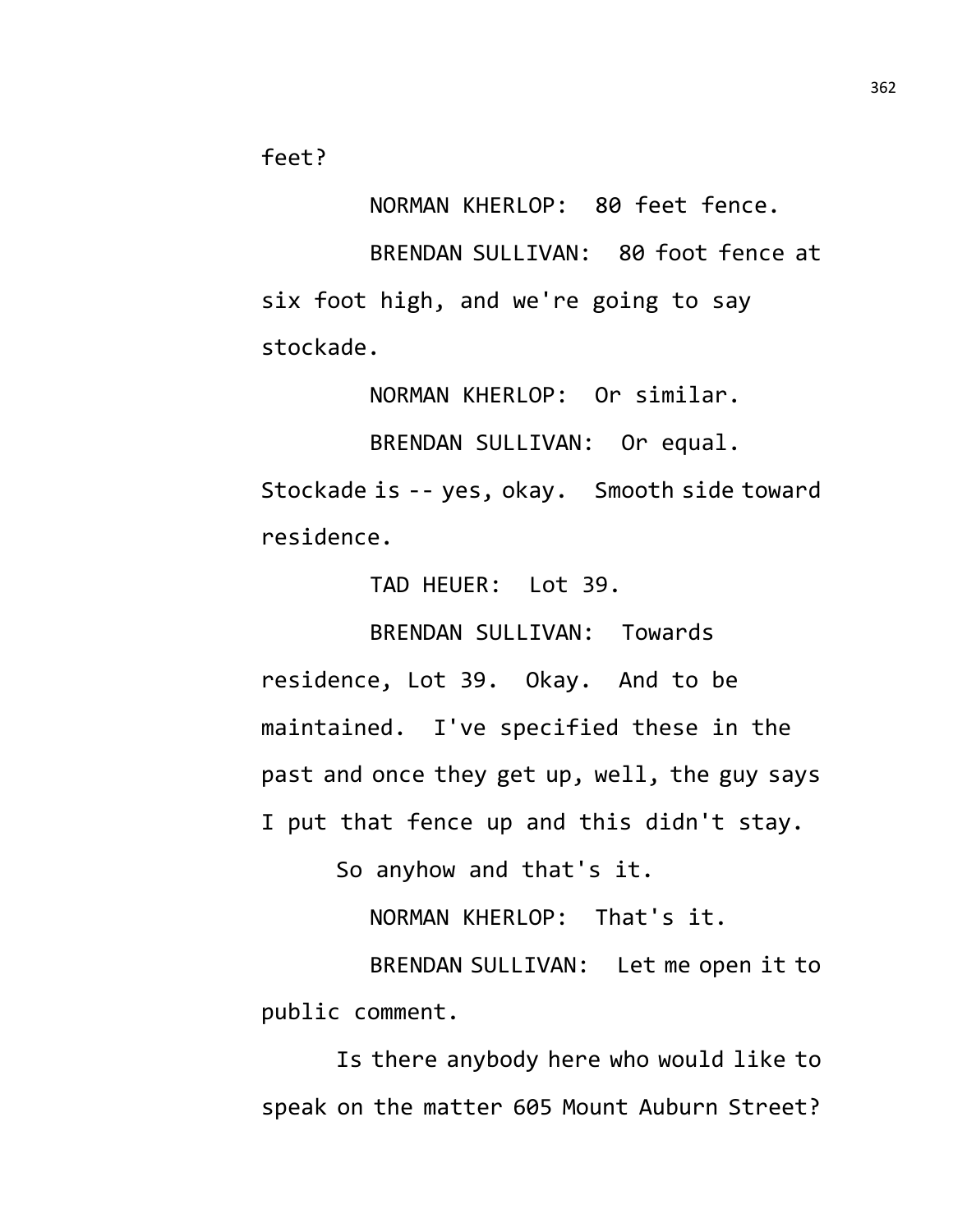feet?

NORMAN KHERLOP: 80 feet fence.

BRENDAN SULLIVAN: 80 foot fence at six foot high, and we're going to say stockade.

NORMAN KHERLOP: Or similar.

BRENDAN SULLIVAN: Or equal. Stockade is -- yes, okay. Smooth side toward residence.

TAD HEUER: Lot 39.

BRENDAN SULLIVAN: Towards residence, Lot 39. Okay. And to be maintained. I've specified these in the past and once they get up, well, the guy says I put that fence up and this didn't stay.

So anyhow and that's it.

NORMAN KHERLOP: That's it.

BRENDAN SULLIVAN: Let me open it to public comment.

Is there anybody here who would like to speak on the matter 605 Mount Auburn Street?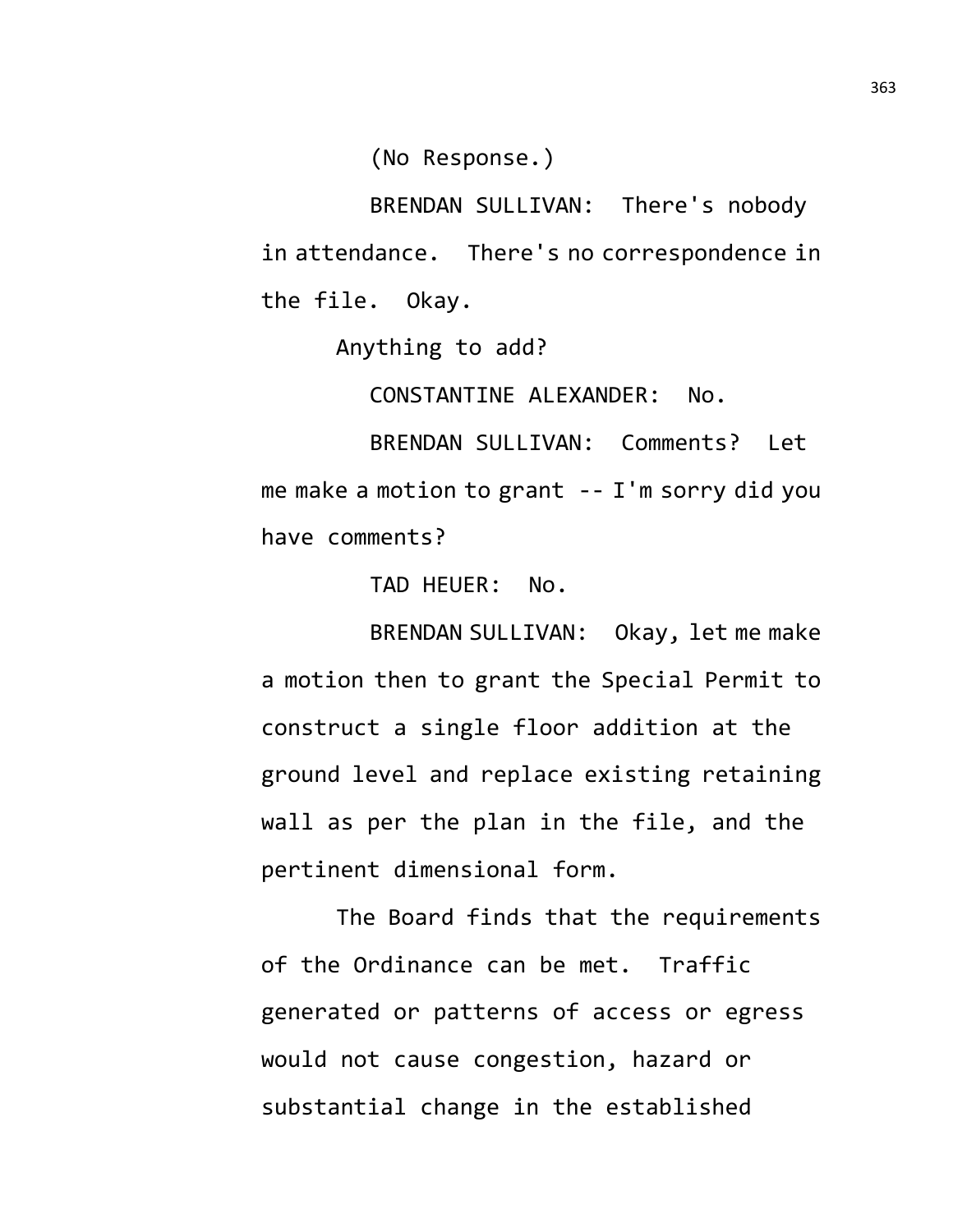(No Response.)

BRENDAN SULLIVAN: There's nobody in attendance. There's no correspondence in the file. Okay.

Anything to add?

CONSTANTINE ALEXANDER: No.

BRENDAN SULLIVAN: Comments? Let me make a motion to grant -- I'm sorry did you have comments?

TAD HEUER: No.

BRENDAN SULLIVAN: Okay, let me make a motion then to grant the Special Permit to construct a single floor addition at the ground level and replace existing retaining wall as per the plan in the file, and the pertinent dimensional form.

The Board finds that the requirements of the Ordinance can be met. Traffic generated or patterns of access or egress would not cause congestion, hazard or substantial change in the established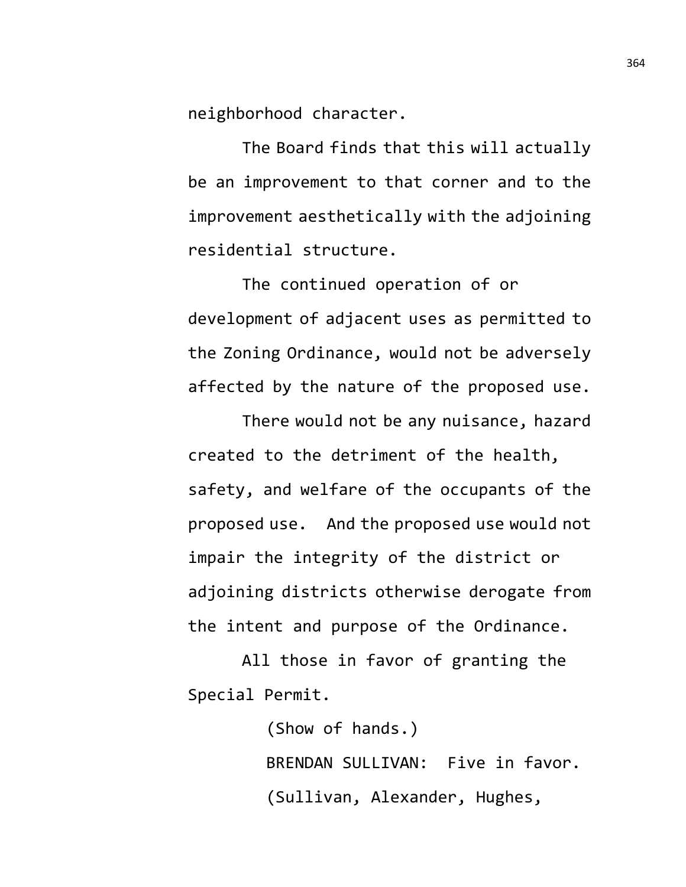neighborhood character.

The Board finds that this will actually be an improvement to that corner and to the improvement aesthetically with the adjoining residential structure.

The continued operation of or development of adjacent uses as permitted to the Zoning Ordinance, would not be adversely affected by the nature of the proposed use.

There would not be any nuisance, hazard created to the detriment of the health, safety, and welfare of the occupants of the proposed use.  And the proposed use would not impair the integrity of the district or adjoining districts otherwise derogate from the intent and purpose of the Ordinance.

All those in favor of granting the Special Permit.

(Show of hands.)

BRENDAN SULLIVAN:  Five in favor.

(Sullivan, Alexander, Hughes,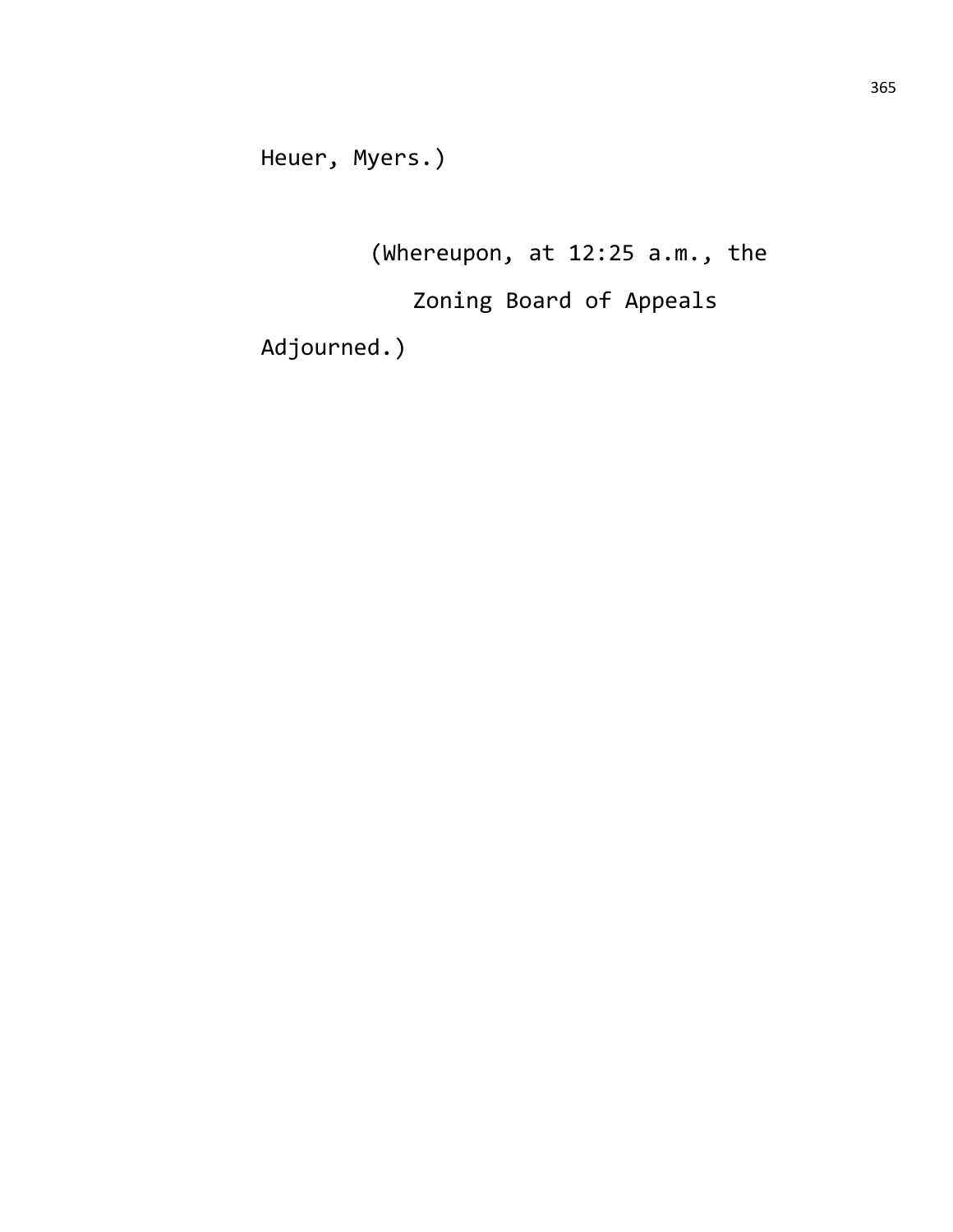Heuer, Myers.)

(Whereupon, at 12:25 a.m., the Zoning Board of Appeals Adjourned.)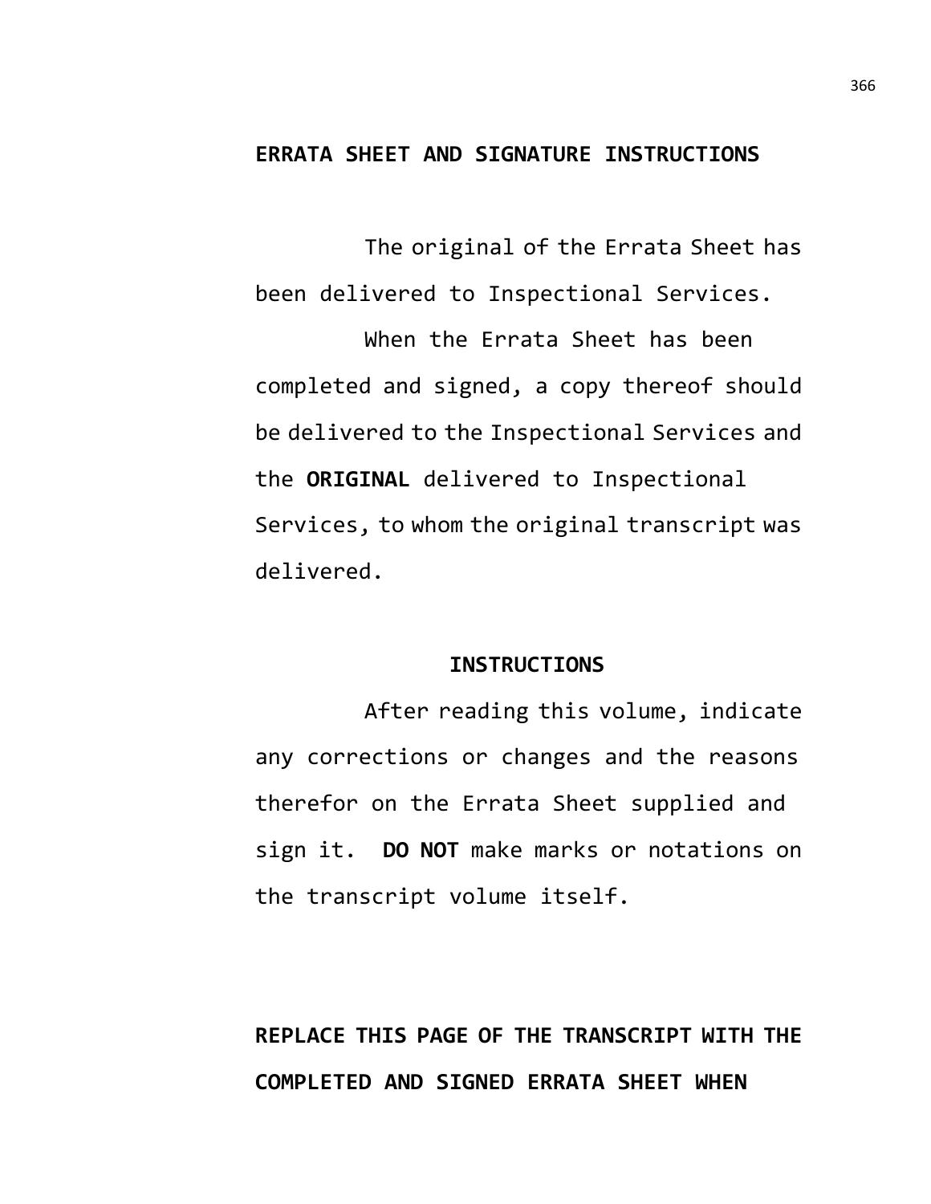**ERRATA SHEET AND SIGNATURE INSTRUCTIONS**

The original of the Errata Sheet has been delivered to Inspectional Services.

When the Errata Sheet has been completed and signed, a copy thereof should be delivered to the Inspectional Services and the **ORIGINAL** delivered to Inspectional Services, to whom the original transcript was delivered.

**INSTRUCTIONS**

After reading this volume, indicate any corrections or changes and the reasons therefor on the Errata Sheet supplied and sign it. **DO NOT** make marks or notations on the transcript volume itself.

**REPLACE THIS PAGE OF THE TRANSCRIPT WITH THE COMPLETED AND SIGNED ERRATA SHEET WHEN**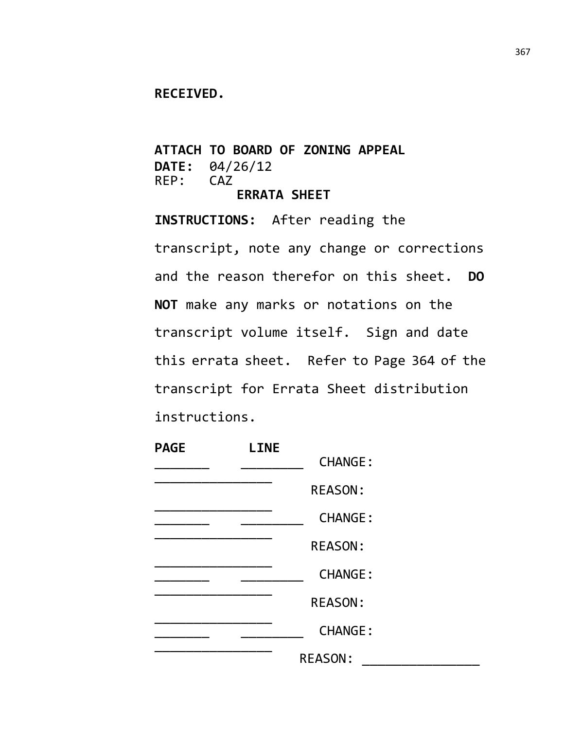**RECEIVED.**

**ATTACH TO BOARD OF ZONING APPEAL**
**DATE:** 04/26/12
REP: CAZ

**ERRATA SHEET**

**INSTRUCTIONS:** After reading the transcript, note any change or corrections and the reason therefor on this sheet. **DO NOT** make any marks or notations on the transcript volume itself. Sign and date this errata sheet. Refer to Page 364 of the transcript for Errata Sheet distribution instructions.

**PAGE** **LINE**

_______ ________ CHANGE: ________________

REASON: ________________

_______ ________ CHANGE: ________________

REASON: ________________

_______ ________ CHANGE: ________________

REASON: ________________

_______ ________ CHANGE: ________________

REASON: ________________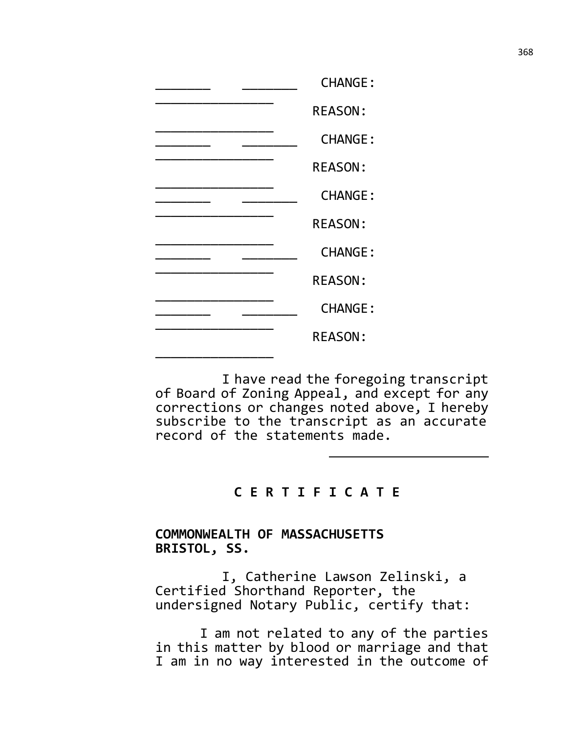_______ _______ CHANGE:
_______________
REASON:
_______________
_______ _______ CHANGE:
_______________
REASON:
_______________
_______ _______ CHANGE:
_______________
REASON:
_______________
_______ _______ CHANGE:
_______________
REASON:
_______________
_______ _______ CHANGE:
_______________
REASON:
_______________

I have read the foregoing transcript of Board of Zoning Appeal, and except for any corrections or changes noted above, I hereby subscribe to the transcript as an accurate record of the statements made.

_____________________

## C E R T I F I C A T E

**COMMONWEALTH OF MASSACHUSETTS**
**BRISTOL, SS.**

I, Catherine Lawson Zelinski, a Certified Shorthand Reporter, the undersigned Notary Public, certify that:

I am not related to any of the parties in this matter by blood or marriage and that I am in no way interested in the outcome of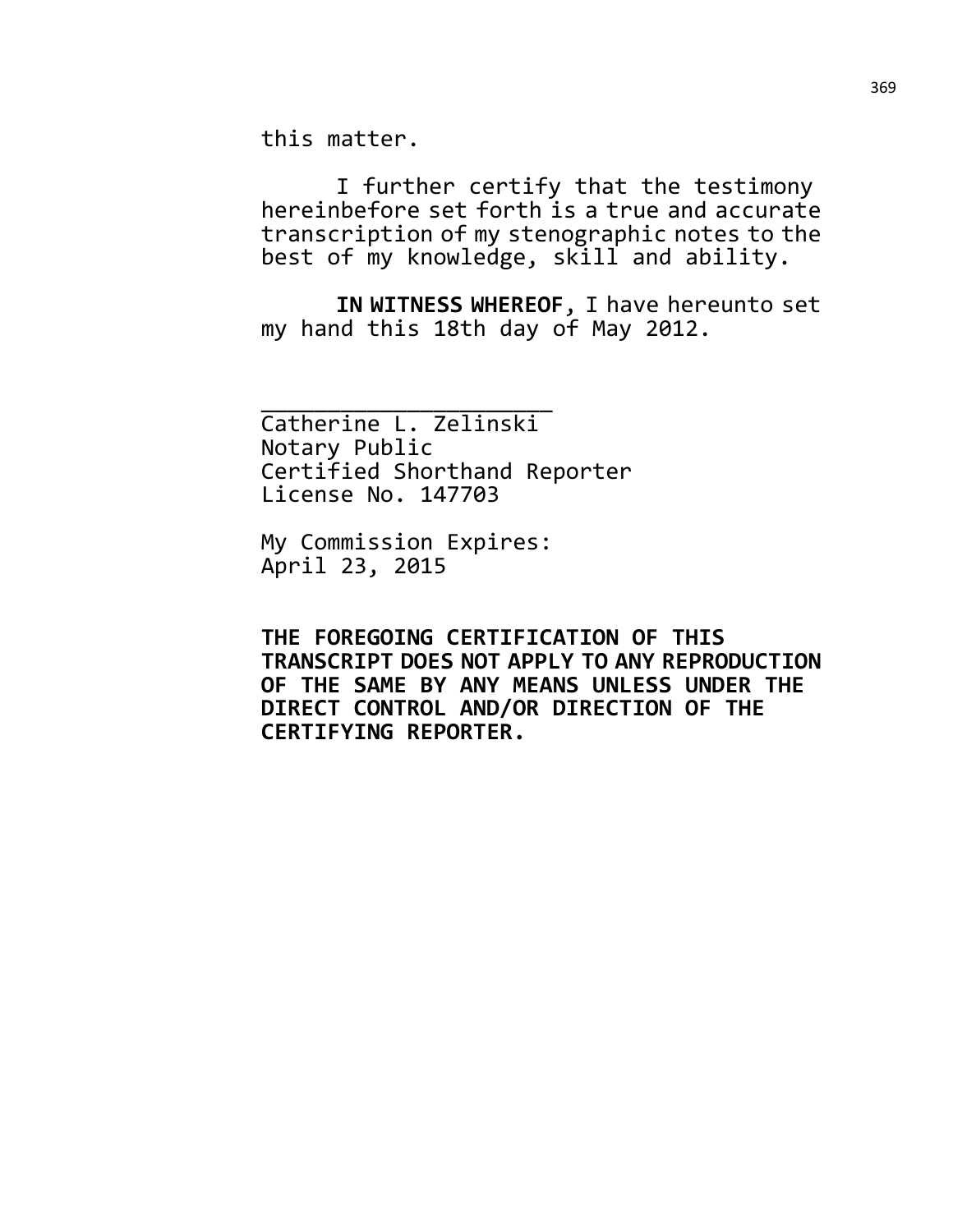this matter.

I further certify that the testimony hereinbefore set forth is a true and accurate transcription of my stenographic notes to the best of my knowledge, skill and ability.

**IN WITNESS WHEREOF**, I have hereunto set my hand this 18th day of May 2012.

______________________
Catherine L. Zelinski
Notary Public
Certified Shorthand Reporter
License No. 147703

My Commission Expires:
April 23, 2015

**THE FOREGOING CERTIFICATION OF THIS TRANSCRIPT DOES NOT APPLY TO ANY REPRODUCTION OF THE SAME BY ANY MEANS UNLESS UNDER THE DIRECT CONTROL AND/OR DIRECTION OF THE CERTIFYING REPORTER.**